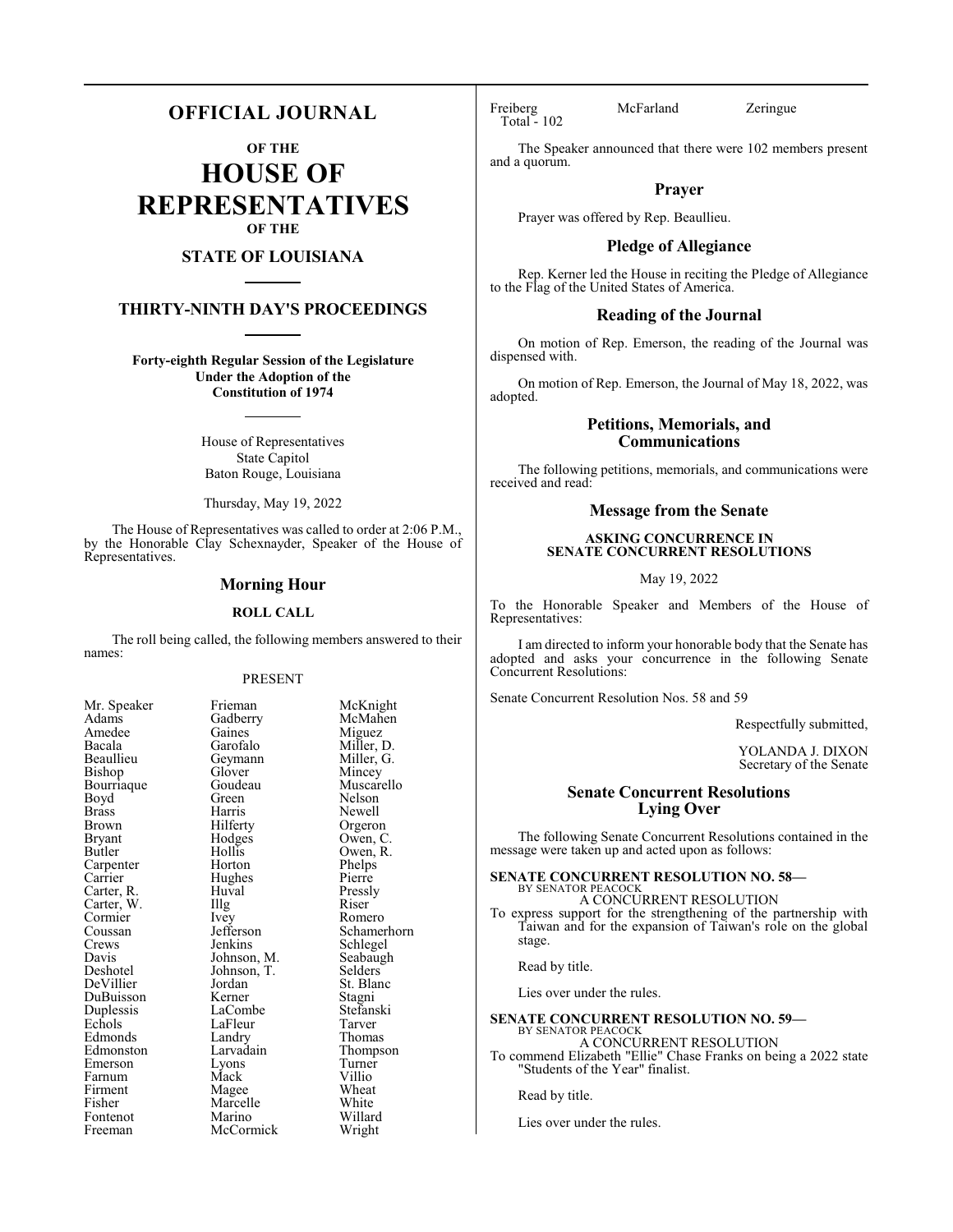# OFFICIAL JOURNAL

## OF THE

# HOUSE OF REPRESENTATIVES

## OF THE

## STATE OF LOUISIANA

## THIRTY-NINTH DAY'S PROCEEDINGS

**Forty-eighth Regular Session of the Legislature Under the Adoption of the Constitution of 1974**

House of Representatives
State Capitol
Baton Rouge, Louisiana

Thursday, May 19, 2022

The House of Representatives was called to order at 2:06 P.M., by the Honorable Clay Schexnayder, Speaker of the House of Representatives.

## Morning Hour

### ROLL CALL

The roll being called, the following members answered to their names:

PRESENT

| | | |
|---|---|---|
| Mr. Speaker | Frieman | McKnight |
| Adams | Gadberry | McMahen |
| Amedee | Gaines | Miguez |
| Bacala | Garofalo | Miller, D. |
| Beaullieu | Geymann | Miller, G. |
| Bishop | Glover | Mincey |
| Bourriaque | Goudeau | Muscarello |
| Boyd | Green | Nelson |
| Brass | Harris | Newell |
| Brown | Hilferty | Orgeron |
| Bryant | Hodges | Owen, C. |
| Butler | Hollis | Owen, R. |
| Carpenter | Horton | Phelps |
| Carrier | Hughes | Pierre |
| Carter, R. | Huval | Pressly |
| Carter, W. | Illg | Riser |
| Cormier | Ivey | Romero |
| Coussan | Jefferson | Schamerhorn |
| Crews | Jenkins | Schlegel |
| Davis | Johnson, M. | Seabaugh |
| Deshotel | Johnson, T. | Selders |
| DeVillier | Jordan | St. Blanc |
| DuBuisson | Kerner | Stagni |
| Duplessis | LaCombe | Stefanski |
| Echols | LaFleur | Tarver |
| Edmonds | Landry | Thomas |
| Edmonston | Larvadain | Thompson |
| Emerson | Lyons | Turner |
| Farnum | Mack | Villio |
| Firment | Magee | Wheat |
| Fisher | Marcelle | White |
| Fontenot | Marino | Willard |
| Freeman | McCormick | Wright |
| Freiberg | McFarland | Zeringue |

Total - 102

The Speaker announced that there were 102 members present and a quorum.

## Prayer

Prayer was offered by Rep. Beaullieu.

## Pledge of Allegiance

Rep. Kerner led the House in reciting the Pledge of Allegiance to the Flag of the United States of America.

## Reading of the Journal

On motion of Rep. Emerson, the reading of the Journal was dispensed with.

On motion of Rep. Emerson, the Journal of May 18, 2022, was adopted.

## Petitions, Memorials, and Communications

The following petitions, memorials, and communications were received and read:

## Message from the Senate

**ASKING CONCURRENCE IN SENATE CONCURRENT RESOLUTIONS**

May 19, 2022

To the Honorable Speaker and Members of the House of Representatives:

I am directed to inform your honorable body that the Senate has adopted and asks your concurrence in the following Senate Concurrent Resolutions:

Senate Concurrent Resolution Nos. 58 and 59

Respectfully submitted,

YOLANDA J. DIXON
Secretary of the Senate

## Senate Concurrent Resolutions Lying Over

The following Senate Concurrent Resolutions contained in the message were taken up and acted upon as follows:

**SENATE CONCURRENT RESOLUTION NO. 58—**
BY SENATOR PEACOCK
A CONCURRENT RESOLUTION
To express support for the strengthening of the partnership with Taiwan and for the expansion of Taiwan's role on the global stage.

Read by title.

Lies over under the rules.

**SENATE CONCURRENT RESOLUTION NO. 59—**
BY SENATOR PEACOCK
A CONCURRENT RESOLUTION
To commend Elizabeth "Ellie" Chase Franks on being a 2022 state "Students of the Year" finalist.

Read by title.

Lies over under the rules.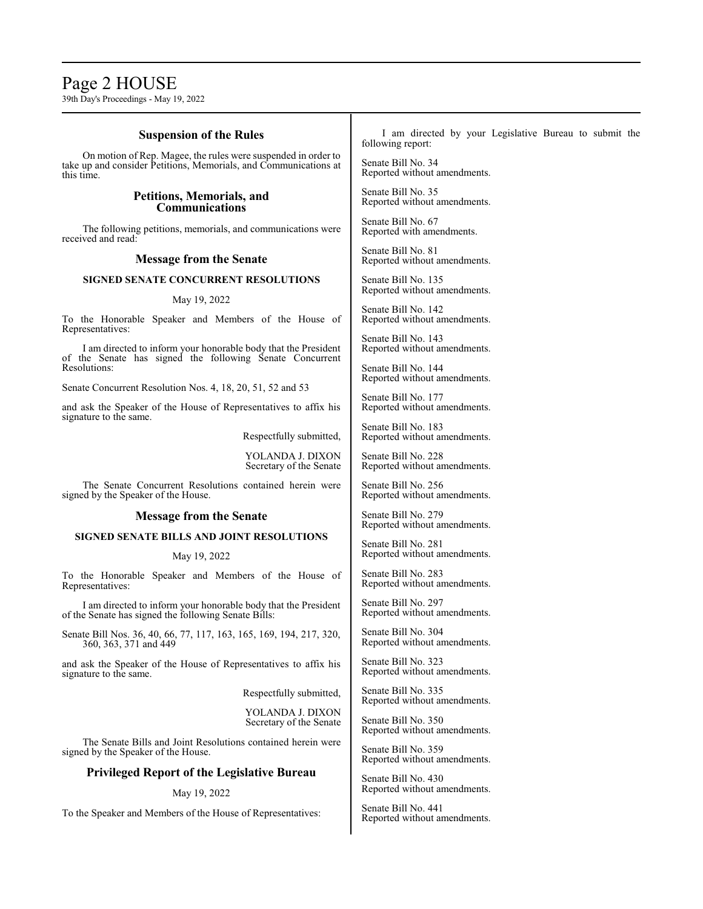## Suspension of the Rules

On motion of Rep. Magee, the rules were suspended in order to take up and consider Petitions, Memorials, and Communications at this time.

## Petitions, Memorials, and Communications

The following petitions, memorials, and communications were received and read:

### Message from the Senate

**SIGNED SENATE CONCURRENT RESOLUTIONS**

May 19, 2022

To the Honorable Speaker and Members of the House of Representatives:

I am directed to inform your honorable body that the President of the Senate has signed the following Senate Concurrent Resolutions:

Senate Concurrent Resolution Nos. 4, 18, 20, 51, 52 and 53

and ask the Speaker of the House of Representatives to affix his signature to the same.

Respectfully submitted,

YOLANDA J. DIXON
Secretary of the Senate

The Senate Concurrent Resolutions contained herein were signed by the Speaker of the House.

### Message from the Senate

**SIGNED SENATE BILLS AND JOINT RESOLUTIONS**

May 19, 2022

To the Honorable Speaker and Members of the House of Representatives:

I am directed to inform your honorable body that the President of the Senate has signed the following Senate Bills:

Senate Bill Nos. 36, 40, 66, 77, 117, 163, 165, 169, 194, 217, 320, 360, 363, 371 and 449

and ask the Speaker of the House of Representatives to affix his signature to the same.

Respectfully submitted,

YOLANDA J. DIXON
Secretary of the Senate

The Senate Bills and Joint Resolutions contained herein were signed by the Speaker of the House.

## Privileged Report of the Legislative Bureau

May 19, 2022

To the Speaker and Members of the House of Representatives:

I am directed by your Legislative Bureau to submit the following report:

Senate Bill No. 34
Reported without amendments.

Senate Bill No. 35
Reported without amendments.

Senate Bill No. 67
Reported with amendments.

Senate Bill No. 81
Reported without amendments.

Senate Bill No. 135
Reported without amendments.

Senate Bill No. 142
Reported without amendments.

Senate Bill No. 143
Reported without amendments.

Senate Bill No. 144
Reported without amendments.

Senate Bill No. 177
Reported without amendments.

Senate Bill No. 183
Reported without amendments.

Senate Bill No. 228
Reported without amendments.

Senate Bill No. 256
Reported without amendments.

Senate Bill No. 279
Reported without amendments.

Senate Bill No. 281
Reported without amendments.

Senate Bill No. 283
Reported without amendments.

Senate Bill No. 297
Reported without amendments.

Senate Bill No. 304
Reported without amendments.

Senate Bill No. 323
Reported without amendments.

Senate Bill No. 335
Reported without amendments.

Senate Bill No. 350
Reported without amendments.

Senate Bill No. 359
Reported without amendments.

Senate Bill No. 430
Reported without amendments.

Senate Bill No. 441
Reported without amendments.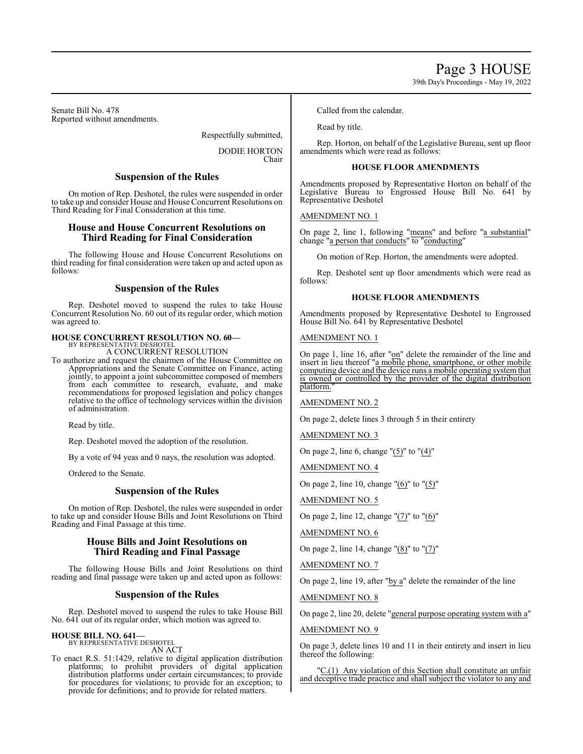Senate Bill No. 478
Reported without amendments.

Respectfully submitted,

DODIE HORTON
Chair

## Suspension of the Rules

On motion of Rep. Deshotel, the rules were suspended in order to take up and consider House and House Concurrent Resolutions on Third Reading for Final Consideration at this time.

## House and House Concurrent Resolutions on Third Reading for Final Consideration

The following House and House Concurrent Resolutions on third reading for final consideration were taken up and acted upon as follows:

## Suspension of the Rules

Rep. Deshotel moved to suspend the rules to take House Concurrent Resolution No. 60 out of its regular order, which motion was agreed to.

**HOUSE CONCURRENT RESOLUTION NO. 60—**
BY REPRESENTATIVE DESHOTEL
A CONCURRENT RESOLUTION

To authorize and request the chairmen of the House Committee on Appropriations and the Senate Committee on Finance, acting jointly, to appoint a joint subcommittee composed of members from each committee to research, evaluate, and make recommendations for proposed legislation and policy changes relative to the office of technology services within the division of administration.

Read by title.

Rep. Deshotel moved the adoption of the resolution.

By a vote of 94 yeas and 0 nays, the resolution was adopted.

Ordered to the Senate.

## Suspension of the Rules

On motion of Rep. Deshotel, the rules were suspended in order to take up and consider House Bills and Joint Resolutions on Third Reading and Final Passage at this time.

## House Bills and Joint Resolutions on Third Reading and Final Passage

The following House Bills and Joint Resolutions on third reading and final passage were taken up and acted upon as follows:

## Suspension of the Rules

Rep. Deshotel moved to suspend the rules to take House Bill No. 641 out of its regular order, which motion was agreed to.

**HOUSE BILL NO. 641—**
BY REPRESENTATIVE DESHOTEL
AN ACT

To enact R.S. 51:1429, relative to digital application distribution platforms; to prohibit providers of digital application distribution platforms under certain circumstances; to provide for procedures for violations; to provide for an exception; to provide for definitions; and to provide for related matters.

Called from the calendar.

Read by title.

Rep. Horton, on behalf of the Legislative Bureau, sent up floor amendments which were read as follows:

### HOUSE FLOOR AMENDMENTS

Amendments proposed by Representative Horton on behalf of the Legislative Bureau to Engrossed House Bill No. 641 by Representative Deshotel

AMENDMENT NO. 1

On page 2, line 1, following "means" and before "a substantial" change "a person that conducts" to "conducting"

On motion of Rep. Horton, the amendments were adopted.

Rep. Deshotel sent up floor amendments which were read as follows:

### HOUSE FLOOR AMENDMENTS

Amendments proposed by Representative Deshotel to Engrossed House Bill No. 641 by Representative Deshotel

AMENDMENT NO. 1

On page 1, line 16, after "on" delete the remainder of the line and insert in lieu thereof "a mobile phone, smartphone, or other mobile computing device and the device runs a mobile operating system that is owned or controlled by the provider of the digital distribution platform."

AMENDMENT NO. 2

On page 2, delete lines 3 through 5 in their entirety

AMENDMENT NO. 3

On page 2, line 6, change "(5)" to "(4)"

AMENDMENT NO. 4

On page 2, line 10, change "(6)" to "(5)"

AMENDMENT NO. 5

On page 2, line 12, change "(7)" to "(6)"

AMENDMENT NO. 6

On page 2, line 14, change "(8)" to "(7)"

AMENDMENT NO. 7

On page 2, line 19, after "by a" delete the remainder of the line

AMENDMENT NO. 8

On page 2, line 20, delete "general purpose operating system with a"

AMENDMENT NO. 9

On page 3, delete lines 10 and 11 in their entirety and insert in lieu thereof the following:

"C.(1) Any violation of this Section shall constitute an unfair and deceptive trade practice and shall subject the violator to any and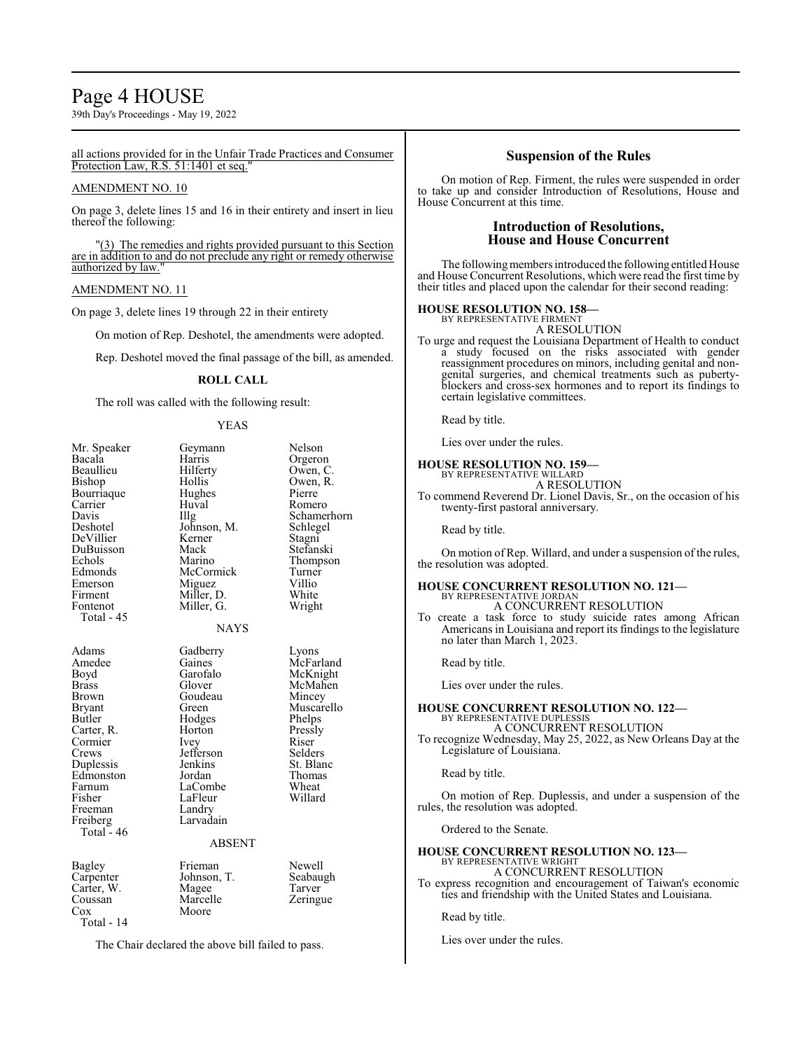all actions provided for in the Unfair Trade Practices and Consumer Protection Law, R.S. 51:1401 et seq."

AMENDMENT NO. 10

On page 3, delete lines 15 and 16 in their entirety and insert in lieu thereof the following:

"(3) The remedies and rights provided pursuant to this Section are in addition to and do not preclude any right or remedy otherwise authorized by law."

AMENDMENT NO. 11

On page 3, delete lines 19 through 22 in their entirety

On motion of Rep. Deshotel, the amendments were adopted.

Rep. Deshotel moved the final passage of the bill, as amended.

**ROLL CALL**

The roll was called with the following result:

YEAS

| | | |
|---|---|---|
| Mr. Speaker | Geymann | Nelson |
| Bacala | Harris | Orgeron |
| Beaullieu | Hilferty | Owen, C. |
| Bishop | Hollis | Owen, R. |
| Bourriaque | Hughes | Pierre |
| Carrier | Huval | Romero |
| Davis | Illg | Schamerhorn |
| Deshotel | Johnson, M. | Schlegel |
| DeVillier | Kerner | Stagni |
| DuBuisson | Mack | Stefanski |
| Echols | Marino | Thompson |
| Edmonds | McCormick | Turner |
| Emerson | Miguez | Villio |
| Firment | Miller, D. | White |
| Fontenot | Miller, G. | Wright |

Total - 45

NAYS

| | | |
|---|---|---|
| Adams | Gadberry | Lyons |
| Amedee | Gaines | McFarland |
| Boyd | Garofalo | McKnight |
| Brass | Glover | McMahen |
| Brown | Goudeau | Mincey |
| Bryant | Green | Muscarello |
| Butler | Hodges | Phelps |
| Carter, R. | Horton | Pressly |
| Cormier | Ivey | Riser |
| Crews | Jefferson | Selders |
| Duplessis | Jenkins | St. Blanc |
| Edmonston | Jordan | Thomas |
| Farnum | LaCombe | Wheat |
| Fisher | LaFleur | Willard |
| Freeman | Landry | |
| Freiberg | Larvadain | |

Total - 46

ABSENT

| | | |
|---|---|---|
| Bagley | Frieman | Newell |
| Carpenter | Johnson, T. | Seabaugh |
| Carter, W. | Magee | Tarver |
| Coussan | Marcelle | Zeringue |
| Cox | Moore | |

Total - 14

The Chair declared the above bill failed to pass.

## Suspension of the Rules

On motion of Rep. Firment, the rules were suspended in order to take up and consider Introduction of Resolutions, House and House Concurrent at this time.

## Introduction of Resolutions, House and House Concurrent

The following members introduced the following entitled House and House Concurrent Resolutions, which were read the first time by their titles and placed upon the calendar for their second reading:

**HOUSE RESOLUTION NO. 158—**
BY REPRESENTATIVE FIRMENT

A RESOLUTION

To urge and request the Louisiana Department of Health to conduct a study focused on the risks associated with gender reassignment procedures on minors, including genital and non-genital surgeries, and chemical treatments such as puberty-blockers and cross-sex hormones and to report its findings to certain legislative committees.

Read by title.

Lies over under the rules.

**HOUSE RESOLUTION NO. 159—**
BY REPRESENTATIVE WILLARD

A RESOLUTION

To commend Reverend Dr. Lionel Davis, Sr., on the occasion of his twenty-first pastoral anniversary.

Read by title.

On motion of Rep. Willard, and under a suspension of the rules, the resolution was adopted.

**HOUSE CONCURRENT RESOLUTION NO. 121—**
BY REPRESENTATIVE JORDAN

A CONCURRENT RESOLUTION

To create a task force to study suicide rates among African Americans in Louisiana and report its findings to the legislature no later than March 1, 2023.

Read by title.

Lies over under the rules.

**HOUSE CONCURRENT RESOLUTION NO. 122—**
BY REPRESENTATIVE DUPLESSIS

A CONCURRENT RESOLUTION

To recognize Wednesday, May 25, 2022, as New Orleans Day at the Legislature of Louisiana.

Read by title.

On motion of Rep. Duplessis, and under a suspension of the rules, the resolution was adopted.

Ordered to the Senate.

**HOUSE CONCURRENT RESOLUTION NO. 123—**
BY REPRESENTATIVE WRIGHT

A CONCURRENT RESOLUTION

To express recognition and encouragement of Taiwan's economic ties and friendship with the United States and Louisiana.

Read by title.

Lies over under the rules.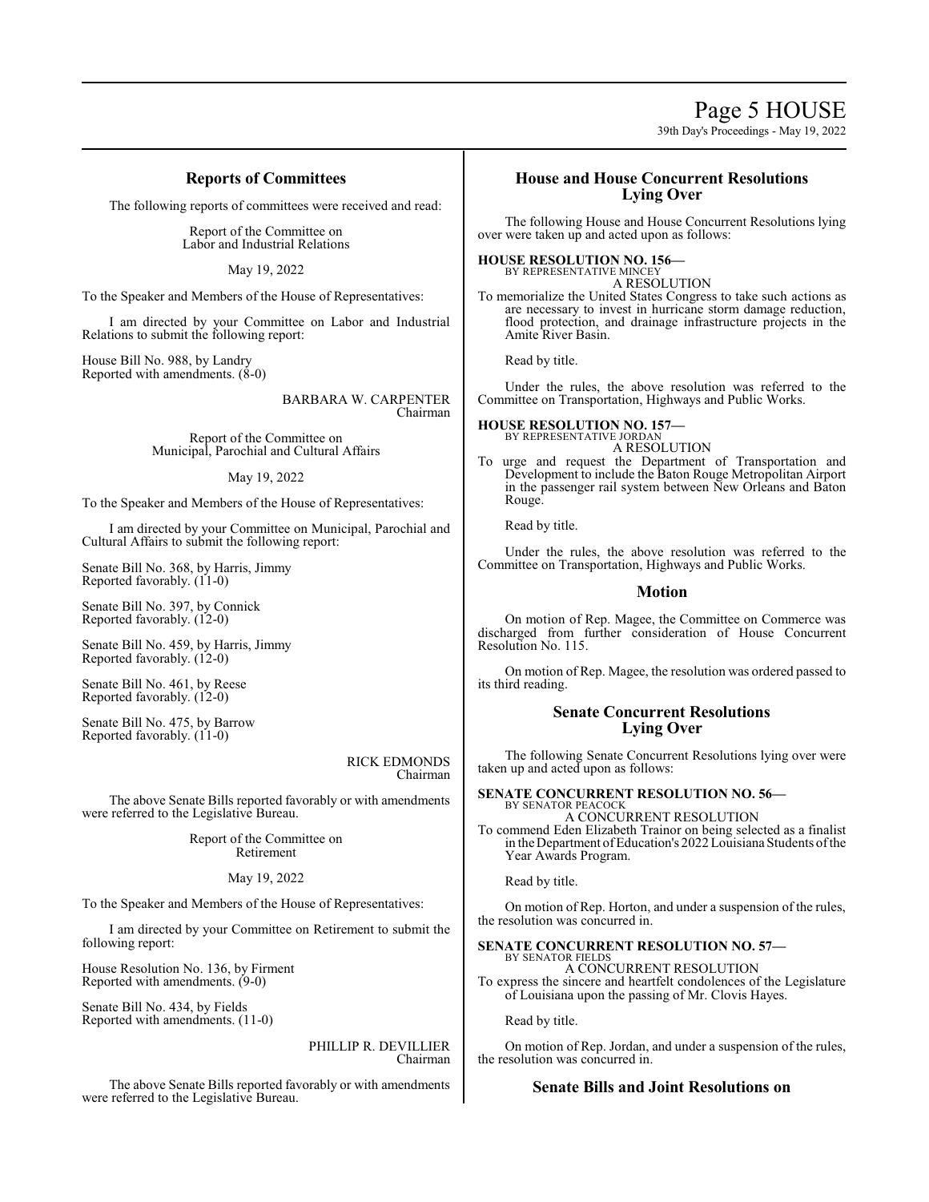## Reports of Committees

The following reports of committees were received and read:

Report of the Committee on
Labor and Industrial Relations

May 19, 2022

To the Speaker and Members of the House of Representatives:

I am directed by your Committee on Labor and Industrial Relations to submit the following report:

House Bill No. 988, by Landry
Reported with amendments. (8-0)

BARBARA W. CARPENTER
Chairman

Report of the Committee on
Municipal, Parochial and Cultural Affairs

May 19, 2022

To the Speaker and Members of the House of Representatives:

I am directed by your Committee on Municipal, Parochial and Cultural Affairs to submit the following report:

Senate Bill No. 368, by Harris, Jimmy
Reported favorably. (11-0)

Senate Bill No. 397, by Connick
Reported favorably. (12-0)

Senate Bill No. 459, by Harris, Jimmy
Reported favorably. (12-0)

Senate Bill No. 461, by Reese
Reported favorably. (12-0)

Senate Bill No. 475, by Barrow
Reported favorably. (11-0)

RICK EDMONDS
Chairman

The above Senate Bills reported favorably or with amendments were referred to the Legislative Bureau.

Report of the Committee on
Retirement

May 19, 2022

To the Speaker and Members of the House of Representatives:

I am directed by your Committee on Retirement to submit the following report:

House Resolution No. 136, by Firment
Reported with amendments. (9-0)

Senate Bill No. 434, by Fields
Reported with amendments. (11-0)

PHILLIP R. DEVILLIER
Chairman

The above Senate Bills reported favorably or with amendments were referred to the Legislative Bureau.

## House and House Concurrent Resolutions Lying Over

The following House and House Concurrent Resolutions lying over were taken up and acted upon as follows:

**HOUSE RESOLUTION NO. 156—**
BY REPRESENTATIVE MINCEY
A RESOLUTION

To memorialize the United States Congress to take such actions as are necessary to invest in hurricane storm damage reduction, flood protection, and drainage infrastructure projects in the Amite River Basin.

Read by title.

Under the rules, the above resolution was referred to the Committee on Transportation, Highways and Public Works.

**HOUSE RESOLUTION NO. 157—**
BY REPRESENTATIVE JORDAN
A RESOLUTION

To urge and request the Department of Transportation and Development to include the Baton Rouge Metropolitan Airport in the passenger rail system between New Orleans and Baton Rouge.

Read by title.

Under the rules, the above resolution was referred to the Committee on Transportation, Highways and Public Works.

## Motion

On motion of Rep. Magee, the Committee on Commerce was discharged from further consideration of House Concurrent Resolution No. 115.

On motion of Rep. Magee, the resolution was ordered passed to its third reading.

## Senate Concurrent Resolutions Lying Over

The following Senate Concurrent Resolutions lying over were taken up and acted upon as follows:

**SENATE CONCURRENT RESOLUTION NO. 56—**
BY SENATOR PEACOCK
A CONCURRENT RESOLUTION

To commend Eden Elizabeth Trainor on being selected as a finalist in the Department of Education's 2022 Louisiana Students of the Year Awards Program.

Read by title.

On motion of Rep. Horton, and under a suspension of the rules, the resolution was concurred in.

**SENATE CONCURRENT RESOLUTION NO. 57—**
BY SENATOR FIELDS
A CONCURRENT RESOLUTION

To express the sincere and heartfelt condolences of the Legislature of Louisiana upon the passing of Mr. Clovis Hayes.

Read by title.

On motion of Rep. Jordan, and under a suspension of the rules, the resolution was concurred in.

## Senate Bills and Joint Resolutions on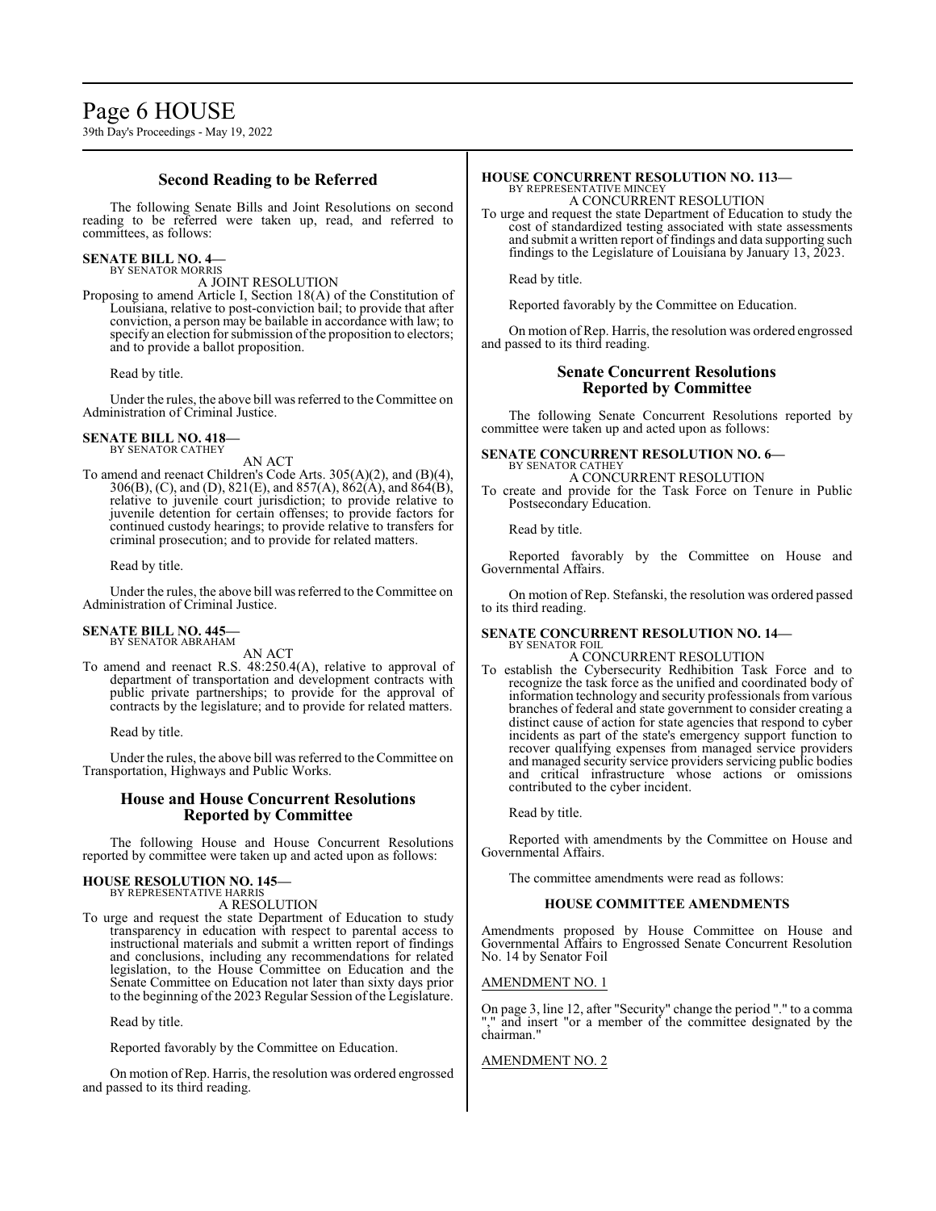## Second Reading to be Referred

The following Senate Bills and Joint Resolutions on second reading to be referred were taken up, read, and referred to committees, as follows:

**SENATE BILL NO. 4—**
BY SENATOR MORRIS
A JOINT RESOLUTION

Proposing to amend Article I, Section 18(A) of the Constitution of Louisiana, relative to post-conviction bail; to provide that after conviction, a person may be bailable in accordance with law; to specify an election for submission of the proposition to electors; and to provide a ballot proposition.

Read by title.

Under the rules, the above bill was referred to the Committee on Administration of Criminal Justice.

**SENATE BILL NO. 418—**
BY SENATOR CATHEY
AN ACT

To amend and reenact Children's Code Arts. 305(A)(2), and (B)(4), 306(B), (C), and (D), 821(E), and 857(A), 862(A), and 864(B), relative to juvenile court jurisdiction; to provide relative to juvenile detention for certain offenses; to provide factors for continued custody hearings; to provide relative to transfers for criminal prosecution; and to provide for related matters.

Read by title.

Under the rules, the above bill was referred to the Committee on Administration of Criminal Justice.

**SENATE BILL NO. 445—**
BY SENATOR ABRAHAM
AN ACT

To amend and reenact R.S. 48:250.4(A), relative to approval of department of transportation and development contracts with public private partnerships; to provide for the approval of contracts by the legislature; and to provide for related matters.

Read by title.

Under the rules, the above bill was referred to the Committee on Transportation, Highways and Public Works.

## House and House Concurrent Resolutions Reported by Committee

The following House and House Concurrent Resolutions reported by committee were taken up and acted upon as follows:

**HOUSE RESOLUTION NO. 145—**
BY REPRESENTATIVE HARRIS
A RESOLUTION

To urge and request the state Department of Education to study transparency in education with respect to parental access to instructional materials and submit a written report of findings and conclusions, including any recommendations for related legislation, to the House Committee on Education and the Senate Committee on Education not later than sixty days prior to the beginning of the 2023 Regular Session of the Legislature.

Read by title.

Reported favorably by the Committee on Education.

On motion of Rep. Harris, the resolution was ordered engrossed and passed to its third reading.

**HOUSE CONCURRENT RESOLUTION NO. 113—**
BY REPRESENTATIVE MINCEY
A CONCURRENT RESOLUTION

To urge and request the state Department of Education to study the cost of standardized testing associated with state assessments and submit a written report of findings and data supporting such findings to the Legislature of Louisiana by January 13, 2023.

Read by title.

Reported favorably by the Committee on Education.

On motion of Rep. Harris, the resolution was ordered engrossed and passed to its third reading.

## Senate Concurrent Resolutions Reported by Committee

The following Senate Concurrent Resolutions reported by committee were taken up and acted upon as follows:

**SENATE CONCURRENT RESOLUTION NO. 6—**
BY SENATOR CATHEY
A CONCURRENT RESOLUTION

To create and provide for the Task Force on Tenure in Public Postsecondary Education.

Read by title.

Reported favorably by the Committee on House and Governmental Affairs.

On motion of Rep. Stefanski, the resolution was ordered passed to its third reading.

**SENATE CONCURRENT RESOLUTION NO. 14—**
BY SENATOR FOIL
A CONCURRENT RESOLUTION

To establish the Cybersecurity Redhibition Task Force and to recognize the task force as the unified and coordinated body of information technology and security professionals from various branches of federal and state government to consider creating a distinct cause of action for state agencies that respond to cyber incidents as part of the state's emergency support function to recover qualifying expenses from managed service providers and managed security service providers servicing public bodies and critical infrastructure whose actions or omissions contributed to the cyber incident.

Read by title.

Reported with amendments by the Committee on House and Governmental Affairs.

The committee amendments were read as follows:

### HOUSE COMMITTEE AMENDMENTS

Amendments proposed by House Committee on House and Governmental Affairs to Engrossed Senate Concurrent Resolution No. 14 by Senator Foil

AMENDMENT NO. 1

On page 3, line 12, after "Security" change the period "." to a comma "," and insert "or a member of the committee designated by the chairman."

AMENDMENT NO. 2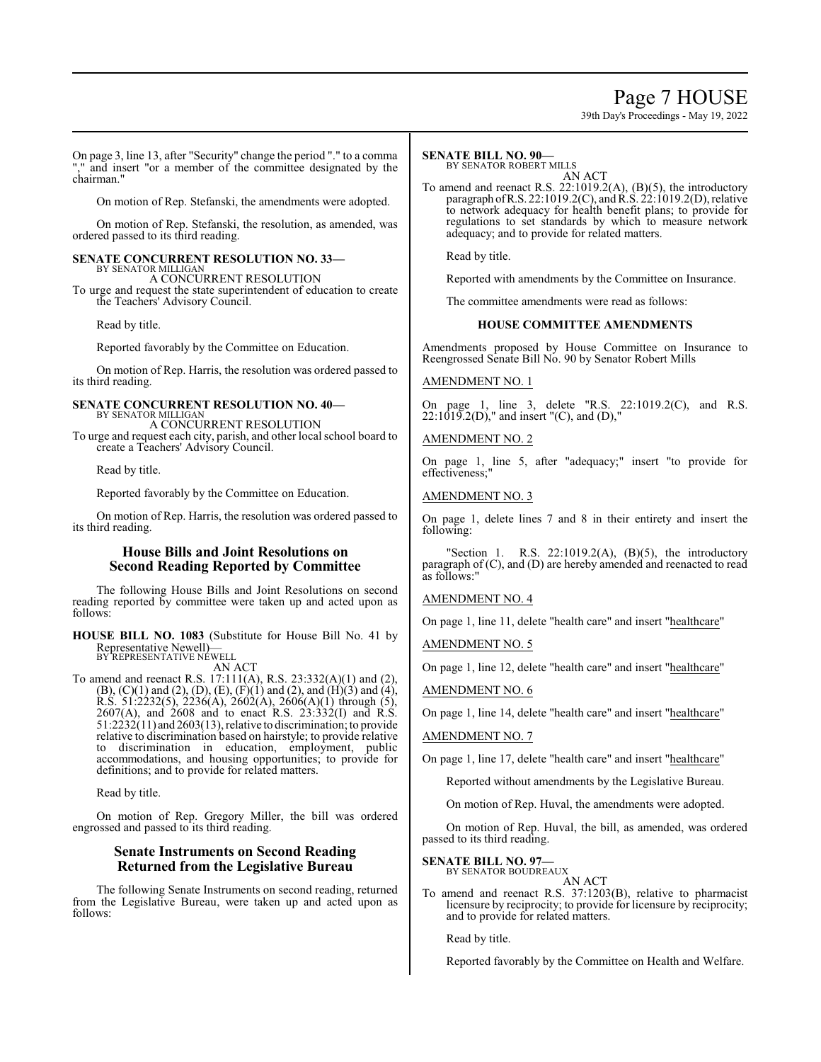On page 3, line 13, after "Security" change the period "." to a comma "," and insert "or a member of the committee designated by the chairman."

On motion of Rep. Stefanski, the amendments were adopted.

On motion of Rep. Stefanski, the resolution, as amended, was ordered passed to its third reading.

**SENATE CONCURRENT RESOLUTION NO. 33—**
BY SENATOR MILLIGAN
A CONCURRENT RESOLUTION
To urge and request the state superintendent of education to create the Teachers' Advisory Council.

Read by title.

Reported favorably by the Committee on Education.

On motion of Rep. Harris, the resolution was ordered passed to its third reading.

**SENATE CONCURRENT RESOLUTION NO. 40—**
BY SENATOR MILLIGAN
A CONCURRENT RESOLUTION
To urge and request each city, parish, and other local school board to create a Teachers' Advisory Council.

Read by title.

Reported favorably by the Committee on Education.

On motion of Rep. Harris, the resolution was ordered passed to its third reading.

## House Bills and Joint Resolutions on Second Reading Reported by Committee

The following House Bills and Joint Resolutions on second reading reported by committee were taken up and acted upon as follows:

**HOUSE BILL NO. 1083** (Substitute for House Bill No. 41 by Representative Newell)—
BY REPRESENTATIVE NEWELL
AN ACT
To amend and reenact R.S. 17:111(A), R.S. 23:332(A)(1) and (2), (B), (C)(1) and (2), (D), (E), (F)(1) and (2), and (H)(3) and (4), R.S. 51:2232(5), 2236(A), 2602(A), 2606(A)(1) through (5), 2607(A), and 2608 and to enact R.S. 23:332(I) and R.S. 51:2232(11) and 2603(13), relative to discrimination; to provide relative to discrimination based on hairstyle; to provide relative to discrimination in education, employment, public accommodations, and housing opportunities; to provide for definitions; and to provide for related matters.

Read by title.

On motion of Rep. Gregory Miller, the bill was ordered engrossed and passed to its third reading.

## Senate Instruments on Second Reading Returned from the Legislative Bureau

The following Senate Instruments on second reading, returned from the Legislative Bureau, were taken up and acted upon as follows:

**SENATE BILL NO. 90—**
BY SENATOR ROBERT MILLS
AN ACT
To amend and reenact R.S. 22:1019.2(A), (B)(5), the introductory paragraph of R.S. 22:1019.2(C), and R.S. 22:1019.2(D), relative to network adequacy for health benefit plans; to provide for regulations to set standards by which to measure network adequacy; and to provide for related matters.

Read by title.

Reported with amendments by the Committee on Insurance.

The committee amendments were read as follows:

### HOUSE COMMITTEE AMENDMENTS

Amendments proposed by House Committee on Insurance to Reengrossed Senate Bill No. 90 by Senator Robert Mills

AMENDMENT NO. 1

On page 1, line 3, delete "R.S. 22:1019.2(C), and R.S. 22:1019.2(D)," and insert "(C), and (D),"

AMENDMENT NO. 2

On page 1, line 5, after "adequacy;" insert "to provide for effectiveness;"

AMENDMENT NO. 3

On page 1, delete lines 7 and 8 in their entirety and insert the following:

"Section 1. R.S. 22:1019.2(A), (B)(5), the introductory paragraph of (C), and (D) are hereby amended and reenacted to read as follows:"

AMENDMENT NO. 4

On page 1, line 11, delete "health care" and insert "healthcare"

AMENDMENT NO. 5

On page 1, line 12, delete "health care" and insert "healthcare"

AMENDMENT NO. 6

On page 1, line 14, delete "health care" and insert "healthcare"

AMENDMENT NO. 7

On page 1, line 17, delete "health care" and insert "healthcare"

Reported without amendments by the Legislative Bureau.

On motion of Rep. Huval, the amendments were adopted.

On motion of Rep. Huval, the bill, as amended, was ordered passed to its third reading.

**SENATE BILL NO. 97—**
BY SENATOR BOUDREAUX
AN ACT
To amend and reenact R.S. 37:1203(B), relative to pharmacist licensure by reciprocity; to provide for licensure by reciprocity; and to provide for related matters.

Read by title.

Reported favorably by the Committee on Health and Welfare.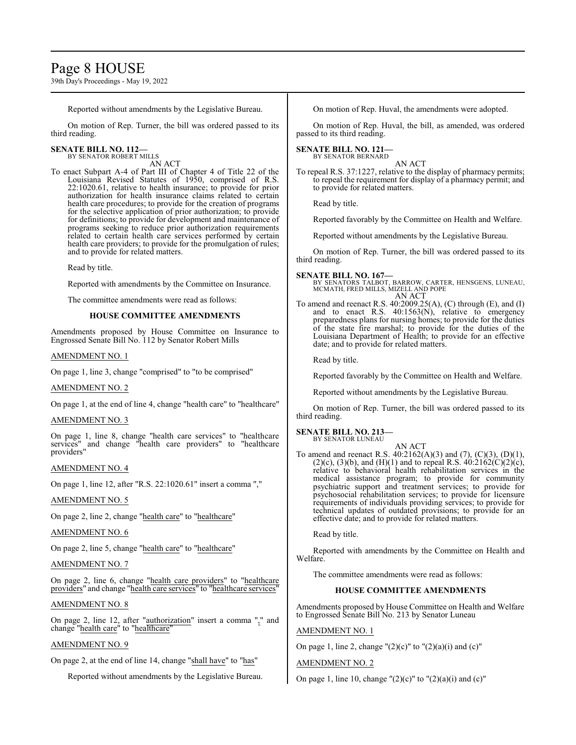Reported without amendments by the Legislative Bureau.

On motion of Rep. Turner, the bill was ordered passed to its third reading.

**SENATE BILL NO. 112—**
BY SENATOR ROBERT MILLS

AN ACT

To enact Subpart A-4 of Part III of Chapter 4 of Title 22 of the Louisiana Revised Statutes of 1950, comprised of R.S. 22:1020.61, relative to health insurance; to provide for prior authorization for health insurance claims related to certain health care procedures; to provide for the creation of programs for the selective application of prior authorization; to provide for definitions; to provide for development and maintenance of programs seeking to reduce prior authorization requirements related to certain health care services performed by certain health care providers; to provide for the promulgation of rules; and to provide for related matters.

Read by title.

Reported with amendments by the Committee on Insurance.

The committee amendments were read as follows:

**HOUSE COMMITTEE AMENDMENTS**

Amendments proposed by House Committee on Insurance to Engrossed Senate Bill No. 112 by Senator Robert Mills

AMENDMENT NO. 1

On page 1, line 3, change "comprised" to "to be comprised"

AMENDMENT NO. 2

On page 1, at the end of line 4, change "health care" to "healthcare"

AMENDMENT NO. 3

On page 1, line 8, change "health care services" to "healthcare services" and change "health care providers" to "healthcare providers"

AMENDMENT NO. 4

On page 1, line 12, after "R.S. 22:1020.61" insert a comma ","

AMENDMENT NO. 5

On page 2, line 2, change "health care" to "healthcare"

AMENDMENT NO. 6

On page 2, line 5, change "health care" to "healthcare"

AMENDMENT NO. 7

On page 2, line 6, change "health care providers" to "healthcare providers" and change "health care services" to "healthcare services"

AMENDMENT NO. 8

On page 2, line 12, after "authorization" insert a comma "," and change "health care" to "healthcare"

AMENDMENT NO. 9

On page 2, at the end of line 14, change "shall have" to "has"

Reported without amendments by the Legislative Bureau.

On motion of Rep. Huval, the amendments were adopted.

On motion of Rep. Huval, the bill, as amended, was ordered passed to its third reading.

**SENATE BILL NO. 121—**
BY SENATOR BERNARD

AN ACT

To repeal R.S. 37:1227, relative to the display of pharmacy permits; to repeal the requirement for display of a pharmacy permit; and to provide for related matters.

Read by title.

Reported favorably by the Committee on Health and Welfare.

Reported without amendments by the Legislative Bureau.

On motion of Rep. Turner, the bill was ordered passed to its third reading.

**SENATE BILL NO. 167—**
BY SENATORS TALBOT, BARROW, CARTER, HENSGENS, LUNEAU, MCMATH, FRED MILLS, MIZELL AND POPE

AN ACT

To amend and reenact R.S. 40:2009.25(A), (C) through (E), and (I) and to enact R.S. 40:1563(N), relative to emergency preparedness plans for nursing homes; to provide for the duties of the state fire marshal; to provide for the duties of the Louisiana Department of Health; to provide for an effective date; and to provide for related matters.

Read by title.

Reported favorably by the Committee on Health and Welfare.

Reported without amendments by the Legislative Bureau.

On motion of Rep. Turner, the bill was ordered passed to its third reading.

**SENATE BILL NO. 213—**
BY SENATOR LUNEAU

AN ACT

To amend and reenact R.S. 40:2162(A)(3) and (7), (C)(3), (D)(1), (2)(c), (3)(b), and (H)(1) and to repeal R.S. 40:2162(C)(2)(c), relative to behavioral health rehabilitation services in the medical assistance program; to provide for community psychiatric support and treatment services; to provide for psychosocial rehabilitation services; to provide for licensure requirements of individuals providing services; to provide for technical updates of outdated provisions; to provide for an effective date; and to provide for related matters.

Read by title.

Reported with amendments by the Committee on Health and Welfare.

The committee amendments were read as follows:

**HOUSE COMMITTEE AMENDMENTS**

Amendments proposed by House Committee on Health and Welfare to Engrossed Senate Bill No. 213 by Senator Luneau

AMENDMENT NO. 1

On page 1, line 2, change "(2)(c)" to "(2)(a)(i) and (c)"

AMENDMENT NO. 2

On page 1, line 10, change "(2)(c)" to "(2)(a)(i) and (c)"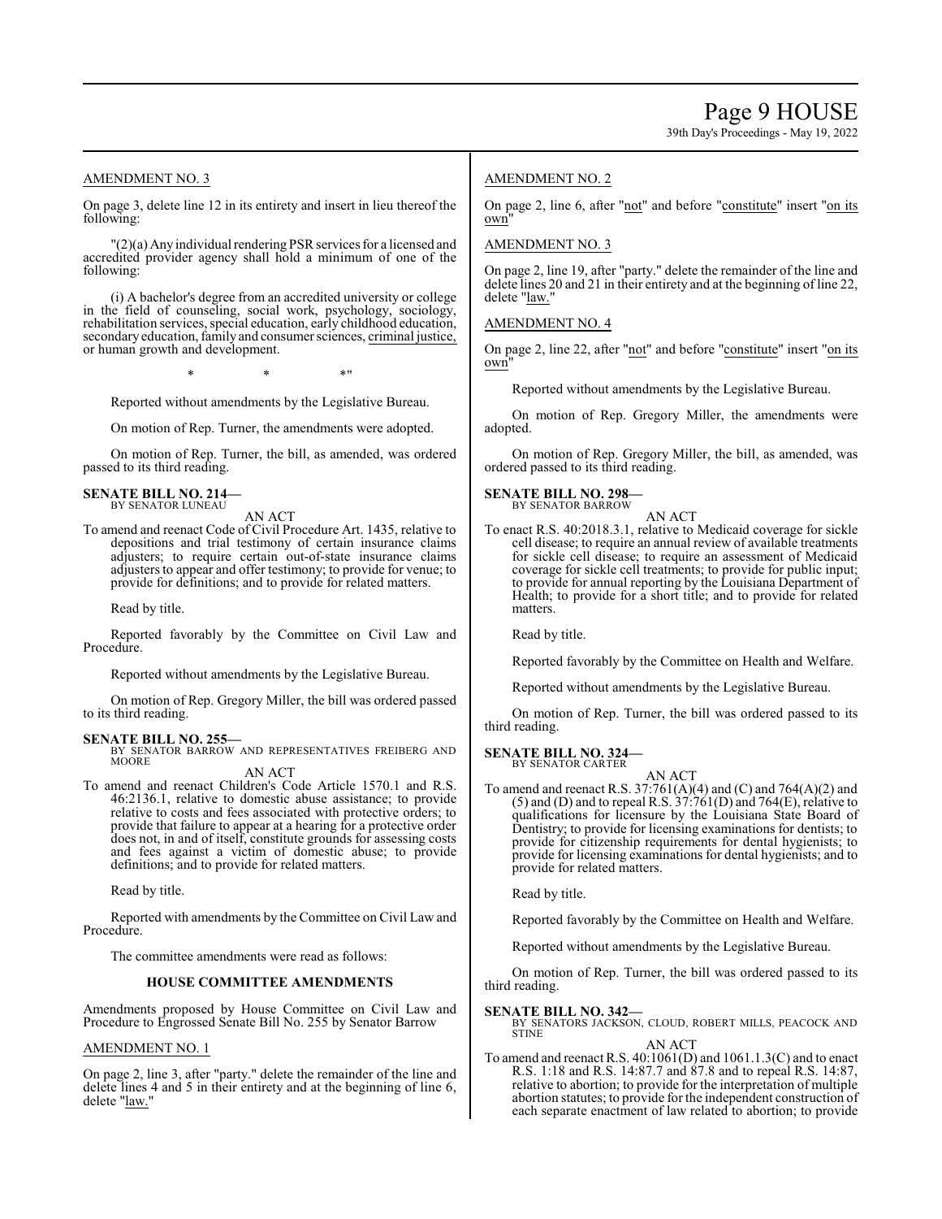AMENDMENT NO. 3

On page 3, delete line 12 in its entirety and insert in lieu thereof the following:

"(2)(a) Any individual rendering PSR services for a licensed and accredited provider agency shall hold a minimum of one of the following:

(i) A bachelor's degree from an accredited university or college in the field of counseling, social work, psychology, sociology, rehabilitation services, special education, early childhood education, secondary education, family and consumer sciences, criminal justice, or human growth and development.

\* \* \*"

Reported without amendments by the Legislative Bureau.

On motion of Rep. Turner, the amendments were adopted.

On motion of Rep. Turner, the bill, as amended, was ordered passed to its third reading.

**SENATE BILL NO. 214—**
BY SENATOR LUNEAU

AN ACT

To amend and reenact Code of Civil Procedure Art. 1435, relative to depositions and trial testimony of certain insurance claims adjusters; to require certain out-of-state insurance claims adjusters to appear and offer testimony; to provide for venue; to provide for definitions; and to provide for related matters.

Read by title.

Reported favorably by the Committee on Civil Law and Procedure.

Reported without amendments by the Legislative Bureau.

On motion of Rep. Gregory Miller, the bill was ordered passed to its third reading.

**SENATE BILL NO. 255—**
BY SENATOR BARROW AND REPRESENTATIVES FREIBERG AND MOORE

AN ACT

To amend and reenact Children's Code Article 1570.1 and R.S. 46:2136.1, relative to domestic abuse assistance; to provide relative to costs and fees associated with protective orders; to provide that failure to appear at a hearing for a protective order does not, in and of itself, constitute grounds for assessing costs and fees against a victim of domestic abuse; to provide definitions; and to provide for related matters.

Read by title.

Reported with amendments by the Committee on Civil Law and Procedure.

The committee amendments were read as follows:

### HOUSE COMMITTEE AMENDMENTS

Amendments proposed by House Committee on Civil Law and Procedure to Engrossed Senate Bill No. 255 by Senator Barrow

AMENDMENT NO. 1

On page 2, line 3, after "party." delete the remainder of the line and delete lines 4 and 5 in their entirety and at the beginning of line 6, delete "law."

AMENDMENT NO. 2

On page 2, line 6, after "not" and before "constitute" insert "on its own"

AMENDMENT NO. 3

On page 2, line 19, after "party." delete the remainder of the line and delete lines 20 and 21 in their entirety and at the beginning of line 22, delete "law."

AMENDMENT NO. 4

On page 2, line 22, after "not" and before "constitute" insert "on its own"

Reported without amendments by the Legislative Bureau.

On motion of Rep. Gregory Miller, the amendments were adopted.

On motion of Rep. Gregory Miller, the bill, as amended, was ordered passed to its third reading.

**SENATE BILL NO. 298—**
BY SENATOR BARROW

AN ACT

To enact R.S. 40:2018.3.1, relative to Medicaid coverage for sickle cell disease; to require an annual review of available treatments for sickle cell disease; to require an assessment of Medicaid coverage for sickle cell treatments; to provide for public input; to provide for annual reporting by the Louisiana Department of Health; to provide for a short title; and to provide for related matters.

Read by title.

Reported favorably by the Committee on Health and Welfare.

Reported without amendments by the Legislative Bureau.

On motion of Rep. Turner, the bill was ordered passed to its third reading.

**SENATE BILL NO. 324—**
BY SENATOR CARTER

AN ACT

To amend and reenact R.S. 37:761(A)(4) and (C) and 764(A)(2) and (5) and (D) and to repeal R.S. 37:761(D) and 764(E), relative to qualifications for licensure by the Louisiana State Board of Dentistry; to provide for licensing examinations for dentists; to provide for citizenship requirements for dental hygienists; to provide for licensing examinations for dental hygienists; and to provide for related matters.

Read by title.

Reported favorably by the Committee on Health and Welfare.

Reported without amendments by the Legislative Bureau.

On motion of Rep. Turner, the bill was ordered passed to its third reading.

**SENATE BILL NO. 342—**
BY SENATORS JACKSON, CLOUD, ROBERT MILLS, PEACOCK AND STINE

AN ACT

To amend and reenact R.S. 40:1061(D) and 1061.1.3(C) and to enact R.S. 1:18 and R.S. 14:87.7 and 87.8 and to repeal R.S. 14:87, relative to abortion; to provide for the interpretation of multiple abortion statutes; to provide for the independent construction of each separate enactment of law related to abortion; to provide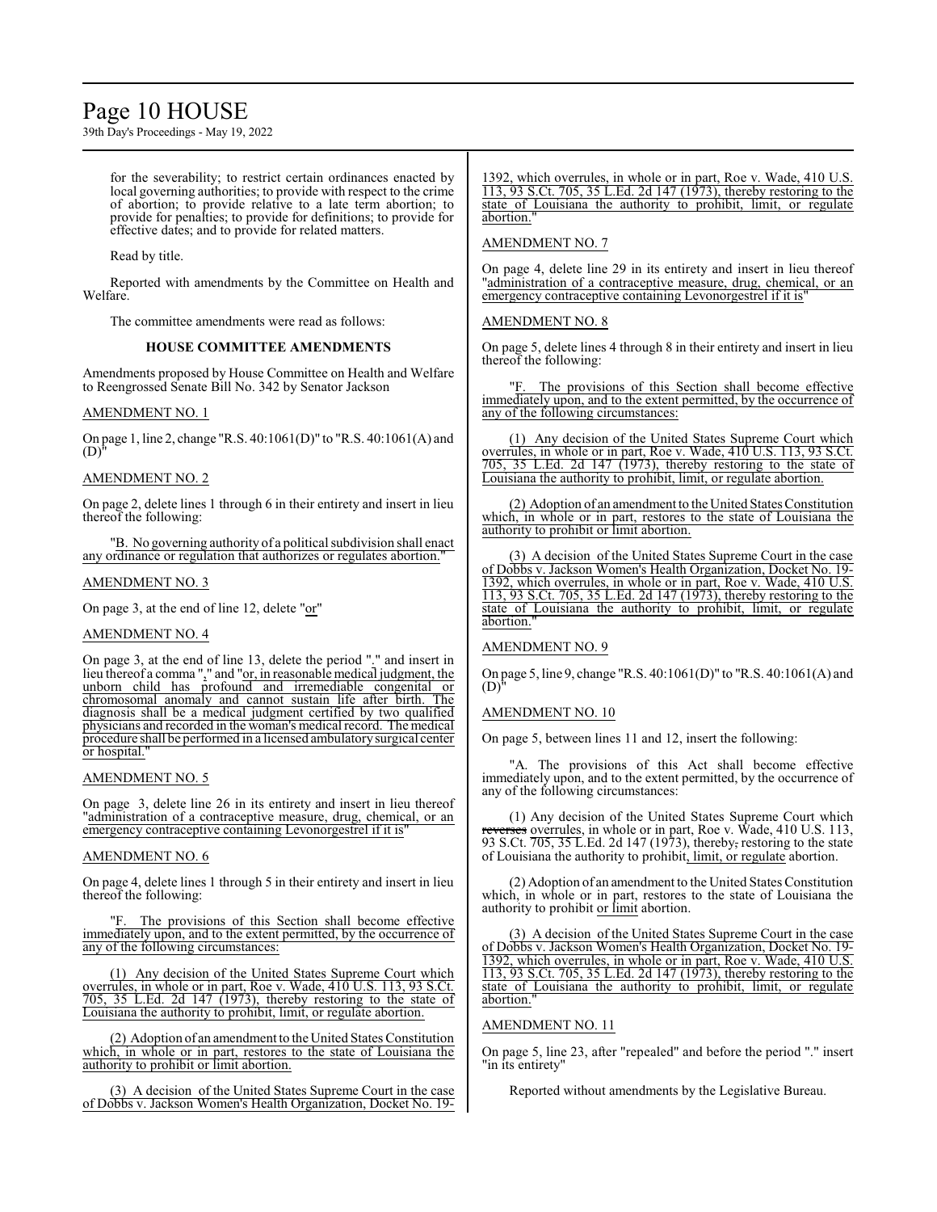for the severability; to restrict certain ordinances enacted by local governing authorities; to provide with respect to the crime of abortion; to provide relative to a late term abortion; to provide for penalties; to provide for definitions; to provide for effective dates; and to provide for related matters.

Read by title.

Reported with amendments by the Committee on Health and Welfare.

The committee amendments were read as follows:

**HOUSE COMMITTEE AMENDMENTS**

Amendments proposed by House Committee on Health and Welfare to Reengrossed Senate Bill No. 342 by Senator Jackson

AMENDMENT NO. 1

On page 1, line 2, change "R.S. 40:1061(D)" to "R.S. 40:1061(A) and (D)"

AMENDMENT NO. 2

On page 2, delete lines 1 through 6 in their entirety and insert in lieu thereof the following:

"B. No governing authority of a political subdivision shall enact any ordinance or regulation that authorizes or regulates abortion."

AMENDMENT NO. 3

On page 3, at the end of line 12, delete "or"

AMENDMENT NO. 4

On page 3, at the end of line 13, delete the period "." and insert in lieu thereof a comma "," and "or, in reasonable medical judgment, the unborn child has profound and irremediable congenital or chromosomal anomaly and cannot sustain life after birth. The diagnosis shall be a medical judgment certified by two qualified physicians and recorded in the woman's medical record. The medical procedure shall be performed in a licensed ambulatory surgical center or hospital."

AMENDMENT NO. 5

On page 3, delete line 26 in its entirety and insert in lieu thereof "administration of a contraceptive measure, drug, chemical, or an emergency contraceptive containing Levonorgestrel if it is"

AMENDMENT NO. 6

On page 4, delete lines 1 through 5 in their entirety and insert in lieu thereof the following:

"F. The provisions of this Section shall become effective immediately upon, and to the extent permitted, by the occurrence of any of the following circumstances:

(1) Any decision of the United States Supreme Court which overrules, in whole or in part, Roe v. Wade, 410 U.S. 113, 93 S.Ct. 705, 35 L.Ed. 2d 147 (1973), thereby restoring to the state of Louisiana the authority to prohibit, limit, or regulate abortion.

(2) Adoption of an amendment to the United States Constitution which, in whole or in part, restores to the state of Louisiana the authority to prohibit or limit abortion.

(3) A decision of the United States Supreme Court in the case of Dobbs v. Jackson Women's Health Organization, Docket No. 19-1392, which overrules, in whole or in part, Roe v. Wade, 410 U.S. 113, 93 S.Ct. 705, 35 L.Ed. 2d 147 (1973), thereby restoring to the state of Louisiana the authority to prohibit, limit, or regulate abortion."

AMENDMENT NO. 7

On page 4, delete line 29 in its entirety and insert in lieu thereof "administration of a contraceptive measure, drug, chemical, or an emergency contraceptive containing Levonorgestrel if it is"

AMENDMENT NO. 8

On page 5, delete lines 4 through 8 in their entirety and insert in lieu thereof the following:

"F. The provisions of this Section shall become effective immediately upon, and to the extent permitted, by the occurrence of any of the following circumstances:

(1) Any decision of the United States Supreme Court which overrules, in whole or in part, Roe v. Wade, 410 U.S. 113, 93 S.Ct. 705, 35 L.Ed. 2d 147 (1973), thereby restoring to the state of Louisiana the authority to prohibit, limit, or regulate abortion.

(2) Adoption of an amendment to the United States Constitution which, in whole or in part, restores to the state of Louisiana the authority to prohibit or limit abortion.

(3) A decision of the United States Supreme Court in the case of Dobbs v. Jackson Women's Health Organization, Docket No. 19-1392, which overrules, in whole or in part, Roe v. Wade, 410 U.S. 113, 93 S.Ct. 705, 35 L.Ed. 2d 147 (1973), thereby restoring to the state of Louisiana the authority to prohibit, limit, or regulate abortion."

AMENDMENT NO. 9

On page 5, line 9, change "R.S. 40:1061(D)" to "R.S. 40:1061(A) and (D)"

AMENDMENT NO. 10

On page 5, between lines 11 and 12, insert the following:

"A. The provisions of this Act shall become effective immediately upon, and to the extent permitted, by the occurrence of any of the following circumstances:

(1) Any decision of the United States Supreme Court which ~~reverses~~ overrules, in whole or in part, Roe v. Wade, 410 U.S. 113, 93 S.Ct. 705, 35 L.Ed. 2d 147 (1973), thereby~~,~~ restoring to the state of Louisiana the authority to prohibit, limit, or regulate abortion.

(2) Adoption of an amendment to the United States Constitution which, in whole or in part, restores to the state of Louisiana the authority to prohibit or limit abortion.

(3) A decision of the United States Supreme Court in the case of Dobbs v. Jackson Women's Health Organization, Docket No. 19-1392, which overrules, in whole or in part, Roe v. Wade, 410 U.S. 113, 93 S.Ct. 705, 35 L.Ed. 2d 147 (1973), thereby restoring to the state of Louisiana the authority to prohibit, limit, or regulate abortion."

AMENDMENT NO. 11

On page 5, line 23, after "repealed" and before the period "." insert "in its entirety"

Reported without amendments by the Legislative Bureau.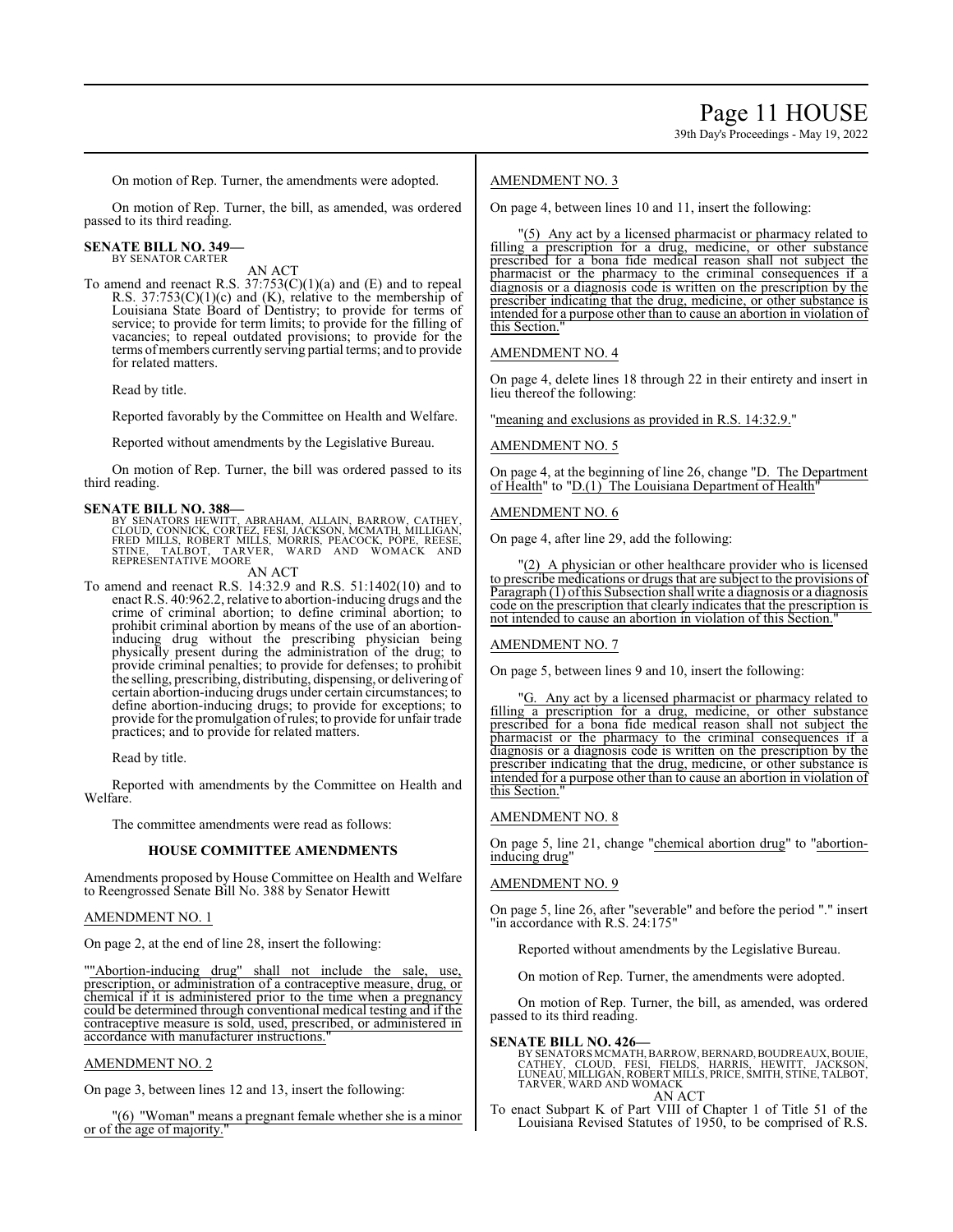On motion of Rep. Turner, the amendments were adopted.

On motion of Rep. Turner, the bill, as amended, was ordered passed to its third reading.

**SENATE BILL NO. 349—**
BY SENATOR CARTER

AN ACT

To amend and reenact R.S. 37:753(C)(1)(a) and (E) and to repeal R.S. 37:753(C)(1)(c) and (K), relative to the membership of Louisiana State Board of Dentistry; to provide for terms of service; to provide for term limits; to provide for the filling of vacancies; to repeal outdated provisions; to provide for the terms of members currently serving partial terms; and to provide for related matters.

Read by title.

Reported favorably by the Committee on Health and Welfare.

Reported without amendments by the Legislative Bureau.

On motion of Rep. Turner, the bill was ordered passed to its third reading.

**SENATE BILL NO. 388—**
BY SENATORS HEWITT, ABRAHAM, ALLAIN, BARROW, CATHEY, CLOUD, CONNICK, CORTEZ, FESI, JACKSON, MCMATH, MILLIGAN, FRED MILLS, ROBERT MILLS, MORRIS, PEACOCK, POPE, REESE, STINE, TALBOT, TARVER, WARD AND WOMACK AND REPRESENTATIVE MOORE

AN ACT

To amend and reenact R.S. 14:32.9 and R.S. 51:1402(10) and to enact R.S. 40:962.2, relative to abortion-inducing drugs and the crime of criminal abortion; to define criminal abortion; to prohibit criminal abortion by means of the use of an abortion-inducing drug without the prescribing physician being physically present during the administration of the drug; to provide criminal penalties; to provide for defenses; to prohibit the selling, prescribing, distributing, dispensing, or delivering of certain abortion-inducing drugs under certain circumstances; to define abortion-inducing drugs; to provide for exceptions; to provide for the promulgation of rules; to provide for unfair trade practices; and to provide for related matters.

Read by title.

Reported with amendments by the Committee on Health and Welfare.

The committee amendments were read as follows:

**HOUSE COMMITTEE AMENDMENTS**

Amendments proposed by House Committee on Health and Welfare to Reengrossed Senate Bill No. 388 by Senator Hewitt

AMENDMENT NO. 1

On page 2, at the end of line 28, insert the following:

""Abortion-inducing drug" shall not include the sale, use, prescription, or administration of a contraceptive measure, drug, or chemical if it is administered prior to the time when a pregnancy could be determined through conventional medical testing and if the contraceptive measure is sold, used, prescribed, or administered in accordance with manufacturer instructions."

AMENDMENT NO. 2

On page 3, between lines 12 and 13, insert the following:

"(6) "Woman" means a pregnant female whether she is a minor or of the age of majority."

AMENDMENT NO. 3

On page 4, between lines 10 and 11, insert the following:

"(5) Any act by a licensed pharmacist or pharmacy related to filling a prescription for a drug, medicine, or other substance prescribed for a bona fide medical reason shall not subject the pharmacist or the pharmacy to the criminal consequences if a diagnosis or a diagnosis code is written on the prescription by the prescriber indicating that the drug, medicine, or other substance is intended for a purpose other than to cause an abortion in violation of this Section."

AMENDMENT NO. 4

On page 4, delete lines 18 through 22 in their entirety and insert in lieu thereof the following:

"meaning and exclusions as provided in R.S. 14:32.9."

AMENDMENT NO. 5

On page 4, at the beginning of line 26, change "D. The Department of Health" to "D.(1) The Louisiana Department of Health"

AMENDMENT NO. 6

On page 4, after line 29, add the following:

"(2) A physician or other healthcare provider who is licensed to prescribe medications or drugs that are subject to the provisions of Paragraph (1) of this Subsection shall write a diagnosis or a diagnosis code on the prescription that clearly indicates that the prescription is not intended to cause an abortion in violation of this Section."

AMENDMENT NO. 7

On page 5, between lines 9 and 10, insert the following:

"G. Any act by a licensed pharmacist or pharmacy related to filling a prescription for a drug, medicine, or other substance prescribed for a bona fide medical reason shall not subject the pharmacist or the pharmacy to the criminal consequences if a diagnosis or a diagnosis code is written on the prescription by the prescriber indicating that the drug, medicine, or other substance is intended for a purpose other than to cause an abortion in violation of this Section."

AMENDMENT NO. 8

On page 5, line 21, change "chemical abortion drug" to "abortion-inducing drug"

AMENDMENT NO. 9

On page 5, line 26, after "severable" and before the period "." insert "in accordance with R.S. 24:175"

Reported without amendments by the Legislative Bureau.

On motion of Rep. Turner, the amendments were adopted.

On motion of Rep. Turner, the bill, as amended, was ordered passed to its third reading.

**SENATE BILL NO. 426—**
BY SENATORS MCMATH, BARROW, BERNARD, BOUDREAUX, BOUIE, CATHEY, CLOUD, FESI, FIELDS, HARRIS, HEWITT, JACKSON, LUNEAU, MILLIGAN, ROBERT MILLS, PRICE, SMITH, STINE, TALBOT, TARVER, WARD AND WOMACK

AN ACT

To enact Subpart K of Part VIII of Chapter 1 of Title 51 of the Louisiana Revised Statutes of 1950, to be comprised of R.S.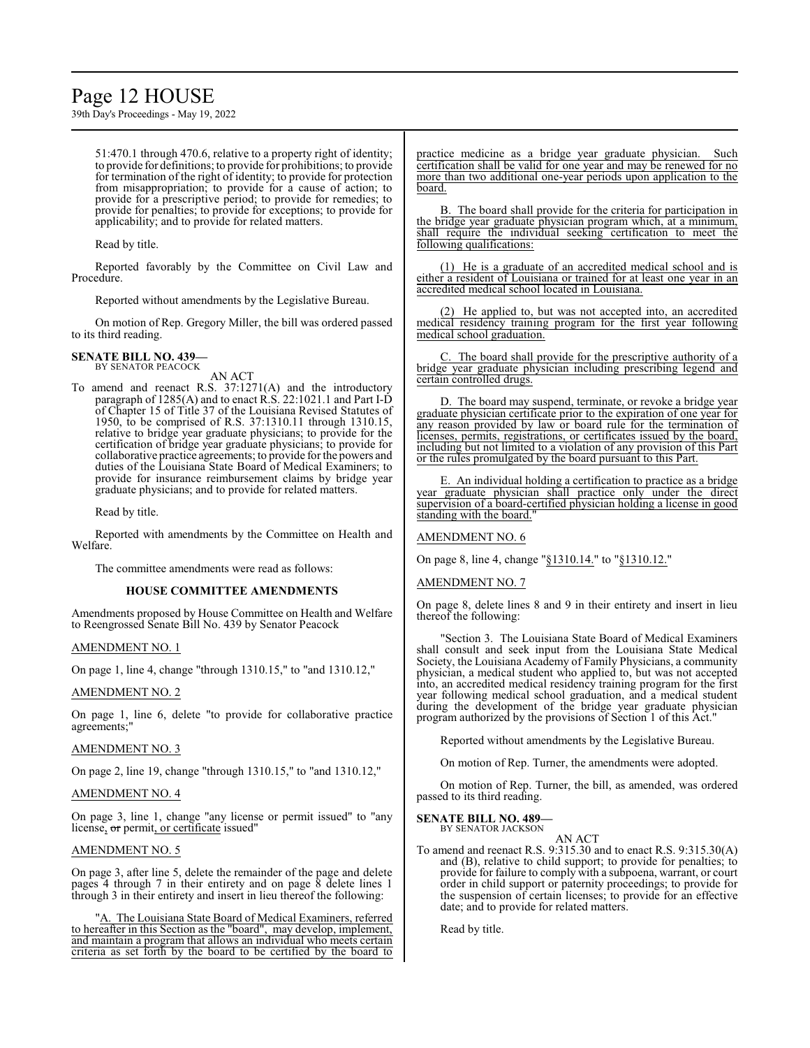51:470.1 through 470.6, relative to a property right of identity; to provide for definitions; to provide for prohibitions; to provide for termination of the right of identity; to provide for protection from misappropriation; to provide for a cause of action; to provide for a prescriptive period; to provide for remedies; to provide for penalties; to provide for exceptions; to provide for applicability; and to provide for related matters.

Read by title.

Reported favorably by the Committee on Civil Law and Procedure.

Reported without amendments by the Legislative Bureau.

On motion of Rep. Gregory Miller, the bill was ordered passed to its third reading.

**SENATE BILL NO. 439—**
BY SENATOR PEACOCK

AN ACT

To amend and reenact R.S. 37:1271(A) and the introductory paragraph of 1285(A) and to enact R.S. 22:1021.1 and Part I-D of Chapter 15 of Title 37 of the Louisiana Revised Statutes of 1950, to be comprised of R.S. 37:1310.11 through 1310.15, relative to bridge year graduate physicians; to provide for the certification of bridge year graduate physicians; to provide for collaborative practice agreements; to provide for the powers and duties of the Louisiana State Board of Medical Examiners; to provide for insurance reimbursement claims by bridge year graduate physicians; and to provide for related matters.

Read by title.

Reported with amendments by the Committee on Health and Welfare.

The committee amendments were read as follows:

### HOUSE COMMITTEE AMENDMENTS

Amendments proposed by House Committee on Health and Welfare to Reengrossed Senate Bill No. 439 by Senator Peacock

AMENDMENT NO. 1

On page 1, line 4, change "through 1310.15," to "and 1310.12,"

AMENDMENT NO. 2

On page 1, line 6, delete "to provide for collaborative practice agreements;"

AMENDMENT NO. 3

On page 2, line 19, change "through 1310.15," to "and 1310.12,"

AMENDMENT NO. 4

On page 3, line 1, change "any license or permit issued" to "any license, ~~or~~ permit, or certificate issued"

AMENDMENT NO. 5

On page 3, after line 5, delete the remainder of the page and delete pages 4 through 7 in their entirety and on page 8 delete lines 1 through 3 in their entirety and insert in lieu thereof the following:

"A. The Louisiana State Board of Medical Examiners, referred to hereafter in this Section as the "board", may develop, implement, and maintain a program that allows an individual who meets certain criteria as set forth by the board to be certified by the board to practice medicine as a bridge year graduate physician. Such certification shall be valid for one year and may be renewed for no more than two additional one-year periods upon application to the board.

B. The board shall provide for the criteria for participation in the bridge year graduate physician program which, at a minimum, shall require the individual seeking certification to meet the following qualifications:

(1) He is a graduate of an accredited medical school and is either a resident of Louisiana or trained for at least one year in an accredited medical school located in Louisiana.

(2) He applied to, but was not accepted into, an accredited medical residency training program for the first year following medical school graduation.

C. The board shall provide for the prescriptive authority of a bridge year graduate physician including prescribing legend and certain controlled drugs.

D. The board may suspend, terminate, or revoke a bridge year graduate physician certificate prior to the expiration of one year for any reason provided by law or board rule for the termination of licenses, permits, registrations, or certificates issued by the board, including but not limited to a violation of any provision of this Part or the rules promulgated by the board pursuant to this Part.

E. An individual holding a certification to practice as a bridge year graduate physician shall practice only under the direct supervision of a board-certified physician holding a license in good standing with the board."

AMENDMENT NO. 6

On page 8, line 4, change "§1310.14." to "§1310.12."

AMENDMENT NO. 7

On page 8, delete lines 8 and 9 in their entirety and insert in lieu thereof the following:

"Section 3. The Louisiana State Board of Medical Examiners shall consult and seek input from the Louisiana State Medical Society, the Louisiana Academy of Family Physicians, a community physician, a medical student who applied to, but was not accepted into, an accredited medical residency training program for the first year following medical school graduation, and a medical student during the development of the bridge year graduate physician program authorized by the provisions of Section 1 of this Act."

Reported without amendments by the Legislative Bureau.

On motion of Rep. Turner, the amendments were adopted.

On motion of Rep. Turner, the bill, as amended, was ordered passed to its third reading.

**SENATE BILL NO. 489—**
BY SENATOR JACKSON

AN ACT

To amend and reenact R.S. 9:315.30 and to enact R.S. 9:315.30(A) and (B), relative to child support; to provide for penalties; to provide for failure to comply with a subpoena, warrant, or court order in child support or paternity proceedings; to provide for the suspension of certain licenses; to provide for an effective date; and to provide for related matters.

Read by title.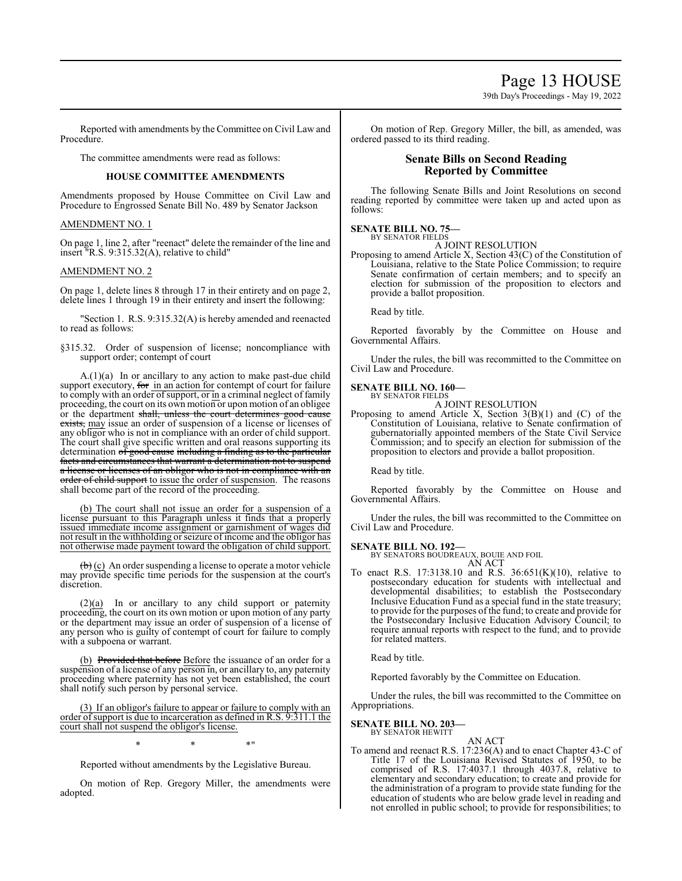Reported with amendments by the Committee on Civil Law and Procedure.

The committee amendments were read as follows:

**HOUSE COMMITTEE AMENDMENTS**

Amendments proposed by House Committee on Civil Law and Procedure to Engrossed Senate Bill No. 489 by Senator Jackson

AMENDMENT NO. 1

On page 1, line 2, after "reenact" delete the remainder of the line and insert "R.S. 9:315.32(A), relative to child"

AMENDMENT NO. 2

On page 1, delete lines 8 through 17 in their entirety and on page 2, delete lines 1 through 19 in their entirety and insert the following:

"Section 1. R.S. 9:315.32(A) is hereby amended and reenacted to read as follows:

§315.32. Order of suspension of license; noncompliance with support order; contempt of court

A.(1)(a) In or ancillary to any action to make past-due child support executory, ~~for~~ in an action for contempt of court for failure to comply with an order of support, or in a criminal neglect of family proceeding, the court on its own motion or upon motion of an obligee or the department ~~shall, unless the court determines good cause exists,~~ may issue an order of suspension of a license or licenses of any obligor who is not in compliance with an order of child support. The court shall give specific written and oral reasons supporting its determination ~~of good cause including a finding as to the particular facts and circumstances that warrant a determination not to suspend a license or licenses of an obligor who is not in compliance with an order of child support~~ to issue the order of suspension. The reasons shall become part of the record of the proceeding.

(b) The court shall not issue an order for a suspension of a license pursuant to this Paragraph unless it finds that a properly issued immediate income assignment or garnishment of wages did not result in the withholding or seizure of income and the obligor has not otherwise made payment toward the obligation of child support.

~~(b)~~ (c) An order suspending a license to operate a motor vehicle may provide specific time periods for the suspension at the court's discretion.

(2)(a) In or ancillary to any child support or paternity proceeding, the court on its own motion or upon motion of any party or the department may issue an order of suspension of a license of any person who is guilty of contempt of court for failure to comply with a subpoena or warrant.

(b) ~~Provided that before~~ Before the issuance of an order for a suspension of a license of any person in, or ancillary to, any paternity proceeding where paternity has not yet been established, the court shall notify such person by personal service.

(3) If an obligor's failure to appear or failure to comply with an order of support is due to incarceration as defined in R.S. 9:311.1 the court shall not suspend the obligor's license.

\* \* \*"

Reported without amendments by the Legislative Bureau.

On motion of Rep. Gregory Miller, the amendments were adopted.

On motion of Rep. Gregory Miller, the bill, as amended, was ordered passed to its third reading.

## Senate Bills on Second Reading Reported by Committee

The following Senate Bills and Joint Resolutions on second reading reported by committee were taken up and acted upon as follows:

**SENATE BILL NO. 75—**
BY SENATOR FIELDS
A JOINT RESOLUTION

Proposing to amend Article X, Section 43(C) of the Constitution of Louisiana, relative to the State Police Commission; to require Senate confirmation of certain members; and to specify an election for submission of the proposition to electors and provide a ballot proposition.

Read by title.

Reported favorably by the Committee on House and Governmental Affairs.

Under the rules, the bill was recommitted to the Committee on Civil Law and Procedure.

**SENATE BILL NO. 160—**
BY SENATOR FIELDS
A JOINT RESOLUTION

Proposing to amend Article X, Section 3(B)(1) and (C) of the Constitution of Louisiana, relative to Senate confirmation of gubernatorially appointed members of the State Civil Service Commission; and to specify an election for submission of the proposition to electors and provide a ballot proposition.

Read by title.

Reported favorably by the Committee on House and Governmental Affairs.

Under the rules, the bill was recommitted to the Committee on Civil Law and Procedure.

**SENATE BILL NO. 192—**
BY SENATORS BOUDREAUX, BOUIE AND FOIL
AN ACT

To enact R.S. 17:3138.10 and R.S. 36:651(K)(10), relative to postsecondary education for students with intellectual and developmental disabilities; to establish the Postsecondary Inclusive Education Fund as a special fund in the state treasury; to provide for the purposes of the fund; to create and provide for the Postsecondary Inclusive Education Advisory Council; to require annual reports with respect to the fund; and to provide for related matters.

Read by title.

Reported favorably by the Committee on Education.

Under the rules, the bill was recommitted to the Committee on Appropriations.

**SENATE BILL NO. 203—**
BY SENATOR HEWITT
AN ACT

To amend and reenact R.S. 17:236(A) and to enact Chapter 43-C of Title 17 of the Louisiana Revised Statutes of 1950, to be comprised of R.S. 17:4037.1 through 4037.8, relative to elementary and secondary education; to create and provide for the administration of a program to provide state funding for the education of students who are below grade level in reading and not enrolled in public school; to provide for responsibilities; to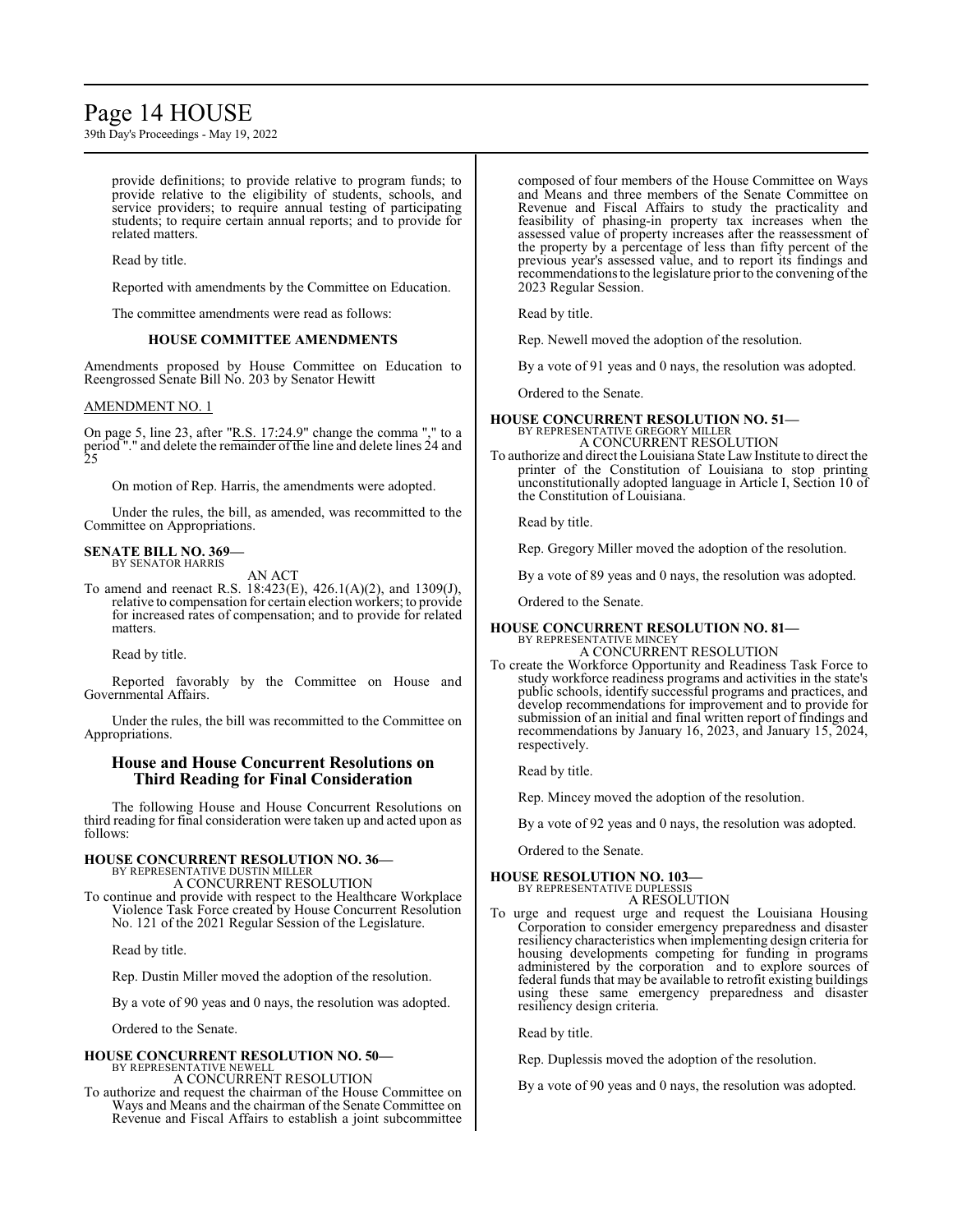provide definitions; to provide relative to program funds; to provide relative to the eligibility of students, schools, and service providers; to require annual testing of participating students; to require certain annual reports; and to provide for related matters.

Read by title.

Reported with amendments by the Committee on Education.

The committee amendments were read as follows:

**HOUSE COMMITTEE AMENDMENTS**

Amendments proposed by House Committee on Education to Reengrossed Senate Bill No. 203 by Senator Hewitt

AMENDMENT NO. 1

On page 5, line 23, after "R.S. 17:24.9" change the comma "," to a period "." and delete the remainder of the line and delete lines 24 and 25

On motion of Rep. Harris, the amendments were adopted.

Under the rules, the bill, as amended, was recommitted to the Committee on Appropriations.

**SENATE BILL NO. 369—**
BY SENATOR HARRIS
AN ACT

To amend and reenact R.S. 18:423(E), 426.1(A)(2), and 1309(J), relative to compensation for certain election workers; to provide for increased rates of compensation; and to provide for related matters.

Read by title.

Reported favorably by the Committee on House and Governmental Affairs.

Under the rules, the bill was recommitted to the Committee on Appropriations.

## House and House Concurrent Resolutions on Third Reading for Final Consideration

The following House and House Concurrent Resolutions on third reading for final consideration were taken up and acted upon as follows:

**HOUSE CONCURRENT RESOLUTION NO. 36—**
BY REPRESENTATIVE DUSTIN MILLER
A CONCURRENT RESOLUTION

To continue and provide with respect to the Healthcare Workplace Violence Task Force created by House Concurrent Resolution No. 121 of the 2021 Regular Session of the Legislature.

Read by title.

Rep. Dustin Miller moved the adoption of the resolution.

By a vote of 90 yeas and 0 nays, the resolution was adopted.

Ordered to the Senate.

**HOUSE CONCURRENT RESOLUTION NO. 50—**
BY REPRESENTATIVE NEWELL
A CONCURRENT RESOLUTION

To authorize and request the chairman of the House Committee on Ways and Means and the chairman of the Senate Committee on Revenue and Fiscal Affairs to establish a joint subcommittee composed of four members of the House Committee on Ways and Means and three members of the Senate Committee on Revenue and Fiscal Affairs to study the practicality and feasibility of phasing-in property tax increases when the assessed value of property increases after the reassessment of the property by a percentage of less than fifty percent of the previous year's assessed value, and to report its findings and recommendations to the legislature prior to the convening of the 2023 Regular Session.

Read by title.

Rep. Newell moved the adoption of the resolution.

By a vote of 91 yeas and 0 nays, the resolution was adopted.

Ordered to the Senate.

**HOUSE CONCURRENT RESOLUTION NO. 51—**
BY REPRESENTATIVE GREGORY MILLER
A CONCURRENT RESOLUTION

To authorize and direct the Louisiana State Law Institute to direct the printer of the Constitution of Louisiana to stop printing unconstitutionally adopted language in Article I, Section 10 of the Constitution of Louisiana.

Read by title.

Rep. Gregory Miller moved the adoption of the resolution.

By a vote of 89 yeas and 0 nays, the resolution was adopted.

Ordered to the Senate.

**HOUSE CONCURRENT RESOLUTION NO. 81—**
BY REPRESENTATIVE MINCEY
A CONCURRENT RESOLUTION

To create the Workforce Opportunity and Readiness Task Force to study workforce readiness programs and activities in the state's public schools, identify successful programs and practices, and develop recommendations for improvement and to provide for submission of an initial and final written report of findings and recommendations by January 16, 2023, and January 15, 2024, respectively.

Read by title.

Rep. Mincey moved the adoption of the resolution.

By a vote of 92 yeas and 0 nays, the resolution was adopted.

Ordered to the Senate.

**HOUSE RESOLUTION NO. 103—**
BY REPRESENTATIVE DUPLESSIS
A RESOLUTION

To urge and request urge and request the Louisiana Housing Corporation to consider emergency preparedness and disaster resiliency characteristics when implementing design criteria for housing developments competing for funding in programs administered by the corporation and to explore sources of federal funds that may be available to retrofit existing buildings using these same emergency preparedness and disaster resiliency design criteria.

Read by title.

Rep. Duplessis moved the adoption of the resolution.

By a vote of 90 yeas and 0 nays, the resolution was adopted.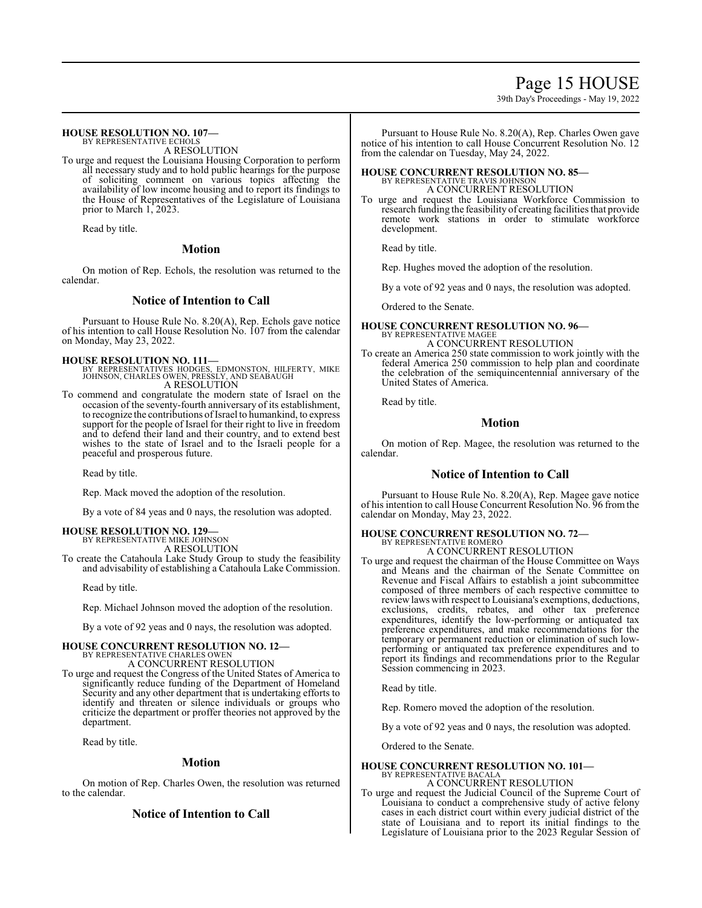**HOUSE RESOLUTION NO. 107—**
BY REPRESENTATIVE ECHOLS
A RESOLUTION

To urge and request the Louisiana Housing Corporation to perform all necessary study and to hold public hearings for the purpose of soliciting comment on various topics affecting the availability of low income housing and to report its findings to the House of Representatives of the Legislature of Louisiana prior to March 1, 2023.

Read by title.

## Motion

On motion of Rep. Echols, the resolution was returned to the calendar.

## Notice of Intention to Call

Pursuant to House Rule No. 8.20(A), Rep. Echols gave notice of his intention to call House Resolution No. 107 from the calendar on Monday, May 23, 2022.

**HOUSE RESOLUTION NO. 111—**
BY REPRESENTATIVES HODGES, EDMONSTON, HILFERTY, MIKE JOHNSON, CHARLES OWEN, PRESSLY, AND SEABAUGH
A RESOLUTION

To commend and congratulate the modern state of Israel on the occasion of the seventy-fourth anniversary of its establishment, to recognize the contributions of Israel to humankind, to express support for the people of Israel for their right to live in freedom and to defend their land and their country, and to extend best wishes to the state of Israel and to the Israeli people for a peaceful and prosperous future.

Read by title.

Rep. Mack moved the adoption of the resolution.

By a vote of 84 yeas and 0 nays, the resolution was adopted.

**HOUSE RESOLUTION NO. 129—**
BY REPRESENTATIVE MIKE JOHNSON
A RESOLUTION

To create the Catahoula Lake Study Group to study the feasibility and advisability of establishing a Catahoula Lake Commission.

Read by title.

Rep. Michael Johnson moved the adoption of the resolution.

By a vote of 92 yeas and 0 nays, the resolution was adopted.

**HOUSE CONCURRENT RESOLUTION NO. 12—**
BY REPRESENTATIVE CHARLES OWEN
A CONCURRENT RESOLUTION

To urge and request the Congress of the United States of America to significantly reduce funding of the Department of Homeland Security and any other department that is undertaking efforts to identify and threaten or silence individuals or groups who criticize the department or proffer theories not approved by the department.

Read by title.

## Motion

On motion of Rep. Charles Owen, the resolution was returned to the calendar.

## Notice of Intention to Call

Pursuant to House Rule No. 8.20(A), Rep. Charles Owen gave notice of his intention to call House Concurrent Resolution No. 12 from the calendar on Tuesday, May 24, 2022.

**HOUSE CONCURRENT RESOLUTION NO. 85—**
BY REPRESENTATIVE TRAVIS JOHNSON
A CONCURRENT RESOLUTION

To urge and request the Louisiana Workforce Commission to research funding the feasibility of creating facilities that provide remote work stations in order to stimulate workforce development.

Read by title.

Rep. Hughes moved the adoption of the resolution.

By a vote of 92 yeas and 0 nays, the resolution was adopted.

Ordered to the Senate.

**HOUSE CONCURRENT RESOLUTION NO. 96—**
BY REPRESENTATIVE MAGEE
A CONCURRENT RESOLUTION

To create an America 250 state commission to work jointly with the federal America 250 commission to help plan and coordinate the celebration of the semiquincentennial anniversary of the United States of America.

Read by title.

## Motion

On motion of Rep. Magee, the resolution was returned to the calendar.

## Notice of Intention to Call

Pursuant to House Rule No. 8.20(A), Rep. Magee gave notice of his intention to call House Concurrent Resolution No. 96 from the calendar on Monday, May 23, 2022.

**HOUSE CONCURRENT RESOLUTION NO. 72—**
BY REPRESENTATIVE ROMERO
A CONCURRENT RESOLUTION

To urge and request the chairman of the House Committee on Ways and Means and the chairman of the Senate Committee on Revenue and Fiscal Affairs to establish a joint subcommittee composed of three members of each respective committee to review laws with respect to Louisiana's exemptions, deductions, exclusions, credits, rebates, and other tax preference expenditures, identify the low-performing or antiquated tax preference expenditures, and make recommendations for the temporary or permanent reduction or elimination of such low-performing or antiquated tax preference expenditures and to report its findings and recommendations prior to the Regular Session commencing in 2023.

Read by title.

Rep. Romero moved the adoption of the resolution.

By a vote of 92 yeas and 0 nays, the resolution was adopted.

Ordered to the Senate.

**HOUSE CONCURRENT RESOLUTION NO. 101—**
BY REPRESENTATIVE BACALA
A CONCURRENT RESOLUTION

To urge and request the Judicial Council of the Supreme Court of Louisiana to conduct a comprehensive study of active felony cases in each district court within every judicial district of the state of Louisiana and to report its initial findings to the Legislature of Louisiana prior to the 2023 Regular Session of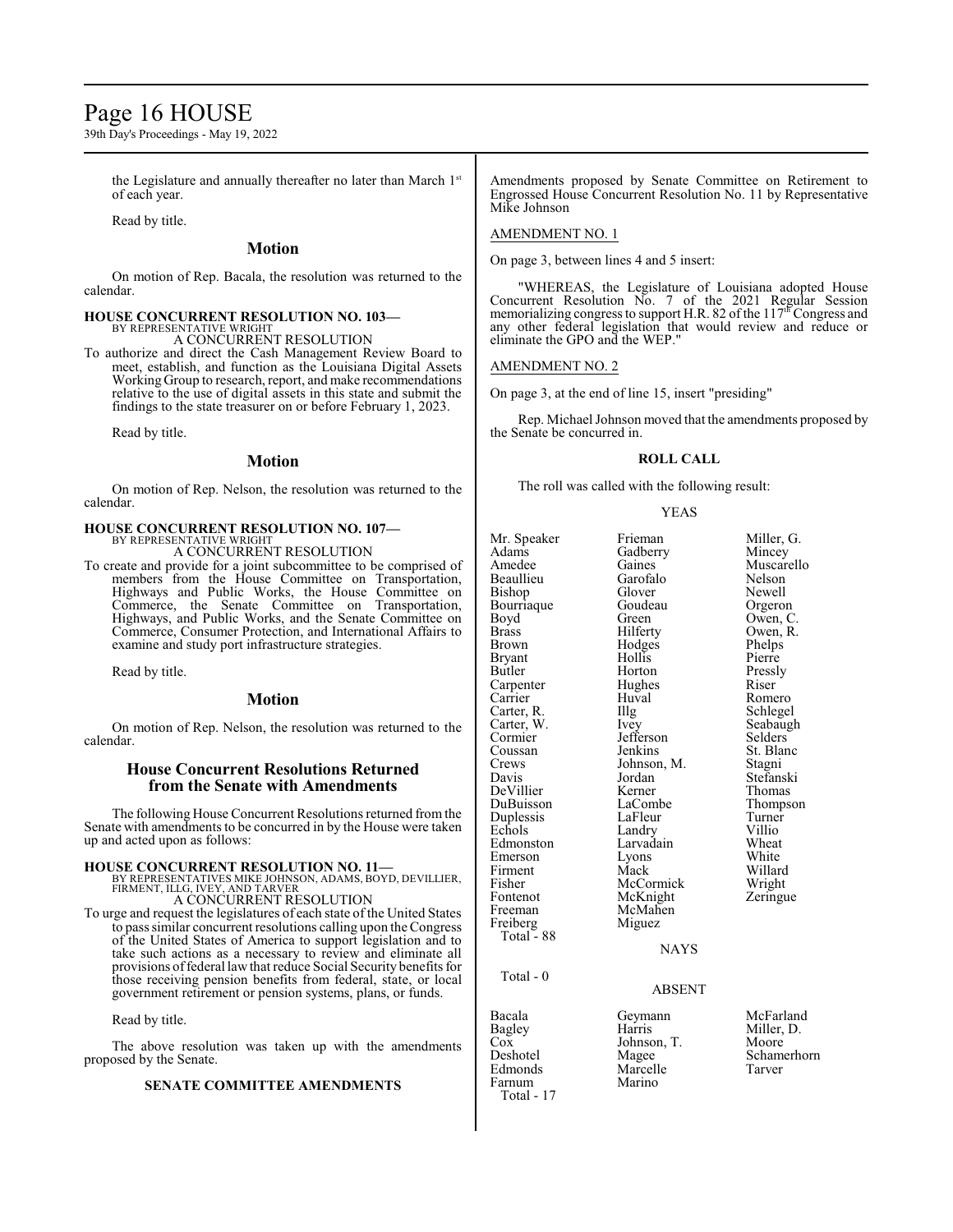the Legislature and annually thereafter no later than March 1st of each year.

Read by title.

## Motion

On motion of Rep. Bacala, the resolution was returned to the calendar.

**HOUSE CONCURRENT RESOLUTION NO. 103—**
BY REPRESENTATIVE WRIGHT
A CONCURRENT RESOLUTION

To authorize and direct the Cash Management Review Board to meet, establish, and function as the Louisiana Digital Assets Working Group to research, report, and make recommendations relative to the use of digital assets in this state and submit the findings to the state treasurer on or before February 1, 2023.

Read by title.

## Motion

On motion of Rep. Nelson, the resolution was returned to the calendar.

**HOUSE CONCURRENT RESOLUTION NO. 107—**
BY REPRESENTATIVE WRIGHT
A CONCURRENT RESOLUTION

To create and provide for a joint subcommittee to be comprised of members from the House Committee on Transportation, Highways and Public Works, the House Committee on Commerce, the Senate Committee on Transportation, Highways, and Public Works, and the Senate Committee on Commerce, Consumer Protection, and International Affairs to examine and study port infrastructure strategies.

Read by title.

## Motion

On motion of Rep. Nelson, the resolution was returned to the calendar.

## House Concurrent Resolutions Returned from the Senate with Amendments

The following House Concurrent Resolutions returned from the Senate with amendments to be concurred in by the House were taken up and acted upon as follows:

**HOUSE CONCURRENT RESOLUTION NO. 11—**
BY REPRESENTATIVES MIKE JOHNSON, ADAMS, BOYD, DEVILLIER, FIRMENT, ILLG, IVEY, AND TARVER
A CONCURRENT RESOLUTION

To urge and request the legislatures of each state of the United States to pass similar concurrent resolutions calling upon the Congress of the United States of America to support legislation and to take such actions as a necessary to review and eliminate all provisions of federal law that reduce Social Security benefits for those receiving pension benefits from federal, state, or local government retirement or pension systems, plans, or funds.

Read by title.

The above resolution was taken up with the amendments proposed by the Senate.

**SENATE COMMITTEE AMENDMENTS**

Amendments proposed by Senate Committee on Retirement to Engrossed House Concurrent Resolution No. 11 by Representative Mike Johnson

AMENDMENT NO. 1

On page 3, between lines 4 and 5 insert:

"WHEREAS, the Legislature of Louisiana adopted House Concurrent Resolution No. 7 of the 2021 Regular Session memorializing congress to support H.R. 82 of the 117th Congress and any other federal legislation that would review and reduce or eliminate the GPO and the WEP."

AMENDMENT NO. 2

On page 3, at the end of line 15, insert "presiding"

Rep. Michael Johnson moved that the amendments proposed by the Senate be concurred in.

**ROLL CALL**

The roll was called with the following result:

YEAS

| | | |
|---|---|---|
| Mr. Speaker | Frieman | Miller, G. |
| Adams | Gadberry | Mincey |
| Amedee | Gaines | Muscarello |
| Beaullieu | Garofalo | Nelson |
| Bishop | Glover | Newell |
| Bourriaque | Goudeau | Orgeron |
| Boyd | Green | Owen, C. |
| Brass | Hilferty | Owen, R. |
| Brown | Hodges | Phelps |
| Bryant | Hollis | Pierre |
| Butler | Horton | Pressly |
| Carpenter | Hughes | Riser |
| Carrier | Huval | Romero |
| Carter, R. | Illg | Schlegel |
| Carter, W. | Ivey | Seabaugh |
| Cormier | Jefferson | Selders |
| Coussan | Jenkins | St. Blanc |
| Crews | Johnson, M. | Stagni |
| Davis | Jordan | Stefanski |
| DeVillier | Kerner | Thomas |
| DuBuisson | LaCombe | Thompson |
| Duplessis | LaFleur | Turner |
| Echols | Landry | Villio |
| Edmonston | Larvadain | Wheat |
| Emerson | Lyons | White |
| Firment | Mack | Willard |
| Fisher | McCormick | Wright |
| Fontenot | McKnight | Zeringue |
| Freeman | McMahen | |
| Freiberg | Miguez | |

Total - 88

NAYS

Total - 0

ABSENT

| | | |
|---|---|---|
| Bacala | Geymann | McFarland |
| Bagley | Harris | Miller, D. |
| Cox | Johnson, T. | Moore |
| Deshotel | Magee | Schamerhorn |
| Edmonds | Marcelle | Tarver |
| Farnum | Marino | |

Total - 17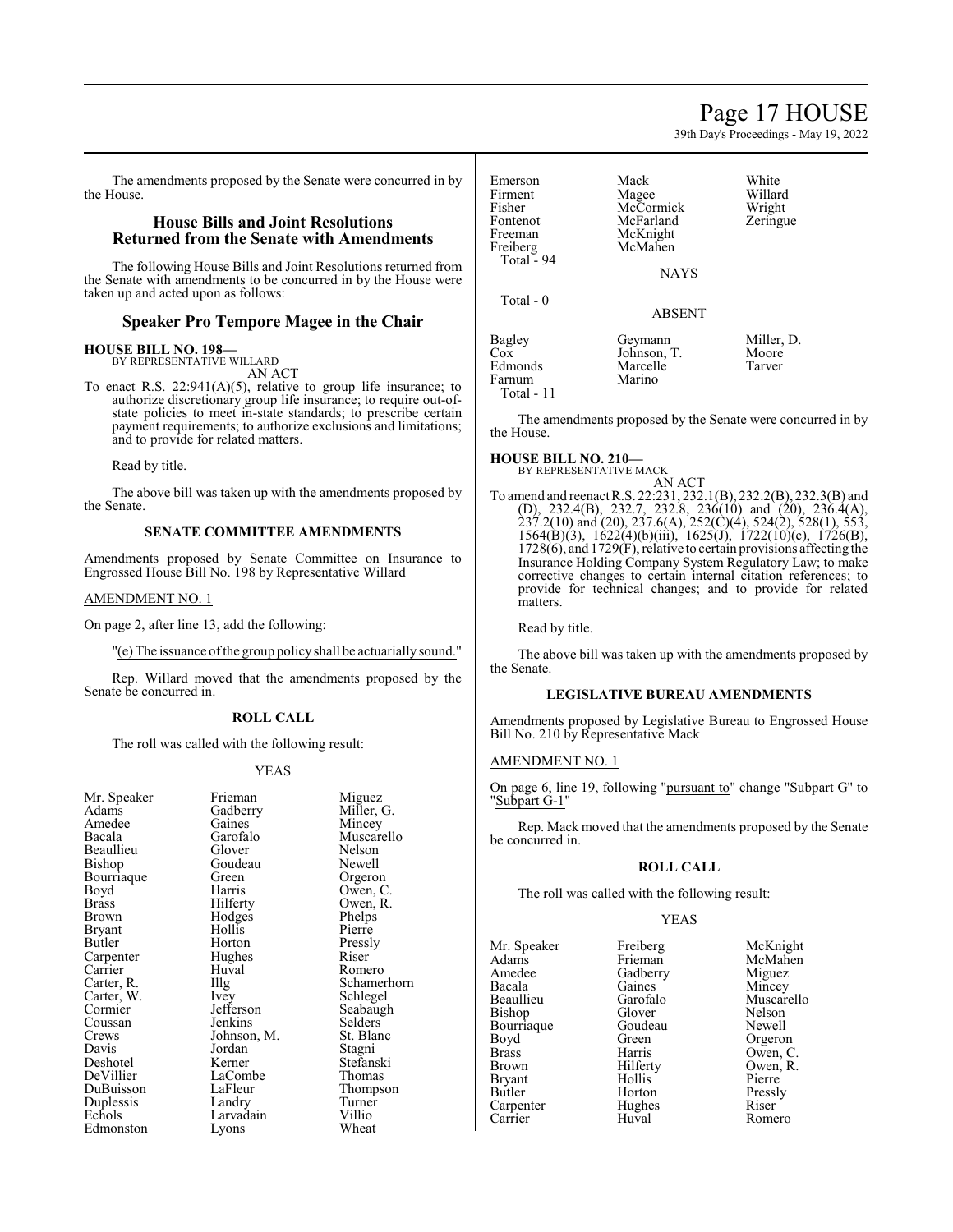The amendments proposed by the Senate were concurred in by the House.

## House Bills and Joint Resolutions Returned from the Senate with Amendments

The following House Bills and Joint Resolutions returned from the Senate with amendments to be concurred in by the House were taken up and acted upon as follows:

## Speaker Pro Tempore Magee in the Chair

**HOUSE BILL NO. 198—**
BY REPRESENTATIVE WILLARD
AN ACT

To enact R.S. 22:941(A)(5), relative to group life insurance; to authorize discretionary group life insurance; to require out-of-state policies to meet in-state standards; to prescribe certain payment requirements; to authorize exclusions and limitations; and to provide for related matters.

Read by title.

The above bill was taken up with the amendments proposed by the Senate.

### SENATE COMMITTEE AMENDMENTS

Amendments proposed by Senate Committee on Insurance to Engrossed House Bill No. 198 by Representative Willard

AMENDMENT NO. 1

On page 2, after line 13, add the following:

"(e) The issuance of the group policy shall be actuarially sound."

Rep. Willard moved that the amendments proposed by the Senate be concurred in.

### ROLL CALL

The roll was called with the following result:

YEAS

| | | |
|---|---|---|
| Mr. Speaker | Frieman | Miguez |
| Adams | Gadberry | Miller, G. |
| Amedee | Gaines | Mincey |
| Bacala | Garofalo | Muscarello |
| Beaullieu | Glover | Nelson |
| Bishop | Goudeau | Newell |
| Bourriaque | Green | Orgeron |
| Boyd | Harris | Owen, C. |
| Brass | Hilferty | Owen, R. |
| Brown | Hodges | Phelps |
| Bryant | Hollis | Pierre |
| Butler | Horton | Pressly |
| Carpenter | Hughes | Riser |
| Carrier | Huval | Romero |
| Carter, R. | Illg | Schamerhorn |
| Carter, W. | Ivey | Schlegel |
| Cormier | Jefferson | Seabaugh |
| Coussan | Jenkins | Selders |
| Crews | Johnson, M. | St. Blanc |
| Davis | Jordan | Stagni |
| Deshotel | Kerner | Stefanski |
| DeVillier | LaCombe | Thomas |
| DuBuisson | LaFleur | Thompson |
| Duplessis | Landry | Turner |
| Echols | Larvadain | Villio |
| Edmonston | Lyons | Wheat |
| Emerson | Mack | White |
| Firment | Magee | Willard |
| Fisher | McCormick | Wright |
| Fontenot | McFarland | Zeringue |
| Freeman | McKnight | |
| Freiberg | McMahen | |

Total - 94

NAYS

Total - 0

ABSENT

| | | |
|---|---|---|
| Bagley | Geymann | Miller, D. |
| Cox | Johnson, T. | Moore |
| Edmonds | Marcelle | Tarver |
| Farnum | Marino | |

Total - 11

The amendments proposed by the Senate were concurred in by the House.

**HOUSE BILL NO. 210—**
BY REPRESENTATIVE MACK
AN ACT

To amend and reenact R.S. 22:231, 232.1(B), 232.2(B), 232.3(B) and (D), 232.4(B), 232.7, 232.8, 236(10) and (20), 236.4(A), 237.2(10) and (20), 237.6(A), 252(C)(4), 524(2), 528(1), 553, 1564(B)(3), 1622(4)(b)(iii), 1625(J), 1722(10)(c), 1726(B), 1728(6), and 1729(F), relative to certain provisions affecting the Insurance Holding Company System Regulatory Law; to make corrective changes to certain internal citation references; to provide for technical changes; and to provide for related matters.

Read by title.

The above bill was taken up with the amendments proposed by the Senate.

### LEGISLATIVE BUREAU AMENDMENTS

Amendments proposed by Legislative Bureau to Engrossed House Bill No. 210 by Representative Mack

AMENDMENT NO. 1

On page 6, line 19, following "pursuant to" change "Subpart G" to "Subpart G-1"

Rep. Mack moved that the amendments proposed by the Senate be concurred in.

### ROLL CALL

The roll was called with the following result:

YEAS

| | | |
|---|---|---|
| Mr. Speaker | Freiberg | McKnight |
| Adams | Frieman | McMahen |
| Amedee | Gadberry | Miguez |
| Bacala | Gaines | Mincey |
| Beaullieu | Garofalo | Muscarello |
| Bishop | Glover | Nelson |
| Bourriaque | Goudeau | Newell |
| Boyd | Green | Orgeron |
| Brass | Harris | Owen, C. |
| Brown | Hilferty | Owen, R. |
| Bryant | Hollis | Pierre |
| Butler | Horton | Pressly |
| Carpenter | Hughes | Riser |
| Carrier | Huval | Romero |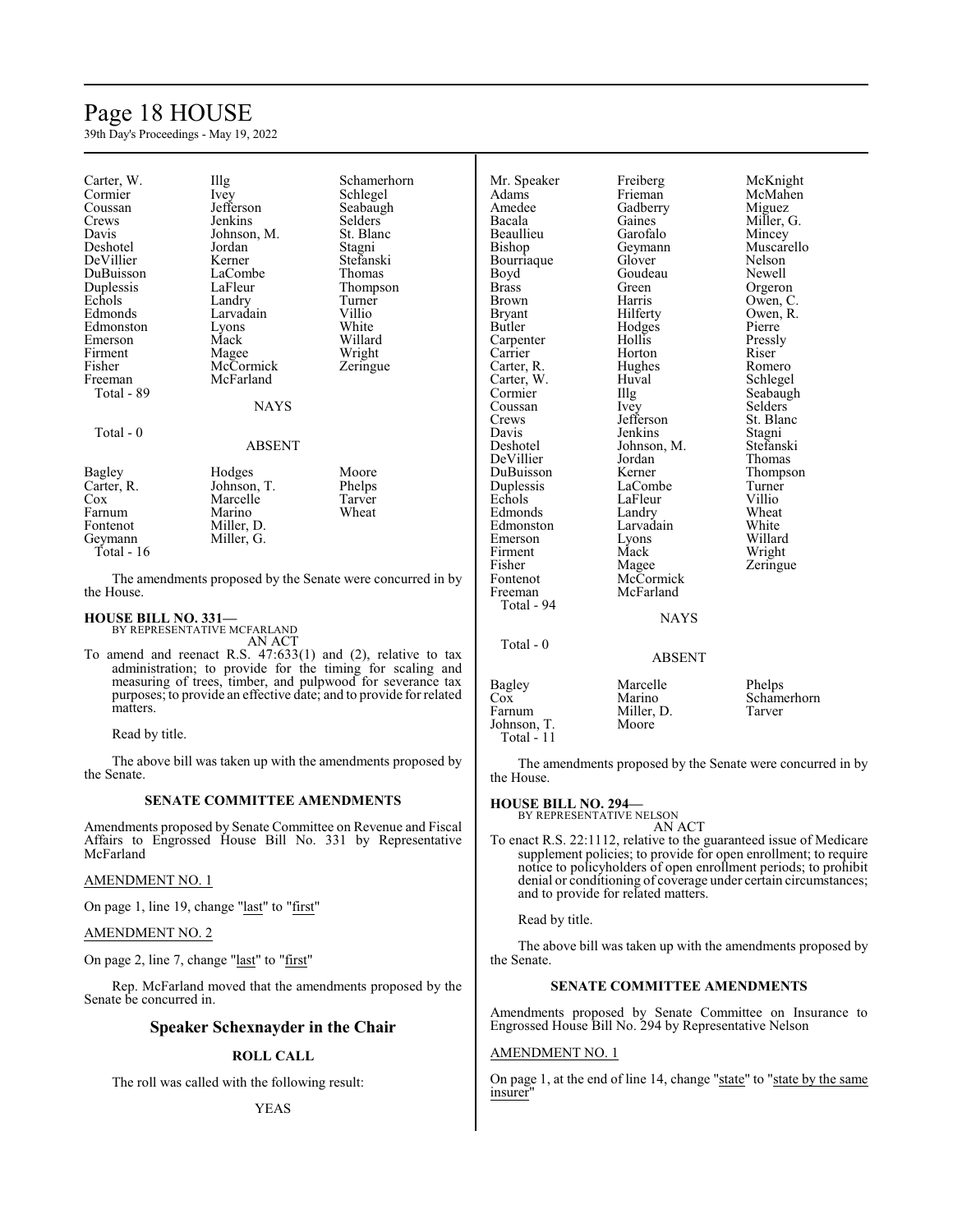| | | |
|---|---|---|
| Carter, W. | Illg | Schamerhorn |
| Cormier | Ivey | Schlegel |
| Coussan | Jefferson | Seabaugh |
| Crews | Jenkins | Selders |
| Davis | Johnson, M. | St. Blanc |
| Deshotel | Jordan | Stagni |
| DeVillier | Kerner | Stefanski |
| DuBuisson | LaCombe | Thomas |
| Duplessis | LaFleur | Thompson |
| Echols | Landry | Turner |
| Edmonds | Larvadain | Villio |
| Edmonston | Lyons | White |
| Emerson | Mack | Willard |
| Firment | Magee | Wright |
| Fisher | McCormick | Zeringue |
| Freeman | McFarland | |
| Total - 89 | | |

NAYS

Total - 0

ABSENT

| | | |
|---|---|---|
| Bagley | Hodges | Moore |
| Carter, R. | Johnson, T. | Phelps |
| Cox | Marcelle | Tarver |
| Farnum | Marino | Wheat |
| Fontenot | Miller, D. | |
| Geymann | Miller, G. | |
| Total - 16 | | |

The amendments proposed by the Senate were concurred in by the House.

**HOUSE BILL NO. 331—**
BY REPRESENTATIVE MCFARLAND
AN ACT

To amend and reenact R.S. 47:633(1) and (2), relative to tax administration; to provide for the timing for scaling and measuring of trees, timber, and pulpwood for severance tax purposes; to provide an effective date; and to provide for related matters.

Read by title.

The above bill was taken up with the amendments proposed by the Senate.

## SENATE COMMITTEE AMENDMENTS

Amendments proposed by Senate Committee on Revenue and Fiscal Affairs to Engrossed House Bill No. 331 by Representative McFarland

AMENDMENT NO. 1

On page 1, line 19, change "last" to "first"

AMENDMENT NO. 2

On page 2, line 7, change "last" to "first"

Rep. McFarland moved that the amendments proposed by the Senate be concurred in.

## Speaker Schexnayder in the Chair

### ROLL CALL

The roll was called with the following result:

YEAS

| | | |
|---|---|---|
| Mr. Speaker | Freiberg | McKnight |
| Adams | Frieman | McMahen |
| Amedee | Gadberry | Miguez |
| Bacala | Gaines | Miller, G. |
| Beaullieu | Garofalo | Mincey |
| Bishop | Geymann | Muscarello |
| Bourriaque | Glover | Nelson |
| Boyd | Goudeau | Newell |
| Brass | Green | Orgeron |
| Brown | Harris | Owen, C. |
| Bryant | Hilferty | Owen, R. |
| Butler | Hodges | Pierre |
| Carpenter | Hollis | Pressly |
| Carrier | Horton | Riser |
| Carter, R. | Hughes | Romero |
| Carter, W. | Huval | Schlegel |
| Cormier | Illg | Seabaugh |
| Coussan | Ivey | Selders |
| Crews | Jefferson | St. Blanc |
| Davis | Jenkins | Stagni |
| Deshotel | Johnson, M. | Stefanski |
| DeVillier | Jordan | Thomas |
| DuBuisson | Kerner | Thompson |
| Duplessis | LaCombe | Turner |
| Echols | LaFleur | Villio |
| Edmonds | Landry | Wheat |
| Edmonston | Larvadain | White |
| Emerson | Lyons | Willard |
| Firment | Mack | Wright |
| Fisher | Magee | Zeringue |
| Fontenot | McCormick | |
| Freeman | McFarland | |
| Total - 94 | | |

NAYS

Total - 0

ABSENT

| | | |
|---|---|---|
| Bagley | Marcelle | Phelps |
| Cox | Marino | Schamerhorn |
| Farnum | Miller, D. | Tarver |
| Johnson, T. | Moore | |
| Total - 11 | | |

The amendments proposed by the Senate were concurred in by the House.

**HOUSE BILL NO. 294—**
BY REPRESENTATIVE NELSON
AN ACT

To enact R.S. 22:1112, relative to the guaranteed issue of Medicare supplement policies; to provide for open enrollment; to require notice to policyholders of open enrollment periods; to prohibit denial or conditioning of coverage under certain circumstances; and to provide for related matters.

Read by title.

The above bill was taken up with the amendments proposed by the Senate.

## SENATE COMMITTEE AMENDMENTS

Amendments proposed by Senate Committee on Insurance to Engrossed House Bill No. 294 by Representative Nelson

AMENDMENT NO. 1

On page 1, at the end of line 14, change "state" to "state by the same insurer"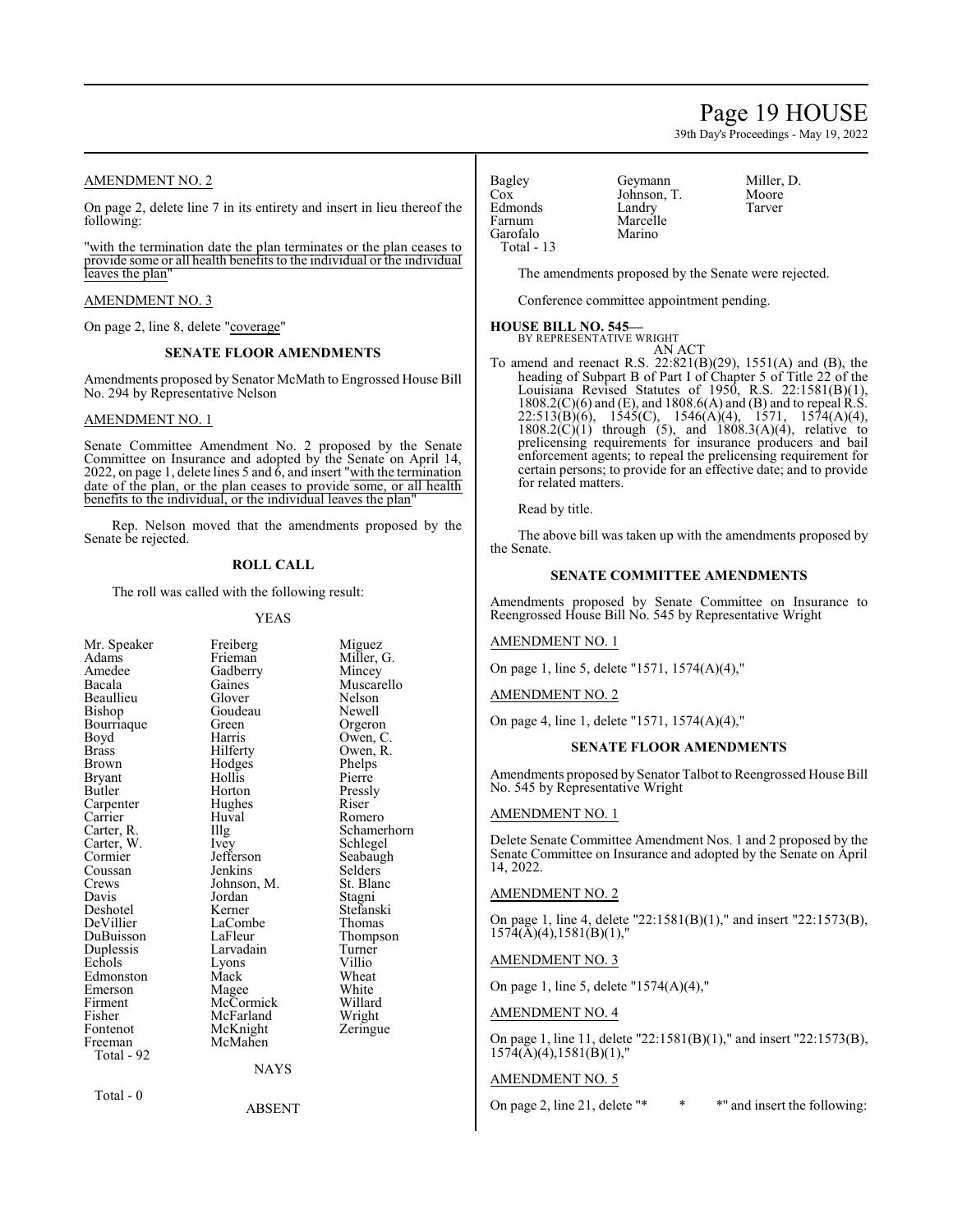AMENDMENT NO. 2

On page 2, delete line 7 in its entirety and insert in lieu thereof the following:

"with the termination date the plan terminates or the plan ceases to provide some or all health benefits to the individual or the individual leaves the plan"

AMENDMENT NO. 3

On page 2, line 8, delete "coverage"

**SENATE FLOOR AMENDMENTS**

Amendments proposed by Senator McMath to Engrossed House Bill No. 294 by Representative Nelson

AMENDMENT NO. 1

Senate Committee Amendment No. 2 proposed by the Senate Committee on Insurance and adopted by the Senate on April 14, 2022, on page 1, delete lines 5 and 6, and insert "with the termination date of the plan, or the plan ceases to provide some, or all health benefits to the individual, or the individual leaves the plan"

Rep. Nelson moved that the amendments proposed by the Senate be rejected.

**ROLL CALL**

The roll was called with the following result:

YEAS

| | | |
|---|---|---|
| Mr. Speaker | Freiberg | Miguez |
| Adams | Frieman | Miller, G. |
| Amedee | Gadberry | Mincey |
| Bacala | Gaines | Muscarello |
| Beaullieu | Glover | Nelson |
| Bishop | Goudeau | Newell |
| Bourriaque | Green | Orgeron |
| Boyd | Harris | Owen, C. |
| Brass | Hilferty | Owen, R. |
| Brown | Hodges | Phelps |
| Bryant | Hollis | Pierre |
| Butler | Horton | Pressly |
| Carpenter | Hughes | Riser |
| Carrier | Huval | Romero |
| Carter, R. | Illg | Schamerhorn |
| Carter, W. | Ivey | Schlegel |
| Cormier | Jefferson | Seabaugh |
| Coussan | Jenkins | Selders |
| Crews | Johnson, M. | St. Blanc |
| Davis | Jordan | Stagni |
| Deshotel | Kerner | Stefanski |
| DeVillier | LaCombe | Thomas |
| DuBuisson | LaFleur | Thompson |
| Duplessis | Larvadain | Turner |
| Echols | Lyons | Villio |
| Edmonston | Mack | Wheat |
| Emerson | Magee | White |
| Firment | McCormick | Willard |
| Fisher | McFarland | Wright |
| Fontenot | McKnight | Zeringue |
| Freeman | McMahen | |

Total - 92

NAYS

Total - 0

ABSENT

| | | |
|---|---|---|
| Bagley | Geymann | Miller, D. |
| Cox | Johnson, T. | Moore |
| Edmonds | Landry | Tarver |
| Farnum | Marcelle | |
| Garofalo | Marino | |

Total - 13

The amendments proposed by the Senate were rejected.

Conference committee appointment pending.

**HOUSE BILL NO. 545—**
BY REPRESENTATIVE WRIGHT

AN ACT

To amend and reenact R.S. 22:821(B)(29), 1551(A) and (B), the heading of Subpart B of Part I of Chapter 5 of Title 22 of the Louisiana Revised Statutes of 1950, R.S. 22:1581(B)(1), 1808.2(C)(6) and (E), and 1808.6(A) and (B) and to repeal R.S. 22:513(B)(6), 1545(C), 1546(A)(4), 1571, 1574(A)(4), 1808.2(C)(1) through (5), and 1808.3(A)(4), relative to prelicensing requirements for insurance producers and bail enforcement agents; to repeal the prelicensing requirement for certain persons; to provide for an effective date; and to provide for related matters.

Read by title.

The above bill was taken up with the amendments proposed by the Senate.

**SENATE COMMITTEE AMENDMENTS**

Amendments proposed by Senate Committee on Insurance to Reengrossed House Bill No. 545 by Representative Wright

AMENDMENT NO. 1

On page 1, line 5, delete "1571, 1574(A)(4),"

AMENDMENT NO. 2

On page 4, line 1, delete "1571, 1574(A)(4),"

**SENATE FLOOR AMENDMENTS**

Amendments proposed by Senator Talbot to Reengrossed House Bill No. 545 by Representative Wright

AMENDMENT NO. 1

Delete Senate Committee Amendment Nos. 1 and 2 proposed by the Senate Committee on Insurance and adopted by the Senate on April 14, 2022.

AMENDMENT NO. 2

On page 1, line 4, delete "22:1581(B)(1)," and insert "22:1573(B), 1574(A)(4),1581(B)(1),"

AMENDMENT NO. 3

On page 1, line 5, delete "1574(A)(4),"

AMENDMENT NO. 4

On page 1, line 11, delete "22:1581(B)(1)," and insert "22:1573(B), 1574(A)(4),1581(B)(1),"

AMENDMENT NO. 5

On page 2, line 21, delete "* * *" and insert the following: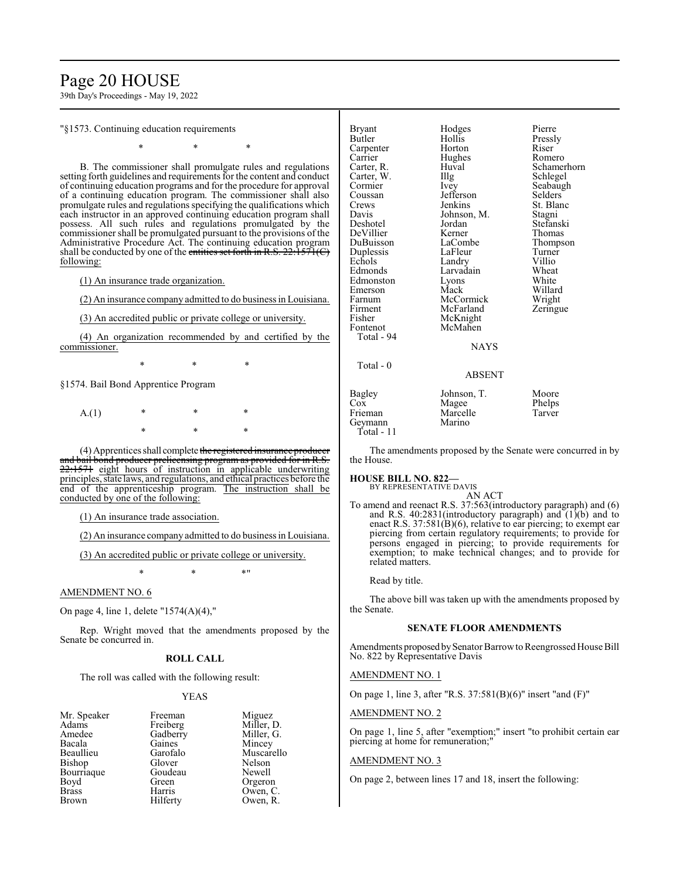"§1573. Continuing education requirements

\* \* \*

B. The commissioner shall promulgate rules and regulations setting forth guidelines and requirements for the content and conduct of continuing education programs and for the procedure for approval of a continuing education program. The commissioner shall also promulgate rules and regulations specifying the qualifications which each instructor in an approved continuing education program shall possess. All such rules and regulations promulgated by the commissioner shall be promulgated pursuant to the provisions of the Administrative Procedure Act. The continuing education program shall be conducted by one of the ~~entities set forth in R.S. 22:1571(C)~~ following:

(1) An insurance trade organization.

(2) An insurance company admitted to do business in Louisiana.

(3) An accredited public or private college or university.

(4) An organization recommended by and certified by the commissioner.

\* \* \*

§1574. Bail Bond Apprentice Program

A.(1) \* \* \*

\* \* \*

(4) Apprentices shall complete ~~the registered insurance producer and bail bond producer prelicensing program as provided for in R.S. 22:1571~~ eight hours of instruction in applicable underwriting principles, state laws, and regulations, and ethical practices before the end of the apprenticeship program. The instruction shall be conducted by one of the following:

(1) An insurance trade association.

(2) An insurance company admitted to do business in Louisiana.

(3) An accredited public or private college or university.

\* \* \*"

AMENDMENT NO. 6

On page 4, line 1, delete "1574(A)(4),"

Rep. Wright moved that the amendments proposed by the Senate be concurred in.

**ROLL CALL**

The roll was called with the following result:

YEAS

| | | |
|---|---|---|
| Mr. Speaker | Freeman | Miguez |
| Adams | Freiberg | Miller, D. |
| Amedee | Gadberry | Miller, G. |
| Bacala | Gaines | Mincey |
| Beaullieu | Garofalo | Muscarello |
| Bishop | Glover | Nelson |
| Bourriaque | Goudeau | Newell |
| Boyd | Green | Orgeron |
| Brass | Harris | Owen, C. |
| Brown | Hilferty | Owen, R. |
| Bryant | Hodges | Pierre |
| Butler | Hollis | Pressly |
| Carpenter | Horton | Riser |
| Carrier | Hughes | Romero |
| Carter, R. | Huval | Schamerhorn |
| Carter, W. | Illg | Schlegel |
| Cormier | Ivey | Seabaugh |
| Coussan | Jefferson | Selders |
| Crews | Jenkins | St. Blanc |
| Davis | Johnson, M. | Stagni |
| Deshotel | Jordan | Stefanski |
| DeVillier | Kerner | Thomas |
| DuBuisson | LaCombe | Thompson |
| Duplessis | LaFleur | Turner |
| Echols | Landry | Villio |
| Edmonds | Larvadain | Wheat |
| Edmonston | Lyons | White |
| Emerson | Mack | Willard |
| Farnum | McCormick | Wright |
| Firment | McFarland | Zeringue |
| Fisher | McKnight | |
| Fontenot | McMahen | |

Total - 94

NAYS

Total - 0

ABSENT

| | | |
|---|---|---|
| Bagley | Johnson, T. | Moore |
| Cox | Magee | Phelps |
| Frieman | Marcelle | Tarver |
| Geymann | Marino | |

Total - 11

The amendments proposed by the Senate were concurred in by the House.

**HOUSE BILL NO. 822—**
BY REPRESENTATIVE DAVIS
AN ACT

To amend and reenact R.S. 37:563(introductory paragraph) and (6) and R.S. 40:2831(introductory paragraph) and (1)(b) and to enact R.S. 37:581(B)(6), relative to ear piercing; to exempt ear piercing from certain regulatory requirements; to provide for persons engaged in piercing; to provide requirements for exemption; to make technical changes; and to provide for related matters.

Read by title.

The above bill was taken up with the amendments proposed by the Senate.

**SENATE FLOOR AMENDMENTS**

Amendments proposed by Senator Barrow to Reengrossed House Bill No. 822 by Representative Davis

AMENDMENT NO. 1

On page 1, line 3, after "R.S. 37:581(B)(6)" insert "and (F)"

AMENDMENT NO. 2

On page 1, line 5, after "exemption;" insert "to prohibit certain ear piercing at home for remuneration;"

AMENDMENT NO. 3

On page 2, between lines 17 and 18, insert the following: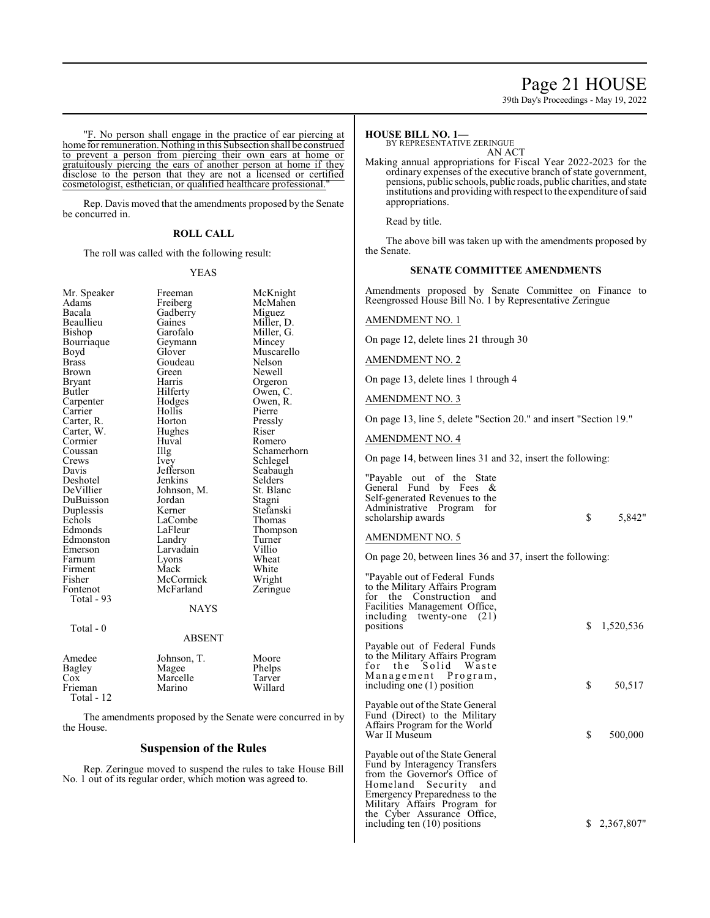"F. No person shall engage in the practice of ear piercing at home for remuneration. Nothing in this Subsection shall be construed to prevent a person from piercing their own ears at home or gratuitously piercing the ears of another person at home if they disclose to the person that they are not a licensed or certified cosmetologist, esthetician, or qualified healthcare professional."

Rep. Davis moved that the amendments proposed by the Senate be concurred in.

**ROLL CALL**

The roll was called with the following result:

YEAS

| | | |
|---|---|---|
| Mr. Speaker | Freeman | McKnight |
| Adams | Freiberg | McMahen |
| Bacala | Gadberry | Miguez |
| Beaullieu | Gaines | Miller, D. |
| Bishop | Garofalo | Miller, G. |
| Bourriaque | Geymann | Mincey |
| Boyd | Glover | Muscarello |
| Brass | Goudeau | Nelson |
| Brown | Green | Newell |
| Bryant | Harris | Orgeron |
| Butler | Hilferty | Owen, C. |
| Carpenter | Hodges | Owen, R. |
| Carrier | Hollis | Pierre |
| Carter, R. | Horton | Pressly |
| Carter, W. | Hughes | Riser |
| Cormier | Huval | Romero |
| Coussan | Illg | Schamerhorn |
| Crews | Ivey | Schlegel |
| Davis | Jefferson | Seabaugh |
| Deshotel | Jenkins | Selders |
| DeVillier | Johnson, M. | St. Blanc |
| DuBuisson | Jordan | Stagni |
| Duplessis | Kerner | Stefanski |
| Echols | LaCombe | Thomas |
| Edmonds | LaFleur | Thompson |
| Edmonston | Landry | Turner |
| Emerson | Larvadain | Villio |
| Farnum | Lyons | Wheat |
| Firment | Mack | White |
| Fisher | McCormick | Wright |
| Fontenot | McFarland | Zeringue |

Total - 93

NAYS

Total - 0

ABSENT

| | | |
|---|---|---|
| Amedee | Johnson, T. | Moore |
| Bagley | Magee | Phelps |
| Cox | Marcelle | Tarver |
| Frieman | Marino | Willard |

Total - 12

The amendments proposed by the Senate were concurred in by the House.

## Suspension of the Rules

Rep. Zeringue moved to suspend the rules to take House Bill No. 1 out of its regular order, which motion was agreed to.

**HOUSE BILL NO. 1—**
BY REPRESENTATIVE ZERINGUE
AN ACT

Making annual appropriations for Fiscal Year 2022-2023 for the ordinary expenses of the executive branch of state government, pensions, public schools, public roads, public charities, and state institutions and providing with respect to the expenditure of said appropriations.

Read by title.

The above bill was taken up with the amendments proposed by the Senate.

**SENATE COMMITTEE AMENDMENTS**

Amendments proposed by Senate Committee on Finance to Reengrossed House Bill No. 1 by Representative Zeringue

AMENDMENT NO. 1

On page 12, delete lines 21 through 30

AMENDMENT NO. 2

On page 13, delete lines 1 through 4

AMENDMENT NO. 3

On page 13, line 5, delete "Section 20." and insert "Section 19."

AMENDMENT NO. 4

On page 14, between lines 31 and 32, insert the following:

"Payable out of the State General Fund by Fees & Self-generated Revenues to the Administrative Program for scholarship awards $ 5,842"

AMENDMENT NO. 5

On page 20, between lines 36 and 37, insert the following:

"Payable out of Federal Funds to the Military Affairs Program for the Construction and Facilities Management Office, including twenty-one (21) positions $ 1,520,536

Payable out of Federal Funds to the Military Affairs Program for the Solid Waste Management Program, including one (1) position $ 50,517

Payable out of the State General Fund (Direct) to the Military Affairs Program for the World War II Museum $ 500,000

Payable out of the State General Fund by Interagency Transfers from the Governor's Office of Homeland Security and Emergency Preparedness to the Military Affairs Program for the Cyber Assurance Office, including ten (10) positions $ 2,367,807"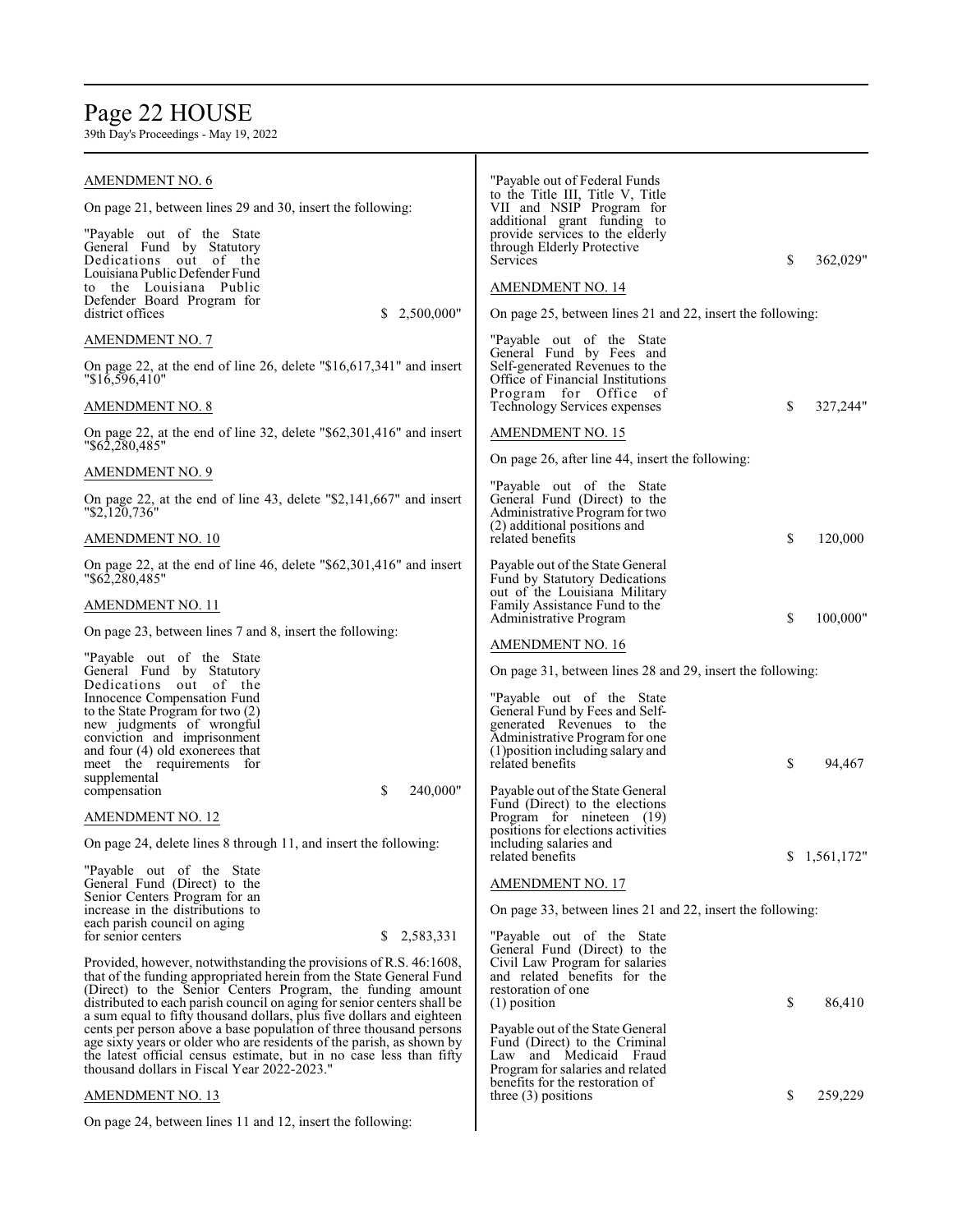AMENDMENT NO. 6

On page 21, between lines 29 and 30, insert the following:

"Payable out of the State General Fund by Statutory Dedications out of the Louisiana Public Defender Fund to the Louisiana Public Defender Board Program for district offices $ 2,500,000"

AMENDMENT NO. 7

On page 22, at the end of line 26, delete "$16,617,341" and insert "$16,596,410"

AMENDMENT NO. 8

On page 22, at the end of line 32, delete "$62,301,416" and insert "$62,280,485"

AMENDMENT NO. 9

On page 22, at the end of line 43, delete "$2,141,667" and insert "$2,120,736"

AMENDMENT NO. 10

On page 22, at the end of line 46, delete "$62,301,416" and insert "$62,280,485"

AMENDMENT NO. 11

On page 23, between lines 7 and 8, insert the following:

"Payable out of the State General Fund by Statutory Dedications out of the Innocence Compensation Fund to the State Program for two (2) new judgments of wrongful conviction and imprisonment and four (4) old exonerees that meet the requirements for supplemental compensation $ 240,000"

AMENDMENT NO. 12

On page 24, delete lines 8 through 11, and insert the following:

"Payable out of the State General Fund (Direct) to the Senior Centers Program for an increase in the distributions to each parish council on aging for senior centers $ 2,583,331

Provided, however, notwithstanding the provisions of R.S. 46:1608, that of the funding appropriated herein from the State General Fund (Direct) to the Senior Centers Program, the funding amount distributed to each parish council on aging for senior centers shall be a sum equal to fifty thousand dollars, plus five dollars and eighteen cents per person above a base population of three thousand persons age sixty years or older who are residents of the parish, as shown by the latest official census estimate, but in no case less than fifty thousand dollars in Fiscal Year 2022-2023."

AMENDMENT NO. 13

On page 24, between lines 11 and 12, insert the following:

"Payable out of Federal Funds to the Title III, Title V, Title VII and NSIP Program for additional grant funding to provide services to the elderly through Elderly Protective Services $ 362,029"

AMENDMENT NO. 14

On page 25, between lines 21 and 22, insert the following:

"Payable out of the State General Fund by Fees and Self-generated Revenues to the Office of Financial Institutions Program for Office of Technology Services expenses $ 327,244"

AMENDMENT NO. 15

On page 26, after line 44, insert the following:

"Payable out of the State General Fund (Direct) to the Administrative Program for two (2) additional positions and related benefits $ 120,000

Payable out of the State General Fund by Statutory Dedications out of the Louisiana Military Family Assistance Fund to the Administrative Program $ 100,000"

AMENDMENT NO. 16

On page 31, between lines 28 and 29, insert the following:

"Payable out of the State General Fund by Fees and Self-generated Revenues to the Administrative Program for one (1)position including salary and related benefits $ 94,467

Payable out of the State General Fund (Direct) to the elections Program for nineteen (19) positions for elections activities including salaries and related benefits $ 1,561,172"

AMENDMENT NO. 17

On page 33, between lines 21 and 22, insert the following:

"Payable out of the State General Fund (Direct) to the Civil Law Program for salaries and related benefits for the restoration of one (1) position $ 86,410

Payable out of the State General Fund (Direct) to the Criminal Law and Medicaid Fraud Program for salaries and related benefits for the restoration of three (3) positions $ 259,229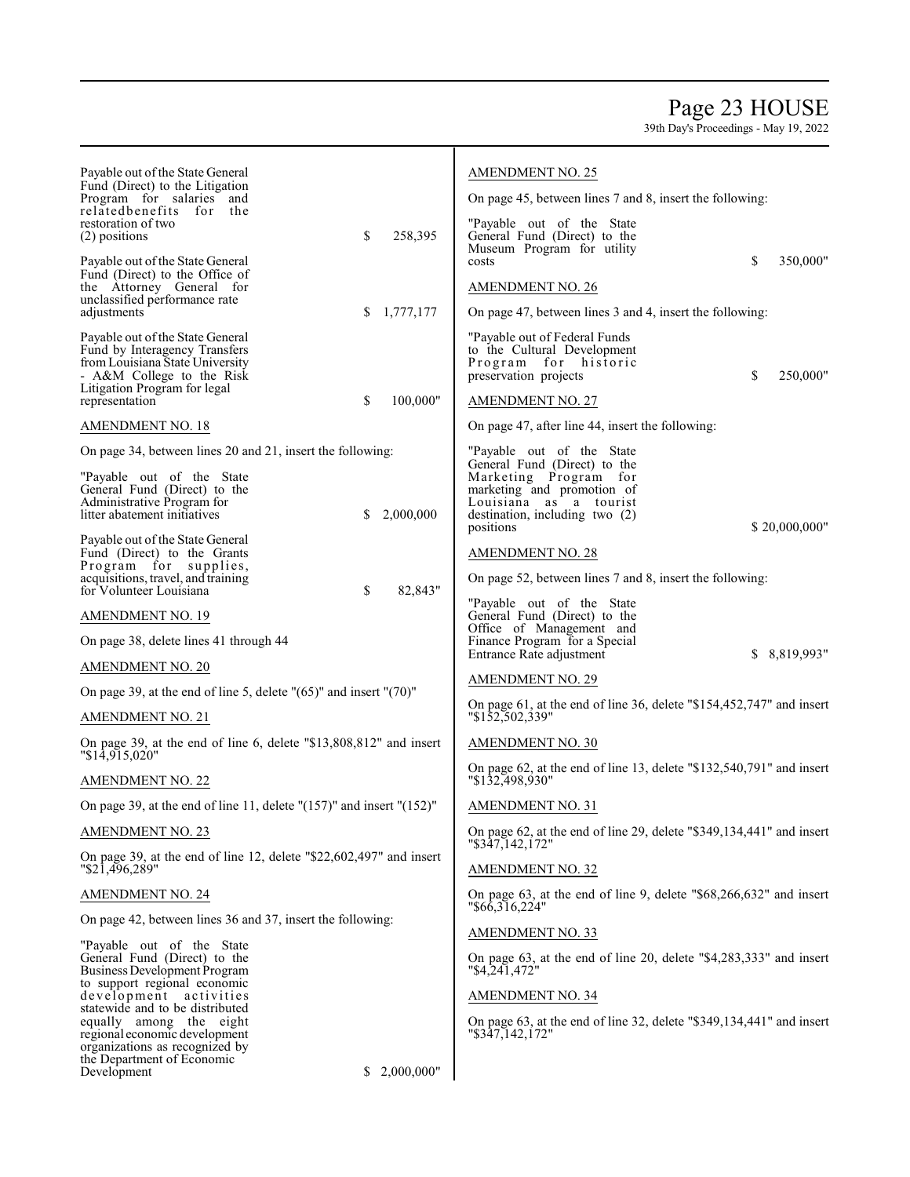Payable out of the State General Fund (Direct) to the Litigation Program for salaries and relatedbenefits for the restoration of two (2) positions $ 258,395

Payable out of the State General Fund (Direct) to the Office of the Attorney General for unclassified performance rate adjustments $ 1,777,177

Payable out of the State General Fund by Interagency Transfers from Louisiana State University - A&M College to the Risk Litigation Program for legal representation $ 100,000"

AMENDMENT NO. 18

On page 34, between lines 20 and 21, insert the following:

"Payable out of the State General Fund (Direct) to the Administrative Program for litter abatement initiatives $ 2,000,000

Payable out of the State General Fund (Direct) to the Grants Program for supplies, acquisitions, travel, and training for Volunteer Louisiana $ 82,843"

AMENDMENT NO. 19

On page 38, delete lines 41 through 44

AMENDMENT NO. 20

On page 39, at the end of line 5, delete "(65)" and insert "(70)"

AMENDMENT NO. 21

On page 39, at the end of line 6, delete "$13,808,812" and insert "$14,915,020"

AMENDMENT NO. 22

On page 39, at the end of line 11, delete "(157)" and insert "(152)"

AMENDMENT NO. 23

On page 39, at the end of line 12, delete "$22,602,497" and insert "$21,496,289"

AMENDMENT NO. 24

On page 42, between lines 36 and 37, insert the following:

"Payable out of the State General Fund (Direct) to the Business Development Program to support regional economic development activities statewide and to be distributed equally among the eight regional economic development organizations as recognized by the Department of Economic Development $ 2,000,000"

AMENDMENT NO. 25

On page 45, between lines 7 and 8, insert the following:

"Payable out of the State General Fund (Direct) to the Museum Program for utility costs $ 350,000"

AMENDMENT NO. 26

On page 47, between lines 3 and 4, insert the following:

"Payable out of Federal Funds to the Cultural Development Program for historic preservation projects $ 250,000"

AMENDMENT NO. 27

On page 47, after line 44, insert the following:

"Payable out of the State General Fund (Direct) to the Marketing Program for marketing and promotion of Louisiana as a tourist destination, including two (2) positions $ 20,000,000"

AMENDMENT NO. 28

On page 52, between lines 7 and 8, insert the following:

"Payable out of the State General Fund (Direct) to the Office of Management and Finance Program for a Special Entrance Rate adjustment $ 8,819,993"

AMENDMENT NO. 29

On page 61, at the end of line 36, delete "$154,452,747" and insert "$152,502,339"

AMENDMENT NO. 30

On page 62, at the end of line 13, delete "$132,540,791" and insert "$132,498,930"

AMENDMENT NO. 31

On page 62, at the end of line 29, delete "$349,134,441" and insert "$347,142,172"

AMENDMENT NO. 32

On page 63, at the end of line 9, delete "$68,266,632" and insert "$66,316,224"

AMENDMENT NO. 33

On page 63, at the end of line 20, delete "$4,283,333" and insert "$4,241,472"

AMENDMENT NO. 34

On page 63, at the end of line 32, delete "$349,134,441" and insert "$347,142,172"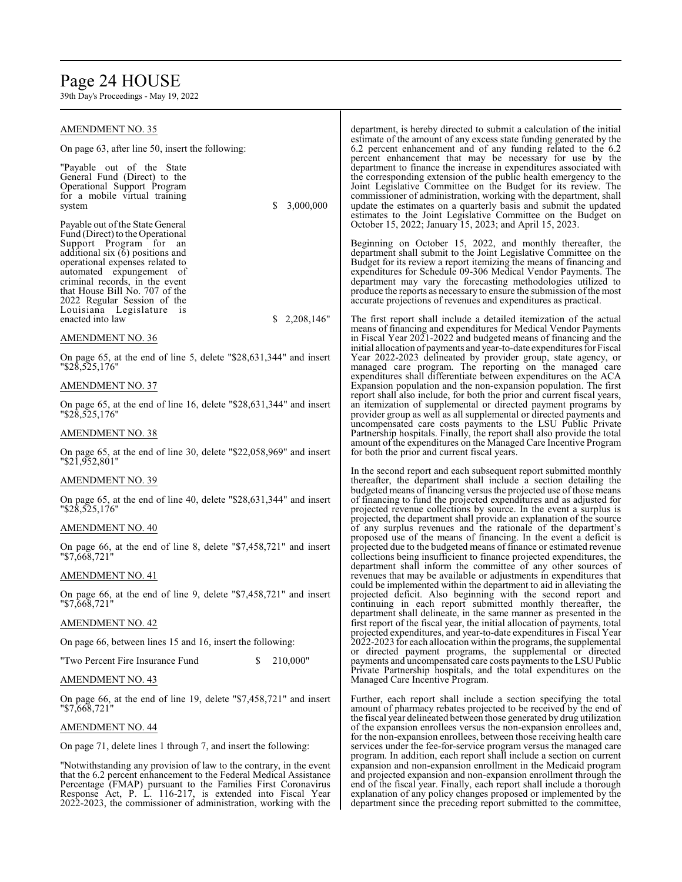AMENDMENT NO. 35

On page 63, after line 50, insert the following:

"Payable out of the State General Fund (Direct) to the Operational Support Program for a mobile virtual training system $ 3,000,000

Payable out of the State General Fund (Direct) to the Operational Support Program for an additional six (6) positions and operational expenses related to automated expungement of criminal records, in the event that House Bill No. 707 of the 2022 Regular Session of the Louisiana Legislature is enacted into law $ 2,208,146"

AMENDMENT NO. 36

On page 65, at the end of line 5, delete "$28,631,344" and insert "$28,525,176"

AMENDMENT NO. 37

On page 65, at the end of line 16, delete "$28,631,344" and insert "$28,525,176"

AMENDMENT NO. 38

On page 65, at the end of line 30, delete "$22,058,969" and insert "$21,952,801"

AMENDMENT NO. 39

On page 65, at the end of line 40, delete "$28,631,344" and insert "$28,525,176"

AMENDMENT NO. 40

On page 66, at the end of line 8, delete "$7,458,721" and insert "$7,668,721"

AMENDMENT NO. 41

On page 66, at the end of line 9, delete "$7,458,721" and insert "$7,668,721"

AMENDMENT NO. 42

On page 66, between lines 15 and 16, insert the following:

"Two Percent Fire Insurance Fund $ 210,000"

AMENDMENT NO. 43

On page 66, at the end of line 19, delete "$7,458,721" and insert "$7,668,721"

AMENDMENT NO. 44

On page 71, delete lines 1 through 7, and insert the following:

"Notwithstanding any provision of law to the contrary, in the event that the 6.2 percent enhancement to the Federal Medical Assistance Percentage (FMAP) pursuant to the Families First Coronavirus Response Act, P. L. 116-217, is extended into Fiscal Year 2022-2023, the commissioner of administration, working with the department, is hereby directed to submit a calculation of the initial estimate of the amount of any excess state funding generated by the 6.2 percent enhancement and of any funding related to the 6.2 percent enhancement that may be necessary for use by the department to finance the increase in expenditures associated with the corresponding extension of the public health emergency to the Joint Legislative Committee on the Budget for its review. The commissioner of administration, working with the department, shall update the estimates on a quarterly basis and submit the updated estimates to the Joint Legislative Committee on the Budget on October 15, 2022; January 15, 2023; and April 15, 2023.

Beginning on October 15, 2022, and monthly thereafter, the department shall submit to the Joint Legislative Committee on the Budget for its review a report itemizing the means of financing and expenditures for Schedule 09-306 Medical Vendor Payments. The department may vary the forecasting methodologies utilized to produce the reports as necessary to ensure the submission of the most accurate projections of revenues and expenditures as practical.

The first report shall include a detailed itemization of the actual means of financing and expenditures for Medical Vendor Payments in Fiscal Year 2021-2022 and budgeted means of financing and the initial allocation of payments and year-to-date expenditures for Fiscal Year 2022-2023 delineated by provider group, state agency, or managed care program. The reporting on the managed care expenditures shall differentiate between expenditures on the ACA Expansion population and the non-expansion population. The first report shall also include, for both the prior and current fiscal years, an itemization of supplemental or directed payment programs by provider group as well as all supplemental or directed payments and uncompensated care costs payments to the LSU Public Private Partnership hospitals. Finally, the report shall also provide the total amount of the expenditures on the Managed Care Incentive Program for both the prior and current fiscal years.

In the second report and each subsequent report submitted monthly thereafter, the department shall include a section detailing the budgeted means of financing versus the projected use of those means of financing to fund the projected expenditures and as adjusted for projected revenue collections by source. In the event a surplus is projected, the department shall provide an explanation of the source of any surplus revenues and the rationale of the department's proposed use of the means of financing. In the event a deficit is projected due to the budgeted means of finance or estimated revenue collections being insufficient to finance projected expenditures, the department shall inform the committee of any other sources of revenues that may be available or adjustments in expenditures that could be implemented within the department to aid in alleviating the projected deficit. Also beginning with the second report and continuing in each report submitted monthly thereafter, the department shall delineate, in the same manner as presented in the first report of the fiscal year, the initial allocation of payments, total projected expenditures, and year-to-date expenditures in Fiscal Year 2022-2023 for each allocation within the programs, the supplemental or directed payment programs, the supplemental or directed payments and uncompensated care costs payments to the LSU Public Private Partnership hospitals, and the total expenditures on the Managed Care Incentive Program.

Further, each report shall include a section specifying the total amount of pharmacy rebates projected to be received by the end of the fiscal year delineated between those generated by drug utilization of the expansion enrollees versus the non-expansion enrollees and, for the non-expansion enrollees, between those receiving health care services under the fee-for-service program versus the managed care program. In addition, each report shall include a section on current expansion and non-expansion enrollment in the Medicaid program and projected expansion and non-expansion enrollment through the end of the fiscal year. Finally, each report shall include a thorough explanation of any policy changes proposed or implemented by the department since the preceding report submitted to the committee,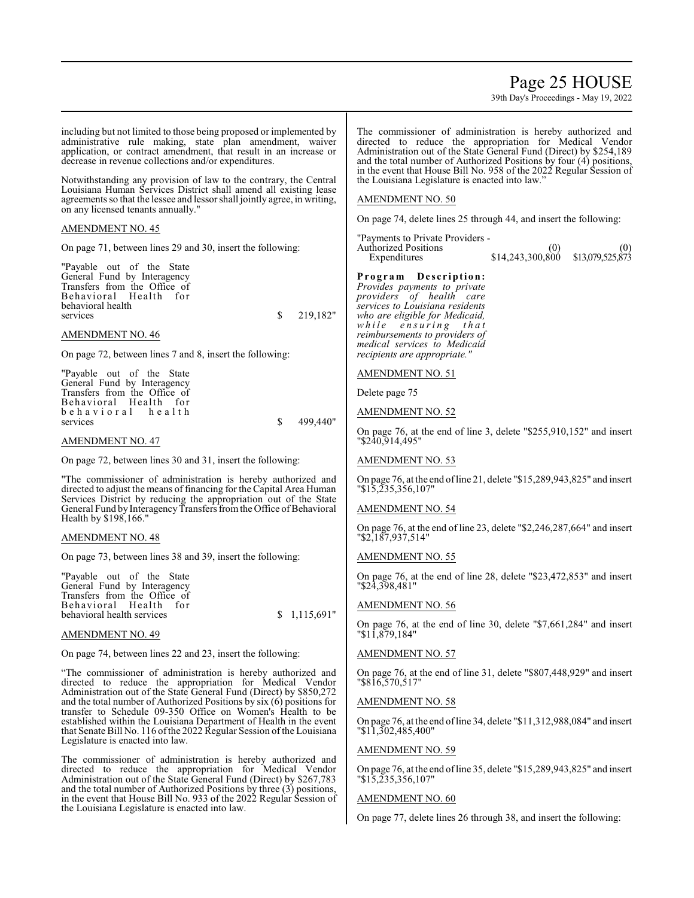including but not limited to those being proposed or implemented by administrative rule making, state plan amendment, waiver application, or contract amendment, that result in an increase or decrease in revenue collections and/or expenditures.

Notwithstanding any provision of law to the contrary, the Central Louisiana Human Services District shall amend all existing lease agreements so that the lessee and lessor shall jointly agree, in writing, on any licensed tenants annually."

AMENDMENT NO. 45

On page 71, between lines 29 and 30, insert the following:

"Payable out of the State General Fund by Interagency Transfers from the Office of Behavioral Health for behavioral health services $ 219,182"

AMENDMENT NO. 46

On page 72, between lines 7 and 8, insert the following:

"Payable out of the State General Fund by Interagency Transfers from the Office of Behavioral Health for behavioral health services $ 499,440"

AMENDMENT NO. 47

On page 72, between lines 30 and 31, insert the following:

"The commissioner of administration is hereby authorized and directed to adjust the means of financing for the Capital Area Human Services District by reducing the appropriation out of the State General Fund by Interagency Transfers from the Office of Behavioral Health by $198,166."

AMENDMENT NO. 48

On page 73, between lines 38 and 39, insert the following:

"Payable out of the State General Fund by Interagency Transfers from the Office of Behavioral Health for behavioral health services $ 1,115,691"

AMENDMENT NO. 49

On page 74, between lines 22 and 23, insert the following:

"The commissioner of administration is hereby authorized and directed to reduce the appropriation for Medical Vendor Administration out of the State General Fund (Direct) by $850,272 and the total number of Authorized Positions by six (6) positions for transfer to Schedule 09-350 Office on Women's Health to be established within the Louisiana Department of Health in the event that Senate Bill No. 116 of the 2022 Regular Session of the Louisiana Legislature is enacted into law.

The commissioner of administration is hereby authorized and directed to reduce the appropriation for Medical Vendor Administration out of the State General Fund (Direct) by $267,783 and the total number of Authorized Positions by three (3) positions, in the event that House Bill No. 933 of the 2022 Regular Session of the Louisiana Legislature is enacted into law.

The commissioner of administration is hereby authorized and directed to reduce the appropriation for Medical Vendor Administration out of the State General Fund (Direct) by $254,189 and the total number of Authorized Positions by four (4) positions, in the event that House Bill No. 958 of the 2022 Regular Session of the Louisiana Legislature is enacted into law."

AMENDMENT NO. 50

On page 74, delete lines 25 through 44, and insert the following:

| "Payments to Private Providers - | | |
|---|---|---|
| Authorized Positions | (0) | (0) |
| Expenditures | $14,243,300,800 | $13,079,525,873 |

**Program Description:** *Provides payments to private providers of health care services to Louisiana residents who are eligible for Medicaid, while ensuring that reimbursements to providers of medical services to Medicaid recipients are appropriate."*

AMENDMENT NO. 51

Delete page 75

AMENDMENT NO. 52

On page 76, at the end of line 3, delete "$255,910,152" and insert "$240,914,495"

AMENDMENT NO. 53

On page 76, at the end of line 21, delete "$15,289,943,825" and insert "$15,235,356,107"

AMENDMENT NO. 54

On page 76, at the end of line 23, delete "$2,246,287,664" and insert "$2,187,937,514"

AMENDMENT NO. 55

On page 76, at the end of line 28, delete "$23,472,853" and insert "$24,398,481"

AMENDMENT NO. 56

On page 76, at the end of line 30, delete "$7,661,284" and insert "$11,879,184"

AMENDMENT NO. 57

On page 76, at the end of line 31, delete "$807,448,929" and insert "$816,570,517"

AMENDMENT NO. 58

On page 76, at the end of line 34, delete "$11,312,988,084" and insert "$11,302,485,400"

AMENDMENT NO. 59

On page 76, at the end of line 35, delete "$15,289,943,825" and insert "$15,235,356,107"

AMENDMENT NO. 60

On page 77, delete lines 26 through 38, and insert the following: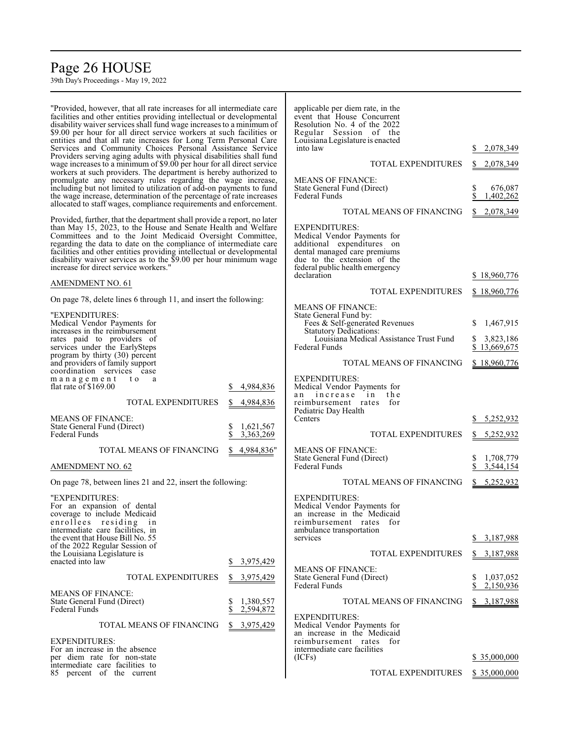"Provided, however, that all rate increases for all intermediate care facilities and other entities providing intellectual or developmental disability waiver services shall fund wage increases to a minimum of $9.00 per hour for all direct service workers at such facilities or entities and that all rate increases for Long Term Personal Care Services and Community Choices Personal Assistance Service Providers serving aging adults with physical disabilities shall fund wage increases to a minimum of $9.00 per hour for all direct service workers at such providers. The department is hereby authorized to promulgate any necessary rules regarding the wage increase, including but not limited to utilization of add-on payments to fund the wage increase, determination of the percentage of rate increases allocated to staff wages, compliance requirements and enforcement.

Provided, further, that the department shall provide a report, no later than May 15, 2023, to the House and Senate Health and Welfare Committees and to the Joint Medicaid Oversight Committee, regarding the data to date on the compliance of intermediate care facilities and other entities providing intellectual or developmental disability waiver services as to the $9.00 per hour minimum wage increase for direct service workers."

AMENDMENT NO. 61

On page 78, delete lines 6 through 11, and insert the following:

"EXPENDITURES:

| | |
|---|---|
| Medical Vendor Payments for increases in the reimbursement rates paid to providers of services under the EarlySteps program by thirty (30) percent and providers of family support coordination services case management to a flat rate of $169.00 | $ 4,984,836 |
| TOTAL EXPENDITURES | $ 4,984,836 |

MEANS OF FINANCE:

| | |
|---|---|
| State General Fund (Direct) | $ 1,621,567 |
| Federal Funds | $ 3,363,269 |
| TOTAL MEANS OF FINANCING | $ 4,984,836" |

AMENDMENT NO. 62

On page 78, between lines 21 and 22, insert the following:

"EXPENDITURES:

| | |
|---|---|
| For an expansion of dental coverage to include Medicaid enrollees residing in intermediate care facilities, in the event that House Bill No. 55 of the 2022 Regular Session of the Louisiana Legislature is enacted into law | $ 3,975,429 |
| TOTAL EXPENDITURES | $ 3,975,429 |

MEANS OF FINANCE:

| | |
|---|---|
| State General Fund (Direct) | $ 1,380,557 |
| Federal Funds | $ 2,594,872 |
| TOTAL MEANS OF FINANCING | $ 3,975,429 |

EXPENDITURES:

| | |
|---|---|
| For an increase in the absence per diem rate for non-state intermediate care facilities to 85 percent of the current applicable per diem rate, in the event that House Concurrent Resolution No. 4 of the 2022 Regular Session of the Louisiana Legislature is enacted into law | $ 2,078,349 |
| TOTAL EXPENDITURES | $ 2,078,349 |

MEANS OF FINANCE:

| | |
|---|---|
| State General Fund (Direct) | $ 676,087 |
| Federal Funds | $ 1,402,262 |
| TOTAL MEANS OF FINANCING | $ 2,078,349 |

EXPENDITURES:

| | |
|---|---|
| Medical Vendor Payments for additional expenditures on dental managed care premiums due to the extension of the federal public health emergency declaration | $ 18,960,776 |
| TOTAL EXPENDITURES | $ 18,960,776 |

MEANS OF FINANCE:

| | |
|---|---|
| State General Fund by: | |
| Fees & Self-generated Revenues | $ 1,467,915 |
| Statutory Dedications: | |
| Louisiana Medical Assistance Trust Fund | $ 3,823,186 |
| Federal Funds | $ 13,669,675 |
| TOTAL MEANS OF FINANCING | $ 18,960,776 |

EXPENDITURES:

| | |
|---|---|
| Medical Vendor Payments for an increase in the reimbursement rates for Pediatric Day Health Centers | $ 5,252,932 |
| TOTAL EXPENDITURES | $ 5,252,932 |

MEANS OF FINANCE:

| | |
|---|---|
| State General Fund (Direct) | $ 1,708,779 |
| Federal Funds | $ 3,544,154 |
| TOTAL MEANS OF FINANCING | $ 5,252,932 |

EXPENDITURES:

| | |
|---|---|
| Medical Vendor Payments for an increase in the Medicaid reimbursement rates for ambulance transportation services | $ 3,187,988 |
| TOTAL EXPENDITURES | $ 3,187,988 |

MEANS OF FINANCE:

| | |
|---|---|
| State General Fund (Direct) | $ 1,037,052 |
| Federal Funds | $ 2,150,936 |
| TOTAL MEANS OF FINANCING | $ 3,187,988 |

EXPENDITURES:

| | |
|---|---|
| Medical Vendor Payments for an increase in the Medicaid reimbursement rates for intermediate care facilities (ICFs) | $ 35,000,000 |
| TOTAL EXPENDITURES | $ 35,000,000 |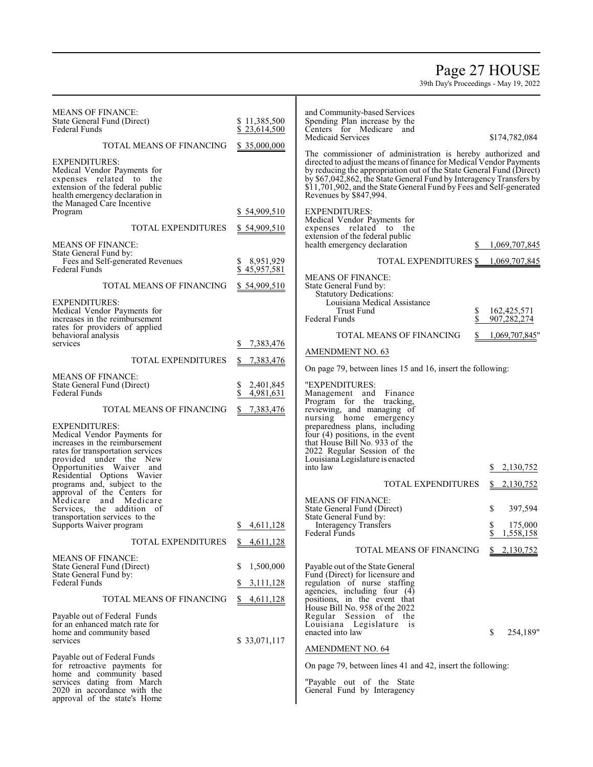MEANS OF FINANCE:
State General Fund (Direct) $ 11,385,500
Federal Funds $ 23,614,500

TOTAL MEANS OF FINANCING $ 35,000,000

EXPENDITURES:
Medical Vendor Payments for expenses related to the extension of the federal public health emergency declaration in the Managed Care Incentive Program $ 54,909,510

TOTAL EXPENDITURES $ 54,909,510

MEANS OF FINANCE:
State General Fund by:
Fees and Self-generated Revenues $ 8,951,929
Federal Funds $ 45,957,581

TOTAL MEANS OF FINANCING $ 54,909,510

EXPENDITURES:
Medical Vendor Payments for increases in the reimbursement rates for providers of applied behavioral analysis services $ 7,383,476

TOTAL EXPENDITURES $ 7,383,476

MEANS OF FINANCE:
State General Fund (Direct) $ 2,401,845
Federal Funds $ 4,981,631

TOTAL MEANS OF FINANCING $ 7,383,476

EXPENDITURES:
Medical Vendor Payments for increases in the reimbursement rates for transportation services provided under the New Opportunities Waiver and Residential Options Wavier programs and, subject to the approval of the Centers for Medicare and Medicare Services, the addition of transportation services to the Supports Waiver program $ 4,611,128

TOTAL EXPENDITURES $ 4,611,128

MEANS OF FINANCE:
State General Fund (Direct) $ 1,500,000
State General Fund by:
Federal Funds $ 3,111,128

TOTAL MEANS OF FINANCING $ 4,611,128

Payable out of Federal Funds for an enhanced match rate for home and community based services $ 33,071,117

Payable out of Federal Funds for retroactive payments for home and community based services dating from March 2020 in accordance with the approval of the state's Home and Community-based Services Spending Plan increase by the Centers for Medicare and Medicaid Services $174,782,084

The commissioner of administration is hereby authorized and directed to adjust the means of finance for Medical Vendor Payments by reducing the appropriation out of the State General Fund (Direct) by $67,042,862, the State General Fund by Interagency Transfers by $11,701,902, and the State General Fund by Fees and Self-generated Revenues by $847,994.

EXPENDITURES:
Medical Vendor Payments for expenses related to the extension of the federal public health emergency declaration $ 1,069,707,845

TOTAL EXPENDITURES $ 1,069,707,845

MEANS OF FINANCE:
State General Fund by:
Statutory Dedications:
Louisiana Medical Assistance Trust Fund $ 162,425,571
Federal Funds $ 907,282,274

TOTAL MEANS OF FINANCING $ 1,069,707,845"

AMENDMENT NO. 63

On page 79, between lines 15 and 16, insert the following:

"EXPENDITURES:
Management and Finance Program for the tracking, reviewing, and managing of nursing home emergency preparedness plans, including four (4) positions, in the event that House Bill No. 933 of the 2022 Regular Session of the Louisiana Legislature is enacted into law $ 2,130,752

TOTAL EXPENDITURES $ 2,130,752

MEANS OF FINANCE:
State General Fund (Direct) $ 397,594
State General Fund by:
Interagency Transfers $ 175,000
Federal Funds $ 1,558,158

TOTAL MEANS OF FINANCING $ 2,130,752

Payable out of the State General Fund (Direct) for licensure and regulation of nurse staffing agencies, including four (4) positions, in the event that House Bill No. 958 of the 2022 Regular Session of the Louisiana Legislature is enacted into law $ 254,189"

AMENDMENT NO. 64

On page 79, between lines 41 and 42, insert the following:

"Payable out of the State General Fund by Interagency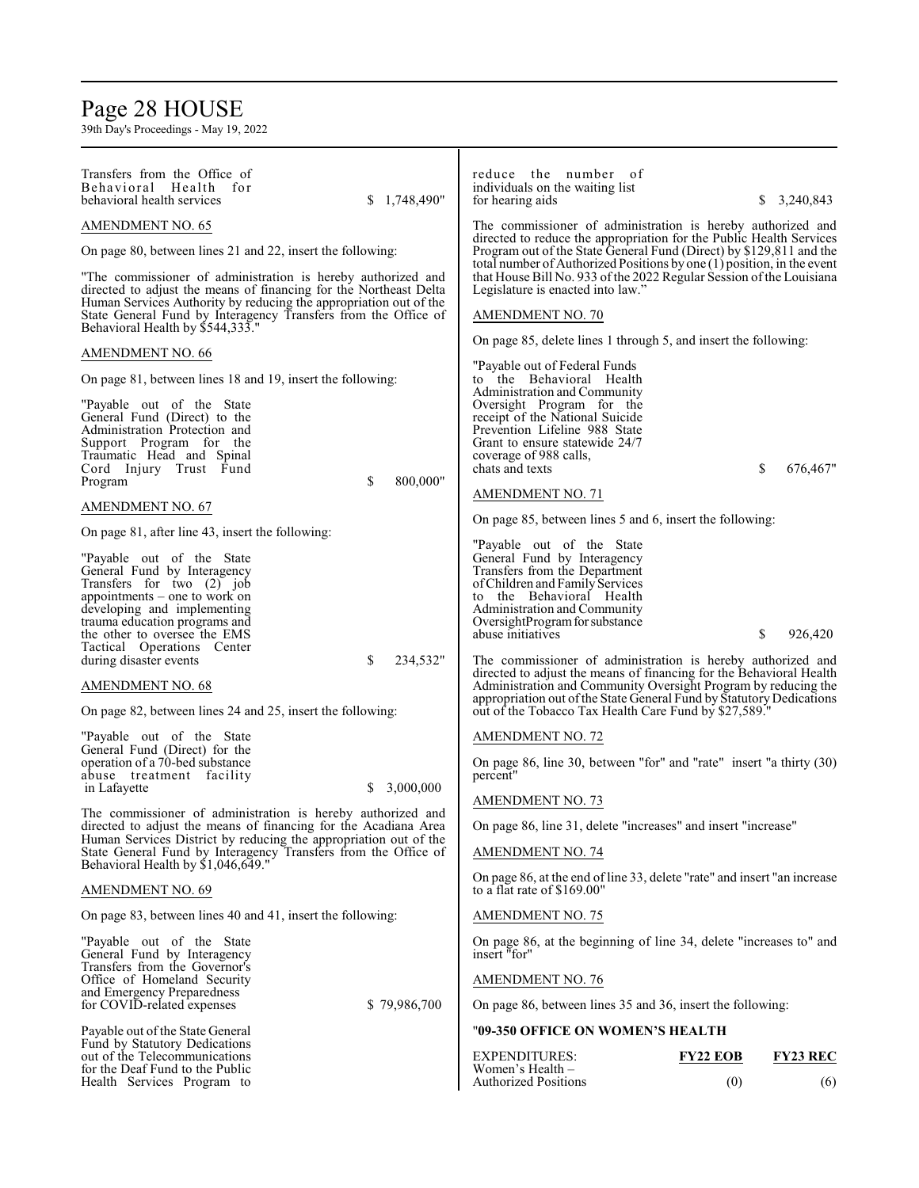Transfers from the Office of Behavioral Health for behavioral health services $ 1,748,490"

AMENDMENT NO. 65

On page 80, between lines 21 and 22, insert the following:

"The commissioner of administration is hereby authorized and directed to adjust the means of financing for the Northeast Delta Human Services Authority by reducing the appropriation out of the State General Fund by Interagency Transfers from the Office of Behavioral Health by $544,333."

AMENDMENT NO. 66

On page 81, between lines 18 and 19, insert the following:

"Payable out of the State General Fund (Direct) to the Administration Protection and Support Program for the Traumatic Head and Spinal Cord Injury Trust Fund Program $ 800,000"

AMENDMENT NO. 67

On page 81, after line 43, insert the following:

"Payable out of the State General Fund by Interagency Transfers for two (2) job appointments – one to work on developing and implementing trauma education programs and the other to oversee the EMS Tactical Operations Center during disaster events $ 234,532"

AMENDMENT NO. 68

On page 82, between lines 24 and 25, insert the following:

"Payable out of the State General Fund (Direct) for the operation of a 70-bed substance abuse treatment facility in Lafayette $ 3,000,000

The commissioner of administration is hereby authorized and directed to adjust the means of financing for the Acadiana Area Human Services District by reducing the appropriation out of the State General Fund by Interagency Transfers from the Office of Behavioral Health by $1,046,649."

AMENDMENT NO. 69

On page 83, between lines 40 and 41, insert the following:

"Payable out of the State General Fund by Interagency Transfers from the Governor's Office of Homeland Security and Emergency Preparedness for COVID-related expenses $ 79,986,700

Payable out of the State General Fund by Statutory Dedications out of the Telecommunications for the Deaf Fund to the Public Health Services Program to reduce the number of individuals on the waiting list for hearing aids $ 3,240,843

The commissioner of administration is hereby authorized and directed to reduce the appropriation for the Public Health Services Program out of the State General Fund (Direct) by $129,811 and the total number of Authorized Positions by one (1) position, in the event that House Bill No. 933 of the 2022 Regular Session of the Louisiana Legislature is enacted into law."

AMENDMENT NO. 70

On page 85, delete lines 1 through 5, and insert the following:

"Payable out of Federal Funds to the Behavioral Health Administration and Community Oversight Program for the receipt of the National Suicide Prevention Lifeline 988 State Grant to ensure statewide 24/7 coverage of 988 calls, chats and texts $ 676,467"

AMENDMENT NO. 71

On page 85, between lines 5 and 6, insert the following:

"Payable out of the State General Fund by Interagency Transfers from the Department of Children and Family Services to the Behavioral Health Administration and Community OversightProgram for substance abuse initiatives $ 926,420

The commissioner of administration is hereby authorized and directed to adjust the means of financing for the Behavioral Health Administration and Community Oversight Program by reducing the appropriation out of the State General Fund by Statutory Dedications out of the Tobacco Tax Health Care Fund by $27,589."

AMENDMENT NO. 72

On page 86, line 30, between "for" and "rate" insert "a thirty (30) percent"

AMENDMENT NO. 73

On page 86, line 31, delete "increases" and insert "increase"

AMENDMENT NO. 74

On page 86, at the end of line 33, delete "rate" and insert "an increase to a flat rate of $169.00"

AMENDMENT NO. 75

On page 86, at the beginning of line 34, delete "increases to" and insert "for"

AMENDMENT NO. 76

On page 86, between lines 35 and 36, insert the following:

"**09-350 OFFICE ON WOMEN'S HEALTH**

| EXPENDITURES: | **FY22 EOB** | **FY23 REC** |
|---|---|---|
| Women's Health – Authorized Positions | (0) | (6) |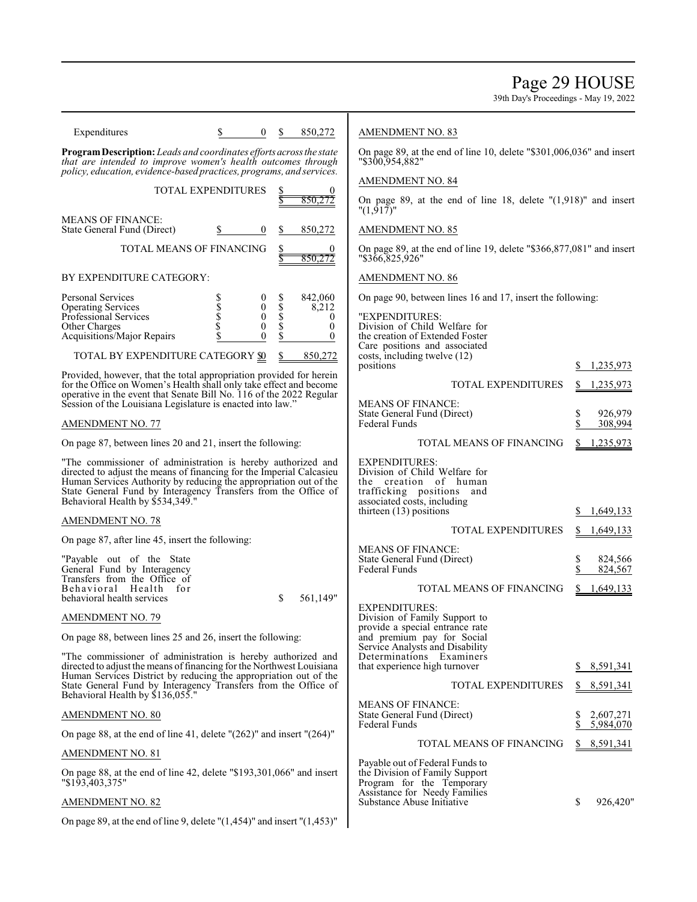| | | | |
|---|---|---|---|
| Expenditures | $ 0 | $ | 850,272 |

**Program Description:** *Leads and coordinates efforts across the state that are intended to improve women's health outcomes through policy, education, evidence-based practices, programs, and services.*

| | | |
|---|---|---|
| TOTAL EXPENDITURES | $ 0 | $ 850,272 |
| MEANS OF FINANCE: | | |
| State General Fund (Direct) | $ 0 | $ 850,272 |
| TOTAL MEANS OF FINANCING | $ 0 | $ 850,272 |

BY EXPENDITURE CATEGORY:

| | | |
|---|---|---|
| Personal Services | $ 0 | $ 842,060 |
| Operating Services | $ 0 | $ 8,212 |
| Professional Services | $ 0 | $ 0 |
| Other Charges | $ 0 | $ 0 |
| Acquisitions/Major Repairs | $ 0 | $ 0 |
| TOTAL BY EXPENDITURE CATEGORY | $0 | $ 850,272 |

Provided, however, that the total appropriation provided for herein for the Office on Women's Health shall only take effect and become operative in the event that Senate Bill No. 116 of the 2022 Regular Session of the Louisiana Legislature is enacted into law."

AMENDMENT NO. 77

On page 87, between lines 20 and 21, insert the following:

"The commissioner of administration is hereby authorized and directed to adjust the means of financing for the Imperial Calcasieu Human Services Authority by reducing the appropriation out of the State General Fund by Interagency Transfers from the Office of Behavioral Health by $534,349."

AMENDMENT NO. 78

On page 87, after line 45, insert the following:

"Payable out of the State General Fund by Interagency Transfers from the Office of Behavioral Health for behavioral health services $ 561,149"

AMENDMENT NO. 79

On page 88, between lines 25 and 26, insert the following:

"The commissioner of administration is hereby authorized and directed to adjust the means of financing for the Northwest Louisiana Human Services District by reducing the appropriation out of the State General Fund by Interagency Transfers from the Office of Behavioral Health by $136,055."

AMENDMENT NO. 80

On page 88, at the end of line 41, delete "(262)" and insert "(264)"

AMENDMENT NO. 81

On page 88, at the end of line 42, delete "$193,301,066" and insert "$193,403,375"

AMENDMENT NO. 82

On page 89, at the end of line 9, delete "(1,454)" and insert "(1,453)"

AMENDMENT NO. 83

On page 89, at the end of line 10, delete "$301,006,036" and insert "$300,954,882"

AMENDMENT NO. 84

On page 89, at the end of line 18, delete "(1,918)" and insert "(1,917)"

AMENDMENT NO. 85

On page 89, at the end of line 19, delete "$366,877,081" and insert "$366,825,926"

AMENDMENT NO. 86

On page 90, between lines 16 and 17, insert the following:

"EXPENDITURES:

| | |
|---|---|
| Division of Child Welfare for the creation of Extended Foster Care positions and associated costs, including twelve (12) positions | $ 1,235,973 |
| TOTAL EXPENDITURES | $ 1,235,973 |
| MEANS OF FINANCE: | |
| State General Fund (Direct) | $ 926,979 |
| Federal Funds | $ 308,994 |
| TOTAL MEANS OF FINANCING | $ 1,235,973 |

EXPENDITURES:

| | |
|---|---|
| Division of Child Welfare for the creation of human trafficking positions and associated costs, including thirteen (13) positions | $ 1,649,133 |
| TOTAL EXPENDITURES | $ 1,649,133 |
| MEANS OF FINANCE: | |
| State General Fund (Direct) | $ 824,566 |
| Federal Funds | $ 824,567 |
| TOTAL MEANS OF FINANCING | $ 1,649,133 |

EXPENDITURES:

| | |
|---|---|
| Division of Family Support to provide a special entrance rate and premium pay for Social Service Analysts and Disability Determinations Examiners that experience high turnover | $ 8,591,341 |
| TOTAL EXPENDITURES | $ 8,591,341 |
| MEANS OF FINANCE: | |
| State General Fund (Direct) | $ 2,607,271 |
| Federal Funds | $ 5,984,070 |
| TOTAL MEANS OF FINANCING | $ 8,591,341 |

Payable out of Federal Funds to the Division of Family Support Program for the Temporary Assistance for Needy Families Substance Abuse Initiative $ 926,420"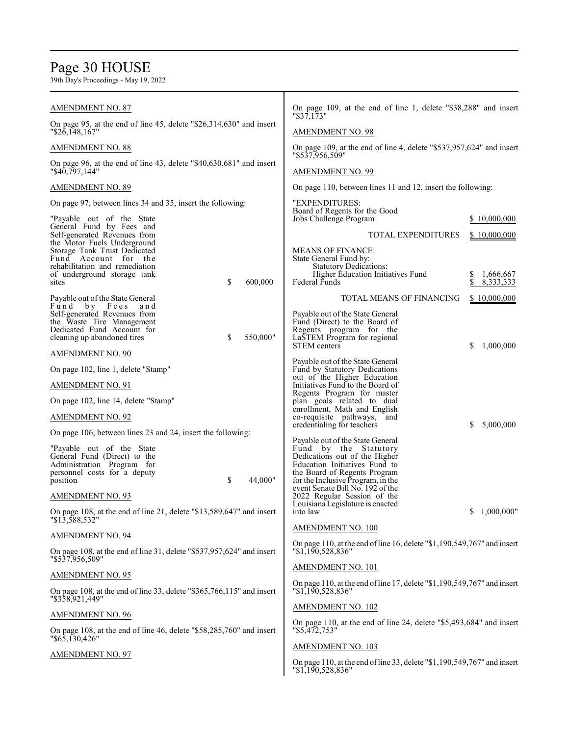AMENDMENT NO. 87

On page 95, at the end of line 45, delete "$26,314,630" and insert "$26,148,167"

AMENDMENT NO. 88

On page 96, at the end of line 43, delete "$40,630,681" and insert "$40,797,144"

AMENDMENT NO. 89

On page 97, between lines 34 and 35, insert the following:

| | |
|---|---|
| "Payable out of the State General Fund by Fees and Self-generated Revenues from the Motor Fuels Underground Storage Tank Trust Dedicated Fund Account for the rehabilitation and remediation of underground storage tank sites | $ 600,000 |
| Payable out of the State General Fund by Fees and Self-generated Revenues from the Waste Tire Management Dedicated Fund Account for cleaning up abandoned tires | $ 550,000" |

AMENDMENT NO. 90

On page 102, line 1, delete "Stamp"

AMENDMENT NO. 91

On page 102, line 14, delete "Stamp"

AMENDMENT NO. 92

On page 106, between lines 23 and 24, insert the following:

| | |
|---|---|
| "Payable out of the State General Fund (Direct) to the Administration Program for personnel costs for a deputy position | $ 44,000" |

AMENDMENT NO. 93

On page 108, at the end of line 21, delete "$13,589,647" and insert "$13,588,532"

AMENDMENT NO. 94

On page 108, at the end of line 31, delete "$537,957,624" and insert "$537,956,509"

AMENDMENT NO. 95

On page 108, at the end of line 33, delete "$365,766,115" and insert "$358,921,449"

AMENDMENT NO. 96

On page 108, at the end of line 46, delete "$58,285,760" and insert "$65,130,426"

AMENDMENT NO. 97

On page 109, at the end of line 1, delete "$38,288" and insert "$37,173"

AMENDMENT NO. 98

On page 109, at the end of line 4, delete "$537,957,624" and insert "$537,956,509"

AMENDMENT NO. 99

On page 110, between lines 11 and 12, insert the following:

| | |
|---|---|
| "EXPENDITURES: | |
| Board of Regents for the Good Jobs Challenge Program | $ 10,000,000 |
| TOTAL EXPENDITURES | $ 10,000,000 |
| MEANS OF FINANCE: | |
| State General Fund by: | |
| Statutory Dedications: | |
| Higher Education Initiatives Fund | $ 1,666,667 |
| Federal Funds | $ 8,333,333 |
| TOTAL MEANS OF FINANCING | $ 10,000,000 |
| Payable out of the State General Fund (Direct) to the Board of Regents program for the LaSTEM Program for regional STEM centers | $ 1,000,000 |
| Payable out of the State General Fund by Statutory Dedications out of the Higher Education Initiatives Fund to the Board of Regents Program for master plan goals related to dual enrollment, Math and English co-requisite pathways, and credentialing for teachers | $ 5,000,000 |
| Payable out of the State General Fund by the Statutory Dedications out of the Higher Education Initiatives Fund to the Board of Regents Program for the Inclusive Program, in the event Senate Bill No. 192 of the 2022 Regular Session of the Louisiana Legislature is enacted into law | $ 1,000,000" |

AMENDMENT NO. 100

On page 110, at the end of line 16, delete "$1,190,549,767" and insert "$1,190,528,836"

AMENDMENT NO. 101

On page 110, at the end of line 17, delete "$1,190,549,767" and insert "$1,190,528,836"

AMENDMENT NO. 102

On page 110, at the end of line 24, delete "$5,493,684" and insert "$5,472,753"

AMENDMENT NO. 103

On page 110, at the end of line 33, delete "$1,190,549,767" and insert "$1,190,528,836"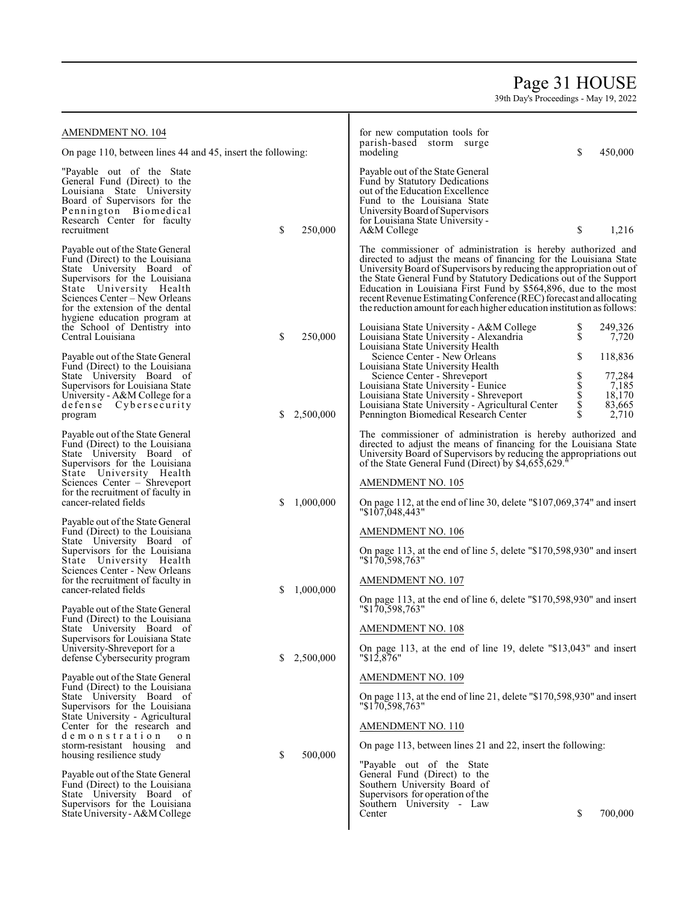AMENDMENT NO. 104

On page 110, between lines 44 and 45, insert the following:

"Payable out of the State General Fund (Direct) to the Louisiana State University Board of Supervisors for the Pennington Biomedical Research Center for faculty recruitment $ 250,000

Payable out of the State General Fund (Direct) to the Louisiana State University Board of Supervisors for the Louisiana State University Health Sciences Center – New Orleans for the extension of the dental hygiene education program at the School of Dentistry into Central Louisiana $ 250,000

Payable out of the State General Fund (Direct) to the Louisiana State University Board of Supervisors for Louisiana State University - A&M College for a defense Cybersecurity program $ 2,500,000

Payable out of the State General Fund (Direct) to the Louisiana State University Board of Supervisors for the Louisiana State University Health Sciences Center – Shreveport for the recruitment of faculty in cancer-related fields $ 1,000,000

Payable out of the State General Fund (Direct) to the Louisiana State University Board of Supervisors for the Louisiana State University Health Sciences Center - New Orleans for the recruitment of faculty in cancer-related fields $ 1,000,000

Payable out of the State General Fund (Direct) to the Louisiana State University Board of Supervisors for Louisiana State University-Shreveport for a defense Cybersecurity program $ 2,500,000

Payable out of the State General Fund (Direct) to the Louisiana State University Board of Supervisors for the Louisiana State University - Agricultural Center for the research and demonstration on storm-resistant housing and housing resilience study $ 500,000

Payable out of the State General Fund (Direct) to the Louisiana State University Board of Supervisors for the Louisiana State University - A&M College for new computation tools for parish-based storm surge modeling $ 450,000

Payable out of the State General Fund by Statutory Dedications out of the Education Excellence Fund to the Louisiana State University Board of Supervisors for Louisiana State University - A&M College $ 1,216

The commissioner of administration is hereby authorized and directed to adjust the means of financing for the Louisiana State University Board of Supervisors by reducing the appropriation out of the State General Fund by Statutory Dedications out of the Support Education in Louisiana First Fund by $564,896, due to the most recent Revenue Estimating Conference (REC) forecast and allocating the reduction amount for each higher education institution as follows:

| | |
|---|---|
| Louisiana State University - A&M College | $ 249,326 |
| Louisiana State University - Alexandria | $ 7,720 |
| Louisiana State University Health Science Center - New Orleans | $ 118,836 |
| Louisiana State University Health Science Center - Shreveport | $ 77,284 |
| Louisiana State University - Eunice | $ 7,185 |
| Louisiana State University - Shreveport | $ 18,170 |
| Louisiana State University - Agricultural Center | $ 83,665 |
| Pennington Biomedical Research Center | $ 2,710 |

The commissioner of administration is hereby authorized and directed to adjust the means of financing for the Louisiana State University Board of Supervisors by reducing the appropriations out of the State General Fund (Direct) by $4,655,629."

AMENDMENT NO. 105

On page 112, at the end of line 30, delete "$107,069,374" and insert "$107,048,443"

AMENDMENT NO. 106

On page 113, at the end of line 5, delete "$170,598,930" and insert "$170,598,763"

AMENDMENT NO. 107

On page 113, at the end of line 6, delete "$170,598,930" and insert "$170,598,763"

AMENDMENT NO. 108

On page 113, at the end of line 19, delete "$13,043" and insert "$12,876"

AMENDMENT NO. 109

On page 113, at the end of line 21, delete "$170,598,930" and insert "$170,598,763"

AMENDMENT NO. 110

On page 113, between lines 21 and 22, insert the following:

"Payable out of the State General Fund (Direct) to the Southern University Board of Supervisors for operation of the Southern University - Law Center $ 700,000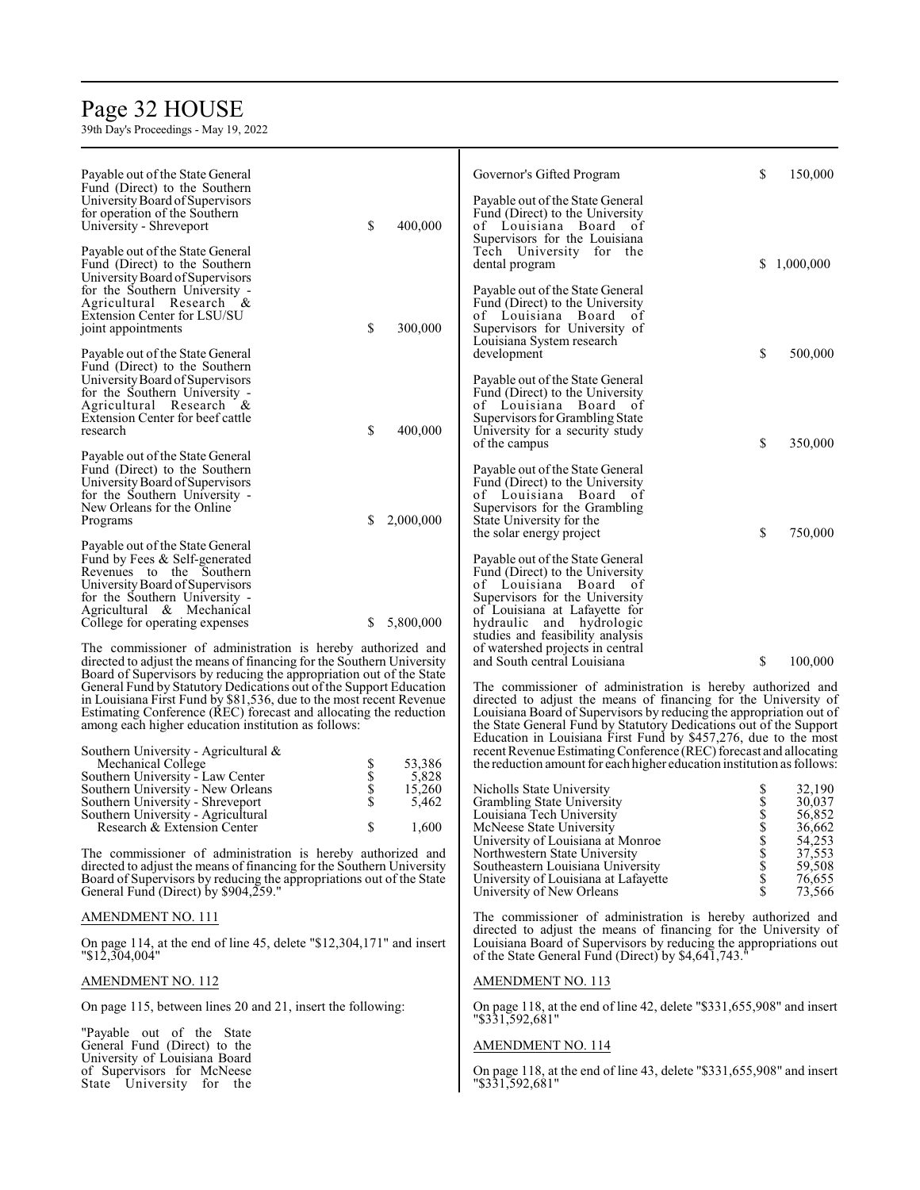Payable out of the State General Fund (Direct) to the Southern University Board of Supervisors for operation of the Southern University - Shreveport $ 400,000

Payable out of the State General Fund (Direct) to the Southern University Board of Supervisors for the Southern University - Agricultural Research & Extension Center for LSU/SU joint appointments $ 300,000

Payable out of the State General Fund (Direct) to the Southern University Board of Supervisors for the Southern University - Agricultural Research & Extension Center for beef cattle research $ 400,000

Payable out of the State General Fund (Direct) to the Southern University Board of Supervisors for the Southern University - New Orleans for the Online Programs $ 2,000,000

Payable out of the State General Fund by Fees & Self-generated Revenues to the Southern University Board of Supervisors for the Southern University - Agricultural & Mechanical College for operating expenses $ 5,800,000

The commissioner of administration is hereby authorized and directed to adjust the means of financing for the Southern University Board of Supervisors by reducing the appropriation out of the State General Fund by Statutory Dedications out of the Support Education in Louisiana First Fund by $81,536, due to the most recent Revenue Estimating Conference (REC) forecast and allocating the reduction among each higher education institution as follows:

| | |
|---|---|
| Southern University - Agricultural & Mechanical College | $ 53,386 |
| Southern University - Law Center | $ 5,828 |
| Southern University - New Orleans | $ 15,260 |
| Southern University - Shreveport | $ 5,462 |
| Southern University - Agricultural Research & Extension Center | $ 1,600 |

The commissioner of administration is hereby authorized and directed to adjust the means of financing for the Southern University Board of Supervisors by reducing the appropriations out of the State General Fund (Direct) by $904,259."

AMENDMENT NO. 111

On page 114, at the end of line 45, delete "$12,304,171" and insert "$12,304,004"

AMENDMENT NO. 112

On page 115, between lines 20 and 21, insert the following:

"Payable out of the State General Fund (Direct) to the University of Louisiana Board of Supervisors for McNeese State University for the Governor's Gifted Program $ 150,000

Payable out of the State General Fund (Direct) to the University of Louisiana Board of Supervisors for the Louisiana Tech University for the dental program $ 1,000,000

Payable out of the State General Fund (Direct) to the University of Louisiana Board of Supervisors for University of Louisiana System research development $ 500,000

Payable out of the State General Fund (Direct) to the University of Louisiana Board of Supervisors for Grambling State University for a security study of the campus $ 350,000

Payable out of the State General Fund (Direct) to the University of Louisiana Board of Supervisors for the Grambling State University for the the solar energy project $ 750,000

Payable out of the State General Fund (Direct) to the University of Louisiana Board of Supervisors for the University of Louisiana at Lafayette for hydraulic and hydrologic studies and feasibility analysis of watershed projects in central and South central Louisiana $ 100,000

The commissioner of administration is hereby authorized and directed to adjust the means of financing for the University of Louisiana Board of Supervisors by reducing the appropriation out of the State General Fund by Statutory Dedications out of the Support Education in Louisiana First Fund by $457,276, due to the most recent Revenue Estimating Conference (REC) forecast and allocating the reduction amount for each higher education institution as follows:

| | |
|---|---|
| Nicholls State University | $ 32,190 |
| Grambling State University | $ 30,037 |
| Louisiana Tech University | $ 56,852 |
| McNeese State University | $ 36,662 |
| University of Louisiana at Monroe | $ 54,253 |
| Northwestern State University | $ 37,553 |
| Southeastern Louisiana University | $ 59,508 |
| University of Louisiana at Lafayette | $ 76,655 |
| University of New Orleans | $ 73,566 |

The commissioner of administration is hereby authorized and directed to adjust the means of financing for the University of Louisiana Board of Supervisors by reducing the appropriations out of the State General Fund (Direct) by $4,641,743."

AMENDMENT NO. 113

On page 118, at the end of line 42, delete "$331,655,908" and insert "$331,592,681"

AMENDMENT NO. 114

On page 118, at the end of line 43, delete "$331,655,908" and insert "$331,592,681"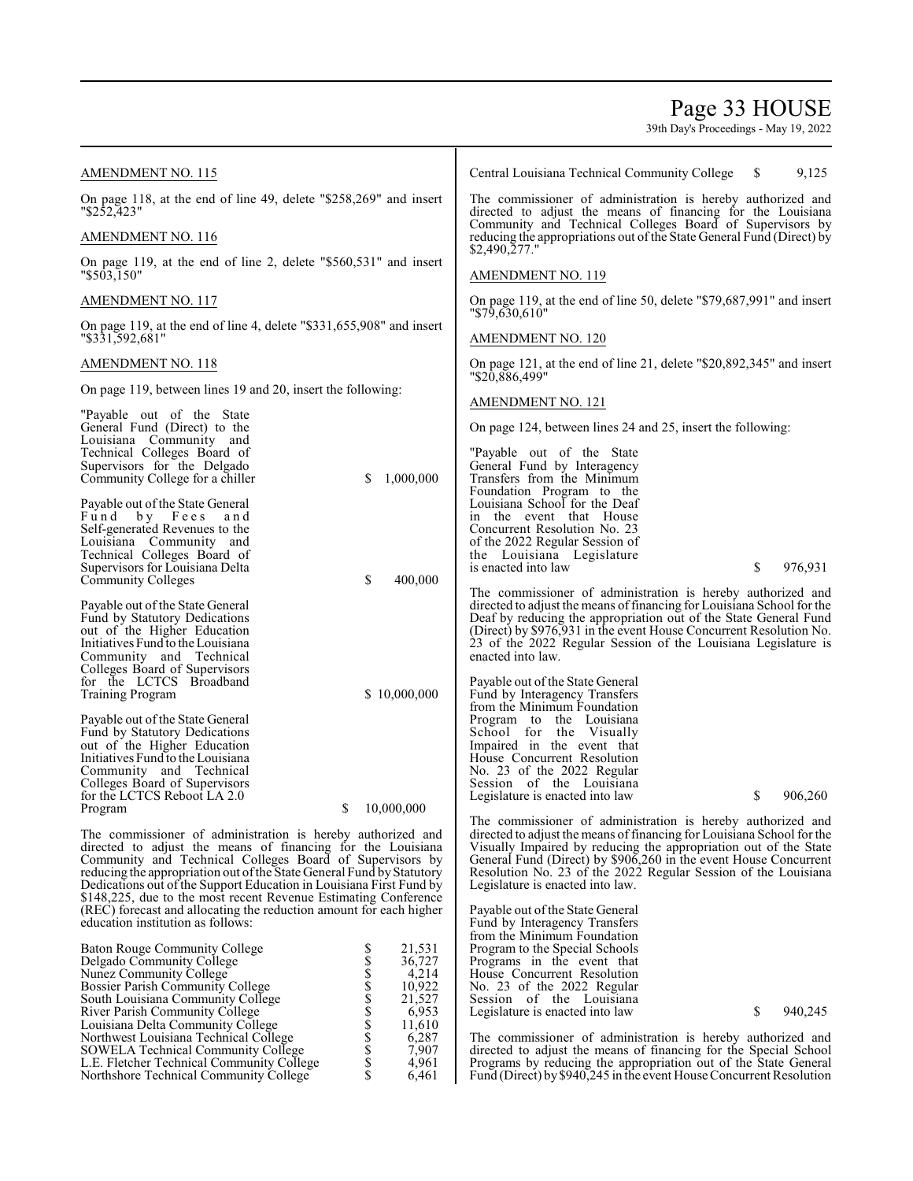AMENDMENT NO. 115

On page 118, at the end of line 49, delete "$258,269" and insert "$252,423"

AMENDMENT NO. 116

On page 119, at the end of line 2, delete "$560,531" and insert "$503,150"

AMENDMENT NO. 117

On page 119, at the end of line 4, delete "$331,655,908" and insert "$331,592,681"

AMENDMENT NO. 118

On page 119, between lines 19 and 20, insert the following:

"Payable out of the State General Fund (Direct) to the Louisiana Community and Technical Colleges Board of Supervisors for the Delgado Community College for a chiller — $ 1,000,000

Payable out of the State General Fund by Fees and Self-generated Revenues to the Louisiana Community and Technical Colleges Board of Supervisors for Louisiana Delta Community Colleges — $ 400,000

Payable out of the State General Fund by Statutory Dedications out of the Higher Education Initiatives Fund to the Louisiana Community and Technical Colleges Board of Supervisors for the LCTCS Broadband Training Program — $ 10,000,000

Payable out of the State General Fund by Statutory Dedications out of the Higher Education Initiatives Fund to the Louisiana Community and Technical Colleges Board of Supervisors for the LCTCS Reboot LA 2.0 Program — $ 10,000,000

The commissioner of administration is hereby authorized and directed to adjust the means of financing for the Louisiana Community and Technical Colleges Board of Supervisors by reducing the appropriation out of the State General Fund by Statutory Dedications out of the Support Education in Louisiana First Fund by $148,225, due to the most recent Revenue Estimating Conference (REC) forecast and allocating the reduction amount for each higher education institution as follows:

| Institution | Amount |
|---|---|
| Baton Rouge Community College | $ 21,531 |
| Delgado Community College | $ 36,727 |
| Nunez Community College | $ 4,214 |
| Bossier Parish Community College | $ 10,922 |
| South Louisiana Community College | $ 21,527 |
| River Parish Community College | $ 6,953 |
| Louisiana Delta Community College | $ 11,610 |
| Northwest Louisiana Technical College | $ 6,287 |
| SOWELA Technical Community College | $ 7,907 |
| L.E. Fletcher Technical Community College | $ 4,961 |
| Northshore Technical Community College | $ 6,461 |
| Central Louisiana Technical Community College | $ 9,125 |

The commissioner of administration is hereby authorized and directed to adjust the means of financing for the Louisiana Community and Technical Colleges Board of Supervisors by reducing the appropriations out of the State General Fund (Direct) by $2,490,277."

AMENDMENT NO. 119

On page 119, at the end of line 50, delete "$79,687,991" and insert "$79,630,610"

AMENDMENT NO. 120

On page 121, at the end of line 21, delete "$20,892,345" and insert "$20,886,499"

AMENDMENT NO. 121

On page 124, between lines 24 and 25, insert the following:

"Payable out of the State General Fund by Interagency Transfers from the Minimum Foundation Program to the Louisiana School for the Deaf in the event that House Concurrent Resolution No. 23 of the 2022 Regular Session of the Louisiana Legislature is enacted into law — $ 976,931

The commissioner of administration is hereby authorized and directed to adjust the means of financing for Louisiana School for the Deaf by reducing the appropriation out of the State General Fund (Direct) by $976,931 in the event House Concurrent Resolution No. 23 of the 2022 Regular Session of the Louisiana Legislature is enacted into law.

Payable out of the State General Fund by Interagency Transfers from the Minimum Foundation Program to the Louisiana School for the Visually Impaired in the event that House Concurrent Resolution No. 23 of the 2022 Regular Session of the Louisiana Legislature is enacted into law — $ 906,260

The commissioner of administration is hereby authorized and directed to adjust the means of financing for Louisiana School for the Visually Impaired by reducing the appropriation out of the State General Fund (Direct) by $906,260 in the event House Concurrent Resolution No. 23 of the 2022 Regular Session of the Louisiana Legislature is enacted into law.

Payable out of the State General Fund by Interagency Transfers from the Minimum Foundation Program to the Special Schools Programs in the event that House Concurrent Resolution No. 23 of the 2022 Regular Session of the Louisiana Legislature is enacted into law — $ 940,245

The commissioner of administration is hereby authorized and directed to adjust the means of financing for the Special School Programs by reducing the appropriation out of the State General Fund (Direct) by $940,245 in the event House Concurrent Resolution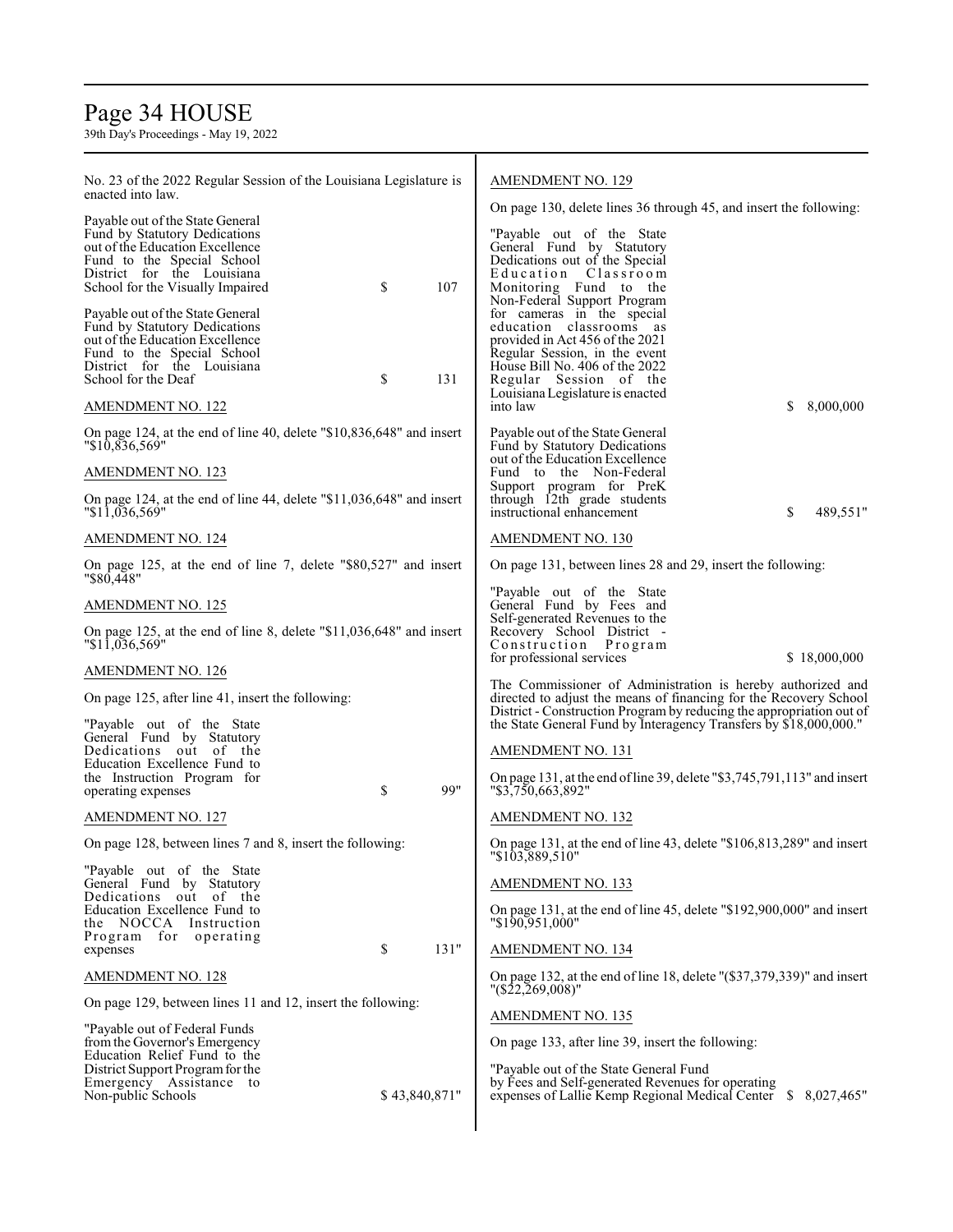No. 23 of the 2022 Regular Session of the Louisiana Legislature is enacted into law.

Payable out of the State General Fund by Statutory Dedications out of the Education Excellence Fund to the Special School District for the Louisiana School for the Visually Impaired $ 107

Payable out of the State General Fund by Statutory Dedications out of the Education Excellence Fund to the Special School District for the Louisiana School for the Deaf $ 131

AMENDMENT NO. 122

On page 124, at the end of line 40, delete "$10,836,648" and insert "$10,836,569"

AMENDMENT NO. 123

On page 124, at the end of line 44, delete "$11,036,648" and insert "$11,036,569"

AMENDMENT NO. 124

On page 125, at the end of line 7, delete "$80,527" and insert "$80,448"

AMENDMENT NO. 125

On page 125, at the end of line 8, delete "$11,036,648" and insert "$11,036,569"

AMENDMENT NO. 126

On page 125, after line 41, insert the following:

"Payable out of the State General Fund by Statutory Dedications out of the Education Excellence Fund to the Instruction Program for operating expenses $ 99"

AMENDMENT NO. 127

On page 128, between lines 7 and 8, insert the following:

"Payable out of the State General Fund by Statutory Dedications out of the Education Excellence Fund to the NOCCA Instruction Program for operating expenses $ 131"

AMENDMENT NO. 128

On page 129, between lines 11 and 12, insert the following:

"Payable out of Federal Funds from the Governor's Emergency Education Relief Fund to the District Support Program for the Emergency Assistance to Non-public Schools $ 43,840,871"

AMENDMENT NO. 129

On page 130, delete lines 36 through 45, and insert the following:

"Payable out of the State General Fund by Statutory Dedications out of the Special Education Classroom Monitoring Fund to the Non-Federal Support Program for cameras in the special education classrooms as provided in Act 456 of the 2021 Regular Session, in the event House Bill No. 406 of the 2022 Regular Session of the Louisiana Legislature is enacted into law $ 8,000,000

Payable out of the State General Fund by Statutory Dedications out of the Education Excellence Fund to the Non-Federal Support program for PreK through 12th grade students instructional enhancement $ 489,551"

AMENDMENT NO. 130

On page 131, between lines 28 and 29, insert the following:

"Payable out of the State General Fund by Fees and Self-generated Revenues to the Recovery School District - Construction Program for professional services $ 18,000,000

The Commissioner of Administration is hereby authorized and directed to adjust the means of financing for the Recovery School District - Construction Program by reducing the appropriation out of the State General Fund by Interagency Transfers by $18,000,000."

AMENDMENT NO. 131

On page 131, at the end of line 39, delete "$3,745,791,113" and insert "$3,750,663,892"

AMENDMENT NO. 132

On page 131, at the end of line 43, delete "$106,813,289" and insert "$103,889,510"

AMENDMENT NO. 133

On page 131, at the end of line 45, delete "$192,900,000" and insert "$190,951,000"

AMENDMENT NO. 134

On page 132, at the end of line 18, delete "($37,379,339)" and insert "($22,269,008)"

AMENDMENT NO. 135

On page 133, after line 39, insert the following:

"Payable out of the State General Fund by Fees and Self-generated Revenues for operating expenses of Lallie Kemp Regional Medical Center $ 8,027,465"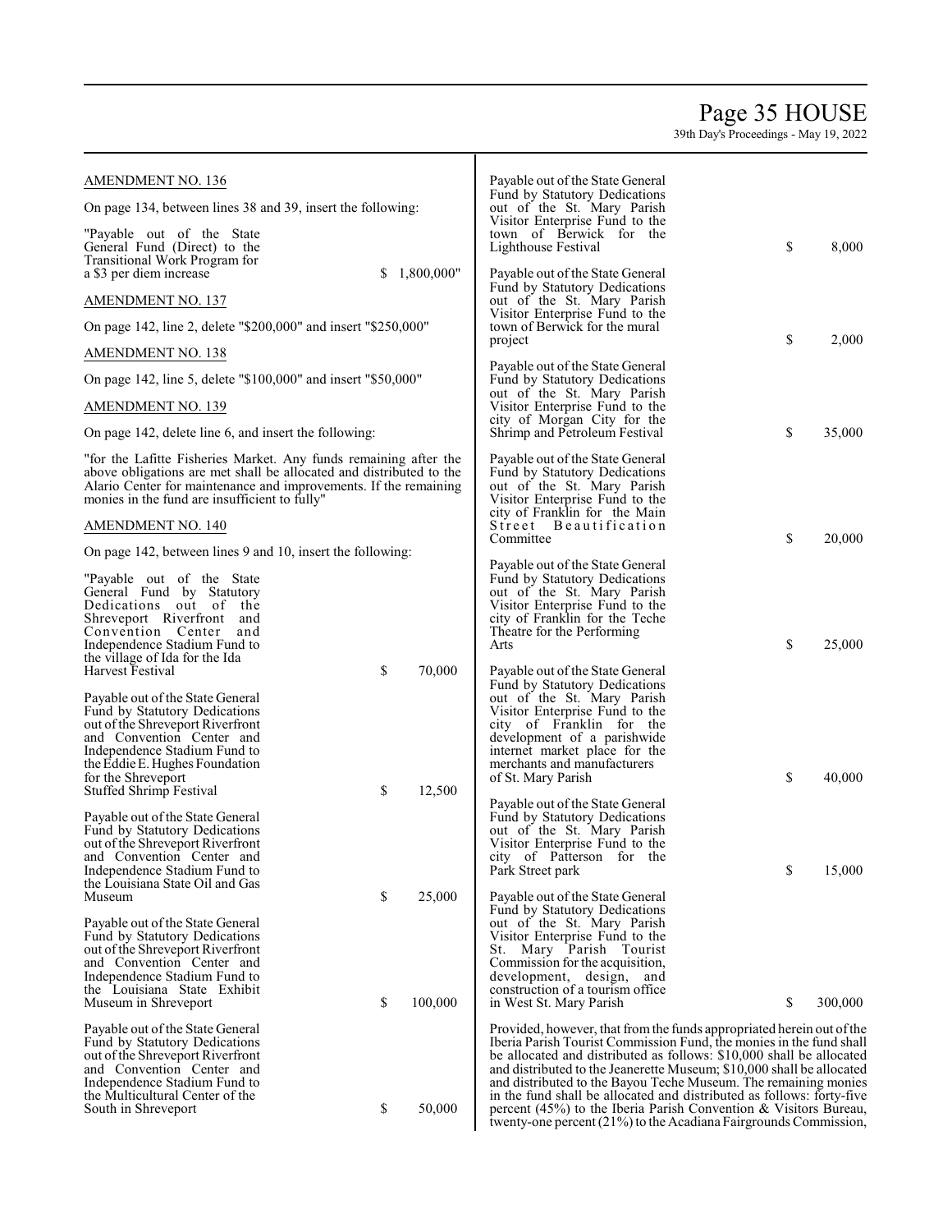AMENDMENT NO. 136

On page 134, between lines 38 and 39, insert the following:

"Payable out of the State General Fund (Direct) to the Transitional Work Program for a $3 per diem increase $ 1,800,000"

AMENDMENT NO. 137

On page 142, line 2, delete "$200,000" and insert "$250,000"

AMENDMENT NO. 138

On page 142, line 5, delete "$100,000" and insert "$50,000"

AMENDMENT NO. 139

On page 142, delete line 6, and insert the following:

"for the Lafitte Fisheries Market. Any funds remaining after the above obligations are met shall be allocated and distributed to the Alario Center for maintenance and improvements. If the remaining monies in the fund are insufficient to fully"

AMENDMENT NO. 140

On page 142, between lines 9 and 10, insert the following:

"Payable out of the State General Fund by Statutory Dedications out of the Shreveport Riverfront and Convention Center and Independence Stadium Fund to the village of Ida for the Ida Harvest Festival $ 70,000

Payable out of the State General Fund by Statutory Dedications out of the Shreveport Riverfront and Convention Center and Independence Stadium Fund to the Eddie E. Hughes Foundation for the Shreveport Stuffed Shrimp Festival $ 12,500

Payable out of the State General Fund by Statutory Dedications out of the Shreveport Riverfront and Convention Center and Independence Stadium Fund to the Louisiana State Oil and Gas Museum $ 25,000

Payable out of the State General Fund by Statutory Dedications out of the Shreveport Riverfront and Convention Center and Independence Stadium Fund to the Louisiana State Exhibit Museum in Shreveport $ 100,000

Payable out of the State General Fund by Statutory Dedications out of the Shreveport Riverfront and Convention Center and Independence Stadium Fund to the Multicultural Center of the South in Shreveport $ 50,000

Payable out of the State General Fund by Statutory Dedications out of the St. Mary Parish Visitor Enterprise Fund to the town of Berwick for the Lighthouse Festival $ 8,000

Payable out of the State General Fund by Statutory Dedications out of the St. Mary Parish Visitor Enterprise Fund to the town of Berwick for the mural project $ 2,000

Payable out of the State General Fund by Statutory Dedications out of the St. Mary Parish Visitor Enterprise Fund to the city of Morgan City for the Shrimp and Petroleum Festival $ 35,000

Payable out of the State General Fund by Statutory Dedications out of the St. Mary Parish Visitor Enterprise Fund to the city of Franklin for the Main Street Beautification Committee $ 20,000

Payable out of the State General Fund by Statutory Dedications out of the St. Mary Parish Visitor Enterprise Fund to the city of Franklin for the Teche Theatre for the Performing Arts $ 25,000

Payable out of the State General Fund by Statutory Dedications out of the St. Mary Parish Visitor Enterprise Fund to the city of Franklin for the development of a parishwide internet market place for the merchants and manufacturers of St. Mary Parish $ 40,000

Payable out of the State General Fund by Statutory Dedications out of the St. Mary Parish Visitor Enterprise Fund to the city of Patterson for the Park Street park $ 15,000

Payable out of the State General Fund by Statutory Dedications out of the St. Mary Parish Visitor Enterprise Fund to the St. Mary Parish Tourist Commission for the acquisition, development, design, and construction of a tourism office in West St. Mary Parish $ 300,000

Provided, however, that from the funds appropriated herein out of the Iberia Parish Tourist Commission Fund, the monies in the fund shall be allocated and distributed as follows: $10,000 shall be allocated and distributed to the Jeanerette Museum; $10,000 shall be allocated and distributed to the Bayou Teche Museum. The remaining monies in the fund shall be allocated and distributed as follows: forty-five percent (45%) to the Iberia Parish Convention & Visitors Bureau, twenty-one percent (21%) to the Acadiana Fairgrounds Commission,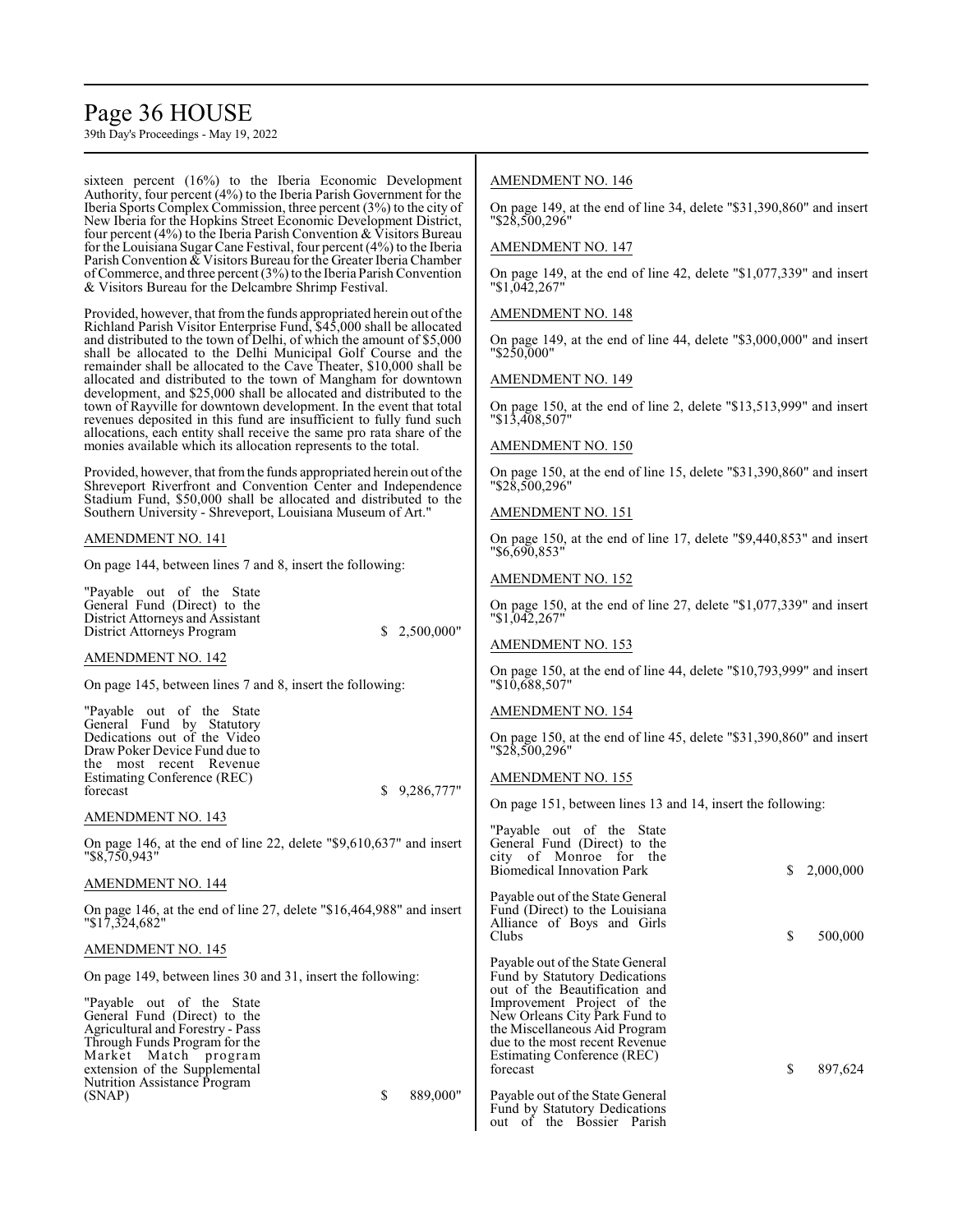sixteen percent (16%) to the Iberia Economic Development Authority, four percent (4%) to the Iberia Parish Government for the Iberia Sports Complex Commission, three percent (3%) to the city of New Iberia for the Hopkins Street Economic Development District, four percent (4%) to the Iberia Parish Convention & Visitors Bureau for the Louisiana Sugar Cane Festival, four percent (4%) to the Iberia Parish Convention & Visitors Bureau for the Greater Iberia Chamber of Commerce, and three percent (3%) to the Iberia Parish Convention & Visitors Bureau for the Delcambre Shrimp Festival.

Provided, however, that from the funds appropriated herein out of the Richland Parish Visitor Enterprise Fund, $45,000 shall be allocated and distributed to the town of Delhi, of which the amount of $5,000 shall be allocated to the Delhi Municipal Golf Course and the remainder shall be allocated to the Cave Theater, $10,000 shall be allocated and distributed to the town of Mangham for downtown development, and $25,000 shall be allocated and distributed to the town of Rayville for downtown development. In the event that total revenues deposited in this fund are insufficient to fully fund such allocations, each entity shall receive the same pro rata share of the monies available which its allocation represents to the total.

Provided, however, that from the funds appropriated herein out of the Shreveport Riverfront and Convention Center and Independence Stadium Fund, $50,000 shall be allocated and distributed to the Southern University - Shreveport, Louisiana Museum of Art."

AMENDMENT NO. 141

On page 144, between lines 7 and 8, insert the following:

"Payable out of the State General Fund (Direct) to the District Attorneys and Assistant District Attorneys Program $ 2,500,000"

AMENDMENT NO. 142

On page 145, between lines 7 and 8, insert the following:

"Payable out of the State General Fund by Statutory Dedications out of the Video Draw Poker Device Fund due to the most recent Revenue Estimating Conference (REC) forecast $ 9,286,777"

AMENDMENT NO. 143

On page 146, at the end of line 22, delete "$9,610,637" and insert "$8,750,943"

AMENDMENT NO. 144

On page 146, at the end of line 27, delete "$16,464,988" and insert "$17,324,682"

AMENDMENT NO. 145

On page 149, between lines 30 and 31, insert the following:

"Payable out of the State General Fund (Direct) to the Agricultural and Forestry - Pass Through Funds Program for the Market Match program extension of the Supplemental Nutrition Assistance Program (SNAP) $ 889,000"

AMENDMENT NO. 146

On page 149, at the end of line 34, delete "$31,390,860" and insert "$28,500,296"

AMENDMENT NO. 147

On page 149, at the end of line 42, delete "$1,077,339" and insert "$1,042,267"

AMENDMENT NO. 148

On page 149, at the end of line 44, delete "$3,000,000" and insert "$250,000"

AMENDMENT NO. 149

On page 150, at the end of line 2, delete "$13,513,999" and insert "$13,408,507"

AMENDMENT NO. 150

On page 150, at the end of line 15, delete "$31,390,860" and insert "$28,500,296"

AMENDMENT NO. 151

On page 150, at the end of line 17, delete "$9,440,853" and insert "$6,690,853"

AMENDMENT NO. 152

On page 150, at the end of line 27, delete "$1,077,339" and insert "$1,042,267"

AMENDMENT NO. 153

On page 150, at the end of line 44, delete "$10,793,999" and insert "$10,688,507"

AMENDMENT NO. 154

On page 150, at the end of line 45, delete "$31,390,860" and insert "$28,500,296"

AMENDMENT NO. 155

On page 151, between lines 13 and 14, insert the following:

"Payable out of the State General Fund (Direct) to the city of Monroe for the Biomedical Innovation Park $ 2,000,000

Payable out of the State General Fund (Direct) to the Louisiana Alliance of Boys and Girls Clubs $ 500,000

Payable out of the State General Fund by Statutory Dedications out of the Beautification and Improvement Project of the New Orleans City Park Fund to the Miscellaneous Aid Program due to the most recent Revenue Estimating Conference (REC) forecast $ 897,624

Payable out of the State General Fund by Statutory Dedications out of the Bossier Parish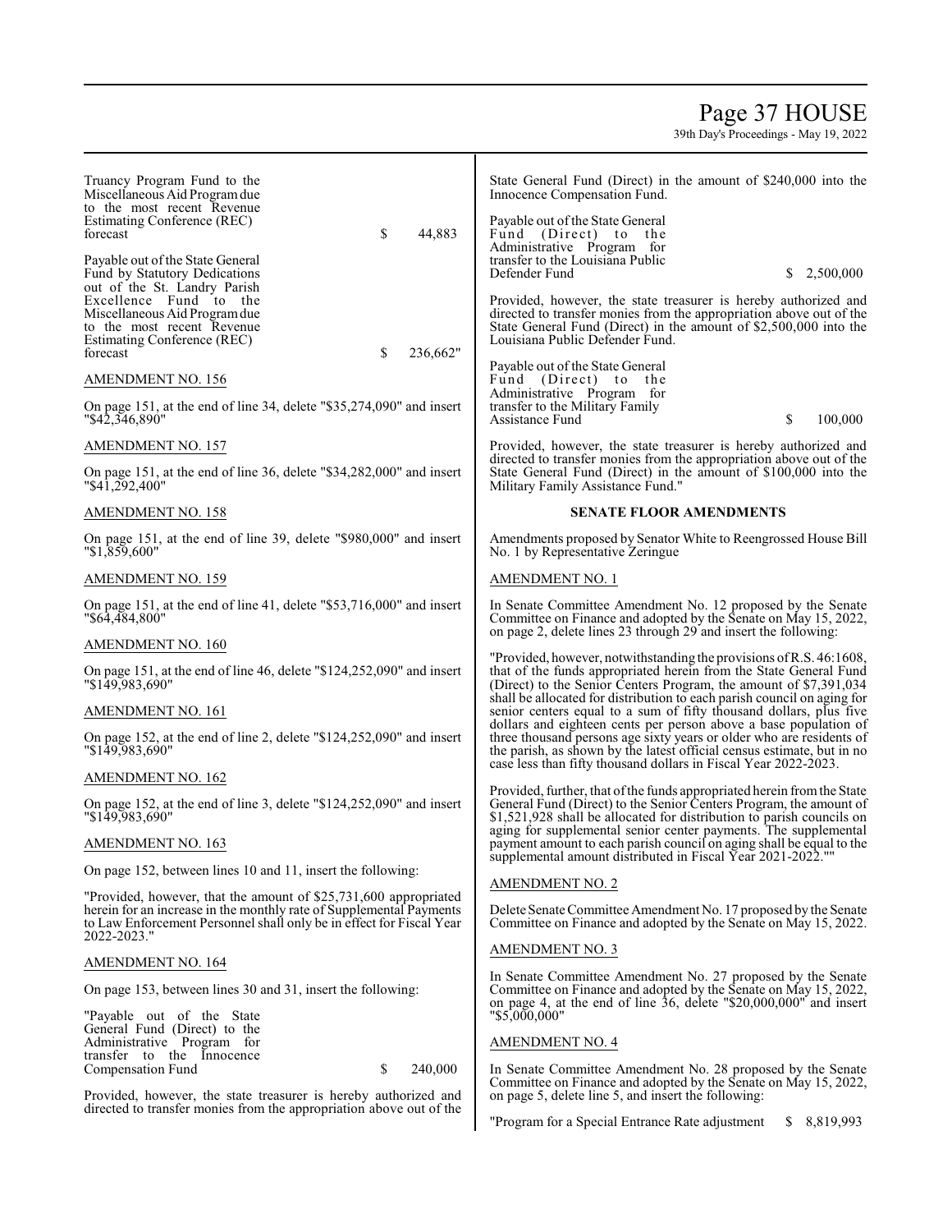Truancy Program Fund to the Miscellaneous Aid Program due to the most recent Revenue Estimating Conference (REC) forecast $ 44,883

Payable out of the State General Fund by Statutory Dedications out of the St. Landry Parish Excellence Fund to the Miscellaneous Aid Program due to the most recent Revenue Estimating Conference (REC) forecast $ 236,662"

AMENDMENT NO. 156

On page 151, at the end of line 34, delete "$35,274,090" and insert "$42,346,890"

AMENDMENT NO. 157

On page 151, at the end of line 36, delete "$34,282,000" and insert "$41,292,400"

AMENDMENT NO. 158

On page 151, at the end of line 39, delete "$980,000" and insert "$1,859,600"

AMENDMENT NO. 159

On page 151, at the end of line 41, delete "$53,716,000" and insert "$64,484,800"

AMENDMENT NO. 160

On page 151, at the end of line 46, delete "$124,252,090" and insert "$149,983,690"

AMENDMENT NO. 161

On page 152, at the end of line 2, delete "$124,252,090" and insert "$149,983,690"

AMENDMENT NO. 162

On page 152, at the end of line 3, delete "$124,252,090" and insert "$149,983,690"

AMENDMENT NO. 163

On page 152, between lines 10 and 11, insert the following:

"Provided, however, that the amount of $25,731,600 appropriated herein for an increase in the monthly rate of Supplemental Payments to Law Enforcement Personnel shall only be in effect for Fiscal Year 2022-2023."

AMENDMENT NO. 164

On page 153, between lines 30 and 31, insert the following:

"Payable out of the State General Fund (Direct) to the Administrative Program for transfer to the Innocence Compensation Fund $ 240,000

Provided, however, the state treasurer is hereby authorized and directed to transfer monies from the appropriation above out of the State General Fund (Direct) in the amount of $240,000 into the Innocence Compensation Fund.

Payable out of the State General Fund (Direct) to the Administrative Program for transfer to the Louisiana Public Defender Fund $ 2,500,000

Provided, however, the state treasurer is hereby authorized and directed to transfer monies from the appropriation above out of the State General Fund (Direct) in the amount of $2,500,000 into the Louisiana Public Defender Fund.

Payable out of the State General Fund (Direct) to the Administrative Program for transfer to the Military Family Assistance Fund $ 100,000

Provided, however, the state treasurer is hereby authorized and directed to transfer monies from the appropriation above out of the State General Fund (Direct) in the amount of $100,000 into the Military Family Assistance Fund."

**SENATE FLOOR AMENDMENTS**

Amendments proposed by Senator White to Reengrossed House Bill No. 1 by Representative Zeringue

AMENDMENT NO. 1

In Senate Committee Amendment No. 12 proposed by the Senate Committee on Finance and adopted by the Senate on May 15, 2022, on page 2, delete lines 23 through 29 and insert the following:

"Provided, however, notwithstanding the provisions of R.S. 46:1608, that of the funds appropriated herein from the State General Fund (Direct) to the Senior Centers Program, the amount of $7,391,034 shall be allocated for distribution to each parish council on aging for senior centers equal to a sum of fifty thousand dollars, plus five dollars and eighteen cents per person above a base population of three thousand persons age sixty years or older who are residents of the parish, as shown by the latest official census estimate, but in no case less than fifty thousand dollars in Fiscal Year 2022-2023.

Provided, further, that of the funds appropriated herein from the State General Fund (Direct) to the Senior Centers Program, the amount of $1,521,928 shall be allocated for distribution to parish councils on aging for supplemental senior center payments. The supplemental payment amount to each parish council on aging shall be equal to the supplemental amount distributed in Fiscal Year 2021-2022.""

AMENDMENT NO. 2

Delete Senate Committee Amendment No. 17 proposed by the Senate Committee on Finance and adopted by the Senate on May 15, 2022.

AMENDMENT NO. 3

In Senate Committee Amendment No. 27 proposed by the Senate Committee on Finance and adopted by the Senate on May 15, 2022, on page 4, at the end of line 36, delete "$20,000,000" and insert "$5,000,000"

AMENDMENT NO. 4

In Senate Committee Amendment No. 28 proposed by the Senate Committee on Finance and adopted by the Senate on May 15, 2022, on page 5, delete line 5, and insert the following:

"Program for a Special Entrance Rate adjustment $ 8,819,993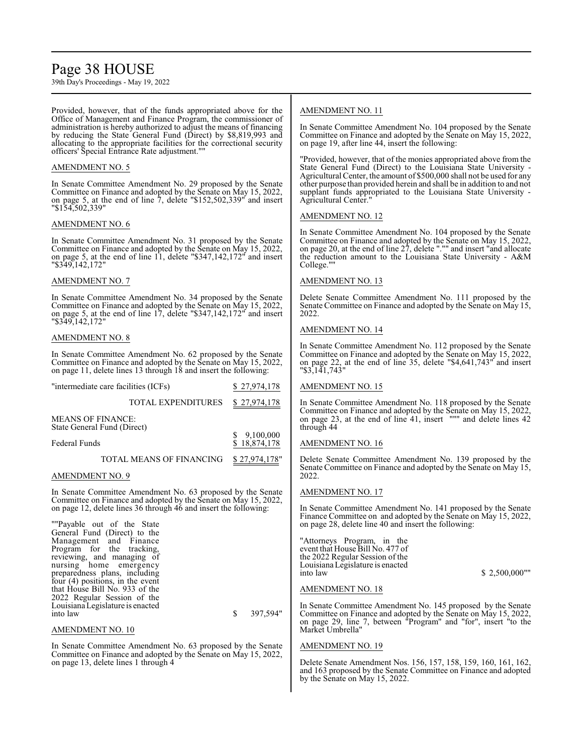Provided, however, that of the funds appropriated above for the Office of Management and Finance Program, the commissioner of administration is hereby authorized to adjust the means of financing by reducing the State General Fund (Direct) by $8,819,993 and allocating to the appropriate facilities for the correctional security officers' Special Entrance Rate adjustment.""

AMENDMENT NO. 5

In Senate Committee Amendment No. 29 proposed by the Senate Committee on Finance and adopted by the Senate on May 15, 2022, on page 5, at the end of line 7, delete "$152,502,339" and insert "$154,502,339"

AMENDMENT NO. 6

In Senate Committee Amendment No. 31 proposed by the Senate Committee on Finance and adopted by the Senate on May 15, 2022, on page 5, at the end of line 11, delete "$347,142,172" and insert "$349,142,172"

AMENDMENT NO. 7

In Senate Committee Amendment No. 34 proposed by the Senate Committee on Finance and adopted by the Senate on May 15, 2022, on page 5, at the end of line 17, delete "$347,142,172" and insert "$349,142,172"

AMENDMENT NO. 8

In Senate Committee Amendment No. 62 proposed by the Senate Committee on Finance and adopted by the Senate on May 15, 2022, on page 11, delete lines 13 through 18 and insert the following:

| | |
|---|---|
| "intermediate care facilities (ICFs) | $ 27,974,178 |
| TOTAL EXPENDITURES | $ 27,974,178 |
| MEANS OF FINANCE: | |
| State General Fund (Direct) | $ 9,100,000 |
| Federal Funds | $ 18,874,178 |
| TOTAL MEANS OF FINANCING | $ 27,974,178" |

AMENDMENT NO. 9

In Senate Committee Amendment No. 63 proposed by the Senate Committee on Finance and adopted by the Senate on May 15, 2022, on page 12, delete lines 36 through 46 and insert the following:

""Payable out of the State General Fund (Direct) to the Management and Finance Program for the tracking, reviewing, and managing of nursing home emergency preparedness plans, including four (4) positions, in the event that House Bill No. 933 of the 2022 Regular Session of the Louisiana Legislature is enacted into law $ 397,594"

AMENDMENT NO. 10

In Senate Committee Amendment No. 63 proposed by the Senate Committee on Finance and adopted by the Senate on May 15, 2022, on page 13, delete lines 1 through 4

AMENDMENT NO. 11

In Senate Committee Amendment No. 104 proposed by the Senate Committee on Finance and adopted by the Senate on May 15, 2022, on page 19, after line 44, insert the following:

"Provided, however, that of the monies appropriated above from the State General Fund (Direct) to the Louisiana State University - Agricultural Center, the amount of $500,000 shall not be used for any other purpose than provided herein and shall be in addition to and not supplant funds appropriated to the Louisiana State University - Agricultural Center."

AMENDMENT NO. 12

In Senate Committee Amendment No. 104 proposed by the Senate Committee on Finance and adopted by the Senate on May 15, 2022, on page 20, at the end of line 27, delete ".""" and insert "and allocate the reduction amount to the Louisiana State University - A&M College.""

AMENDMENT NO. 13

Delete Senate Committee Amendment No. 111 proposed by the Senate Committee on Finance and adopted by the Senate on May 15, 2022.

AMENDMENT NO. 14

In Senate Committee Amendment No. 112 proposed by the Senate Committee on Finance and adopted by the Senate on May 15, 2022, on page 22, at the end of line 35, delete "$4,641,743" and insert "$3,141,743"

AMENDMENT NO. 15

In Senate Committee Amendment No. 118 proposed by the Senate Committee on Finance and adopted by the Senate on May 15, 2022, on page 23, at the end of line 41, insert """" and delete lines 42 through 44

AMENDMENT NO. 16

Delete Senate Committee Amendment No. 139 proposed by the Senate Committee on Finance and adopted by the Senate on May 15, 2022.

AMENDMENT NO. 17

In Senate Committee Amendment No. 141 proposed by the Senate Finance Committee on and adopted by the Senate on May 15, 2022, on page 28, delete line 40 and insert the following:

"Attorneys Program, in the event that House Bill No. 477 of the 2022 Regular Session of the Louisiana Legislature is enacted into law $ 2,500,000""

AMENDMENT NO. 18

In Senate Committee Amendment No. 145 proposed by the Senate Committee on Finance and adopted by the Senate on May 15, 2022, on page 29, line 7, between "Program" and "for", insert "to the Market Umbrella"

AMENDMENT NO. 19

Delete Senate Amendment Nos. 156, 157, 158, 159, 160, 161, 162, and 163 proposed by the Senate Committee on Finance and adopted by the Senate on May 15, 2022.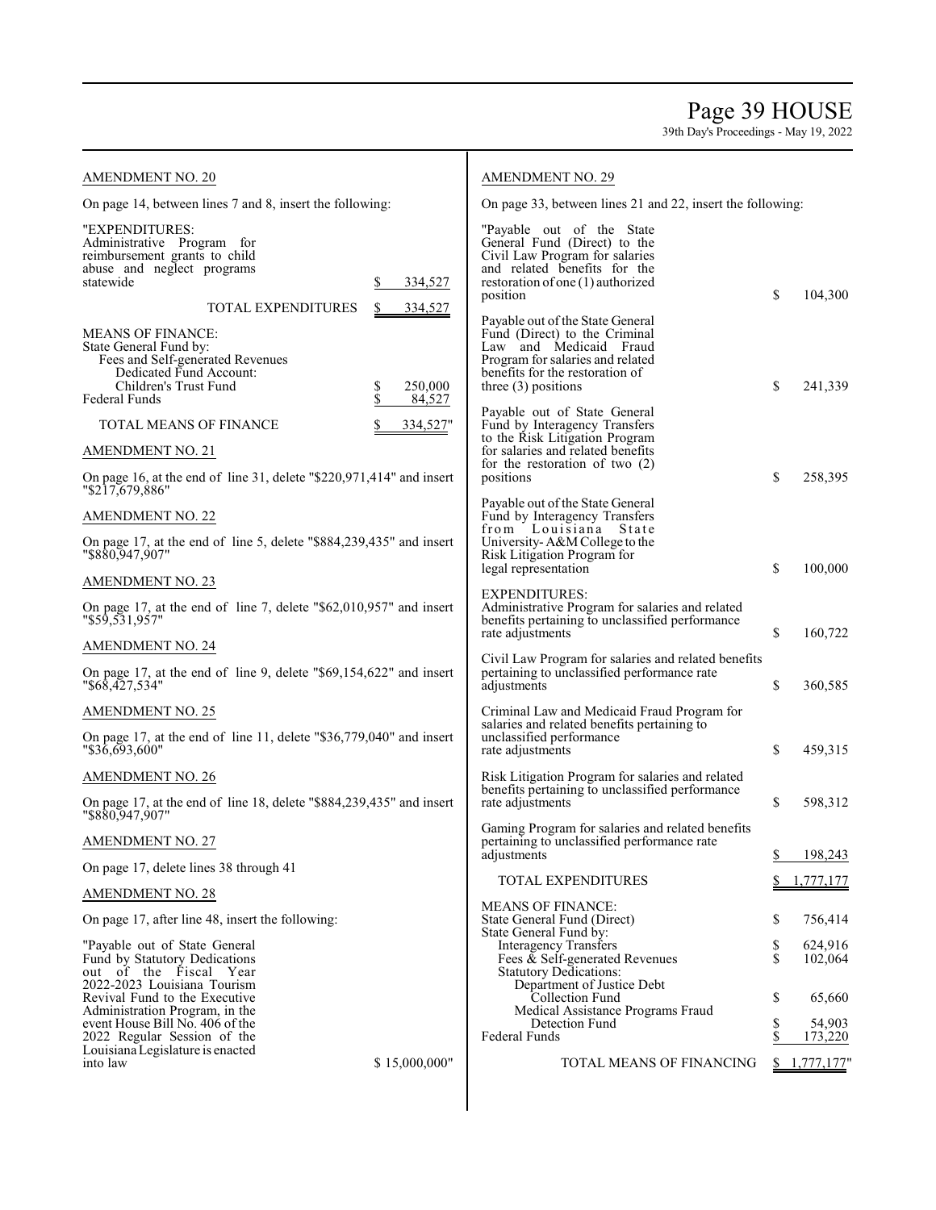AMENDMENT NO. 20

On page 14, between lines 7 and 8, insert the following:

"EXPENDITURES:

| | |
|---|---|
| Administrative Program for reimbursement grants to child abuse and neglect programs statewide | $ 334,527 |
| TOTAL EXPENDITURES | $ 334,527 |
| MEANS OF FINANCE: | |
| State General Fund by: | |
| Fees and Self-generated Revenues | |
| Dedicated Fund Account: | |
| Children's Trust Fund | $ 250,000 |
| Federal Funds | $ 84,527 |
| TOTAL MEANS OF FINANCE | $ 334,527" |

AMENDMENT NO. 21

On page 16, at the end of line 31, delete "$220,971,414" and insert "$217,679,886"

AMENDMENT NO. 22

On page 17, at the end of line 5, delete "$884,239,435" and insert "$880,947,907"

AMENDMENT NO. 23

On page 17, at the end of line 7, delete "$62,010,957" and insert "$59,531,957"

AMENDMENT NO. 24

On page 17, at the end of line 9, delete "$69,154,622" and insert "$68,427,534"

AMENDMENT NO. 25

On page 17, at the end of line 11, delete "$36,779,040" and insert "$36,693,600"

AMENDMENT NO. 26

On page 17, at the end of line 18, delete "$884,239,435" and insert "$880,947,907"

AMENDMENT NO. 27

On page 17, delete lines 38 through 41

AMENDMENT NO. 28

On page 17, after line 48, insert the following:

| | |
|---|---|
| "Payable out of State General Fund by Statutory Dedications out of the Fiscal Year 2022-2023 Louisiana Tourism Revival Fund to the Executive Administration Program, in the event House Bill No. 406 of the 2022 Regular Session of the Louisiana Legislature is enacted into law | $ 15,000,000" |

AMENDMENT NO. 29

On page 33, between lines 21 and 22, insert the following:

| | |
|---|---|
| "Payable out of the State General Fund (Direct) to the Civil Law Program for salaries and related benefits for the restoration of one (1) authorized position | $ 104,300 |
| Payable out of the State General Fund (Direct) to the Criminal Law and Medicaid Fraud Program for salaries and related benefits for the restoration of three (3) positions | $ 241,339 |
| Payable out of State General Fund by Interagency Transfers to the Risk Litigation Program for salaries and related benefits for the restoration of two (2) positions | $ 258,395 |
| Payable out of the State General Fund by Interagency Transfers from Louisiana State University- A&M College to the Risk Litigation Program for legal representation | $ 100,000 |

EXPENDITURES:

| | |
|---|---|
| Administrative Program for salaries and related benefits pertaining to unclassified performance rate adjustments | $ 160,722 |
| Civil Law Program for salaries and related benefits pertaining to unclassified performance rate adjustments | $ 360,585 |
| Criminal Law and Medicaid Fraud Program for salaries and related benefits pertaining to unclassified performance rate adjustments | $ 459,315 |
| Risk Litigation Program for salaries and related benefits pertaining to unclassified performance rate adjustments | $ 598,312 |
| Gaming Program for salaries and related benefits pertaining to unclassified performance rate adjustments | $ 198,243 |
| TOTAL EXPENDITURES | $ 1,777,177 |
| MEANS OF FINANCE: | |
| State General Fund (Direct) | $ 756,414 |
| State General Fund by: | |
| Interagency Transfers | $ 624,916 |
| Fees & Self-generated Revenues | $ 102,064 |
| Statutory Dedications: | |
| Department of Justice Debt Collection Fund | $ 65,660 |
| Medical Assistance Programs Fraud Detection Fund | $ 54,903 |
| Federal Funds | $ 173,220 |
| TOTAL MEANS OF FINANCING | $ 1,777,177" |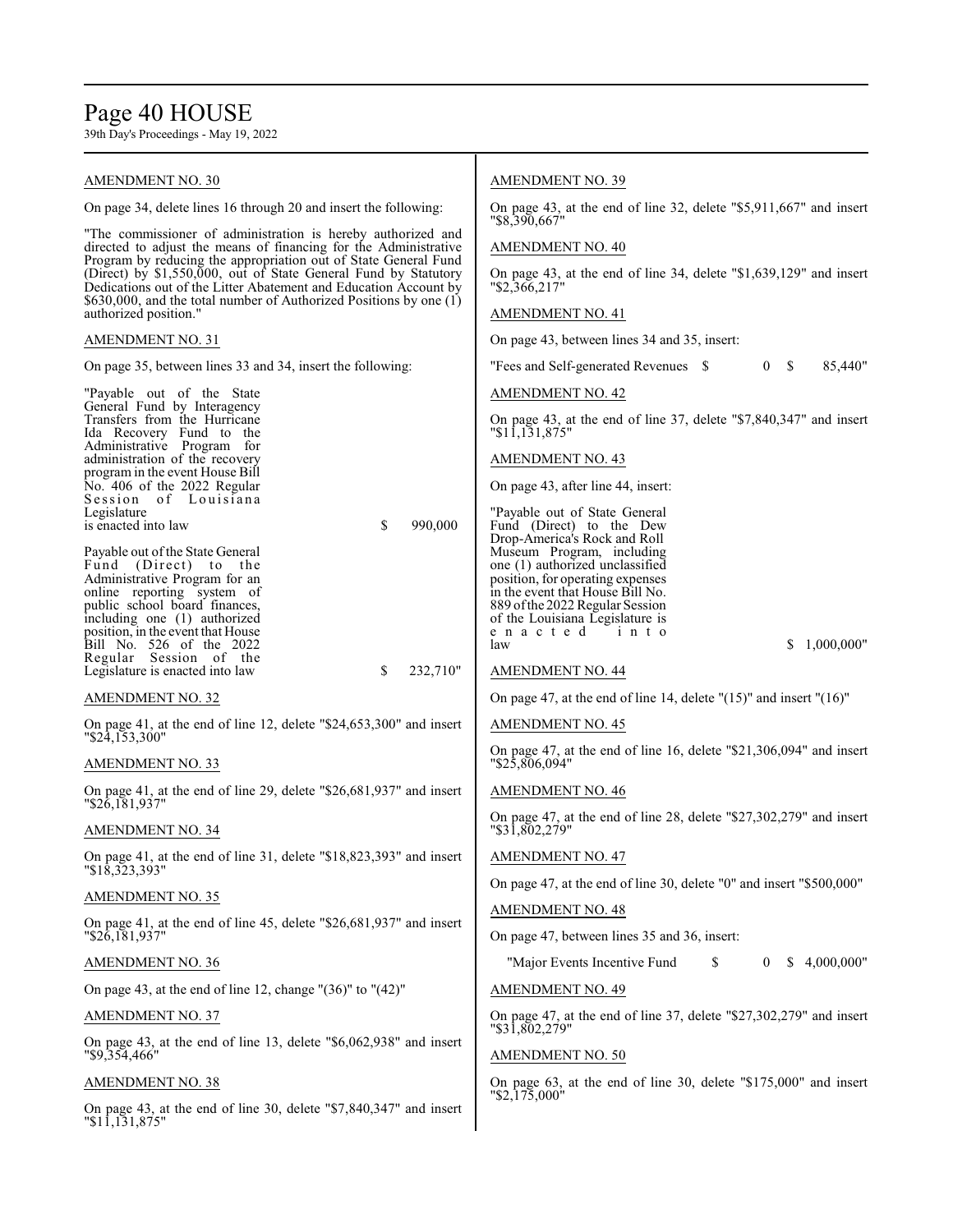AMENDMENT NO. 30

On page 34, delete lines 16 through 20 and insert the following:

"The commissioner of administration is hereby authorized and directed to adjust the means of financing for the Administrative Program by reducing the appropriation out of State General Fund (Direct) by $1,550,000, out of State General Fund by Statutory Dedications out of the Litter Abatement and Education Account by $630,000, and the total number of Authorized Positions by one (1) authorized position."

AMENDMENT NO. 31

On page 35, between lines 33 and 34, insert the following:

"Payable out of the State General Fund by Interagency Transfers from the Hurricane Ida Recovery Fund to the Administrative Program for administration of the recovery program in the event House Bill No. 406 of the 2022 Regular Session of Louisiana Legislature is enacted into law $ 990,000

Payable out of the State General Fund (Direct) to the Administrative Program for an online reporting system of public school board finances, including one (1) authorized position, in the event that House Bill No. 526 of the 2022 Regular Session of the Legislature is enacted into law $ 232,710"

AMENDMENT NO. 32

On page 41, at the end of line 12, delete "$24,653,300" and insert "$24,153,300"

AMENDMENT NO. 33

On page 41, at the end of line 29, delete "$26,681,937" and insert "$26,181,937"

AMENDMENT NO. 34

On page 41, at the end of line 31, delete "$18,823,393" and insert "$18,323,393"

AMENDMENT NO. 35

On page 41, at the end of line 45, delete "$26,681,937" and insert "$26,181,937"

AMENDMENT NO. 36

On page 43, at the end of line 12, change "(36)" to "(42)"

AMENDMENT NO. 37

On page 43, at the end of line 13, delete "$6,062,938" and insert "$9,354,466"

AMENDMENT NO. 38

On page 43, at the end of line 30, delete "$7,840,347" and insert "$11,131,875"

AMENDMENT NO. 39

On page 43, at the end of line 32, delete "$5,911,667" and insert "$8,390,667"

AMENDMENT NO. 40

On page 43, at the end of line 34, delete "$1,639,129" and insert "$2,366,217"

AMENDMENT NO. 41

On page 43, between lines 34 and 35, insert:

"Fees and Self-generated Revenues $ 0 $ 85,440"

AMENDMENT NO. 42

On page 43, at the end of line 37, delete "$7,840,347" and insert "$11,131,875"

AMENDMENT NO. 43

On page 43, after line 44, insert:

"Payable out of State General Fund (Direct) to the Dew Drop-America's Rock and Roll Museum Program, including one (1) authorized unclassified position, for operating expenses in the event that House Bill No. 889 of the 2022 Regular Session of the Louisiana Legislature is enacted into law $ 1,000,000"

AMENDMENT NO. 44

On page 47, at the end of line 14, delete "(15)" and insert "(16)"

AMENDMENT NO. 45

On page 47, at the end of line 16, delete "$21,306,094" and insert "$25,806,094"

AMENDMENT NO. 46

On page 47, at the end of line 28, delete "$27,302,279" and insert "$31,802,279"

AMENDMENT NO. 47

On page 47, at the end of line 30, delete "0" and insert "$500,000"

AMENDMENT NO. 48

On page 47, between lines 35 and 36, insert:

"Major Events Incentive Fund $ 0 $ 4,000,000"

AMENDMENT NO. 49

On page 47, at the end of line 37, delete "$27,302,279" and insert "$31,802,279"

AMENDMENT NO. 50

On page 63, at the end of line 30, delete "$175,000" and insert "$2,175,000"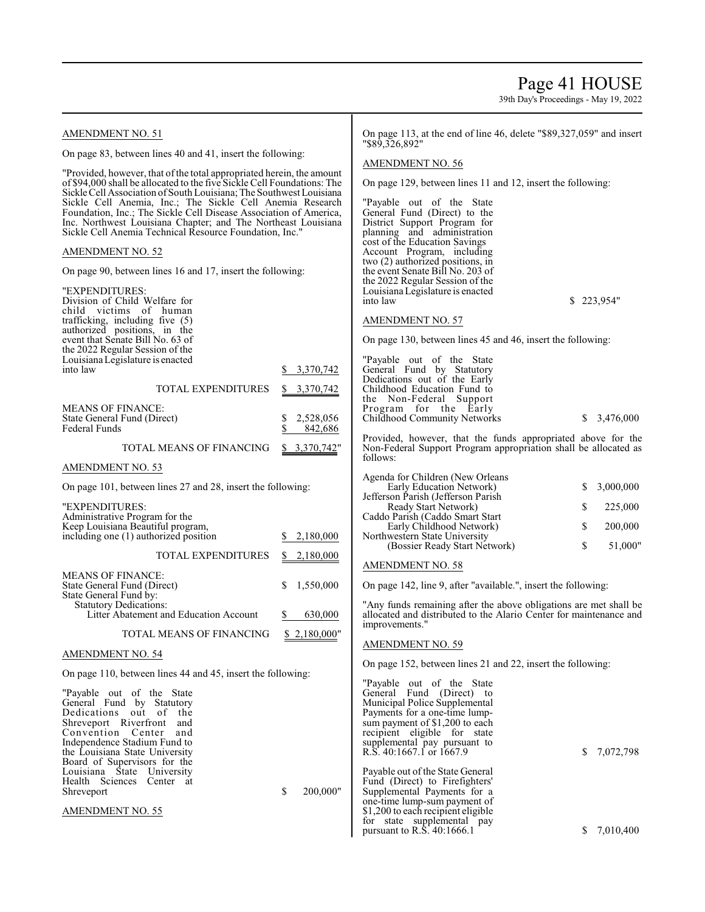AMENDMENT NO. 51

On page 83, between lines 40 and 41, insert the following:

"Provided, however, that of the total appropriated herein, the amount of $94,000 shall be allocated to the five Sickle Cell Foundations: The Sickle Cell Association of South Louisiana; The Southwest Louisiana Sickle Cell Anemia, Inc.; The Sickle Cell Anemia Research Foundation, Inc.; The Sickle Cell Disease Association of America, Inc. Northwest Louisiana Chapter; and The Northeast Louisiana Sickle Cell Anemia Technical Resource Foundation, Inc."

AMENDMENT NO. 52

On page 90, between lines 16 and 17, insert the following:

| "EXPENDITURES: | |
|---|---|
| Division of Child Welfare for child victims of human trafficking, including five (5) authorized positions, in the event that Senate Bill No. 63 of the 2022 Regular Session of the Louisiana Legislature is enacted into law | $ 3,370,742 |
| TOTAL EXPENDITURES | $ 3,370,742 |
| MEANS OF FINANCE: | |
| State General Fund (Direct) | $ 2,528,056 |
| Federal Funds | $ 842,686 |
| TOTAL MEANS OF FINANCING | $ 3,370,742" |

AMENDMENT NO. 53

On page 101, between lines 27 and 28, insert the following:

| "EXPENDITURES: | |
|---|---|
| Administrative Program for the Keep Louisiana Beautiful program, including one (1) authorized position | $ 2,180,000 |
| TOTAL EXPENDITURES | $ 2,180,000 |
| MEANS OF FINANCE: | |
| State General Fund (Direct) | $ 1,550,000 |
| State General Fund by: | |
| Statutory Dedications: | |
| Litter Abatement and Education Account | $ 630,000 |
| TOTAL MEANS OF FINANCING | $ 2,180,000" |

AMENDMENT NO. 54

On page 110, between lines 44 and 45, insert the following:

| | |
|---|---|
| "Payable out of the State General Fund by Statutory Dedications out of the Shreveport Riverfront and Convention Center and Independence Stadium Fund to the Louisiana State University Board of Supervisors for the Louisiana State University Health Sciences Center at Shreveport | $ 200,000" |

AMENDMENT NO. 55

On page 113, at the end of line 46, delete "$89,327,059" and insert "$89,326,892"

AMENDMENT NO. 56

On page 129, between lines 11 and 12, insert the following:

| | |
|---|---|
| "Payable out of the State General Fund (Direct) to the District Support Program for planning and administration cost of the Education Savings Account Program, including two (2) authorized positions, in the event Senate Bill No. 203 of the 2022 Regular Session of the Louisiana Legislature is enacted into law | $ 223,954" |

AMENDMENT NO. 57

On page 130, between lines 45 and 46, insert the following:

| | |
|---|---|
| "Payable out of the State General Fund by Statutory Dedications out of the Early Childhood Education Fund to the Non-Federal Support Program for the Early Childhood Community Networks | $ 3,476,000 |

Provided, however, that the funds appropriated above for the Non-Federal Support Program appropriation shall be allocated as follows:

| | |
|---|---|
| Agenda for Children (New Orleans Early Education Network) | $ 3,000,000 |
| Jefferson Parish (Jefferson Parish Ready Start Network) | $ 225,000 |
| Caddo Parish (Caddo Smart Start Early Childhood Network) | $ 200,000 |
| Northwestern State University (Bossier Ready Start Network) | $ 51,000" |

AMENDMENT NO. 58

On page 142, line 9, after "available.", insert the following:

"Any funds remaining after the above obligations are met shall be allocated and distributed to the Alario Center for maintenance and improvements."

AMENDMENT NO. 59

On page 152, between lines 21 and 22, insert the following:

| | |
|---|---|
| "Payable out of the State General Fund (Direct) to Municipal Police Supplemental Payments for a one-time lump-sum payment of $1,200 to each recipient eligible for state supplemental pay pursuant to R.S. 40:1667.1 or 1667.9 | $ 7,072,798 |
| Payable out of the State General Fund (Direct) to Firefighters' Supplemental Payments for a one-time lump-sum payment of $1,200 to each recipient eligible for state supplemental pay pursuant to R.S. 40:1666.1 | $ 7,010,400 |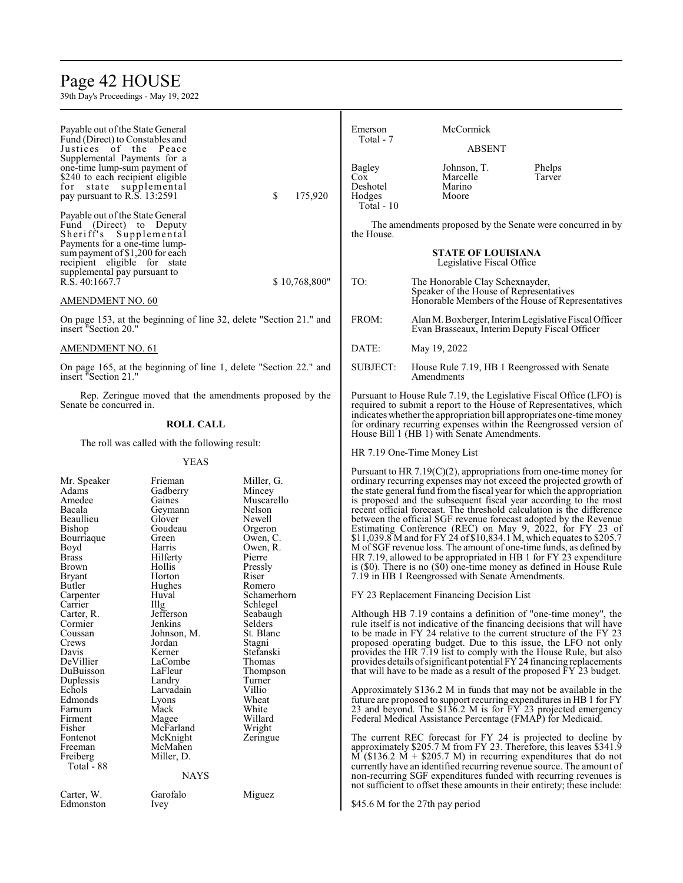Payable out of the State General Fund (Direct) to Constables and Justices of the Peace Supplemental Payments for a one-time lump-sum payment of $240 to each recipient eligible for state supplemental pay pursuant to R.S. 13:2591 $ 175,920

Payable out of the State General Fund (Direct) to Deputy Sheriff's Supplemental Payments for a one-time lump-sum payment of $1,200 for each recipient eligible for state supplemental pay pursuant to R.S. 40:1667.7 $ 10,768,800"

AMENDMENT NO. 60

On page 153, at the beginning of line 32, delete "Section 21." and insert "Section 20."

AMENDMENT NO. 61

On page 165, at the beginning of line 1, delete "Section 22." and insert "Section 21."

Rep. Zeringue moved that the amendments proposed by the Senate be concurred in.

**ROLL CALL**

The roll was called with the following result:

YEAS

| | | |
|---|---|---|
| Mr. Speaker | Frieman | Miller, G. |
| Adams | Gadberry | Mincey |
| Amedee | Gaines | Muscarello |
| Bacala | Geymann | Nelson |
| Beaullieu | Glover | Newell |
| Bishop | Goudeau | Orgeron |
| Bourriaque | Green | Owen, C. |
| Boyd | Harris | Owen, R. |
| Brass | Hilferty | Pierre |
| Brown | Hollis | Pressly |
| Bryant | Horton | Riser |
| Butler | Hughes | Romero |
| Carpenter | Huval | Schamerhorn |
| Carrier | Illg | Schlegel |
| Carter, R. | Jefferson | Seabaugh |
| Cormier | Jenkins | Selders |
| Coussan | Johnson, M. | St. Blanc |
| Crews | Jordan | Stagni |
| Davis | Kerner | Stefanski |
| DeVillier | LaCombe | Thomas |
| DuBuisson | LaFleur | Thompson |
| Duplessis | Landry | Turner |
| Echols | Larvadain | Villio |
| Edmonds | Lyons | Wheat |
| Farnum | Mack | White |
| Firment | Magee | Willard |
| Fisher | McFarland | Wright |
| Fontenot | McKnight | Zeringue |
| Freeman | McMahen | |
| Freiberg | Miller, D. | |

Total - 88

NAYS

| | | |
|---|---|---|
| Carter, W. | Garofalo | Miguez |
| Edmonston | Ivey | |
| Emerson | McCormick | |

Total - 7

ABSENT

| | | |
|---|---|---|
| Bagley | Johnson, T. | Phelps |
| Cox | Marcelle | Tarver |
| Deshotel | Marino | |
| Hodges | Moore | |

Total - 10

The amendments proposed by the Senate were concurred in by the House.

**STATE OF LOUISIANA**
Legislative Fiscal Office

TO: The Honorable Clay Schexnayder, Speaker of the House of Representatives Honorable Members of the House of Representatives

FROM: Alan M. Boxberger, Interim Legislative Fiscal Officer Evan Brasseaux, Interim Deputy Fiscal Officer

DATE: May 19, 2022

SUBJECT: House Rule 7.19, HB 1 Reengrossed with Senate Amendments

Pursuant to House Rule 7.19, the Legislative Fiscal Office (LFO) is required to submit a report to the House of Representatives, which indicates whether the appropriation bill appropriates one-time money for ordinary recurring expenses within the Reengrossed version of House Bill 1 (HB 1) with Senate Amendments.

HR 7.19 One-Time Money List

Pursuant to HR 7.19(C)(2), appropriations from one-time money for ordinary recurring expenses may not exceed the projected growth of the state general fund from the fiscal year for which the appropriation is proposed and the subsequent fiscal year according to the most recent official forecast. The threshold calculation is the difference between the official SGF revenue forecast adopted by the Revenue Estimating Conference (REC) on May 9, 2022, for FY 23 of $11,039.8 M and for FY 24 of $10,834.1 M, which equates to $205.7 M of SGF revenue loss. The amount of one-time funds, as defined by HR 7.19, allowed to be appropriated in HB 1 for FY 23 expenditure is ($0). There is no ($0) one-time money as defined in House Rule 7.19 in HB 1 Reengrossed with Senate Amendments.

FY 23 Replacement Financing Decision List

Although HB 7.19 contains a definition of "one-time money", the rule itself is not indicative of the financing decisions that will have to be made in FY 24 relative to the current structure of the FY 23 proposed operating budget. Due to this issue, the LFO not only provides the HR 7.19 list to comply with the House Rule, but also provides details of significant potential FY 24 financing replacements that will have to be made as a result of the proposed FY 23 budget.

Approximately $136.2 M in funds that may not be available in the future are proposed to support recurring expenditures in HB 1 for FY 23 and beyond. The $136.2 M is for FY 23 projected emergency Federal Medical Assistance Percentage (FMAP) for Medicaid.

The current REC forecast for FY 24 is projected to decline by approximately $205.7 M from FY 23. Therefore, this leaves $341.9 M ($136.2 M + $205.7 M) in recurring expenditures that do not currently have an identified recurring revenue source. The amount of non-recurring SGF expenditures funded with recurring revenues is not sufficient to offset these amounts in their entirety; these include:

$45.6 M for the 27th pay period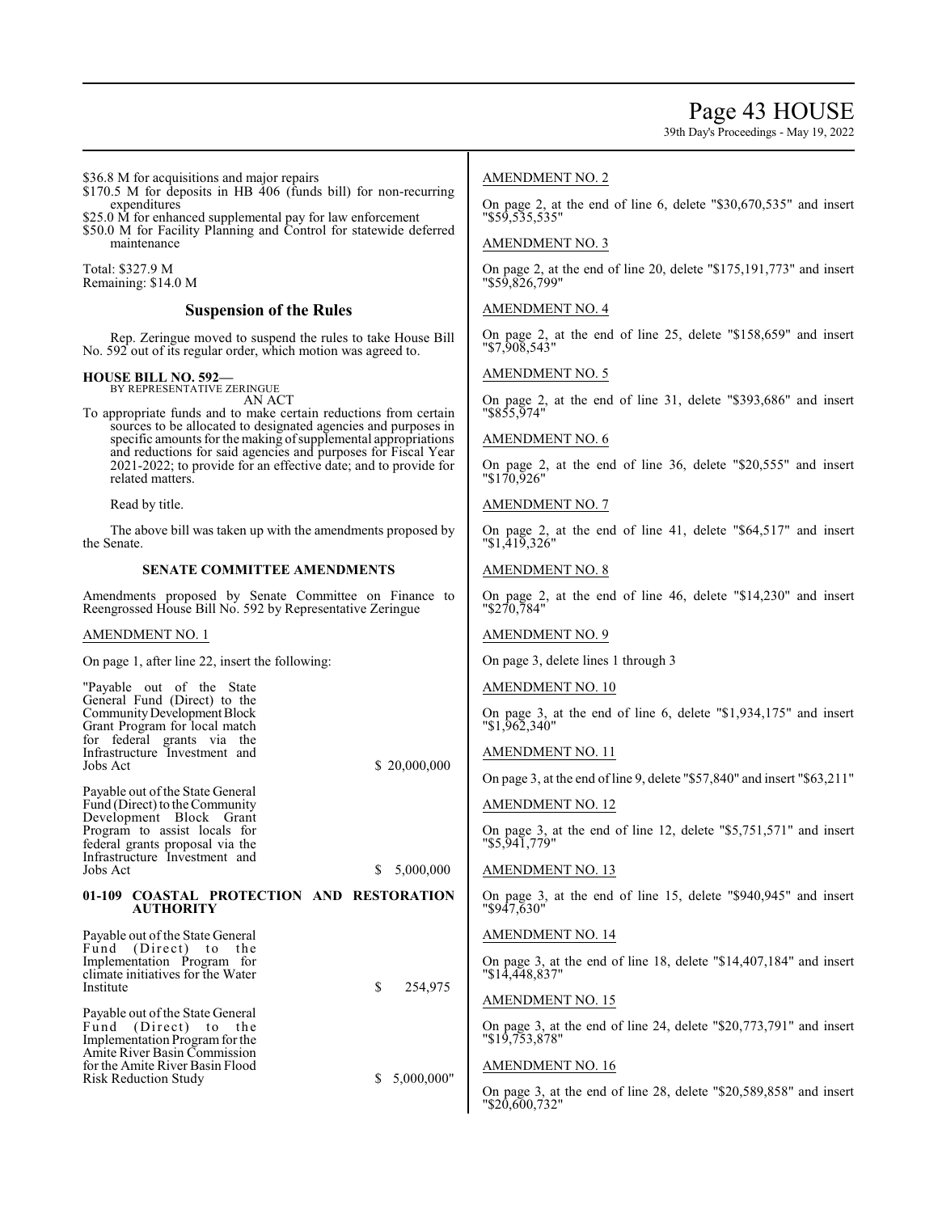$36.8 M for acquisitions and major repairs
$170.5 M for deposits in HB 406 (funds bill) for non-recurring expenditures
$25.0 M for enhanced supplemental pay for law enforcement
$50.0 M for Facility Planning and Control for statewide deferred maintenance

Total: $327.9 M
Remaining: $14.0 M

## Suspension of the Rules

Rep. Zeringue moved to suspend the rules to take House Bill No. 592 out of its regular order, which motion was agreed to.

**HOUSE BILL NO. 592—**
BY REPRESENTATIVE ZERINGUE
AN ACT

To appropriate funds and to make certain reductions from certain sources to be allocated to designated agencies and purposes in specific amounts for the making of supplemental appropriations and reductions for said agencies and purposes for Fiscal Year 2021-2022; to provide for an effective date; and to provide for related matters.

Read by title.

The above bill was taken up with the amendments proposed by the Senate.

### SENATE COMMITTEE AMENDMENTS

Amendments proposed by Senate Committee on Finance to Reengrossed House Bill No. 592 by Representative Zeringue

AMENDMENT NO. 1

On page 1, after line 22, insert the following:

| | |
|---|---|
| "Payable out of the State General Fund (Direct) to the Community Development Block Grant Program for local match for federal grants via the Infrastructure Investment and Jobs Act | $ 20,000,000 |
| Payable out of the State General Fund (Direct) to the Community Development Block Grant Program to assist locals for federal grants proposal via the Infrastructure Investment and Jobs Act | $ 5,000,000 |

**01-109 COASTAL PROTECTION AND RESTORATION AUTHORITY**

| | |
|---|---|
| Payable out of the State General Fund (Direct) to the Implementation Program for climate initiatives for the Water Institute | $ 254,975 |
| Payable out of the State General Fund (Direct) to the Implementation Program for the Amite River Basin Commission for the Amite River Basin Flood Risk Reduction Study | $ 5,000,000" |

AMENDMENT NO. 2

On page 2, at the end of line 6, delete "$30,670,535" and insert "$59,535,535"

AMENDMENT NO. 3

On page 2, at the end of line 20, delete "$175,191,773" and insert "$59,826,799"

AMENDMENT NO. 4

On page 2, at the end of line 25, delete "$158,659" and insert "$7,908,543"

AMENDMENT NO. 5

On page 2, at the end of line 31, delete "$393,686" and insert "$855,974"

AMENDMENT NO. 6

On page 2, at the end of line 36, delete "$20,555" and insert "$170,926"

AMENDMENT NO. 7

On page 2, at the end of line 41, delete "$64,517" and insert "$1,419,326"

AMENDMENT NO. 8

On page 2, at the end of line 46, delete "$14,230" and insert "$270,784"

AMENDMENT NO. 9

On page 3, delete lines 1 through 3

AMENDMENT NO. 10

On page 3, at the end of line 6, delete "$1,934,175" and insert "$1,962,340"

AMENDMENT NO. 11

On page 3, at the end of line 9, delete "$57,840" and insert "$63,211"

AMENDMENT NO. 12

On page 3, at the end of line 12, delete "$5,751,571" and insert "$5,941,779"

AMENDMENT NO. 13

On page 3, at the end of line 15, delete "$940,945" and insert "$947,630"

AMENDMENT NO. 14

On page 3, at the end of line 18, delete "$14,407,184" and insert "$14,448,837"

AMENDMENT NO. 15

On page 3, at the end of line 24, delete "$20,773,791" and insert "$19,753,878"

AMENDMENT NO. 16

On page 3, at the end of line 28, delete "$20,589,858" and insert "$20,600,732"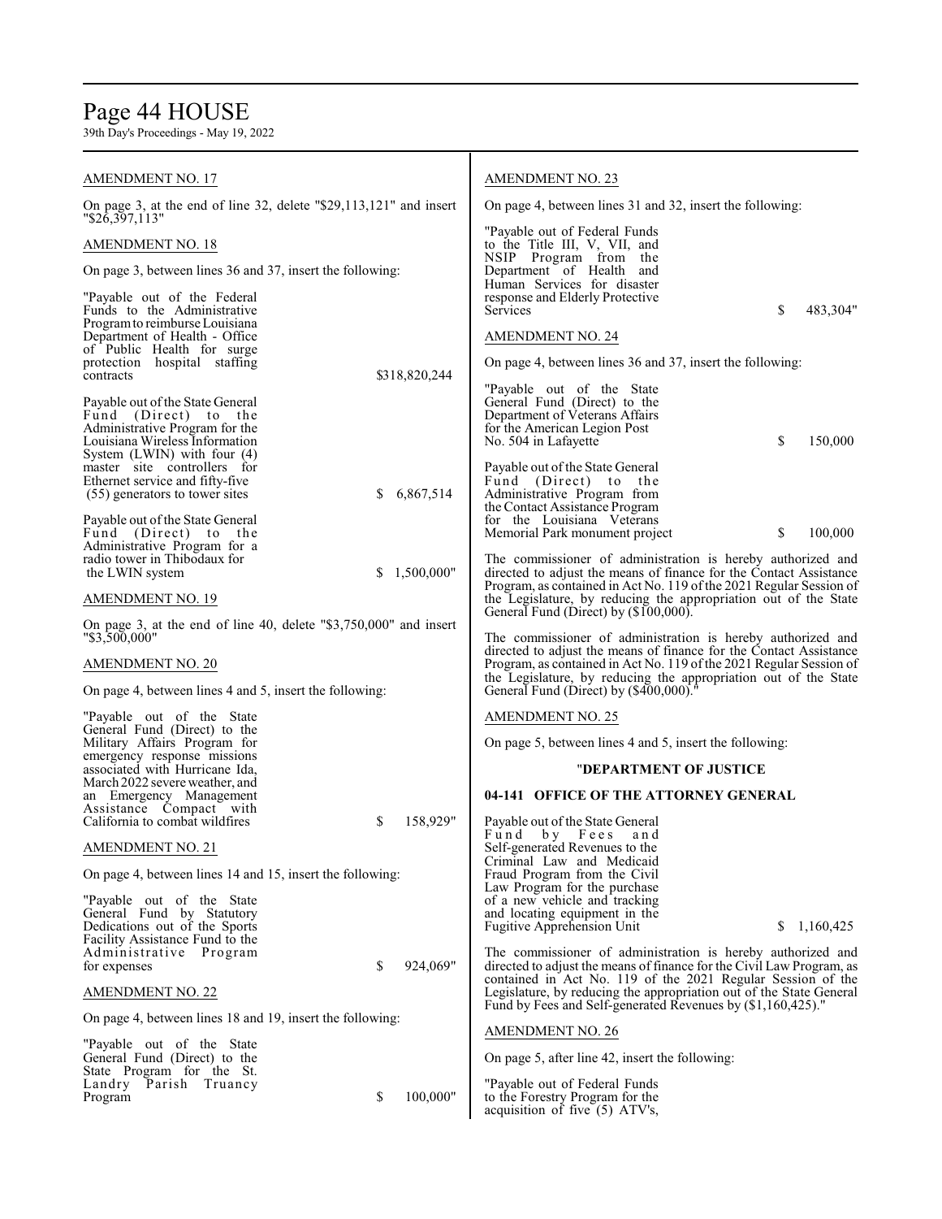AMENDMENT NO. 17

On page 3, at the end of line 32, delete "$29,113,121" and insert "$26,397,113"

AMENDMENT NO. 18

On page 3, between lines 36 and 37, insert the following:

"Payable out of the Federal Funds to the Administrative Program to reimburse Louisiana Department of Health - Office of Public Health for surge protection hospital staffing contracts $318,820,244

Payable out of the State General Fund (Direct) to the Administrative Program for the Louisiana Wireless Information System (LWIN) with four (4) master site controllers for Ethernet service and fifty-five (55) generators to tower sites $ 6,867,514

Payable out of the State General Fund (Direct) to the Administrative Program for a radio tower in Thibodaux for the LWIN system $ 1,500,000"

AMENDMENT NO. 19

On page 3, at the end of line 40, delete "$3,750,000" and insert "$3,500,000"

AMENDMENT NO. 20

On page 4, between lines 4 and 5, insert the following:

"Payable out of the State General Fund (Direct) to the Military Affairs Program for emergency response missions associated with Hurricane Ida, March 2022 severe weather, and an Emergency Management Assistance Compact with California to combat wildfires $ 158,929"

AMENDMENT NO. 21

On page 4, between lines 14 and 15, insert the following:

"Payable out of the State General Fund by Statutory Dedications out of the Sports Facility Assistance Fund to the Administrative Program for expenses $ 924,069"

AMENDMENT NO. 22

On page 4, between lines 18 and 19, insert the following:

"Payable out of the State General Fund (Direct) to the State Program for the St. Landry Parish Truancy Program $ 100,000"

AMENDMENT NO. 23

On page 4, between lines 31 and 32, insert the following:

"Payable out of Federal Funds to the Title III, V, VII, and NSIP Program from the Department of Health and Human Services for disaster response and Elderly Protective Services $ 483,304"

AMENDMENT NO. 24

On page 4, between lines 36 and 37, insert the following:

"Payable out of the State General Fund (Direct) to the Department of Veterans Affairs for the American Legion Post No. 504 in Lafayette $ 150,000

Payable out of the State General Fund (Direct) to the Administrative Program from the Contact Assistance Program for the Louisiana Veterans Memorial Park monument project $ 100,000

The commissioner of administration is hereby authorized and directed to adjust the means of finance for the Contact Assistance Program, as contained in Act No. 119 of the 2021 Regular Session of the Legislature, by reducing the appropriation out of the State General Fund (Direct) by ($100,000).

The commissioner of administration is hereby authorized and directed to adjust the means of finance for the Contact Assistance Program, as contained in Act No. 119 of the 2021 Regular Session of the Legislature, by reducing the appropriation out of the State General Fund (Direct) by ($400,000)."

AMENDMENT NO. 25

On page 5, between lines 4 and 5, insert the following:

"**DEPARTMENT OF JUSTICE**

**04-141 OFFICE OF THE ATTORNEY GENERAL**

Payable out of the State General Fund by Fees and Self-generated Revenues to the Criminal Law and Medicaid Fraud Program from the Civil Law Program for the purchase of a new vehicle and tracking and locating equipment in the Fugitive Apprehension Unit $ 1,160,425

The commissioner of administration is hereby authorized and directed to adjust the means of finance for the Civil Law Program, as contained in Act No. 119 of the 2021 Regular Session of the Legislature, by reducing the appropriation out of the State General Fund by Fees and Self-generated Revenues by ($1,160,425)."

AMENDMENT NO. 26

On page 5, after line 42, insert the following:

"Payable out of Federal Funds to the Forestry Program for the acquisition of five (5) ATV's,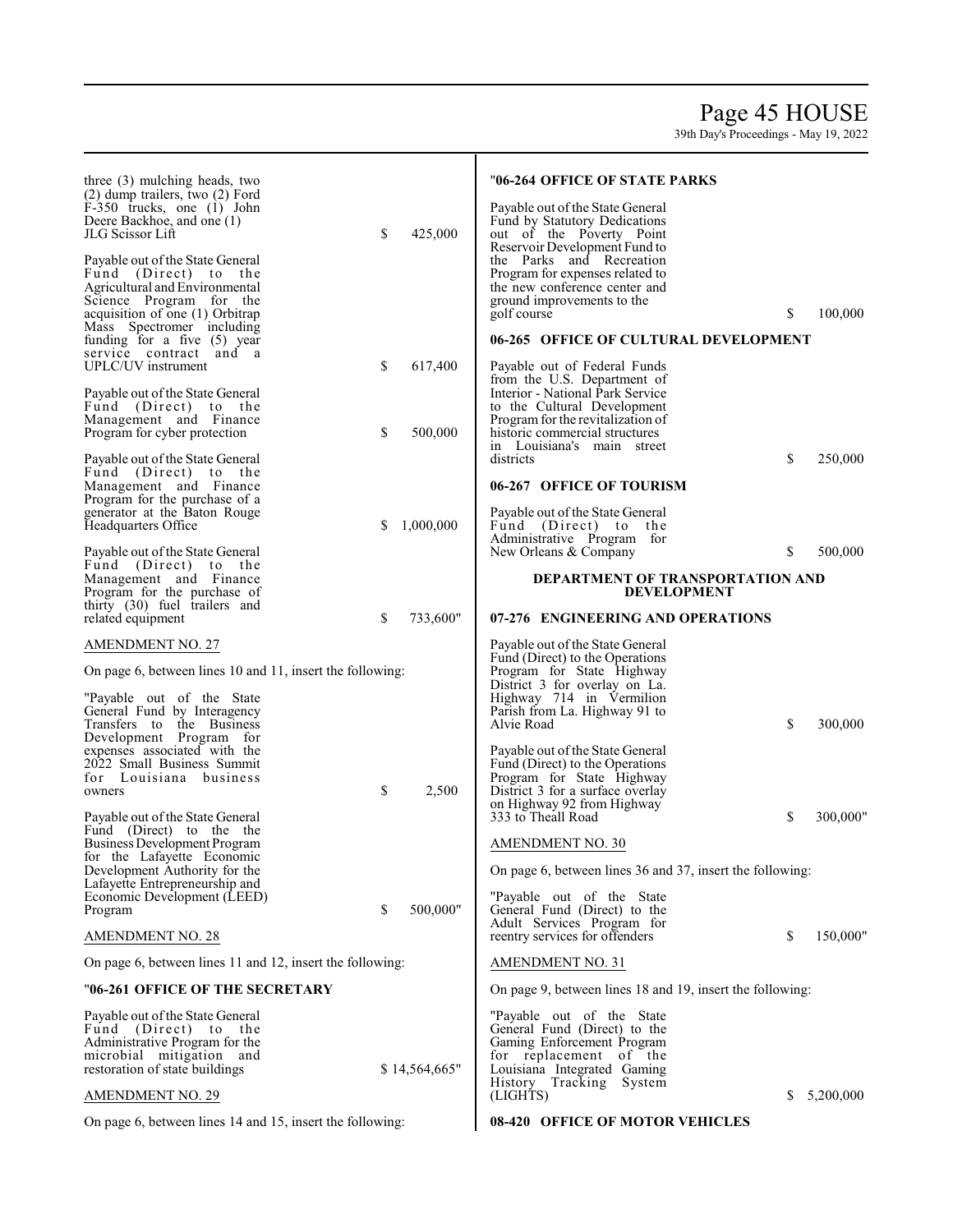three (3) mulching heads, two (2) dump trailers, two (2) Ford F-350 trucks, one (1) John Deere Backhoe, and one (1) JLG Scissor Lift $ 425,000

Payable out of the State General Fund (Direct) to the Agricultural and Environmental Science Program for the acquisition of one (1) Orbitrap Mass Spectromer including funding for a five (5) year service contract and a UPLC/UV instrument $ 617,400

Payable out of the State General Fund (Direct) to the Management and Finance Program for cyber protection $ 500,000

Payable out of the State General Fund (Direct) to the Management and Finance Program for the purchase of a generator at the Baton Rouge Headquarters Office $ 1,000,000

Payable out of the State General Fund (Direct) to the Management and Finance Program for the purchase of thirty (30) fuel trailers and related equipment $ 733,600"

AMENDMENT NO. 27

On page 6, between lines 10 and 11, insert the following:

"Payable out of the State General Fund by Interagency Transfers to the Business Development Program for expenses associated with the 2022 Small Business Summit for Louisiana business owners $ 2,500

Payable out of the State General Fund (Direct) to the the Business Development Program for the Lafayette Economic Development Authority for the Lafayette Entrepreneurship and Economic Development (LEED) Program $ 500,000"

AMENDMENT NO. 28

On page 6, between lines 11 and 12, insert the following:

"**06-261 OFFICE OF THE SECRETARY**

Payable out of the State General Fund (Direct) to the Administrative Program for the microbial mitigation and restoration of state buildings $ 14,564,665"

AMENDMENT NO. 29

On page 6, between lines 14 and 15, insert the following:

"**06-264 OFFICE OF STATE PARKS**

Payable out of the State General Fund by Statutory Dedications out of the Poverty Point Reservoir Development Fund to the Parks and Recreation Program for expenses related to the new conference center and ground improvements to the golf course $ 100,000

**06-265 OFFICE OF CULTURAL DEVELOPMENT**

Payable out of Federal Funds from the U.S. Department of Interior - National Park Service to the Cultural Development Program for the revitalization of historic commercial structures in Louisiana's main street districts $ 250,000

**06-267 OFFICE OF TOURISM**

Payable out of the State General Fund (Direct) to the Administrative Program for New Orleans & Company $ 500,000

**DEPARTMENT OF TRANSPORTATION AND DEVELOPMENT**

**07-276 ENGINEERING AND OPERATIONS**

Payable out of the State General Fund (Direct) to the Operations Program for State Highway District 3 for overlay on La. Highway 714 in Vermilion Parish from La. Highway 91 to Alvie Road $ 300,000

Payable out of the State General Fund (Direct) to the Operations Program for State Highway District 3 for a surface overlay on Highway 92 from Highway 333 to Theall Road $ 300,000"

AMENDMENT NO. 30

On page 6, between lines 36 and 37, insert the following:

"Payable out of the State General Fund (Direct) to the Adult Services Program for reentry services for offenders $ 150,000"

AMENDMENT NO. 31

On page 9, between lines 18 and 19, insert the following:

"Payable out of the State General Fund (Direct) to the Gaming Enforcement Program for replacement of the Louisiana Integrated Gaming History Tracking System (LIGHTS) $ 5,200,000

**08-420 OFFICE OF MOTOR VEHICLES**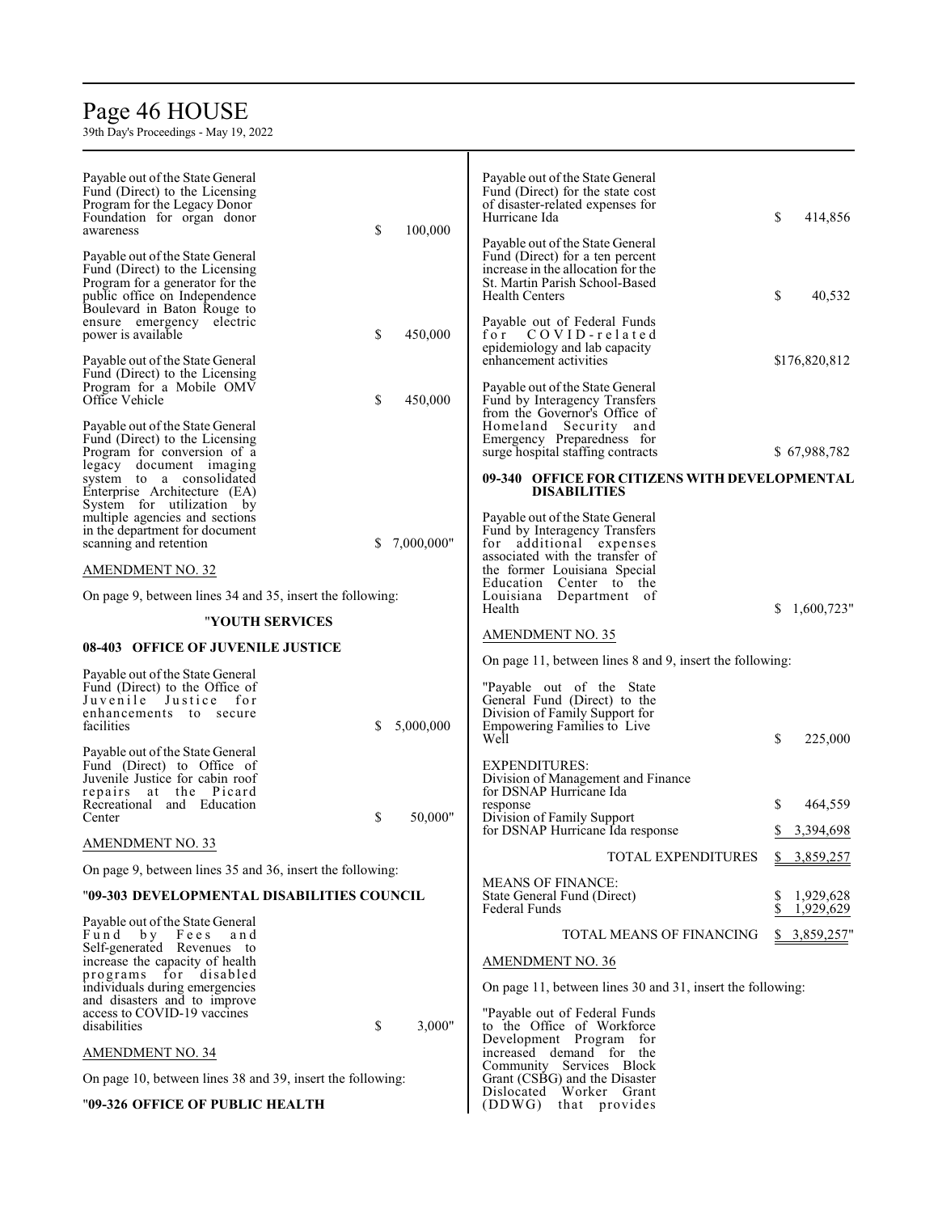Payable out of the State General Fund (Direct) to the Licensing Program for the Legacy Donor Foundation for organ donor awareness $ 100,000

Payable out of the State General Fund (Direct) to the Licensing Program for a generator for the public office on Independence Boulevard in Baton Rouge to ensure emergency electric power is available $ 450,000

Payable out of the State General Fund (Direct) to the Licensing Program for a Mobile OMV Office Vehicle $ 450,000

Payable out of the State General Fund (Direct) to the Licensing Program for conversion of a legacy document imaging system to a consolidated Enterprise Architecture (EA) System for utilization by multiple agencies and sections in the department for document scanning and retention $ 7,000,000"

AMENDMENT NO. 32

On page 9, between lines 34 and 35, insert the following:

"**YOUTH SERVICES**

**08-403 OFFICE OF JUVENILE JUSTICE**

Payable out of the State General Fund (Direct) to the Office of Juvenile Justice for enhancements to secure facilities $ 5,000,000

Payable out of the State General Fund (Direct) to Office of Juvenile Justice for cabin roof repairs at the Picard Recreational and Education Center $ 50,000"

AMENDMENT NO. 33

On page 9, between lines 35 and 36, insert the following:

"**09-303 DEVELOPMENTAL DISABILITIES COUNCIL**

Payable out of the State General Fund by Fees and Self-generated Revenues to increase the capacity of health programs for disabled individuals during emergencies and disasters and to improve access to COVID-19 vaccines disabilities $ 3,000"

AMENDMENT NO. 34

On page 10, between lines 38 and 39, insert the following:

"**09-326 OFFICE OF PUBLIC HEALTH**

Payable out of the State General Fund (Direct) for the state cost of disaster-related expenses for Hurricane Ida $ 414,856

Payable out of the State General Fund (Direct) for a ten percent increase in the allocation for the St. Martin Parish School-Based Health Centers $ 40,532

Payable out of Federal Funds for COVID-related epidemiology and lab capacity enhancement activities $176,820,812

Payable out of the State General Fund by Interagency Transfers from the Governor's Office of Homeland Security and Emergency Preparedness for surge hospital staffing contracts $ 67,988,782

**09-340 OFFICE FOR CITIZENS WITH DEVELOPMENTAL DISABILITIES**

Payable out of the State General Fund by Interagency Transfers for additional expenses associated with the transfer of the former Louisiana Special Education Center to the Louisiana Department of Health $ 1,600,723"

AMENDMENT NO. 35

On page 11, between lines 8 and 9, insert the following:

"Payable out of the State General Fund (Direct) to the Division of Family Support for Empowering Families to Live Well $ 225,000

| | |
|---|---|
| EXPENDITURES: | |
| Division of Management and Finance for DSNAP Hurricane Ida response | $ 464,559 |
| Division of Family Support for DSNAP Hurricane Ida response | $ 3,394,698 |
| TOTAL EXPENDITURES | $ 3,859,257 |
| MEANS OF FINANCE: | |
| State General Fund (Direct) | $ 1,929,628 |
| Federal Funds | $ 1,929,629 |
| TOTAL MEANS OF FINANCING | $ 3,859,257" |

AMENDMENT NO. 36

On page 11, between lines 30 and 31, insert the following:

"Payable out of Federal Funds to the Office of Workforce Development Program for increased demand for the Community Services Block Grant (CSBG) and the Disaster Dislocated Worker Grant (DDWG) that provides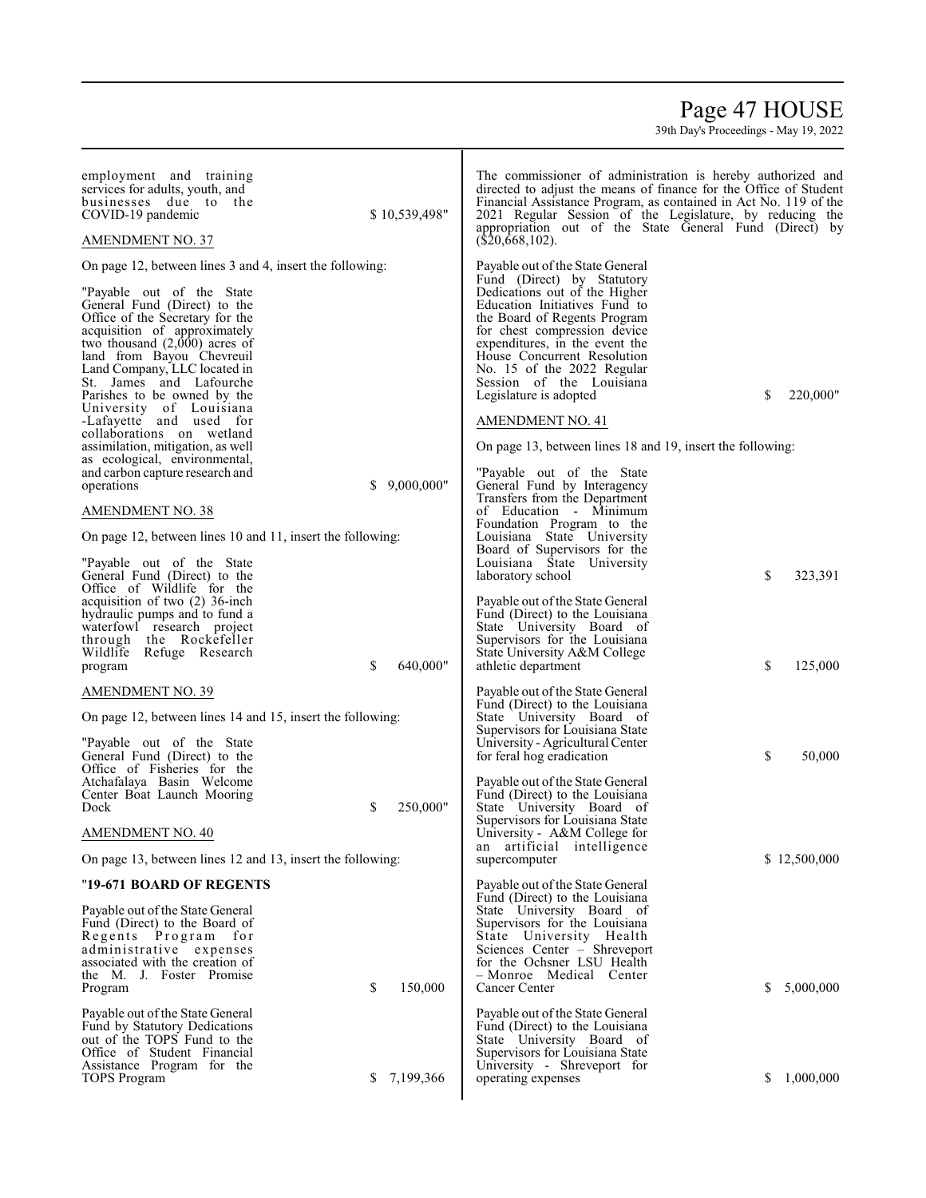employment and training services for adults, youth, and businesses due to the COVID-19 pandemic $ 10,539,498"

AMENDMENT NO. 37

On page 12, between lines 3 and 4, insert the following:

"Payable out of the State General Fund (Direct) to the Office of the Secretary for the acquisition of approximately two thousand (2,000) acres of land from Bayou Chevreuil Land Company, LLC located in St. James and Lafourche Parishes to be owned by the University of Louisiana -Lafayette and used for collaborations on wetland assimilation, mitigation, as well as ecological, environmental, and carbon capture research and operations $ 9,000,000"

AMENDMENT NO. 38

On page 12, between lines 10 and 11, insert the following:

"Payable out of the State General Fund (Direct) to the Office of Wildlife for the acquisition of two (2) 36-inch hydraulic pumps and to fund a waterfowl research project through the Rockefeller Wildlife Refuge Research program $ 640,000"

AMENDMENT NO. 39

On page 12, between lines 14 and 15, insert the following:

"Payable out of the State General Fund (Direct) to the Office of Fisheries for the Atchafalaya Basin Welcome Center Boat Launch Mooring Dock $ 250,000"

AMENDMENT NO. 40

On page 13, between lines 12 and 13, insert the following:

"**19-671 BOARD OF REGENTS**

Payable out of the State General Fund (Direct) to the Board of Regents Program for administrative expenses associated with the creation of the M. J. Foster Promise Program $ 150,000

Payable out of the State General Fund by Statutory Dedications out of the TOPS Fund to the Office of Student Financial Assistance Program for the TOPS Program $ 7,199,366

The commissioner of administration is hereby authorized and directed to adjust the means of finance for the Office of Student Financial Assistance Program, as contained in Act No. 119 of the 2021 Regular Session of the Legislature, by reducing the appropriation out of the State General Fund (Direct) by ($20,668,102).

Payable out of the State General Fund (Direct) by Statutory Dedications out of the Higher Education Initiatives Fund to the Board of Regents Program for chest compression device expenditures, in the event the House Concurrent Resolution No. 15 of the 2022 Regular Session of the Louisiana Legislature is adopted $ 220,000"

AMENDMENT NO. 41

On page 13, between lines 18 and 19, insert the following:

"Payable out of the State General Fund by Interagency Transfers from the Department of Education - Minimum Foundation Program to the Louisiana State University Board of Supervisors for the Louisiana State University laboratory school $ 323,391

Payable out of the State General Fund (Direct) to the Louisiana State University Board of Supervisors for the Louisiana State University A&M College athletic department $ 125,000

Payable out of the State General Fund (Direct) to the Louisiana State University Board of Supervisors for Louisiana State University - Agricultural Center for feral hog eradication $ 50,000

Payable out of the State General Fund (Direct) to the Louisiana State University Board of Supervisors for Louisiana State University - A&M College for an artificial intelligence supercomputer $ 12,500,000

Payable out of the State General Fund (Direct) to the Louisiana State University Board of Supervisors for the Louisiana State University Health Sciences Center – Shreveport for the Ochsner LSU Health – Monroe Medical Center Cancer Center $ 5,000,000

Payable out of the State General Fund (Direct) to the Louisiana State University Board of Supervisors for Louisiana State University - Shreveport for operating expenses $ 1,000,000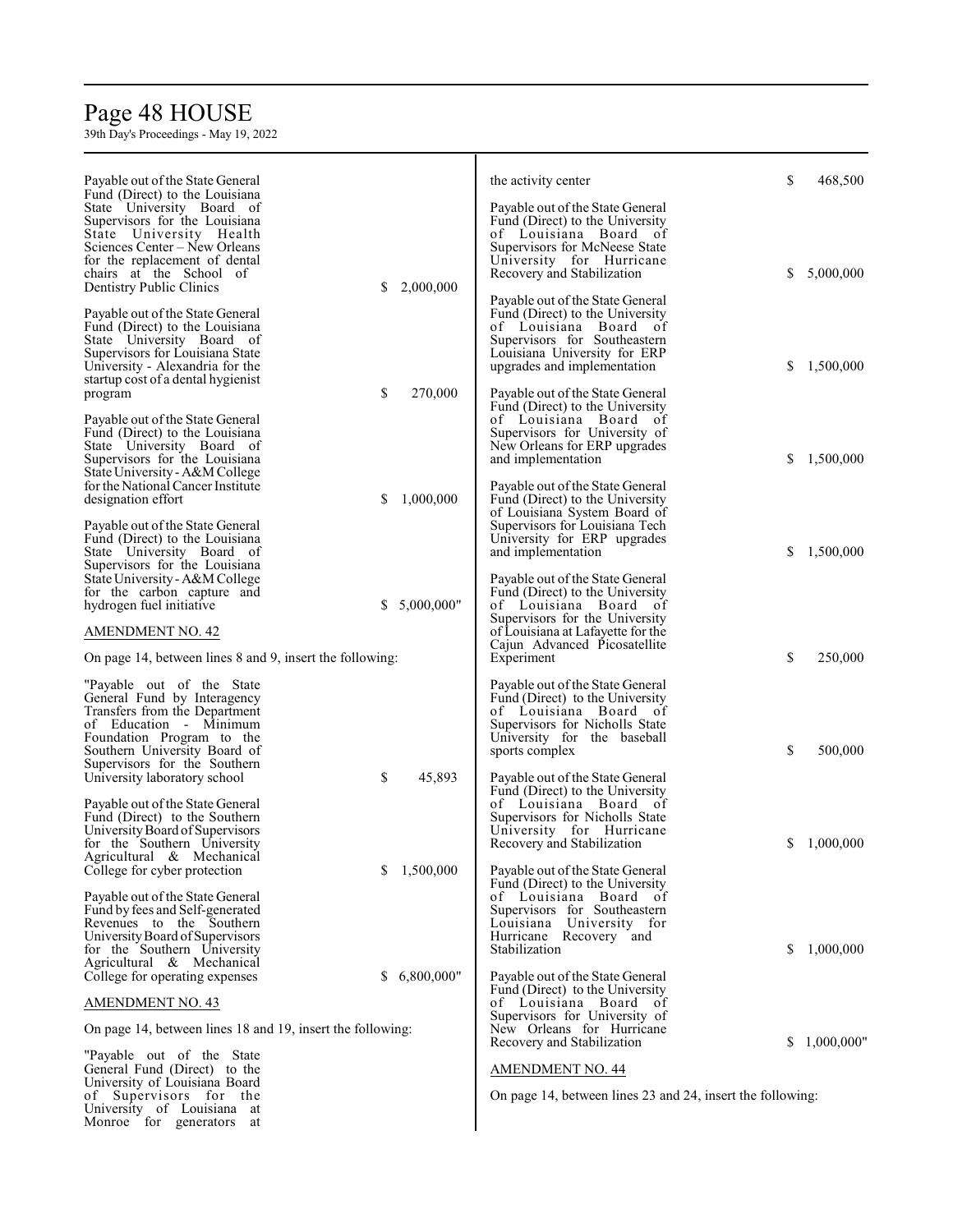Payable out of the State General Fund (Direct) to the Louisiana State University Board of Supervisors for the Louisiana State University Health Sciences Center – New Orleans for the replacement of dental chairs at the School of Dentistry Public Clinics $ 2,000,000

Payable out of the State General Fund (Direct) to the Louisiana State University Board of Supervisors for Louisiana State University - Alexandria for the startup cost of a dental hygienist program $ 270,000

Payable out of the State General Fund (Direct) to the Louisiana State University Board of Supervisors for the Louisiana State University - A&M College for the National Cancer Institute designation effort $ 1,000,000

Payable out of the State General Fund (Direct) to the Louisiana State University Board of Supervisors for the Louisiana State University - A&M College for the carbon capture and hydrogen fuel initiative $ 5,000,000"

AMENDMENT NO. 42

On page 14, between lines 8 and 9, insert the following:

"Payable out of the State General Fund by Interagency Transfers from the Department of Education - Minimum Foundation Program to the Southern University Board of Supervisors for the Southern University laboratory school $ 45,893

Payable out of the State General Fund (Direct) to the Southern University Board of Supervisors for the Southern University Agricultural & Mechanical College for cyber protection $ 1,500,000

Payable out of the State General Fund by fees and Self-generated Revenues to the Southern University Board of Supervisors for the Southern University Agricultural & Mechanical College for operating expenses $ 6,800,000"

AMENDMENT NO. 43

On page 14, between lines 18 and 19, insert the following:

"Payable out of the State General Fund (Direct) to the University of Louisiana Board of Supervisors for the University of Louisiana at Monroe for generators at the activity center $ 468,500

Payable out of the State General Fund (Direct) to the University of Louisiana Board of Supervisors for McNeese State University for Hurricane Recovery and Stabilization $ 5,000,000

Payable out of the State General Fund (Direct) to the University of Louisiana Board of Supervisors for Southeastern Louisiana University for ERP upgrades and implementation $ 1,500,000

Payable out of the State General Fund (Direct) to the University of Louisiana Board of Supervisors for University of New Orleans for ERP upgrades and implementation $ 1,500,000

Payable out of the State General Fund (Direct) to the University of Louisiana System Board of Supervisors for Louisiana Tech University for ERP upgrades and implementation $ 1,500,000

Payable out of the State General Fund (Direct) to the University of Louisiana Board of Supervisors for the University of Louisiana at Lafayette for the Cajun Advanced Picosatellite Experiment $ 250,000

Payable out of the State General Fund (Direct) to the University of Louisiana Board of Supervisors for Nicholls State University for the baseball sports complex $ 500,000

Payable out of the State General Fund (Direct) to the University of Louisiana Board of Supervisors for Nicholls State University for Hurricane Recovery and Stabilization $ 1,000,000

Payable out of the State General Fund (Direct) to the University of Louisiana Board of Supervisors for Southeastern Louisiana University for Hurricane Recovery and Stabilization $ 1,000,000

Payable out of the State General Fund (Direct) to the University of Louisiana Board of Supervisors for University of New Orleans for Hurricane Recovery and Stabilization $ 1,000,000"

AMENDMENT NO. 44

On page 14, between lines 23 and 24, insert the following: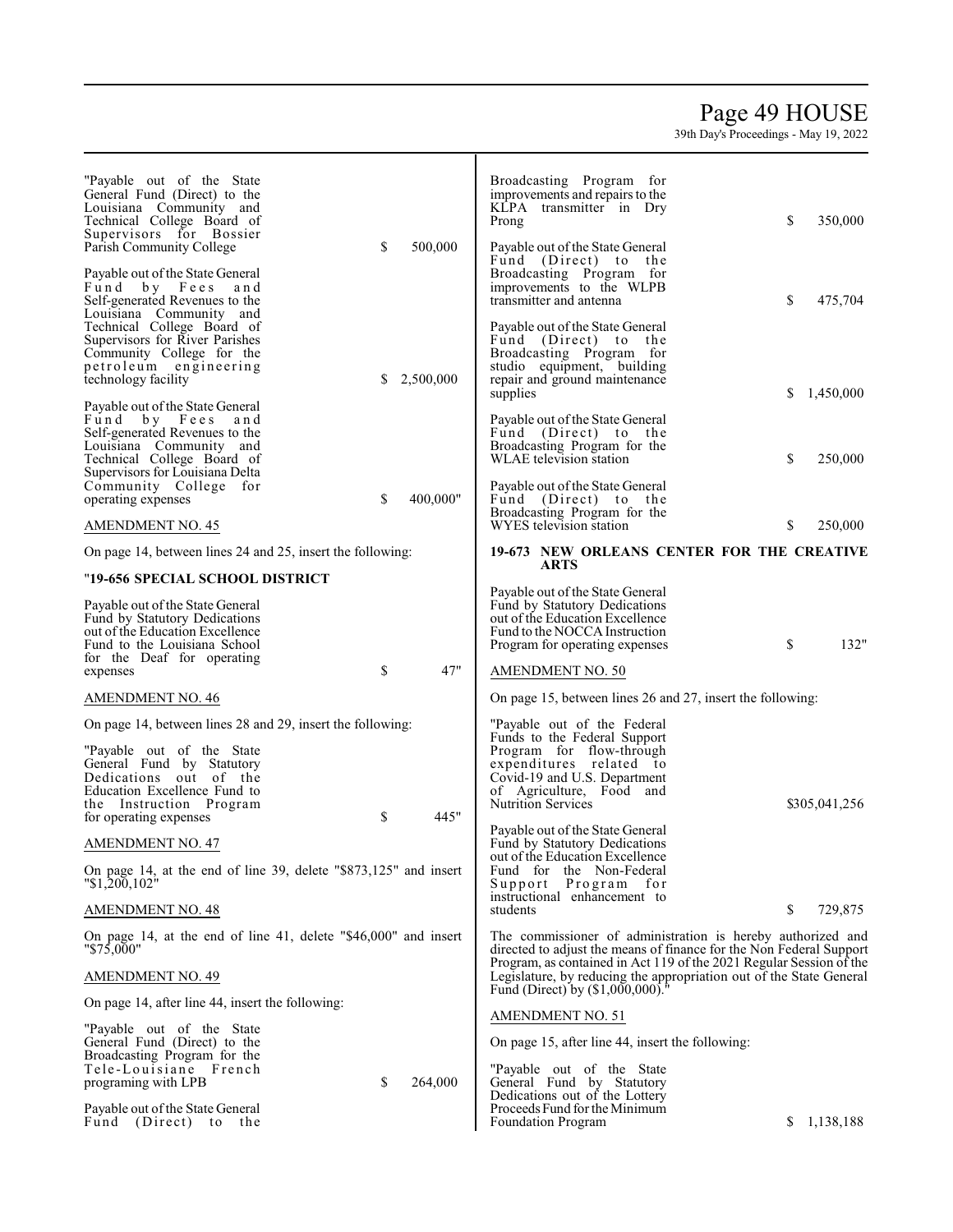"Payable out of the State General Fund (Direct) to the Louisiana Community and Technical College Board of Supervisors for Bossier Parish Community College $ 500,000

Payable out of the State General Fund by Fees and Self-generated Revenues to the Louisiana Community and Technical College Board of Supervisors for River Parishes Community College for the petroleum engineering technology facility $ 2,500,000

Payable out of the State General Fund by Fees and Self-generated Revenues to the Louisiana Community and Technical College Board of Supervisors for Louisiana Delta Community College for operating expenses $ 400,000"

AMENDMENT NO. 45

On page 14, between lines 24 and 25, insert the following:

"**19-656 SPECIAL SCHOOL DISTRICT**

Payable out of the State General Fund by Statutory Dedications out of the Education Excellence Fund to the Louisiana School for the Deaf for operating expenses $ 47"

AMENDMENT NO. 46

On page 14, between lines 28 and 29, insert the following:

"Payable out of the State General Fund by Statutory Dedications out of the Education Excellence Fund to the Instruction Program for operating expenses $ 445"

AMENDMENT NO. 47

On page 14, at the end of line 39, delete "$873,125" and insert "$1,200,102"

AMENDMENT NO. 48

On page 14, at the end of line 41, delete "$46,000" and insert "$75,000"

AMENDMENT NO. 49

On page 14, after line 44, insert the following:

"Payable out of the State General Fund (Direct) to the Broadcasting Program for the Tele-Louisiane French programing with LPB $ 264,000

Payable out of the State General Fund (Direct) to the Broadcasting Program for improvements and repairs to the KLPA transmitter in Dry Prong $ 350,000

Payable out of the State General Fund (Direct) to the Broadcasting Program for improvements to the WLPB transmitter and antenna $ 475,704

Payable out of the State General Fund (Direct) to the Broadcasting Program for studio equipment, building repair and ground maintenance supplies $ 1,450,000

Payable out of the State General Fund (Direct) to the Broadcasting Program for the WLAE television station $ 250,000

Payable out of the State General Fund (Direct) to the Broadcasting Program for the WYES television station $ 250,000

**19-673 NEW ORLEANS CENTER FOR THE CREATIVE ARTS**

Payable out of the State General Fund by Statutory Dedications out of the Education Excellence Fund to the NOCCA Instruction Program for operating expenses $ 132"

AMENDMENT NO. 50

On page 15, between lines 26 and 27, insert the following:

"Payable out of the Federal Funds to the Federal Support Program for flow-through expenditures related to Covid-19 and U.S. Department of Agriculture, Food and Nutrition Services $305,041,256

Payable out of the State General Fund by Statutory Dedications out of the Education Excellence Fund for the Non-Federal Support Program for instructional enhancement to students $ 729,875

The commissioner of administration is hereby authorized and directed to adjust the means of finance for the Non Federal Support Program, as contained in Act 119 of the 2021 Regular Session of the Legislature, by reducing the appropriation out of the State General Fund (Direct) by ($1,000,000)."

AMENDMENT NO. 51

On page 15, after line 44, insert the following:

"Payable out of the State General Fund by Statutory Dedications out of the Lottery Proceeds Fund for the Minimum Foundation Program $ 1,138,188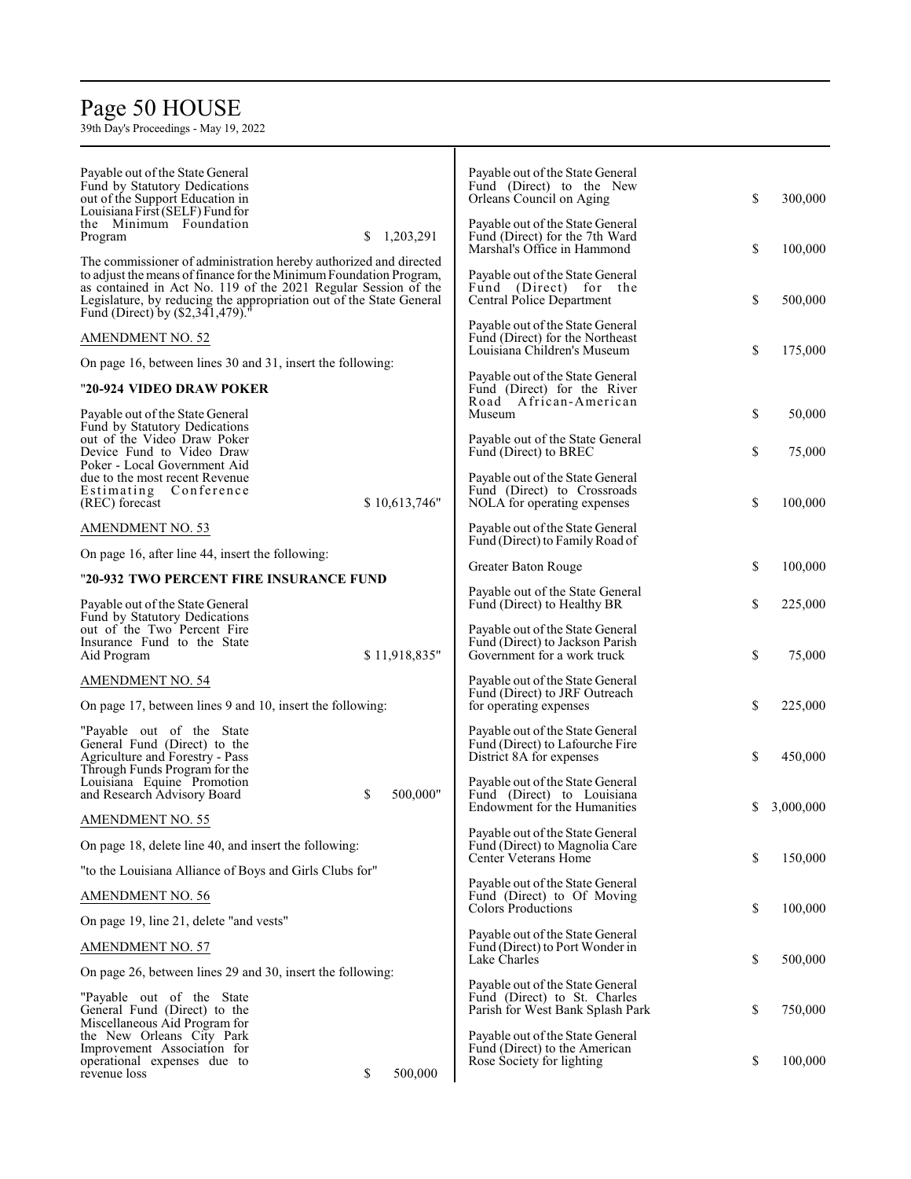Payable out of the State General Fund by Statutory Dedications out of the Support Education in Louisiana First (SELF) Fund for the Minimum Foundation Program $ 1,203,291

The commissioner of administration hereby authorized and directed to adjust the means of finance for the Minimum Foundation Program, as contained in Act No. 119 of the 2021 Regular Session of the Legislature, by reducing the appropriation out of the State General Fund (Direct) by ($2,341,479)."

AMENDMENT NO. 52

On page 16, between lines 30 and 31, insert the following:

"**20-924 VIDEO DRAW POKER**

Payable out of the State General Fund by Statutory Dedications out of the Video Draw Poker Device Fund to Video Draw Poker - Local Government Aid due to the most recent Revenue Estimating Conference (REC) forecast $ 10,613,746"

AMENDMENT NO. 53

On page 16, after line 44, insert the following:

"**20-932 TWO PERCENT FIRE INSURANCE FUND**

Payable out of the State General Fund by Statutory Dedications out of the Two Percent Fire Insurance Fund to the State Aid Program $ 11,918,835"

AMENDMENT NO. 54

On page 17, between lines 9 and 10, insert the following:

"Payable out of the State General Fund (Direct) to the Agriculture and Forestry - Pass Through Funds Program for the Louisiana Equine Promotion and Research Advisory Board $ 500,000"

AMENDMENT NO. 55

On page 18, delete line 40, and insert the following:

"to the Louisiana Alliance of Boys and Girls Clubs for"

AMENDMENT NO. 56

On page 19, line 21, delete "and vests"

AMENDMENT NO. 57

On page 26, between lines 29 and 30, insert the following:

"Payable out of the State General Fund (Direct) to the Miscellaneous Aid Program for the New Orleans City Park Improvement Association for operational expenses due to revenue loss $ 500,000

Payable out of the State General Fund (Direct) to the New Orleans Council on Aging $ 300,000

Payable out of the State General Fund (Direct) for the 7th Ward Marshal's Office in Hammond $ 100,000

Payable out of the State General Fund (Direct) for the Central Police Department $ 500,000

Payable out of the State General Fund (Direct) for the Northeast Louisiana Children's Museum $ 175,000

Payable out of the State General Fund (Direct) for the River Road African-American Museum $ 50,000

Payable out of the State General Fund (Direct) to BREC $ 75,000

Payable out of the State General Fund (Direct) to Crossroads NOLA for operating expenses $ 100,000

Payable out of the State General Fund (Direct) to Family Road of Greater Baton Rouge $ 100,000

Payable out of the State General Fund (Direct) to Healthy BR $ 225,000

Payable out of the State General Fund (Direct) to Jackson Parish Government for a work truck $ 75,000

Payable out of the State General Fund (Direct) to JRF Outreach for operating expenses $ 225,000

Payable out of the State General Fund (Direct) to Lafourche Fire District 8A for expenses $ 450,000

Payable out of the State General Fund (Direct) to Louisiana Endowment for the Humanities $ 3,000,000

Payable out of the State General Fund (Direct) to Magnolia Care Center Veterans Home $ 150,000

Payable out of the State General Fund (Direct) to Of Moving Colors Productions $ 100,000

Payable out of the State General Fund (Direct) to Port Wonder in Lake Charles $ 500,000

Payable out of the State General Fund (Direct) to St. Charles Parish for West Bank Splash Park $ 750,000

Payable out of the State General Fund (Direct) to the American Rose Society for lighting $ 100,000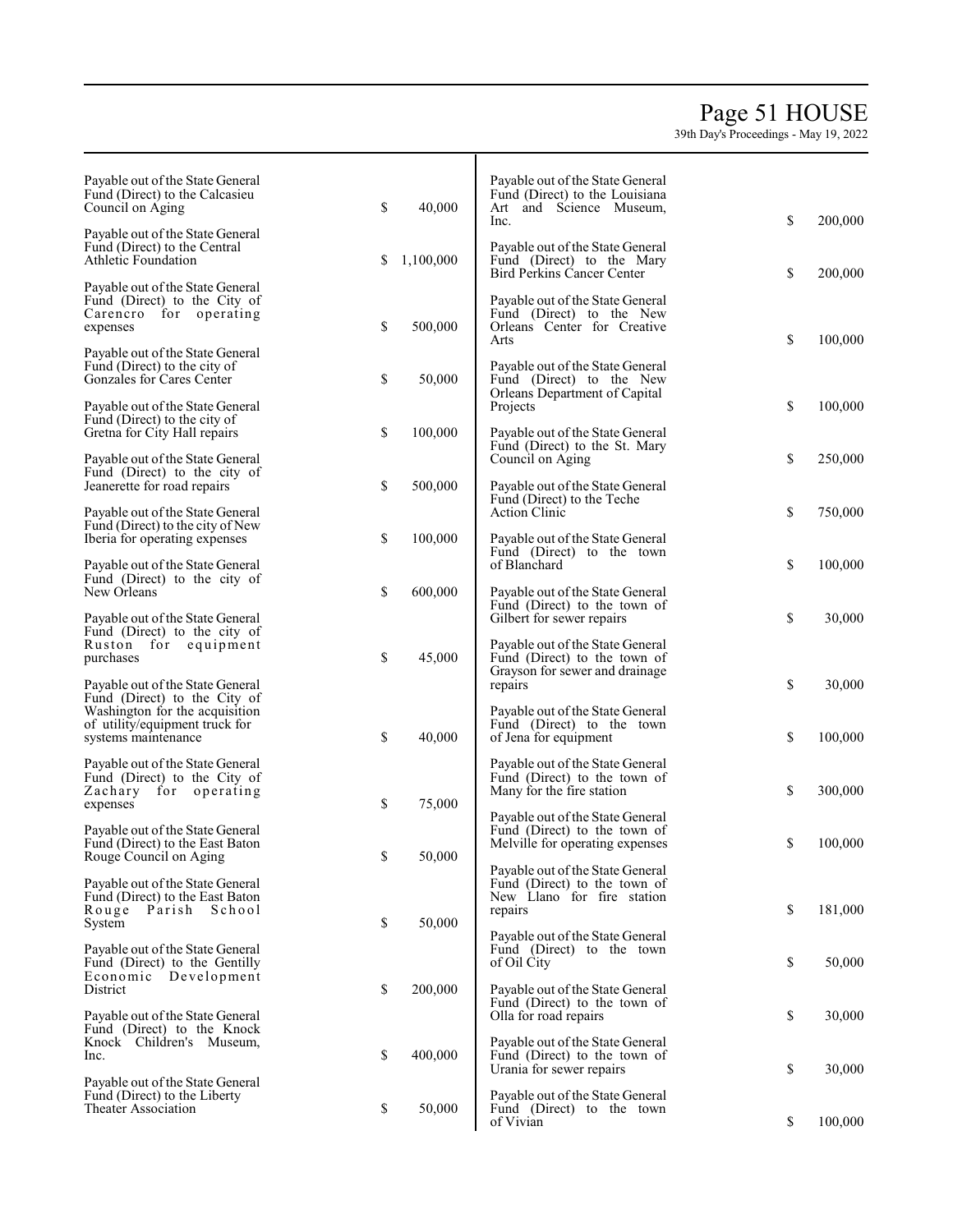Payable out of the State General Fund (Direct) to the Calcasieu Council on Aging $ 40,000

Payable out of the State General Fund (Direct) to the Central Athletic Foundation $ 1,100,000

Payable out of the State General Fund (Direct) to the City of Carencro for operating expenses $ 500,000

Payable out of the State General Fund (Direct) to the city of Gonzales for Cares Center $ 50,000

Payable out of the State General Fund (Direct) to the city of Gretna for City Hall repairs $ 100,000

Payable out of the State General Fund (Direct) to the city of Jeanerette for road repairs $ 500,000

Payable out of the State General Fund (Direct) to the city of New Iberia for operating expenses $ 100,000

Payable out of the State General Fund (Direct) to the city of New Orleans $ 600,000

Payable out of the State General Fund (Direct) to the city of Ruston for equipment purchases $ 45,000

Payable out of the State General Fund (Direct) to the City of Washington for the acquisition of utility/equipment truck for systems maintenance $ 40,000

Payable out of the State General Fund (Direct) to the City of Zachary for operating expenses $ 75,000

Payable out of the State General Fund (Direct) to the East Baton Rouge Council on Aging $ 50,000

Payable out of the State General Fund (Direct) to the East Baton Rouge Parish School System $ 50,000

Payable out of the State General Fund (Direct) to the Gentilly Economic Development District $ 200,000

Payable out of the State General Fund (Direct) to the Knock Knock Children's Museum, Inc. $ 400,000

Payable out of the State General Fund (Direct) to the Liberty Theater Association $ 50,000

Payable out of the State General Fund (Direct) to the Louisiana Art and Science Museum, Inc. $ 200,000

Payable out of the State General Fund (Direct) to the Mary Bird Perkins Cancer Center $ 200,000

Payable out of the State General Fund (Direct) to the New Orleans Center for Creative Arts $ 100,000

Payable out of the State General Fund (Direct) to the New Orleans Department of Capital Projects $ 100,000

Payable out of the State General Fund (Direct) to the St. Mary Council on Aging $ 250,000

Payable out of the State General Fund (Direct) to the Teche Action Clinic $ 750,000

Payable out of the State General Fund (Direct) to the town of Blanchard $ 100,000

Payable out of the State General Fund (Direct) to the town of Gilbert for sewer repairs $ 30,000

Payable out of the State General Fund (Direct) to the town of Grayson for sewer and drainage repairs $ 30,000

Payable out of the State General Fund (Direct) to the town of Jena for equipment $ 100,000

Payable out of the State General Fund (Direct) to the town of Many for the fire station $ 300,000

Payable out of the State General Fund (Direct) to the town of Melville for operating expenses $ 100,000

Payable out of the State General Fund (Direct) to the town of New Llano for fire station repairs $ 181,000

Payable out of the State General Fund (Direct) to the town of Oil City $ 50,000

Payable out of the State General Fund (Direct) to the town of Olla for road repairs $ 30,000

Payable out of the State General Fund (Direct) to the town of Urania for sewer repairs $ 30,000

Payable out of the State General Fund (Direct) to the town of Vivian $ 100,000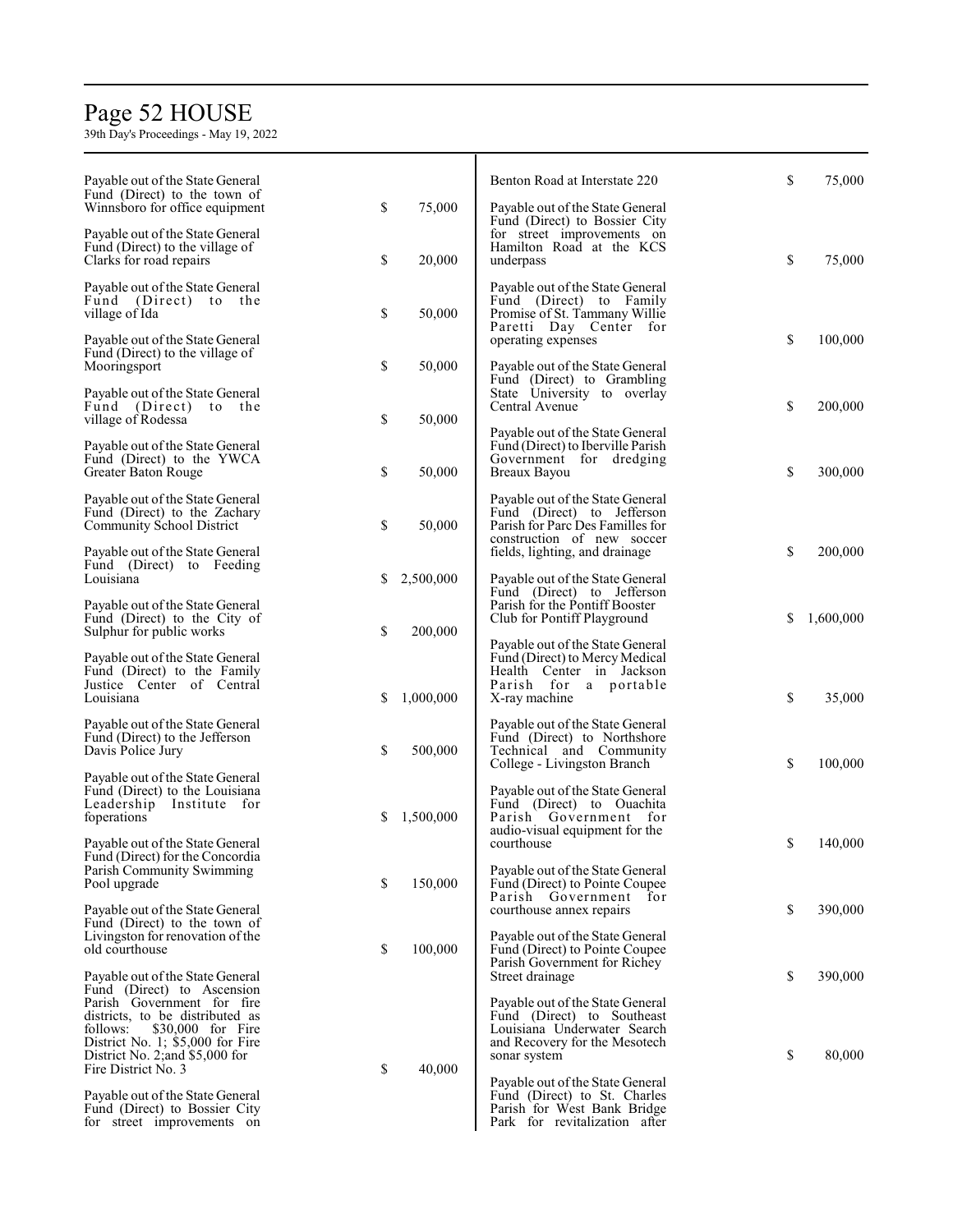Payable out of the State General Fund (Direct) to the town of Winnsboro for office equipment $ 75,000

Payable out of the State General Fund (Direct) to the village of Clarks for road repairs $ 20,000

Payable out of the State General Fund (Direct) to the village of Ida $ 50,000

Payable out of the State General Fund (Direct) to the village of Mooringsport $ 50,000

Payable out of the State General Fund (Direct) to the village of Rodessa $ 50,000

Payable out of the State General Fund (Direct) to the YWCA Greater Baton Rouge $ 50,000

Payable out of the State General Fund (Direct) to the Zachary Community School District $ 50,000

Payable out of the State General Fund (Direct) to Feeding Louisiana $ 2,500,000

Payable out of the State General Fund (Direct) to the City of Sulphur for public works $ 200,000

Payable out of the State General Fund (Direct) to the Family Justice Center of Central Louisiana $ 1,000,000

Payable out of the State General Fund (Direct) to the Jefferson Davis Police Jury $ 500,000

Payable out of the State General Fund (Direct) to the Louisiana Leadership Institute for foperations $ 1,500,000

Payable out of the State General Fund (Direct) for the Concordia Parish Community Swimming Pool upgrade $ 150,000

Payable out of the State General Fund (Direct) to the town of Livingston for renovation of the old courthouse $ 100,000

Payable out of the State General Fund (Direct) to Ascension Parish Government for fire districts, to be distributed as follows: $30,000 for Fire District No. 1; $5,000 for Fire District No. 2;and $5,000 for Fire District No. 3 $ 40,000

Payable out of the State General Fund (Direct) to Bossier City for street improvements on Benton Road at Interstate 220 $ 75,000

Payable out of the State General Fund (Direct) to Bossier City for street improvements on Hamilton Road at the KCS underpass $ 75,000

Payable out of the State General Fund (Direct) to Family Promise of St. Tammany Willie Paretti Day Center for operating expenses $ 100,000

Payable out of the State General Fund (Direct) to Grambling State University to overlay Central Avenue $ 200,000

Payable out of the State General Fund (Direct) to Iberville Parish Government for dredging Breaux Bayou $ 300,000

Payable out of the State General Fund (Direct) to Jefferson Parish for Parc Des Familles for construction of new soccer fields, lighting, and drainage $ 200,000

Payable out of the State General Fund (Direct) to Jefferson Parish for the Pontiff Booster Club for Pontiff Playground $ 1,600,000

Payable out of the State General Fund (Direct) to Mercy Medical Health Center in Jackson Parish for a portable X-ray machine $ 35,000

Payable out of the State General Fund (Direct) to Northshore Technical and Community College - Livingston Branch $ 100,000

Payable out of the State General Fund (Direct) to Ouachita Parish Government for audio-visual equipment for the courthouse $ 140,000

Payable out of the State General Fund (Direct) to Pointe Coupee Parish Government for courthouse annex repairs $ 390,000

Payable out of the State General Fund (Direct) to Pointe Coupee Parish Government for Richey Street drainage $ 390,000

Payable out of the State General Fund (Direct) to Southeast Louisiana Underwater Search and Recovery for the Mesotech sonar system $ 80,000

Payable out of the State General Fund (Direct) to St. Charles Parish for West Bank Bridge Park for revitalization after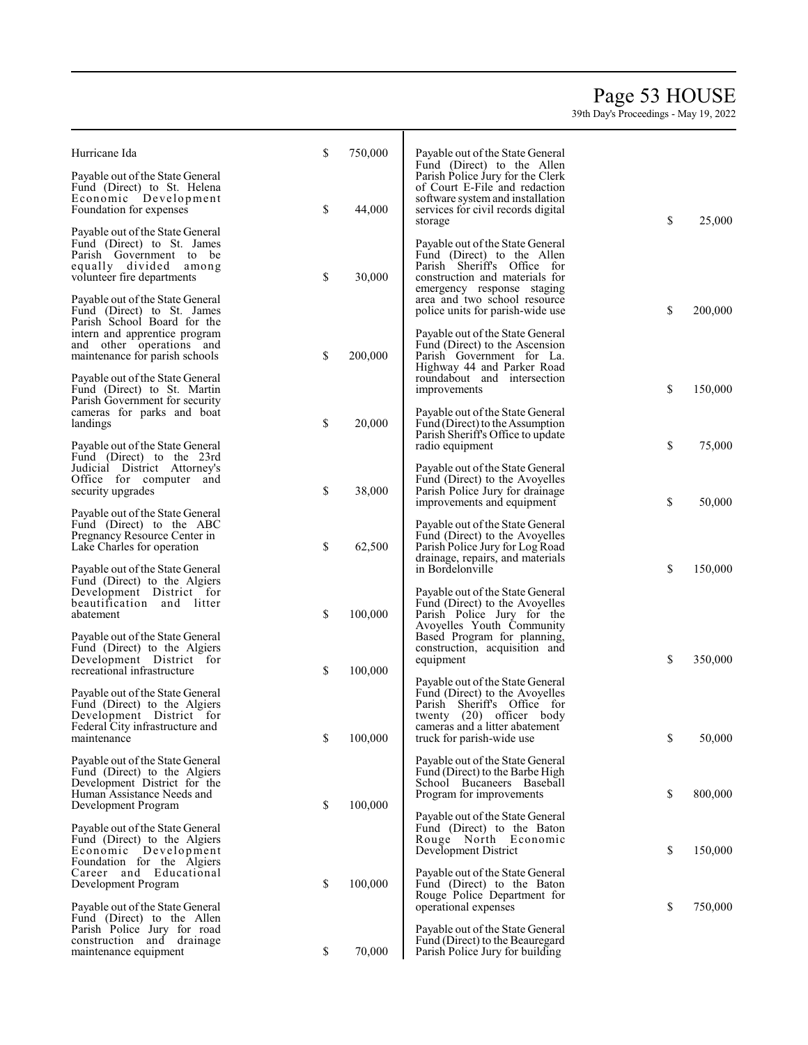Hurricane Ida $ 750,000

Payable out of the State General Fund (Direct) to St. Helena Economic Development Foundation for expenses $ 44,000

Payable out of the State General Fund (Direct) to St. James Parish Government to be equally divided among volunteer fire departments $ 30,000

Payable out of the State General Fund (Direct) to St. James Parish School Board for the intern and apprentice program and other operations and maintenance for parish schools $ 200,000

Payable out of the State General Fund (Direct) to St. Martin Parish Government for security cameras for parks and boat landings $ 20,000

Payable out of the State General Fund (Direct) to the 23rd Judicial District Attorney's Office for computer and security upgrades $ 38,000

Payable out of the State General Fund (Direct) to the ABC Pregnancy Resource Center in Lake Charles for operation $ 62,500

Payable out of the State General Fund (Direct) to the Algiers Development District for beautification and litter abatement $ 100,000

Payable out of the State General Fund (Direct) to the Algiers Development District for recreational infrastructure $ 100,000

Payable out of the State General Fund (Direct) to the Algiers Development District for Federal City infrastructure and maintenance $ 100,000

Payable out of the State General Fund (Direct) to the Algiers Development District for the Human Assistance Needs and Development Program $ 100,000

Payable out of the State General Fund (Direct) to the Algiers Economic Development Foundation for the Algiers Career and Educational Development Program $ 100,000

Payable out of the State General Fund (Direct) to the Allen Parish Police Jury for road construction and drainage maintenance equipment $ 70,000

Payable out of the State General Fund (Direct) to the Allen Parish Police Jury for the Clerk of Court E-File and redaction software system and installation services for civil records digital storage $ 25,000

Payable out of the State General Fund (Direct) to the Allen Parish Sheriff's Office for construction and materials for emergency response staging area and two school resource police units for parish-wide use $ 200,000

Payable out of the State General Fund (Direct) to the Ascension Parish Government for La. Highway 44 and Parker Road roundabout and intersection improvements $ 150,000

Payable out of the State General Fund (Direct) to the Assumption Parish Sheriff's Office to update radio equipment $ 75,000

Payable out of the State General Fund (Direct) to the Avoyelles Parish Police Jury for drainage improvements and equipment $ 50,000

Payable out of the State General Fund (Direct) to the Avoyelles Parish Police Jury for Log Road drainage, repairs, and materials in Bordelonville $ 150,000

Payable out of the State General Fund (Direct) to the Avoyelles Parish Police Jury for the Avoyelles Youth Community Based Program for planning, construction, acquisition and equipment $ 350,000

Payable out of the State General Fund (Direct) to the Avoyelles Parish Sheriff's Office for twenty (20) officer body cameras and a litter abatement truck for parish-wide use $ 50,000

Payable out of the State General Fund (Direct) to the Barbe High School Bucaneers Baseball Program for improvements $ 800,000

Payable out of the State General Fund (Direct) to the Baton Rouge North Economic Development District $ 150,000

Payable out of the State General Fund (Direct) to the Baton Rouge Police Department for operational expenses $ 750,000

Payable out of the State General Fund (Direct) to the Beauregard Parish Police Jury for building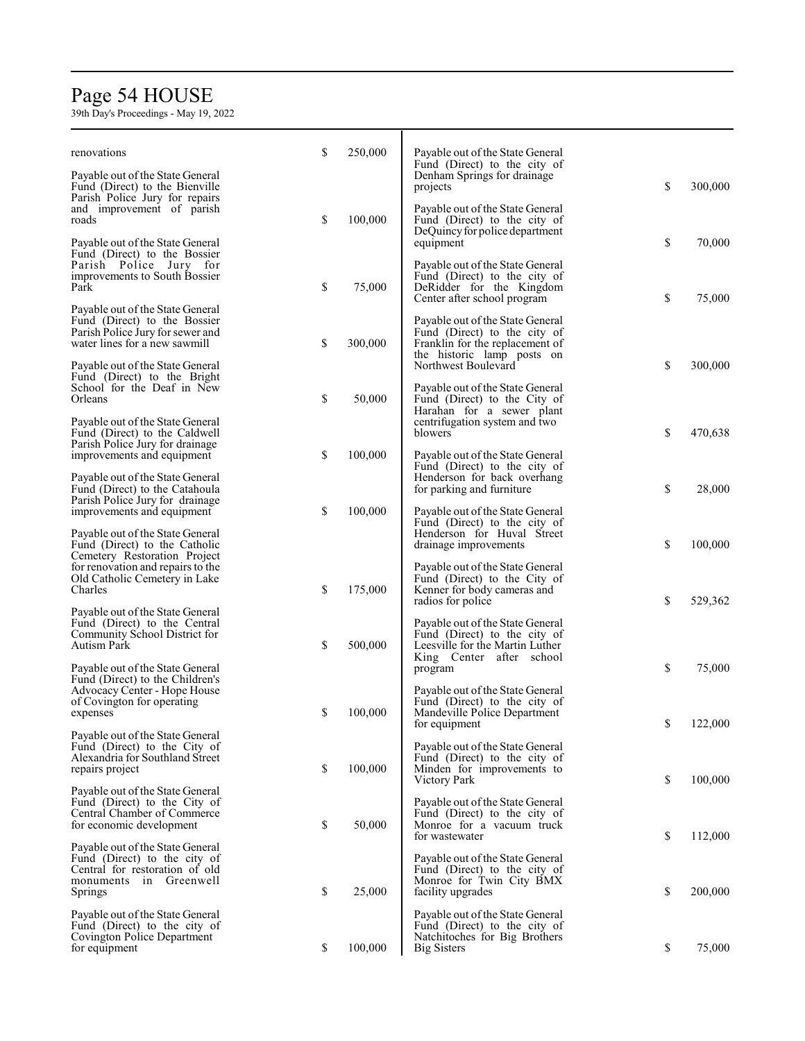| | | |
|---|---|---|
| renovations | $ | 250,000 |
| Payable out of the State General Fund (Direct) to the Bienville Parish Police Jury for repairs and improvement of parish roads | $ | 100,000 |
| Payable out of the State General Fund (Direct) to the Bossier Parish Police Jury for improvements to South Bossier Park | $ | 75,000 |
| Payable out of the State General Fund (Direct) to the Bossier Parish Police Jury for sewer and water lines for a new sawmill | $ | 300,000 |
| Payable out of the State General Fund (Direct) to the Bright School for the Deaf in New Orleans | $ | 50,000 |
| Payable out of the State General Fund (Direct) to the Caldwell Parish Police Jury for drainage improvements and equipment | $ | 100,000 |
| Payable out of the State General Fund (Direct) to the Catahoula Parish Police Jury for drainage improvements and equipment | $ | 100,000 |
| Payable out of the State General Fund (Direct) to the Catholic Cemetery Restoration Project for renovation and repairs to the Old Catholic Cemetery in Lake Charles | $ | 175,000 |
| Payable out of the State General Fund (Direct) to the Central Community School District for Autism Park | $ | 500,000 |
| Payable out of the State General Fund (Direct) to the Children's Advocacy Center - Hope House of Covington for operating expenses | $ | 100,000 |
| Payable out of the State General Fund (Direct) to the City of Alexandria for Southland Street repairs project | $ | 100,000 |
| Payable out of the State General Fund (Direct) to the City of Central Chamber of Commerce for economic development | $ | 50,000 |
| Payable out of the State General Fund (Direct) to the city of Central for restoration of old monuments in Greenwell Springs | $ | 25,000 |
| Payable out of the State General Fund (Direct) to the city of Covington Police Department for equipment | $ | 100,000 |
| Payable out of the State General Fund (Direct) to the city of Denham Springs for drainage projects | $ | 300,000 |
| Payable out of the State General Fund (Direct) to the city of DeQuincy for police department equipment | $ | 70,000 |
| Payable out of the State General Fund (Direct) to the city of DeRidder for the Kingdom Center after school program | $ | 75,000 |
| Payable out of the State General Fund (Direct) to the city of Franklin for the replacement of the historic lamp posts on Northwest Boulevard | $ | 300,000 |
| Payable out of the State General Fund (Direct) to the City of Harahan for a sewer plant centrifugation system and two blowers | $ | 470,638 |
| Payable out of the State General Fund (Direct) to the city of Henderson for back overhang for parking and furniture | $ | 28,000 |
| Payable out of the State General Fund (Direct) to the city of Henderson for Huval Street drainage improvements | $ | 100,000 |
| Payable out of the State General Fund (Direct) to the City of Kenner for body cameras and radios for police | $ | 529,362 |
| Payable out of the State General Fund (Direct) to the city of Leesville for the Martin Luther King Center after school program | $ | 75,000 |
| Payable out of the State General Fund (Direct) to the city of Mandeville Police Department for equipment | $ | 122,000 |
| Payable out of the State General Fund (Direct) to the city of Minden for improvements to Victory Park | $ | 100,000 |
| Payable out of the State General Fund (Direct) to the city of Monroe for a vacuum truck for wastewater | $ | 112,000 |
| Payable out of the State General Fund (Direct) to the city of Monroe for Twin City BMX facility upgrades | $ | 200,000 |
| Payable out of the State General Fund (Direct) to the city of Natchitoches for Big Brothers Big Sisters | $ | 75,000 |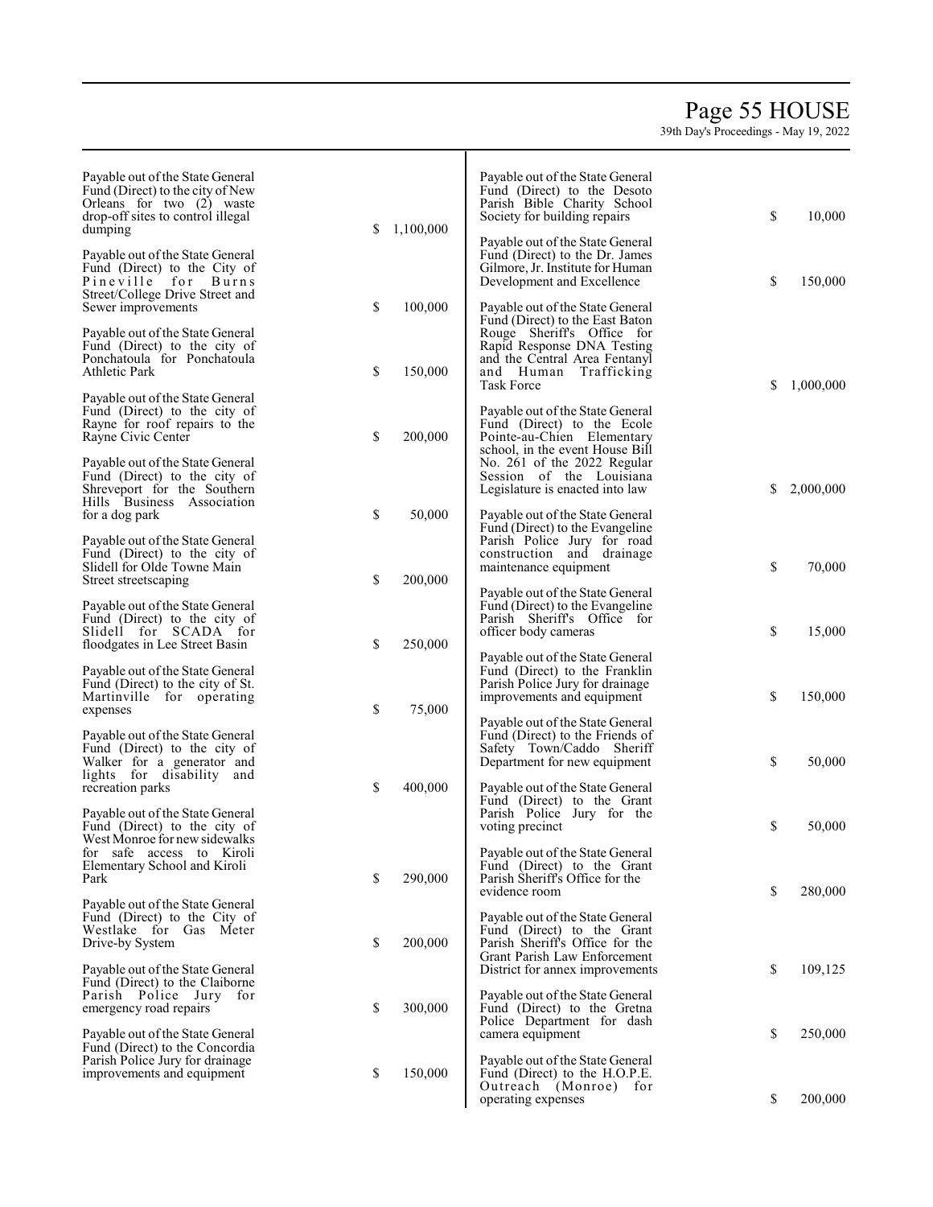Payable out of the State General Fund (Direct) to the city of New Orleans for two (2) waste drop-off sites to control illegal dumping $ 1,100,000

Payable out of the State General Fund (Direct) to the City of Pineville for Burns Street/College Drive Street and Sewer improvements $ 100,000

Payable out of the State General Fund (Direct) to the city of Ponchatoula for Ponchatoula Athletic Park $ 150,000

Payable out of the State General Fund (Direct) to the city of Rayne for roof repairs to the Rayne Civic Center $ 200,000

Payable out of the State General Fund (Direct) to the city of Shreveport for the Southern Hills Business Association for a dog park $ 50,000

Payable out of the State General Fund (Direct) to the city of Slidell for Olde Towne Main Street streetscaping $ 200,000

Payable out of the State General Fund (Direct) to the city of Slidell for SCADA for floodgates in Lee Street Basin $ 250,000

Payable out of the State General Fund (Direct) to the city of St. Martinville for operating expenses $ 75,000

Payable out of the State General Fund (Direct) to the city of Walker for a generator and lights for disability and recreation parks $ 400,000

Payable out of the State General Fund (Direct) to the city of West Monroe for new sidewalks for safe access to Kiroli Elementary School and Kiroli Park $ 290,000

Payable out of the State General Fund (Direct) to the City of Westlake for Gas Meter Drive-by System $ 200,000

Payable out of the State General Fund (Direct) to the Claiborne Parish Police Jury for emergency road repairs $ 300,000

Payable out of the State General Fund (Direct) to the Concordia Parish Police Jury for drainage improvements and equipment $ 150,000

Payable out of the State General Fund (Direct) to the Desoto Parish Bible Charity School Society for building repairs $ 10,000

Payable out of the State General Fund (Direct) to the Dr. James Gilmore, Jr. Institute for Human Development and Excellence $ 150,000

Payable out of the State General Fund (Direct) to the East Baton Rouge Sheriff's Office for Rapid Response DNA Testing and the Central Area Fentanyl and Human Trafficking Task Force $ 1,000,000

Payable out of the State General Fund (Direct) to the Ecole Pointe-au-Chien Elementary school, in the event House Bill No. 261 of the 2022 Regular Session of the Louisiana Legislature is enacted into law $ 2,000,000

Payable out of the State General Fund (Direct) to the Evangeline Parish Police Jury for road construction and drainage maintenance equipment $ 70,000

Payable out of the State General Fund (Direct) to the Evangeline Parish Sheriff's Office for officer body cameras $ 15,000

Payable out of the State General Fund (Direct) to the Franklin Parish Police Jury for drainage improvements and equipment $ 150,000

Payable out of the State General Fund (Direct) to the Friends of Safety Town/Caddo Sheriff Department for new equipment $ 50,000

Payable out of the State General Fund (Direct) to the Grant Parish Police Jury for the voting precinct $ 50,000

Payable out of the State General Fund (Direct) to the Grant Parish Sheriff's Office for the evidence room $ 280,000

Payable out of the State General Fund (Direct) to the Grant Parish Sheriff's Office for the Grant Parish Law Enforcement District for annex improvements $ 109,125

Payable out of the State General Fund (Direct) to the Gretna Police Department for dash camera equipment $ 250,000

Payable out of the State General Fund (Direct) to the H.O.P.E. Outreach (Monroe) for operating expenses $ 200,000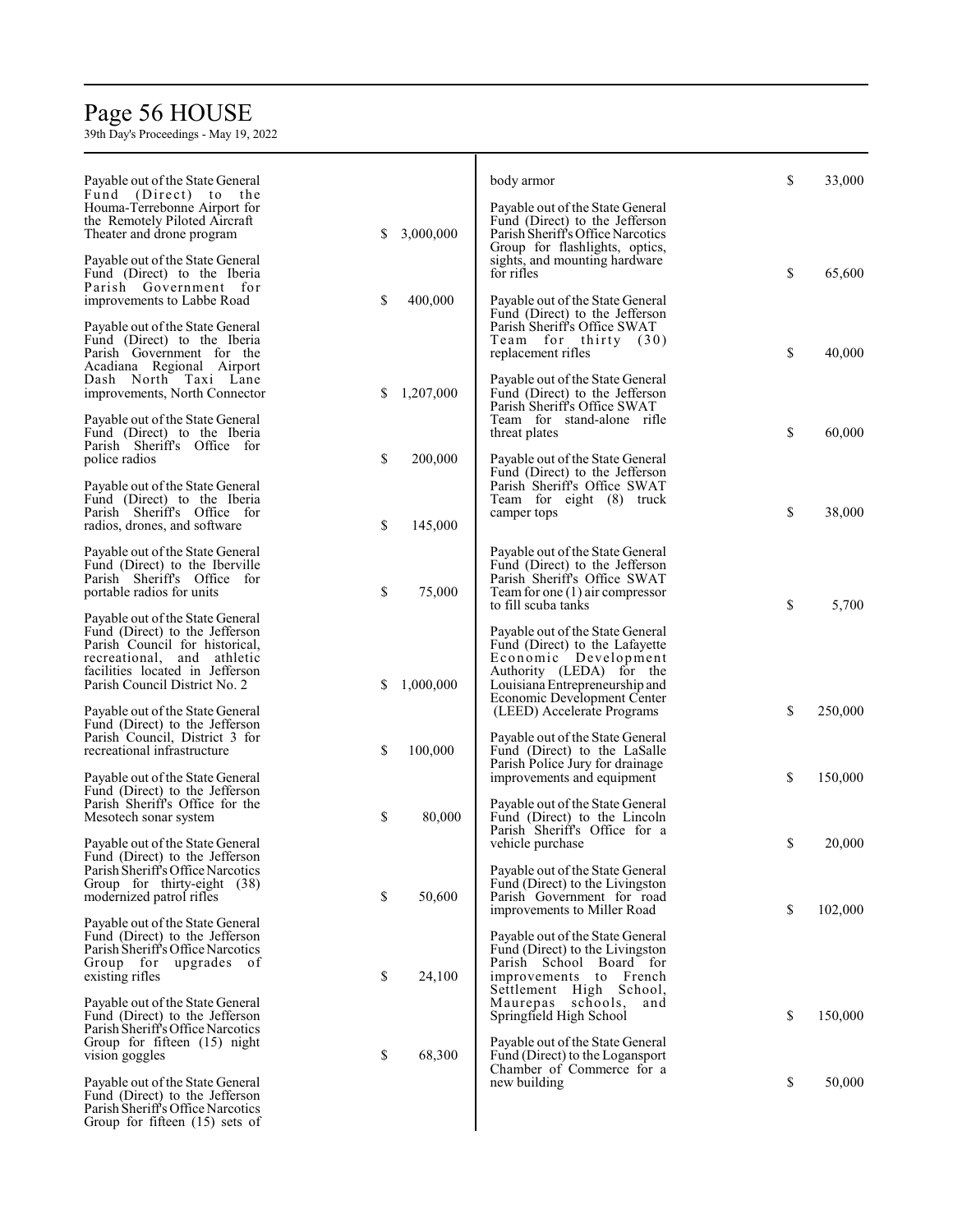Payable out of the State General Fund (Direct) to the Houma-Terrebonne Airport for the Remotely Piloted Aircraft Theater and drone program $ 3,000,000

Payable out of the State General Fund (Direct) to the Iberia Parish Government for improvements to Labbe Road $ 400,000

Payable out of the State General Fund (Direct) to the Iberia Parish Government for the Acadiana Regional Airport Dash North Taxi Lane improvements, North Connector $ 1,207,000

Payable out of the State General Fund (Direct) to the Iberia Parish Sheriff's Office for police radios $ 200,000

Payable out of the State General Fund (Direct) to the Iberia Parish Sheriff's Office for radios, drones, and software $ 145,000

Payable out of the State General Fund (Direct) to the Iberville Parish Sheriff's Office for portable radios for units $ 75,000

Payable out of the State General Fund (Direct) to the Jefferson Parish Council for historical, recreational, and athletic facilities located in Jefferson Parish Council District No. 2 $ 1,000,000

Payable out of the State General Fund (Direct) to the Jefferson Parish Council, District 3 for recreational infrastructure $ 100,000

Payable out of the State General Fund (Direct) to the Jefferson Parish Sheriff's Office for the Mesotech sonar system $ 80,000

Payable out of the State General Fund (Direct) to the Jefferson Parish Sheriff's Office Narcotics Group for thirty-eight (38) modernized patrol rifles $ 50,600

Payable out of the State General Fund (Direct) to the Jefferson Parish Sheriff's Office Narcotics Group for upgrades of existing rifles $ 24,100

Payable out of the State General Fund (Direct) to the Jefferson Parish Sheriff's Office Narcotics Group for fifteen (15) night vision goggles $ 68,300

Payable out of the State General Fund (Direct) to the Jefferson Parish Sheriff's Office Narcotics Group for fifteen (15) sets of body armor $ 33,000

Payable out of the State General Fund (Direct) to the Jefferson Parish Sheriff's Office Narcotics Group for flashlights, optics, sights, and mounting hardware for rifles $ 65,600

Payable out of the State General Fund (Direct) to the Jefferson Parish Sheriff's Office SWAT Team for thirty (30) replacement rifles $ 40,000

Payable out of the State General Fund (Direct) to the Jefferson Parish Sheriff's Office SWAT Team for stand-alone rifle threat plates $ 60,000

Payable out of the State General Fund (Direct) to the Jefferson Parish Sheriff's Office SWAT Team for eight (8) truck camper tops $ 38,000

Payable out of the State General Fund (Direct) to the Jefferson Parish Sheriff's Office SWAT Team for one (1) air compressor to fill scuba tanks $ 5,700

Payable out of the State General Fund (Direct) to the Lafayette Economic Development Authority (LEDA) for the Louisiana Entrepreneurship and Economic Development Center (LEED) Accelerate Programs $ 250,000

Payable out of the State General Fund (Direct) to the LaSalle Parish Police Jury for drainage improvements and equipment $ 150,000

Payable out of the State General Fund (Direct) to the Lincoln Parish Sheriff's Office for a vehicle purchase $ 20,000

Payable out of the State General Fund (Direct) to the Livingston Parish Government for road improvements to Miller Road $ 102,000

Payable out of the State General Fund (Direct) to the Livingston Parish School Board for improvements to French Settlement High School, Maurepas schools, and Springfield High School $ 150,000

Payable out of the State General Fund (Direct) to the Logansport Chamber of Commerce for a new building $ 50,000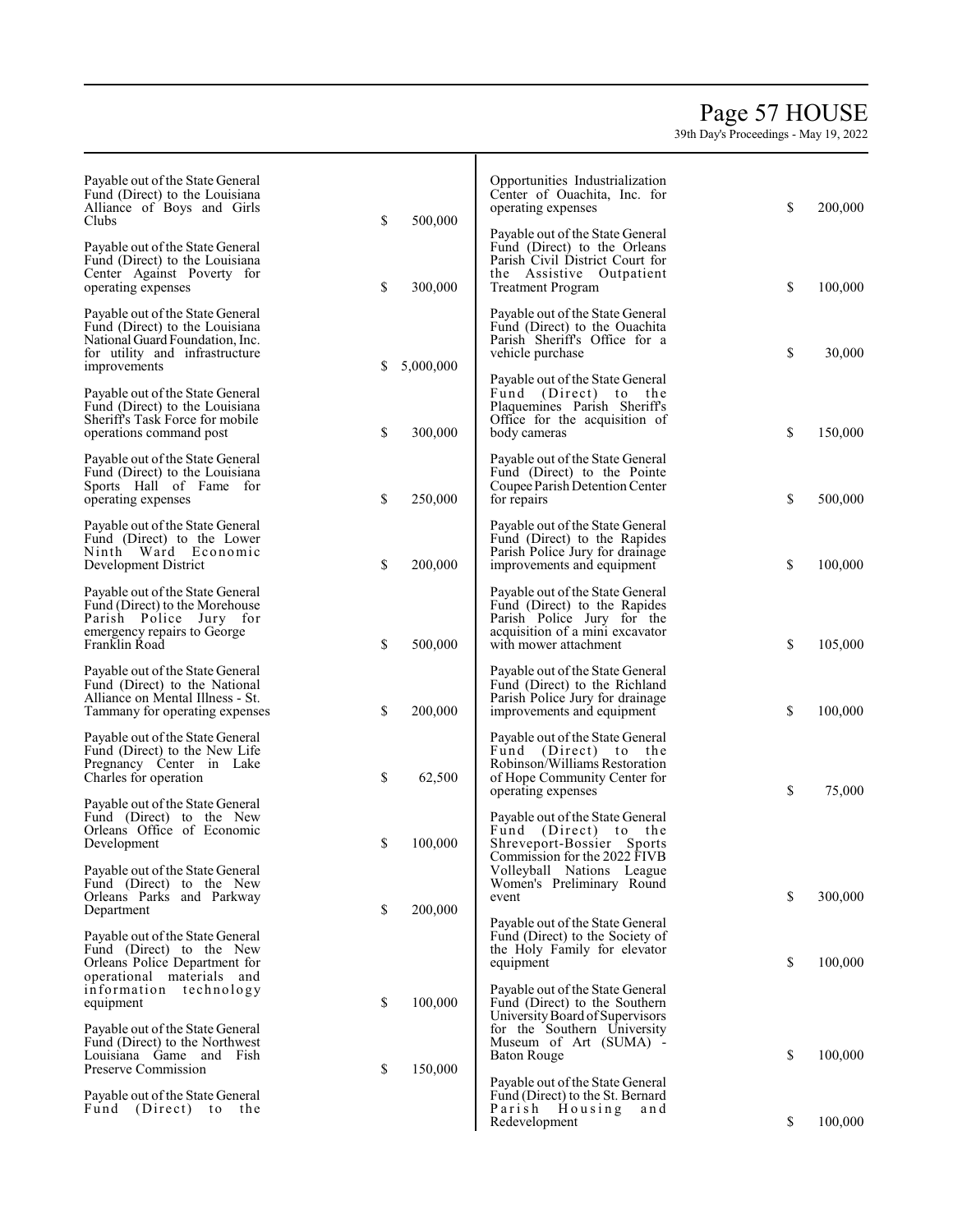Payable out of the State General Fund (Direct) to the Louisiana Alliance of Boys and Girls Clubs $ 500,000

Payable out of the State General Fund (Direct) to the Louisiana Center Against Poverty for operating expenses $ 300,000

Payable out of the State General Fund (Direct) to the Louisiana National Guard Foundation, Inc. for utility and infrastructure improvements $ 5,000,000

Payable out of the State General Fund (Direct) to the Louisiana Sheriff's Task Force for mobile operations command post $ 300,000

Payable out of the State General Fund (Direct) to the Louisiana Sports Hall of Fame for operating expenses $ 250,000

Payable out of the State General Fund (Direct) to the Lower Ninth Ward Economic Development District $ 200,000

Payable out of the State General Fund (Direct) to the Morehouse Parish Police Jury for emergency repairs to George Franklin Road $ 500,000

Payable out of the State General Fund (Direct) to the National Alliance on Mental Illness - St. Tammany for operating expenses $ 200,000

Payable out of the State General Fund (Direct) to the New Life Pregnancy Center in Lake Charles for operation $ 62,500

Payable out of the State General Fund (Direct) to the New Orleans Office of Economic Development $ 100,000

Payable out of the State General Fund (Direct) to the New Orleans Parks and Parkway Department $ 200,000

Payable out of the State General Fund (Direct) to the New Orleans Police Department for operational materials and information technology equipment $ 100,000

Payable out of the State General Fund (Direct) to the Northwest Louisiana Game and Fish Preserve Commission $ 150,000

Payable out of the State General Fund (Direct) to the Opportunities Industrialization Center of Ouachita, Inc. for operating expenses $ 200,000

Payable out of the State General Fund (Direct) to the Orleans Parish Civil District Court for the Assistive Outpatient Treatment Program $ 100,000

Payable out of the State General Fund (Direct) to the Ouachita Parish Sheriff's Office for a vehicle purchase $ 30,000

Payable out of the State General Fund (Direct) to the Plaquemines Parish Sheriff's Office for the acquisition of body cameras $ 150,000

Payable out of the State General Fund (Direct) to the Pointe Coupee Parish Detention Center for repairs $ 500,000

Payable out of the State General Fund (Direct) to the Rapides Parish Police Jury for drainage improvements and equipment $ 100,000

Payable out of the State General Fund (Direct) to the Rapides Parish Police Jury for the acquisition of a mini excavator with mower attachment $ 105,000

Payable out of the State General Fund (Direct) to the Richland Parish Police Jury for drainage improvements and equipment $ 100,000

Payable out of the State General Fund (Direct) to the Robinson/Williams Restoration of Hope Community Center for operating expenses $ 75,000

Payable out of the State General Fund (Direct) to the Shreveport-Bossier Sports Commission for the 2022 FIVB Volleyball Nations League Women's Preliminary Round event $ 300,000

Payable out of the State General Fund (Direct) to the Society of the Holy Family for elevator equipment $ 100,000

Payable out of the State General Fund (Direct) to the Southern University Board of Supervisors for the Southern University Museum of Art (SUMA) - Baton Rouge $ 100,000

Payable out of the State General Fund (Direct) to the St. Bernard Parish Housing and Redevelopment $ 100,000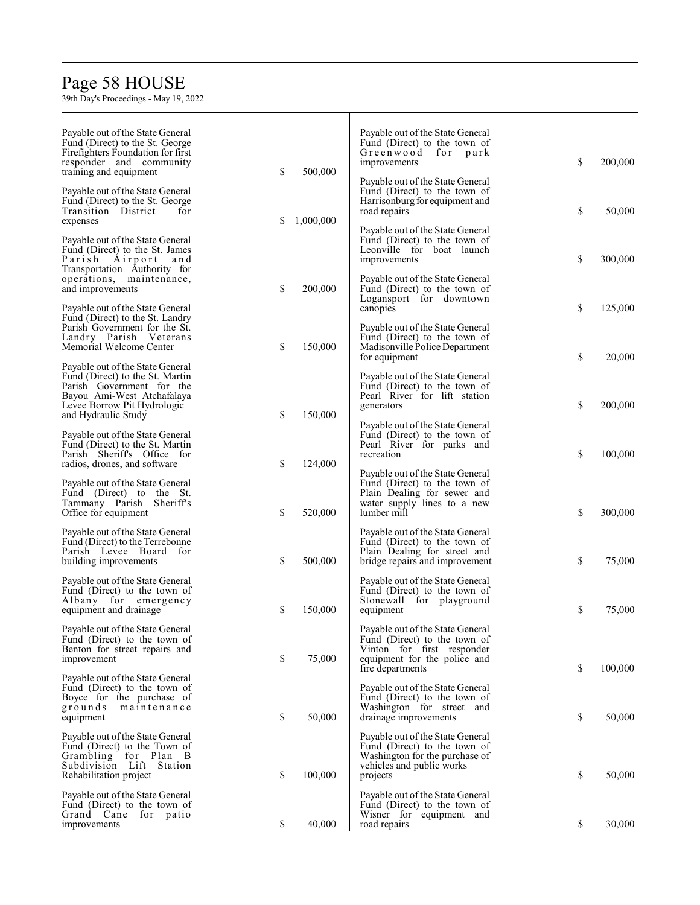Payable out of the State General Fund (Direct) to the St. George Firefighters Foundation for first responder and community training and equipment $ 500,000

Payable out of the State General Fund (Direct) to the St. George Transition District for expenses $ 1,000,000

Payable out of the State General Fund (Direct) to the St. James Parish Airport and Transportation Authority for operations, maintenance, and improvements $ 200,000

Payable out of the State General Fund (Direct) to the St. Landry Parish Government for the St. Landry Parish Veterans Memorial Welcome Center $ 150,000

Payable out of the State General Fund (Direct) to the St. Martin Parish Government for the Bayou Ami-West Atchafalaya Levee Borrow Pit Hydrologic and Hydraulic Study $ 150,000

Payable out of the State General Fund (Direct) to the St. Martin Parish Sheriff's Office for radios, drones, and software $ 124,000

Payable out of the State General Fund (Direct) to the St. Tammany Parish Sheriff's Office for equipment $ 520,000

Payable out of the State General Fund (Direct) to the Terrebonne Parish Levee Board for building improvements $ 500,000

Payable out of the State General Fund (Direct) to the town of Albany for emergency equipment and drainage $ 150,000

Payable out of the State General Fund (Direct) to the town of Benton for street repairs and improvement $ 75,000

Payable out of the State General Fund (Direct) to the town of Boyce for the purchase of grounds maintenance equipment $ 50,000

Payable out of the State General Fund (Direct) to the Town of Grambling for Plan B Subdivision Lift Station Rehabilitation project $ 100,000

Payable out of the State General Fund (Direct) to the town of Grand Cane for patio improvements $ 40,000

Payable out of the State General Fund (Direct) to the town of Greenwood for park improvements $ 200,000

Payable out of the State General Fund (Direct) to the town of Harrisonburg for equipment and road repairs $ 50,000

Payable out of the State General Fund (Direct) to the town of Leonville for boat launch improvements $ 300,000

Payable out of the State General Fund (Direct) to the town of Logansport for downtown canopies $ 125,000

Payable out of the State General Fund (Direct) to the town of Madisonville Police Department for equipment $ 20,000

Payable out of the State General Fund (Direct) to the town of Pearl River for lift station generators $ 200,000

Payable out of the State General Fund (Direct) to the town of Pearl River for parks and recreation $ 100,000

Payable out of the State General Fund (Direct) to the town of Plain Dealing for sewer and water supply lines to a new lumber mill $ 300,000

Payable out of the State General Fund (Direct) to the town of Plain Dealing for street and bridge repairs and improvement $ 75,000

Payable out of the State General Fund (Direct) to the town of Stonewall for playground equipment $ 75,000

Payable out of the State General Fund (Direct) to the town of Vinton for first responder equipment for the police and fire departments $ 100,000

Payable out of the State General Fund (Direct) to the town of Washington for street and drainage improvements $ 50,000

Payable out of the State General Fund (Direct) to the town of Washington for the purchase of vehicles and public works projects $ 50,000

Payable out of the State General Fund (Direct) to the town of Wisner for equipment and road repairs $ 30,000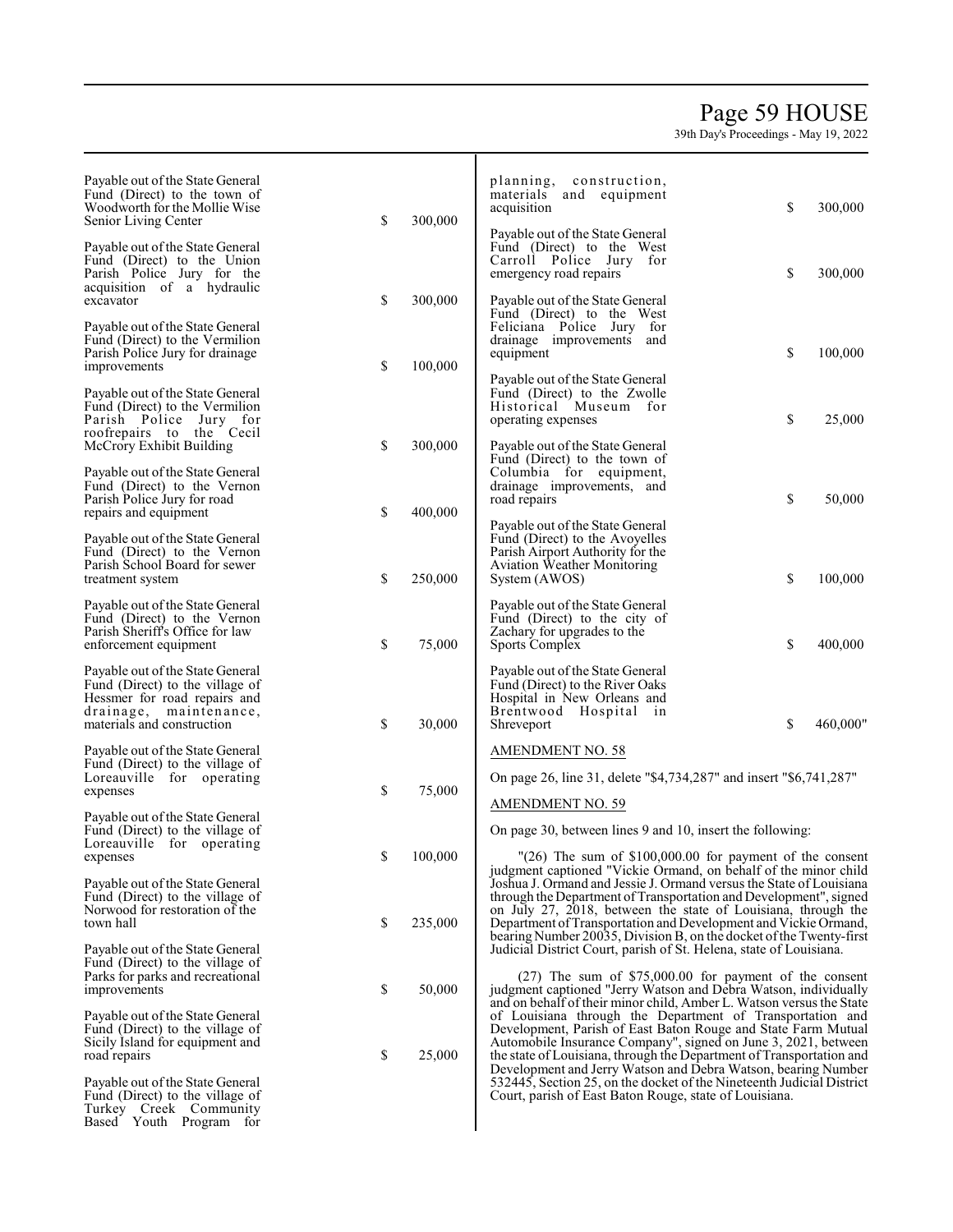Payable out of the State General Fund (Direct) to the town of Woodworth for the Mollie Wise Senior Living Center $ 300,000

Payable out of the State General Fund (Direct) to the Union Parish Police Jury for the acquisition of a hydraulic excavator $ 300,000

Payable out of the State General Fund (Direct) to the Vermilion Parish Police Jury for drainage improvements $ 100,000

Payable out of the State General Fund (Direct) to the Vermilion Parish Police Jury for roofrepairs to the Cecil McCrory Exhibit Building $ 300,000

Payable out of the State General Fund (Direct) to the Vernon Parish Police Jury for road repairs and equipment $ 400,000

Payable out of the State General Fund (Direct) to the Vernon Parish School Board for sewer treatment system $ 250,000

Payable out of the State General Fund (Direct) to the Vernon Parish Sheriff's Office for law enforcement equipment $ 75,000

Payable out of the State General Fund (Direct) to the village of Hessmer for road repairs and drainage, maintenance, materials and construction $ 30,000

Payable out of the State General Fund (Direct) to the village of Loreauville for operating expenses $ 75,000

Payable out of the State General Fund (Direct) to the village of Loreauville for operating expenses $ 100,000

Payable out of the State General Fund (Direct) to the village of Norwood for restoration of the town hall $ 235,000

Payable out of the State General Fund (Direct) to the village of Parks for parks and recreational improvements $ 50,000

Payable out of the State General Fund (Direct) to the village of Sicily Island for equipment and road repairs $ 25,000

Payable out of the State General Fund (Direct) to the village of Turkey Creek Community Based Youth Program for planning, construction, materials and equipment acquisition $ 300,000

Payable out of the State General Fund (Direct) to the West Carroll Police Jury for emergency road repairs $ 300,000

Payable out of the State General Fund (Direct) to the West Feliciana Police Jury for drainage improvements and equipment $ 100,000

Payable out of the State General Fund (Direct) to the Zwolle Historical Museum for operating expenses $ 25,000

Payable out of the State General Fund (Direct) to the town of Columbia for equipment, drainage improvements, and road repairs $ 50,000

Payable out of the State General Fund (Direct) to the Avoyelles Parish Airport Authority for the Aviation Weather Monitoring System (AWOS) $ 100,000

Payable out of the State General Fund (Direct) to the city of Zachary for upgrades to the Sports Complex $ 400,000

Payable out of the State General Fund (Direct) to the River Oaks Hospital in New Orleans and Brentwood Hospital in Shreveport $ 460,000"

AMENDMENT NO. 58

On page 26, line 31, delete "$4,734,287" and insert "$6,741,287"

AMENDMENT NO. 59

On page 30, between lines 9 and 10, insert the following:

"(26) The sum of $100,000.00 for payment of the consent judgment captioned "Vickie Ormand, on behalf of the minor child Joshua J. Ormand and Jessie J. Ormand versus the State of Louisiana through the Department of Transportation and Development", signed on July 27, 2018, between the state of Louisiana, through the Department of Transportation and Development and Vickie Ormand, bearing Number 20035, Division B, on the docket of the Twenty-first Judicial District Court, parish of St. Helena, state of Louisiana.

(27) The sum of $75,000.00 for payment of the consent judgment captioned "Jerry Watson and Debra Watson, individually and on behalf of their minor child, Amber L. Watson versus the State of Louisiana through the Department of Transportation and Development, Parish of East Baton Rouge and State Farm Mutual Automobile Insurance Company", signed on June 3, 2021, between the state of Louisiana, through the Department of Transportation and Development and Jerry Watson and Debra Watson, bearing Number 532445, Section 25, on the docket of the Nineteenth Judicial District Court, parish of East Baton Rouge, state of Louisiana.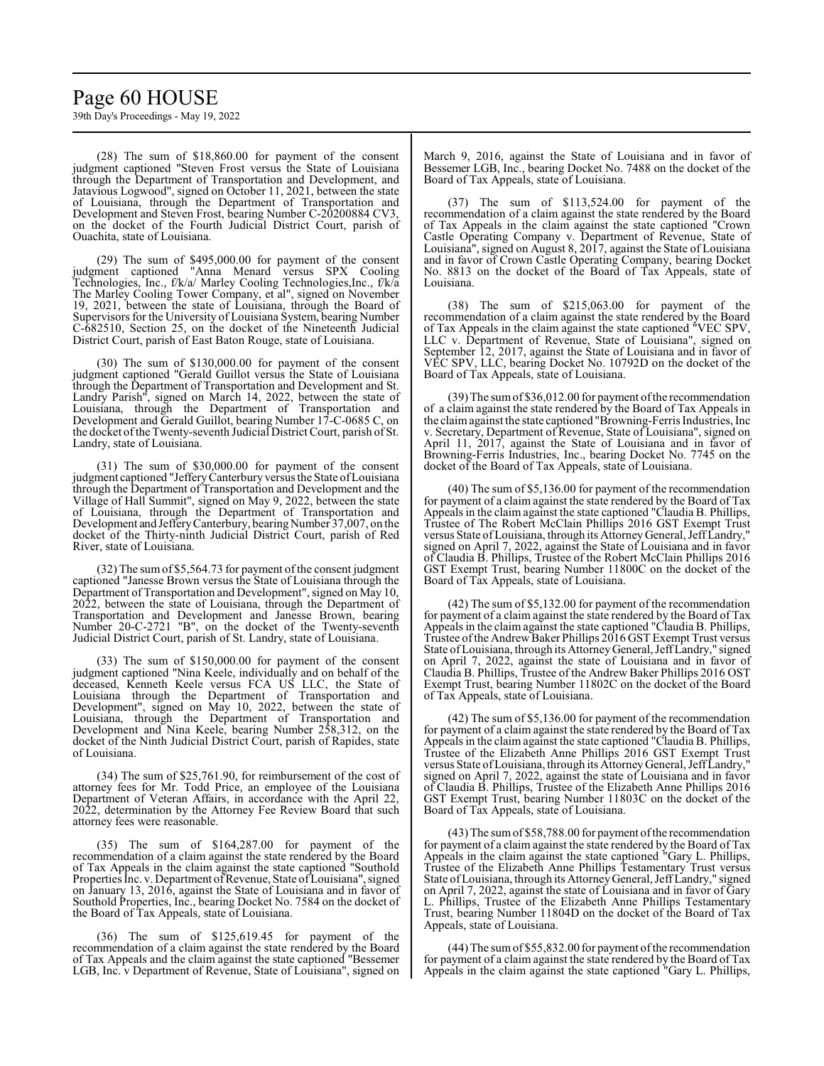(28) The sum of $18,860.00 for payment of the consent judgment captioned "Steven Frost versus the State of Louisiana through the Department of Transportation and Development, and Jatavious Logwood", signed on October 11, 2021, between the state of Louisiana, through the Department of Transportation and Development and Steven Frost, bearing Number C-20200884 CV3, on the docket of the Fourth Judicial District Court, parish of Ouachita, state of Louisiana.

(29) The sum of $495,000.00 for payment of the consent judgment captioned "Anna Menard versus SPX Cooling Technologies, Inc., f/k/a/ Marley Cooling Technologies,Inc., f/k/a The Marley Cooling Tower Company, et al", signed on November 19, 2021, between the state of Louisiana, through the Board of Supervisors for the University of Louisiana System, bearing Number C-682510, Section 25, on the docket of the Nineteenth Judicial District Court, parish of East Baton Rouge, state of Louisiana.

(30) The sum of $130,000.00 for payment of the consent judgment captioned "Gerald Guillot versus the State of Louisiana through the Department of Transportation and Development and St. Landry Parish", signed on March 14, 2022, between the state of Louisiana, through the Department of Transportation and Development and Gerald Guillot, bearing Number 17-C-0685 C, on the docket of the Twenty-seventh Judicial District Court, parish of St. Landry, state of Louisiana.

(31) The sum of $30,000.00 for payment of the consent judgment captioned "Jeffery Canterbury versus the State of Louisiana through the Department of Transportation and Development and the Village of Hall Summit", signed on May 9, 2022, between the state of Louisiana, through the Department of Transportation and Development and Jeffery Canterbury, bearing Number 37,007, on the docket of the Thirty-ninth Judicial District Court, parish of Red River, state of Louisiana.

(32) The sum of $5,564.73 for payment of the consent judgment captioned "Janesse Brown versus the State of Louisiana through the Department of Transportation and Development", signed on May 10, 2022, between the state of Louisiana, through the Department of Transportation and Development and Janesse Brown, bearing Number 20-C-2721 "B", on the docket of the Twenty-seventh Judicial District Court, parish of St. Landry, state of Louisiana.

(33) The sum of $150,000.00 for payment of the consent judgment captioned "Nina Keele, individually and on behalf of the deceased, Kenneth Keele versus FCA US LLC, the State of Louisiana through the Department of Transportation and Development", signed on May 10, 2022, between the state of Louisiana, through the Department of Transportation and Development and Nina Keele, bearing Number 258,312, on the docket of the Ninth Judicial District Court, parish of Rapides, state of Louisiana.

(34) The sum of $25,761.90, for reimbursement of the cost of attorney fees for Mr. Todd Price, an employee of the Louisiana Department of Veteran Affairs, in accordance with the April 22, 2022, determination by the Attorney Fee Review Board that such attorney fees were reasonable.

(35) The sum of $164,287.00 for payment of the recommendation of a claim against the state rendered by the Board of Tax Appeals in the claim against the state captioned "Southold Properties Inc. v. Department of Revenue, State of Louisiana", signed on January 13, 2016, against the State of Louisiana and in favor of Southold Properties, Inc., bearing Docket No. 7584 on the docket of the Board of Tax Appeals, state of Louisiana.

(36) The sum of $125,619.45 for payment of the recommendation of a claim against the state rendered by the Board of Tax Appeals and the claim against the state captioned "Bessemer LGB, Inc. v Department of Revenue, State of Louisiana", signed on March 9, 2016, against the State of Louisiana and in favor of Bessemer LGB, Inc., bearing Docket No. 7488 on the docket of the Board of Tax Appeals, state of Louisiana.

(37) The sum of $113,524.00 for payment of the recommendation of a claim against the state rendered by the Board of Tax Appeals in the claim against the state captioned "Crown Castle Operating Company v. Department of Revenue, State of Louisiana", signed on August 8, 2017, against the State of Louisiana and in favor of Crown Castle Operating Company, bearing Docket No. 8813 on the docket of the Board of Tax Appeals, state of Louisiana.

(38) The sum of $215,063.00 for payment of the recommendation of a claim against the state rendered by the Board of Tax Appeals in the claim against the state captioned "VEC SPV, LLC v. Department of Revenue, State of Louisiana", signed on September 12, 2017, against the State of Louisiana and in favor of VEC SPV, LLC, bearing Docket No. 10792D on the docket of the Board of Tax Appeals, state of Louisiana.

(39) The sum of $36,012.00 for payment of the recommendation of a claim against the state rendered by the Board of Tax Appeals in the claim against the state captioned "Browning-Ferris Industries, Inc v. Secretary, Department of Revenue, State of Louisiana", signed on April 11, 2017, against the State of Louisiana and in favor of Browning-Ferris Industries, Inc., bearing Docket No. 7745 on the docket of the Board of Tax Appeals, state of Louisiana.

(40) The sum of $5,136.00 for payment of the recommendation for payment of a claim against the state rendered by the Board of Tax Appeals in the claim against the state captioned "Claudia B. Phillips, Trustee of The Robert McClain Phillips 2016 GST Exempt Trust versus State of Louisiana, through its Attorney General, Jeff Landry," signed on April 7, 2022, against the State of Louisiana and in favor of Claudia B. Phillips, Trustee of the Robert McClain Phillips 2016 GST Exempt Trust, bearing Number 11800C on the docket of the Board of Tax Appeals, state of Louisiana.

(42) The sum of $5,132.00 for payment of the recommendation for payment of a claim against the state rendered by the Board of Tax Appeals in the claim against the state captioned "Claudia B. Phillips, Trustee of the Andrew Baker Phillips 2016 GST Exempt Trust versus State of Louisiana, through its Attorney General, Jeff Landry," signed on April 7, 2022, against the state of Louisiana and in favor of Claudia B. Phillips, Trustee of the Andrew Baker Phillips 2016 OST Exempt Trust, bearing Number 11802C on the docket of the Board of Tax Appeals, state of Louisiana.

(42) The sum of $5,136.00 for payment of the recommendation for payment of a claim against the state rendered by the Board of Tax Appeals in the claim against the state captioned "Claudia B. Phillips, Trustee of the Elizabeth Anne Phillips 2016 GST Exempt Trust versus State of Louisiana, through its Attorney General, Jeff Landry," signed on April 7, 2022, against the state of Louisiana and in favor of Claudia B. Phillips, Trustee of the Elizabeth Anne Phillips 2016 GST Exempt Trust, bearing Number 11803C on the docket of the Board of Tax Appeals, state of Louisiana.

(43) The sum of $58,788.00 for payment of the recommendation for payment of a claim against the state rendered by the Board of Tax Appeals in the claim against the state captioned "Gary L. Phillips, Trustee of the Elizabeth Anne Phillips Testamentary Trust versus State of Louisiana, through its Attorney General, Jeff Landry," signed on April 7, 2022, against the state of Louisiana and in favor of Gary L. Phillips, Trustee of the Elizabeth Anne Phillips Testamentary Trust, bearing Number 11804D on the docket of the Board of Tax Appeals, state of Louisiana.

(44) The sum of $55,832.00 for payment of the recommendation for payment of a claim against the state rendered by the Board of Tax Appeals in the claim against the state captioned "Gary L. Phillips,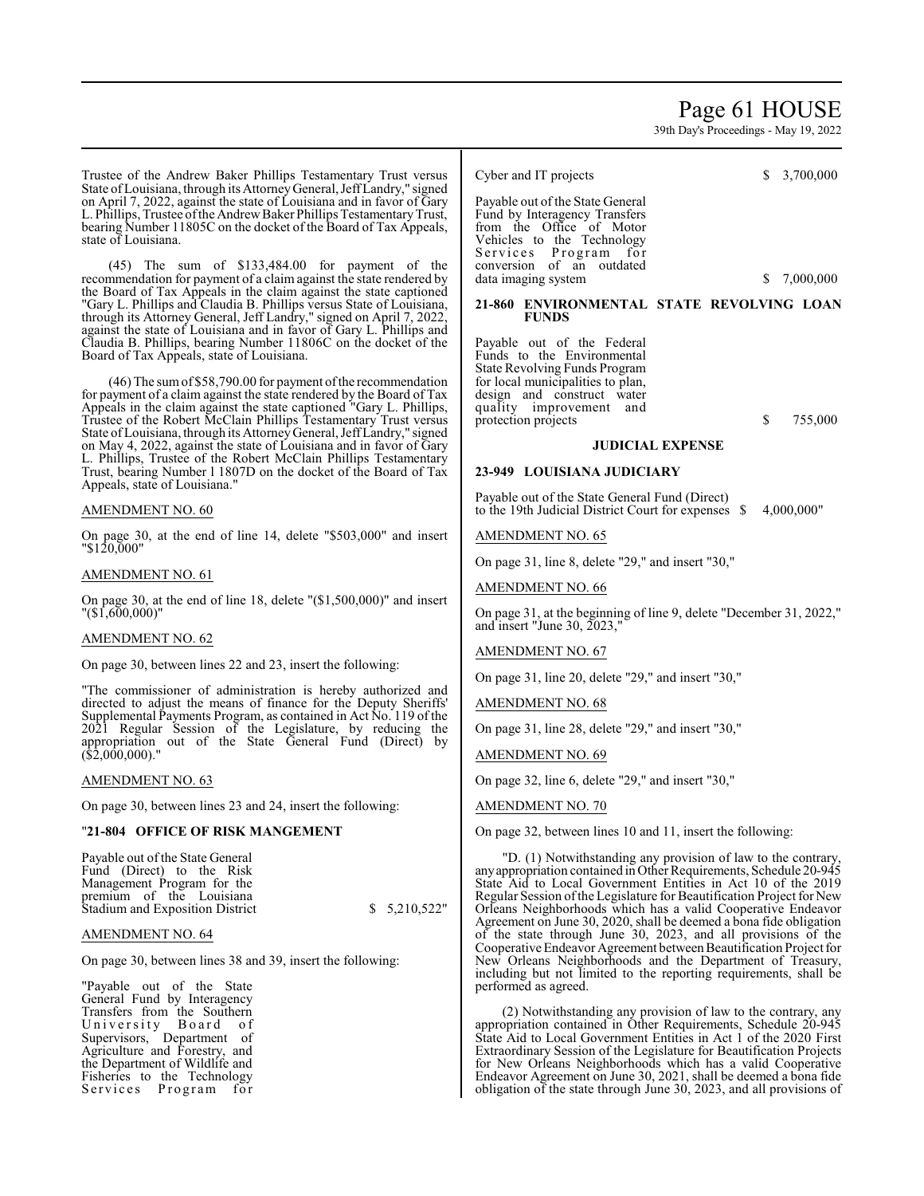Trustee of the Andrew Baker Phillips Testamentary Trust versus State of Louisiana, through its Attorney General, Jeff Landry," signed on April 7, 2022, against the state of Louisiana and in favor of Gary L. Phillips, Trustee of the Andrew Baker Phillips Testamentary Trust, bearing Number 11805C on the docket of the Board of Tax Appeals, state of Louisiana.

(45) The sum of $133,484.00 for payment of the recommendation for payment of a claim against the state rendered by the Board of Tax Appeals in the claim against the state captioned "Gary L. Phillips and Claudia B. Phillips versus State of Louisiana, through its Attorney General, Jeff Landry," signed on April 7, 2022, against the state of Louisiana and in favor of Gary L. Phillips and Claudia B. Phillips, bearing Number 11806C on the docket of the Board of Tax Appeals, state of Louisiana.

(46) The sum of $58,790.00 for payment of the recommendation for payment of a claim against the state rendered by the Board of Tax Appeals in the claim against the state captioned "Gary L. Phillips, Trustee of the Robert McClain Phillips Testamentary Trust versus State of Louisiana, through its Attorney General, Jeff Landry," signed on May 4, 2022, against the state of Louisiana and in favor of Gary L. Phillips, Trustee of the Robert McClain Phillips Testamentary Trust, bearing Number 1 1807D on the docket of the Board of Tax Appeals, state of Louisiana."

AMENDMENT NO. 60

On page 30, at the end of line 14, delete "$503,000" and insert "$120,000"

AMENDMENT NO. 61

On page 30, at the end of line 18, delete "($1,500,000)" and insert "($1,600,000)"

AMENDMENT NO. 62

On page 30, between lines 22 and 23, insert the following:

"The commissioner of administration is hereby authorized and directed to adjust the means of finance for the Deputy Sheriffs' Supplemental Payments Program, as contained in Act No. 119 of the 2021 Regular Session of the Legislature, by reducing the appropriation out of the State General Fund (Direct) by ($2,000,000)."

AMENDMENT NO. 63

On page 30, between lines 23 and 24, insert the following:

"**21-804 OFFICE OF RISK MANGEMENT**

Payable out of the State General Fund (Direct) to the Risk Management Program for the premium of the Louisiana Stadium and Exposition District $ 5,210,522"

AMENDMENT NO. 64

On page 30, between lines 38 and 39, insert the following:

"Payable out of the State General Fund by Interagency Transfers from the Southern University Board of Supervisors, Department of Agriculture and Forestry, and the Department of Wildlife and Fisheries to the Technology Services Program for Cyber and IT projects $ 3,700,000

Payable out of the State General Fund by Interagency Transfers from the Office of Motor Vehicles to the Technology Services Program for conversion of an outdated data imaging system $ 7,000,000

**21-860 ENVIRONMENTAL STATE REVOLVING LOAN FUNDS**

Payable out of the Federal Funds to the Environmental State Revolving Funds Program for local municipalities to plan, design and construct water quality improvement and protection projects $ 755,000

**JUDICIAL EXPENSE**

**23-949 LOUISIANA JUDICIARY**

Payable out of the State General Fund (Direct) to the 19th Judicial District Court for expenses $ 4,000,000"

AMENDMENT NO. 65

On page 31, line 8, delete "29," and insert "30,"

AMENDMENT NO. 66

On page 31, at the beginning of line 9, delete "December 31, 2022," and insert "June 30, 2023,"

AMENDMENT NO. 67

On page 31, line 20, delete "29," and insert "30,"

AMENDMENT NO. 68

On page 31, line 28, delete "29," and insert "30,"

AMENDMENT NO. 69

On page 32, line 6, delete "29," and insert "30,"

AMENDMENT NO. 70

On page 32, between lines 10 and 11, insert the following:

"D. (1) Notwithstanding any provision of law to the contrary, any appropriation contained in Other Requirements, Schedule 20-945 State Aid to Local Government Entities in Act 10 of the 2019 Regular Session of the Legislature for Beautification Project for New Orleans Neighborhoods which has a valid Cooperative Endeavor Agreement on June 30, 2020, shall be deemed a bona fide obligation of the state through June 30, 2023, and all provisions of the Cooperative Endeavor Agreement between Beautification Project for New Orleans Neighborhoods and the Department of Treasury, including but not limited to the reporting requirements, shall be performed as agreed.

(2) Notwithstanding any provision of law to the contrary, any appropriation contained in Other Requirements, Schedule 20-945 State Aid to Local Government Entities in Act 1 of the 2020 First Extraordinary Session of the Legislature for Beautification Projects for New Orleans Neighborhoods which has a valid Cooperative Endeavor Agreement on June 30, 2021, shall be deemed a bona fide obligation of the state through June 30, 2023, and all provisions of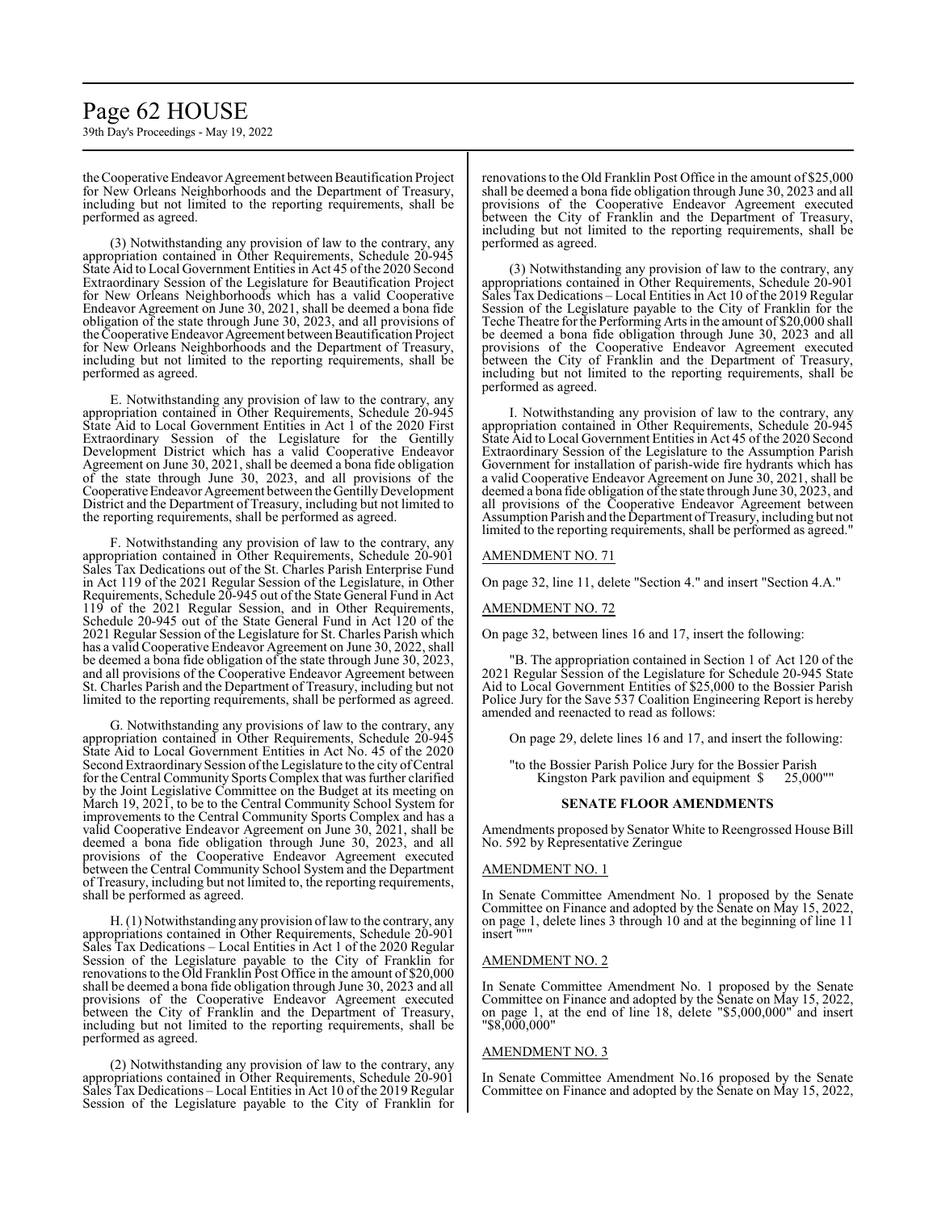the Cooperative Endeavor Agreement between Beautification Project for New Orleans Neighborhoods and the Department of Treasury, including but not limited to the reporting requirements, shall be performed as agreed.

(3) Notwithstanding any provision of law to the contrary, any appropriation contained in Other Requirements, Schedule 20-945 State Aid to Local Government Entities in Act 45 of the 2020 Second Extraordinary Session of the Legislature for Beautification Project for New Orleans Neighborhoods which has a valid Cooperative Endeavor Agreement on June 30, 2021, shall be deemed a bona fide obligation of the state through June 30, 2023, and all provisions of the Cooperative Endeavor Agreement between Beautification Project for New Orleans Neighborhoods and the Department of Treasury, including but not limited to the reporting requirements, shall be performed as agreed.

E. Notwithstanding any provision of law to the contrary, any appropriation contained in Other Requirements, Schedule 20-945 State Aid to Local Government Entities in Act 1 of the 2020 First Extraordinary Session of the Legislature for the Gentilly Development District which has a valid Cooperative Endeavor Agreement on June 30, 2021, shall be deemed a bona fide obligation of the state through June 30, 2023, and all provisions of the Cooperative Endeavor Agreement between the Gentilly Development District and the Department of Treasury, including but not limited to the reporting requirements, shall be performed as agreed.

F. Notwithstanding any provision of law to the contrary, any appropriation contained in Other Requirements, Schedule 20-901 Sales Tax Dedications out of the St. Charles Parish Enterprise Fund in Act 119 of the 2021 Regular Session of the Legislature, in Other Requirements, Schedule 20-945 out of the State General Fund in Act 119 of the 2021 Regular Session, and in Other Requirements, Schedule 20-945 out of the State General Fund in Act 120 of the 2021 Regular Session of the Legislature for St. Charles Parish which has a valid Cooperative Endeavor Agreement on June 30, 2022, shall be deemed a bona fide obligation of the state through June 30, 2023, and all provisions of the Cooperative Endeavor Agreement between St. Charles Parish and the Department of Treasury, including but not limited to the reporting requirements, shall be performed as agreed.

G. Notwithstanding any provisions of law to the contrary, any appropriation contained in Other Requirements, Schedule 20-945 State Aid to Local Government Entities in Act No. 45 of the 2020 Second Extraordinary Session of the Legislature to the city of Central for the Central Community Sports Complex that was further clarified by the Joint Legislative Committee on the Budget at its meeting on March 19, 2021, to be to the Central Community School System for improvements to the Central Community Sports Complex and has a valid Cooperative Endeavor Agreement on June 30, 2021, shall be deemed a bona fide obligation through June 30, 2023, and all provisions of the Cooperative Endeavor Agreement executed between the Central Community School System and the Department of Treasury, including but not limited to, the reporting requirements, shall be performed as agreed.

H. (1) Notwithstanding any provision of law to the contrary, any appropriations contained in Other Requirements, Schedule 20-901 Sales Tax Dedications – Local Entities in Act 1 of the 2020 Regular Session of the Legislature payable to the City of Franklin for renovations to the Old Franklin Post Office in the amount of $20,000 shall be deemed a bona fide obligation through June 30, 2023 and all provisions of the Cooperative Endeavor Agreement executed between the City of Franklin and the Department of Treasury, including but not limited to the reporting requirements, shall be performed as agreed.

(2) Notwithstanding any provision of law to the contrary, any appropriations contained in Other Requirements, Schedule 20-901 Sales Tax Dedications – Local Entities in Act 10 of the 2019 Regular Session of the Legislature payable to the City of Franklin for renovations to the Old Franklin Post Office in the amount of $25,000 shall be deemed a bona fide obligation through June 30, 2023 and all provisions of the Cooperative Endeavor Agreement executed between the City of Franklin and the Department of Treasury, including but not limited to the reporting requirements, shall be performed as agreed.

(3) Notwithstanding any provision of law to the contrary, any appropriations contained in Other Requirements, Schedule 20-901 Sales Tax Dedications – Local Entities in Act 10 of the 2019 Regular Session of the Legislature payable to the City of Franklin for the Teche Theatre for the Performing Arts in the amount of $20,000 shall be deemed a bona fide obligation through June 30, 2023 and all provisions of the Cooperative Endeavor Agreement executed between the City of Franklin and the Department of Treasury, including but not limited to the reporting requirements, shall be performed as agreed.

I. Notwithstanding any provision of law to the contrary, any appropriation contained in Other Requirements, Schedule 20-945 State Aid to Local Government Entities in Act 45 of the 2020 Second Extraordinary Session of the Legislature to the Assumption Parish Government for installation of parish-wide fire hydrants which has a valid Cooperative Endeavor Agreement on June 30, 2021, shall be deemed a bona fide obligation of the state through June 30, 2023, and all provisions of the Cooperative Endeavor Agreement between Assumption Parish and the Department of Treasury, including but not limited to the reporting requirements, shall be performed as agreed."

AMENDMENT NO. 71

On page 32, line 11, delete "Section 4." and insert "Section 4.A."

AMENDMENT NO. 72

On page 32, between lines 16 and 17, insert the following:

"B. The appropriation contained in Section 1 of Act 120 of the 2021 Regular Session of the Legislature for Schedule 20-945 State Aid to Local Government Entities of $25,000 to the Bossier Parish Police Jury for the Save 537 Coalition Engineering Report is hereby amended and reenacted to read as follows:

On page 29, delete lines 16 and 17, and insert the following:

"to the Bossier Parish Police Jury for the Bossier Parish Kingston Park pavilion and equipment $ 25,000""

**SENATE FLOOR AMENDMENTS**

Amendments proposed by Senator White to Reengrossed House Bill No. 592 by Representative Zeringue

AMENDMENT NO. 1

In Senate Committee Amendment No. 1 proposed by the Senate Committee on Finance and adopted by the Senate on May 15, 2022, on page 1, delete lines 3 through 10 and at the beginning of line 11 insert """

AMENDMENT NO. 2

In Senate Committee Amendment No. 1 proposed by the Senate Committee on Finance and adopted by the Senate on May 15, 2022, on page 1, at the end of line 18, delete "$5,000,000" and insert "$8,000,000"

AMENDMENT NO. 3

In Senate Committee Amendment No.16 proposed by the Senate Committee on Finance and adopted by the Senate on May 15, 2022,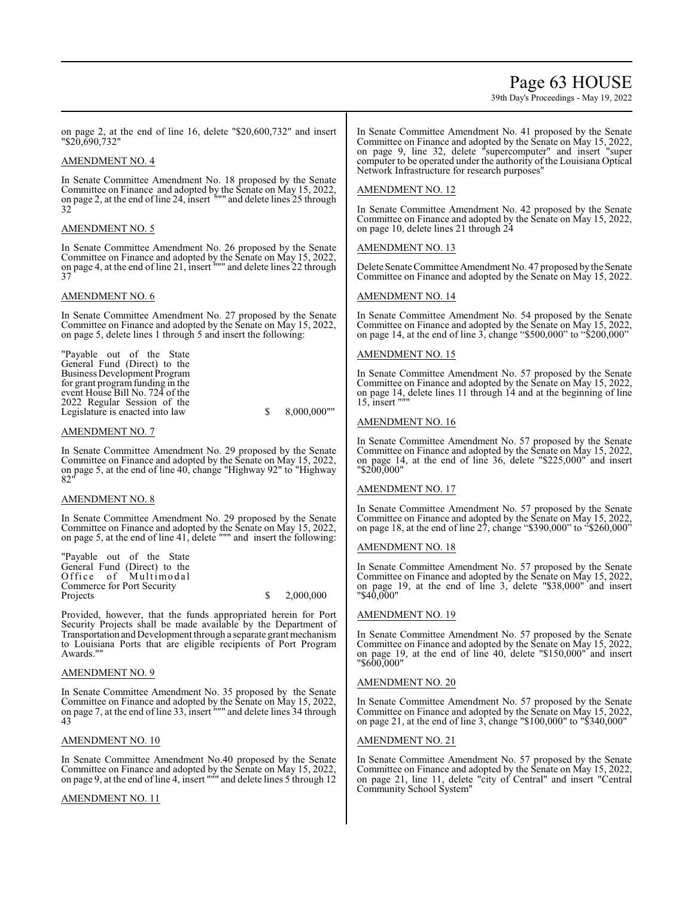on page 2, at the end of line 16, delete "$20,600,732" and insert "$20,690,732"

AMENDMENT NO. 4

In Senate Committee Amendment No. 18 proposed by the Senate Committee on Finance and adopted by the Senate on May 15, 2022, on page 2, at the end of line 24, insert """ and delete lines 25 through 32

AMENDMENT NO. 5

In Senate Committee Amendment No. 26 proposed by the Senate Committee on Finance and adopted by the Senate on May 15, 2022, on page 4, at the end of line 21, insert """ and delete lines 22 through 37

AMENDMENT NO. 6

In Senate Committee Amendment No. 27 proposed by the Senate Committee on Finance and adopted by the Senate on May 15, 2022, on page 5, delete lines 1 through 5 and insert the following:

"Payable out of the State General Fund (Direct) to the Business Development Program for grant program funding in the event House Bill No. 724 of the 2022 Regular Session of the Legislature is enacted into law $ 8,000,000""

AMENDMENT NO. 7

In Senate Committee Amendment No. 29 proposed by the Senate Committee on Finance and adopted by the Senate on May 15, 2022, on page 5, at the end of line 40, change "Highway 92" to "Highway 82"

AMENDMENT NO. 8

In Senate Committee Amendment No. 29 proposed by the Senate Committee on Finance and adopted by the Senate on May 15, 2022, on page 5, at the end of line 41, delete """ and insert the following:

"Payable out of the State General Fund (Direct) to the Office of Multimodal Commerce for Port Security Projects $ 2,000,000

Provided, however, that the funds appropriated herein for Port Security Projects shall be made available by the Department of Transportation and Development through a separate grant mechanism to Louisiana Ports that are eligible recipients of Port Program Awards.""

AMENDMENT NO. 9

In Senate Committee Amendment No. 35 proposed by the Senate Committee on Finance and adopted by the Senate on May 15, 2022, on page 7, at the end of line 33, insert """ and delete lines 34 through 43

AMENDMENT NO. 10

In Senate Committee Amendment No.40 proposed by the Senate Committee on Finance and adopted by the Senate on May 15, 2022, on page 9, at the end of line 4, insert """ and delete lines 5 through 12

AMENDMENT NO. 11

In Senate Committee Amendment No. 41 proposed by the Senate Committee on Finance and adopted by the Senate on May 15, 2022, on page 9, line 32, delete "supercomputer" and insert "super computer to be operated under the authority of the Louisiana Optical Network Infrastructure for research purposes"

AMENDMENT NO. 12

In Senate Committee Amendment No. 42 proposed by the Senate Committee on Finance and adopted by the Senate on May 15, 2022, on page 10, delete lines 21 through 24

AMENDMENT NO. 13

Delete Senate Committee Amendment No. 47 proposed by the Senate Committee on Finance and adopted by the Senate on May 15, 2022.

AMENDMENT NO. 14

In Senate Committee Amendment No. 54 proposed by the Senate Committee on Finance and adopted by the Senate on May 15, 2022, on page 14, at the end of line 3, change "$500,000" to "$200,000"

AMENDMENT NO. 15

In Senate Committee Amendment No. 57 proposed by the Senate Committee on Finance and adopted by the Senate on May 15, 2022, on page 14, delete lines 11 through 14 and at the beginning of line 15, insert """

AMENDMENT NO. 16

In Senate Committee Amendment No. 57 proposed by the Senate Committee on Finance and adopted by the Senate on May 15, 2022, on page 14, at the end of line 36, delete "$225,000" and insert "$200,000"

AMENDMENT NO. 17

In Senate Committee Amendment No. 57 proposed by the Senate Committee on Finance and adopted by the Senate on May 15, 2022, on page 18, at the end of line 27, change "$390,000" to "$260,000"

AMENDMENT NO. 18

In Senate Committee Amendment No. 57 proposed by the Senate Committee on Finance and adopted by the Senate on May 15, 2022, on page 19, at the end of line 3, delete "$38,000" and insert "$40,000"

AMENDMENT NO. 19

In Senate Committee Amendment No. 57 proposed by the Senate Committee on Finance and adopted by the Senate on May 15, 2022, on page 19, at the end of line 40, delete "$150,000" and insert "$600,000"

AMENDMENT NO. 20

In Senate Committee Amendment No. 57 proposed by the Senate Committee on Finance and adopted by the Senate on May 15, 2022, on page 21, at the end of line 3, change "$100,000" to "$340,000"

AMENDMENT NO. 21

In Senate Committee Amendment No. 57 proposed by the Senate Committee on Finance and adopted by the Senate on May 15, 2022, on page 21, line 11, delete "city of Central" and insert "Central Community School System"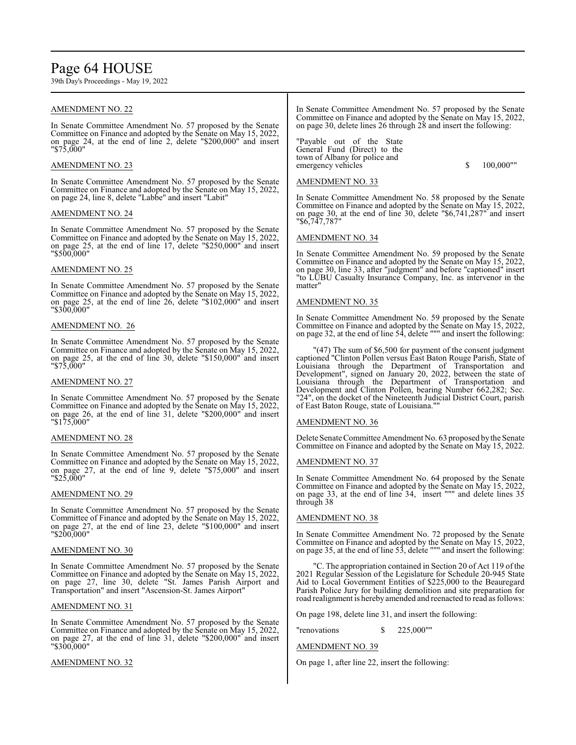AMENDMENT NO. 22

In Senate Committee Amendment No. 57 proposed by the Senate Committee on Finance and adopted by the Senate on May 15, 2022, on page 24, at the end of line 2, delete "$200,000" and insert "$75,000"

AMENDMENT NO. 23

In Senate Committee Amendment No. 57 proposed by the Senate Committee on Finance and adopted by the Senate on May 15, 2022, on page 24, line 8, delete "Labbe" and insert "Labit"

AMENDMENT NO. 24

In Senate Committee Amendment No. 57 proposed by the Senate Committee on Finance and adopted by the Senate on May 15, 2022, on page 25, at the end of line 17, delete "$250,000" and insert "$500,000"

AMENDMENT NO. 25

In Senate Committee Amendment No. 57 proposed by the Senate Committee on Finance and adopted by the Senate on May 15, 2022, on page 25, at the end of line 26, delete "$102,000" and insert "$300,000"

AMENDMENT NO. 26

In Senate Committee Amendment No. 57 proposed by the Senate Committee on Finance and adopted by the Senate on May 15, 2022, on page 25, at the end of line 30, delete "$150,000" and insert "$75,000"

AMENDMENT NO. 27

In Senate Committee Amendment No. 57 proposed by the Senate Committee on Finance and adopted by the Senate on May 15, 2022, on page 26, at the end of line 31, delete "$200,000" and insert "$175,000"

AMENDMENT NO. 28

In Senate Committee Amendment No. 57 proposed by the Senate Committee on Finance and adopted by the Senate on May 15, 2022, on page 27, at the end of line 9, delete "$75,000" and insert "$25,000"

AMENDMENT NO. 29

In Senate Committee Amendment No. 57 proposed by the Senate Committee of Finance and adopted by the Senate on May 15, 2022, on page 27, at the end of line 23, delete "$100,000" and insert "$200,000"

AMENDMENT NO. 30

In Senate Committee Amendment No. 57 proposed by the Senate Committee on Finance and adopted by the Senate on May 15, 2022, on page 27, line 30, delete "St. James Parish Airport and Transportation" and insert "Ascension-St. James Airport"

AMENDMENT NO. 31

In Senate Committee Amendment No. 57 proposed by the Senate Committee on Finance and adopted by the Senate on May 15, 2022, on page 27, at the end of line 31, delete "$200,000" and insert "$300,000"

AMENDMENT NO. 32

In Senate Committee Amendment No. 57 proposed by the Senate Committee on Finance and adopted by the Senate on May 15, 2022, on page 30, delete lines 26 through 28 and insert the following:

"Payable out of the State General Fund (Direct) to the town of Albany for police and emergency vehicles $ 100,000""

AMENDMENT NO. 33

In Senate Committee Amendment No. 58 proposed by the Senate Committee on Finance and adopted by the Senate on May 15, 2022, on page 30, at the end of line 30, delete "$6,741,287" and insert "$6,747,787"

AMENDMENT NO. 34

In Senate Committee Amendment No. 59 proposed by the Senate Committee on Finance and adopted by the Senate on May 15, 2022, on page 30, line 33, after "judgment" and before "captioned" insert "to LUBU Casualty Insurance Company, Inc. as intervenor in the matter"

AMENDMENT NO. 35

In Senate Committee Amendment No. 59 proposed by the Senate Committee on Finance and adopted by the Senate on May 15, 2022, on page 32, at the end of line 54, delete """ and insert the following:

"(47) The sum of $6,500 for payment of the consent judgment captioned "Clinton Pollen versus East Baton Rouge Parish, State of Louisiana through the Department of Transportation and Development", signed on January 20, 2022, between the state of Louisiana through the Department of Transportation and Development and Clinton Pollen, bearing Number 662,282; Sec. "24", on the docket of the Nineteenth Judicial District Court, parish of East Baton Rouge, state of Louisiana.""

AMENDMENT NO. 36

Delete Senate Committee Amendment No. 63 proposed by the Senate Committee on Finance and adopted by the Senate on May 15, 2022.

AMENDMENT NO. 37

In Senate Committee Amendment No. 64 proposed by the Senate Committee on Finance and adopted by the Senate on May 15, 2022, on page 33, at the end of line 34, insert """ and delete lines 35 through 38

AMENDMENT NO. 38

In Senate Committee Amendment No. 72 proposed by the Senate Committee on Finance and adopted by the Senate on May 15, 2022, on page 35, at the end of line 53, delete """ and insert the following:

"C. The appropriation contained in Section 20 of Act 119 of the 2021 Regular Session of the Legislature for Schedule 20-945 State Aid to Local Government Entities of $225,000 to the Beauregard Parish Police Jury for building demolition and site preparation for road realignment is hereby amended and reenacted to read as follows:

On page 198, delete line 31, and insert the following:

"renovations $ 225,000""

AMENDMENT NO. 39

On page 1, after line 22, insert the following: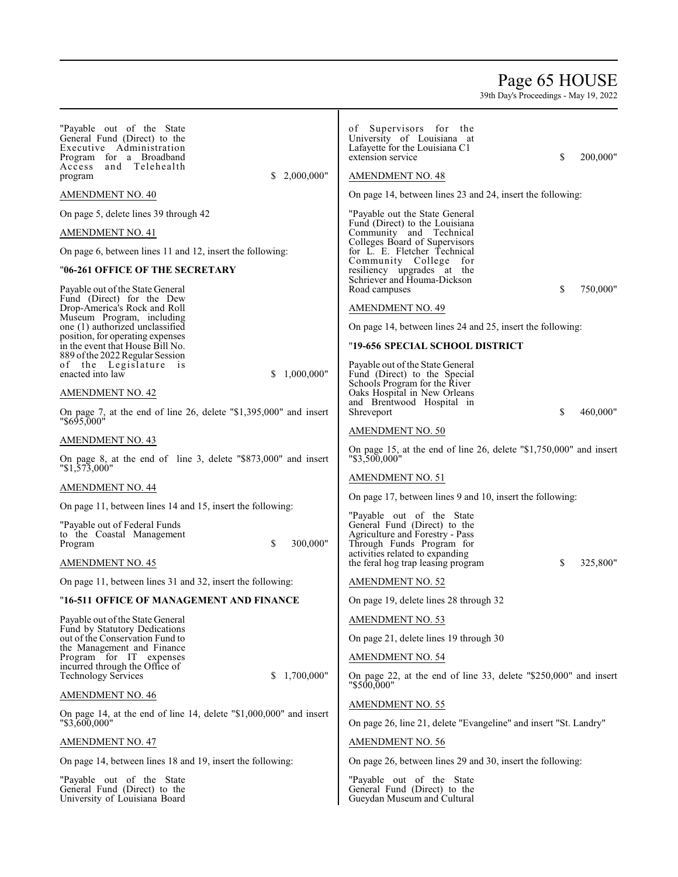"Payable out of the State General Fund (Direct) to the Executive Administration Program for a Broadband Access and Telehealth program $ 2,000,000"

AMENDMENT NO. 40

On page 5, delete lines 39 through 42

AMENDMENT NO. 41

On page 6, between lines 11 and 12, insert the following:

"**06-261 OFFICE OF THE SECRETARY**

Payable out of the State General Fund (Direct) for the Dew Drop-America's Rock and Roll Museum Program, including one (1) authorized unclassified position, for operating expenses in the event that House Bill No. 889 of the 2022 Regular Session of the Legislature is enacted into law $ 1,000,000"

AMENDMENT NO. 42

On page 7, at the end of line 26, delete "$1,395,000" and insert "$695,000"

AMENDMENT NO. 43

On page 8, at the end of line 3, delete "$873,000" and insert "$1,573,000"

AMENDMENT NO. 44

On page 11, between lines 14 and 15, insert the following:

"Payable out of Federal Funds to the Coastal Management Program $ 300,000"

AMENDMENT NO. 45

On page 11, between lines 31 and 32, insert the following:

"**16-511 OFFICE OF MANAGEMENT AND FINANCE**

Payable out of the State General Fund by Statutory Dedications out of the Conservation Fund to the Management and Finance Program for IT expenses incurred through the Office of Technology Services $ 1,700,000"

AMENDMENT NO. 46

On page 14, at the end of line 14, delete "$1,000,000" and insert "$3,600,000"

AMENDMENT NO. 47

On page 14, between lines 18 and 19, insert the following:

"Payable out of the State General Fund (Direct) to the University of Louisiana Board of Supervisors for the University of Louisiana at Lafayette for the Louisiana C1 extension service $ 200,000"

AMENDMENT NO. 48

On page 14, between lines 23 and 24, insert the following:

"Payable out the State General Fund (Direct) to the Louisiana Community and Technical Colleges Board of Supervisors for L. E. Fletcher Technical Community College for resiliency upgrades at the Schriever and Houma-Dickson Road campuses $ 750,000"

AMENDMENT NO. 49

On page 14, between lines 24 and 25, insert the following:

"**19-656 SPECIAL SCHOOL DISTRICT**

Payable out of the State General Fund (Direct) to the Special Schools Program for the River Oaks Hospital in New Orleans and Brentwood Hospital in Shreveport $ 460,000"

AMENDMENT NO. 50

On page 15, at the end of line 26, delete "$1,750,000" and insert "$3,500,000"

AMENDMENT NO. 51

On page 17, between lines 9 and 10, insert the following:

"Payable out of the State General Fund (Direct) to the Agriculture and Forestry - Pass Through Funds Program for activities related to expanding the feral hog trap leasing program $ 325,800"

AMENDMENT NO. 52

On page 19, delete lines 28 through 32

AMENDMENT NO. 53

On page 21, delete lines 19 through 30

AMENDMENT NO. 54

On page 22, at the end of line 33, delete "$250,000" and insert "$500,000"

AMENDMENT NO. 55

On page 26, line 21, delete "Evangeline" and insert "St. Landry"

AMENDMENT NO. 56

On page 26, between lines 29 and 30, insert the following:

"Payable out of the State General Fund (Direct) to the Gueydan Museum and Cultural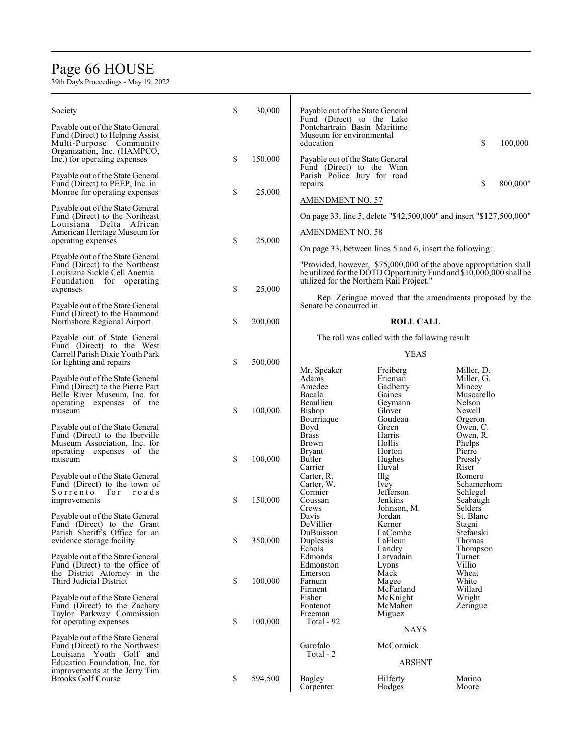| | | |
|---|---|---|
| Society | $ | 30,000 |
| Payable out of the State General Fund (Direct) to Helping Assist Multi-Purpose Community Organization, Inc. (HAMPCO, Inc.) for operating expenses | $ | 150,000 |
| Payable out of the State General Fund (Direct) to PEEP, Inc. in Monroe for operating expenses | $ | 25,000 |
| Payable out of the State General Fund (Direct) to the Northeast Louisiana Delta African American Heritage Museum for operating expenses | $ | 25,000 |
| Payable out of the State General Fund (Direct) to the Northeast Louisiana Sickle Cell Anemia Foundation for operating expenses | $ | 25,000 |
| Payable out of the State General Fund (Direct) to the Hammond Northshore Regional Airport | $ | 200,000 |
| Payable out of State General Fund (Direct) to the West Carroll Parish Dixie Youth Park for lighting and repairs | $ | 500,000 |
| Payable out of the State General Fund (Direct) to the Pierre Part Belle River Museum, Inc. for operating expenses of the museum | $ | 100,000 |
| Payable out of the State General Fund (Direct) to the Iberville Museum Association, Inc. for operating expenses of the museum | $ | 100,000 |
| Payable out of the State General Fund (Direct) to the town of Sorrento for roads improvements | $ | 150,000 |
| Payable out of the State General Fund (Direct) to the Grant Parish Sheriff's Office for an evidence storage facility | $ | 350,000 |
| Payable out of the State General Fund (Direct) to the office of the District Attorney in the Third Judicial District | $ | 100,000 |
| Payable out of the State General Fund (Direct) to the Zachary Taylor Parkway Commission for operating expenses | $ | 100,000 |
| Payable out of the State General Fund (Direct) to the Northwest Louisiana Youth Golf and Education Foundation, Inc. for improvements at the Jerry Tim Brooks Golf Course | $ | 594,500 |
| Payable out of the State General Fund (Direct) to the Lake Pontchartrain Basin Maritime Museum for environmental education | $ | 100,000 |
| Payable out of the State General Fund (Direct) to the Winn Parish Police Jury for road repairs | $ | 800,000" |

AMENDMENT NO. 57

On page 33, line 5, delete "$42,500,000" and insert "$127,500,000"

AMENDMENT NO. 58

On page 33, between lines 5 and 6, insert the following:

"Provided, however, $75,000,000 of the above appropriation shall be utilized for the DOTD Opportunity Fund and $10,000,000 shall be utilized for the Northern Rail Project."

Rep. Zeringue moved that the amendments proposed by the Senate be concurred in.

**ROLL CALL**

The roll was called with the following result:

YEAS

| | | |
|---|---|---|
| Mr. Speaker | Freiberg | Miller, D. |
| Adams | Frieman | Miller, G. |
| Amedee | Gadberry | Mincey |
| Bacala | Gaines | Muscarello |
| Beaullieu | Geymann | Nelson |
| Bishop | Glover | Newell |
| Bourriaque | Goudeau | Orgeron |
| Boyd | Green | Owen, C. |
| Brass | Harris | Owen, R. |
| Brown | Hollis | Phelps |
| Bryant | Horton | Pierre |
| Butler | Hughes | Pressly |
| Carrier | Huval | Riser |
| Carter, R. | Illg | Romero |
| Carter, W. | Ivey | Schamerhorn |
| Cormier | Jefferson | Schlegel |
| Coussan | Jenkins | Seabaugh |
| Crews | Johnson, M. | Selders |
| Davis | Jordan | St. Blanc |
| DeVillier | Kerner | Stagni |
| DuBuisson | LaCombe | Stefanski |
| Duplessis | LaFleur | Thomas |
| Echols | Landry | Thompson |
| Edmonds | Larvadain | Turner |
| Edmonston | Lyons | Villio |
| Emerson | Mack | Wheat |
| Farnum | Magee | White |
| Firment | McFarland | Willard |
| Fisher | McKnight | Wright |
| Fontenot | McMahen | Zeringue |
| Freeman | Miguez | |

Total - 92

NAYS

| | |
|---|---|
| Garofalo | McCormick |

Total - 2

ABSENT

| | | |
|---|---|---|
| Bagley | Hilferty | Marino |
| Carpenter | Hodges | Moore |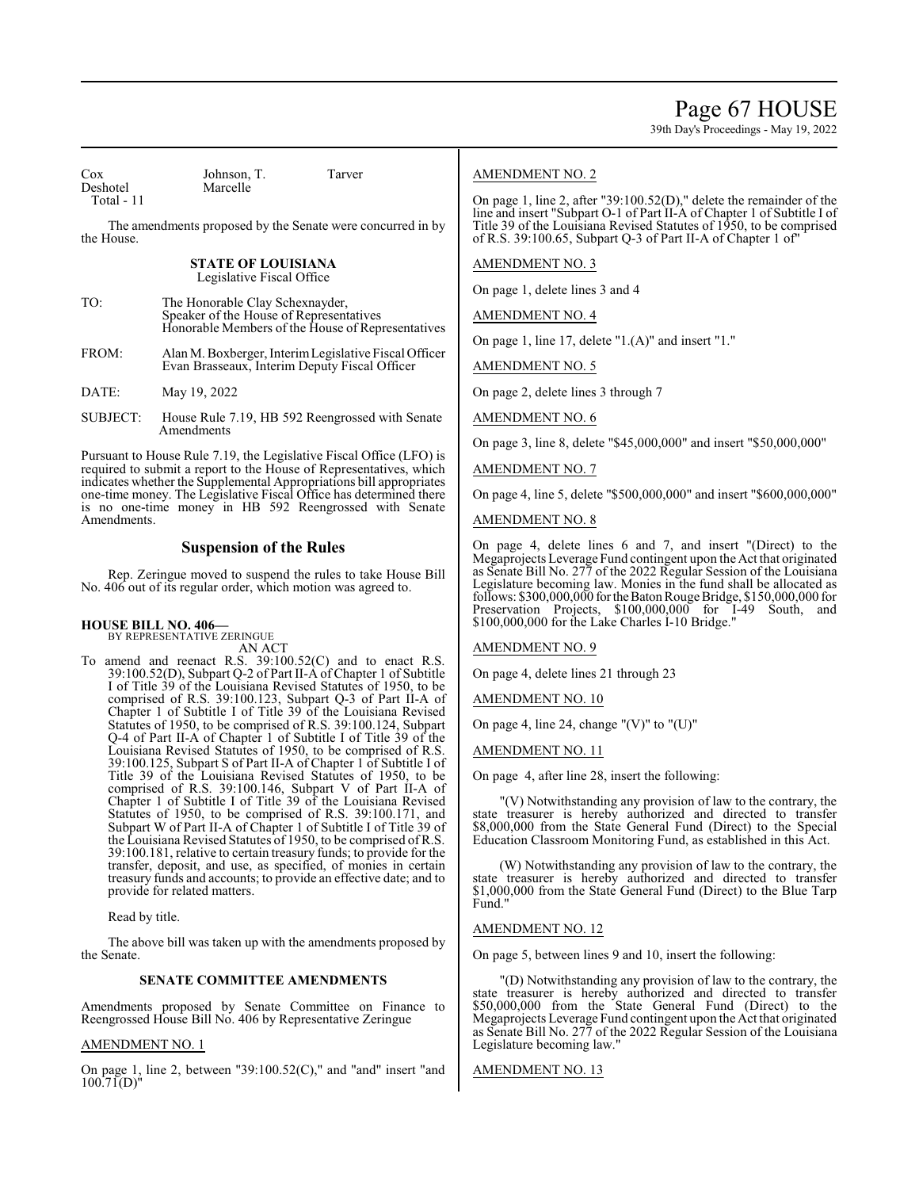| | | |
|---|---|---|
| Cox | Johnson, T. | Tarver |
| Deshotel | Marcelle | |
| Total - 11 | | |

The amendments proposed by the Senate were concurred in by the House.

**STATE OF LOUISIANA**
Legislative Fiscal Office

TO: The Honorable Clay Schexnayder, Speaker of the House of Representatives Honorable Members of the House of Representatives

FROM: Alan M. Boxberger, Interim Legislative Fiscal Officer Evan Brasseaux, Interim Deputy Fiscal Officer

DATE: May 19, 2022

SUBJECT: House Rule 7.19, HB 592 Reengrossed with Senate Amendments

Pursuant to House Rule 7.19, the Legislative Fiscal Office (LFO) is required to submit a report to the House of Representatives, which indicates whether the Supplemental Appropriations bill appropriates one-time money. The Legislative Fiscal Office has determined there is no one-time money in HB 592 Reengrossed with Senate Amendments.

## Suspension of the Rules

Rep. Zeringue moved to suspend the rules to take House Bill No. 406 out of its regular order, which motion was agreed to.

**HOUSE BILL NO. 406—**
BY REPRESENTATIVE ZERINGUE
AN ACT

To amend and reenact R.S. 39:100.52(C) and to enact R.S. 39:100.52(D), Subpart Q-2 of Part II-A of Chapter 1 of Subtitle I of Title 39 of the Louisiana Revised Statutes of 1950, to be comprised of R.S. 39:100.123, Subpart Q-3 of Part II-A of Chapter 1 of Subtitle I of Title 39 of the Louisiana Revised Statutes of 1950, to be comprised of R.S. 39:100.124, Subpart Q-4 of Part II-A of Chapter 1 of Subtitle I of Title 39 of the Louisiana Revised Statutes of 1950, to be comprised of R.S. 39:100.125, Subpart S of Part II-A of Chapter 1 of Subtitle I of Title 39 of the Louisiana Revised Statutes of 1950, to be comprised of R.S. 39:100.146, Subpart V of Part II-A of Chapter 1 of Subtitle I of Title 39 of the Louisiana Revised Statutes of 1950, to be comprised of R.S. 39:100.171, and Subpart W of Part II-A of Chapter 1 of Subtitle I of Title 39 of the Louisiana Revised Statutes of 1950, to be comprised of R.S. 39:100.181, relative to certain treasury funds; to provide for the transfer, deposit, and use, as specified, of monies in certain treasury funds and accounts; to provide an effective date; and to provide for related matters.

Read by title.

The above bill was taken up with the amendments proposed by the Senate.

**SENATE COMMITTEE AMENDMENTS**

Amendments proposed by Senate Committee on Finance to Reengrossed House Bill No. 406 by Representative Zeringue

AMENDMENT NO. 1

On page 1, line 2, between "39:100.52(C)," and "and" insert "and 100.71(D)"

AMENDMENT NO. 2

On page 1, line 2, after "39:100.52(D)," delete the remainder of the line and insert "Subpart O-1 of Part II-A of Chapter 1 of Subtitle I of Title 39 of the Louisiana Revised Statutes of 1950, to be comprised of R.S. 39:100.65, Subpart Q-3 of Part II-A of Chapter 1 of"

AMENDMENT NO. 3

On page 1, delete lines 3 and 4

AMENDMENT NO. 4

On page 1, line 17, delete "1.(A)" and insert "1."

AMENDMENT NO. 5

On page 2, delete lines 3 through 7

AMENDMENT NO. 6

On page 3, line 8, delete "$45,000,000" and insert "$50,000,000"

AMENDMENT NO. 7

On page 4, line 5, delete "$500,000,000" and insert "$600,000,000"

AMENDMENT NO. 8

On page 4, delete lines 6 and 7, and insert "(Direct) to the Megaprojects Leverage Fund contingent upon the Act that originated as Senate Bill No. 277 of the 2022 Regular Session of the Louisiana Legislature becoming law. Monies in the fund shall be allocated as follows: $300,000,000 for the Baton Rouge Bridge, $150,000,000 for Preservation Projects, $100,000,000 for I-49 South, and $100,000,000 for the Lake Charles I-10 Bridge."

AMENDMENT NO. 9

On page 4, delete lines 21 through 23

AMENDMENT NO. 10

On page 4, line 24, change "(V)" to "(U)"

AMENDMENT NO. 11

On page 4, after line 28, insert the following:

"(V) Notwithstanding any provision of law to the contrary, the state treasurer is hereby authorized and directed to transfer $8,000,000 from the State General Fund (Direct) to the Special Education Classroom Monitoring Fund, as established in this Act.

(W) Notwithstanding any provision of law to the contrary, the state treasurer is hereby authorized and directed to transfer $1,000,000 from the State General Fund (Direct) to the Blue Tarp Fund."

AMENDMENT NO. 12

On page 5, between lines 9 and 10, insert the following:

"(D) Notwithstanding any provision of law to the contrary, the state treasurer is hereby authorized and directed to transfer $50,000,000 from the State General Fund (Direct) to the Megaprojects Leverage Fund contingent upon the Act that originated as Senate Bill No. 277 of the 2022 Regular Session of the Louisiana Legislature becoming law."

AMENDMENT NO. 13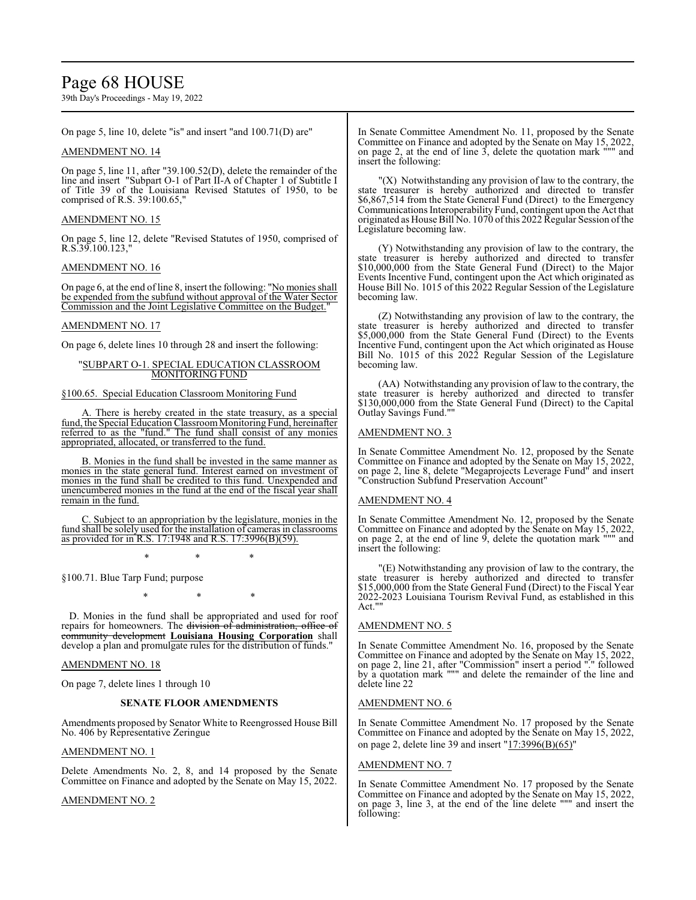On page 5, line 10, delete "is" and insert "and 100.71(D) are"

AMENDMENT NO. 14

On page 5, line 11, after "39.100.52(D), delete the remainder of the line and insert "Subpart O-1 of Part II-A of Chapter 1 of Subtitle I of Title 39 of the Louisiana Revised Statutes of 1950, to be comprised of R.S. 39:100.65,"

AMENDMENT NO. 15

On page 5, line 12, delete "Revised Statutes of 1950, comprised of R.S.39.100.123,"

AMENDMENT NO. 16

On page 6, at the end of line 8, insert the following: "No monies shall be expended from the subfund without approval of the Water Sector Commission and the Joint Legislative Committee on the Budget."

AMENDMENT NO. 17

On page 6, delete lines 10 through 28 and insert the following:

"SUBPART O-1. SPECIAL EDUCATION CLASSROOM MONITORING FUND

§100.65. Special Education Classroom Monitoring Fund

A. There is hereby created in the state treasury, as a special fund, the Special Education Classroom Monitoring Fund, hereinafter referred to as the "fund." The fund shall consist of any monies appropriated, allocated, or transferred to the fund.

B. Monies in the fund shall be invested in the same manner as monies in the state general fund. Interest earned on investment of monies in the fund shall be credited to this fund. Unexpended and unencumbered monies in the fund at the end of the fiscal year shall remain in the fund.

C. Subject to an appropriation by the legislature, monies in the fund shall be solely used for the installation of cameras in classrooms as provided for in R.S. 17:1948 and R.S. 17:3996(B)(59).

\* \* \*

§100.71. Blue Tarp Fund; purpose

\* \* \*

D. Monies in the fund shall be appropriated and used for roof repairs for homeowners. The ~~division of administration, office of community development~~ **Louisiana Housing Corporation** shall develop a plan and promulgate rules for the distribution of funds."

AMENDMENT NO. 18

On page 7, delete lines 1 through 10

## SENATE FLOOR AMENDMENTS

Amendments proposed by Senator White to Reengrossed House Bill No. 406 by Representative Zeringue

AMENDMENT NO. 1

Delete Amendments No. 2, 8, and 14 proposed by the Senate Committee on Finance and adopted by the Senate on May 15, 2022.

AMENDMENT NO. 2

In Senate Committee Amendment No. 11, proposed by the Senate Committee on Finance and adopted by the Senate on May 15, 2022, on page 2, at the end of line 3, delete the quotation mark """ and insert the following:

"(X) Notwithstanding any provision of law to the contrary, the state treasurer is hereby authorized and directed to transfer $6,867,514 from the State General Fund (Direct) to the Emergency Communications Interoperability Fund, contingent upon the Act that originated as House Bill No. 1070 of this 2022 Regular Session of the Legislature becoming law.

(Y) Notwithstanding any provision of law to the contrary, the state treasurer is hereby authorized and directed to transfer $10,000,000 from the State General Fund (Direct) to the Major Events Incentive Fund, contingent upon the Act which originated as House Bill No. 1015 of this 2022 Regular Session of the Legislature becoming law.

(Z) Notwithstanding any provision of law to the contrary, the state treasurer is hereby authorized and directed to transfer $5,000,000 from the State General Fund (Direct) to the Events Incentive Fund, contingent upon the Act which originated as House Bill No. 1015 of this 2022 Regular Session of the Legislature becoming law.

(AA) Notwithstanding any provision of law to the contrary, the state treasurer is hereby authorized and directed to transfer $130,000,000 from the State General Fund (Direct) to the Capital Outlay Savings Fund.""

AMENDMENT NO. 3

In Senate Committee Amendment No. 12, proposed by the Senate Committee on Finance and adopted by the Senate on May 15, 2022, on page 2, line 8, delete "Megaprojects Leverage Fund" and insert "Construction Subfund Preservation Account"

AMENDMENT NO. 4

In Senate Committee Amendment No. 12, proposed by the Senate Committee on Finance and adopted by the Senate on May 15, 2022, on page 2, at the end of line 9, delete the quotation mark """ and insert the following:

"(E) Notwithstanding any provision of law to the contrary, the state treasurer is hereby authorized and directed to transfer $15,000,000 from the State General Fund (Direct) to the Fiscal Year 2022-2023 Louisiana Tourism Revival Fund, as established in this Act.""

AMENDMENT NO. 5

In Senate Committee Amendment No. 16, proposed by the Senate Committee on Finance and adopted by the Senate on May 15, 2022, on page 2, line 21, after "Commission" insert a period "." followed by a quotation mark """ and delete the remainder of the line and delete line 22

AMENDMENT NO. 6

In Senate Committee Amendment No. 17 proposed by the Senate Committee on Finance and adopted by the Senate on May 15, 2022, on page 2, delete line 39 and insert "17:3996(B)(65)"

AMENDMENT NO. 7

In Senate Committee Amendment No. 17 proposed by the Senate Committee on Finance and adopted by the Senate on May 15, 2022, on page 3, line 3, at the end of the line delete """ and insert the following: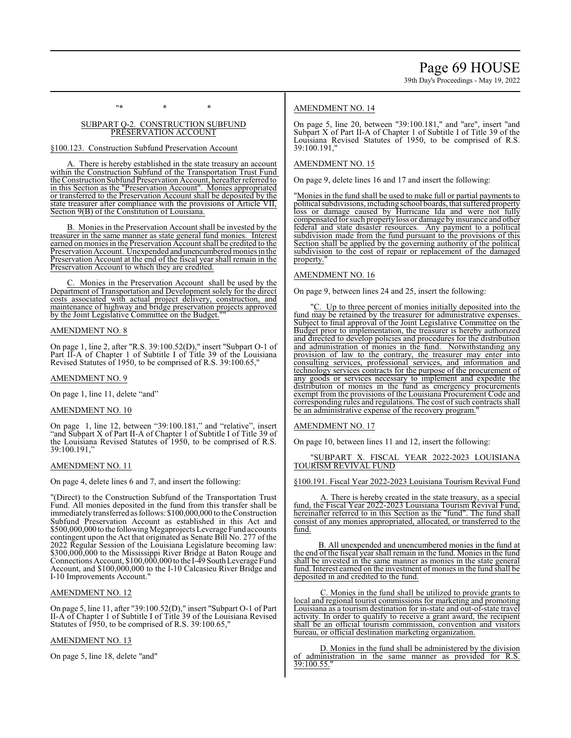"* * *

SUBPART Q-2. CONSTRUCTION SUBFUND PRESERVATION ACCOUNT

§100.123. Construction Subfund Preservation Account

A. There is hereby established in the state treasury an account within the Construction Subfund of the Transportation Trust Fund the Construction Subfund Preservation Account, hereafter referred to in this Section as the "Preservation Account". Monies appropriated or transferred to the Preservation Account shall be deposited by the state treasurer after compliance with the provisions of Article VII, Section 9(B) of the Constitution of Louisiana.

B. Monies in the Preservation Account shall be invested by the treasurer in the same manner as state general fund monies. Interest earned on monies in the Preservation Account shall be credited to the Preservation Account. Unexpended and unencumbered monies in the Preservation Account at the end of the fiscal year shall remain in the Preservation Account to which they are credited.

C. Monies in the Preservation Account shall be used by the Department of Transportation and Development solely for the direct costs associated with actual project delivery, construction, and maintenance of highway and bridge preservation projects approved by the Joint Legislative Committee on the Budget.""

AMENDMENT NO. 8

On page 1, line 2, after "R.S. 39:100.52(D)," insert "Subpart O-1 of Part II-A of Chapter 1 of Subtitle I of Title 39 of the Louisiana Revised Statutes of 1950, to be comprised of R.S. 39:100.65,"

AMENDMENT NO. 9

On page 1, line 11, delete "and"

AMENDMENT NO. 10

On page 1, line 12, between "39:100.181," and "relative", insert "and Subpart X of Part II-A of Chapter 1 of Subtitle I of Title 39 of the Louisiana Revised Statutes of 1950, to be comprised of R.S. 39:100.191,"

AMENDMENT NO. 11

On page 4, delete lines 6 and 7, and insert the following:

"(Direct) to the Construction Subfund of the Transportation Trust Fund. All monies deposited in the fund from this transfer shall be immediately transferred as follows: $100,000,000 to the Construction Subfund Preservation Account as established in this Act and $500,000,000 to the following Megaprojects Leverage Fund accounts contingent upon the Act that originated as Senate Bill No. 277 of the 2022 Regular Session of the Louisiana Legislature becoming law: $300,000,000 to the Mississippi River Bridge at Baton Rouge and Connections Account, $100,000,000 to the I-49 South Leverage Fund Account, and $100,000,000 to the I-10 Calcasieu River Bridge and I-10 Improvements Account."

AMENDMENT NO. 12

On page 5, line 11, after "39:100.52(D)," insert "Subpart O-1 of Part II-A of Chapter 1 of Subtitle I of Title 39 of the Louisiana Revised Statutes of 1950, to be comprised of R.S. 39:100.65,"

AMENDMENT NO. 13

On page 5, line 18, delete "and"

AMENDMENT NO. 14

On page 5, line 20, between "39:100.181," and "are", insert "and Subpart X of Part II-A of Chapter 1 of Subtitle I of Title 39 of the Louisiana Revised Statutes of 1950, to be comprised of R.S. 39:100.191,"

AMENDMENT NO. 15

On page 9, delete lines 16 and 17 and insert the following:

"Monies in the fund shall be used to make full or partial payments to political subdivisions, including school boards, that suffered property loss or damage caused by Hurricane Ida and were not fully compensated for such property loss or damage by insurance and other federal and state disaster resources. Any payment to a political subdivision made from the fund pursuant to the provisions of this Section shall be applied by the governing authority of the political subdivision to the cost of repair or replacement of the damaged property."

AMENDMENT NO. 16

On page 9, between lines 24 and 25, insert the following:

"C. Up to three percent of monies initially deposited into the fund may be retained by the treasurer for administrative expenses. Subject to final approval of the Joint Legislative Committee on the Budget prior to implementation, the treasurer is hereby authorized and directed to develop policies and procedures for the distribution and administration of monies in the fund. Notwithstanding any provision of law to the contrary, the treasurer may enter into consulting services, professional services, and information and technology services contracts for the purpose of the procurement of any goods or services necessary to implement and expedite the distribution of monies in the fund as emergency procurements exempt from the provisions of the Louisiana Procurement Code and corresponding rules and regulations. The cost of such contracts shall be an administrative expense of the recovery program."

AMENDMENT NO. 17

On page 10, between lines 11 and 12, insert the following:

"SUBPART X. FISCAL YEAR 2022-2023 LOUISIANA TOURISM REVIVAL FUND

§100.191. Fiscal Year 2022-2023 Louisiana Tourism Revival Fund

A. There is hereby created in the state treasury, as a special fund, the Fiscal Year 2022-2023 Louisiana Tourism Revival Fund, hereinafter referred to in this Section as the "fund". The fund shall consist of any monies appropriated, allocated, or transferred to the fund.

B. All unexpended and unencumbered monies in the fund at the end of the fiscal year shall remain in the fund. Monies in the fund shall be invested in the same manner as monies in the state general fund. Interest earned on the investment of monies in the fund shall be deposited in and credited to the fund.

C. Monies in the fund shall be utilized to provide grants to local and regional tourist commissions for marketing and promoting Louisiana as a tourism destination for in-state and out-of-state travel activity. In order to qualify to receive a grant award, the recipient shall be an official tourism commission, convention and visitors bureau, or official destination marketing organization.

D. Monies in the fund shall be administered by the division of administration in the same manner as provided for R.S. 39:100.55."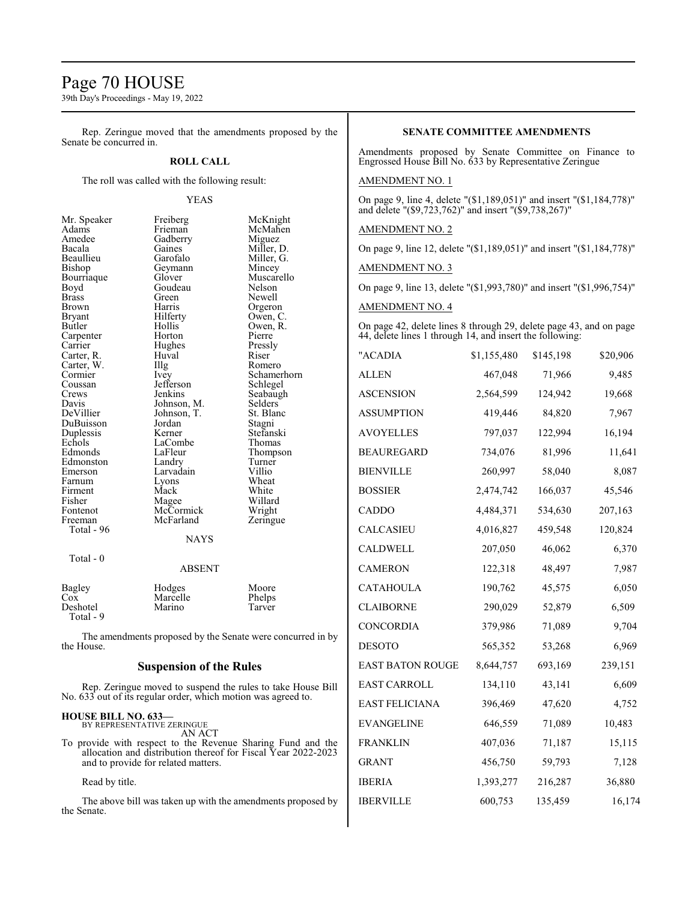Rep. Zeringue moved that the amendments proposed by the Senate be concurred in.

**ROLL CALL**

The roll was called with the following result:

YEAS

| | | |
|---|---|---|
| Mr. Speaker | Freiberg | McKnight |
| Adams | Frieman | McMahen |
| Amedee | Gadberry | Miguez |
| Bacala | Gaines | Miller, D. |
| Beaullieu | Garofalo | Miller, G. |
| Bishop | Geymann | Mincey |
| Bourriaque | Glover | Muscarello |
| Boyd | Goudeau | Nelson |
| Brass | Green | Newell |
| Brown | Harris | Orgeron |
| Bryant | Hilferty | Owen, C. |
| Butler | Hollis | Owen, R. |
| Carpenter | Horton | Pierre |
| Carrier | Hughes | Pressly |
| Carter, R. | Huval | Riser |
| Carter, W. | Illg | Romero |
| Cormier | Ivey | Schamerhorn |
| Coussan | Jefferson | Schlegel |
| Crews | Jenkins | Seabaugh |
| Davis | Johnson, M. | Selders |
| DeVillier | Johnson, T. | St. Blanc |
| DuBuisson | Jordan | Stagni |
| Duplessis | Kerner | Stefanski |
| Echols | LaCombe | Thomas |
| Edmonds | LaFleur | Thompson |
| Edmonston | Landry | Turner |
| Emerson | Larvadain | Villio |
| Farnum | Lyons | Wheat |
| Firment | Mack | White |
| Fisher | Magee | Willard |
| Fontenot | McCormick | Wright |
| Freeman | McFarland | Zeringue |

Total - 96

NAYS

Total - 0

ABSENT

| | | |
|---|---|---|
| Bagley | Hodges | Moore |
| Cox | Marcelle | Phelps |
| Deshotel | Marino | Tarver |

Total - 9

The amendments proposed by the Senate were concurred in by the House.

## Suspension of the Rules

Rep. Zeringue moved to suspend the rules to take House Bill No. 633 out of its regular order, which motion was agreed to.

**HOUSE BILL NO. 633—**
BY REPRESENTATIVE ZERINGUE
AN ACT

To provide with respect to the Revenue Sharing Fund and the allocation and distribution thereof for Fiscal Year 2022-2023 and to provide for related matters.

Read by title.

The above bill was taken up with the amendments proposed by the Senate.

**SENATE COMMITTEE AMENDMENTS**

Amendments proposed by Senate Committee on Finance to Engrossed House Bill No. 633 by Representative Zeringue

AMENDMENT NO. 1

On page 9, line 4, delete "($1,189,051)" and insert "($1,184,778)" and delete "($9,723,762)" and insert "($9,738,267)"

AMENDMENT NO. 2

On page 9, line 12, delete "($1,189,051)" and insert "($1,184,778)"

AMENDMENT NO. 3

On page 9, line 13, delete "($1,993,780)" and insert "($1,996,754)"

AMENDMENT NO. 4

On page 42, delete lines 8 through 29, delete page 43, and on page 44, delete lines 1 through 14, and insert the following:

| | | | |
|---|---|---|---|
| "ACADIA | $1,155,480 | $145,198 | $20,906 |
| ALLEN | 467,048 | 71,966 | 9,485 |
| ASCENSION | 2,564,599 | 124,942 | 19,668 |
| ASSUMPTION | 419,446 | 84,820 | 7,967 |
| AVOYELLES | 797,037 | 122,994 | 16,194 |
| BEAUREGARD | 734,076 | 81,996 | 11,641 |
| BIENVILLE | 260,997 | 58,040 | 8,087 |
| BOSSIER | 2,474,742 | 166,037 | 45,546 |
| CADDO | 4,484,371 | 534,630 | 207,163 |
| CALCASIEU | 4,016,827 | 459,548 | 120,824 |
| CALDWELL | 207,050 | 46,062 | 6,370 |
| CAMERON | 122,318 | 48,497 | 7,987 |
| CATAHOULA | 190,762 | 45,575 | 6,050 |
| CLAIBORNE | 290,029 | 52,879 | 6,509 |
| CONCORDIA | 379,986 | 71,089 | 9,704 |
| DESOTO | 565,352 | 53,268 | 6,969 |
| EAST BATON ROUGE | 8,644,757 | 693,169 | 239,151 |
| EAST CARROLL | 134,110 | 43,141 | 6,609 |
| EAST FELICIANA | 396,469 | 47,620 | 4,752 |
| EVANGELINE | 646,559 | 71,089 | 10,483 |
| FRANKLIN | 407,036 | 71,187 | 15,115 |
| GRANT | 456,750 | 59,793 | 7,128 |
| IBERIA | 1,393,277 | 216,287 | 36,880 |
| IBERVILLE | 600,753 | 135,459 | 16,174 |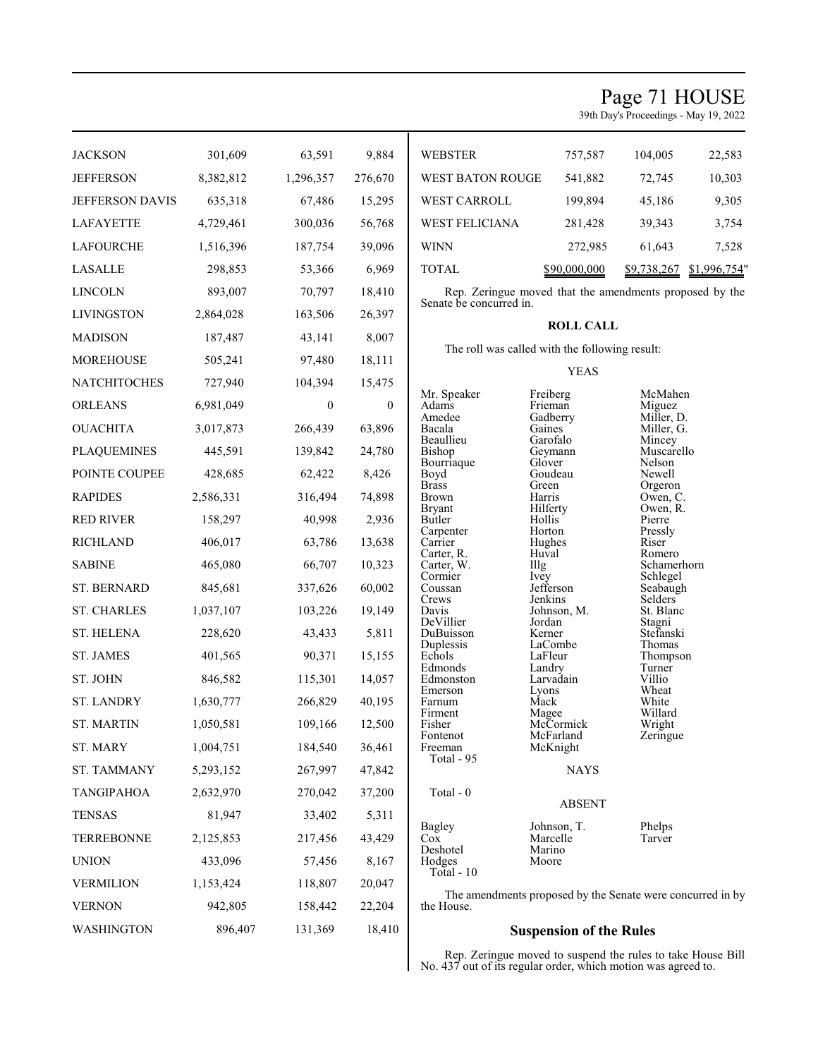| JACKSON | 301,609 | 63,591 | 9,884 |
|---|---|---|---|
| JEFFERSON | 8,382,812 | 1,296,357 | 276,670 |
| JEFFERSON DAVIS | 635,318 | 67,486 | 15,295 |
| LAFAYETTE | 4,729,461 | 300,036 | 56,768 |
| LAFOURCHE | 1,516,396 | 187,754 | 39,096 |
| LASALLE | 298,853 | 53,366 | 6,969 |
| LINCOLN | 893,007 | 70,797 | 18,410 |
| LIVINGSTON | 2,864,028 | 163,506 | 26,397 |
| MADISON | 187,487 | 43,141 | 8,007 |
| MOREHOUSE | 505,241 | 97,480 | 18,111 |
| NATCHITOCHES | 727,940 | 104,394 | 15,475 |
| ORLEANS | 6,981,049 | 0 | 0 |
| OUACHITA | 3,017,873 | 266,439 | 63,896 |
| PLAQUEMINES | 445,591 | 139,842 | 24,780 |
| POINTE COUPEE | 428,685 | 62,422 | 8,426 |
| RAPIDES | 2,586,331 | 316,494 | 74,898 |
| RED RIVER | 158,297 | 40,998 | 2,936 |
| RICHLAND | 406,017 | 63,786 | 13,638 |
| SABINE | 465,080 | 66,707 | 10,323 |
| ST. BERNARD | 845,681 | 337,626 | 60,002 |
| ST. CHARLES | 1,037,107 | 103,226 | 19,149 |
| ST. HELENA | 228,620 | 43,433 | 5,811 |
| ST. JAMES | 401,565 | 90,371 | 15,155 |
| ST. JOHN | 846,582 | 115,301 | 14,057 |
| ST. LANDRY | 1,630,777 | 266,829 | 40,195 |
| ST. MARTIN | 1,050,581 | 109,166 | 12,500 |
| ST. MARY | 1,004,751 | 184,540 | 36,461 |
| ST. TAMMANY | 5,293,152 | 267,997 | 47,842 |
| TANGIPAHOA | 2,632,970 | 270,042 | 37,200 |
| TENSAS | 81,947 | 33,402 | 5,311 |
| TERREBONNE | 2,125,853 | 217,456 | 43,429 |
| UNION | 433,096 | 57,456 | 8,167 |
| VERMILION | 1,153,424 | 118,807 | 20,047 |
| VERNON | 942,805 | 158,442 | 22,204 |
| WASHINGTON | 896,407 | 131,369 | 18,410 |
| WEBSTER | 757,587 | 104,005 | 22,583 |
| WEST BATON ROUGE | 541,882 | 72,745 | 10,303 |
| WEST CARROLL | 199,894 | 45,186 | 9,305 |
| WEST FELICIANA | 281,428 | 39,343 | 3,754 |
| WINN | 272,985 | 61,643 | 7,528 |
| TOTAL | $90,000,000 | $9,738,267 | $1,996,754" |

Rep. Zeringue moved that the amendments proposed by the Senate be concurred in.

**ROLL CALL**

The roll was called with the following result:

YEAS

| | | |
|---|---|---|
| Mr. Speaker | Freiberg | McMahen |
| Adams | Frieman | Miguez |
| Amedee | Gadberry | Miller, D. |
| Bacala | Gaines | Miller, G. |
| Beaullieu | Garofalo | Mincey |
| Bishop | Geymann | Muscarello |
| Bourriaque | Glover | Nelson |
| Boyd | Goudeau | Newell |
| Brass | Green | Orgeron |
| Brown | Harris | Owen, C. |
| Bryant | Hilferty | Owen, R. |
| Butler | Hollis | Pierre |
| Carpenter | Horton | Pressly |
| Carrier | Hughes | Riser |
| Carter, R. | Huval | Romero |
| Carter, W. | Illg | Schamerhorn |
| Cormier | Ivey | Schlegel |
| Coussan | Jefferson | Seabaugh |
| Crews | Jenkins | Selders |
| Davis | Johnson, M. | St. Blanc |
| DeVillier | Jordan | Stagni |
| DuBuisson | Kerner | Stefanski |
| Duplessis | LaCombe | Thomas |
| Echols | LaFleur | Thompson |
| Edmonds | Landry | Turner |
| Edmonston | Larvadain | Villio |
| Emerson | Lyons | Wheat |
| Farnum | Mack | White |
| Firment | Magee | Willard |
| Fisher | McCormick | Wright |
| Fontenot | McFarland | Zeringue |
| Freeman | McKnight | |

Total - 95

NAYS

Total - 0

ABSENT

| | | |
|---|---|---|
| Bagley | Johnson, T. | Phelps |
| Cox | Marcelle | Tarver |
| Deshotel | Marino | |
| Hodges | Moore | |

Total - 10

The amendments proposed by the Senate were concurred in by the House.

## Suspension of the Rules

Rep. Zeringue moved to suspend the rules to take House Bill No. 437 out of its regular order, which motion was agreed to.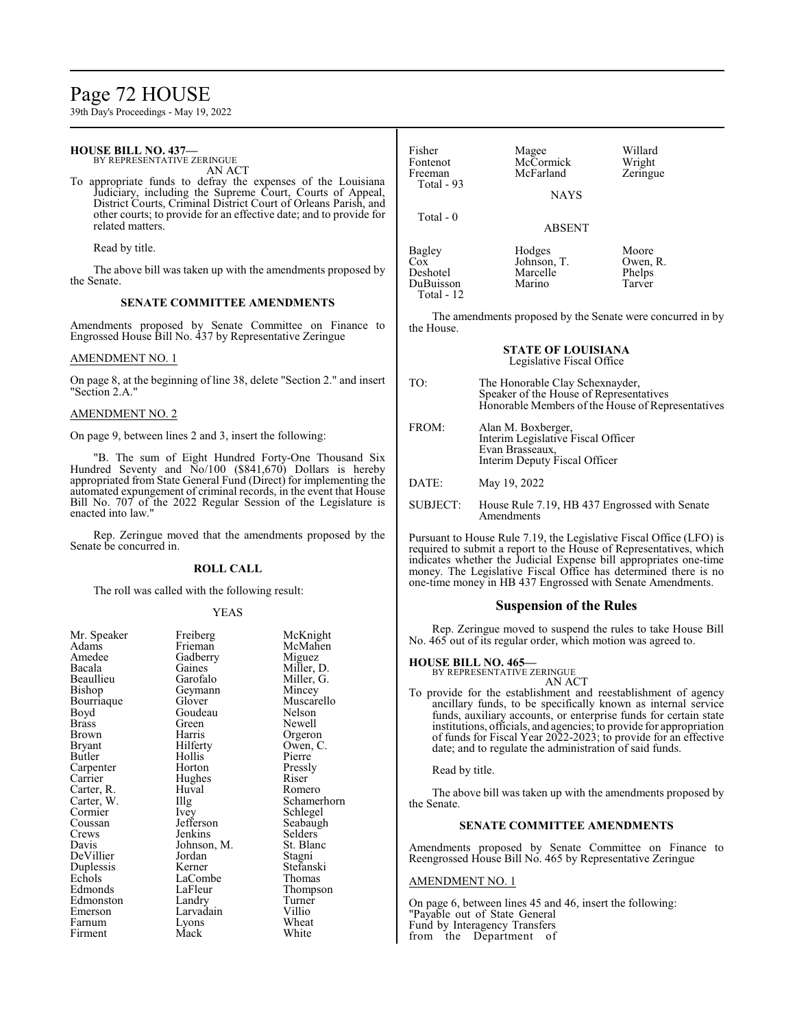**HOUSE BILL NO. 437—**
BY REPRESENTATIVE ZERINGUE
AN ACT

To appropriate funds to defray the expenses of the Louisiana Judiciary, including the Supreme Court, Courts of Appeal, District Courts, Criminal District Court of Orleans Parish, and other courts; to provide for an effective date; and to provide for related matters.

Read by title.

The above bill was taken up with the amendments proposed by the Senate.

### SENATE COMMITTEE AMENDMENTS

Amendments proposed by Senate Committee on Finance to Engrossed House Bill No. 437 by Representative Zeringue

AMENDMENT NO. 1

On page 8, at the beginning of line 38, delete "Section 2." and insert "Section 2.A."

AMENDMENT NO. 2

On page 9, between lines 2 and 3, insert the following:

"B. The sum of Eight Hundred Forty-One Thousand Six Hundred Seventy and No/100 ($841,670) Dollars is hereby appropriated from State General Fund (Direct) for implementing the automated expungement of criminal records, in the event that House Bill No. 707 of the 2022 Regular Session of the Legislature is enacted into law."

Rep. Zeringue moved that the amendments proposed by the Senate be concurred in.

### ROLL CALL

The roll was called with the following result:

YEAS

| | | |
|---|---|---|
| Mr. Speaker | Freiberg | McKnight |
| Adams | Frieman | McMahen |
| Amedee | Gadberry | Miguez |
| Bacala | Gaines | Miller, D. |
| Beaullieu | Garofalo | Miller, G. |
| Bishop | Geymann | Mincey |
| Bourriaque | Glover | Muscarello |
| Boyd | Goudeau | Nelson |
| Brass | Green | Newell |
| Brown | Harris | Orgeron |
| Bryant | Hilferty | Owen, C. |
| Butler | Hollis | Pierre |
| Carpenter | Horton | Pressly |
| Carrier | Hughes | Riser |
| Carter, R. | Huval | Romero |
| Carter, W. | Illg | Schamerhorn |
| Cormier | Ivey | Schlegel |
| Coussan | Jefferson | Seabaugh |
| Crews | Jenkins | Selders |
| Davis | Johnson, M. | St. Blanc |
| DeVillier | Jordan | Stagni |
| Duplessis | Kerner | Stefanski |
| Echols | LaCombe | Thomas |
| Edmonds | LaFleur | Thompson |
| Edmonston | Landry | Turner |
| Emerson | Larvadain | Villio |
| Farnum | Lyons | Wheat |
| Firment | Mack | White |
| Fisher | Magee | Willard |
| Fontenot | McCormick | Wright |
| Freeman | McFarland | Zeringue |

Total - 93

NAYS

Total - 0

ABSENT

| | | |
|---|---|---|
| Bagley | Hodges | Moore |
| Cox | Johnson, T. | Owen, R. |
| Deshotel | Marcelle | Phelps |
| DuBuisson | Marino | Tarver |

Total - 12

The amendments proposed by the Senate were concurred in by the House.

**STATE OF LOUISIANA**
Legislative Fiscal Office

TO: The Honorable Clay Schexnayder, Speaker of the House of Representatives Honorable Members of the House of Representatives

FROM: Alan M. Boxberger, Interim Legislative Fiscal Officer Evan Brasseaux, Interim Deputy Fiscal Officer

DATE: May 19, 2022

SUBJECT: House Rule 7.19, HB 437 Engrossed with Senate Amendments

Pursuant to House Rule 7.19, the Legislative Fiscal Office (LFO) is required to submit a report to the House of Representatives, which indicates whether the Judicial Expense bill appropriates one-time money. The Legislative Fiscal Office has determined there is no one-time money in HB 437 Engrossed with Senate Amendments.

## Suspension of the Rules

Rep. Zeringue moved to suspend the rules to take House Bill No. 465 out of its regular order, which motion was agreed to.

**HOUSE BILL NO. 465—**
BY REPRESENTATIVE ZERINGUE
AN ACT

To provide for the establishment and reestablishment of agency ancillary funds, to be specifically known as internal service funds, auxiliary accounts, or enterprise funds for certain state institutions, officials, and agencies; to provide for appropriation of funds for Fiscal Year 2022-2023; to provide for an effective date; and to regulate the administration of said funds.

Read by title.

The above bill was taken up with the amendments proposed by the Senate.

### SENATE COMMITTEE AMENDMENTS

Amendments proposed by Senate Committee on Finance to Reengrossed House Bill No. 465 by Representative Zeringue

AMENDMENT NO. 1

On page 6, between lines 45 and 46, insert the following:
"Payable out of State General Fund by Interagency Transfers from the Department of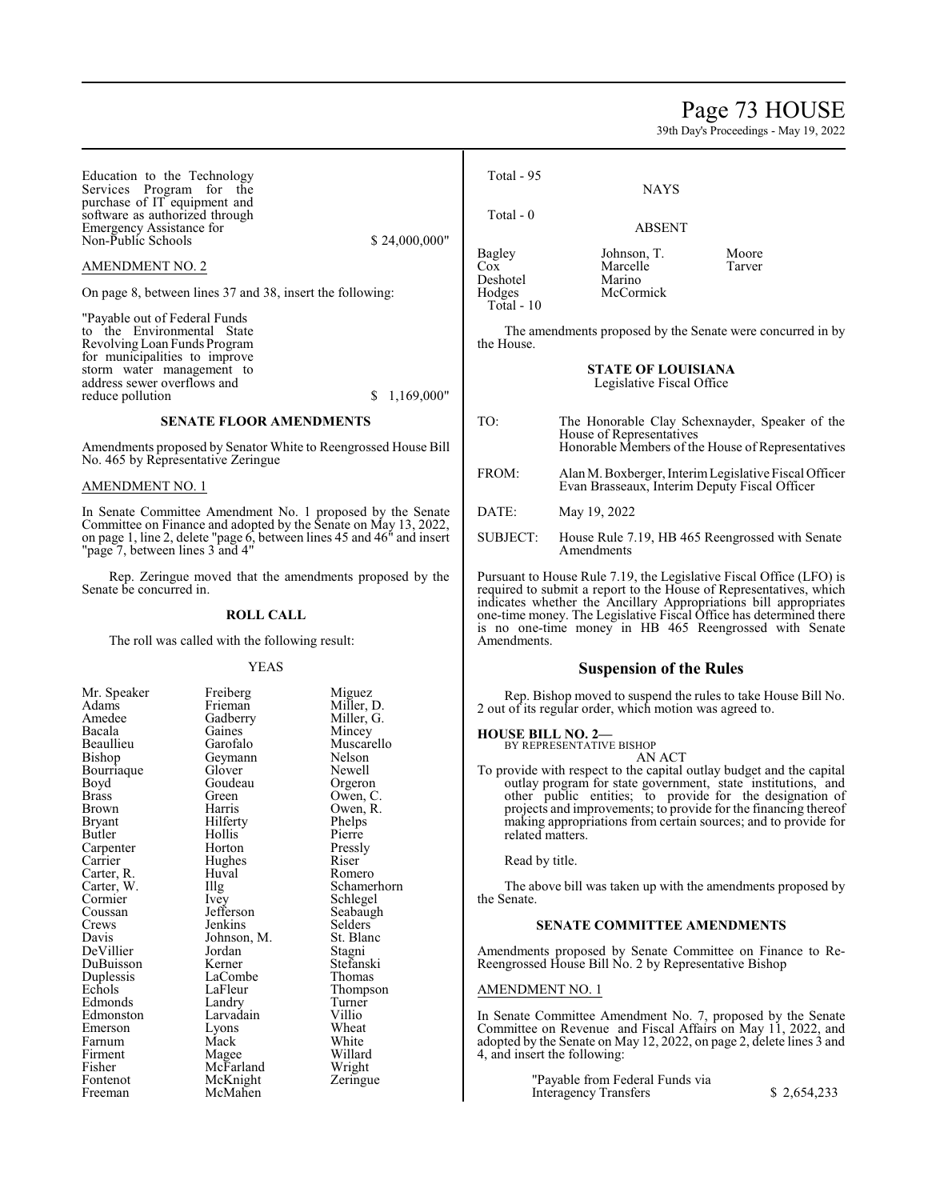Education to the Technology Services Program for the purchase of IT equipment and software as authorized through Emergency Assistance for Non-Public Schools $ 24,000,000"

AMENDMENT NO. 2

On page 8, between lines 37 and 38, insert the following:

"Payable out of Federal Funds to the Environmental State Revolving Loan Funds Program for municipalities to improve storm water management to address sewer overflows and reduce pollution $ 1,169,000"

### SENATE FLOOR AMENDMENTS

Amendments proposed by Senator White to Reengrossed House Bill No. 465 by Representative Zeringue

AMENDMENT NO. 1

In Senate Committee Amendment No. 1 proposed by the Senate Committee on Finance and adopted by the Senate on May 13, 2022, on page 1, line 2, delete "page 6, between lines 45 and 46" and insert "page 7, between lines 3 and 4"

Rep. Zeringue moved that the amendments proposed by the Senate be concurred in.

### ROLL CALL

The roll was called with the following result:

YEAS

| | | |
|---|---|---|
| Mr. Speaker | Freiberg | Miguez |
| Adams | Frieman | Miller, D. |
| Amedee | Gadberry | Miller, G. |
| Bacala | Gaines | Mincey |
| Beaullieu | Garofalo | Muscarello |
| Bishop | Geymann | Nelson |
| Bourriaque | Glover | Newell |
| Boyd | Goudeau | Orgeron |
| Brass | Green | Owen, C. |
| Brown | Harris | Owen, R. |
| Bryant | Hilferty | Phelps |
| Butler | Hollis | Pierre |
| Carpenter | Horton | Pressly |
| Carrier | Hughes | Riser |
| Carter, R. | Huval | Romero |
| Carter, W. | Illg | Schamerhorn |
| Cormier | Ivey | Schlegel |
| Coussan | Jefferson | Seabaugh |
| Crews | Jenkins | Selders |
| Davis | Johnson, M. | St. Blanc |
| DeVillier | Jordan | Stagni |
| DuBuisson | Kerner | Stefanski |
| Duplessis | LaCombe | Thomas |
| Echols | LaFleur | Thompson |
| Edmonds | Landry | Turner |
| Edmonston | Larvadain | Villio |
| Emerson | Lyons | Wheat |
| Farnum | Mack | White |
| Firment | Magee | Willard |
| Fisher | McFarland | Wright |
| Fontenot | McKnight | Zeringue |
| Freeman | McMahen | |

Total - 95

NAYS

Total - 0

ABSENT

| | | |
|---|---|---|
| Bagley | Johnson, T. | Moore |
| Cox | Marcelle | Tarver |
| Deshotel | Marino | |
| Hodges | McCormick | |

Total - 10

The amendments proposed by the Senate were concurred in by the House.

**STATE OF LOUISIANA**
Legislative Fiscal Office

TO: The Honorable Clay Schexnayder, Speaker of the House of Representatives
Honorable Members of the House of Representatives

FROM: Alan M. Boxberger, Interim Legislative Fiscal Officer
Evan Brasseaux, Interim Deputy Fiscal Officer

DATE: May 19, 2022

SUBJECT: House Rule 7.19, HB 465 Reengrossed with Senate Amendments

Pursuant to House Rule 7.19, the Legislative Fiscal Office (LFO) is required to submit a report to the House of Representatives, which indicates whether the Ancillary Appropriations bill appropriates one-time money. The Legislative Fiscal Office has determined there is no one-time money in HB 465 Reengrossed with Senate Amendments.

## Suspension of the Rules

Rep. Bishop moved to suspend the rules to take House Bill No. 2 out of its regular order, which motion was agreed to.

**HOUSE BILL NO. 2—**
BY REPRESENTATIVE BISHOP
AN ACT

To provide with respect to the capital outlay budget and the capital outlay program for state government, state institutions, and other public entities; to provide for the designation of projects and improvements; to provide for the financing thereof making appropriations from certain sources; and to provide for related matters.

Read by title.

The above bill was taken up with the amendments proposed by the Senate.

### SENATE COMMITTEE AMENDMENTS

Amendments proposed by Senate Committee on Finance to Re-Reengrossed House Bill No. 2 by Representative Bishop

AMENDMENT NO. 1

In Senate Committee Amendment No. 7, proposed by the Senate Committee on Revenue and Fiscal Affairs on May 11, 2022, and adopted by the Senate on May 12, 2022, on page 2, delete lines 3 and 4, and insert the following:

"Payable from Federal Funds via Interagency Transfers $ 2,654,233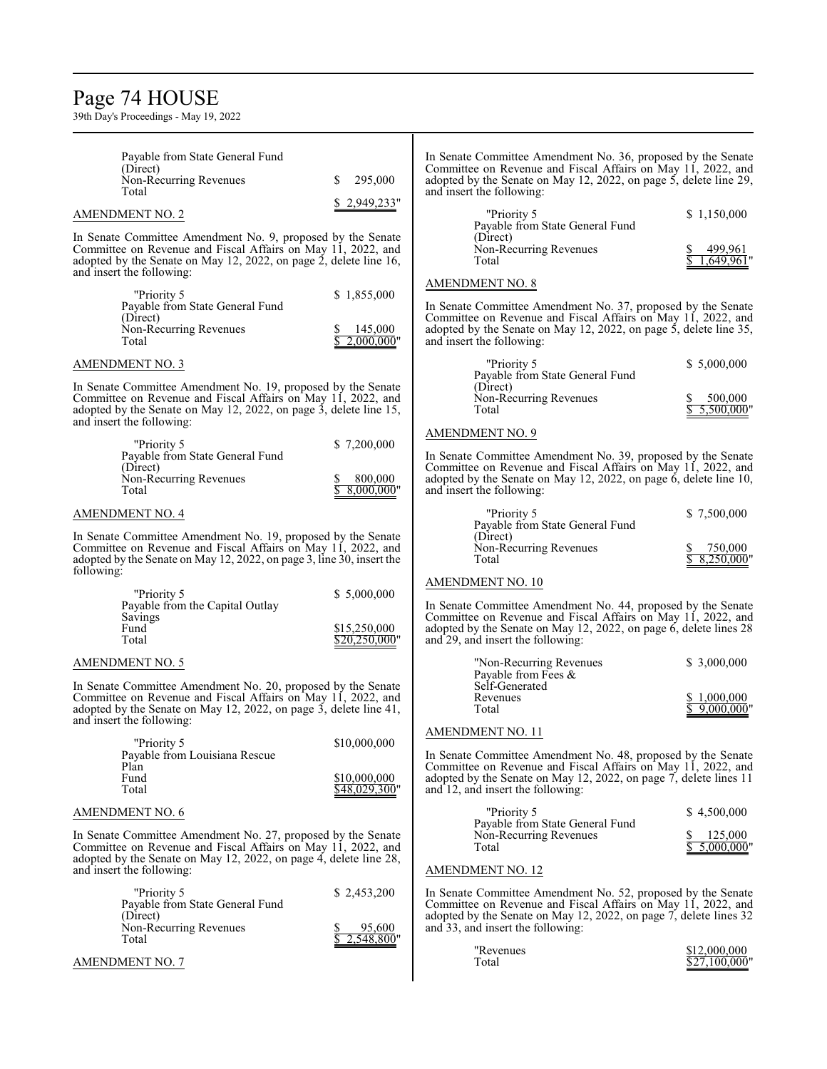| | |
|---|---|
| Payable from State General Fund (Direct) | |
| Non-Recurring Revenues | $ 295,000 |
| Total | $ 2,949,233" |

AMENDMENT NO. 2

In Senate Committee Amendment No. 9, proposed by the Senate Committee on Revenue and Fiscal Affairs on May 11, 2022, and adopted by the Senate on May 12, 2022, on page 2, delete line 16, and insert the following:

| | |
|---|---|
| "Priority 5 | $ 1,855,000 |
| Payable from State General Fund (Direct) | |
| Non-Recurring Revenues | $ 145,000 |
| Total | $ 2,000,000" |

AMENDMENT NO. 3

In Senate Committee Amendment No. 19, proposed by the Senate Committee on Revenue and Fiscal Affairs on May 11, 2022, and adopted by the Senate on May 12, 2022, on page 3, delete line 15, and insert the following:

| | |
|---|---|
| "Priority 5 | $ 7,200,000 |
| Payable from State General Fund (Direct) | |
| Non-Recurring Revenues | $ 800,000 |
| Total | $ 8,000,000" |

AMENDMENT NO. 4

In Senate Committee Amendment No. 19, proposed by the Senate Committee on Revenue and Fiscal Affairs on May 11, 2022, and adopted by the Senate on May 12, 2022, on page 3, line 30, insert the following:

| | |
|---|---|
| "Priority 5 | $ 5,000,000 |
| Payable from the Capital Outlay Savings Fund | $15,250,000 |
| Total | $20,250,000" |

AMENDMENT NO. 5

In Senate Committee Amendment No. 20, proposed by the Senate Committee on Revenue and Fiscal Affairs on May 11, 2022, and adopted by the Senate on May 12, 2022, on page 3, delete line 41, and insert the following:

| | |
|---|---|
| "Priority 5 | $10,000,000 |
| Payable from Louisiana Rescue Plan Fund | $10,000,000 |
| Total | $48,029,300" |

AMENDMENT NO. 6

In Senate Committee Amendment No. 27, proposed by the Senate Committee on Revenue and Fiscal Affairs on May 11, 2022, and adopted by the Senate on May 12, 2022, on page 4, delete line 28, and insert the following:

| | |
|---|---|
| "Priority 5 | $ 2,453,200 |
| Payable from State General Fund (Direct) | |
| Non-Recurring Revenues | $ 95,600 |
| Total | $ 2,548,800" |

AMENDMENT NO. 7

In Senate Committee Amendment No. 36, proposed by the Senate Committee on Revenue and Fiscal Affairs on May 11, 2022, and adopted by the Senate on May 12, 2022, on page 5, delete line 29, and insert the following:

| | |
|---|---|
| "Priority 5 | $ 1,150,000 |
| Payable from State General Fund (Direct) | |
| Non-Recurring Revenues | $ 499,961 |
| Total | $ 1,649,961" |

AMENDMENT NO. 8

In Senate Committee Amendment No. 37, proposed by the Senate Committee on Revenue and Fiscal Affairs on May 11, 2022, and adopted by the Senate on May 12, 2022, on page 5, delete line 35, and insert the following:

| | |
|---|---|
| "Priority 5 | $ 5,000,000 |
| Payable from State General Fund (Direct) | |
| Non-Recurring Revenues | $ 500,000 |
| Total | $ 5,500,000" |

AMENDMENT NO. 9

In Senate Committee Amendment No. 39, proposed by the Senate Committee on Revenue and Fiscal Affairs on May 11, 2022, and adopted by the Senate on May 12, 2022, on page 6, delete line 10, and insert the following:

| | |
|---|---|
| "Priority 5 | $ 7,500,000 |
| Payable from State General Fund (Direct) | |
| Non-Recurring Revenues | $ 750,000 |
| Total | $ 8,250,000" |

AMENDMENT NO. 10

In Senate Committee Amendment No. 44, proposed by the Senate Committee on Revenue and Fiscal Affairs on May 11, 2022, and adopted by the Senate on May 12, 2022, on page 6, delete lines 28 and 29, and insert the following:

| | |
|---|---|
| "Non-Recurring Revenues | $ 3,000,000 |
| Payable from Fees & Self-Generated Revenues | $ 1,000,000 |
| Total | $ 9,000,000" |

AMENDMENT NO. 11

In Senate Committee Amendment No. 48, proposed by the Senate Committee on Revenue and Fiscal Affairs on May 11, 2022, and adopted by the Senate on May 12, 2022, on page 7, delete lines 11 and 12, and insert the following:

| | |
|---|---|
| "Priority 5 | $ 4,500,000 |
| Payable from State General Fund | |
| Non-Recurring Revenues | $ 125,000 |
| Total | $ 5,000,000" |

AMENDMENT NO. 12

In Senate Committee Amendment No. 52, proposed by the Senate Committee on Revenue and Fiscal Affairs on May 11, 2022, and adopted by the Senate on May 12, 2022, on page 7, delete lines 32 and 33, and insert the following:

| | |
|---|---|
| "Revenues | $12,000,000 |
| Total | $27,100,000" |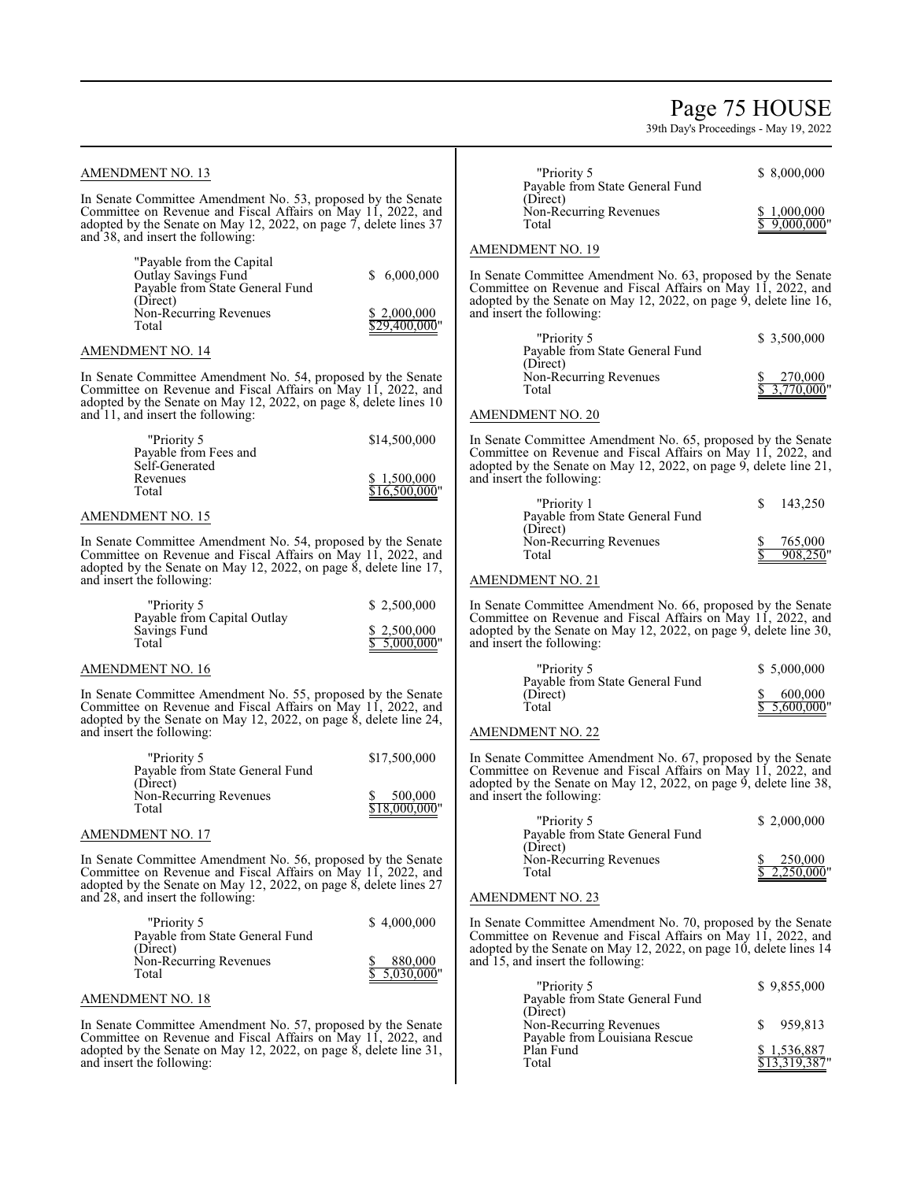AMENDMENT NO. 13

In Senate Committee Amendment No. 53, proposed by the Senate Committee on Revenue and Fiscal Affairs on May 11, 2022, and adopted by the Senate on May 12, 2022, on page 7, delete lines 37 and 38, and insert the following:

| | |
|---|---|
| "Payable from the Capital Outlay Savings Fund | $ 6,000,000 |
| Payable from State General Fund (Direct) Non-Recurring Revenues | $ 2,000,000 |
| Total | $29,400,000" |

AMENDMENT NO. 14

In Senate Committee Amendment No. 54, proposed by the Senate Committee on Revenue and Fiscal Affairs on May 11, 2022, and adopted by the Senate on May 12, 2022, on page 8, delete lines 10 and 11, and insert the following:

| | |
|---|---|
| "Priority 5 | $14,500,000 |
| Payable from Fees and Self-Generated Revenues | $ 1,500,000 |
| Total | $16,500,000" |

AMENDMENT NO. 15

In Senate Committee Amendment No. 54, proposed by the Senate Committee on Revenue and Fiscal Affairs on May 11, 2022, and adopted by the Senate on May 12, 2022, on page 8, delete line 17, and insert the following:

| | |
|---|---|
| "Priority 5 | $ 2,500,000 |
| Payable from Capital Outlay Savings Fund | $ 2,500,000 |
| Total | $ 5,000,000" |

AMENDMENT NO. 16

In Senate Committee Amendment No. 55, proposed by the Senate Committee on Revenue and Fiscal Affairs on May 11, 2022, and adopted by the Senate on May 12, 2022, on page 8, delete line 24, and insert the following:

| | |
|---|---|
| "Priority 5 | $17,500,000 |
| Payable from State General Fund (Direct) Non-Recurring Revenues | $ 500,000 |
| Total | $18,000,000" |

AMENDMENT NO. 17

In Senate Committee Amendment No. 56, proposed by the Senate Committee on Revenue and Fiscal Affairs on May 11, 2022, and adopted by the Senate on May 12, 2022, on page 8, delete lines 27 and 28, and insert the following:

| | |
|---|---|
| "Priority 5 | $ 4,000,000 |
| Payable from State General Fund (Direct) Non-Recurring Revenues | $ 880,000 |
| Total | $ 5,030,000" |

AMENDMENT NO. 18

In Senate Committee Amendment No. 57, proposed by the Senate Committee on Revenue and Fiscal Affairs on May 11, 2022, and adopted by the Senate on May 12, 2022, on page 8, delete line 31, and insert the following:

| | |
|---|---|
| "Priority 5 | $ 8,000,000 |
| Payable from State General Fund (Direct) Non-Recurring Revenues | $ 1,000,000 |
| Total | $ 9,000,000" |

AMENDMENT NO. 19

In Senate Committee Amendment No. 63, proposed by the Senate Committee on Revenue and Fiscal Affairs on May 11, 2022, and adopted by the Senate on May 12, 2022, on page 9, delete line 16, and insert the following:

| | |
|---|---|
| "Priority 5 | $ 3,500,000 |
| Payable from State General Fund (Direct) Non-Recurring Revenues | $ 270,000 |
| Total | $ 3,770,000" |

AMENDMENT NO. 20

In Senate Committee Amendment No. 65, proposed by the Senate Committee on Revenue and Fiscal Affairs on May 11, 2022, and adopted by the Senate on May 12, 2022, on page 9, delete line 21, and insert the following:

| | |
|---|---|
| "Priority 1 | $ 143,250 |
| Payable from State General Fund (Direct) Non-Recurring Revenues | $ 765,000 |
| Total | $ 908,250" |

AMENDMENT NO. 21

In Senate Committee Amendment No. 66, proposed by the Senate Committee on Revenue and Fiscal Affairs on May 11, 2022, and adopted by the Senate on May 12, 2022, on page 9, delete line 30, and insert the following:

| | |
|---|---|
| "Priority 5 | $ 5,000,000 |
| Payable from State General Fund (Direct) | $ 600,000 |
| Total | $ 5,600,000" |

AMENDMENT NO. 22

In Senate Committee Amendment No. 67, proposed by the Senate Committee on Revenue and Fiscal Affairs on May 11, 2022, and adopted by the Senate on May 12, 2022, on page 9, delete line 38, and insert the following:

| | |
|---|---|
| "Priority 5 | $ 2,000,000 |
| Payable from State General Fund (Direct) Non-Recurring Revenues | $ 250,000 |
| Total | $ 2,250,000" |

AMENDMENT NO. 23

In Senate Committee Amendment No. 70, proposed by the Senate Committee on Revenue and Fiscal Affairs on May 11, 2022, and adopted by the Senate on May 12, 2022, on page 10, delete lines 14 and 15, and insert the following:

| | |
|---|---|
| "Priority 5 | $ 9,855,000 |
| Payable from State General Fund (Direct) Non-Recurring Revenues | $ 959,813 |
| Payable from Louisiana Rescue Plan Fund | $ 1,536,887 |
| Total | $13,319,387" |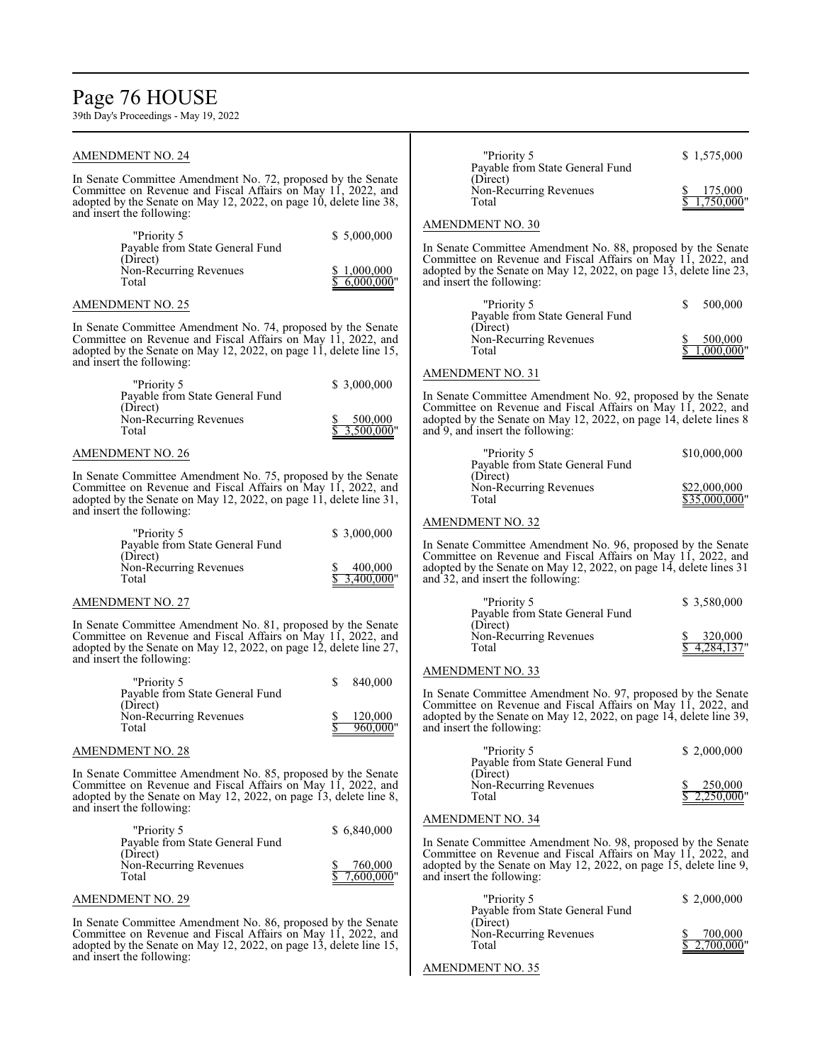AMENDMENT NO. 24

In Senate Committee Amendment No. 72, proposed by the Senate Committee on Revenue and Fiscal Affairs on May 11, 2022, and adopted by the Senate on May 12, 2022, on page 10, delete line 38, and insert the following:

| | |
|---|---|
| "Priority 5 | $ 5,000,000 |
| Payable from State General Fund (Direct) | |
| Non-Recurring Revenues | $ 1,000,000 |
| Total | $ 6,000,000" |

AMENDMENT NO. 25

In Senate Committee Amendment No. 74, proposed by the Senate Committee on Revenue and Fiscal Affairs on May 11, 2022, and adopted by the Senate on May 12, 2022, on page 11, delete line 15, and insert the following:

| | |
|---|---|
| "Priority 5 | $ 3,000,000 |
| Payable from State General Fund (Direct) | |
| Non-Recurring Revenues | $ 500,000 |
| Total | $ 3,500,000" |

AMENDMENT NO. 26

In Senate Committee Amendment No. 75, proposed by the Senate Committee on Revenue and Fiscal Affairs on May 11, 2022, and adopted by the Senate on May 12, 2022, on page 11, delete line 31, and insert the following:

| | |
|---|---|
| "Priority 5 | $ 3,000,000 |
| Payable from State General Fund (Direct) | |
| Non-Recurring Revenues | $ 400,000 |
| Total | $ 3,400,000" |

AMENDMENT NO. 27

In Senate Committee Amendment No. 81, proposed by the Senate Committee on Revenue and Fiscal Affairs on May 11, 2022, and adopted by the Senate on May 12, 2022, on page 12, delete line 27, and insert the following:

| | |
|---|---|
| "Priority 5 | $ 840,000 |
| Payable from State General Fund (Direct) | |
| Non-Recurring Revenues | $ 120,000 |
| Total | $ 960,000" |

AMENDMENT NO. 28

In Senate Committee Amendment No. 85, proposed by the Senate Committee on Revenue and Fiscal Affairs on May 11, 2022, and adopted by the Senate on May 12, 2022, on page 13, delete line 8, and insert the following:

| | |
|---|---|
| "Priority 5 | $ 6,840,000 |
| Payable from State General Fund (Direct) | |
| Non-Recurring Revenues | $ 760,000 |
| Total | $ 7,600,000" |

AMENDMENT NO. 29

In Senate Committee Amendment No. 86, proposed by the Senate Committee on Revenue and Fiscal Affairs on May 11, 2022, and adopted by the Senate on May 12, 2022, on page 13, delete line 15, and insert the following:

| | |
|---|---|
| "Priority 5 | $ 1,575,000 |
| Payable from State General Fund (Direct) | |
| Non-Recurring Revenues | $ 175,000 |
| Total | $ 1,750,000" |

AMENDMENT NO. 30

In Senate Committee Amendment No. 88, proposed by the Senate Committee on Revenue and Fiscal Affairs on May 11, 2022, and adopted by the Senate on May 12, 2022, on page 13, delete line 23, and insert the following:

| | |
|---|---|
| "Priority 5 | $ 500,000 |
| Payable from State General Fund (Direct) | |
| Non-Recurring Revenues | $ 500,000 |
| Total | $ 1,000,000" |

AMENDMENT NO. 31

In Senate Committee Amendment No. 92, proposed by the Senate Committee on Revenue and Fiscal Affairs on May 11, 2022, and adopted by the Senate on May 12, 2022, on page 14, delete lines 8 and 9, and insert the following:

| | |
|---|---|
| "Priority 5 | $10,000,000 |
| Payable from State General Fund (Direct) | |
| Non-Recurring Revenues | $22,000,000 |
| Total | $35,000,000" |

AMENDMENT NO. 32

In Senate Committee Amendment No. 96, proposed by the Senate Committee on Revenue and Fiscal Affairs on May 11, 2022, and adopted by the Senate on May 12, 2022, on page 14, delete lines 31 and 32, and insert the following:

| | |
|---|---|
| "Priority 5 | $ 3,580,000 |
| Payable from State General Fund (Direct) | |
| Non-Recurring Revenues | $ 320,000 |
| Total | $ 4,284,137" |

AMENDMENT NO. 33

In Senate Committee Amendment No. 97, proposed by the Senate Committee on Revenue and Fiscal Affairs on May 11, 2022, and adopted by the Senate on May 12, 2022, on page 14, delete line 39, and insert the following:

| | |
|---|---|
| "Priority 5 | $ 2,000,000 |
| Payable from State General Fund (Direct) | |
| Non-Recurring Revenues | $ 250,000 |
| Total | $ 2,250,000" |

AMENDMENT NO. 34

In Senate Committee Amendment No. 98, proposed by the Senate Committee on Revenue and Fiscal Affairs on May 11, 2022, and adopted by the Senate on May 12, 2022, on page 15, delete line 9, and insert the following:

| | |
|---|---|
| "Priority 5 | $ 2,000,000 |
| Payable from State General Fund (Direct) | |
| Non-Recurring Revenues | $ 700,000 |
| Total | $ 2,700,000" |

AMENDMENT NO. 35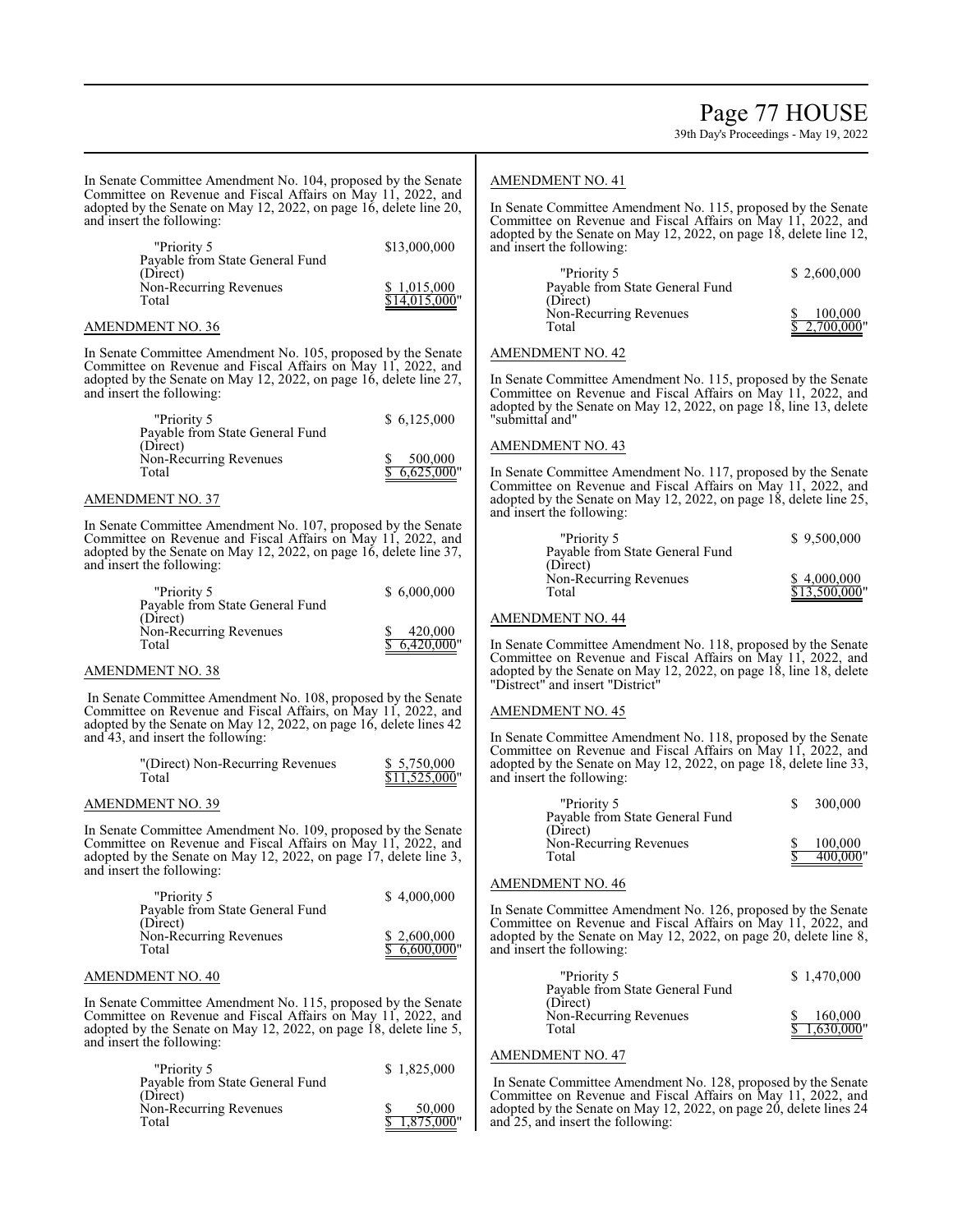In Senate Committee Amendment No. 104, proposed by the Senate Committee on Revenue and Fiscal Affairs on May 11, 2022, and adopted by the Senate on May 12, 2022, on page 16, delete line 20, and insert the following:

| | |
|---|---|
| "Priority 5 | $13,000,000 |
| Payable from State General Fund (Direct) | |
| Non-Recurring Revenues | $ 1,015,000 |
| Total | $14,015,000" |

AMENDMENT NO. 36

In Senate Committee Amendment No. 105, proposed by the Senate Committee on Revenue and Fiscal Affairs on May 11, 2022, and adopted by the Senate on May 12, 2022, on page 16, delete line 27, and insert the following:

| | |
|---|---|
| "Priority 5 | $ 6,125,000 |
| Payable from State General Fund (Direct) | |
| Non-Recurring Revenues | $ 500,000 |
| Total | $ 6,625,000" |

AMENDMENT NO. 37

In Senate Committee Amendment No. 107, proposed by the Senate Committee on Revenue and Fiscal Affairs on May 11, 2022, and adopted by the Senate on May 12, 2022, on page 16, delete line 37, and insert the following:

| | |
|---|---|
| "Priority 5 | $ 6,000,000 |
| Payable from State General Fund (Direct) | |
| Non-Recurring Revenues | $ 420,000 |
| Total | $ 6,420,000" |

AMENDMENT NO. 38

In Senate Committee Amendment No. 108, proposed by the Senate Committee on Revenue and Fiscal Affairs, on May 11, 2022, and adopted by the Senate on May 12, 2022, on page 16, delete lines 42 and 43, and insert the following:

| | |
|---|---|
| "(Direct) Non-Recurring Revenues | $ 5,750,000 |
| Total | $11,525,000" |

AMENDMENT NO. 39

In Senate Committee Amendment No. 109, proposed by the Senate Committee on Revenue and Fiscal Affairs on May 11, 2022, and adopted by the Senate on May 12, 2022, on page 17, delete line 3, and insert the following:

| | |
|---|---|
| "Priority 5 | $ 4,000,000 |
| Payable from State General Fund (Direct) | |
| Non-Recurring Revenues | $ 2,600,000 |
| Total | $ 6,600,000" |

AMENDMENT NO. 40

In Senate Committee Amendment No. 115, proposed by the Senate Committee on Revenue and Fiscal Affairs on May 11, 2022, and adopted by the Senate on May 12, 2022, on page 18, delete line 5, and insert the following:

| | |
|---|---|
| "Priority 5 | $ 1,825,000 |
| Payable from State General Fund (Direct) | |
| Non-Recurring Revenues | $ 50,000 |
| Total | $ 1,875,000" |

AMENDMENT NO. 41

In Senate Committee Amendment No. 115, proposed by the Senate Committee on Revenue and Fiscal Affairs on May 11, 2022, and adopted by the Senate on May 12, 2022, on page 18, delete line 12, and insert the following:

| | |
|---|---|
| "Priority 5 | $ 2,600,000 |
| Payable from State General Fund (Direct) | |
| Non-Recurring Revenues | $ 100,000 |
| Total | $ 2,700,000" |

AMENDMENT NO. 42

In Senate Committee Amendment No. 115, proposed by the Senate Committee on Revenue and Fiscal Affairs on May 11, 2022, and adopted by the Senate on May 12, 2022, on page 18, line 13, delete "submittal and"

AMENDMENT NO. 43

In Senate Committee Amendment No. 117, proposed by the Senate Committee on Revenue and Fiscal Affairs on May 11, 2022, and adopted by the Senate on May 12, 2022, on page 18, delete line 25, and insert the following:

| | |
|---|---|
| "Priority 5 | $ 9,500,000 |
| Payable from State General Fund (Direct) | |
| Non-Recurring Revenues | $ 4,000,000 |
| Total | $13,500,000" |

AMENDMENT NO. 44

In Senate Committee Amendment No. 118, proposed by the Senate Committee on Revenue and Fiscal Affairs on May 11, 2022, and adopted by the Senate on May 12, 2022, on page 18, line 18, delete "Distrect" and insert "District"

AMENDMENT NO. 45

In Senate Committee Amendment No. 118, proposed by the Senate Committee on Revenue and Fiscal Affairs on May 11, 2022, and adopted by the Senate on May 12, 2022, on page 18, delete line 33, and insert the following:

| | |
|---|---|
| "Priority 5 | $ 300,000 |
| Payable from State General Fund (Direct) | |
| Non-Recurring Revenues | $ 100,000 |
| Total | $ 400,000" |

AMENDMENT NO. 46

In Senate Committee Amendment No. 126, proposed by the Senate Committee on Revenue and Fiscal Affairs on May 11, 2022, and adopted by the Senate on May 12, 2022, on page 20, delete line 8, and insert the following:

| | |
|---|---|
| "Priority 5 | $ 1,470,000 |
| Payable from State General Fund (Direct) | |
| Non-Recurring Revenues | $ 160,000 |
| Total | $ 1,630,000" |

AMENDMENT NO. 47

In Senate Committee Amendment No. 128, proposed by the Senate Committee on Revenue and Fiscal Affairs on May 11, 2022, and adopted by the Senate on May 12, 2022, on page 20, delete lines 24 and 25, and insert the following: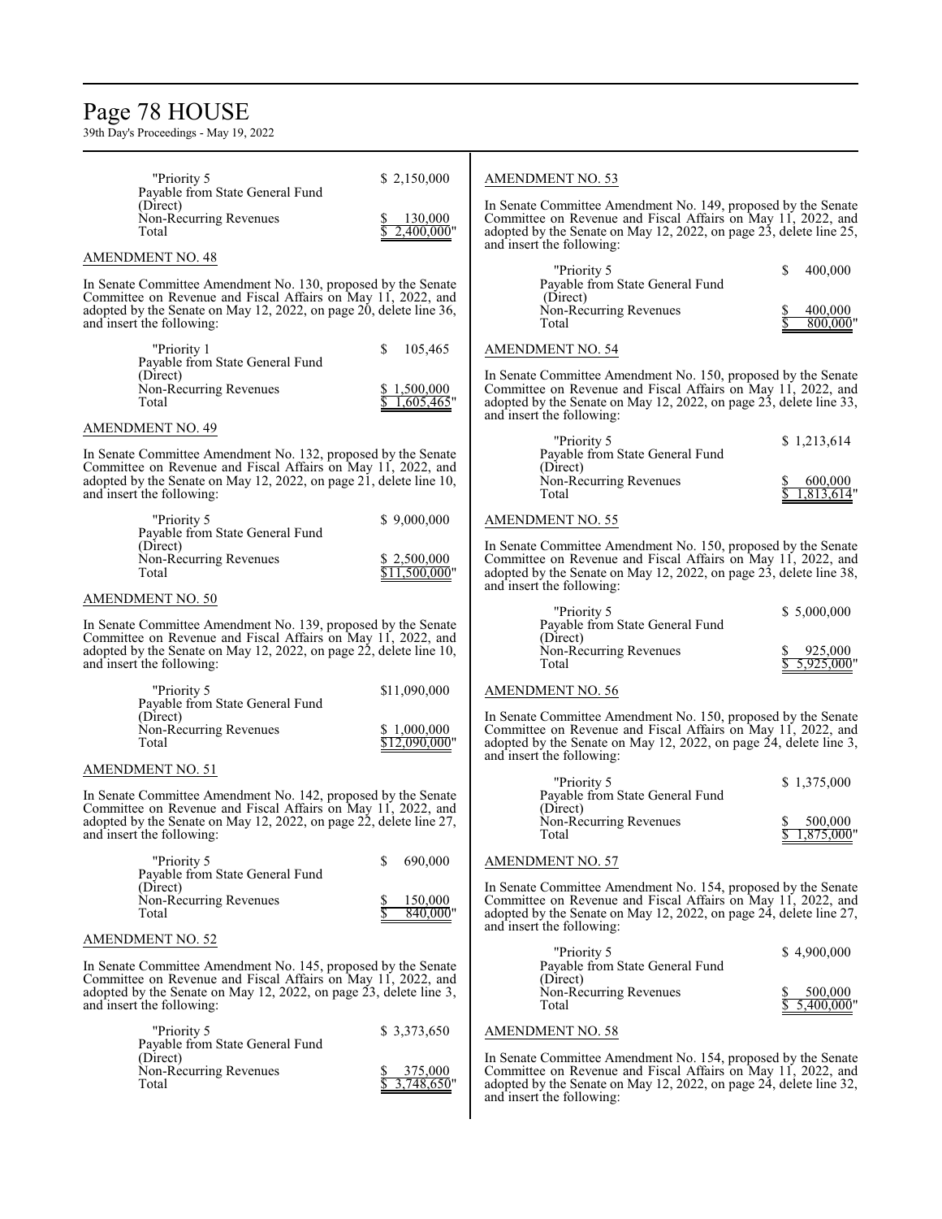"Priority 5 — $ 2,150,000
Payable from State General Fund (Direct)
Non-Recurring Revenues — $ 130,000
Total — $ 2,400,000"

AMENDMENT NO. 48

In Senate Committee Amendment No. 130, proposed by the Senate Committee on Revenue and Fiscal Affairs on May 11, 2022, and adopted by the Senate on May 12, 2022, on page 20, delete line 36, and insert the following:

"Priority 1 — $ 105,465
Payable from State General Fund (Direct)
Non-Recurring Revenues — $ 1,500,000
Total — $ 1,605,465"

AMENDMENT NO. 49

In Senate Committee Amendment No. 132, proposed by the Senate Committee on Revenue and Fiscal Affairs on May 11, 2022, and adopted by the Senate on May 12, 2022, on page 21, delete line 10, and insert the following:

"Priority 5 — $ 9,000,000
Payable from State General Fund (Direct)
Non-Recurring Revenues — $ 2,500,000
Total — $11,500,000"

AMENDMENT NO. 50

In Senate Committee Amendment No. 139, proposed by the Senate Committee on Revenue and Fiscal Affairs on May 11, 2022, and adopted by the Senate on May 12, 2022, on page 22, delete line 10, and insert the following:

"Priority 5 — $11,090,000
Payable from State General Fund (Direct)
Non-Recurring Revenues — $ 1,000,000
Total — $12,090,000"

AMENDMENT NO. 51

In Senate Committee Amendment No. 142, proposed by the Senate Committee on Revenue and Fiscal Affairs on May 11, 2022, and adopted by the Senate on May 12, 2022, on page 22, delete line 27, and insert the following:

"Priority 5 — $ 690,000
Payable from State General Fund (Direct)
Non-Recurring Revenues — $ 150,000
Total — $ 840,000"

AMENDMENT NO. 52

In Senate Committee Amendment No. 145, proposed by the Senate Committee on Revenue and Fiscal Affairs on May 11, 2022, and adopted by the Senate on May 12, 2022, on page 23, delete line 3, and insert the following:

"Priority 5 — $ 3,373,650
Payable from State General Fund (Direct)
Non-Recurring Revenues — $ 375,000
Total — $ 3,748,650"

AMENDMENT NO. 53

In Senate Committee Amendment No. 149, proposed by the Senate Committee on Revenue and Fiscal Affairs on May 11, 2022, and adopted by the Senate on May 12, 2022, on page 23, delete line 25, and insert the following:

"Priority 5 — $ 400,000
Payable from State General Fund (Direct)
Non-Recurring Revenues — $ 400,000
Total — $ 800,000"

AMENDMENT NO. 54

In Senate Committee Amendment No. 150, proposed by the Senate Committee on Revenue and Fiscal Affairs on May 11, 2022, and adopted by the Senate on May 12, 2022, on page 23, delete line 33, and insert the following:

"Priority 5 — $ 1,213,614
Payable from State General Fund (Direct)
Non-Recurring Revenues — $ 600,000
Total — $ 1,813,614"

AMENDMENT NO. 55

In Senate Committee Amendment No. 150, proposed by the Senate Committee on Revenue and Fiscal Affairs on May 11, 2022, and adopted by the Senate on May 12, 2022, on page 23, delete line 38, and insert the following:

"Priority 5 — $ 5,000,000
Payable from State General Fund (Direct)
Non-Recurring Revenues — $ 925,000
Total — $ 5,925,000"

AMENDMENT NO. 56

In Senate Committee Amendment No. 150, proposed by the Senate Committee on Revenue and Fiscal Affairs on May 11, 2022, and adopted by the Senate on May 12, 2022, on page 24, delete line 3, and insert the following:

"Priority 5 — $ 1,375,000
Payable from State General Fund (Direct)
Non-Recurring Revenues — $ 500,000
Total — $ 1,875,000"

AMENDMENT NO. 57

In Senate Committee Amendment No. 154, proposed by the Senate Committee on Revenue and Fiscal Affairs on May 11, 2022, and adopted by the Senate on May 12, 2022, on page 24, delete line 27, and insert the following:

"Priority 5 — $ 4,900,000
Payable from State General Fund (Direct)
Non-Recurring Revenues — $ 500,000
Total — $ 5,400,000"

AMENDMENT NO. 58

In Senate Committee Amendment No. 154, proposed by the Senate Committee on Revenue and Fiscal Affairs on May 11, 2022, and adopted by the Senate on May 12, 2022, on page 24, delete line 32, and insert the following: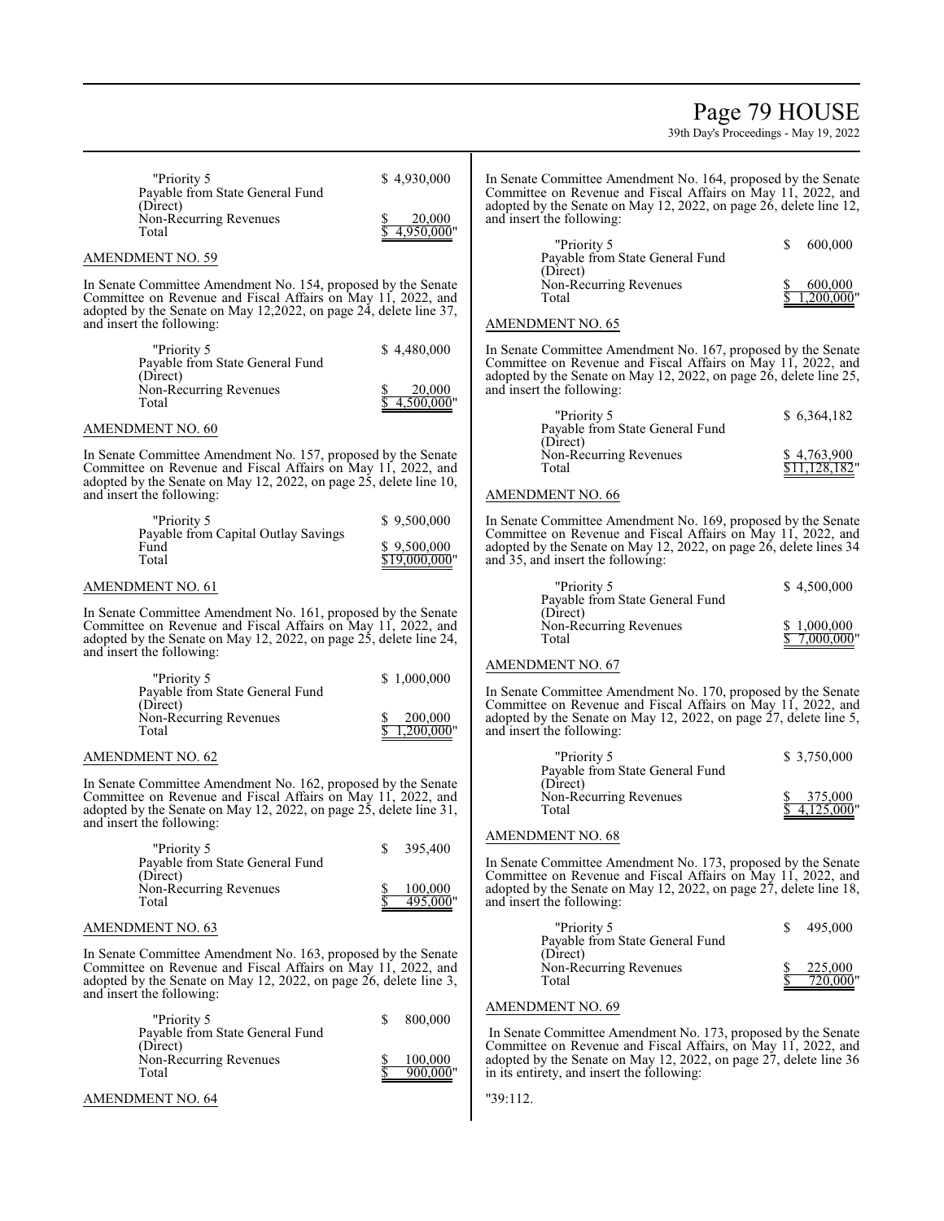| "Priority 5 | $ 4,930,000 |
|---|---|
| Payable from State General Fund (Direct) | |
| Non-Recurring Revenues | $ 20,000 |
| Total | $ 4,950,000" |

AMENDMENT NO. 59

In Senate Committee Amendment No. 154, proposed by the Senate Committee on Revenue and Fiscal Affairs on May 11, 2022, and adopted by the Senate on May 12,2022, on page 24, delete line 37, and insert the following:

| "Priority 5 | $ 4,480,000 |
|---|---|
| Payable from State General Fund (Direct) | |
| Non-Recurring Revenues | $ 20,000 |
| Total | $ 4,500,000" |

AMENDMENT NO. 60

In Senate Committee Amendment No. 157, proposed by the Senate Committee on Revenue and Fiscal Affairs on May 11, 2022, and adopted by the Senate on May 12, 2022, on page 25, delete line 10, and insert the following:

| "Priority 5 | $ 9,500,000 |
|---|---|
| Payable from Capital Outlay Savings Fund | $ 9,500,000 |
| Total | $19,000,000" |

AMENDMENT NO. 61

In Senate Committee Amendment No. 161, proposed by the Senate Committee on Revenue and Fiscal Affairs on May 11, 2022, and adopted by the Senate on May 12, 2022, on page 25, delete line 24, and insert the following:

| "Priority 5 | $ 1,000,000 |
|---|---|
| Payable from State General Fund (Direct) | |
| Non-Recurring Revenues | $ 200,000 |
| Total | $ 1,200,000" |

AMENDMENT NO. 62

In Senate Committee Amendment No. 162, proposed by the Senate Committee on Revenue and Fiscal Affairs on May 11, 2022, and adopted by the Senate on May 12, 2022, on page 25, delete line 31, and insert the following:

| "Priority 5 | $ 395,400 |
|---|---|
| Payable from State General Fund (Direct) | |
| Non-Recurring Revenues | $ 100,000 |
| Total | $ 495,000" |

AMENDMENT NO. 63

In Senate Committee Amendment No. 163, proposed by the Senate Committee on Revenue and Fiscal Affairs on May 11, 2022, and adopted by the Senate on May 12, 2022, on page 26, delete line 3, and insert the following:

| "Priority 5 | $ 800,000 |
|---|---|
| Payable from State General Fund (Direct) | |
| Non-Recurring Revenues | $ 100,000 |
| Total | $ 900,000" |

AMENDMENT NO. 64

In Senate Committee Amendment No. 164, proposed by the Senate Committee on Revenue and Fiscal Affairs on May 11, 2022, and adopted by the Senate on May 12, 2022, on page 26, delete line 12, and insert the following:

| "Priority 5 | $ 600,000 |
|---|---|
| Payable from State General Fund (Direct) | |
| Non-Recurring Revenues | $ 600,000 |
| Total | $ 1,200,000" |

AMENDMENT NO. 65

In Senate Committee Amendment No. 167, proposed by the Senate Committee on Revenue and Fiscal Affairs on May 11, 2022, and adopted by the Senate on May 12, 2022, on page 26, delete line 25, and insert the following:

| "Priority 5 | $ 6,364,182 |
|---|---|
| Payable from State General Fund (Direct) | |
| Non-Recurring Revenues | $ 4,763,900 |
| Total | $11,128,182" |

AMENDMENT NO. 66

In Senate Committee Amendment No. 169, proposed by the Senate Committee on Revenue and Fiscal Affairs on May 11, 2022, and adopted by the Senate on May 12, 2022, on page 26, delete lines 34 and 35, and insert the following:

| "Priority 5 | $ 4,500,000 |
|---|---|
| Payable from State General Fund (Direct) | |
| Non-Recurring Revenues | $ 1,000,000 |
| Total | $ 7,000,000" |

AMENDMENT NO. 67

In Senate Committee Amendment No. 170, proposed by the Senate Committee on Revenue and Fiscal Affairs on May 11, 2022, and adopted by the Senate on May 12, 2022, on page 27, delete line 5, and insert the following:

| "Priority 5 | $ 3,750,000 |
|---|---|
| Payable from State General Fund (Direct) | |
| Non-Recurring Revenues | $ 375,000 |
| Total | $ 4,125,000" |

AMENDMENT NO. 68

In Senate Committee Amendment No. 173, proposed by the Senate Committee on Revenue and Fiscal Affairs on May 11, 2022, and adopted by the Senate on May 12, 2022, on page 27, delete line 18, and insert the following:

| "Priority 5 | $ 495,000 |
|---|---|
| Payable from State General Fund (Direct) | |
| Non-Recurring Revenues | $ 225,000 |
| Total | $ 720,000" |

AMENDMENT NO. 69

In Senate Committee Amendment No. 173, proposed by the Senate Committee on Revenue and Fiscal Affairs, on May 11, 2022, and adopted by the Senate on May 12, 2022, on page 27, delete line 36 in its entirety, and insert the following:

"39:112.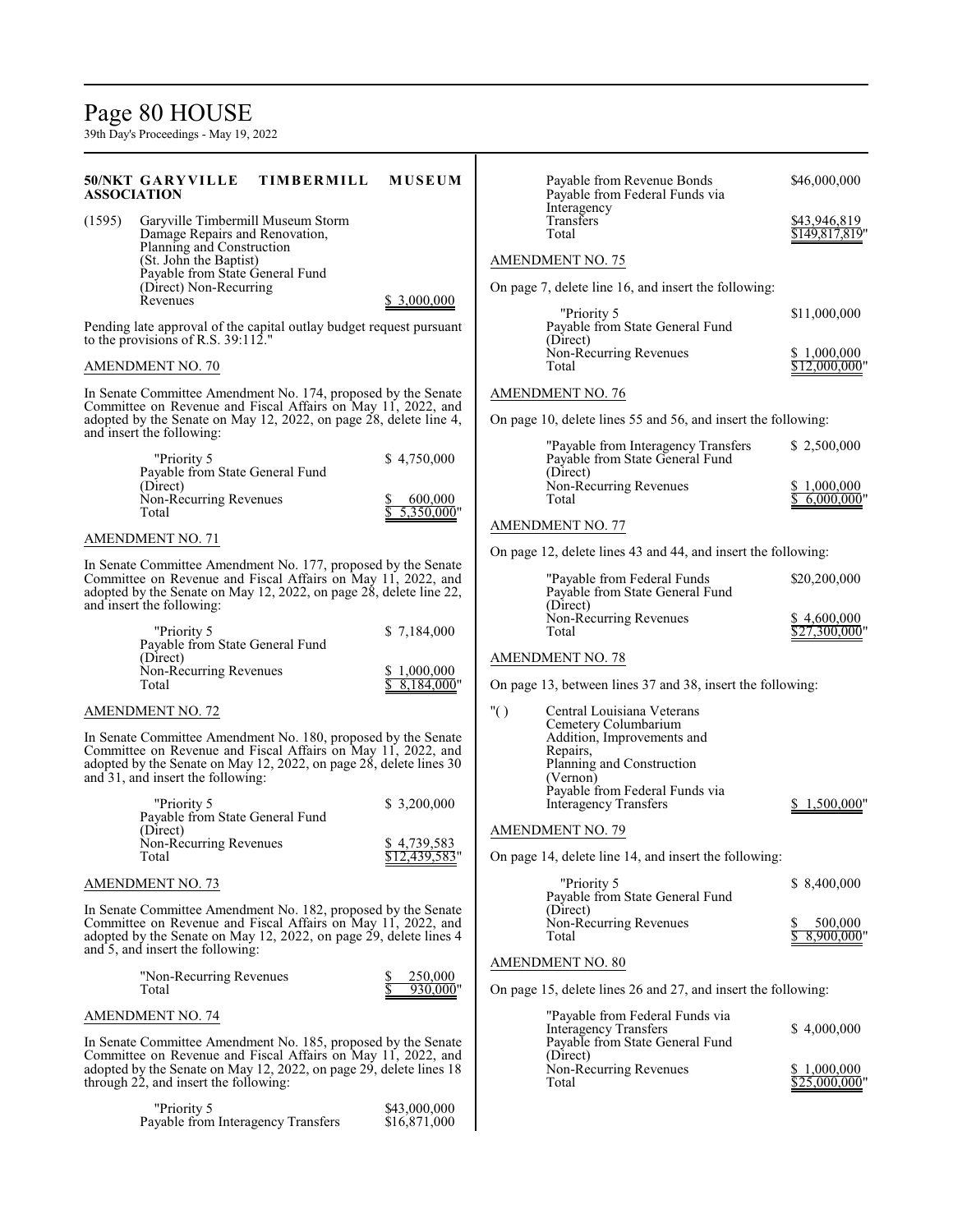**50/NKT GARYVILLE TIMBERMILL MUSEUM ASSOCIATION**

| | | |
|---|---|---|
| (1595) | Garyville Timbermill Museum Storm Damage Repairs and Renovation, Planning and Construction (St. John the Baptist) Payable from State General Fund (Direct) Non-Recurring Revenues | $ 3,000,000 |

Pending late approval of the capital outlay budget request pursuant to the provisions of R.S. 39:112."

AMENDMENT NO. 70

In Senate Committee Amendment No. 174, proposed by the Senate Committee on Revenue and Fiscal Affairs on May 11, 2022, and adopted by the Senate on May 12, 2022, on page 28, delete line 4, and insert the following:

| | |
|---|---|
| "Priority 5 | $ 4,750,000 |
| Payable from State General Fund (Direct) | |
| Non-Recurring Revenues | $ 600,000 |
| Total | $ 5,350,000" |

AMENDMENT NO. 71

In Senate Committee Amendment No. 177, proposed by the Senate Committee on Revenue and Fiscal Affairs on May 11, 2022, and adopted by the Senate on May 12, 2022, on page 28, delete line 22, and insert the following:

| | |
|---|---|
| "Priority 5 | $ 7,184,000 |
| Payable from State General Fund (Direct) | |
| Non-Recurring Revenues | $ 1,000,000 |
| Total | $ 8,184,000" |

AMENDMENT NO. 72

In Senate Committee Amendment No. 180, proposed by the Senate Committee on Revenue and Fiscal Affairs on May 11, 2022, and adopted by the Senate on May 12, 2022, on page 28, delete lines 30 and 31, and insert the following:

| | |
|---|---|
| "Priority 5 | $ 3,200,000 |
| Payable from State General Fund (Direct) | |
| Non-Recurring Revenues | $ 4,739,583 |
| Total | $12,439,583" |

AMENDMENT NO. 73

In Senate Committee Amendment No. 182, proposed by the Senate Committee on Revenue and Fiscal Affairs on May 11, 2022, and adopted by the Senate on May 12, 2022, on page 29, delete lines 4 and 5, and insert the following:

| | |
|---|---|
| "Non-Recurring Revenues | $ 250,000 |
| Total | $ 930,000" |

AMENDMENT NO. 74

In Senate Committee Amendment No. 185, proposed by the Senate Committee on Revenue and Fiscal Affairs on May 11, 2022, and adopted by the Senate on May 12, 2022, on page 29, delete lines 18 through 22, and insert the following:

| | |
|---|---|
| "Priority 5 | $43,000,000 |
| Payable from Interagency Transfers | $16,871,000 |
| Payable from Revenue Bonds | $46,000,000 |
| Payable from Federal Funds via Interagency Transfers | $43,946,819 |
| Total | $149,817,819" |

AMENDMENT NO. 75

On page 7, delete line 16, and insert the following:

| | |
|---|---|
| "Priority 5 | $11,000,000 |
| Payable from State General Fund (Direct) | |
| Non-Recurring Revenues | $ 1,000,000 |
| Total | $12,000,000" |

AMENDMENT NO. 76

On page 10, delete lines 55 and 56, and insert the following:

| | |
|---|---|
| "Payable from Interagency Transfers | $ 2,500,000 |
| Payable from State General Fund (Direct) | |
| Non-Recurring Revenues | $ 1,000,000 |
| Total | $ 6,000,000" |

AMENDMENT NO. 77

On page 12, delete lines 43 and 44, and insert the following:

| | |
|---|---|
| "Payable from Federal Funds | $20,200,000 |
| Payable from State General Fund (Direct) | |
| Non-Recurring Revenues | $ 4,600,000 |
| Total | $27,300,000" |

AMENDMENT NO. 78

On page 13, between lines 37 and 38, insert the following:

| | | |
|---|---|---|
| "( ) | Central Louisiana Veterans Cemetery Columbarium Addition, Improvements and Repairs, Planning and Construction (Vernon) Payable from Federal Funds via Interagency Transfers | $ 1,500,000" |

AMENDMENT NO. 79

On page 14, delete line 14, and insert the following:

| | |
|---|---|
| "Priority 5 | $ 8,400,000 |
| Payable from State General Fund (Direct) | |
| Non-Recurring Revenues | $ 500,000 |
| Total | $ 8,900,000" |

AMENDMENT NO. 80

On page 15, delete lines 26 and 27, and insert the following:

| | |
|---|---|
| "Payable from Federal Funds via Interagency Transfers | $ 4,000,000 |
| Payable from State General Fund (Direct) | |
| Non-Recurring Revenues | $ 1,000,000 |
| Total | $25,000,000" |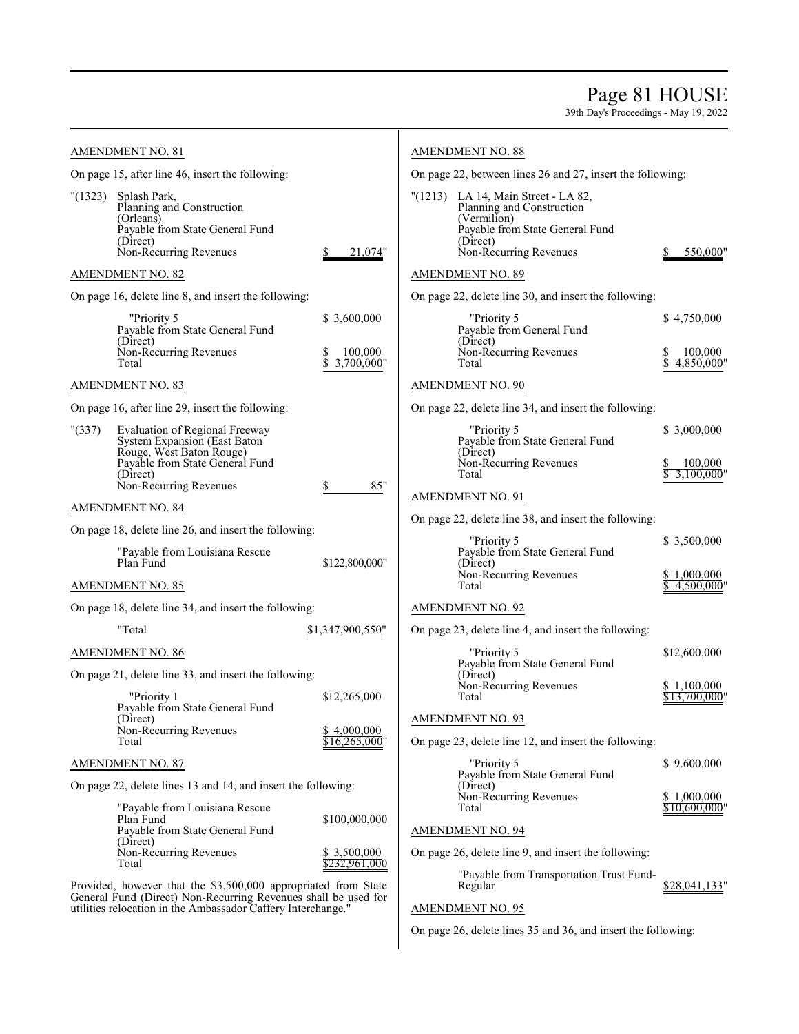AMENDMENT NO. 81

On page 15, after line 46, insert the following:

"(1323) Splash Park,
Planning and Construction
(Orleans)
Payable from State General Fund
(Direct)
Non-Recurring Revenues $ 21,074"

AMENDMENT NO. 82

On page 16, delete line 8, and insert the following:

"Priority 5 $ 3,600,000
Payable from State General Fund
(Direct)
Non-Recurring Revenues $ 100,000
Total $ 3,700,000"

AMENDMENT NO. 83

On page 16, after line 29, insert the following:

"(337) Evaluation of Regional Freeway
System Expansion (East Baton
Rouge, West Baton Rouge)
Payable from State General Fund
(Direct)
Non-Recurring Revenues $ 85"

AMENDMENT NO. 84

On page 18, delete line 26, and insert the following:

"Payable from Louisiana Rescue
Plan Fund $122,800,000"

AMENDMENT NO. 85

On page 18, delete line 34, and insert the following:

"Total $1,347,900,550"

AMENDMENT NO. 86

On page 21, delete line 33, and insert the following:

"Priority 1 $12,265,000
Payable from State General Fund
(Direct)
Non-Recurring Revenues $ 4,000,000
Total $16,265,000"

AMENDMENT NO. 87

On page 22, delete lines 13 and 14, and insert the following:

"Payable from Louisiana Rescue
Plan Fund $100,000,000
Payable from State General Fund
(Direct)
Non-Recurring Revenues $ 3,500,000
Total $232,961,000

Provided, however that the $3,500,000 appropriated from State General Fund (Direct) Non-Recurring Revenues shall be used for utilities relocation in the Ambassador Caffery Interchange."

AMENDMENT NO. 88

On page 22, between lines 26 and 27, insert the following:

"(1213) LA 14, Main Street - LA 82,
Planning and Construction
(Vermilion)
Payable from State General Fund
(Direct)
Non-Recurring Revenues $ 550,000"

AMENDMENT NO. 89

On page 22, delete line 30, and insert the following:

"Priority 5 $ 4,750,000
Payable from General Fund
(Direct)
Non-Recurring Revenues $ 100,000
Total $ 4,850,000"

AMENDMENT NO. 90

On page 22, delete line 34, and insert the following:

"Priority 5 $ 3,000,000
Payable from State General Fund
(Direct)
Non-Recurring Revenues $ 100,000
Total $ 3,100,000"

AMENDMENT NO. 91

On page 22, delete line 38, and insert the following:

"Priority 5 $ 3,500,000
Payable from State General Fund
(Direct)
Non-Recurring Revenues $ 1,000,000
Total $ 4,500,000"

AMENDMENT NO. 92

On page 23, delete line 4, and insert the following:

"Priority 5 $12,600,000
Payable from State General Fund
(Direct)
Non-Recurring Revenues $ 1,100,000
Total $13,700,000"

AMENDMENT NO. 93

On page 23, delete line 12, and insert the following:

"Priority 5 $ 9.600,000
Payable from State General Fund
(Direct)
Non-Recurring Revenues $ 1,000,000
Total $10,600,000"

AMENDMENT NO. 94

On page 26, delete line 9, and insert the following:

"Payable from Transportation Trust Fund-
Regular $28,041,133"

AMENDMENT NO. 95

On page 26, delete lines 35 and 36, and insert the following: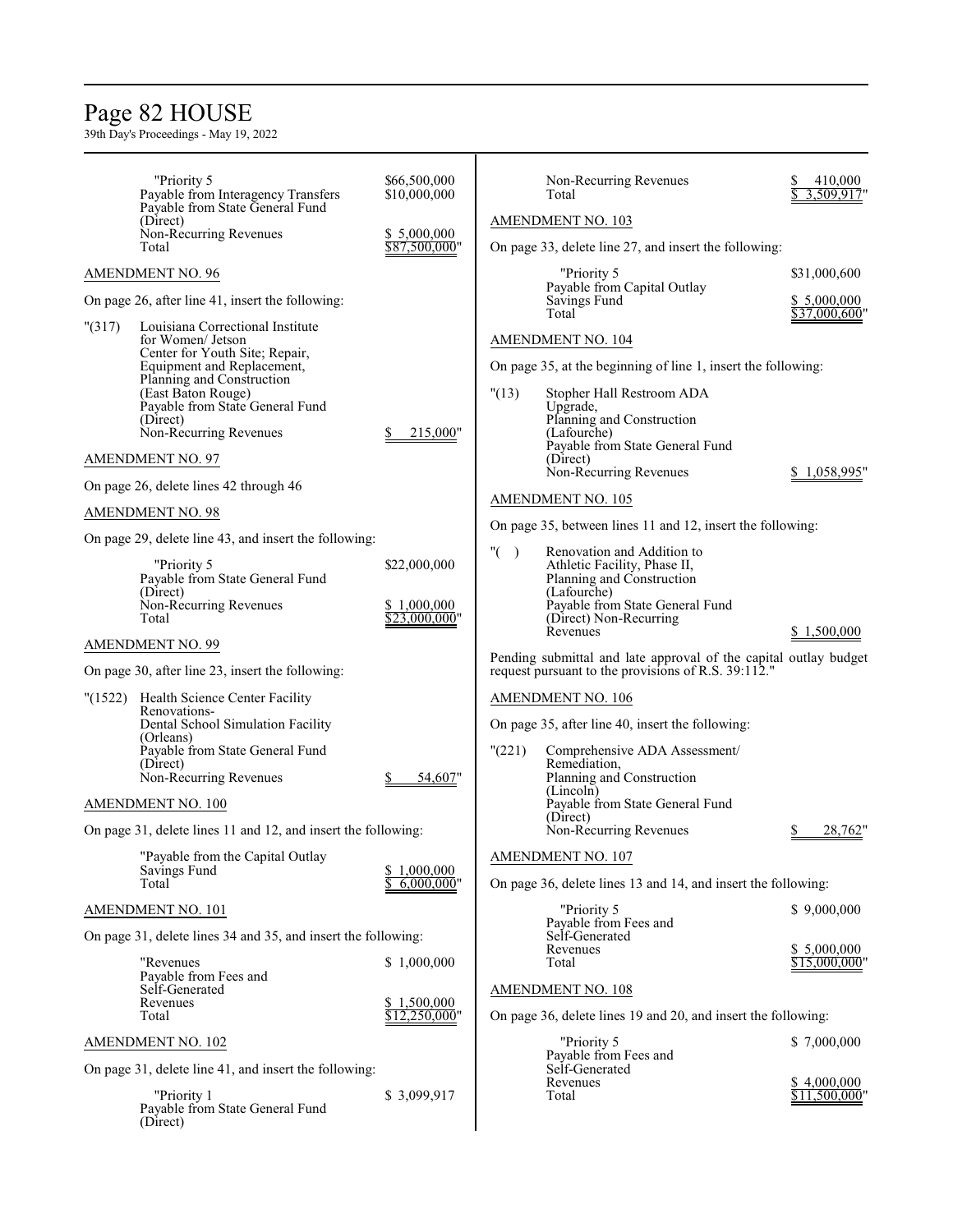"Priority 5 $66,500,000
Payable from Interagency Transfers $10,000,000
Payable from State General Fund (Direct)
Non-Recurring Revenues $ 5,000,000
Total $87,500,000"

AMENDMENT NO. 96

On page 26, after line 41, insert the following:

"(317) Louisiana Correctional Institute for Women/ Jetson Center for Youth Site; Repair, Equipment and Replacement, Planning and Construction
(East Baton Rouge)
Payable from State General Fund (Direct)
Non-Recurring Revenues $ 215,000"

AMENDMENT NO. 97

On page 26, delete lines 42 through 46

AMENDMENT NO. 98

On page 29, delete line 43, and insert the following:

"Priority 5 $22,000,000
Payable from State General Fund (Direct)
Non-Recurring Revenues $ 1,000,000
Total $23,000,000"

AMENDMENT NO. 99

On page 30, after line 23, insert the following:

"(1522) Health Science Center Facility Renovations-
Dental School Simulation Facility
(Orleans)
Payable from State General Fund (Direct)
Non-Recurring Revenues $ 54,607"

AMENDMENT NO. 100

On page 31, delete lines 11 and 12, and insert the following:

"Payable from the Capital Outlay Savings Fund $ 1,000,000
Total $ 6,000,000"

AMENDMENT NO. 101

On page 31, delete lines 34 and 35, and insert the following:

"Revenues $ 1,000,000
Payable from Fees and Self-Generated Revenues $ 1,500,000
Total $12,250,000"

AMENDMENT NO. 102

On page 31, delete line 41, and insert the following:

"Priority 1 $ 3,099,917
Payable from State General Fund (Direct)
Non-Recurring Revenues $ 410,000
Total $ 3,509,917"

AMENDMENT NO. 103

On page 33, delete line 27, and insert the following:

"Priority 5 $31,000,600
Payable from Capital Outlay Savings Fund $ 5,000,000
Total $37,000,600"

AMENDMENT NO. 104

On page 35, at the beginning of line 1, insert the following:

"(13) Stopher Hall Restroom ADA Upgrade,
Planning and Construction
(Lafourche)
Payable from State General Fund (Direct)
Non-Recurring Revenues $ 1,058,995"

AMENDMENT NO. 105

On page 35, between lines 11 and 12, insert the following:

"( ) Renovation and Addition to Athletic Facility, Phase II,
Planning and Construction
(Lafourche)
Payable from State General Fund (Direct) Non-Recurring Revenues $ 1,500,000

Pending submittal and late approval of the capital outlay budget request pursuant to the provisions of R.S. 39:112."

AMENDMENT NO. 106

On page 35, after line 40, insert the following:

"(221) Comprehensive ADA Assessment/ Remediation,
Planning and Construction
(Lincoln)
Payable from State General Fund (Direct)
Non-Recurring Revenues $ 28,762"

AMENDMENT NO. 107

On page 36, delete lines 13 and 14, and insert the following:

"Priority 5 $ 9,000,000
Payable from Fees and Self-Generated Revenues $ 5,000,000
Total $15,000,000"

AMENDMENT NO. 108

On page 36, delete lines 19 and 20, and insert the following:

"Priority 5 $ 7,000,000
Payable from Fees and Self-Generated Revenues $ 4,000,000
Total $11,500,000"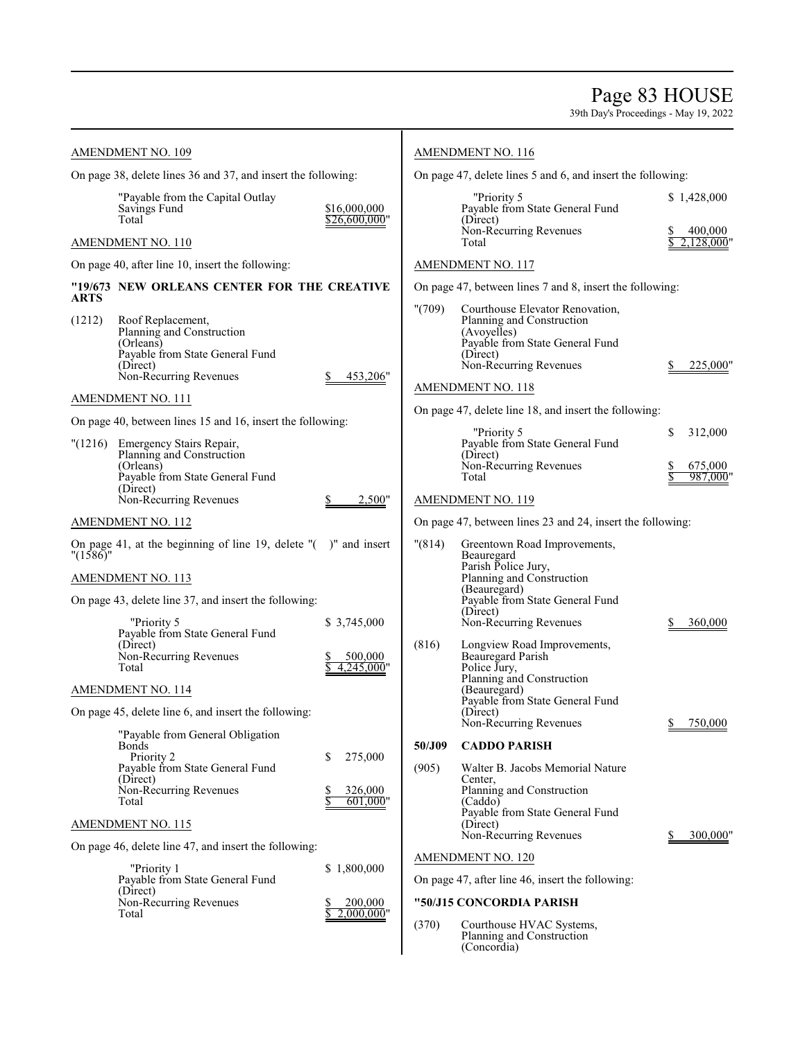AMENDMENT NO. 109

On page 38, delete lines 36 and 37, and insert the following:

"Payable from the Capital Outlay Savings Fund $16,000,000
Total $26,600,000"

AMENDMENT NO. 110

On page 40, after line 10, insert the following:

**"19/673 NEW ORLEANS CENTER FOR THE CREATIVE ARTS**

(1212) Roof Replacement, Planning and Construction (Orleans)
Payable from State General Fund (Direct)
Non-Recurring Revenues $ 453,206"

AMENDMENT NO. 111

On page 40, between lines 15 and 16, insert the following:

"(1216) Emergency Stairs Repair, Planning and Construction (Orleans)
Payable from State General Fund (Direct)
Non-Recurring Revenues $ 2,500"

AMENDMENT NO. 112

On page 41, at the beginning of line 19, delete "( )" and insert "(1586)"

AMENDMENT NO. 113

On page 43, delete line 37, and insert the following:

"Priority 5 $ 3,745,000
Payable from State General Fund (Direct)
Non-Recurring Revenues $ 500,000
Total $ 4,245,000"

AMENDMENT NO. 114

On page 45, delete line 6, and insert the following:

"Payable from General Obligation Bonds
Priority 2 $ 275,000
Payable from State General Fund (Direct)
Non-Recurring Revenues $ 326,000
Total $ 601,000"

AMENDMENT NO. 115

On page 46, delete line 47, and insert the following:

"Priority 1 $ 1,800,000
Payable from State General Fund (Direct)
Non-Recurring Revenues $ 200,000
Total $ 2,000,000"

AMENDMENT NO. 116

On page 47, delete lines 5 and 6, and insert the following:

"Priority 5 $ 1,428,000
Payable from State General Fund (Direct)
Non-Recurring Revenues $ 400,000
Total $ 2,128,000"

AMENDMENT NO. 117

On page 47, between lines 7 and 8, insert the following:

"(709) Courthouse Elevator Renovation, Planning and Construction (Avoyelles)
Payable from State General Fund (Direct)
Non-Recurring Revenues $ 225,000"

AMENDMENT NO. 118

On page 47, delete line 18, and insert the following:

"Priority 5 $ 312,000
Payable from State General Fund (Direct)
Non-Recurring Revenues $ 675,000
Total $ 987,000"

AMENDMENT NO. 119

On page 47, between lines 23 and 24, insert the following:

"(814) Greentown Road Improvements, Beauregard Parish Police Jury, Planning and Construction (Beauregard)
Payable from State General Fund (Direct)
Non-Recurring Revenues $ 360,000

(816) Longview Road Improvements, Beauregard Parish Police Jury, Planning and Construction (Beauregard)
Payable from State General Fund (Direct)
Non-Recurring Revenues $ 750,000

**50/J09 CADDO PARISH**

(905) Walter B. Jacobs Memorial Nature Center, Planning and Construction (Caddo)
Payable from State General Fund (Direct)
Non-Recurring Revenues $ 300,000"

AMENDMENT NO. 120

On page 47, after line 46, insert the following:

**"50/J15 CONCORDIA PARISH**

(370) Courthouse HVAC Systems, Planning and Construction (Concordia)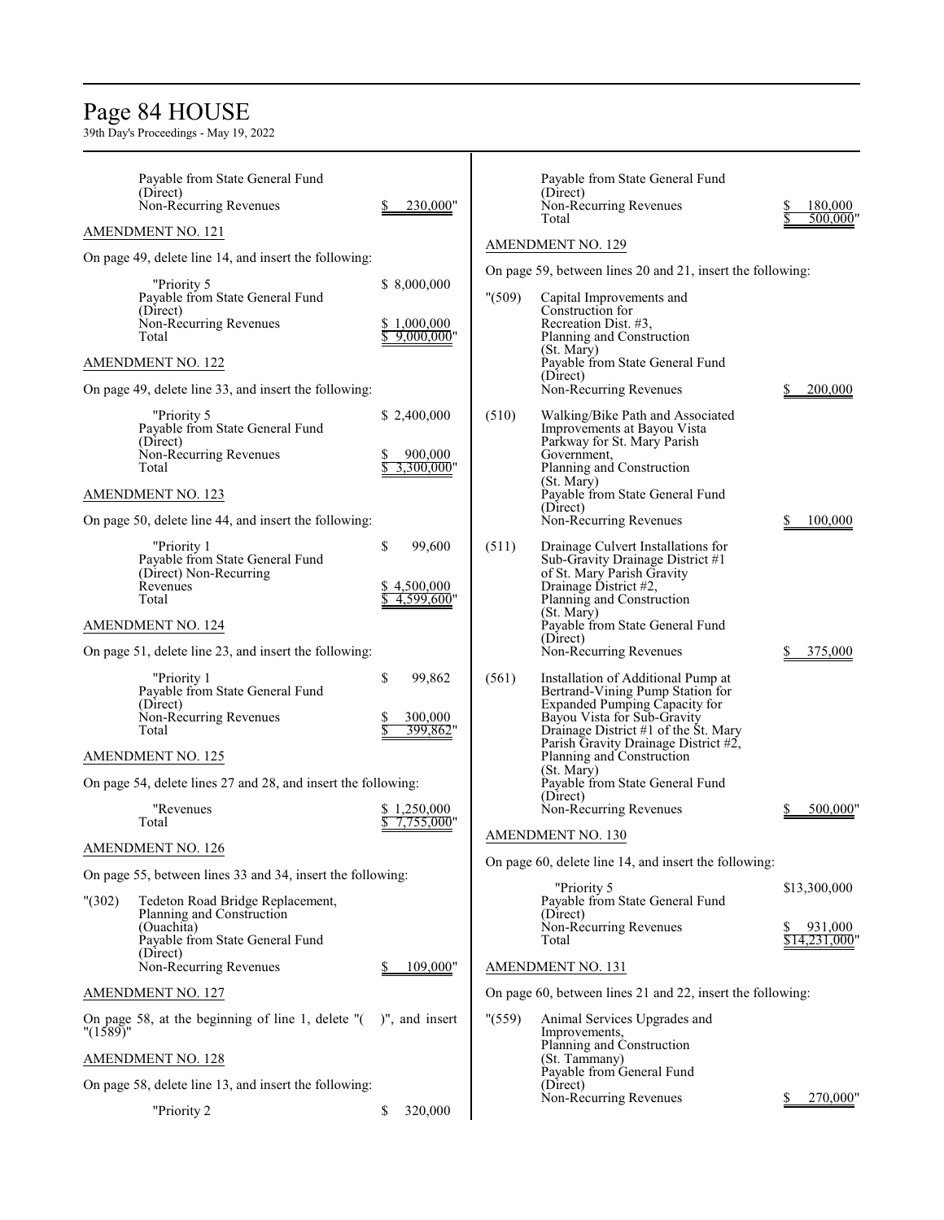Payable from State General Fund
(Direct)
Non-Recurring Revenues $ 230,000"

AMENDMENT NO. 121

On page 49, delete line 14, and insert the following:

| | |
|---|---|
| "Priority 5 | $ 8,000,000 |
| Payable from State General Fund (Direct) Non-Recurring Revenues | $ 1,000,000 |
| Total | $ 9,000,000" |

AMENDMENT NO. 122

On page 49, delete line 33, and insert the following:

| | |
|---|---|
| "Priority 5 | $ 2,400,000 |
| Payable from State General Fund (Direct) Non-Recurring Revenues | $ 900,000 |
| Total | $ 3,300,000" |

AMENDMENT NO. 123

On page 50, delete line 44, and insert the following:

| | |
|---|---|
| "Priority 1 | $ 99,600 |
| Payable from State General Fund (Direct) Non-Recurring Revenues | $ 4,500,000 |
| Total | $ 4,599,600" |

AMENDMENT NO. 124

On page 51, delete line 23, and insert the following:

| | |
|---|---|
| "Priority 1 | $ 99,862 |
| Payable from State General Fund (Direct) Non-Recurring Revenues | $ 300,000 |
| Total | $ 399,862" |

AMENDMENT NO. 125

On page 54, delete lines 27 and 28, and insert the following:

| | |
|---|---|
| "Revenues | $ 1,250,000 |
| Total | $ 7,755,000" |

AMENDMENT NO. 126

On page 55, between lines 33 and 34, insert the following:

"(302) Tedeton Road Bridge Replacement,
Planning and Construction
(Ouachita)
Payable from State General Fund
(Direct)
Non-Recurring Revenues $ 109,000"

AMENDMENT NO. 127

On page 58, at the beginning of line 1, delete "( )", and insert "(1589)"

AMENDMENT NO. 128

On page 58, delete line 13, and insert the following:

| | |
|---|---|
| "Priority 2 | $ 320,000 |
| Payable from State General Fund (Direct) Non-Recurring Revenues | $ 180,000 |
| Total | $ 500,000" |

AMENDMENT NO. 129

On page 59, between lines 20 and 21, insert the following:

"(509) Capital Improvements and Construction for Recreation Dist. #3,
Planning and Construction
(St. Mary)
Payable from State General Fund
(Direct)
Non-Recurring Revenues $ 200,000

(510) Walking/Bike Path and Associated Improvements at Bayou Vista Parkway for St. Mary Parish Government,
Planning and Construction
(St. Mary)
Payable from State General Fund
(Direct)
Non-Recurring Revenues $ 100,000

(511) Drainage Culvert Installations for Sub-Gravity Drainage District #1 of St. Mary Parish Gravity Drainage District #2,
Planning and Construction
(St. Mary)
Payable from State General Fund
(Direct)
Non-Recurring Revenues $ 375,000

(561) Installation of Additional Pump at Bertrand-Vining Pump Station for Expanded Pumping Capacity for Bayou Vista for Sub-Gravity Drainage District #1 of the St. Mary Parish Gravity Drainage District #2,
Planning and Construction
(St. Mary)
Payable from State General Fund
(Direct)
Non-Recurring Revenues $ 500,000"

AMENDMENT NO. 130

On page 60, delete line 14, and insert the following:

| | |
|---|---|
| "Priority 5 | $13,300,000 |
| Payable from State General Fund (Direct) Non-Recurring Revenues | $ 931,000 |
| Total | $14,231,000" |

AMENDMENT NO. 131

On page 60, between lines 21 and 22, insert the following:

"(559) Animal Services Upgrades and Improvements,
Planning and Construction
(St. Tammany)
Payable from General Fund
(Direct)
Non-Recurring Revenues $ 270,000"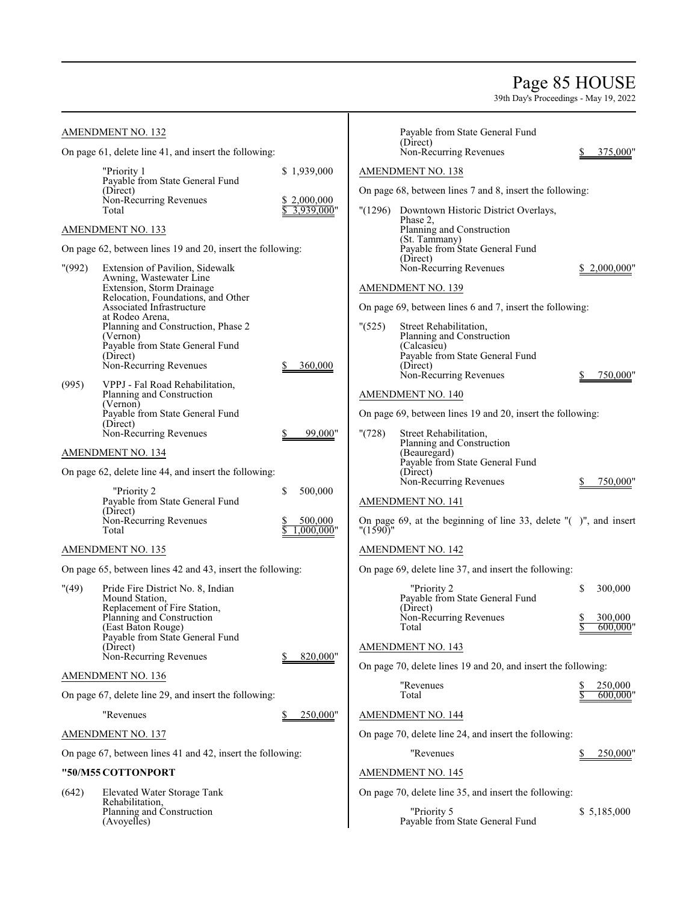AMENDMENT NO. 132

On page 61, delete line 41, and insert the following:

| | | |
|---|---|---|
| | "Priority 1 | $ 1,939,000 |
| | Payable from State General Fund (Direct) | |
| | Non-Recurring Revenues | $ 2,000,000 |
| | Total | $ 3,939,000" |

AMENDMENT NO. 133

On page 62, between lines 19 and 20, insert the following:

| | | |
|---|---|---|
| "(992) | Extension of Pavilion, Sidewalk Awning, Wastewater Line Extension, Storm Drainage Relocation, Foundations, and Other Associated Infrastructure at Rodeo Arena, Planning and Construction, Phase 2 (Vernon) | |
| | Payable from State General Fund (Direct) | |
| | Non-Recurring Revenues | $ 360,000 |
| (995) | VPPJ - Fal Road Rehabilitation, Planning and Construction (Vernon) | |
| | Payable from State General Fund (Direct) | |
| | Non-Recurring Revenues | $ 99,000" |

AMENDMENT NO. 134

On page 62, delete line 44, and insert the following:

| | | |
|---|---|---|
| | "Priority 2 | $ 500,000 |
| | Payable from State General Fund (Direct) | |
| | Non-Recurring Revenues | $ 500,000 |
| | Total | $ 1,000,000" |

AMENDMENT NO. 135

On page 65, between lines 42 and 43, insert the following:

| | | |
|---|---|---|
| "(49) | Pride Fire District No. 8, Indian Mound Station, Replacement of Fire Station, Planning and Construction (East Baton Rouge) | |
| | Payable from State General Fund (Direct) | |
| | Non-Recurring Revenues | $ 820,000" |

AMENDMENT NO. 136

On page 67, delete line 29, and insert the following:

| | |
|---|---|
| "Revenues | $ 250,000" |

AMENDMENT NO. 137

On page 67, between lines 41 and 42, insert the following:

**"50/M55 COTTONPORT**

| | | |
|---|---|---|
| (642) | Elevated Water Storage Tank Rehabilitation, Planning and Construction (Avoyelles) | |
| | Payable from State General Fund (Direct) | |
| | Non-Recurring Revenues | $ 375,000" |

AMENDMENT NO. 138

On page 68, between lines 7 and 8, insert the following:

| | | |
|---|---|---|
| "(1296) | Downtown Historic District Overlays, Phase 2, Planning and Construction (St. Tammany) | |
| | Payable from State General Fund (Direct) | |
| | Non-Recurring Revenues | $ 2,000,000" |

AMENDMENT NO. 139

On page 69, between lines 6 and 7, insert the following:

| | | |
|---|---|---|
| "(525) | Street Rehabilitation, Planning and Construction (Calcasieu) | |
| | Payable from State General Fund (Direct) | |
| | Non-Recurring Revenues | $ 750,000" |

AMENDMENT NO. 140

On page 69, between lines 19 and 20, insert the following:

| | | |
|---|---|---|
| "(728) | Street Rehabilitation, Planning and Construction (Beauregard) | |
| | Payable from State General Fund (Direct) | |
| | Non-Recurring Revenues | $ 750,000" |

AMENDMENT NO. 141

On page 69, at the beginning of line 33, delete "( )", and insert "(1590)"

AMENDMENT NO. 142

On page 69, delete line 37, and insert the following:

| | | |
|---|---|---|
| | "Priority 2 | $ 300,000 |
| | Payable from State General Fund (Direct) | |
| | Non-Recurring Revenues | $ 300,000 |
| | Total | $ 600,000" |

AMENDMENT NO. 143

On page 70, delete lines 19 and 20, and insert the following:

| | |
|---|---|
| "Revenues | $ 250,000 |
| Total | $ 600,000" |

AMENDMENT NO. 144

On page 70, delete line 24, and insert the following:

| | |
|---|---|
| "Revenues | $ 250,000" |

AMENDMENT NO. 145

On page 70, delete line 35, and insert the following:

| | |
|---|---|
| "Priority 5 | $ 5,185,000 |
| Payable from State General Fund | |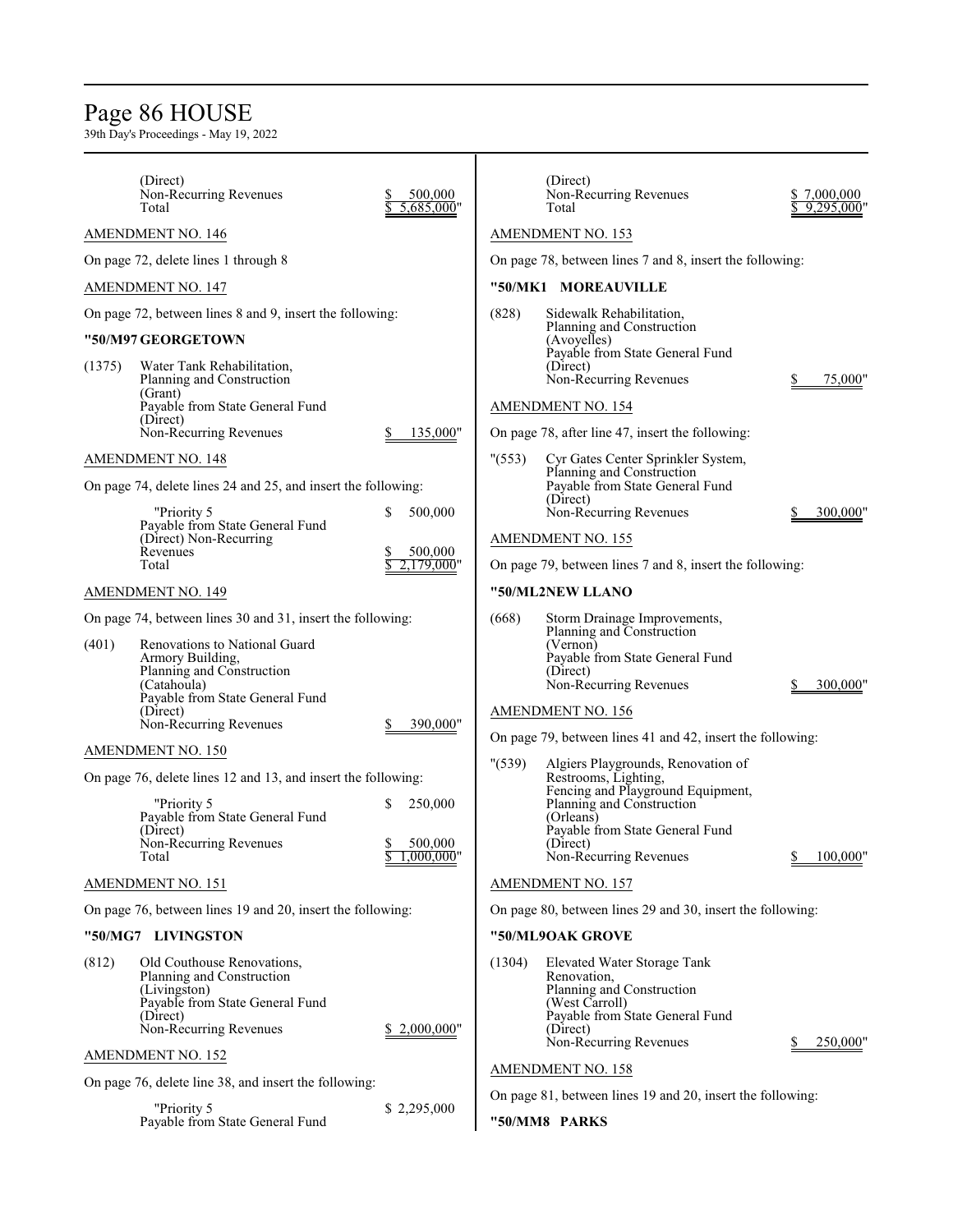(Direct)
Non-Recurring Revenues $ 500,000
Total $ 5,685,000"

AMENDMENT NO. 146

On page 72, delete lines 1 through 8

AMENDMENT NO. 147

On page 72, between lines 8 and 9, insert the following:

**"50/M97 GEORGETOWN**

(1375) Water Tank Rehabilitation,
Planning and Construction
(Grant)
Payable from State General Fund
(Direct)
Non-Recurring Revenues $ 135,000"

AMENDMENT NO. 148

On page 74, delete lines 24 and 25, and insert the following:

"Priority 5 $ 500,000
Payable from State General Fund
(Direct) Non-Recurring
Revenues $ 500,000
Total $ 2,179,000"

AMENDMENT NO. 149

On page 74, between lines 30 and 31, insert the following:

(401) Renovations to National Guard
Armory Building,
Planning and Construction
(Catahoula)
Payable from State General Fund
(Direct)
Non-Recurring Revenues $ 390,000"

AMENDMENT NO. 150

On page 76, delete lines 12 and 13, and insert the following:

"Priority 5 $ 250,000
Payable from State General Fund
(Direct)
Non-Recurring Revenues $ 500,000
Total $ 1,000,000"

AMENDMENT NO. 151

On page 76, between lines 19 and 20, insert the following:

**"50/MG7 LIVINGSTON**

(812) Old Couthouse Renovations,
Planning and Construction
(Livingston)
Payable from State General Fund
(Direct)
Non-Recurring Revenues $ 2,000,000"

AMENDMENT NO. 152

On page 76, delete line 38, and insert the following:

"Priority 5 $ 2,295,000
Payable from State General Fund
(Direct)
Non-Recurring Revenues $ 7,000,000
Total $ 9,295,000"

AMENDMENT NO. 153

On page 78, between lines 7 and 8, insert the following:

**"50/MK1 MOREAUVILLE**

(828) Sidewalk Rehabilitation,
Planning and Construction
(Avoyelles)
Payable from State General Fund
(Direct)
Non-Recurring Revenues $ 75,000"

AMENDMENT NO. 154

On page 78, after line 47, insert the following:

"(553) Cyr Gates Center Sprinkler System,
Planning and Construction
Payable from State General Fund
(Direct)
Non-Recurring Revenues $ 300,000"

AMENDMENT NO. 155

On page 79, between lines 7 and 8, insert the following:

**"50/ML2NEW LLANO**

(668) Storm Drainage Improvements,
Planning and Construction
(Vernon)
Payable from State General Fund
(Direct)
Non-Recurring Revenues $ 300,000"

AMENDMENT NO. 156

On page 79, between lines 41 and 42, insert the following:

"(539) Algiers Playgrounds, Renovation of
Restrooms, Lighting,
Fencing and Playground Equipment,
Planning and Construction
(Orleans)
Payable from State General Fund
(Direct)
Non-Recurring Revenues $ 100,000"

AMENDMENT NO. 157

On page 80, between lines 29 and 30, insert the following:

**"50/ML9OAK GROVE**

(1304) Elevated Water Storage Tank
Renovation,
Planning and Construction
(West Carroll)
Payable from State General Fund
(Direct)
Non-Recurring Revenues $ 250,000"

AMENDMENT NO. 158

On page 81, between lines 19 and 20, insert the following:

**"50/MM8 PARKS**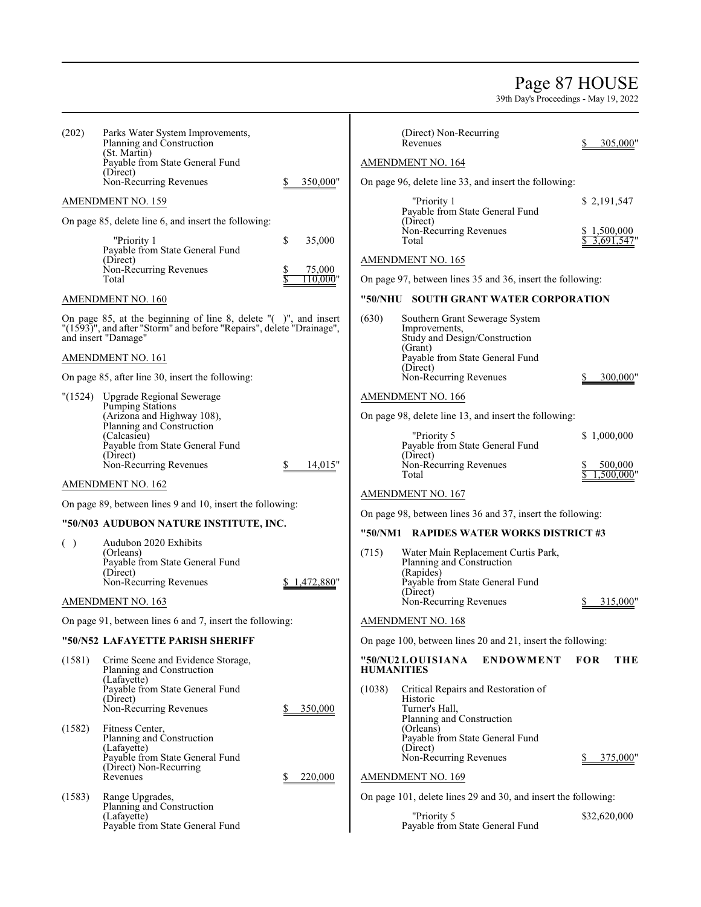(202) Parks Water System Improvements, Planning and Construction (St. Martin)
Payable from State General Fund (Direct)
Non-Recurring Revenues $ 350,000"

AMENDMENT NO. 159

On page 85, delete line 6, and insert the following:

"Priority 1 $ 35,000
Payable from State General Fund (Direct)
Non-Recurring Revenues $ 75,000
Total $ 110,000"

AMENDMENT NO. 160

On page 85, at the beginning of line 8, delete "( )", and insert "(1593)", and after "Storm" and before "Repairs", delete "Drainage", and insert "Damage"

AMENDMENT NO. 161

On page 85, after line 30, insert the following:

"(1524) Upgrade Regional Sewerage Pumping Stations (Arizona and Highway 108), Planning and Construction (Calcasieu)
Payable from State General Fund (Direct)
Non-Recurring Revenues $ 14,015"

AMENDMENT NO. 162

On page 89, between lines 9 and 10, insert the following:

**"50/N03 AUDUBON NATURE INSTITUTE, INC.**

( ) Audubon 2020 Exhibits (Orleans)
Payable from State General Fund (Direct)
Non-Recurring Revenues $ 1,472,880"

AMENDMENT NO. 163

On page 91, between lines 6 and 7, insert the following:

**"50/N52 LAFAYETTE PARISH SHERIFF**

(1581) Crime Scene and Evidence Storage, Planning and Construction (Lafayette)
Payable from State General Fund (Direct)
Non-Recurring Revenues $ 350,000

(1582) Fitness Center, Planning and Construction (Lafayette)
Payable from State General Fund (Direct) Non-Recurring Revenues $ 220,000

(1583) Range Upgrades, Planning and Construction (Lafayette)
Payable from State General Fund (Direct) Non-Recurring Revenues $ 305,000"

AMENDMENT NO. 164

On page 96, delete line 33, and insert the following:

"Priority 1 $ 2,191,547
Payable from State General Fund (Direct)
Non-Recurring Revenues $ 1,500,000
Total $ 3,691,547"

AMENDMENT NO. 165

On page 97, between lines 35 and 36, insert the following:

**"50/NHU SOUTH GRANT WATER CORPORATION**

(630) Southern Grant Sewerage System Improvements, Study and Design/Construction (Grant)
Payable from State General Fund (Direct)
Non-Recurring Revenues $ 300,000"

AMENDMENT NO. 166

On page 98, delete line 13, and insert the following:

"Priority 5 $ 1,000,000
Payable from State General Fund (Direct)
Non-Recurring Revenues $ 500,000
Total $ 1,500,000"

AMENDMENT NO. 167

On page 98, between lines 36 and 37, insert the following:

**"50/NM1 RAPIDES WATER WORKS DISTRICT #3**

(715) Water Main Replacement Curtis Park, Planning and Construction (Rapides)
Payable from State General Fund (Direct)
Non-Recurring Revenues $ 315,000"

AMENDMENT NO. 168

On page 100, between lines 20 and 21, insert the following:

**"50/NU2 LOUISIANA ENDOWMENT FOR THE HUMANITIES**

(1038) Critical Repairs and Restoration of Historic Turner's Hall, Planning and Construction (Orleans)
Payable from State General Fund (Direct)
Non-Recurring Revenues $ 375,000"

AMENDMENT NO. 169

On page 101, delete lines 29 and 30, and insert the following:

"Priority 5 $32,620,000
Payable from State General Fund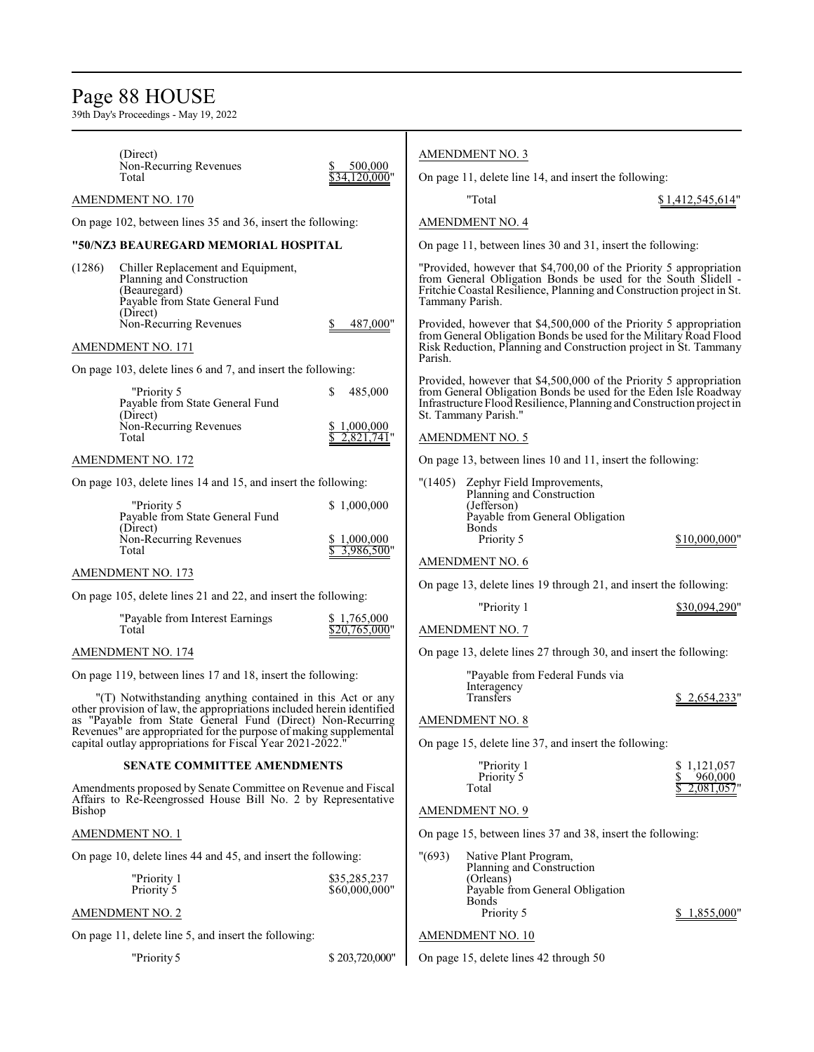(Direct)
Non-Recurring Revenues $ 500,000
Total $34,120,000"

AMENDMENT NO. 170

On page 102, between lines 35 and 36, insert the following:

**"50/NZ3 BEAUREGARD MEMORIAL HOSPITAL**

(1286) Chiller Replacement and Equipment, Planning and Construction (Beauregard)
Payable from State General Fund (Direct)
Non-Recurring Revenues $ 487,000"

AMENDMENT NO. 171

On page 103, delete lines 6 and 7, and insert the following:

| | |
|---|---|
| "Priority 5 | $ 485,000 |
| Payable from State General Fund (Direct) | |
| Non-Recurring Revenues | $ 1,000,000 |
| Total | $ 2,821,741" |

AMENDMENT NO. 172

On page 103, delete lines 14 and 15, and insert the following:

| | |
|---|---|
| "Priority 5 | $ 1,000,000 |
| Payable from State General Fund (Direct) | |
| Non-Recurring Revenues | $ 1,000,000 |
| Total | $ 3,986,500" |

AMENDMENT NO. 173

On page 105, delete lines 21 and 22, and insert the following:

| | |
|---|---|
| "Payable from Interest Earnings | $ 1,765,000 |
| Total | $20,765,000" |

AMENDMENT NO. 174

On page 119, between lines 17 and 18, insert the following:

"(T) Notwithstanding anything contained in this Act or any other provision of law, the appropriations included herein identified as "Payable from State General Fund (Direct) Non-Recurring Revenues" are appropriated for the purpose of making supplemental capital outlay appropriations for Fiscal Year 2021-2022."

## SENATE COMMITTEE AMENDMENTS

Amendments proposed by Senate Committee on Revenue and Fiscal Affairs to Re-Reengrossed House Bill No. 2 by Representative Bishop

AMENDMENT NO. 1

On page 10, delete lines 44 and 45, and insert the following:

| | |
|---|---|
| "Priority 1 | $35,285,237 |
| Priority 5 | $60,000,000" |

AMENDMENT NO. 2

On page 11, delete line 5, and insert the following:

| | |
|---|---|
| "Priority 5 | $ 203,720,000" |

AMENDMENT NO. 3

On page 11, delete line 14, and insert the following:

| | |
|---|---|
| "Total | $ 1,412,545,614" |

AMENDMENT NO. 4

On page 11, between lines 30 and 31, insert the following:

"Provided, however that $4,700,00 of the Priority 5 appropriation from General Obligation Bonds be used for the South Slidell - Fritchie Coastal Resilience, Planning and Construction project in St. Tammany Parish.

Provided, however that $4,500,000 of the Priority 5 appropriation from General Obligation Bonds be used for the Military Road Flood Risk Reduction, Planning and Construction project in St. Tammany Parish.

Provided, however that $4,500,000 of the Priority 5 appropriation from General Obligation Bonds be used for the Eden Isle Roadway Infrastructure Flood Resilience, Planning and Construction project in St. Tammany Parish."

AMENDMENT NO. 5

On page 13, between lines 10 and 11, insert the following:

"(1405) Zephyr Field Improvements, Planning and Construction (Jefferson)
Payable from General Obligation Bonds
Priority 5 $10,000,000"

AMENDMENT NO. 6

On page 13, delete lines 19 through 21, and insert the following:

| | |
|---|---|
| "Priority 1 | $30,094,290" |

AMENDMENT NO. 7

On page 13, delete lines 27 through 30, and insert the following:

| | |
|---|---|
| "Payable from Federal Funds via Interagency Transfers | $ 2,654,233" |

AMENDMENT NO. 8

On page 15, delete line 37, and insert the following:

| | |
|---|---|
| "Priority 1 | $ 1,121,057 |
| Priority 5 | $ 960,000 |
| Total | $ 2,081,057" |

AMENDMENT NO. 9

On page 15, between lines 37 and 38, insert the following:

"(693) Native Plant Program, Planning and Construction (Orleans)
Payable from General Obligation Bonds
Priority 5 $ 1,855,000"

AMENDMENT NO. 10

On page 15, delete lines 42 through 50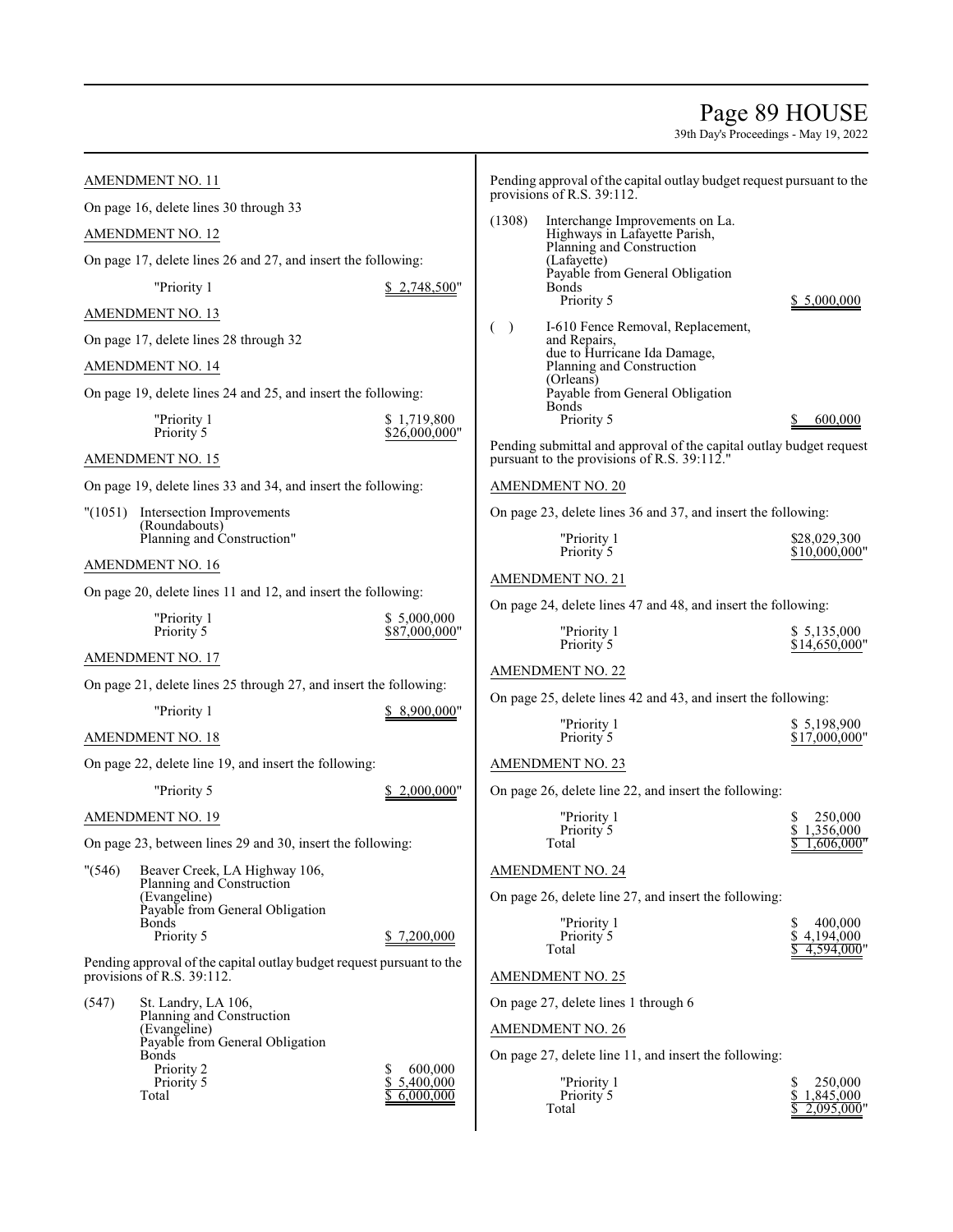AMENDMENT NO. 11

On page 16, delete lines 30 through 33

AMENDMENT NO. 12

On page 17, delete lines 26 and 27, and insert the following:

"Priority 1 $ 2,748,500"

AMENDMENT NO. 13

On page 17, delete lines 28 through 32

AMENDMENT NO. 14

On page 19, delete lines 24 and 25, and insert the following:

"Priority 1 $ 1,719,800
Priority 5 $26,000,000"

AMENDMENT NO. 15

On page 19, delete lines 33 and 34, and insert the following:

"(1051) Intersection Improvements
(Roundabouts)
Planning and Construction"

AMENDMENT NO. 16

On page 20, delete lines 11 and 12, and insert the following:

"Priority 1 $ 5,000,000
Priority 5 $87,000,000"

AMENDMENT NO. 17

On page 21, delete lines 25 through 27, and insert the following:

"Priority 1 $ 8,900,000"

AMENDMENT NO. 18

On page 22, delete line 19, and insert the following:

"Priority 5 $ 2,000,000"

AMENDMENT NO. 19

On page 23, between lines 29 and 30, insert the following:

"(546) Beaver Creek, LA Highway 106,
Planning and Construction
(Evangeline)
Payable from General Obligation
Bonds
Priority 5 $ 7,200,000

Pending approval of the capital outlay budget request pursuant to the provisions of R.S. 39:112.

(547) St. Landry, LA 106,
Planning and Construction
(Evangeline)
Payable from General Obligation
Bonds
Priority 2 $ 600,000
Priority 5 $ 5,400,000
Total $ 6,000,000

Pending approval of the capital outlay budget request pursuant to the provisions of R.S. 39:112.

(1308) Interchange Improvements on La.
Highways in Lafayette Parish,
Planning and Construction
(Lafayette)
Payable from General Obligation
Bonds
Priority 5 $ 5,000,000

( ) I-610 Fence Removal, Replacement,
and Repairs,
due to Hurricane Ida Damage,
Planning and Construction
(Orleans)
Payable from General Obligation
Bonds
Priority 5 $ 600,000

Pending submittal and approval of the capital outlay budget request pursuant to the provisions of R.S. 39:112."

AMENDMENT NO. 20

On page 23, delete lines 36 and 37, and insert the following:

"Priority 1 $28,029,300
Priority 5 $10,000,000"

AMENDMENT NO. 21

On page 24, delete lines 47 and 48, and insert the following:

"Priority 1 $ 5,135,000
Priority 5 $14,650,000"

AMENDMENT NO. 22

On page 25, delete lines 42 and 43, and insert the following:

"Priority 1 $ 5,198,900
Priority 5 $17,000,000"

AMENDMENT NO. 23

On page 26, delete line 22, and insert the following:

"Priority 1 $ 250,000
Priority 5 $ 1,356,000
Total $ 1,606,000"

AMENDMENT NO. 24

On page 26, delete line 27, and insert the following:

"Priority 1 $ 400,000
Priority 5 $ 4,194,000
Total $ 4,594,000"

AMENDMENT NO. 25

On page 27, delete lines 1 through 6

AMENDMENT NO. 26

On page 27, delete line 11, and insert the following:

"Priority 1 $ 250,000
Priority 5 $ 1,845,000
Total $ 2,095,000"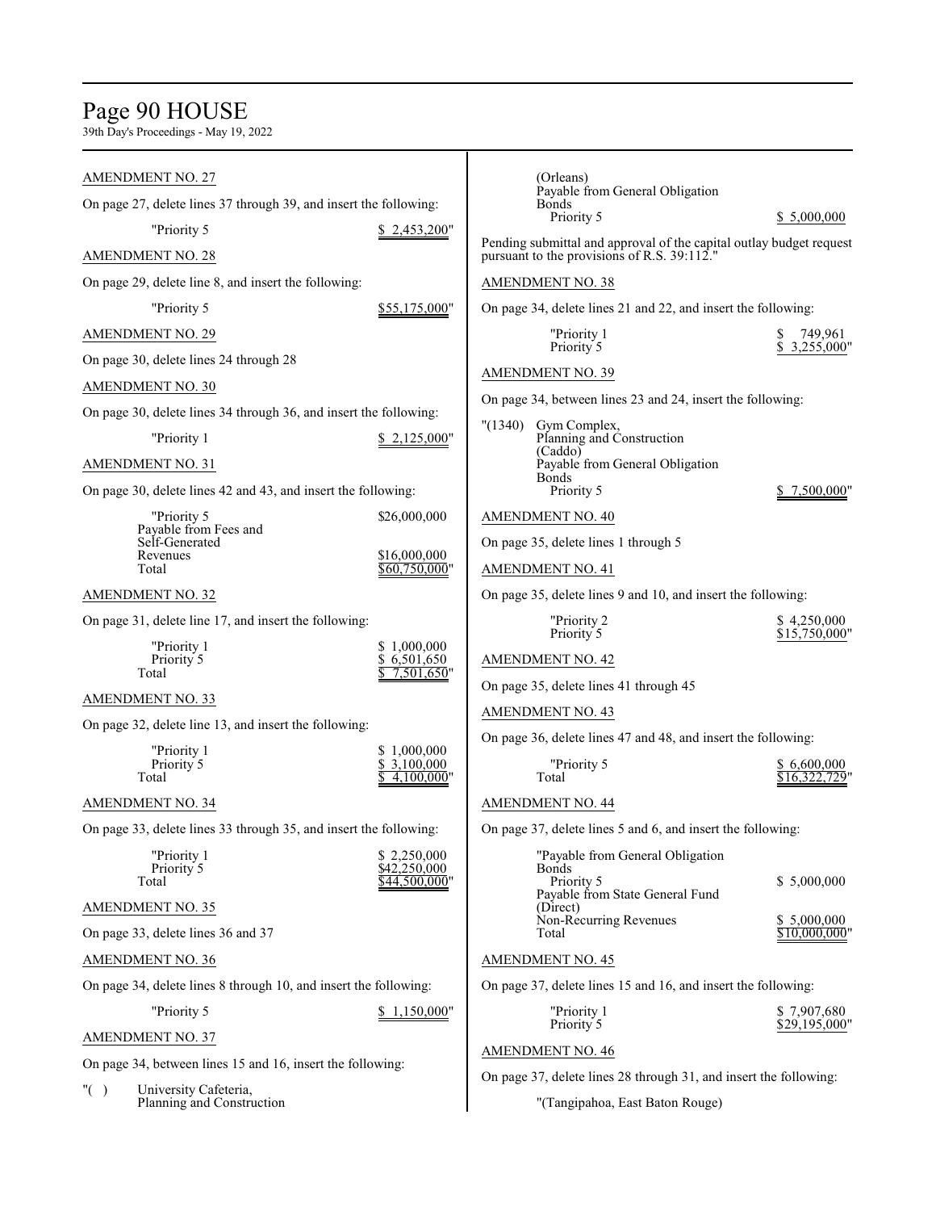AMENDMENT NO. 27

On page 27, delete lines 37 through 39, and insert the following:

"Priority 5 $ 2,453,200"

AMENDMENT NO. 28

On page 29, delete line 8, and insert the following:

"Priority 5 $55,175,000"

AMENDMENT NO. 29

On page 30, delete lines 24 through 28

AMENDMENT NO. 30

On page 30, delete lines 34 through 36, and insert the following:

"Priority 1 $ 2,125,000"

AMENDMENT NO. 31

On page 30, delete lines 42 and 43, and insert the following:

| | |
|---|---|
| "Priority 5 | $26,000,000 |
| Payable from Fees and Self-Generated Revenues | $16,000,000 |
| Total | $60,750,000" |

AMENDMENT NO. 32

On page 31, delete line 17, and insert the following:

| | |
|---|---|
| "Priority 1 | $ 1,000,000 |
| Priority 5 | $ 6,501,650 |
| Total | $ 7,501,650" |

AMENDMENT NO. 33

On page 32, delete line 13, and insert the following:

| | |
|---|---|
| "Priority 1 | $ 1,000,000 |
| Priority 5 | $ 3,100,000 |
| Total | $ 4,100,000" |

AMENDMENT NO. 34

On page 33, delete lines 33 through 35, and insert the following:

| | |
|---|---|
| "Priority 1 | $ 2,250,000 |
| Priority 5 | $42,250,000 |
| Total | $44,500,000" |

AMENDMENT NO. 35

On page 33, delete lines 36 and 37

AMENDMENT NO. 36

On page 34, delete lines 8 through 10, and insert the following:

"Priority 5 $ 1,150,000"

AMENDMENT NO. 37

On page 34, between lines 15 and 16, insert the following:

"( ) University Cafeteria,
Planning and Construction
(Orleans)
Payable from General Obligation Bonds
Priority 5 $ 5,000,000

Pending submittal and approval of the capital outlay budget request pursuant to the provisions of R.S. 39:112."

AMENDMENT NO. 38

On page 34, delete lines 21 and 22, and insert the following:

| | |
|---|---|
| "Priority 1 | $ 749,961 |
| Priority 5 | $ 3,255,000" |

AMENDMENT NO. 39

On page 34, between lines 23 and 24, insert the following:

"(1340) Gym Complex,
Planning and Construction
(Caddo)
Payable from General Obligation Bonds
Priority 5 $ 7,500,000"

AMENDMENT NO. 40

On page 35, delete lines 1 through 5

AMENDMENT NO. 41

On page 35, delete lines 9 and 10, and insert the following:

| | |
|---|---|
| "Priority 2 | $ 4,250,000 |
| Priority 5 | $15,750,000" |

AMENDMENT NO. 42

On page 35, delete lines 41 through 45

AMENDMENT NO. 43

On page 36, delete lines 47 and 48, and insert the following:

| | |
|---|---|
| "Priority 5 | $ 6,600,000 |
| Total | $16,322,729" |

AMENDMENT NO. 44

On page 37, delete lines 5 and 6, and insert the following:

| | |
|---|---|
| "Payable from General Obligation Bonds | |
| Priority 5 | $ 5,000,000 |
| Payable from State General Fund (Direct) Non-Recurring Revenues | $ 5,000,000 |
| Total | $10,000,000" |

AMENDMENT NO. 45

On page 37, delete lines 15 and 16, and insert the following:

| | |
|---|---|
| "Priority 1 | $ 7,907,680 |
| Priority 5 | $29,195,000" |

AMENDMENT NO. 46

On page 37, delete lines 28 through 31, and insert the following:

"(Tangipahoa, East Baton Rouge)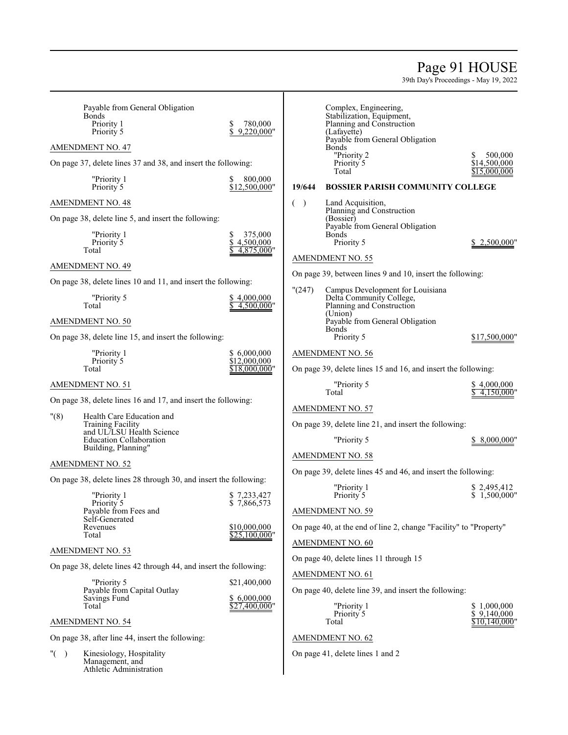Payable from General Obligation Bonds

| | |
|---|---|
| Priority 1 | $ 780,000 |
| Priority 5 | $ 9,220,000" |

AMENDMENT NO. 47

On page 37, delete lines 37 and 38, and insert the following:

| | |
|---|---|
| "Priority 1 | $ 800,000 |
| Priority 5 | $12,500,000" |

AMENDMENT NO. 48

On page 38, delete line 5, and insert the following:

| | |
|---|---|
| "Priority 1 | $ 375,000 |
| Priority 5 | $ 4,500,000 |
| Total | $ 4,875,000" |

AMENDMENT NO. 49

On page 38, delete lines 10 and 11, and insert the following:

| | |
|---|---|
| "Priority 5 | $ 4,000,000 |
| Total | $ 4,500,000" |

AMENDMENT NO. 50

On page 38, delete line 15, and insert the following:

| | |
|---|---|
| "Priority 1 | $ 6,000,000 |
| Priority 5 | $12,000,000 |
| Total | $18,000,000" |

AMENDMENT NO. 51

On page 38, delete lines 16 and 17, and insert the following:

"(8) Health Care Education and Training Facility and UL/LSU Health Science Education Collaboration Building, Planning"

AMENDMENT NO. 52

On page 38, delete lines 28 through 30, and insert the following:

| | |
|---|---|
| "Priority 1 | $ 7,233,427 |
| Priority 5 | $ 7,866,573 |
| Payable from Fees and Self-Generated Revenues | $10,000,000 |
| Total | $25,100,000" |

AMENDMENT NO. 53

On page 38, delete lines 42 through 44, and insert the following:

| | |
|---|---|
| "Priority 5 | $21,400,000 |
| Payable from Capital Outlay Savings Fund | $ 6,000,000 |
| Total | $27,400,000" |

AMENDMENT NO. 54

On page 38, after line 44, insert the following:

"( ) Kinesiology, Hospitality Management, and Athletic Administration Complex, Engineering, Stabilization, Equipment, Planning and Construction (Lafayette)
Payable from General Obligation Bonds

| | |
|---|---|
| "Priority 2 | $ 500,000 |
| Priority 5 | $14,500,000 |
| Total | $15,000,000 |

**19/644 BOSSIER PARISH COMMUNITY COLLEGE**

( ) Land Acquisition, Planning and Construction (Bossier)
Payable from General Obligation Bonds

| | |
|---|---|
| Priority 5 | $ 2,500,000" |

AMENDMENT NO. 55

On page 39, between lines 9 and 10, insert the following:

"(247) Campus Development for Louisiana Delta Community College, Planning and Construction (Union)
Payable from General Obligation Bonds

| | |
|---|---|
| Priority 5 | $17,500,000" |

AMENDMENT NO. 56

On page 39, delete lines 15 and 16, and insert the following:

| | |
|---|---|
| "Priority 5 | $ 4,000,000 |
| Total | $ 4,150,000" |

AMENDMENT NO. 57

On page 39, delete line 21, and insert the following:

| | |
|---|---|
| "Priority 5 | $ 8,000,000" |

AMENDMENT NO. 58

On page 39, delete lines 45 and 46, and insert the following:

| | |
|---|---|
| "Priority 1 | $ 2,495,412 |
| Priority 5 | $ 1,500,000" |

AMENDMENT NO. 59

On page 40, at the end of line 2, change "Facility" to "Property"

AMENDMENT NO. 60

On page 40, delete lines 11 through 15

AMENDMENT NO. 61

On page 40, delete line 39, and insert the following:

| | |
|---|---|
| "Priority 1 | $ 1,000,000 |
| Priority 5 | $ 9,140,000 |
| Total | $10,140,000" |

AMENDMENT NO. 62

On page 41, delete lines 1 and 2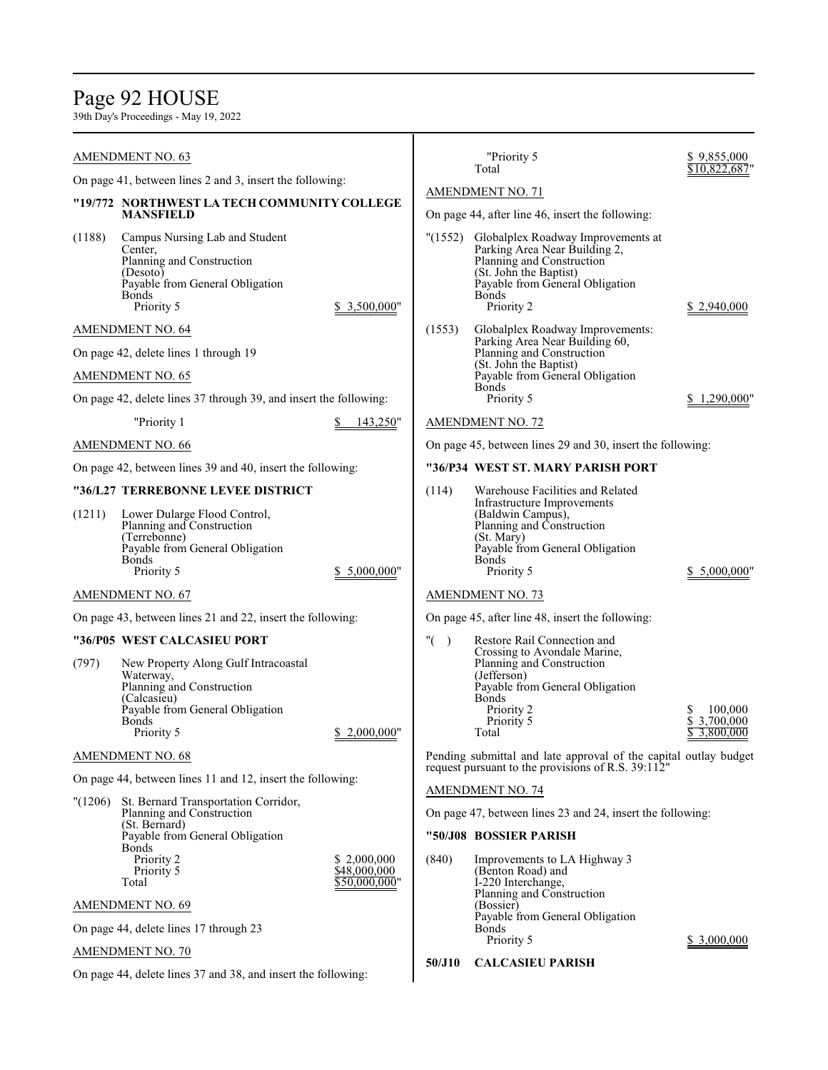AMENDMENT NO. 63

On page 41, between lines 2 and 3, insert the following:

**"19/772 NORTHWEST LA TECH COMMUNITY COLLEGE MANSFIELD**

(1188) Campus Nursing Lab and Student Center,
Planning and Construction
(Desoto)
Payable from General Obligation Bonds
Priority 5 $ 3,500,000"

AMENDMENT NO. 64

On page 42, delete lines 1 through 19

AMENDMENT NO. 65

On page 42, delete lines 37 through 39, and insert the following:

"Priority 1 $ 143,250"

AMENDMENT NO. 66

On page 42, between lines 39 and 40, insert the following:

**"36/L27 TERREBONNE LEVEE DISTRICT**

(1211) Lower Dularge Flood Control,
Planning and Construction
(Terrebonne)
Payable from General Obligation Bonds
Priority 5 $ 5,000,000"

AMENDMENT NO. 67

On page 43, between lines 21 and 22, insert the following:

**"36/P05 WEST CALCASIEU PORT**

(797) New Property Along Gulf Intracoastal Waterway,
Planning and Construction
(Calcasieu)
Payable from General Obligation Bonds
Priority 5 $ 2,000,000"

AMENDMENT NO. 68

On page 44, between lines 11 and 12, insert the following:

"(1206) St. Bernard Transportation Corridor,
Planning and Construction
(St. Bernard)
Payable from General Obligation Bonds
Priority 2 $ 2,000,000
Priority 5 $48,000,000
Total $50,000,000"

AMENDMENT NO. 69

On page 44, delete lines 17 through 23

AMENDMENT NO. 70

On page 44, delete lines 37 and 38, and insert the following:

"Priority 5 $ 9,855,000
Total $10,822,687"

AMENDMENT NO. 71

On page 44, after line 46, insert the following:

"(1552) Globalplex Roadway Improvements at Parking Area Near Building 2,
Planning and Construction
(St. John the Baptist)
Payable from General Obligation Bonds
Priority 2 $ 2,940,000

(1553) Globalplex Roadway Improvements: Parking Area Near Building 60,
Planning and Construction
(St. John the Baptist)
Payable from General Obligation Bonds
Priority 5 $ 1,290,000"

AMENDMENT NO. 72

On page 45, between lines 29 and 30, insert the following:

**"36/P34 WEST ST. MARY PARISH PORT**

(114) Warehouse Facilities and Related Infrastructure Improvements (Baldwin Campus),
Planning and Construction
(St. Mary)
Payable from General Obligation Bonds
Priority 5 $ 5,000,000"

AMENDMENT NO. 73

On page 45, after line 48, insert the following:

"( ) Restore Rail Connection and Crossing to Avondale Marine,
Planning and Construction
(Jefferson)
Payable from General Obligation Bonds
Priority 2 $ 100,000
Priority 5 $ 3,700,000
Total $ 3,800,000

Pending submittal and late approval of the capital outlay budget request pursuant to the provisions of R.S. 39:112"

AMENDMENT NO. 74

On page 47, between lines 23 and 24, insert the following:

**"50/J08 BOSSIER PARISH**

(840) Improvements to LA Highway 3 (Benton Road) and I-220 Interchange,
Planning and Construction
(Bossier)
Payable from General Obligation Bonds
Priority 5 $ 3,000,000

**50/J10 CALCASIEU PARISH**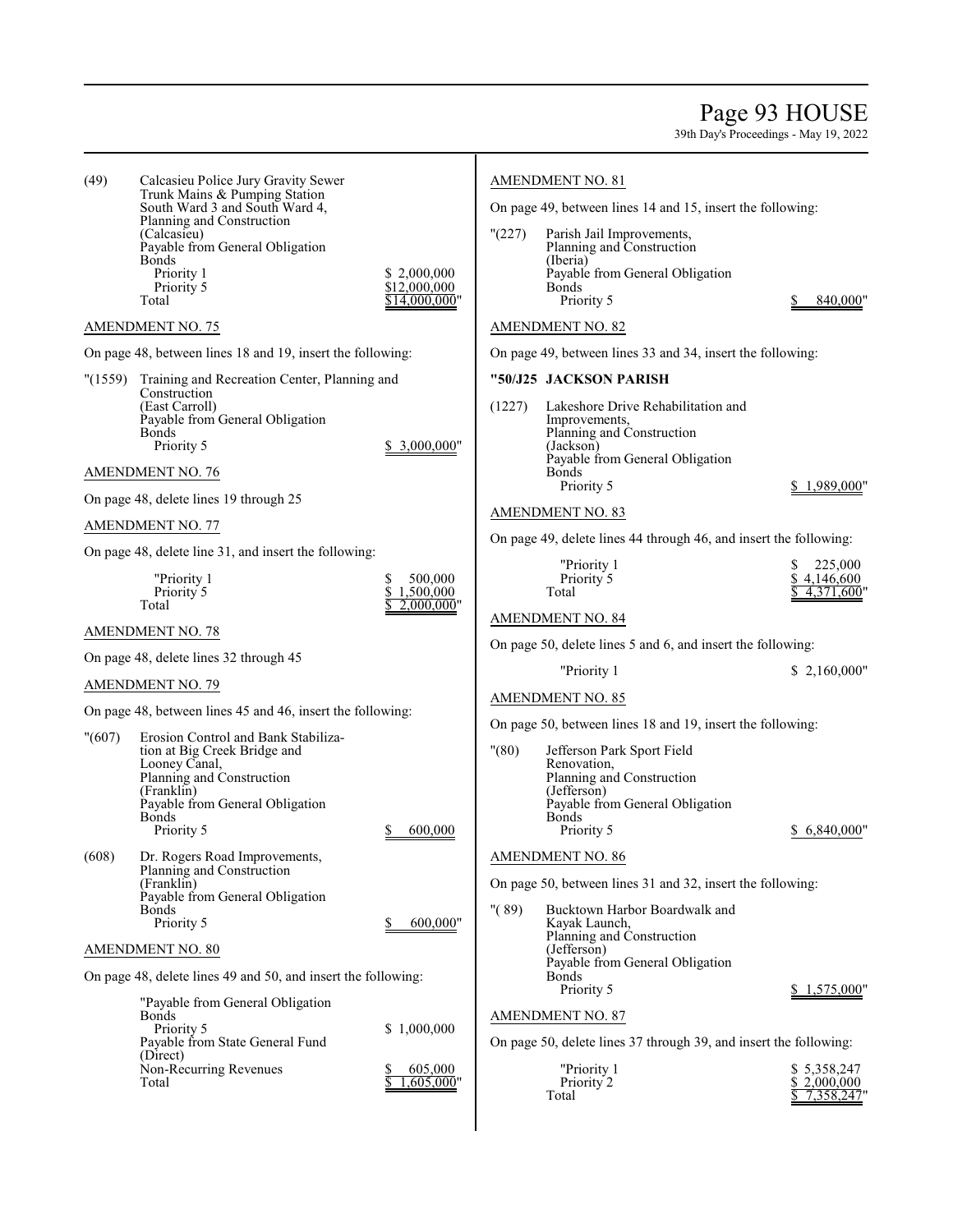(49) Calcasieu Police Jury Gravity Sewer Trunk Mains & Pumping Station South Ward 3 and South Ward 4, Planning and Construction (Calcasieu)
Payable from General Obligation Bonds
Priority 1 $ 2,000,000
Priority 5 $12,000,000
Total $14,000,000"

AMENDMENT NO. 75

On page 48, between lines 18 and 19, insert the following:

"(1559) Training and Recreation Center, Planning and Construction (East Carroll)
Payable from General Obligation Bonds
Priority 5 $ 3,000,000"

AMENDMENT NO. 76

On page 48, delete lines 19 through 25

AMENDMENT NO. 77

On page 48, delete line 31, and insert the following:

"Priority 1 $ 500,000
Priority 5 $ 1,500,000
Total $ 2,000,000"

AMENDMENT NO. 78

On page 48, delete lines 32 through 45

AMENDMENT NO. 79

On page 48, between lines 45 and 46, insert the following:

"(607) Erosion Control and Bank Stabilization at Big Creek Bridge and Looney Canal, Planning and Construction (Franklin)
Payable from General Obligation Bonds
Priority 5 $ 600,000

(608) Dr. Rogers Road Improvements, Planning and Construction (Franklin)
Payable from General Obligation Bonds
Priority 5 $ 600,000"

AMENDMENT NO. 80

On page 48, delete lines 49 and 50, and insert the following:

"Payable from General Obligation Bonds
Priority 5 $ 1,000,000
Payable from State General Fund (Direct)
Non-Recurring Revenues $ 605,000
Total $ 1,605,000"

AMENDMENT NO. 81

On page 49, between lines 14 and 15, insert the following:

"(227) Parish Jail Improvements, Planning and Construction (Iberia)
Payable from General Obligation Bonds
Priority 5 $ 840,000"

AMENDMENT NO. 82

On page 49, between lines 33 and 34, insert the following:

**"50/J25 JACKSON PARISH**

(1227) Lakeshore Drive Rehabilitation and Improvements, Planning and Construction (Jackson)
Payable from General Obligation Bonds
Priority 5 $ 1,989,000"

AMENDMENT NO. 83

On page 49, delete lines 44 through 46, and insert the following:

"Priority 1 $ 225,000
Priority 5 $ 4,146,600
Total $ 4,371,600"

AMENDMENT NO. 84

On page 50, delete lines 5 and 6, and insert the following:

"Priority 1 $ 2,160,000"

AMENDMENT NO. 85

On page 50, between lines 18 and 19, insert the following:

"(80) Jefferson Park Sport Field Renovation, Planning and Construction (Jefferson)
Payable from General Obligation Bonds
Priority 5 $ 6,840,000"

AMENDMENT NO. 86

On page 50, between lines 31 and 32, insert the following:

"( 89) Bucktown Harbor Boardwalk and Kayak Launch, Planning and Construction (Jefferson)
Payable from General Obligation Bonds
Priority 5 $ 1,575,000"

AMENDMENT NO. 87

On page 50, delete lines 37 through 39, and insert the following:

"Priority 1 $ 5,358,247
Priority 2 $ 2,000,000
Total $ 7,358,247"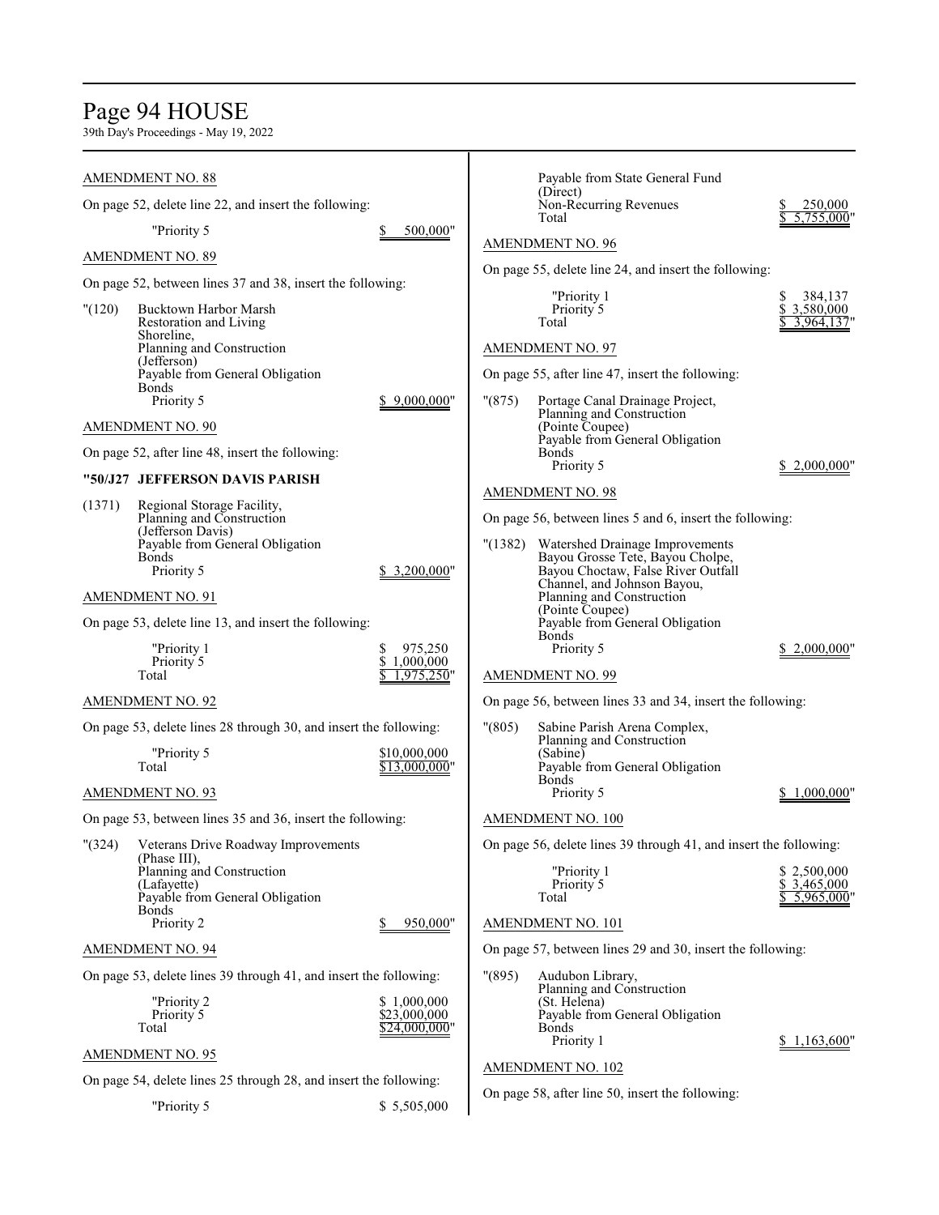AMENDMENT NO. 88

On page 52, delete line 22, and insert the following:

"Priority 5 $ 500,000"

AMENDMENT NO. 89

On page 52, between lines 37 and 38, insert the following:

"(120) Bucktown Harbor Marsh Restoration and Living Shoreline,
Planning and Construction
(Jefferson)
Payable from General Obligation Bonds
Priority 5 $ 9,000,000"

AMENDMENT NO. 90

On page 52, after line 48, insert the following:

**"50/J27 JEFFERSON DAVIS PARISH**

(1371) Regional Storage Facility,
Planning and Construction
(Jefferson Davis)
Payable from General Obligation Bonds
Priority 5 $ 3,200,000"

AMENDMENT NO. 91

On page 53, delete line 13, and insert the following:

"Priority 1 $ 975,250
Priority 5 $ 1,000,000
Total $ 1,975,250"

AMENDMENT NO. 92

On page 53, delete lines 28 through 30, and insert the following:

"Priority 5 $10,000,000
Total $13,000,000"

AMENDMENT NO. 93

On page 53, between lines 35 and 36, insert the following:

"(324) Veterans Drive Roadway Improvements (Phase III),
Planning and Construction
(Lafayette)
Payable from General Obligation Bonds
Priority 2 $ 950,000"

AMENDMENT NO. 94

On page 53, delete lines 39 through 41, and insert the following:

"Priority 2 $ 1,000,000
Priority 5 $23,000,000
Total $24,000,000"

AMENDMENT NO. 95

On page 54, delete lines 25 through 28, and insert the following:

"Priority 5 $ 5,505,000
Payable from State General Fund (Direct)
Non-Recurring Revenues $ 250,000
Total $ 5,755,000"

AMENDMENT NO. 96

On page 55, delete line 24, and insert the following:

"Priority 1 $ 384,137
Priority 5 $ 3,580,000
Total $ 3,964,137"

AMENDMENT NO. 97

On page 55, after line 47, insert the following:

"(875) Portage Canal Drainage Project,
Planning and Construction
(Pointe Coupee)
Payable from General Obligation Bonds
Priority 5 $ 2,000,000"

AMENDMENT NO. 98

On page 56, between lines 5 and 6, insert the following:

"(1382) Watershed Drainage Improvements Bayou Grosse Tete, Bayou Cholpe, Bayou Choctaw, False River Outfall Channel, and Johnson Bayou,
Planning and Construction
(Pointe Coupee)
Payable from General Obligation Bonds
Priority 5 $ 2,000,000"

AMENDMENT NO. 99

On page 56, between lines 33 and 34, insert the following:

"(805) Sabine Parish Arena Complex,
Planning and Construction
(Sabine)
Payable from General Obligation Bonds
Priority 5 $ 1,000,000"

AMENDMENT NO. 100

On page 56, delete lines 39 through 41, and insert the following:

"Priority 1 $ 2,500,000
Priority 5 $ 3,465,000
Total $ 5,965,000"

AMENDMENT NO. 101

On page 57, between lines 29 and 30, insert the following:

"(895) Audubon Library,
Planning and Construction
(St. Helena)
Payable from General Obligation Bonds
Priority 1 $ 1,163,600"

AMENDMENT NO. 102

On page 58, after line 50, insert the following: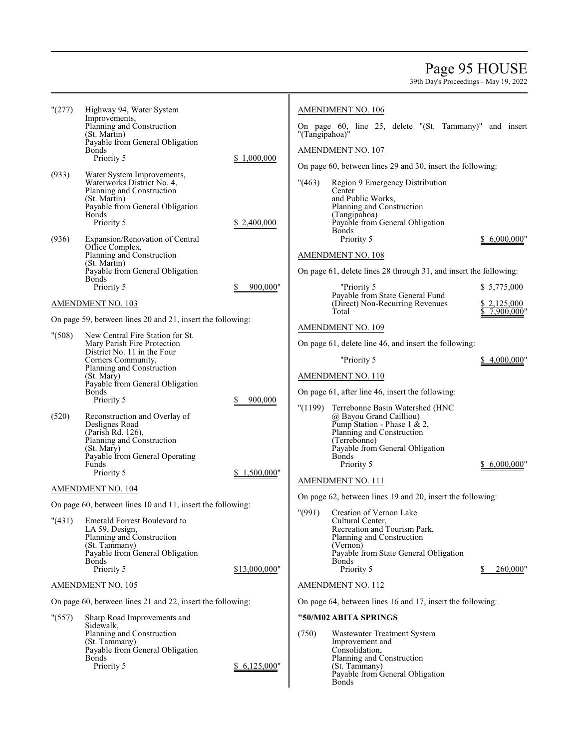"(277) Highway 94, Water System Improvements,
Planning and Construction
(St. Martin)
Payable from General Obligation Bonds
Priority 5 $ 1,000,000

(933) Water System Improvements, Waterworks District No. 4,
Planning and Construction
(St. Martin)
Payable from General Obligation Bonds
Priority 5 $ 2,400,000

(936) Expansion/Renovation of Central Office Complex,
Planning and Construction
(St. Martin)
Payable from General Obligation Bonds
Priority 5 $ 900,000"

AMENDMENT NO. 103

On page 59, between lines 20 and 21, insert the following:

"(508) New Central Fire Station for St. Mary Parish Fire Protection District No. 11 in the Four Corners Community,
Planning and Construction
(St. Mary)
Payable from General Obligation Bonds
Priority 5 $ 900,000

(520) Reconstruction and Overlay of Deslignes Road
(Parish Rd. 126),
Planning and Construction
(St. Mary)
Payable from General Operating Funds
Priority 5 $ 1,500,000"

AMENDMENT NO. 104

On page 60, between lines 10 and 11, insert the following:

"(431) Emerald Forrest Boulevard to LA 59, Design,
Planning and Construction
(St. Tammany)
Payable from General Obligation Bonds
Priority 5 $13,000,000"

AMENDMENT NO. 105

On page 60, between lines 21 and 22, insert the following:

"(557) Sharp Road Improvements and Sidewalk,
Planning and Construction
(St. Tammany)
Payable from General Obligation Bonds
Priority 5 $ 6,125,000"

AMENDMENT NO. 106

On page 60, line 25, delete "(St. Tammany)" and insert "(Tangipahoa)"

AMENDMENT NO. 107

On page 60, between lines 29 and 30, insert the following:

"(463) Region 9 Emergency Distribution Center
and Public Works,
Planning and Construction
(Tangipahoa)
Payable from General Obligation Bonds
Priority 5 $ 6,000,000"

AMENDMENT NO. 108

On page 61, delete lines 28 through 31, and insert the following:

"Priority 5 $ 5,775,000
Payable from State General Fund (Direct) Non-Recurring Revenues $ 2,125,000
Total $ 7,900,000"

AMENDMENT NO. 109

On page 61, delete line 46, and insert the following:

"Priority 5 $ 4,000,000"

AMENDMENT NO. 110

On page 61, after line 46, insert the following:

"(1199) Terrebonne Basin Watershed (HNC @ Bayou Grand Cailliou)
Pump Station - Phase 1 & 2,
Planning and Construction
(Terrebonne)
Payable from General Obligation Bonds
Priority 5 $ 6,000,000"

AMENDMENT NO. 111

On page 62, between lines 19 and 20, insert the following:

"(991) Creation of Vernon Lake Cultural Center,
Recreation and Tourism Park,
Planning and Construction
(Vernon)
Payable from State General Obligation Bonds
Priority 5 $ 260,000"

AMENDMENT NO. 112

On page 64, between lines 16 and 17, insert the following:

**"50/M02 ABITA SPRINGS**

(750) Wastewater Treatment System Improvement and Consolidation,
Planning and Construction
(St. Tammany)
Payable from General Obligation Bonds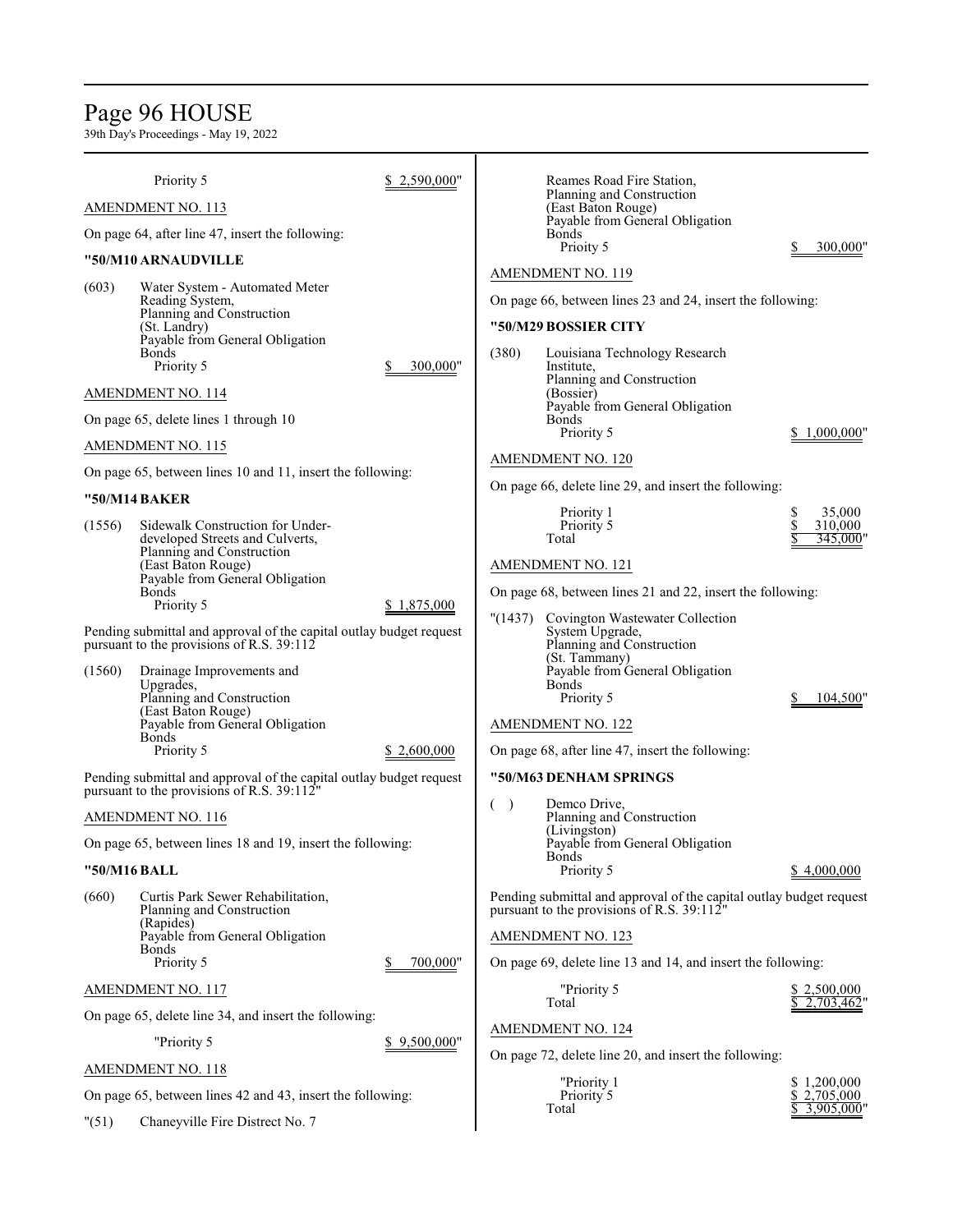Priority 5 $ 2,590,000"

AMENDMENT NO. 113

On page 64, after line 47, insert the following:

**"50/M10 ARNAUDVILLE**

(603) Water System - Automated Meter Reading System,
Planning and Construction
(St. Landry)
Payable from General Obligation Bonds
Priority 5 $ 300,000"

AMENDMENT NO. 114

On page 65, delete lines 1 through 10

AMENDMENT NO. 115

On page 65, between lines 10 and 11, insert the following:

**"50/M14 BAKER**

(1556) Sidewalk Construction for Under-developed Streets and Culverts,
Planning and Construction
(East Baton Rouge)
Payable from General Obligation Bonds
Priority 5 $ 1,875,000

Pending submittal and approval of the capital outlay budget request pursuant to the provisions of R.S. 39:112

(1560) Drainage Improvements and Upgrades,
Planning and Construction
(East Baton Rouge)
Payable from General Obligation Bonds
Priority 5 $ 2,600,000

Pending submittal and approval of the capital outlay budget request pursuant to the provisions of R.S. 39:112"

AMENDMENT NO. 116

On page 65, between lines 18 and 19, insert the following:

**"50/M16 BALL**

(660) Curtis Park Sewer Rehabilitation,
Planning and Construction
(Rapides)
Payable from General Obligation Bonds
Priority 5 $ 700,000"

AMENDMENT NO. 117

On page 65, delete line 34, and insert the following:

"Priority 5 $ 9,500,000"

AMENDMENT NO. 118

On page 65, between lines 42 and 43, insert the following:

"(51) Chaneyville Fire District No. 7
Reames Road Fire Station,
Planning and Construction
(East Baton Rouge)
Payable from General Obligation Bonds
Prioity 5 $ 300,000"

AMENDMENT NO. 119

On page 66, between lines 23 and 24, insert the following:

**"50/M29 BOSSIER CITY**

(380) Louisiana Technology Research Institute,
Planning and Construction
(Bossier)
Payable from General Obligation Bonds
Priority 5 $ 1,000,000"

AMENDMENT NO. 120

On page 66, delete line 29, and insert the following:

| | |
|---|---|
| Priority 1 | $ 35,000 |
| Priority 5 | $ 310,000 |
| Total | $ 345,000" |

AMENDMENT NO. 121

On page 68, between lines 21 and 22, insert the following:

"(1437) Covington Wastewater Collection System Upgrade,
Planning and Construction
(St. Tammany)
Payable from General Obligation Bonds
Priority 5 $ 104,500"

AMENDMENT NO. 122

On page 68, after line 47, insert the following:

**"50/M63 DENHAM SPRINGS**

( ) Demco Drive,
Planning and Construction
(Livingston)
Payable from General Obligation Bonds
Priority 5 $ 4,000,000

Pending submittal and approval of the capital outlay budget request pursuant to the provisions of R.S. 39:112"

AMENDMENT NO. 123

On page 69, delete line 13 and 14, and insert the following:

| | |
|---|---|
| "Priority 5 | $ 2,500,000 |
| Total | $ 2,703,462" |

AMENDMENT NO. 124

On page 72, delete line 20, and insert the following:

| | |
|---|---|
| "Priority 1 | $ 1,200,000 |
| Priority 5 | $ 2,705,000 |
| Total | $ 3,905,000" |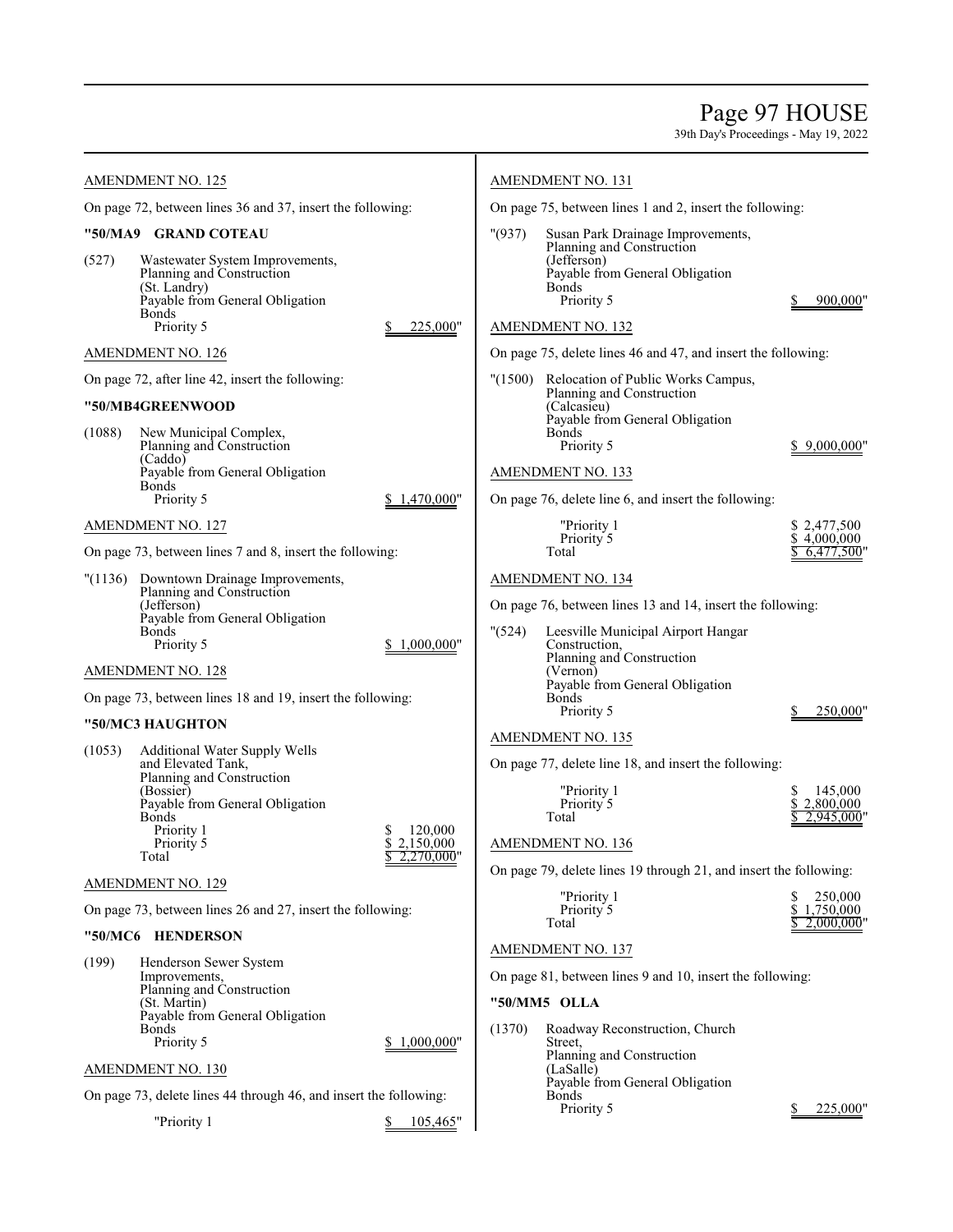AMENDMENT NO. 125

On page 72, between lines 36 and 37, insert the following:

**"50/MA9 GRAND COTEAU**

(527) Wastewater System Improvements,
Planning and Construction
(St. Landry)
Payable from General Obligation
Bonds
Priority 5 $ 225,000"

AMENDMENT NO. 126

On page 72, after line 42, insert the following:

**"50/MB4GREENWOOD**

(1088) New Municipal Complex,
Planning and Construction
(Caddo)
Payable from General Obligation
Bonds
Priority 5 $ 1,470,000"

AMENDMENT NO. 127

On page 73, between lines 7 and 8, insert the following:

"(1136) Downtown Drainage Improvements,
Planning and Construction
(Jefferson)
Payable from General Obligation
Bonds
Priority 5 $ 1,000,000"

AMENDMENT NO. 128

On page 73, between lines 18 and 19, insert the following:

**"50/MC3 HAUGHTON**

(1053) Additional Water Supply Wells
and Elevated Tank,
Planning and Construction
(Bossier)
Payable from General Obligation
Bonds
Priority 1 $ 120,000
Priority 5 $ 2,150,000
Total $ 2,270,000"

AMENDMENT NO. 129

On page 73, between lines 26 and 27, insert the following:

**"50/MC6 HENDERSON**

(199) Henderson Sewer System
Improvements,
Planning and Construction
(St. Martin)
Payable from General Obligation
Bonds
Priority 5 $ 1,000,000"

AMENDMENT NO. 130

On page 73, delete lines 44 through 46, and insert the following:

"Priority 1 $ 105,465"

AMENDMENT NO. 131

On page 75, between lines 1 and 2, insert the following:

"(937) Susan Park Drainage Improvements,
Planning and Construction
(Jefferson)
Payable from General Obligation
Bonds
Priority 5 $ 900,000"

AMENDMENT NO. 132

On page 75, delete lines 46 and 47, and insert the following:

"(1500) Relocation of Public Works Campus,
Planning and Construction
(Calcasieu)
Payable from General Obligation
Bonds
Priority 5 $ 9,000,000"

AMENDMENT NO. 133

On page 76, delete line 6, and insert the following:

"Priority 1 $ 2,477,500
Priority 5 $ 4,000,000
Total $ 6,477,500"

AMENDMENT NO. 134

On page 76, between lines 13 and 14, insert the following:

"(524) Leesville Municipal Airport Hangar
Construction,
Planning and Construction
(Vernon)
Payable from General Obligation
Bonds
Priority 5 $ 250,000"

AMENDMENT NO. 135

On page 77, delete line 18, and insert the following:

"Priority 1 $ 145,000
Priority 5 $ 2,800,000
Total $ 2,945,000"

AMENDMENT NO. 136

On page 79, delete lines 19 through 21, and insert the following:

"Priority 1 $ 250,000
Priority 5 $ 1,750,000
Total $ 2,000,000"

AMENDMENT NO. 137

On page 81, between lines 9 and 10, insert the following:

**"50/MM5 OLLA**

(1370) Roadway Reconstruction, Church
Street,
Planning and Construction
(LaSalle)
Payable from General Obligation
Bonds
Priority 5 $ 225,000"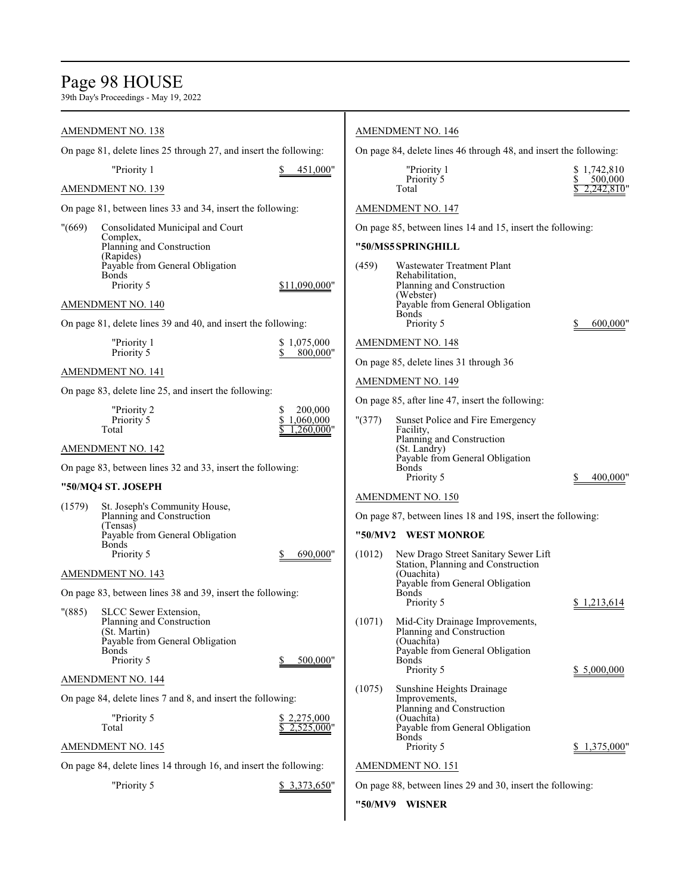AMENDMENT NO. 138

On page 81, delete lines 25 through 27, and insert the following:

"Priority 1 $ 451,000"

AMENDMENT NO. 139

On page 81, between lines 33 and 34, insert the following:

"(669) Consolidated Municipal and Court Complex,
Planning and Construction
(Rapides)
Payable from General Obligation Bonds
Priority 5 $11,090,000"

AMENDMENT NO. 140

On page 81, delete lines 39 and 40, and insert the following:

"Priority 1 $ 1,075,000
Priority 5 $ 800,000"

AMENDMENT NO. 141

On page 83, delete line 25, and insert the following:

"Priority 2 $ 200,000
Priority 5 $ 1,060,000
Total $ 1,260,000"

AMENDMENT NO. 142

On page 83, between lines 32 and 33, insert the following:

**"50/MQ4 ST. JOSEPH**

(1579) St. Joseph's Community House,
Planning and Construction
(Tensas)
Payable from General Obligation Bonds
Priority 5 $ 690,000"

AMENDMENT NO. 143

On page 83, between lines 38 and 39, insert the following:

"(885) SLCC Sewer Extension,
Planning and Construction
(St. Martin)
Payable from General Obligation Bonds
Priority 5 $ 500,000"

AMENDMENT NO. 144

On page 84, delete lines 7 and 8, and insert the following:

"Priority 5 $ 2,275,000
Total $ 2,525,000"

AMENDMENT NO. 145

On page 84, delete lines 14 through 16, and insert the following:

"Priority 5 $ 3,373,650"

AMENDMENT NO. 146

On page 84, delete lines 46 through 48, and insert the following:

"Priority 1 $ 1,742,810
Priority 5 $ 500,000
Total $ 2,242,810"

AMENDMENT NO. 147

On page 85, between lines 14 and 15, insert the following:

**"50/MS5 SPRINGHILL**

(459) Wastewater Treatment Plant Rehabilitation,
Planning and Construction
(Webster)
Payable from General Obligation Bonds
Priority 5 $ 600,000"

AMENDMENT NO. 148

On page 85, delete lines 31 through 36

AMENDMENT NO. 149

On page 85, after line 47, insert the following:

"(377) Sunset Police and Fire Emergency Facility,
Planning and Construction
(St. Landry)
Payable from General Obligation Bonds
Priority 5 $ 400,000"

AMENDMENT NO. 150

On page 87, between lines 18 and 19S, insert the following:

**"50/MV2 WEST MONROE**

(1012) New Drago Street Sanitary Sewer Lift Station, Planning and Construction
(Ouachita)
Payable from General Obligation Bonds
Priority 5 $ 1,213,614

(1071) Mid-City Drainage Improvements,
Planning and Construction
(Ouachita)
Payable from General Obligation Bonds
Priority 5 $ 5,000,000

(1075) Sunshine Heights Drainage Improvements,
Planning and Construction
(Ouachita)
Payable from General Obligation Bonds
Priority 5 $ 1,375,000"

AMENDMENT NO. 151

On page 88, between lines 29 and 30, insert the following:

**"50/MV9 WISNER**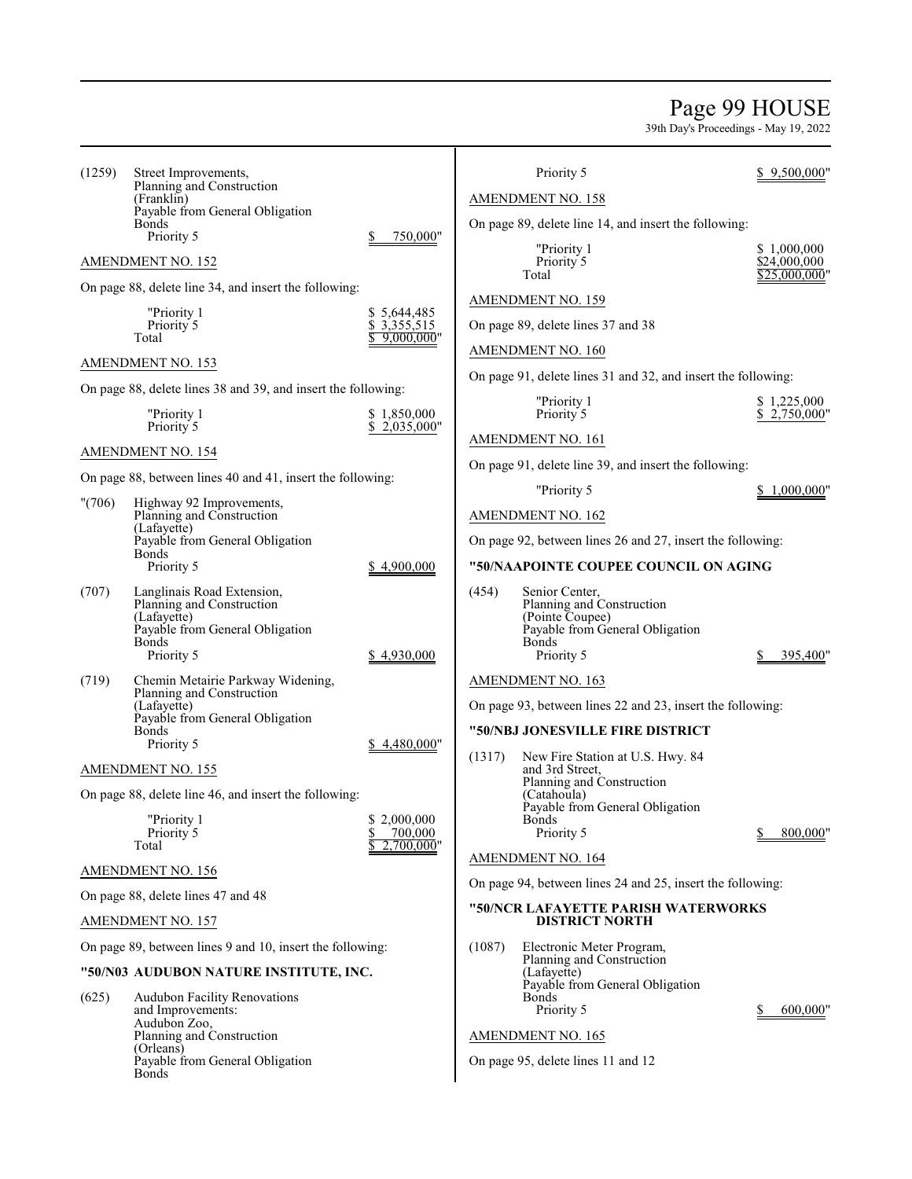(1259) Street Improvements,
Planning and Construction
(Franklin)
Payable from General Obligation
Bonds
Priority 5 $ 750,000"

AMENDMENT NO. 152

On page 88, delete line 34, and insert the following:

| | |
|---|---|
| "Priority 1 | $ 5,644,485 |
| Priority 5 | $ 3,355,515 |
| Total | $ 9,000,000" |

AMENDMENT NO. 153

On page 88, delete lines 38 and 39, and insert the following:

| | |
|---|---|
| "Priority 1 | $ 1,850,000 |
| Priority 5 | $ 2,035,000" |

AMENDMENT NO. 154

On page 88, between lines 40 and 41, insert the following:

"(706) Highway 92 Improvements,
Planning and Construction
(Lafayette)
Payable from General Obligation
Bonds
Priority 5 $ 4,900,000

(707) Langlinais Road Extension,
Planning and Construction
(Lafayette)
Payable from General Obligation
Bonds
Priority 5 $ 4,930,000

(719) Chemin Metairie Parkway Widening,
Planning and Construction
(Lafayette)
Payable from General Obligation
Bonds
Priority 5 $ 4,480,000"

AMENDMENT NO. 155

On page 88, delete line 46, and insert the following:

| | |
|---|---|
| "Priority 1 | $ 2,000,000 |
| Priority 5 | $ 700,000 |
| Total | $ 2,700,000" |

AMENDMENT NO. 156

On page 88, delete lines 47 and 48

AMENDMENT NO. 157

On page 89, between lines 9 and 10, insert the following:

**"50/N03 AUDUBON NATURE INSTITUTE, INC.**

(625) Audubon Facility Renovations
and Improvements:
Audubon Zoo,
Planning and Construction
(Orleans)
Payable from General Obligation
Bonds
Priority 5 $ 9,500,000"

AMENDMENT NO. 158

On page 89, delete line 14, and insert the following:

| | |
|---|---|
| "Priority 1 | $ 1,000,000 |
| Priority 5 | $24,000,000 |
| Total | $25,000,000" |

AMENDMENT NO. 159

On page 89, delete lines 37 and 38

AMENDMENT NO. 160

On page 91, delete lines 31 and 32, and insert the following:

| | |
|---|---|
| "Priority 1 | $ 1,225,000 |
| Priority 5 | $ 2,750,000" |

AMENDMENT NO. 161

On page 91, delete line 39, and insert the following:

"Priority 5 $ 1,000,000"

AMENDMENT NO. 162

On page 92, between lines 26 and 27, insert the following:

**"50/NAAPOINTE COUPEE COUNCIL ON AGING**

(454) Senior Center,
Planning and Construction
(Pointe Coupee)
Payable from General Obligation
Bonds
Priority 5 $ 395,400"

AMENDMENT NO. 163

On page 93, between lines 22 and 23, insert the following:

**"50/NBJ JONESVILLE FIRE DISTRICT**

(1317) New Fire Station at U.S. Hwy. 84
and 3rd Street,
Planning and Construction
(Catahoula)
Payable from General Obligation
Bonds
Priority 5 $ 800,000"

AMENDMENT NO. 164

On page 94, between lines 24 and 25, insert the following:

**"50/NCR LAFAYETTE PARISH WATERWORKS DISTRICT NORTH**

(1087) Electronic Meter Program,
Planning and Construction
(Lafayette)
Payable from General Obligation
Bonds
Priority 5 $ 600,000"

AMENDMENT NO. 165

On page 95, delete lines 11 and 12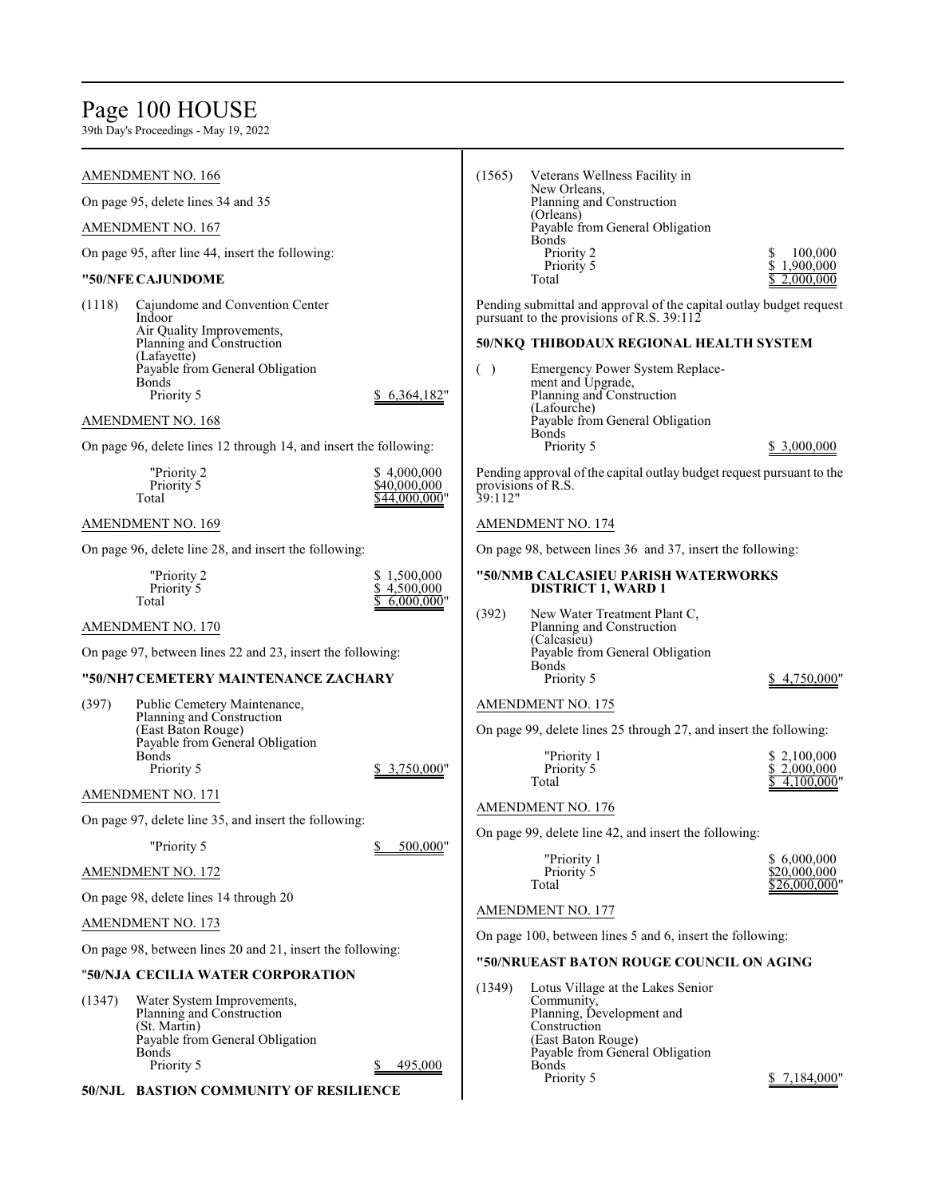AMENDMENT NO. 166

On page 95, delete lines 34 and 35

AMENDMENT NO. 167

On page 95, after line 44, insert the following:

**"50/NFE CAJUNDOME**

(1118) Cajundome and Convention Center Indoor Air Quality Improvements, Planning and Construction (Lafayette)
Payable from General Obligation Bonds
Priority 5 $ 6,364,182"

AMENDMENT NO. 168

On page 96, delete lines 12 through 14, and insert the following:

| | |
|---|---|
| "Priority 2 | $ 4,000,000 |
| Priority 5 | $40,000,000 |
| Total | $44,000,000" |

AMENDMENT NO. 169

On page 96, delete line 28, and insert the following:

| | |
|---|---|
| "Priority 2 | $ 1,500,000 |
| Priority 5 | $ 4,500,000 |
| Total | $ 6,000,000" |

AMENDMENT NO. 170

On page 97, between lines 22 and 23, insert the following:

**"50/NH7 CEMETERY MAINTENANCE ZACHARY**

(397) Public Cemetery Maintenance, Planning and Construction (East Baton Rouge)
Payable from General Obligation Bonds
Priority 5 $ 3,750,000"

AMENDMENT NO. 171

On page 97, delete line 35, and insert the following:

"Priority 5 $ 500,000"

AMENDMENT NO. 172

On page 98, delete lines 14 through 20

AMENDMENT NO. 173

On page 98, between lines 20 and 21, insert the following:

**"50/NJA CECILIA WATER CORPORATION**

(1347) Water System Improvements, Planning and Construction (St. Martin)
Payable from General Obligation Bonds
Priority 5 $ 495,000

**50/NJL BASTION COMMUNITY OF RESILIENCE**

(1565) Veterans Wellness Facility in New Orleans, Planning and Construction (Orleans)
Payable from General Obligation Bonds

| | |
|---|---|
| Priority 2 | $ 100,000 |
| Priority 5 | $ 1,900,000 |
| Total | $ 2,000,000 |

Pending submittal and approval of the capital outlay budget request pursuant to the provisions of R.S. 39:112

**50/NKQ THIBODAUX REGIONAL HEALTH SYSTEM**

( ) Emergency Power System Replacement and Upgrade, Planning and Construction (Lafourche)
Payable from General Obligation Bonds
Priority 5 $ 3,000,000

Pending approval of the capital outlay budget request pursuant to the provisions of R.S. 39:112"

AMENDMENT NO. 174

On page 98, between lines 36 and 37, insert the following:

**"50/NMB CALCASIEU PARISH WATERWORKS DISTRICT 1, WARD 1**

(392) New Water Treatment Plant C, Planning and Construction (Calcasieu)
Payable from General Obligation Bonds
Priority 5 $ 4,750,000"

AMENDMENT NO. 175

On page 99, delete lines 25 through 27, and insert the following:

| | |
|---|---|
| "Priority 1 | $ 2,100,000 |
| Priority 5 | $ 2,000,000 |
| Total | $ 4,100,000" |

AMENDMENT NO. 176

On page 99, delete line 42, and insert the following:

| | |
|---|---|
| "Priority 1 | $ 6,000,000 |
| Priority 5 | $20,000,000 |
| Total | $26,000,000" |

AMENDMENT NO. 177

On page 100, between lines 5 and 6, insert the following:

**"50/NRUEAST BATON ROUGE COUNCIL ON AGING**

(1349) Lotus Village at the Lakes Senior Community, Planning, Development and Construction (East Baton Rouge)
Payable from General Obligation Bonds
Priority 5 $ 7,184,000"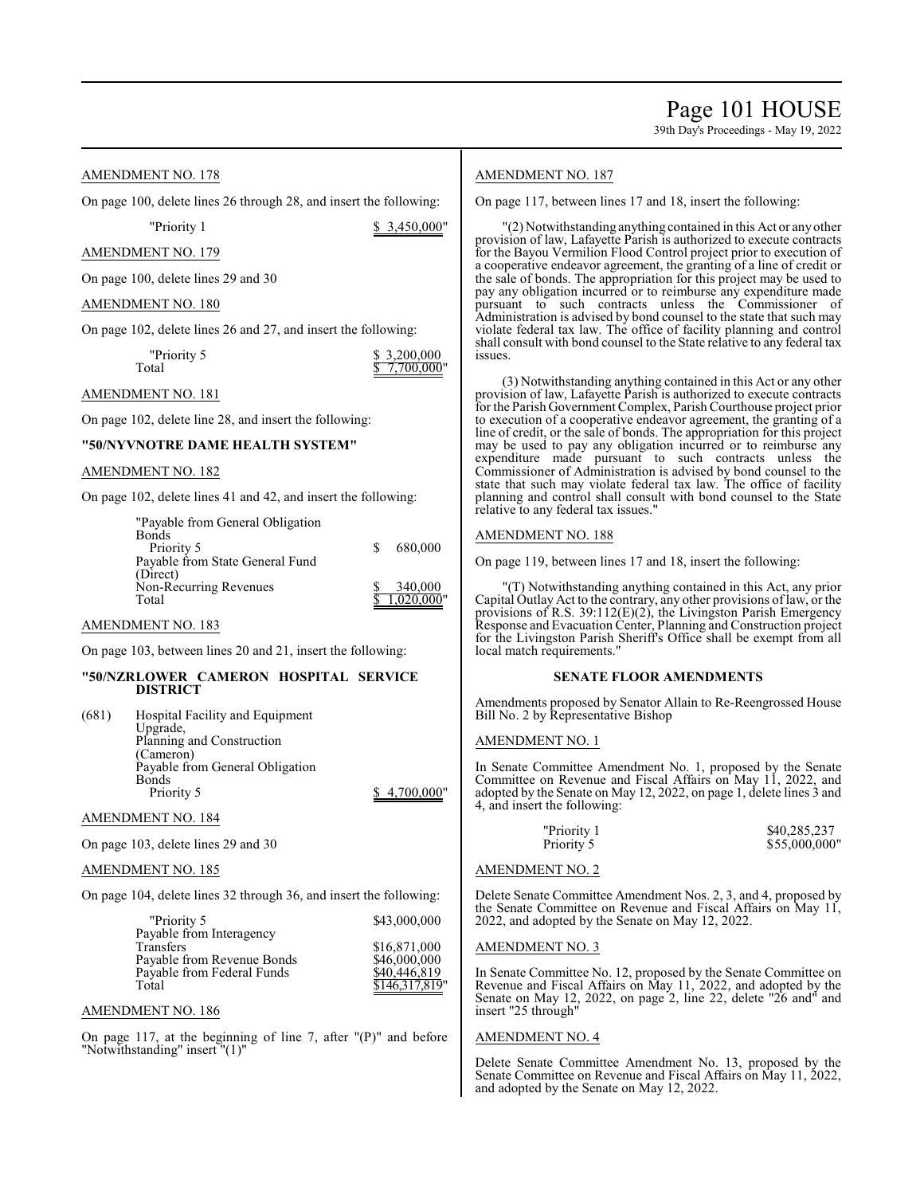AMENDMENT NO. 178

On page 100, delete lines 26 through 28, and insert the following:

| | |
|---|---|
| "Priority 1 | $ 3,450,000" |

AMENDMENT NO. 179

On page 100, delete lines 29 and 30

AMENDMENT NO. 180

On page 102, delete lines 26 and 27, and insert the following:

| | |
|---|---|
| "Priority 5 | $ 3,200,000 |
| Total | $ 7,700,000" |

AMENDMENT NO. 181

On page 102, delete line 28, and insert the following:

**"50/NYVNOTRE DAME HEALTH SYSTEM"**

AMENDMENT NO. 182

On page 102, delete lines 41 and 42, and insert the following:

| | |
|---|---|
| "Payable from General Obligation Bonds | |
| Priority 5 | $ 680,000 |
| Payable from State General Fund (Direct) | |
| Non-Recurring Revenues | $ 340,000 |
| Total | $ 1,020,000" |

AMENDMENT NO. 183

On page 103, between lines 20 and 21, insert the following:

**"50/NZRLOWER CAMERON HOSPITAL SERVICE DISTRICT**

| | | |
|---|---|---|
| (681) | Hospital Facility and Equipment Upgrade, Planning and Construction (Cameron) | |
| | Payable from General Obligation Bonds | |
| | Priority 5 | $ 4,700,000" |

AMENDMENT NO. 184

On page 103, delete lines 29 and 30

AMENDMENT NO. 185

On page 104, delete lines 32 through 36, and insert the following:

| | |
|---|---|
| "Priority 5 | $43,000,000 |
| Payable from Interagency Transfers | $16,871,000 |
| Payable from Revenue Bonds | $46,000,000 |
| Payable from Federal Funds | $40,446,819 |
| Total | $146,317,819" |

AMENDMENT NO. 186

On page 117, at the beginning of line 7, after "(P)" and before "Notwithstanding" insert "(1)"

AMENDMENT NO. 187

On page 117, between lines 17 and 18, insert the following:

"(2) Notwithstanding anything contained in this Act or any other provision of law, Lafayette Parish is authorized to execute contracts for the Bayou Vermilion Flood Control project prior to execution of a cooperative endeavor agreement, the granting of a line of credit or the sale of bonds. The appropriation for this project may be used to pay any obligation incurred or to reimburse any expenditure made pursuant to such contracts unless the Commissioner of Administration is advised by bond counsel to the state that such may violate federal tax law. The office of facility planning and control shall consult with bond counsel to the State relative to any federal tax issues.

(3) Notwithstanding anything contained in this Act or any other provision of law, Lafayette Parish is authorized to execute contracts for the Parish Government Complex, Parish Courthouse project prior to execution of a cooperative endeavor agreement, the granting of a line of credit, or the sale of bonds. The appropriation for this project may be used to pay any obligation incurred or to reimburse any expenditure made pursuant to such contracts unless the Commissioner of Administration is advised by bond counsel to the state that such may violate federal tax law. The office of facility planning and control shall consult with bond counsel to the State relative to any federal tax issues."

AMENDMENT NO. 188

On page 119, between lines 17 and 18, insert the following:

"(T) Notwithstanding anything contained in this Act, any prior Capital Outlay Act to the contrary, any other provisions of law, or the provisions of R.S. 39:112(E)(2), the Livingston Parish Emergency Response and Evacuation Center, Planning and Construction project for the Livingston Parish Sheriff's Office shall be exempt from all local match requirements."

## SENATE FLOOR AMENDMENTS

Amendments proposed by Senator Allain to Re-Reengrossed House Bill No. 2 by Representative Bishop

AMENDMENT NO. 1

In Senate Committee Amendment No. 1, proposed by the Senate Committee on Revenue and Fiscal Affairs on May 11, 2022, and adopted by the Senate on May 12, 2022, on page 1, delete lines 3 and 4, and insert the following:

| | |
|---|---|
| "Priority 1 | $40,285,237 |
| Priority 5 | $55,000,000" |

AMENDMENT NO. 2

Delete Senate Committee Amendment Nos. 2, 3, and 4, proposed by the Senate Committee on Revenue and Fiscal Affairs on May 11, 2022, and adopted by the Senate on May 12, 2022.

AMENDMENT NO. 3

In Senate Committee No. 12, proposed by the Senate Committee on Revenue and Fiscal Affairs on May 11, 2022, and adopted by the Senate on May 12, 2022, on page 2, line 22, delete "26 and" and insert "25 through"

AMENDMENT NO. 4

Delete Senate Committee Amendment No. 13, proposed by the Senate Committee on Revenue and Fiscal Affairs on May 11, 2022, and adopted by the Senate on May 12, 2022.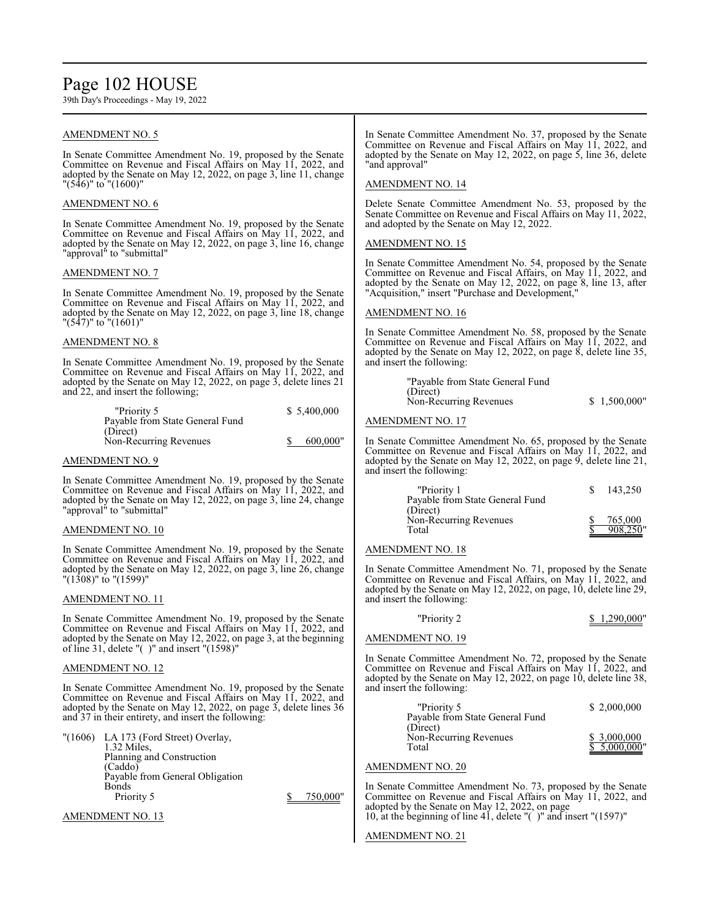AMENDMENT NO. 5

In Senate Committee Amendment No. 19, proposed by the Senate Committee on Revenue and Fiscal Affairs on May 11, 2022, and adopted by the Senate on May 12, 2022, on page 3, line 11, change "(546)" to "(1600)"

AMENDMENT NO. 6

In Senate Committee Amendment No. 19, proposed by the Senate Committee on Revenue and Fiscal Affairs on May 11, 2022, and adopted by the Senate on May 12, 2022, on page 3, line 16, change "approval" to "submittal"

AMENDMENT NO. 7

In Senate Committee Amendment No. 19, proposed by the Senate Committee on Revenue and Fiscal Affairs on May 11, 2022, and adopted by the Senate on May 12, 2022, on page 3, line 18, change "(547)" to "(1601)"

AMENDMENT NO. 8

In Senate Committee Amendment No. 19, proposed by the Senate Committee on Revenue and Fiscal Affairs on May 11, 2022, and adopted by the Senate on May 12, 2022, on page 3, delete lines 21 and 22, and insert the following;

| | |
|---|---|
| "Priority 5 | $ 5,400,000 |
| Payable from State General Fund (Direct) | |
| Non-Recurring Revenues | $ 600,000" |

AMENDMENT NO. 9

In Senate Committee Amendment No. 19, proposed by the Senate Committee on Revenue and Fiscal Affairs on May 11, 2022, and adopted by the Senate on May 12, 2022, on page 3, line 24, change "approval" to "submittal"

AMENDMENT NO. 10

In Senate Committee Amendment No. 19, proposed by the Senate Committee on Revenue and Fiscal Affairs on May 11, 2022, and adopted by the Senate on May 12, 2022, on page 3, line 26, change "(1308)" to "(1599)"

AMENDMENT NO. 11

In Senate Committee Amendment No. 19, proposed by the Senate Committee on Revenue and Fiscal Affairs on May 11, 2022, and adopted by the Senate on May 12, 2022, on page 3, at the beginning of line 31, delete "( )" and insert "(1598)"

AMENDMENT NO. 12

In Senate Committee Amendment No. 19, proposed by the Senate Committee on Revenue and Fiscal Affairs on May 11, 2022, and adopted by the Senate on May 12, 2022, on page 3, delete lines 36 and 37 in their entirety, and insert the following:

"(1606) LA 173 (Ford Street) Overlay,
1.32 Miles,
Planning and Construction
(Caddo)
Payable from General Obligation Bonds
Priority 5 $ 750,000"

AMENDMENT NO. 13

In Senate Committee Amendment No. 37, proposed by the Senate Committee on Revenue and Fiscal Affairs on May 11, 2022, and adopted by the Senate on May 12, 2022, on page 5, line 36, delete "and approval"

AMENDMENT NO. 14

Delete Senate Committee Amendment No. 53, proposed by the Senate Committee on Revenue and Fiscal Affairs on May 11, 2022, and adopted by the Senate on May 12, 2022.

AMENDMENT NO. 15

In Senate Committee Amendment No. 54, proposed by the Senate Committee on Revenue and Fiscal Affairs, on May 11, 2022, and adopted by the Senate on May 12, 2022, on page 8, line 13, after "Acquisition," insert "Purchase and Development,"

AMENDMENT NO. 16

In Senate Committee Amendment No. 58, proposed by the Senate Committee on Revenue and Fiscal Affairs on May 11, 2022, and adopted by the Senate on May 12, 2022, on page 8, delete line 35, and insert the following:

| | |
|---|---|
| "Payable from State General Fund (Direct) | |
| Non-Recurring Revenues | $ 1,500,000" |

AMENDMENT NO. 17

In Senate Committee Amendment No. 65, proposed by the Senate Committee on Revenue and Fiscal Affairs on May 11, 2022, and adopted by the Senate on May 12, 2022, on page 9, delete line 21, and insert the following:

| | |
|---|---|
| "Priority 1 | $ 143,250 |
| Payable from State General Fund (Direct) | |
| Non-Recurring Revenues | $ 765,000 |
| Total | $ 908,250" |

AMENDMENT NO. 18

In Senate Committee Amendment No. 71, proposed by the Senate Committee on Revenue and Fiscal Affairs, on May 11, 2022, and adopted by the Senate on May 12, 2022, on page, 10, delete line 29, and insert the following:

| | |
|---|---|
| "Priority 2 | $ 1,290,000" |

AMENDMENT NO. 19

In Senate Committee Amendment No. 72, proposed by the Senate Committee on Revenue and Fiscal Affairs on May 11, 2022, and adopted by the Senate on May 12, 2022, on page 10, delete line 38, and insert the following:

| | |
|---|---|
| "Priority 5 | $ 2,000,000 |
| Payable from State General Fund (Direct) | |
| Non-Recurring Revenues | $ 3,000,000 |
| Total | $ 5,000,000" |

AMENDMENT NO. 20

In Senate Committee Amendment No. 73, proposed by the Senate Committee on Revenue and Fiscal Affairs on May 11, 2022, and adopted by the Senate on May 12, 2022, on page 10, at the beginning of line 41, delete "( )" and insert "(1597)"

AMENDMENT NO. 21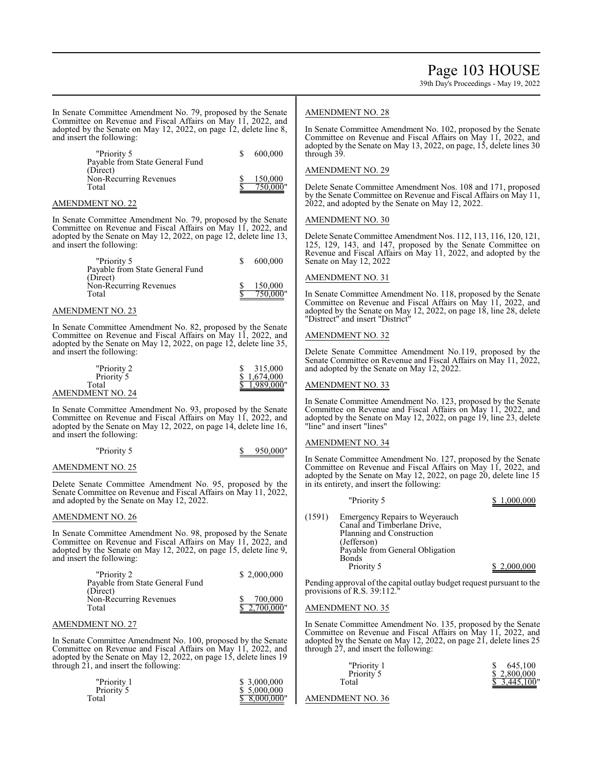In Senate Committee Amendment No. 79, proposed by the Senate Committee on Revenue and Fiscal Affairs on May 11, 2022, and adopted by the Senate on May 12, 2022, on page 12, delete line 8, and insert the following:

| | |
|---|---|
| "Priority 5 | $ 600,000 |
| Payable from State General Fund (Direct) | |
| Non-Recurring Revenues | $ 150,000 |
| Total | $ 750,000" |

AMENDMENT NO. 22

In Senate Committee Amendment No. 79, proposed by the Senate Committee on Revenue and Fiscal Affairs on May 11, 2022, and adopted by the Senate on May 12, 2022, on page 12, delete line 13, and insert the following:

| | |
|---|---|
| "Priority 5 | $ 600,000 |
| Payable from State General Fund (Direct) | |
| Non-Recurring Revenues | $ 150,000 |
| Total | $ 750,000" |

AMENDMENT NO. 23

In Senate Committee Amendment No. 82, proposed by the Senate Committee on Revenue and Fiscal Affairs on May 11, 2022, and adopted by the Senate on May 12, 2022, on page 12, delete line 35, and insert the following:

| | |
|---|---|
| "Priority 2 | $ 315,000 |
| Priority 5 | $ 1,674,000 |
| Total | $ 1,989,000" |

AMENDMENT NO. 24

In Senate Committee Amendment No. 93, proposed by the Senate Committee on Revenue and Fiscal Affairs on May 11, 2022, and adopted by the Senate on May 12, 2022, on page 14, delete line 16, and insert the following:

| | |
|---|---|
| "Priority 5 | $ 950,000" |

AMENDMENT NO. 25

Delete Senate Committee Amendment No. 95, proposed by the Senate Committee on Revenue and Fiscal Affairs on May 11, 2022, and adopted by the Senate on May 12, 2022.

AMENDMENT NO. 26

In Senate Committee Amendment No. 98, proposed by the Senate Committee on Revenue and Fiscal Affairs on May 11, 2022, and adopted by the Senate on May 12, 2022, on page 15, delete line 9, and insert the following:

| | |
|---|---|
| "Priority 2 | $ 2,000,000 |
| Payable from State General Fund (Direct) | |
| Non-Recurring Revenues | $ 700,000 |
| Total | $ 2,700,000" |

AMENDMENT NO. 27

In Senate Committee Amendment No. 100, proposed by the Senate Committee on Revenue and Fiscal Affairs on May 11, 2022, and adopted by the Senate on May 12, 2022, on page 15, delete lines 19 through 21, and insert the following:

| | |
|---|---|
| "Priority 1 | $ 3,000,000 |
| Priority 5 | $ 5,000,000 |
| Total | $ 8,000,000" |

AMENDMENT NO. 28

In Senate Committee Amendment No. 102, proposed by the Senate Committee on Revenue and Fiscal Affairs on May 11, 2022, and adopted by the Senate on May 13, 2022, on page, 15, delete lines 30 through 39.

AMENDMENT NO. 29

Delete Senate Committee Amendment Nos. 108 and 171, proposed by the Senate Committee on Revenue and Fiscal Affairs on May 11, 2022, and adopted by the Senate on May 12, 2022.

AMENDMENT NO. 30

Delete Senate Committee Amendment Nos. 112, 113, 116, 120, 121, 125, 129, 143, and 147, proposed by the Senate Committee on Revenue and Fiscal Affairs on May 11, 2022, and adopted by the Senate on May 12, 2022

AMENDMENT NO. 31

In Senate Committee Amendment No. 118, proposed by the Senate Committee on Revenue and Fiscal Affairs on May 11, 2022, and adopted by the Senate on May 12, 2022, on page 18, line 28, delete "Distrect" and insert "District"

AMENDMENT NO. 32

Delete Senate Committee Amendment No.119, proposed by the Senate Committee on Revenue and Fiscal Affairs on May 11, 2022, and adopted by the Senate on May 12, 2022.

AMENDMENT NO. 33

In Senate Committee Amendment No. 123, proposed by the Senate Committee on Revenue and Fiscal Affairs on May 11, 2022, and adopted by the Senate on May 12, 2022, on page 19, line 23, delete "line" and insert "lines"

AMENDMENT NO. 34

In Senate Committee Amendment No. 127, proposed by the Senate Committee on Revenue and Fiscal Affairs on May 11, 2022, and adopted by the Senate on May 12, 2022, on page 20, delete line 15 in its entirety, and insert the following:

| | | |
|---|---|---|
| | "Priority 5 | $ 1,000,000 |
| (1591) | Emergency Repairs to Weyerauch Canal and Timberlane Drive, Planning and Construction (Jefferson) | |
| | Payable from General Obligation Bonds | |
| | Priority 5 | $ 2,000,000 |

Pending approval of the capital outlay budget request pursuant to the provisions of R.S. 39:112."

AMENDMENT NO. 35

In Senate Committee Amendment No. 135, proposed by the Senate Committee on Revenue and Fiscal Affairs on May 11, 2022, and adopted by the Senate on May 12, 2022, on page 21, delete lines 25 through 27, and insert the following:

| | |
|---|---|
| "Priority 1 | $ 645,100 |
| Priority 5 | $ 2,800,000 |
| Total | $ 3,445,100" |

AMENDMENT NO. 36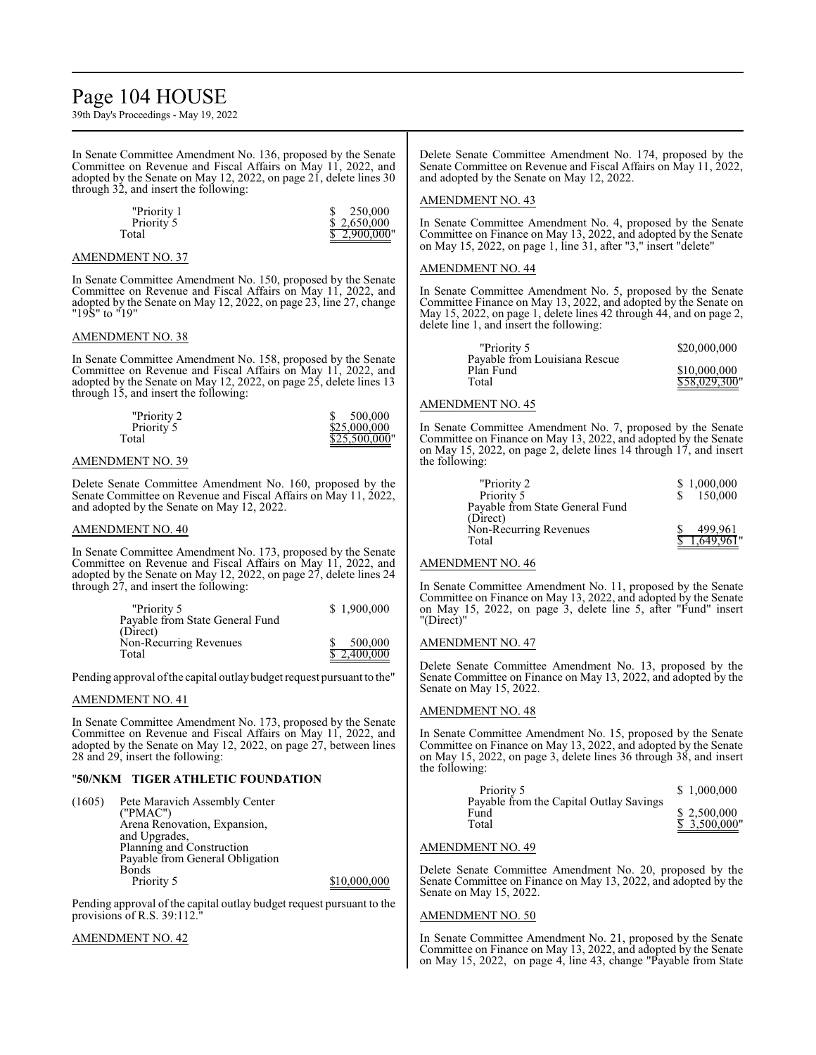In Senate Committee Amendment No. 136, proposed by the Senate Committee on Revenue and Fiscal Affairs on May 11, 2022, and adopted by the Senate on May 12, 2022, on page 21, delete lines 30 through 32, and insert the following:

| | |
|---|---|
| "Priority 1 | $ 250,000 |
| Priority 5 | $ 2,650,000 |
| Total | $ 2,900,000" |

AMENDMENT NO. 37

In Senate Committee Amendment No. 150, proposed by the Senate Committee on Revenue and Fiscal Affairs on May 11, 2022, and adopted by the Senate on May 12, 2022, on page 23, line 27, change "19S" to "19"

AMENDMENT NO. 38

In Senate Committee Amendment No. 158, proposed by the Senate Committee on Revenue and Fiscal Affairs on May 11, 2022, and adopted by the Senate on May 12, 2022, on page 25, delete lines 13 through 15, and insert the following:

| | |
|---|---|
| "Priority 2 | $ 500,000 |
| Priority 5 | $25,000,000 |
| Total | $25,500,000" |

AMENDMENT NO. 39

Delete Senate Committee Amendment No. 160, proposed by the Senate Committee on Revenue and Fiscal Affairs on May 11, 2022, and adopted by the Senate on May 12, 2022.

AMENDMENT NO. 40

In Senate Committee Amendment No. 173, proposed by the Senate Committee on Revenue and Fiscal Affairs on May 11, 2022, and adopted by the Senate on May 12, 2022, on page 27, delete lines 24 through 27, and insert the following:

| | |
|---|---|
| "Priority 5 | $ 1,900,000 |
| Payable from State General Fund (Direct) | |
| Non-Recurring Revenues | $ 500,000 |
| Total | $ 2,400,000 |

Pending approval of the capital outlay budget request pursuant to the"

AMENDMENT NO. 41

In Senate Committee Amendment No. 173, proposed by the Senate Committee on Revenue and Fiscal Affairs on May 11, 2022, and adopted by the Senate on May 12, 2022, on page 27, between lines 28 and 29, insert the following:

"**50/NKM TIGER ATHLETIC FOUNDATION**

| | | |
|---|---|---|
| (1605) | Pete Maravich Assembly Center ("PMAC") Arena Renovation, Expansion, and Upgrades, Planning and Construction Payable from General Obligation Bonds | |
| | Priority 5 | $10,000,000 |

Pending approval of the capital outlay budget request pursuant to the provisions of R.S. 39:112."

AMENDMENT NO. 42

Delete Senate Committee Amendment No. 174, proposed by the Senate Committee on Revenue and Fiscal Affairs on May 11, 2022, and adopted by the Senate on May 12, 2022.

AMENDMENT NO. 43

In Senate Committee Amendment No. 4, proposed by the Senate Committee on Finance on May 13, 2022, and adopted by the Senate on May 15, 2022, on page 1, line 31, after "3," insert "delete"

AMENDMENT NO. 44

In Senate Committee Amendment No. 5, proposed by the Senate Committee Finance on May 13, 2022, and adopted by the Senate on May 15, 2022, on page 1, delete lines 42 through 44, and on page 2, delete line 1, and insert the following:

| | |
|---|---|
| "Priority 5 | $20,000,000 |
| Payable from Louisiana Rescue Plan Fund | $10,000,000 |
| Total | $58,029,300" |

AMENDMENT NO. 45

In Senate Committee Amendment No. 7, proposed by the Senate Committee on Finance on May 13, 2022, and adopted by the Senate on May 15, 2022, on page 2, delete lines 14 through 17, and insert the following:

| | |
|---|---|
| "Priority 2 | $ 1,000,000 |
| Priority 5 | $ 150,000 |
| Payable from State General Fund (Direct) | |
| Non-Recurring Revenues | $ 499,961 |
| Total | $ 1,649,961" |

AMENDMENT NO. 46

In Senate Committee Amendment No. 11, proposed by the Senate Committee on Finance on May 13, 2022, and adopted by the Senate on May 15, 2022, on page 3, delete line 5, after "Fund" insert "(Direct)"

AMENDMENT NO. 47

Delete Senate Committee Amendment No. 13, proposed by the Senate Committee on Finance on May 13, 2022, and adopted by the Senate on May 15, 2022.

AMENDMENT NO. 48

In Senate Committee Amendment No. 15, proposed by the Senate Committee on Finance on May 13, 2022, and adopted by the Senate on May 15, 2022, on page 3, delete lines 36 through 38, and insert the following:

| | |
|---|---|
| Priority 5 | $ 1,000,000 |
| Payable from the Capital Outlay Savings Fund | $ 2,500,000 |
| Total | $ 3,500,000" |

AMENDMENT NO. 49

Delete Senate Committee Amendment No. 20, proposed by the Senate Committee on Finance on May 13, 2022, and adopted by the Senate on May 15, 2022.

AMENDMENT NO. 50

In Senate Committee Amendment No. 21, proposed by the Senate Committee on Finance on May 13, 2022, and adopted by the Senate on May 15, 2022, on page 4, line 43, change "Payable from State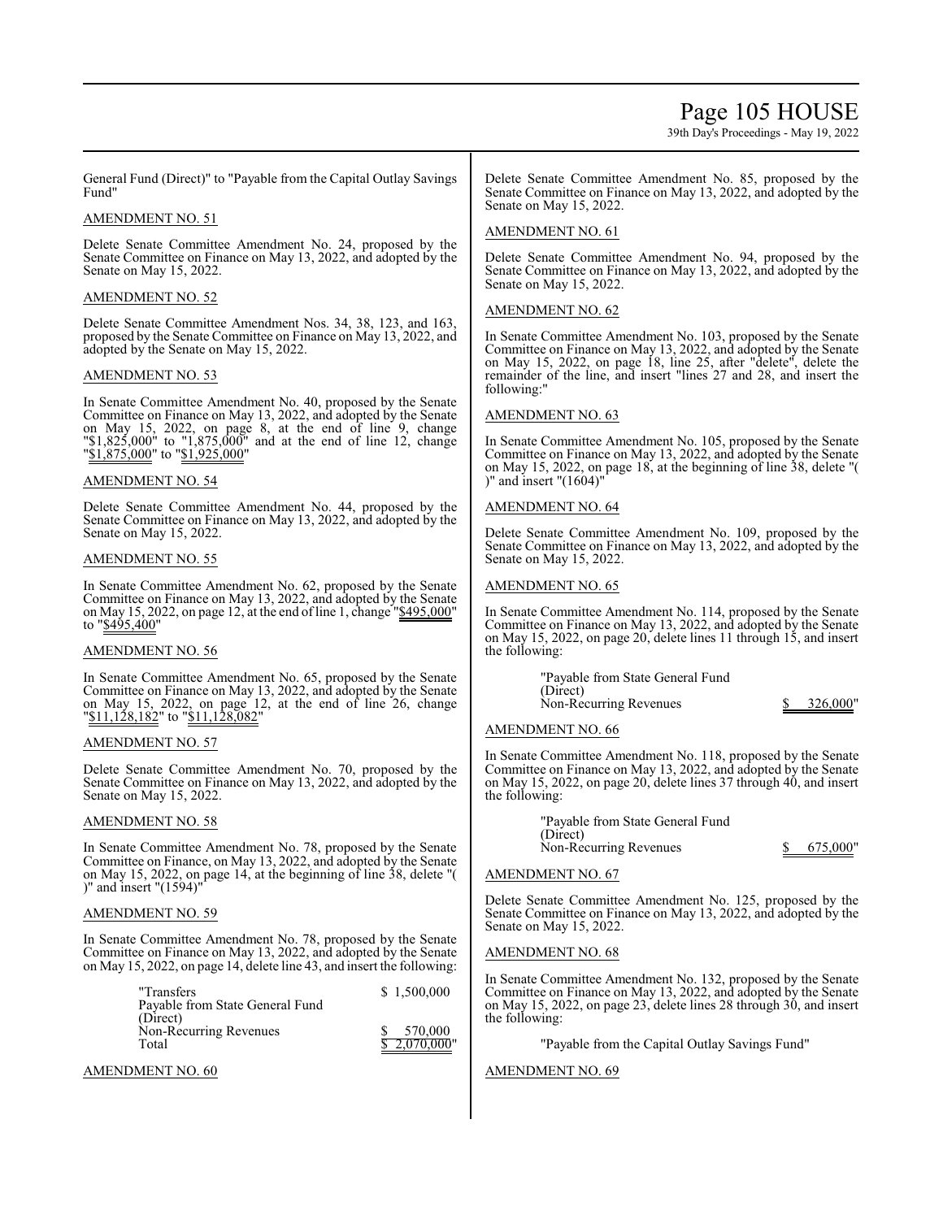General Fund (Direct)" to "Payable from the Capital Outlay Savings Fund"

AMENDMENT NO. 51

Delete Senate Committee Amendment No. 24, proposed by the Senate Committee on Finance on May 13, 2022, and adopted by the Senate on May 15, 2022.

AMENDMENT NO. 52

Delete Senate Committee Amendment Nos. 34, 38, 123, and 163, proposed by the Senate Committee on Finance on May 13, 2022, and adopted by the Senate on May 15, 2022.

AMENDMENT NO. 53

In Senate Committee Amendment No. 40, proposed by the Senate Committee on Finance on May 13, 2022, and adopted by the Senate on May 15, 2022, on page 8, at the end of line 9, change "$1,825,000" to "1,875,000" and at the end of line 12, change "$1,875,000" to "$1,925,000"

AMENDMENT NO. 54

Delete Senate Committee Amendment No. 44, proposed by the Senate Committee on Finance on May 13, 2022, and adopted by the Senate on May 15, 2022.

AMENDMENT NO. 55

In Senate Committee Amendment No. 62, proposed by the Senate Committee on Finance on May 13, 2022, and adopted by the Senate on May 15, 2022, on page 12, at the end of line 1, change "$495,000" to "$495,400"

AMENDMENT NO. 56

In Senate Committee Amendment No. 65, proposed by the Senate Committee on Finance on May 13, 2022, and adopted by the Senate on May 15, 2022, on page 12, at the end of line 26, change "$11,128,182" to "$11,128,082"

AMENDMENT NO. 57

Delete Senate Committee Amendment No. 70, proposed by the Senate Committee on Finance on May 13, 2022, and adopted by the Senate on May 15, 2022.

AMENDMENT NO. 58

In Senate Committee Amendment No. 78, proposed by the Senate Committee on Finance, on May 13, 2022, and adopted by the Senate on May 15, 2022, on page 14, at the beginning of line 38, delete "( )" and insert "(1594)"

AMENDMENT NO. 59

In Senate Committee Amendment No. 78, proposed by the Senate Committee on Finance on May 13, 2022, and adopted by the Senate on May 15, 2022, on page 14, delete line 43, and insert the following:

| | |
|---|---|
| "Transfers | $ 1,500,000 |
| Payable from State General Fund (Direct) | |
| Non-Recurring Revenues | $ 570,000 |
| Total | $ 2,070,000" |

AMENDMENT NO. 60

Delete Senate Committee Amendment No. 85, proposed by the Senate Committee on Finance on May 13, 2022, and adopted by the Senate on May 15, 2022.

AMENDMENT NO. 61

Delete Senate Committee Amendment No. 94, proposed by the Senate Committee on Finance on May 13, 2022, and adopted by the Senate on May 15, 2022.

AMENDMENT NO. 62

In Senate Committee Amendment No. 103, proposed by the Senate Committee on Finance on May 13, 2022, and adopted by the Senate on May 15, 2022, on page 18, line 25, after "delete", delete the remainder of the line, and insert "lines 27 and 28, and insert the following:"

AMENDMENT NO. 63

In Senate Committee Amendment No. 105, proposed by the Senate Committee on Finance on May 13, 2022, and adopted by the Senate on May 15, 2022, on page 18, at the beginning of line 38, delete "( )" and insert "(1604)"

AMENDMENT NO. 64

Delete Senate Committee Amendment No. 109, proposed by the Senate Committee on Finance on May 13, 2022, and adopted by the Senate on May 15, 2022.

AMENDMENT NO. 65

In Senate Committee Amendment No. 114, proposed by the Senate Committee on Finance on May 13, 2022, and adopted by the Senate on May 15, 2022, on page 20, delete lines 11 through 15, and insert the following:

| | |
|---|---|
| "Payable from State General Fund (Direct) | |
| Non-Recurring Revenues | $ 326,000" |

AMENDMENT NO. 66

In Senate Committee Amendment No. 118, proposed by the Senate Committee on Finance on May 13, 2022, and adopted by the Senate on May 15, 2022, on page 20, delete lines 37 through 40, and insert the following:

| | |
|---|---|
| "Payable from State General Fund (Direct) | |
| Non-Recurring Revenues | $ 675,000" |

AMENDMENT NO. 67

Delete Senate Committee Amendment No. 125, proposed by the Senate Committee on Finance on May 13, 2022, and adopted by the Senate on May 15, 2022.

AMENDMENT NO. 68

In Senate Committee Amendment No. 132, proposed by the Senate Committee on Finance on May 13, 2022, and adopted by the Senate on May 15, 2022, on page 23, delete lines 28 through 30, and insert the following:

"Payable from the Capital Outlay Savings Fund"

AMENDMENT NO. 69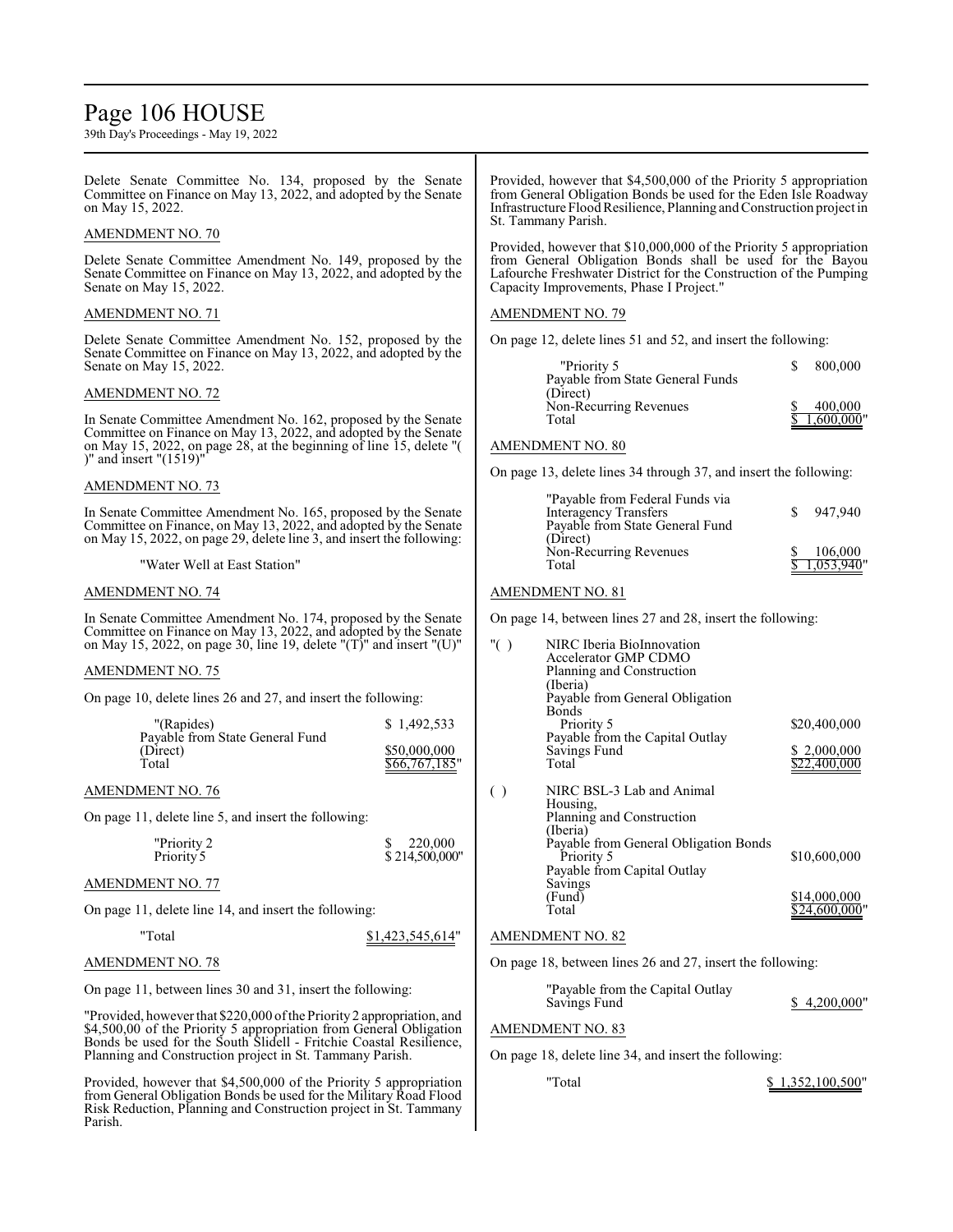Delete Senate Committee No. 134, proposed by the Senate Committee on Finance on May 13, 2022, and adopted by the Senate on May 15, 2022.

AMENDMENT NO. 70

Delete Senate Committee Amendment No. 149, proposed by the Senate Committee on Finance on May 13, 2022, and adopted by the Senate on May 15, 2022.

AMENDMENT NO. 71

Delete Senate Committee Amendment No. 152, proposed by the Senate Committee on Finance on May 13, 2022, and adopted by the Senate on May 15, 2022.

AMENDMENT NO. 72

In Senate Committee Amendment No. 162, proposed by the Senate Committee on Finance on May 13, 2022, and adopted by the Senate on May 15, 2022, on page 28, at the beginning of line 15, delete "( )" and insert "(1519)"

AMENDMENT NO. 73

In Senate Committee Amendment No. 165, proposed by the Senate Committee on Finance, on May 13, 2022, and adopted by the Senate on May 15, 2022, on page 29, delete line 3, and insert the following:

"Water Well at East Station"

AMENDMENT NO. 74

In Senate Committee Amendment No. 174, proposed by the Senate Committee on Finance on May 13, 2022, and adopted by the Senate on May 15, 2022, on page 30, line 19, delete "(T)" and insert "(U)"

AMENDMENT NO. 75

On page 10, delete lines 26 and 27, and insert the following:

| | |
|---|---|
| "(Rapides) | $ 1,492,533 |
| Payable from State General Fund (Direct) | $50,000,000 |
| Total | $66,767,185" |

AMENDMENT NO. 76

On page 11, delete line 5, and insert the following:

| | |
|---|---|
| "Priority 2 | $ 220,000 |
| Priority 5 | $ 214,500,000" |

AMENDMENT NO. 77

On page 11, delete line 14, and insert the following:

| | |
|---|---|
| "Total | $1,423,545,614" |

AMENDMENT NO. 78

On page 11, between lines 30 and 31, insert the following:

"Provided, however that $220,000 of the Priority 2 appropriation, and $4,500,00 of the Priority 5 appropriation from General Obligation Bonds be used for the South Slidell - Fritchie Coastal Resilience, Planning and Construction project in St. Tammany Parish.

Provided, however that $4,500,000 of the Priority 5 appropriation from General Obligation Bonds be used for the Military Road Flood Risk Reduction, Planning and Construction project in St. Tammany Parish.

Provided, however that $4,500,000 of the Priority 5 appropriation from General Obligation Bonds be used for the Eden Isle Roadway Infrastructure Flood Resilience, Planning and Construction project in St. Tammany Parish.

Provided, however that $10,000,000 of the Priority 5 appropriation from General Obligation Bonds shall be used for the Bayou Lafourche Freshwater District for the Construction of the Pumping Capacity Improvements, Phase I Project."

AMENDMENT NO. 79

On page 12, delete lines 51 and 52, and insert the following:

| | |
|---|---|
| "Priority 5 | $ 800,000 |
| Payable from State General Funds (Direct) | |
| Non-Recurring Revenues | $ 400,000 |
| Total | $ 1,600,000" |

AMENDMENT NO. 80

On page 13, delete lines 34 through 37, and insert the following:

| | |
|---|---|
| "Payable from Federal Funds via Interagency Transfers | $ 947,940 |
| Payable from State General Fund (Direct) | |
| Non-Recurring Revenues | $ 106,000 |
| Total | $ 1,053,940" |

AMENDMENT NO. 81

On page 14, between lines 27 and 28, insert the following:

| | | |
|---|---|---|
| "( ) | NIRC Iberia BioInnovation Accelerator GMP CDMO Planning and Construction (Iberia) | |
| | Payable from General Obligation Bonds | |
| | Priority 5 | $20,400,000 |
| | Payable from the Capital Outlay Savings Fund | $ 2,000,000 |
| | Total | $22,400,000 |
| ( ) | NIRC BSL-3 Lab and Animal Housing, Planning and Construction (Iberia) | |
| | Payable from General Obligation Bonds | |
| | Priority 5 | $10,600,000 |
| | Payable from Capital Outlay Savings (Fund) | $14,000,000 |
| | Total | $24,600,000" |

AMENDMENT NO. 82

On page 18, between lines 26 and 27, insert the following:

| | |
|---|---|
| "Payable from the Capital Outlay Savings Fund | $ 4,200,000" |

AMENDMENT NO. 83

On page 18, delete line 34, and insert the following:

| | |
|---|---|
| "Total | $ 1,352,100,500" |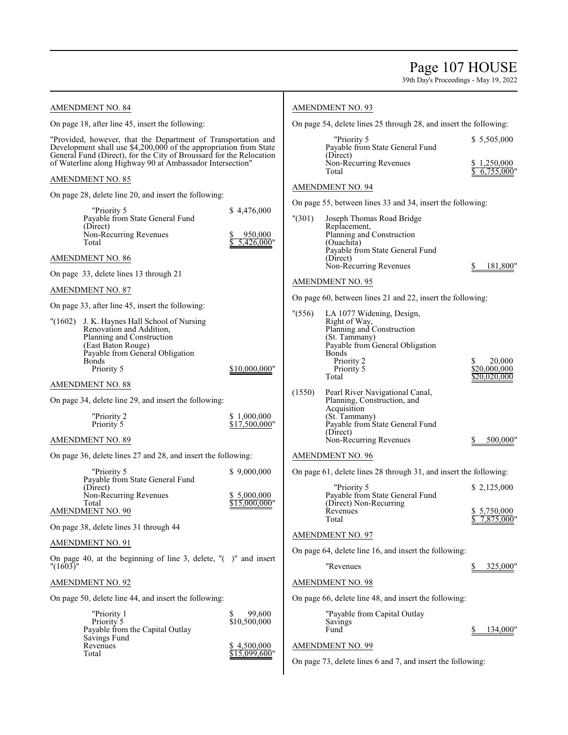AMENDMENT NO. 84

On page 18, after line 45, insert the following:

"Provided, however, that the Department of Transportation and Development shall use $4,200,000 of the appropriation from State General Fund (Direct), for the City of Broussard for the Relocation of Waterline along Highway 90 at Ambassador Intersection"

AMENDMENT NO. 85

On page 28, delete line 20, and insert the following:

| | |
|---|---|
| "Priority 5 | $ 4,476,000 |
| Payable from State General Fund (Direct) | |
| Non-Recurring Revenues | $ 950,000 |
| Total | $ 5,426,000" |

AMENDMENT NO. 86

On page 33, delete lines 13 through 21

AMENDMENT NO. 87

On page 33, after line 45, insert the following:

| | | |
|---|---|---|
| "(1602) | J. K. Haynes Hall School of Nursing Renovation and Addition, Planning and Construction (East Baton Rouge) | |
| | Payable from General Obligation Bonds | |
| | Priority 5 | $10,000,000" |

AMENDMENT NO. 88

On page 34, delete line 29, and insert the following:

| | |
|---|---|
| "Priority 2 | $ 1,000,000 |
| Priority 5 | $17,500,000" |

AMENDMENT NO. 89

On page 36, delete lines 27 and 28, and insert the following:

| | |
|---|---|
| "Priority 5 | $ 9,000,000 |
| Payable from State General Fund (Direct) | |
| Non-Recurring Revenues | $ 5,000,000 |
| Total | $15,000,000" |

AMENDMENT NO. 90

On page 38, delete lines 31 through 44

AMENDMENT NO. 91

On page 40, at the beginning of line 3, delete, "( )" and insert "(1603)"

AMENDMENT NO. 92

On page 50, delete line 44, and insert the following:

| | |
|---|---|
| "Priority 1 | $ 99,600 |
| Priority 5 | $10,500,000 |
| Payable from the Capital Outlay Savings Fund | |
| Revenues | $ 4,500,000 |
| Total | $15,099,600" |

AMENDMENT NO. 93

On page 54, delete lines 25 through 28, and insert the following:

| | |
|---|---|
| "Priority 5 | $ 5,505,000 |
| Payable from State General Fund (Direct) | |
| Non-Recurring Revenues | $ 1,250,000 |
| Total | $ 6,755,000" |

AMENDMENT NO. 94

On page 55, between lines 33 and 34, insert the following:

| | | |
|---|---|---|
| "(301) | Joseph Thomas Road Bridge Replacement, Planning and Construction (Ouachita) | |
| | Payable from State General Fund (Direct) | |
| | Non-Recurring Revenues | $ 181,800" |

AMENDMENT NO. 95

On page 60, between lines 21 and 22, insert the following:

| | | |
|---|---|---|
| "(556) | LA 1077 Widening, Design, Right of Way, Planning and Construction (St. Tammany) | |
| | Payable from General Obligation Bonds | |
| | Priority 2 | $ 20,000 |
| | Priority 5 | $20,000,000 |
| | Total | $20,020,000 |
| (1550) | Pearl River Navigational Canal, Planning, Construction, and Acquisition (St. Tammany) | |
| | Payable from State General Fund (Direct) | |
| | Non-Recurring Revenues | $ 500,000" |

AMENDMENT NO. 96

On page 61, delete lines 28 through 31, and insert the following:

| | |
|---|---|
| "Priority 5 | $ 2,125,000 |
| Payable from State General Fund (Direct) Non-Recurring | |
| Revenues | $ 5,750,000 |
| Total | $ 7,875,000" |

AMENDMENT NO. 97

On page 64, delete line 16, and insert the following:

| | |
|---|---|
| "Revenues | $ 325,000" |

AMENDMENT NO. 98

On page 66, delete line 48, and insert the following:

| | |
|---|---|
| "Payable from Capital Outlay Savings Fund | $ 134,000" |

AMENDMENT NO. 99

On page 73, delete lines 6 and 7, and insert the following: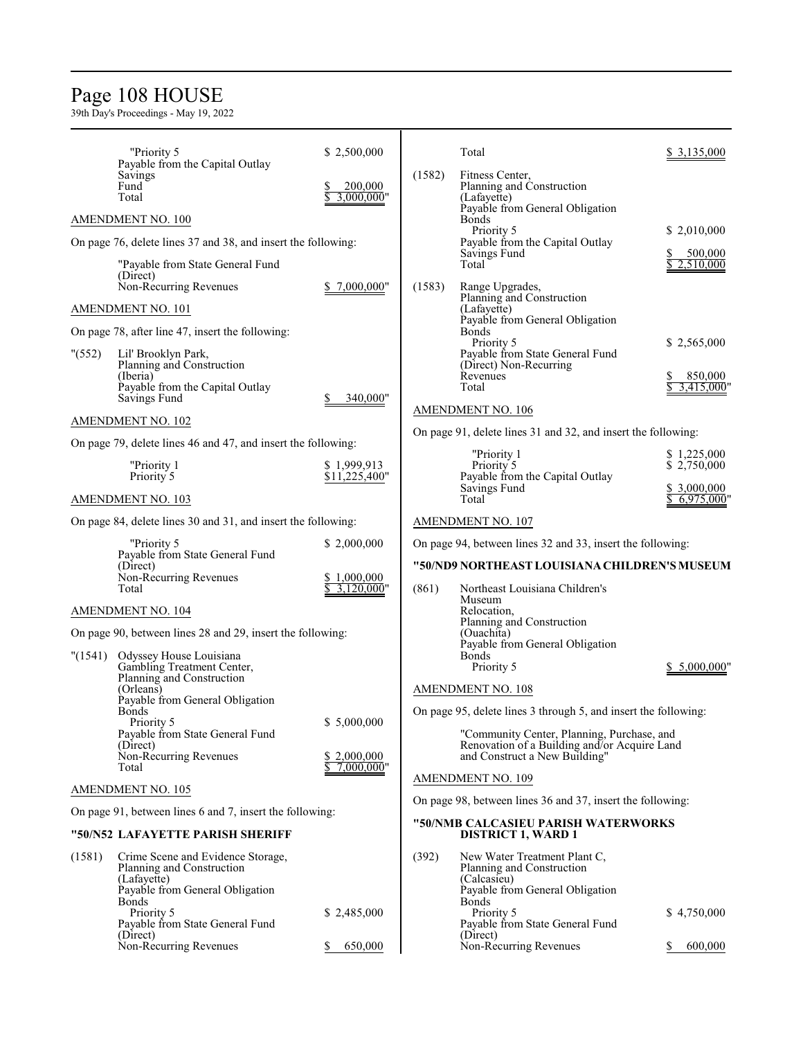"Priority 5 $ 2,500,000
Payable from the Capital Outlay Savings Fund $ 200,000
Total $ 3,000,000"

AMENDMENT NO. 100

On page 76, delete lines 37 and 38, and insert the following:

"Payable from State General Fund (Direct) Non-Recurring Revenues $ 7,000,000"

AMENDMENT NO. 101

On page 78, after line 47, insert the following:

"(552) Lil' Brooklyn Park, Planning and Construction (Iberia)
Payable from the Capital Outlay Savings Fund $ 340,000"

AMENDMENT NO. 102

On page 79, delete lines 46 and 47, and insert the following:

"Priority 1 $ 1,999,913
Priority 5 $11,225,400"

AMENDMENT NO. 103

On page 84, delete lines 30 and 31, and insert the following:

"Priority 5 $ 2,000,000
Payable from State General Fund (Direct) Non-Recurring Revenues $ 1,000,000
Total $ 3,120,000"

AMENDMENT NO. 104

On page 90, between lines 28 and 29, insert the following:

"(1541) Odyssey House Louisiana Gambling Treatment Center, Planning and Construction (Orleans)
Payable from General Obligation Bonds
Priority 5 $ 5,000,000
Payable from State General Fund (Direct) Non-Recurring Revenues $ 2,000,000
Total $ 7,000,000"

AMENDMENT NO. 105

On page 91, between lines 6 and 7, insert the following:

**"50/N52 LAFAYETTE PARISH SHERIFF**

(1581) Crime Scene and Evidence Storage, Planning and Construction (Lafayette)
Payable from General Obligation Bonds
Priority 5 $ 2,485,000
Payable from State General Fund (Direct) Non-Recurring Revenues $ 650,000
Total $ 3,135,000

(1582) Fitness Center, Planning and Construction (Lafayette)
Payable from General Obligation Bonds
Priority 5 $ 2,010,000
Payable from the Capital Outlay Savings Fund $ 500,000
Total $ 2,510,000

(1583) Range Upgrades, Planning and Construction (Lafayette)
Payable from General Obligation Bonds
Priority 5 $ 2,565,000
Payable from State General Fund (Direct) Non-Recurring Revenues $ 850,000
Total $ 3,415,000"

AMENDMENT NO. 106

On page 91, delete lines 31 and 32, and insert the following:

"Priority 1 $ 1,225,000
Priority 5 $ 2,750,000
Payable from the Capital Outlay Savings Fund $ 3,000,000
Total $ 6,975,000"

AMENDMENT NO. 107

On page 94, between lines 32 and 33, insert the following:

**"50/ND9 NORTHEAST LOUISIANA CHILDREN'S MUSEUM**

(861) Northeast Louisiana Children's Museum Relocation, Planning and Construction (Ouachita)
Payable from General Obligation Bonds
Priority 5 $ 5,000,000"

AMENDMENT NO. 108

On page 95, delete lines 3 through 5, and insert the following:

"Community Center, Planning, Purchase, and Renovation of a Building and/or Acquire Land and Construct a New Building"

AMENDMENT NO. 109

On page 98, between lines 36 and 37, insert the following:

**"50/NMB CALCASIEU PARISH WATERWORKS DISTRICT 1, WARD 1**

(392) New Water Treatment Plant C, Planning and Construction (Calcasieu)
Payable from General Obligation Bonds
Priority 5 $ 4,750,000
Payable from State General Fund (Direct) Non-Recurring Revenues $ 600,000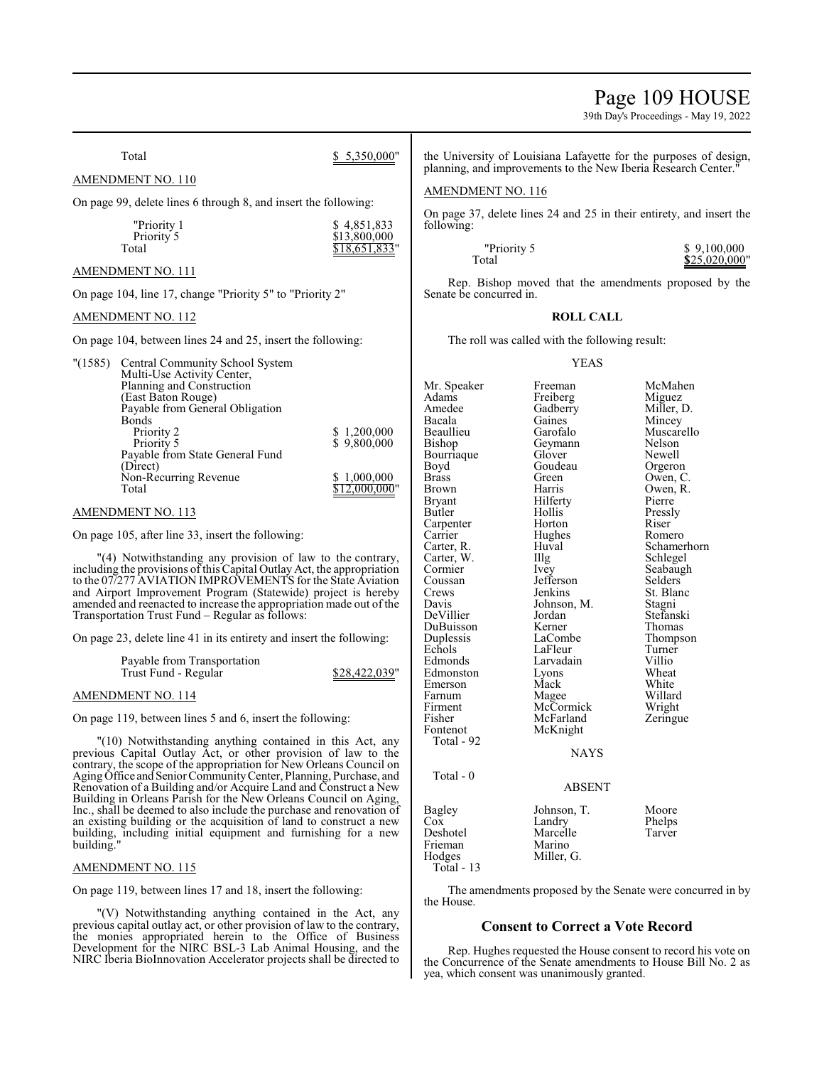Total $ 5,350,000"

AMENDMENT NO. 110

On page 99, delete lines 6 through 8, and insert the following:

| | |
|---|---|
| "Priority 1 | $ 4,851,833 |
| Priority 5 | $13,800,000 |
| Total | $18,651,833" |

AMENDMENT NO. 111

On page 104, line 17, change "Priority 5" to "Priority 2"

AMENDMENT NO. 112

On page 104, between lines 24 and 25, insert the following:

"(1585) Central Community School System Multi-Use Activity Center, Planning and Construction (East Baton Rouge)

| | |
|---|---|
| Payable from General Obligation Bonds | |
| Priority 2 | $ 1,200,000 |
| Priority 5 | $ 9,800,000 |
| Payable from State General Fund (Direct) | |
| Non-Recurring Revenue | $ 1,000,000 |
| Total | $12,000,000" |

AMENDMENT NO. 113

On page 105, after line 33, insert the following:

"(4) Notwithstanding any provision of law to the contrary, including the provisions of this Capital Outlay Act, the appropriation to the 07/277 AVIATION IMPROVEMENTS for the State Aviation and Airport Improvement Program (Statewide) project is hereby amended and reenacted to increase the appropriation made out of the Transportation Trust Fund – Regular as follows:

On page 23, delete line 41 in its entirety and insert the following:

| | |
|---|---|
| Payable from Transportation Trust Fund - Regular | $28,422,039" |

AMENDMENT NO. 114

On page 119, between lines 5 and 6, insert the following:

"(10) Notwithstanding anything contained in this Act, any previous Capital Outlay Act, or other provision of law to the contrary, the scope of the appropriation for New Orleans Council on Aging Office and Senior Community Center, Planning, Purchase, and Renovation of a Building and/or Acquire Land and Construct a New Building in Orleans Parish for the New Orleans Council on Aging, Inc., shall be deemed to also include the purchase and renovation of an existing building or the acquisition of land to construct a new building, including initial equipment and furnishing for a new building."

AMENDMENT NO. 115

On page 119, between lines 17 and 18, insert the following:

"(V) Notwithstanding anything contained in the Act, any previous capital outlay act, or other provision of law to the contrary, the monies appropriated herein to the Office of Business Development for the NIRC BSL-3 Lab Animal Housing, and the NIRC Iberia BioInnovation Accelerator projects shall be directed to the University of Louisiana Lafayette for the purposes of design, planning, and improvements to the New Iberia Research Center."

AMENDMENT NO. 116

On page 37, delete lines 24 and 25 in their entirety, and insert the following:

| | |
|---|---|
| "Priority 5 | $ 9,100,000 |
| Total | $25,020,000" |

Rep. Bishop moved that the amendments proposed by the Senate be concurred in.

## ROLL CALL

The roll was called with the following result:

YEAS

| | | |
|---|---|---|
| Mr. Speaker | Freeman | McMahen |
| Adams | Freiberg | Miguez |
| Amedee | Gadberry | Miller, D. |
| Bacala | Gaines | Mincey |
| Beaullieu | Garofalo | Muscarello |
| Bishop | Geymann | Nelson |
| Bourriaque | Glover | Newell |
| Boyd | Goudeau | Orgeron |
| Brass | Green | Owen, C. |
| Brown | Harris | Owen, R. |
| Bryant | Hilferty | Pierre |
| Butler | Hollis | Pressly |
| Carpenter | Horton | Riser |
| Carrier | Hughes | Romero |
| Carter, R. | Huval | Schamerhorn |
| Carter, W. | Illg | Schlegel |
| Cormier | Ivey | Seabaugh |
| Coussan | Jefferson | Selders |
| Crews | Jenkins | St. Blanc |
| Davis | Johnson, M. | Stagni |
| DeVillier | Jordan | Stefanski |
| DuBuisson | Kerner | Thomas |
| Duplessis | LaCombe | Thompson |
| Echols | LaFleur | Turner |
| Edmonds | Larvadain | Villio |
| Edmonston | Lyons | Wheat |
| Emerson | Mack | White |
| Farnum | Magee | Willard |
| Firment | McCormick | Wright |
| Fisher | McFarland | Zeringue |
| Fontenot | McKnight | |

Total - 92

NAYS

Total - 0

ABSENT

| | | |
|---|---|---|
| Bagley | Johnson, T. | Moore |
| Cox | Landry | Phelps |
| Deshotel | Marcelle | Tarver |
| Frieman | Marino | |
| Hodges | Miller, G. | |

Total - 13

The amendments proposed by the Senate were concurred in by the House.

## Consent to Correct a Vote Record

Rep. Hughes requested the House consent to record his vote on the Concurrence of the Senate amendments to House Bill No. 2 as yea, which consent was unanimously granted.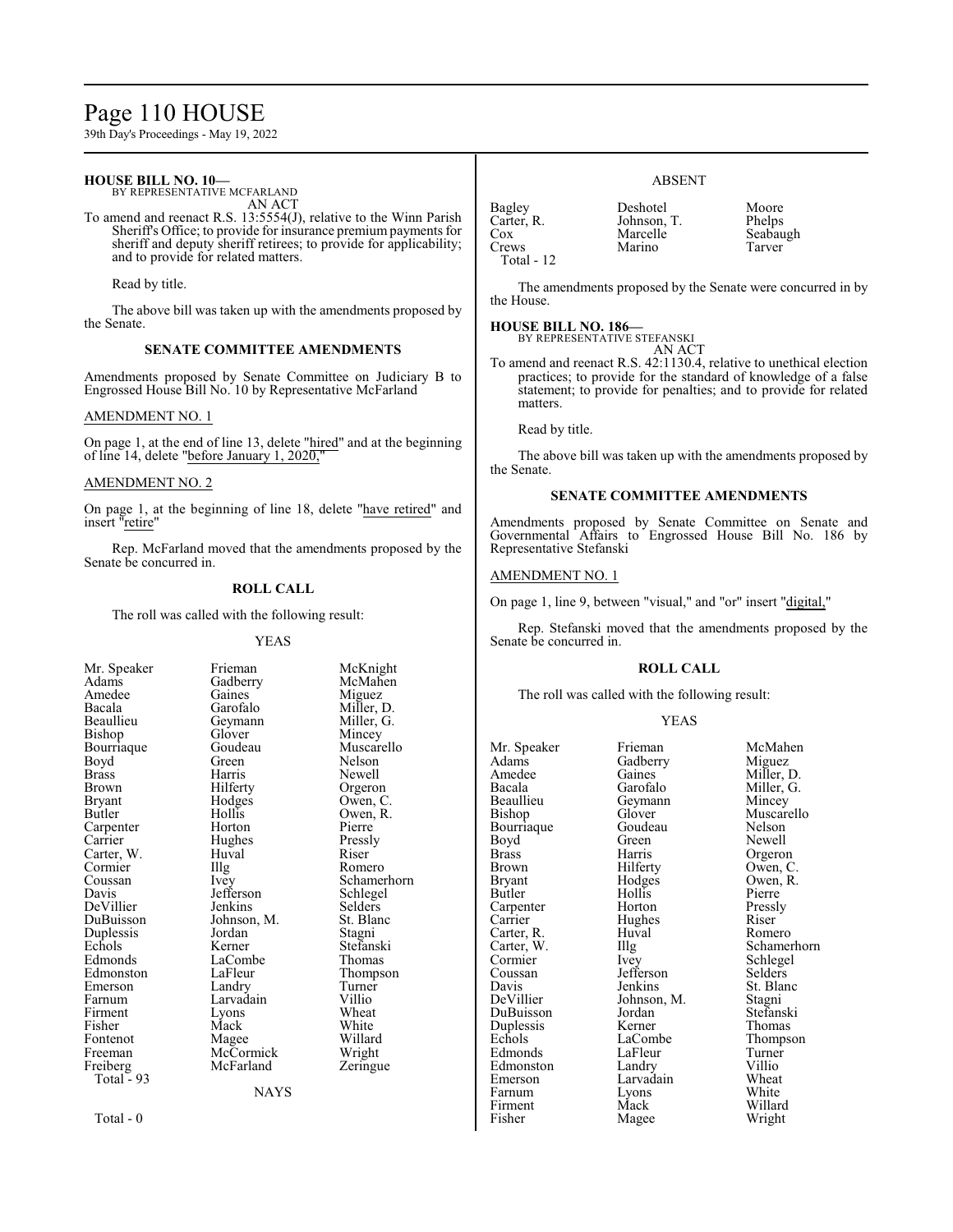**HOUSE BILL NO. 10—**
BY REPRESENTATIVE MCFARLAND
AN ACT

To amend and reenact R.S. 13:5554(J), relative to the Winn Parish Sheriff's Office; to provide for insurance premium payments for sheriff and deputy sheriff retirees; to provide for applicability; and to provide for related matters.

Read by title.

The above bill was taken up with the amendments proposed by the Senate.

### SENATE COMMITTEE AMENDMENTS

Amendments proposed by Senate Committee on Judiciary B to Engrossed House Bill No. 10 by Representative McFarland

AMENDMENT NO. 1

On page 1, at the end of line 13, delete "hired" and at the beginning of line 14, delete "before January 1, 2020,"

AMENDMENT NO. 2

On page 1, at the beginning of line 18, delete "have retired" and insert "retire"

Rep. McFarland moved that the amendments proposed by the Senate be concurred in.

### ROLL CALL

The roll was called with the following result:

YEAS

| | | |
|---|---|---|
| Mr. Speaker | Frieman | McKnight |
| Adams | Gadberry | McMahen |
| Amedee | Gaines | Miguez |
| Bacala | Garofalo | Miller, D. |
| Beaullieu | Geymann | Miller, G. |
| Bishop | Glover | Mincey |
| Bourriaque | Goudeau | Muscarello |
| Boyd | Green | Nelson |
| Brass | Harris | Newell |
| Brown | Hilferty | Orgeron |
| Bryant | Hodges | Owen, C. |
| Butler | Hollis | Owen, R. |
| Carpenter | Horton | Pierre |
| Carrier | Hughes | Pressly |
| Carter, W. | Huval | Riser |
| Cormier | Illg | Romero |
| Coussan | Ivey | Schamerhorn |
| Davis | Jefferson | Schlegel |
| DeVillier | Jenkins | Selders |
| DuBuisson | Johnson, M. | St. Blanc |
| Duplessis | Jordan | Stagni |
| Echols | Kerner | Stefanski |
| Edmonds | LaCombe | Thomas |
| Edmonston | LaFleur | Thompson |
| Emerson | Landry | Turner |
| Farnum | Larvadain | Villio |
| Firment | Lyons | Wheat |
| Fisher | Mack | White |
| Fontenot | Magee | Willard |
| Freeman | McCormick | Wright |
| Freiberg | McFarland | Zeringue |

Total - 93

NAYS

Total - 0

ABSENT

| | | |
|---|---|---|
| Bagley | Deshotel | Moore |
| Carter, R. | Johnson, T. | Phelps |
| Cox | Marcelle | Seabaugh |
| Crews | Marino | Tarver |

Total - 12

The amendments proposed by the Senate were concurred in by the House.

**HOUSE BILL NO. 186—**
BY REPRESENTATIVE STEFANSKI
AN ACT

To amend and reenact R.S. 42:1130.4, relative to unethical election practices; to provide for the standard of knowledge of a false statement; to provide for penalties; and to provide for related matters.

Read by title.

The above bill was taken up with the amendments proposed by the Senate.

### SENATE COMMITTEE AMENDMENTS

Amendments proposed by Senate Committee on Senate and Governmental Affairs to Engrossed House Bill No. 186 by Representative Stefanski

AMENDMENT NO. 1

On page 1, line 9, between "visual," and "or" insert "digital,"

Rep. Stefanski moved that the amendments proposed by the Senate be concurred in.

### ROLL CALL

The roll was called with the following result:

YEAS

| | | |
|---|---|---|
| Mr. Speaker | Frieman | McMahen |
| Adams | Gadberry | Miguez |
| Amedee | Gaines | Miller, D. |
| Bacala | Garofalo | Miller, G. |
| Beaullieu | Geymann | Mincey |
| Bishop | Glover | Muscarello |
| Bourriaque | Goudeau | Nelson |
| Boyd | Green | Newell |
| Brass | Harris | Orgeron |
| Brown | Hilferty | Owen, C. |
| Bryant | Hodges | Owen, R. |
| Butler | Hollis | Pierre |
| Carpenter | Horton | Pressly |
| Carrier | Hughes | Riser |
| Carter, R. | Huval | Romero |
| Carter, W. | Illg | Schamerhorn |
| Cormier | Ivey | Schlegel |
| Coussan | Jefferson | Selders |
| Davis | Jenkins | St. Blanc |
| DeVillier | Johnson, M. | Stagni |
| DuBuisson | Jordan | Stefanski |
| Duplessis | Kerner | Thomas |
| Echols | LaCombe | Thompson |
| Edmonds | LaFleur | Turner |
| Edmonston | Landry | Villio |
| Emerson | Larvadain | Wheat |
| Farnum | Lyons | White |
| Firment | Mack | Willard |
| Fisher | Magee | Wright |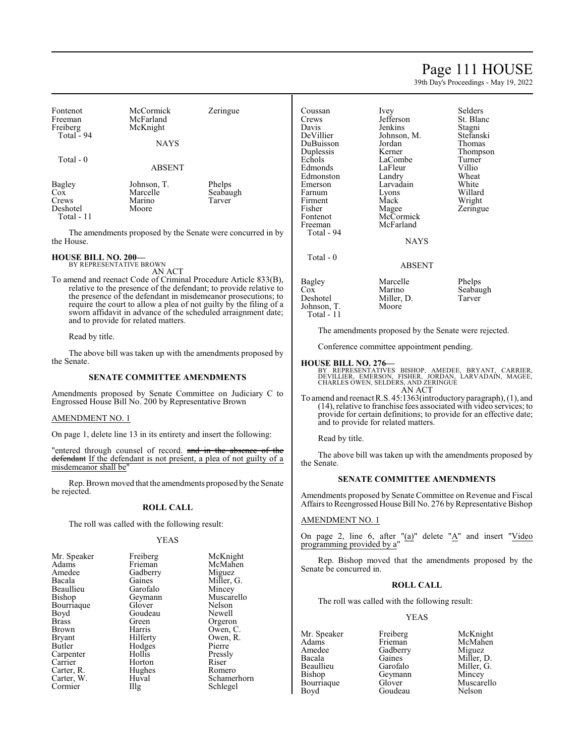| Fontenot | McCormick | Zeringue |
|---|---|---|
| Freeman | McFarland | |
| Freiberg | McKnight | |
| Total - 94 | | |

NAYS

Total - 0

ABSENT

| Bagley | Johnson, T. | Phelps |
|---|---|---|
| Cox | Marcelle | Seabaugh |
| Crews | Marino | Tarver |
| Deshotel | Moore | |
| Total - 11 | | |

The amendments proposed by the Senate were concurred in by the House.

**HOUSE BILL NO. 200—**
BY REPRESENTATIVE BROWN
AN ACT

To amend and reenact Code of Criminal Procedure Article 833(B), relative to the presence of the defendant; to provide relative to the presence of the defendant in misdemeanor prosecutions; to require the court to allow a plea of not guilty by the filing of a sworn affidavit in advance of the scheduled arraignment date; and to provide for related matters.

Read by title.

The above bill was taken up with the amendments proposed by the Senate.

**SENATE COMMITTEE AMENDMENTS**

Amendments proposed by Senate Committee on Judiciary C to Engrossed House Bill No. 200 by Representative Brown

AMENDMENT NO. 1

On page 1, delete line 13 in its entirety and insert the following:

"entered through counsel of record. ~~and in the absence of the defendant~~ If the defendant is not present, a plea of not guilty of a misdemeanor shall be"

Rep. Brown moved that the amendments proposed by the Senate be rejected.

**ROLL CALL**

The roll was called with the following result:

YEAS

| Mr. Speaker | Freiberg | McKnight |
|---|---|---|
| Adams | Frieman | McMahen |
| Amedee | Gadberry | Miguez |
| Bacala | Gaines | Miller, G. |
| Beaullieu | Garofalo | Mincey |
| Bishop | Geymann | Muscarello |
| Bourriaque | Glover | Nelson |
| Boyd | Goudeau | Newell |
| Brass | Green | Orgeron |
| Brown | Harris | Owen, C. |
| Bryant | Hilferty | Owen, R. |
| Butler | Hodges | Pierre |
| Carpenter | Hollis | Pressly |
| Carrier | Horton | Riser |
| Carter, R. | Hughes | Romero |
| Carter, W. | Huval | Schamerhorn |
| Cormier | Illg | Schlegel |
| Coussan | Ivey | Selders |
| Crews | Jefferson | St. Blanc |
| Davis | Jenkins | Stagni |
| DeVillier | Johnson, M. | Stefanski |
| DuBuisson | Jordan | Thomas |
| Duplessis | Kerner | Thompson |
| Echols | LaCombe | Turner |
| Edmonds | LaFleur | Villio |
| Edmonston | Landry | Wheat |
| Emerson | Larvadain | White |
| Farnum | Lyons | Willard |
| Firment | Mack | Wright |
| Fisher | Magee | Zeringue |
| Fontenot | McCormick | |
| Freeman | McFarland | |
| Total - 94 | | |

NAYS

Total - 0

ABSENT

| Bagley | Marcelle | Phelps |
|---|---|---|
| Cox | Marino | Seabaugh |
| Deshotel | Miller, D. | Tarver |
| Johnson, T. | Moore | |
| Total - 11 | | |

The amendments proposed by the Senate were rejected.

Conference committee appointment pending.

**HOUSE BILL NO. 276—**
BY REPRESENTATIVES BISHOP, AMEDEE, BRYANT, CARRIER, DEVILLIER, EMERSON, FISHER, JORDAN, LARVADAIN, MAGEE, CHARLES OWEN, SELDERS, AND ZERINGUE
AN ACT

To amend and reenact R.S. 45:1363(introductory paragraph), (1), and (14), relative to franchise fees associated with video services; to provide for certain definitions; to provide for an effective date; and to provide for related matters.

Read by title.

The above bill was taken up with the amendments proposed by the Senate.

**SENATE COMMITTEE AMENDMENTS**

Amendments proposed by Senate Committee on Revenue and Fiscal Affairs to Reengrossed House Bill No. 276 by Representative Bishop

AMENDMENT NO. 1

On page 2, line 6, after "(a)" delete "A" and insert "Video programming provided by a"

Rep. Bishop moved that the amendments proposed by the Senate be concurred in.

**ROLL CALL**

The roll was called with the following result:

YEAS

| Mr. Speaker | Freiberg | McKnight |
|---|---|---|
| Adams | Frieman | McMahen |
| Amedee | Gadberry | Miguez |
| Bacala | Gaines | Miller, D. |
| Beaullieu | Garofalo | Miller, G. |
| Bishop | Geymann | Mincey |
| Bourriaque | Glover | Muscarello |
| Boyd | Goudeau | Nelson |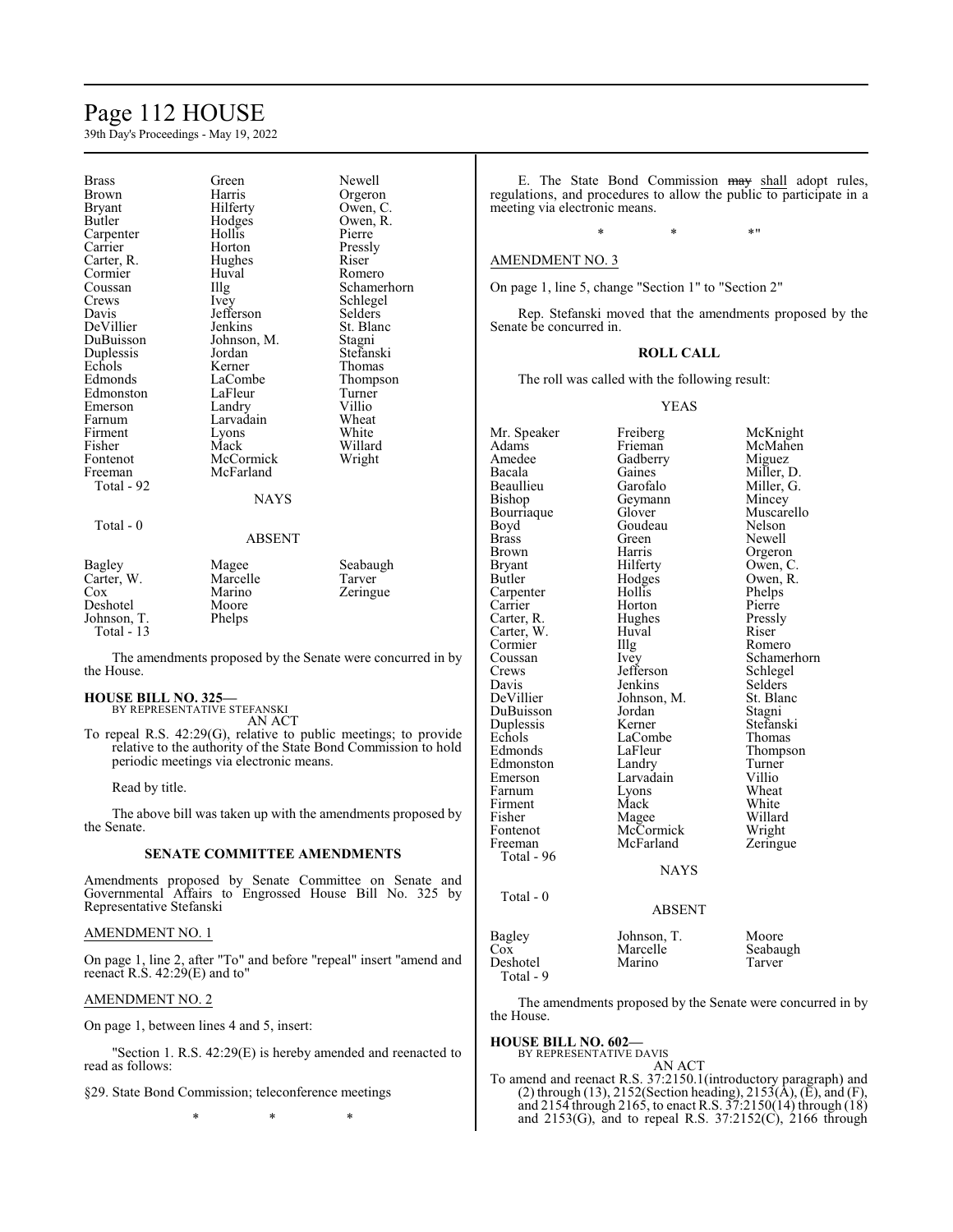| Brass | Green | Newell |
|---|---|---|
| Brown | Harris | Orgeron |
| Bryant | Hilferty | Owen, C. |
| Butler | Hodges | Owen, R. |
| Carpenter | Hollis | Pierre |
| Carrier | Horton | Pressly |
| Carter, R. | Hughes | Riser |
| Cormier | Huval | Romero |
| Coussan | Illg | Schamerhorn |
| Crews | Ivey | Schlegel |
| Davis | Jefferson | Selders |
| DeVillier | Jenkins | St. Blanc |
| DuBuisson | Johnson, M. | Stagni |
| Duplessis | Jordan | Stefanski |
| Echols | Kerner | Thomas |
| Edmonds | LaCombe | Thompson |
| Edmonston | LaFleur | Turner |
| Emerson | Landry | Villio |
| Farnum | Larvadain | Wheat |
| Firment | Lyons | White |
| Fisher | Mack | Willard |
| Fontenot | McCormick | Wright |
| Freeman | McFarland | |
| Total - 92 | | |

NAYS

Total - 0

ABSENT

| Bagley | Magee | Seabaugh |
|---|---|---|
| Carter, W. | Marcelle | Tarver |
| Cox | Marino | Zeringue |
| Deshotel | Moore | |
| Johnson, T. | Phelps | |
| Total - 13 | | |

The amendments proposed by the Senate were concurred in by the House.

**HOUSE BILL NO. 325—**
BY REPRESENTATIVE STEFANSKI
AN ACT

To repeal R.S. 42:29(G), relative to public meetings; to provide relative to the authority of the State Bond Commission to hold periodic meetings via electronic means.

Read by title.

The above bill was taken up with the amendments proposed by the Senate.

**SENATE COMMITTEE AMENDMENTS**

Amendments proposed by Senate Committee on Senate and Governmental Affairs to Engrossed House Bill No. 325 by Representative Stefanski

AMENDMENT NO. 1

On page 1, line 2, after "To" and before "repeal" insert "amend and reenact R.S. 42:29(E) and to"

AMENDMENT NO. 2

On page 1, between lines 4 and 5, insert:

"Section 1. R.S. 42:29(E) is hereby amended and reenacted to read as follows:

§29. State Bond Commission; teleconference meetings

\* \* \*

E. The State Bond Commission ~~may~~ shall adopt rules, regulations, and procedures to allow the public to participate in a meeting via electronic means.

\* \* \*"

AMENDMENT NO. 3

On page 1, line 5, change "Section 1" to "Section 2"

Rep. Stefanski moved that the amendments proposed by the Senate be concurred in.

**ROLL CALL**

The roll was called with the following result:

YEAS

| Mr. Speaker | Freiberg | McKnight |
|---|---|---|
| Adams | Frieman | McMahen |
| Amedee | Gadberry | Miguez |
| Bacala | Gaines | Miller, D. |
| Beaullieu | Garofalo | Miller, G. |
| Bishop | Geymann | Mincey |
| Bourriaque | Glover | Muscarello |
| Boyd | Goudeau | Nelson |
| Brass | Green | Newell |
| Brown | Harris | Orgeron |
| Bryant | Hilferty | Owen, C. |
| Butler | Hodges | Owen, R. |
| Carpenter | Hollis | Phelps |
| Carrier | Horton | Pierre |
| Carter, R. | Hughes | Pressly |
| Carter, W. | Huval | Riser |
| Cormier | Illg | Romero |
| Coussan | Ivey | Schamerhorn |
| Crews | Jefferson | Schlegel |
| Davis | Jenkins | Selders |
| DeVillier | Johnson, M. | St. Blanc |
| DuBuisson | Jordan | Stagni |
| Duplessis | Kerner | Stefanski |
| Echols | LaCombe | Thomas |
| Edmonds | LaFleur | Thompson |
| Edmonston | Landry | Turner |
| Emerson | Larvadain | Villio |
| Farnum | Lyons | Wheat |
| Firment | Mack | White |
| Fisher | Magee | Willard |
| Fontenot | McCormick | Wright |
| Freeman | McFarland | Zeringue |
| Total - 96 | | |

NAYS

Total - 0

ABSENT

| Bagley | Johnson, T. | Moore |
|---|---|---|
| Cox | Marcelle | Seabaugh |
| Deshotel | Marino | Tarver |
| Total - 9 | | |

The amendments proposed by the Senate were concurred in by the House.

**HOUSE BILL NO. 602—**
BY REPRESENTATIVE DAVIS
AN ACT

To amend and reenact R.S. 37:2150.1(introductory paragraph) and (2) through (13), 2152(Section heading), 2153(A), (E), and (F), and 2154 through 2165, to enact R.S. 37:2150(14) through (18) and 2153(G), and to repeal R.S. 37:2152(C), 2166 through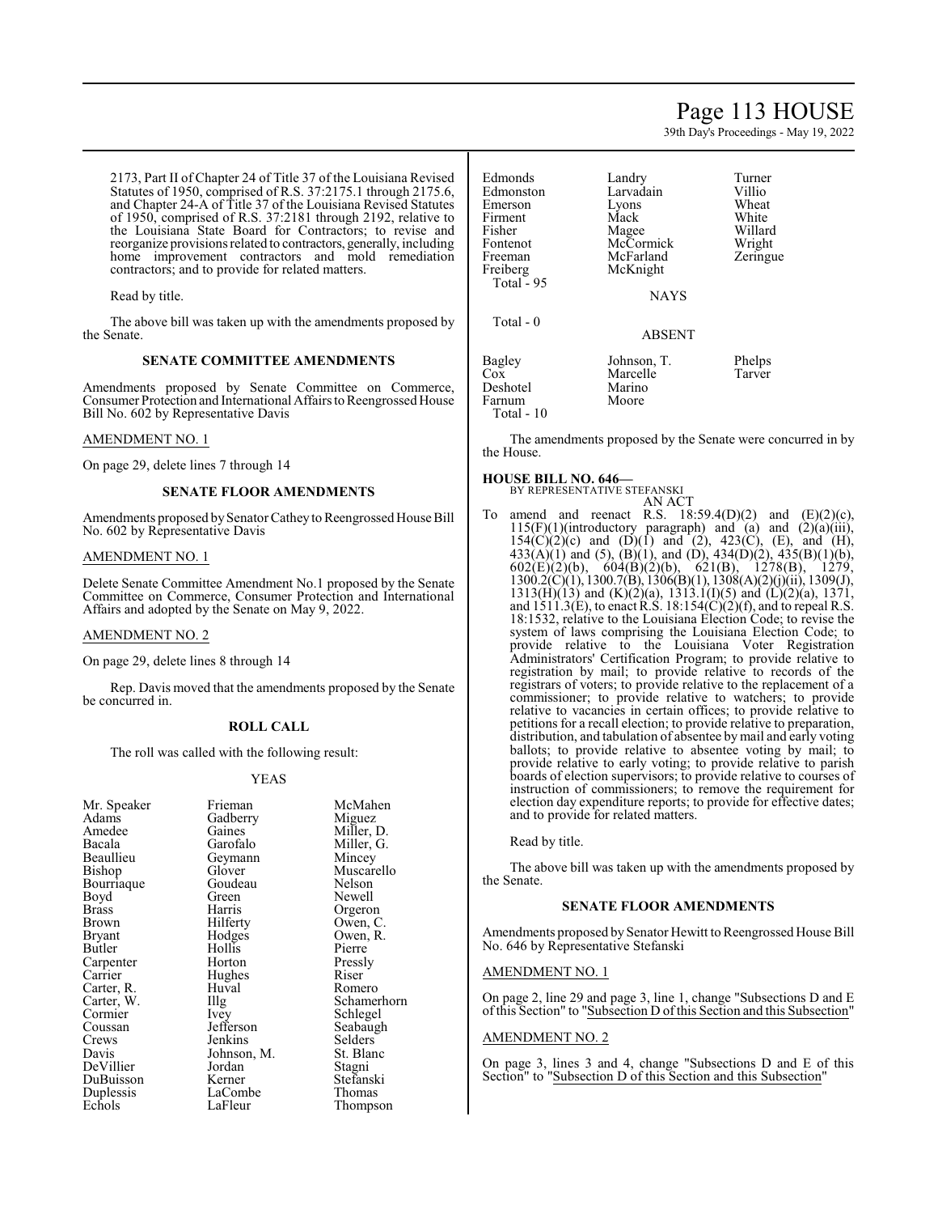2173, Part II of Chapter 24 of Title 37 of the Louisiana Revised Statutes of 1950, comprised of R.S. 37:2175.1 through 2175.6, and Chapter 24-A of Title 37 of the Louisiana Revised Statutes of 1950, comprised of R.S. 37:2181 through 2192, relative to the Louisiana State Board for Contractors; to revise and reorganize provisions related to contractors, generally, including home improvement contractors and mold remediation contractors; and to provide for related matters.

Read by title.

The above bill was taken up with the amendments proposed by the Senate.

## SENATE COMMITTEE AMENDMENTS

Amendments proposed by Senate Committee on Commerce, Consumer Protection and International Affairs to Reengrossed House Bill No. 602 by Representative Davis

AMENDMENT NO. 1

On page 29, delete lines 7 through 14

## SENATE FLOOR AMENDMENTS

Amendments proposed by Senator Cathey to Reengrossed House Bill No. 602 by Representative Davis

AMENDMENT NO. 1

Delete Senate Committee Amendment No.1 proposed by the Senate Committee on Commerce, Consumer Protection and International Affairs and adopted by the Senate on May 9, 2022.

AMENDMENT NO. 2

On page 29, delete lines 8 through 14

Rep. Davis moved that the amendments proposed by the Senate be concurred in.

## ROLL CALL

The roll was called with the following result:

YEAS

| | | |
|---|---|---|
| Mr. Speaker | Frieman | McMahen |
| Adams | Gadberry | Miguez |
| Amedee | Gaines | Miller, D. |
| Bacala | Garofalo | Miller, G. |
| Beaullieu | Geymann | Mincey |
| Bishop | Glover | Muscarello |
| Bourriaque | Goudeau | Nelson |
| Boyd | Green | Newell |
| Brass | Harris | Orgeron |
| Brown | Hilferty | Owen, C. |
| Bryant | Hodges | Owen, R. |
| Butler | Hollis | Pierre |
| Carpenter | Horton | Pressly |
| Carrier | Hughes | Riser |
| Carter, R. | Huval | Romero |
| Carter, W. | Illg | Schamerhorn |
| Cormier | Ivey | Schlegel |
| Coussan | Jefferson | Seabaugh |
| Crews | Jenkins | Selders |
| Davis | Johnson, M. | St. Blanc |
| DeVillier | Jordan | Stagni |
| DuBuisson | Kerner | Stefanski |
| Duplessis | LaCombe | Thomas |
| Echols | LaFleur | Thompson |
| Edmonds | Landry | Turner |
| Edmonston | Larvadain | Villio |
| Emerson | Lyons | Wheat |
| Firment | Mack | White |
| Fisher | Magee | Willard |
| Fontenot | McCormick | Wright |
| Freeman | McFarland | Zeringue |
| Freiberg | McKnight | |

Total - 95

NAYS

Total - 0

ABSENT

| | | |
|---|---|---|
| Bagley | Johnson, T. | Phelps |
| Cox | Marcelle | Tarver |
| Deshotel | Marino | |
| Farnum | Moore | |

Total - 10

The amendments proposed by the Senate were concurred in by the House.

**HOUSE BILL NO. 646—**
BY REPRESENTATIVE STEFANSKI
AN ACT

To amend and reenact R.S. 18:59.4(D)(2) and (E)(2)(c), 115(F)(1)(introductory paragraph) and (a) and (2)(a)(iii), 154(C)(2)(c) and (D)(1) and (2), 423(C), (E), and (H), 433(A)(1) and (5), (B)(1), and (D), 434(D)(2), 435(B)(1)(b), 602(E)(2)(b), 604(B)(2)(b), 621(B), 1278(B), 1279, 1300.2(C)(1), 1300.7(B), 1306(B)(1), 1308(A)(2)(j)(ii), 1309(J), 1313(H)(13) and (K)(2)(a), 1313.1(I)(5) and (L)(2)(a), 1371, and 1511.3(E), to enact R.S. 18:154(C)(2)(f), and to repeal R.S. 18:1532, relative to the Louisiana Election Code; to revise the system of laws comprising the Louisiana Election Code; to provide relative to the Louisiana Voter Registration Administrators' Certification Program; to provide relative to registration by mail; to provide relative to records of the registrars of voters; to provide relative to the replacement of a commissioner; to provide relative to watchers; to provide relative to vacancies in certain offices; to provide relative to petitions for a recall election; to provide relative to preparation, distribution, and tabulation of absentee by mail and early voting ballots; to provide relative to absentee voting by mail; to provide relative to early voting; to provide relative to parish boards of election supervisors; to provide relative to courses of instruction of commissioners; to remove the requirement for election day expenditure reports; to provide for effective dates; and to provide for related matters.

Read by title.

The above bill was taken up with the amendments proposed by the Senate.

## SENATE FLOOR AMENDMENTS

Amendments proposed by Senator Hewitt to Reengrossed House Bill No. 646 by Representative Stefanski

AMENDMENT NO. 1

On page 2, line 29 and page 3, line 1, change "Subsections D and E of this Section" to "Subsection D of this Section and this Subsection"

AMENDMENT NO. 2

On page 3, lines 3 and 4, change "Subsections D and E of this Section" to "Subsection D of this Section and this Subsection"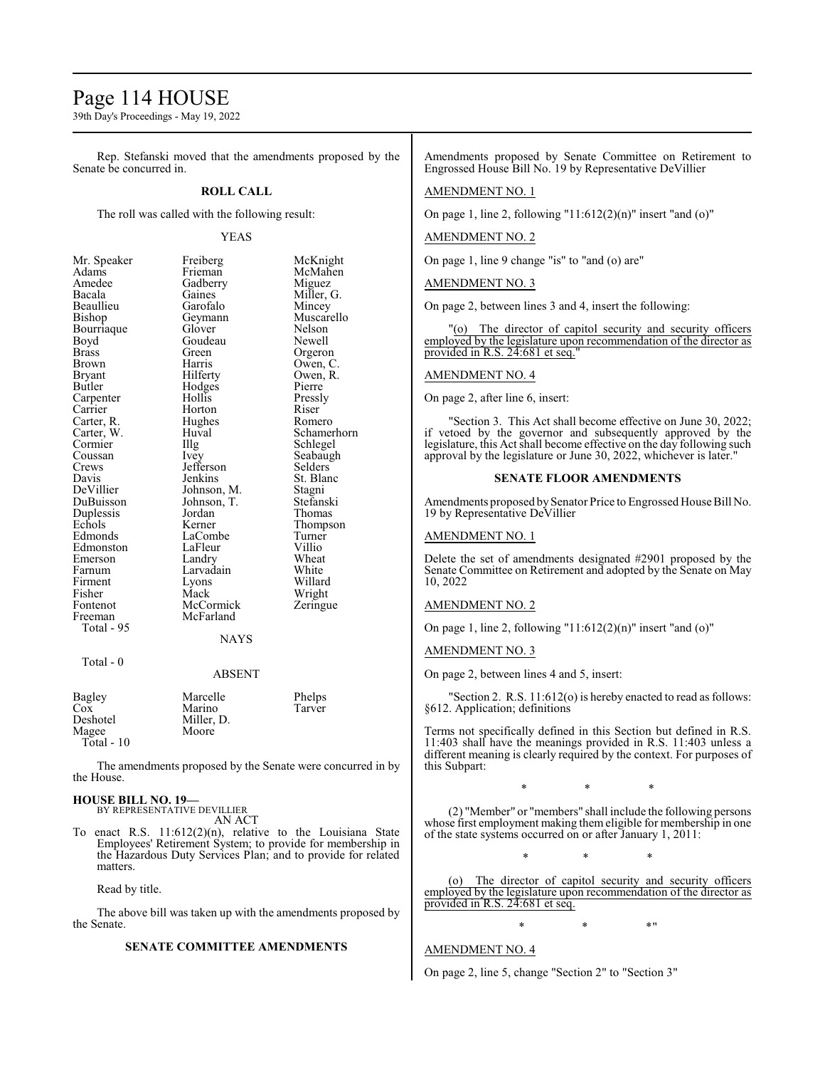Rep. Stefanski moved that the amendments proposed by the Senate be concurred in.

**ROLL CALL**

The roll was called with the following result:

YEAS

| | | |
|---|---|---|
| Mr. Speaker | Freiberg | McKnight |
| Adams | Frieman | McMahen |
| Amedee | Gadberry | Miguez |
| Bacala | Gaines | Miller, G. |
| Beaullieu | Garofalo | Mincey |
| Bishop | Geymann | Muscarello |
| Bourriaque | Glover | Nelson |
| Boyd | Goudeau | Newell |
| Brass | Green | Orgeron |
| Brown | Harris | Owen, C. |
| Bryant | Hilferty | Owen, R. |
| Butler | Hodges | Pierre |
| Carpenter | Hollis | Pressly |
| Carrier | Horton | Riser |
| Carter, R. | Hughes | Romero |
| Carter, W. | Huval | Schamerhorn |
| Cormier | Illg | Schlegel |
| Coussan | Ivey | Seabaugh |
| Crews | Jefferson | Selders |
| Davis | Jenkins | St. Blanc |
| DeVillier | Johnson, M. | Stagni |
| DuBuisson | Johnson, T. | Stefanski |
| Duplessis | Jordan | Thomas |
| Echols | Kerner | Thompson |
| Edmonds | LaCombe | Turner |
| Edmonston | LaFleur | Villio |
| Emerson | Landry | Wheat |
| Farnum | Larvadain | White |
| Firment | Lyons | Willard |
| Fisher | Mack | Wright |
| Fontenot | McCormick | Zeringue |
| Freeman | McFarland | |

Total - 95

NAYS

Total - 0

ABSENT

| | | |
|---|---|---|
| Bagley | Marcelle | Phelps |
| Cox | Marino | Tarver |
| Deshotel | Miller, D. | |
| Magee | Moore | |

Total - 10

The amendments proposed by the Senate were concurred in by the House.

**HOUSE BILL NO. 19—**
BY REPRESENTATIVE DEVILLIER

AN ACT

To enact R.S. 11:612(2)(n), relative to the Louisiana State Employees' Retirement System; to provide for membership in the Hazardous Duty Services Plan; and to provide for related matters.

Read by title.

The above bill was taken up with the amendments proposed by the Senate.

**SENATE COMMITTEE AMENDMENTS**

Amendments proposed by Senate Committee on Retirement to Engrossed House Bill No. 19 by Representative DeVillier

AMENDMENT NO. 1

On page 1, line 2, following "11:612(2)(n)" insert "and (o)"

AMENDMENT NO. 2

On page 1, line 9 change "is" to "and (o) are"

AMENDMENT NO. 3

On page 2, between lines 3 and 4, insert the following:

"(o) The director of capitol security and security officers employed by the legislature upon recommendation of the director as provided in R.S. 24:681 et seq."

AMENDMENT NO. 4

On page 2, after line 6, insert:

"Section 3. This Act shall become effective on June 30, 2022; if vetoed by the governor and subsequently approved by the legislature, this Act shall become effective on the day following such approval by the legislature or June 30, 2022, whichever is later."

**SENATE FLOOR AMENDMENTS**

Amendments proposed by Senator Price to Engrossed House Bill No. 19 by Representative DeVillier

AMENDMENT NO. 1

Delete the set of amendments designated #2901 proposed by the Senate Committee on Retirement and adopted by the Senate on May 10, 2022

AMENDMENT NO. 2

On page 1, line 2, following "11:612(2)(n)" insert "and (o)"

AMENDMENT NO. 3

On page 2, between lines 4 and 5, insert:

"Section 2. R.S. 11:612(o) is hereby enacted to read as follows:
§612. Application; definitions

Terms not specifically defined in this Section but defined in R.S. 11:403 shall have the meanings provided in R.S. 11:403 unless a different meaning is clearly required by the context. For purposes of this Subpart:

\* \* \*

(2) "Member" or "members" shall include the following persons whose first employment making them eligible for membership in one of the state systems occurred on or after January 1, 2011:

\* \* \*

(o) The director of capitol security and security officers employed by the legislature upon recommendation of the director as provided in R.S. 24:681 et seq.

\* \* \*"

AMENDMENT NO. 4

On page 2, line 5, change "Section 2" to "Section 3"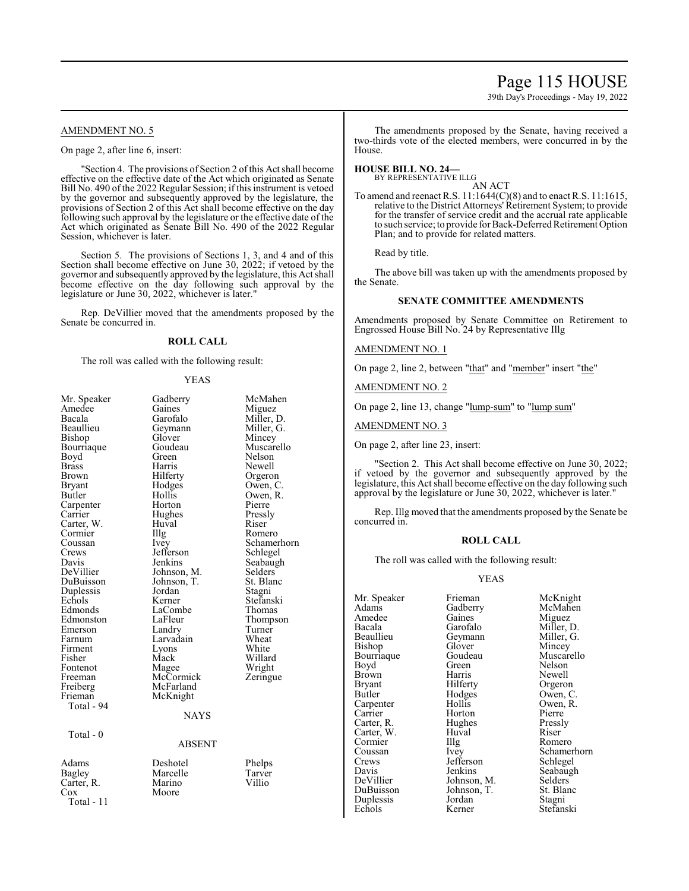AMENDMENT NO. 5

On page 2, after line 6, insert:

"Section 4. The provisions of Section 2 of this Act shall become effective on the effective date of the Act which originated as Senate Bill No. 490 of the 2022 Regular Session; if this instrument is vetoed by the governor and subsequently approved by the legislature, the provisions of Section 2 of this Act shall become effective on the day following such approval by the legislature or the effective date of the Act which originated as Senate Bill No. 490 of the 2022 Regular Session, whichever is later.

Section 5. The provisions of Sections 1, 3, and 4 and of this Section shall become effective on June 30, 2022; if vetoed by the governor and subsequently approved by the legislature, this Act shall become effective on the day following such approval by the legislature or June 30, 2022, whichever is later."

Rep. DeVillier moved that the amendments proposed by the Senate be concurred in.

**ROLL CALL**

The roll was called with the following result:

YEAS

| | | |
|---|---|---|
| Mr. Speaker | Gadberry | McMahen |
| Amedee | Gaines | Miguez |
| Bacala | Garofalo | Miller, D. |
| Beaullieu | Geymann | Miller, G. |
| Bishop | Glover | Mincey |
| Bourriaque | Goudeau | Muscarello |
| Boyd | Green | Nelson |
| Brass | Harris | Newell |
| Brown | Hilferty | Orgeron |
| Bryant | Hodges | Owen, C. |
| Butler | Hollis | Owen, R. |
| Carpenter | Horton | Pierre |
| Carrier | Hughes | Pressly |
| Carter, W. | Huval | Riser |
| Cormier | Illg | Romero |
| Coussan | Ivey | Schamerhorn |
| Crews | Jefferson | Schlegel |
| Davis | Jenkins | Seabaugh |
| DeVillier | Johnson, M. | Selders |
| DuBuisson | Johnson, T. | St. Blanc |
| Duplessis | Jordan | Stagni |
| Echols | Kerner | Stefanski |
| Edmonds | LaCombe | Thomas |
| Edmonston | LaFleur | Thompson |
| Emerson | Landry | Turner |
| Farnum | Larvadain | Wheat |
| Firment | Lyons | White |
| Fisher | Mack | Willard |
| Fontenot | Magee | Wright |
| Freeman | McCormick | Zeringue |
| Freiberg | McFarland | |
| Frieman | McKnight | |

Total - 94

NAYS

Total - 0

ABSENT

| | | |
|---|---|---|
| Adams | Deshotel | Phelps |
| Bagley | Marcelle | Tarver |
| Carter, R. | Marino | Villio |
| Cox | Moore | |

Total - 11

The amendments proposed by the Senate, having received a two-thirds vote of the elected members, were concurred in by the House.

**HOUSE BILL NO. 24—**
BY REPRESENTATIVE ILLG

AN ACT

To amend and reenact R.S. 11:1644(C)(8) and to enact R.S. 11:1615, relative to the District Attorneys' Retirement System; to provide for the transfer of service credit and the accrual rate applicable to such service; to provide for Back-Deferred Retirement Option Plan; and to provide for related matters.

Read by title.

The above bill was taken up with the amendments proposed by the Senate.

**SENATE COMMITTEE AMENDMENTS**

Amendments proposed by Senate Committee on Retirement to Engrossed House Bill No. 24 by Representative Illg

AMENDMENT NO. 1

On page 2, line 2, between "that" and "member" insert "the"

AMENDMENT NO. 2

On page 2, line 13, change "lump-sum" to "lump sum"

AMENDMENT NO. 3

On page 2, after line 23, insert:

"Section 2. This Act shall become effective on June 30, 2022; if vetoed by the governor and subsequently approved by the legislature, this Act shall become effective on the day following such approval by the legislature or June 30, 2022, whichever is later."

Rep. Illg moved that the amendments proposed by the Senate be concurred in.

**ROLL CALL**

The roll was called with the following result:

YEAS

| | | |
|---|---|---|
| Mr. Speaker | Frieman | McKnight |
| Adams | Gadberry | McMahen |
| Amedee | Gaines | Miguez |
| Bacala | Garofalo | Miller, D. |
| Beaullieu | Geymann | Miller, G. |
| Bishop | Glover | Mincey |
| Bourriaque | Goudeau | Muscarello |
| Boyd | Green | Nelson |
| Brown | Harris | Newell |
| Bryant | Hilferty | Orgeron |
| Butler | Hodges | Owen, C. |
| Carpenter | Hollis | Owen, R. |
| Carrier | Horton | Pierre |
| Carter, R. | Hughes | Pressly |
| Carter, W. | Huval | Riser |
| Cormier | Illg | Romero |
| Coussan | Ivey | Schamerhorn |
| Crews | Jefferson | Schlegel |
| Davis | Jenkins | Seabaugh |
| DeVillier | Johnson, M. | Selders |
| DuBuisson | Johnson, T. | St. Blanc |
| Duplessis | Jordan | Stagni |
| Echols | Kerner | Stefanski |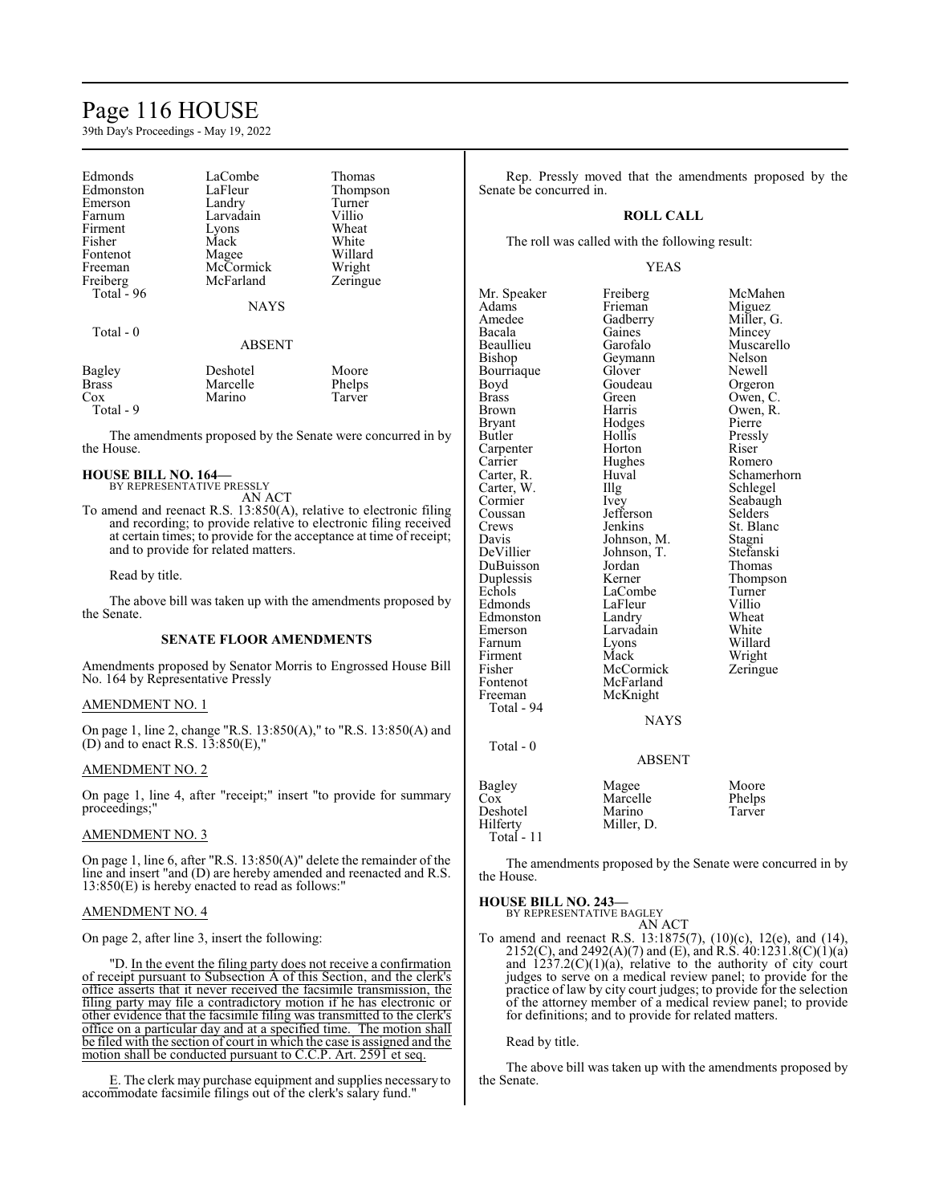| | | |
|---|---|---|
| Edmonds | LaCombe | Thomas |
| Edmonston | LaFleur | Thompson |
| Emerson | Landry | Turner |
| Farnum | Larvadain | Villio |
| Firment | Lyons | Wheat |
| Fisher | Mack | White |
| Fontenot | Magee | Willard |
| Freeman | McCormick | Wright |
| Freiberg | McFarland | Zeringue |
| Total - 96 | | |

NAYS

Total - 0

ABSENT

| | | |
|---|---|---|
| Bagley | Deshotel | Moore |
| Brass | Marcelle | Phelps |
| Cox | Marino | Tarver |
| Total - 9 | | |

The amendments proposed by the Senate were concurred in by the House.

**HOUSE BILL NO. 164—**
BY REPRESENTATIVE PRESSLY

AN ACT

To amend and reenact R.S. 13:850(A), relative to electronic filing and recording; to provide relative to electronic filing received at certain times; to provide for the acceptance at time of receipt; and to provide for related matters.

Read by title.

The above bill was taken up with the amendments proposed by the Senate.

**SENATE FLOOR AMENDMENTS**

Amendments proposed by Senator Morris to Engrossed House Bill No. 164 by Representative Pressly

AMENDMENT NO. 1

On page 1, line 2, change "R.S. 13:850(A)," to "R.S. 13:850(A) and (D) and to enact R.S. 13:850(E),"

AMENDMENT NO. 2

On page 1, line 4, after "receipt;" insert "to provide for summary proceedings;"

AMENDMENT NO. 3

On page 1, line 6, after "R.S. 13:850(A)" delete the remainder of the line and insert "and (D) are hereby amended and reenacted and R.S. 13:850(E) is hereby enacted to read as follows:"

AMENDMENT NO. 4

On page 2, after line 3, insert the following:

"D. In the event the filing party does not receive a confirmation of receipt pursuant to Subsection A of this Section, and the clerk's office asserts that it never received the facsimile transmission, the filing party may file a contradictory motion if he has electronic or other evidence that the facsimile filing was transmitted to the clerk's office on a particular day and at a specified time. The motion shall be filed with the section of court in which the case is assigned and the motion shall be conducted pursuant to C.C.P. Art. 2591 et seq.

E. The clerk may purchase equipment and supplies necessary to accommodate facsimile filings out of the clerk's salary fund."

Rep. Pressly moved that the amendments proposed by the Senate be concurred in.

**ROLL CALL**

The roll was called with the following result:

YEAS

| | | |
|---|---|---|
| Mr. Speaker | Freiberg | McMahen |
| Adams | Frieman | Miguez |
| Amedee | Gadberry | Miller, G. |
| Bacala | Gaines | Mincey |
| Beaullieu | Garofalo | Muscarello |
| Bishop | Geymann | Nelson |
| Bourriaque | Glover | Newell |
| Boyd | Goudeau | Orgeron |
| Brass | Green | Owen, C. |
| Brown | Harris | Owen, R. |
| Bryant | Hodges | Pierre |
| Butler | Hollis | Pressly |
| Carpenter | Horton | Riser |
| Carrier | Hughes | Romero |
| Carter, R. | Huval | Schamerhorn |
| Carter, W. | Illg | Schlegel |
| Cormier | Ivey | Seabaugh |
| Coussan | Jefferson | Selders |
| Crews | Jenkins | St. Blanc |
| Davis | Johnson, M. | Stagni |
| DeVillier | Johnson, T. | Stefanski |
| DuBuisson | Jordan | Thomas |
| Duplessis | Kerner | Thompson |
| Echols | LaCombe | Turner |
| Edmonds | LaFleur | Villio |
| Edmonston | Landry | Wheat |
| Emerson | Larvadain | White |
| Farnum | Lyons | Willard |
| Firment | Mack | Wright |
| Fisher | McCormick | Zeringue |
| Fontenot | McFarland | |
| Freeman | McKnight | |
| Total - 94 | | |

NAYS

Total - 0

ABSENT

| | | |
|---|---|---|
| Bagley | Magee | Moore |
| Cox | Marcelle | Phelps |
| Deshotel | Marino | Tarver |
| Hilferty | Miller, D. | |
| Total - 11 | | |

The amendments proposed by the Senate were concurred in by the House.

**HOUSE BILL NO. 243—**
BY REPRESENTATIVE BAGLEY

AN ACT

To amend and reenact R.S. 13:1875(7), (10)(c), 12(e), and (14), 2152(C), and 2492(A)(7) and (E), and R.S. 40:1231.8(C)(1)(a) and 1237.2(C)(1)(a), relative to the authority of city court judges to serve on a medical review panel; to provide for the practice of law by city court judges; to provide for the selection of the attorney member of a medical review panel; to provide for definitions; and to provide for related matters.

Read by title.

The above bill was taken up with the amendments proposed by the Senate.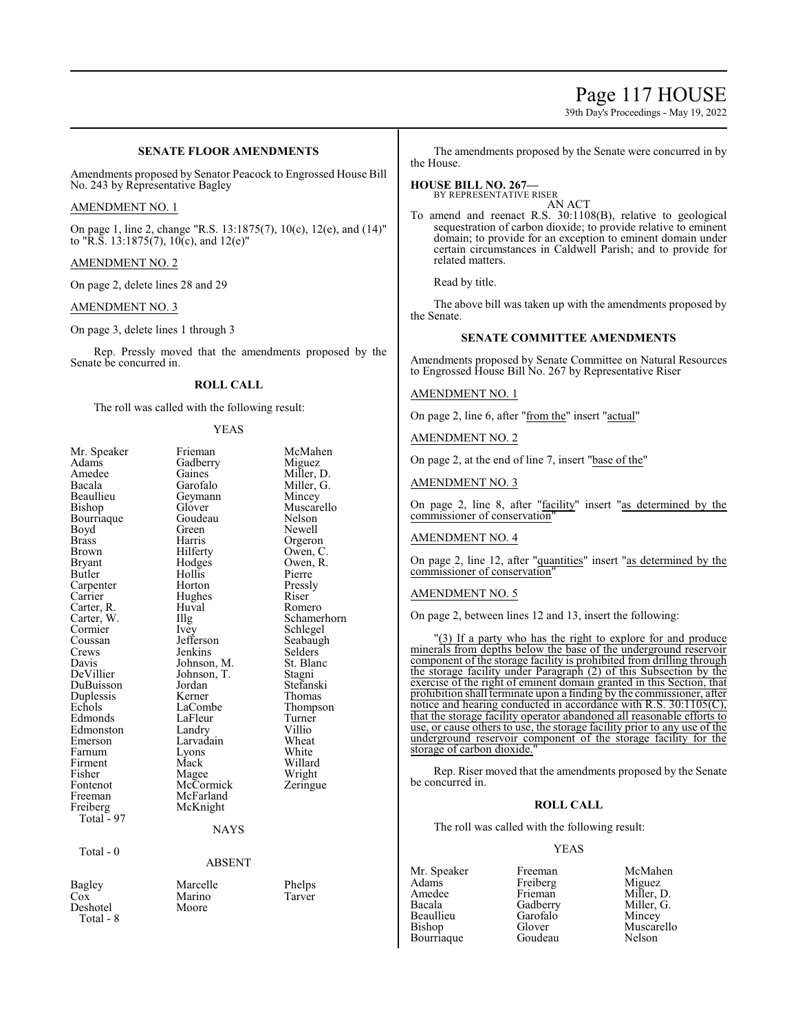### SENATE FLOOR AMENDMENTS

Amendments proposed by Senator Peacock to Engrossed House Bill No. 243 by Representative Bagley

AMENDMENT NO. 1

On page 1, line 2, change "R.S. 13:1875(7), 10(c), 12(e), and (14)" to "R.S. 13:1875(7), 10(c), and 12(e)"

AMENDMENT NO. 2

On page 2, delete lines 28 and 29

AMENDMENT NO. 3

On page 3, delete lines 1 through 3

Rep. Pressly moved that the amendments proposed by the Senate be concurred in.

### ROLL CALL

The roll was called with the following result:

YEAS

| | | |
|---|---|---|
| Mr. Speaker | Frieman | McMahen |
| Adams | Gadberry | Miguez |
| Amedee | Gaines | Miller, D. |
| Bacala | Garofalo | Miller, G. |
| Beaullieu | Geymann | Mincey |
| Bishop | Glover | Muscarello |
| Bourriaque | Goudeau | Nelson |
| Boyd | Green | Newell |
| Brass | Harris | Orgeron |
| Brown | Hilferty | Owen, C. |
| Bryant | Hodges | Owen, R. |
| Butler | Hollis | Pierre |
| Carpenter | Horton | Pressly |
| Carrier | Hughes | Riser |
| Carter, R. | Huval | Romero |
| Carter, W. | Illg | Schamerhorn |
| Cormier | Ivey | Schlegel |
| Coussan | Jefferson | Seabaugh |
| Crews | Jenkins | Selders |
| Davis | Johnson, M. | St. Blanc |
| DeVillier | Johnson, T. | Stagni |
| DuBuisson | Jordan | Stefanski |
| Duplessis | Kerner | Thomas |
| Echols | LaCombe | Thompson |
| Edmonds | LaFleur | Turner |
| Edmonston | Landry | Villio |
| Emerson | Larvadain | Wheat |
| Farnum | Lyons | White |
| Firment | Mack | Willard |
| Fisher | Magee | Wright |
| Fontenot | McCormick | Zeringue |
| Freeman | McFarland | |
| Freiberg | McKnight | |

Total - 97

NAYS

Total - 0

ABSENT

| | | |
|---|---|---|
| Bagley | Marcelle | Phelps |
| Cox | Marino | Tarver |
| Deshotel | Moore | |

Total - 8

The amendments proposed by the Senate were concurred in by the House.

**HOUSE BILL NO. 267—**
BY REPRESENTATIVE RISER

AN ACT

To amend and reenact R.S. 30:1108(B), relative to geological sequestration of carbon dioxide; to provide relative to eminent domain; to provide for an exception to eminent domain under certain circumstances in Caldwell Parish; and to provide for related matters.

Read by title.

The above bill was taken up with the amendments proposed by the Senate.

### SENATE COMMITTEE AMENDMENTS

Amendments proposed by Senate Committee on Natural Resources to Engrossed House Bill No. 267 by Representative Riser

AMENDMENT NO. 1

On page 2, line 6, after "from the" insert "actual"

AMENDMENT NO. 2

On page 2, at the end of line 7, insert "base of the"

AMENDMENT NO. 3

On page 2, line 8, after "facility" insert "as determined by the commissioner of conservation"

AMENDMENT NO. 4

On page 2, line 12, after "quantities" insert "as determined by the commissioner of conservation"

AMENDMENT NO. 5

On page 2, between lines 12 and 13, insert the following:

"(3) If a party who has the right to explore for and produce minerals from depths below the base of the underground reservoir component of the storage facility is prohibited from drilling through the storage facility under Paragraph (2) of this Subsection by the exercise of the right of eminent domain granted in this Section, that prohibition shall terminate upon a finding by the commissioner, after notice and hearing conducted in accordance with R.S. 30:1105(C), that the storage facility operator abandoned all reasonable efforts to use, or cause others to use, the storage facility prior to any use of the underground reservoir component of the storage facility for the storage of carbon dioxide."

Rep. Riser moved that the amendments proposed by the Senate be concurred in.

### ROLL CALL

The roll was called with the following result:

YEAS

| | | |
|---|---|---|
| Mr. Speaker | Freeman | McMahen |
| Adams | Freiberg | Miguez |
| Amedee | Frieman | Miller, D. |
| Bacala | Gadberry | Miller, G. |
| Beaullieu | Garofalo | Mincey |
| Bishop | Glover | Muscarello |
| Bourriaque | Goudeau | Nelson |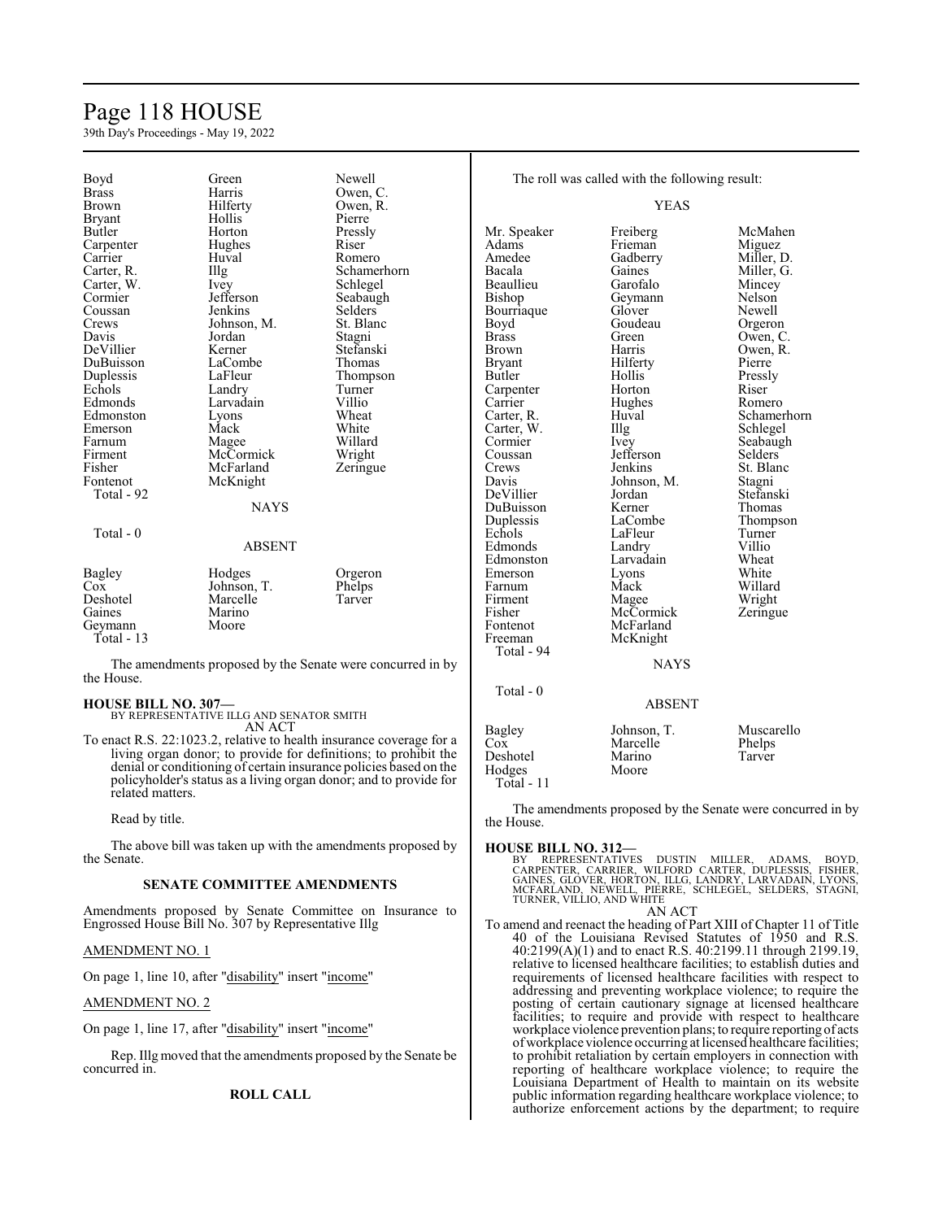| | | |
|---|---|---|
| Boyd | Green | Newell |
| Brass | Harris | Owen, C. |
| Brown | Hilferty | Owen, R. |
| Bryant | Hollis | Pierre |
| Butler | Horton | Pressly |
| Carpenter | Hughes | Riser |
| Carrier | Huval | Romero |
| Carter, R. | Illg | Schamerhorn |
| Carter, W. | Ivey | Schlegel |
| Cormier | Jefferson | Seabaugh |
| Coussan | Jenkins | Selders |
| Crews | Johnson, M. | St. Blanc |
| Davis | Jordan | Stagni |
| DeVillier | Kerner | Stefanski |
| DuBuisson | LaCombe | Thomas |
| Duplessis | LaFleur | Thompson |
| Echols | Landry | Turner |
| Edmonds | Larvadain | Villio |
| Edmonston | Lyons | Wheat |
| Emerson | Mack | White |
| Farnum | Magee | Willard |
| Firment | McCormick | Wright |
| Fisher | McFarland | Zeringue |
| Fontenot | McKnight | |
| Total - 92 | | |

NAYS

Total - 0

ABSENT

| | | |
|---|---|---|
| Bagley | Hodges | Orgeron |
| Cox | Johnson, T. | Phelps |
| Deshotel | Marcelle | Tarver |
| Gaines | Marino | |
| Geymann | Moore | |
| Total - 13 | | |

The amendments proposed by the Senate were concurred in by the House.

**HOUSE BILL NO. 307—**
BY REPRESENTATIVE ILLG AND SENATOR SMITH
AN ACT

To enact R.S. 22:1023.2, relative to health insurance coverage for a living organ donor; to provide for definitions; to prohibit the denial or conditioning of certain insurance policies based on the policyholder's status as a living organ donor; and to provide for related matters.

Read by title.

The above bill was taken up with the amendments proposed by the Senate.

**SENATE COMMITTEE AMENDMENTS**

Amendments proposed by Senate Committee on Insurance to Engrossed House Bill No. 307 by Representative Illg

AMENDMENT NO. 1

On page 1, line 10, after "disability" insert "income"

AMENDMENT NO. 2

On page 1, line 17, after "disability" insert "income"

Rep. Illg moved that the amendments proposed by the Senate be concurred in.

**ROLL CALL**

The roll was called with the following result:

YEAS

| | | |
|---|---|---|
| Mr. Speaker | Freiberg | McMahen |
| Adams | Frieman | Miguez |
| Amedee | Gadberry | Miller, D. |
| Bacala | Gaines | Miller, G. |
| Beaullieu | Garofalo | Mincey |
| Bishop | Geymann | Nelson |
| Bourriaque | Glover | Newell |
| Boyd | Goudeau | Orgeron |
| Brass | Green | Owen, C. |
| Brown | Harris | Owen, R. |
| Bryant | Hilferty | Pierre |
| Butler | Hollis | Pressly |
| Carpenter | Horton | Riser |
| Carrier | Hughes | Romero |
| Carter, R. | Huval | Schamerhorn |
| Carter, W. | Illg | Schlegel |
| Cormier | Ivey | Seabaugh |
| Coussan | Jefferson | Selders |
| Crews | Jenkins | St. Blanc |
| Davis | Johnson, M. | Stagni |
| DeVillier | Jordan | Stefanski |
| DuBuisson | Kerner | Thomas |
| Duplessis | LaCombe | Thompson |
| Echols | LaFleur | Turner |
| Edmonds | Landry | Villio |
| Edmonston | Larvadain | Wheat |
| Emerson | Lyons | White |
| Farnum | Mack | Willard |
| Firment | Magee | Wright |
| Fisher | McCormick | Zeringue |
| Fontenot | McFarland | |
| Freeman | McKnight | |
| Total - 94 | | |

NAYS

Total - 0

ABSENT

| | | |
|---|---|---|
| Bagley | Johnson, T. | Muscarello |
| Cox | Marcelle | Phelps |
| Deshotel | Marino | Tarver |
| Hodges | Moore | |
| Total - 11 | | |

The amendments proposed by the Senate were concurred in by the House.

**HOUSE BILL NO. 312—**
BY REPRESENTATIVES DUSTIN MILLER, ADAMS, BOYD, CARPENTER, CARRIER, WILFORD CARTER, DUPLESSIS, FISHER, GAINES, GLOVER, HORTON, ILLG, LANDRY, LARVADAIN, LYONS, MCFARLAND, NEWELL, PIERRE, SCHLEGEL, SELDERS, STAGNI, TURNER, VILLIO, AND WHITE
AN ACT

To amend and reenact the heading of Part XIII of Chapter 11 of Title 40 of the Louisiana Revised Statutes of 1950 and R.S. 40:2199(A)(1) and to enact R.S. 40:2199.11 through 2199.19, relative to licensed healthcare facilities; to establish duties and requirements of licensed healthcare facilities with respect to addressing and preventing workplace violence; to require the posting of certain cautionary signage at licensed healthcare facilities; to require and provide with respect to healthcare workplace violence prevention plans; to require reporting of acts of workplace violence occurring at licensed healthcare facilities; to prohibit retaliation by certain employers in connection with reporting of healthcare workplace violence; to require the Louisiana Department of Health to maintain on its website public information regarding healthcare workplace violence; to authorize enforcement actions by the department; to require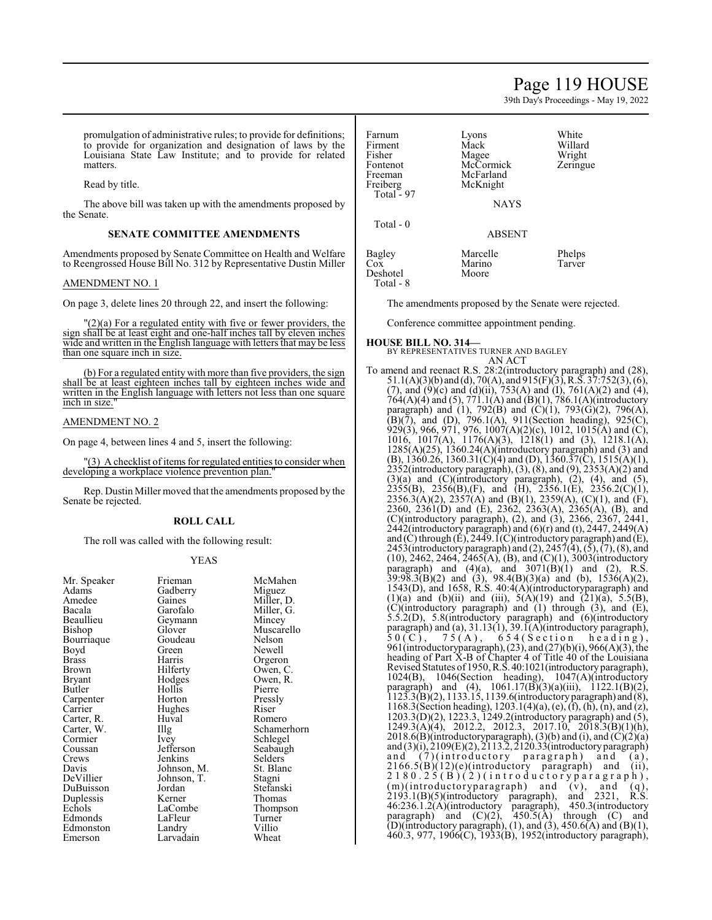promulgation of administrative rules; to provide for definitions; to provide for organization and designation of laws by the Louisiana State Law Institute; and to provide for related matters.

Read by title.

The above bill was taken up with the amendments proposed by the Senate.

## SENATE COMMITTEE AMENDMENTS

Amendments proposed by Senate Committee on Health and Welfare to Reengrossed House Bill No. 312 by Representative Dustin Miller

AMENDMENT NO. 1

On page 3, delete lines 20 through 22, and insert the following:

"(2)(a) For a regulated entity with five or fewer providers, the sign shall be at least eight and one-half inches tall by eleven inches wide and written in the English language with letters that may be less than one square inch in size.

(b) For a regulated entity with more than five providers, the sign shall be at least eighteen inches tall by eighteen inches wide and written in the English language with letters not less than one square inch in size."

AMENDMENT NO. 2

On page 4, between lines 4 and 5, insert the following:

"(3) A checklist of items for regulated entities to consider when developing a workplace violence prevention plan."

Rep. Dustin Miller moved that the amendments proposed by the Senate be rejected.

## ROLL CALL

The roll was called with the following result:

YEAS

| | | |
|---|---|---|
| Mr. Speaker | Frieman | McMahen |
| Adams | Gadberry | Miguez |
| Amedee | Gaines | Miller, D. |
| Bacala | Garofalo | Miller, G. |
| Beaullieu | Geymann | Mincey |
| Bishop | Glover | Muscarello |
| Bourriaque | Goudeau | Nelson |
| Boyd | Green | Newell |
| Brass | Harris | Orgeron |
| Brown | Hilferty | Owen, C. |
| Bryant | Hodges | Owen, R. |
| Butler | Hollis | Pierre |
| Carpenter | Horton | Pressly |
| Carrier | Hughes | Riser |
| Carter, R. | Huval | Romero |
| Carter, W. | Illg | Schamerhorn |
| Cormier | Ivey | Schlegel |
| Coussan | Jefferson | Seabaugh |
| Crews | Jenkins | Selders |
| Davis | Johnson, M. | St. Blanc |
| DeVillier | Johnson, T. | Stagni |
| DuBuisson | Jordan | Stefanski |
| Duplessis | Kerner | Thomas |
| Echols | LaCombe | Thompson |
| Edmonds | LaFleur | Turner |
| Edmonston | Landry | Villio |
| Emerson | Larvadain | Wheat |
| Farnum | Lyons | White |
| Firment | Mack | Willard |
| Fisher | Magee | Wright |
| Fontenot | McCormick | Zeringue |
| Freeman | McFarland | |
| Freiberg | McKnight | |

Total - 97

NAYS

Total - 0

ABSENT

| | | |
|---|---|---|
| Bagley | Marcelle | Phelps |
| Cox | Marino | Tarver |
| Deshotel | Moore | |

Total - 8

The amendments proposed by the Senate were rejected.

Conference committee appointment pending.

**HOUSE BILL NO. 314—**
BY REPRESENTATIVES TURNER AND BAGLEY
AN ACT

To amend and reenact R.S. 28:2(introductory paragraph) and (28), 51.1(A)(3)(b) and (d), 70(A), and 915(F)(3), R.S. 37:752(3), (6), (7), and (9)(c) and (d)(ii), 753(A) and (I), 761(A)(2) and (4), 764(A)(4) and (5), 771.1(A) and (B)(1), 786.1(A)(introductory paragraph) and (1), 792(B) and (C)(1), 793(G)(2), 796(A), (B)(7), and (D), 796.1(A), 911(Section heading), 925(C), 929(3), 966, 971, 976, 1007(A)(2)(c), 1012, 1015(A) and (C), 1016, 1017(A), 1176(A)(3), 1218(1) and (3), 1218.1(A), 1285(A)(25), 1360.24(A)(introductory paragraph) and (3) and (B), 1360.26, 1360.31(C)(4) and (D), 1360.37(C), 1515(A)(1), 2352(introductory paragraph), (3), (8), and (9), 2353(A)(2) and (3)(a) and (C)(introductory paragraph), (2), (4), and (5), 2355(B), 2356(B),(F), and (H), 2356.1(E), 2356.2(C)(1), 2356.3(A)(2), 2357(A) and (B)(1), 2359(A), (C)(1), and (F), 2360, 2361(D) and (E), 2362, 2363(A), 2365(A), (B), and (C)(introductory paragraph), (2), and (3), 2366, 2367, 2441, 2442(introductory paragraph) and (6)(r) and (t), 2447, 2449(A) and (C) through (E), 2449.1(C)(introductory paragraph) and (E), 2453(introductory paragraph) and (2), 2457(4), (5), (7), (8), and (10), 2462, 2464, 2465(A), (B), and (C)(1), 3003(introductory paragraph) and (4)(a), and 3071(B)(1) and (2), R.S. 39:98.3(B)(2) and (3), 98.4(B)(3)(a) and (b), 1536(A)(2), 1543(D), and 1658, R.S. 40:4(A)(introductoryparagraph) and (1)(a) and (b)(ii) and (iii), 5(A)(19) and (21)(a), 5.5(B), (C)(introductory paragraph) and (1) through (3), and (E), 5.5.2(D), 5.8(introductory paragraph) and (6)(introductory paragraph) and (a), 31.13(1), 39.1(A)(introductory paragraph), 50(C), 75(A), 654(Section heading), 961(introductoryparagraph), (23), and (27)(b)(i), 966(A)(3), the heading of Part X-B of Chapter 4 of Title 40 of the Louisiana Revised Statutes of 1950, R.S. 40:1021(introductory paragraph), 1024(B), 1046(Section heading), 1047(A)(introductory paragraph) and (4), 1061.17(B)(3)(a)(iii), 1122.1(B)(2), 1123.3(B)(2), 1133.15, 1139.6(introductory paragraph) and (8), 1168.3(Section heading), 1203.1(4)(a), (e), (f), (h), (n), and (z), 1203.3(D)(2), 1223.3, 1249.2(introductory paragraph) and (5), 1249.3(A)(4), 2012.2, 2012.3, 2017.10, 2018.3(B)(1)(h), 2018.6(B)(introductoryparagraph), (3)(b) and (i), and (C)(2)(a) and (3)(i), 2109(E)(2), 2113.2, 2120.33(introductory paragraph) and (7)(introductory paragraph) and (a), 2166.5(B)(12)(e)(introductory paragraph) and (ii), 2180.25(B)(2)(introductoryparagraph), (m)(introductoryparagraph) and (v), and (q), 2193.1(B)(5)(introductory paragraph), and 2321, R.S. 46:236.1.2(A)(introductory paragraph), 450.3(introductory paragraph) and (C)(2), 450.5(A) through (C) and (D)(introductory paragraph), (1), and (3), 450.6(A) and (B)(1), 460.3, 977, 1906(C), 1933(B), 1952(introductory paragraph),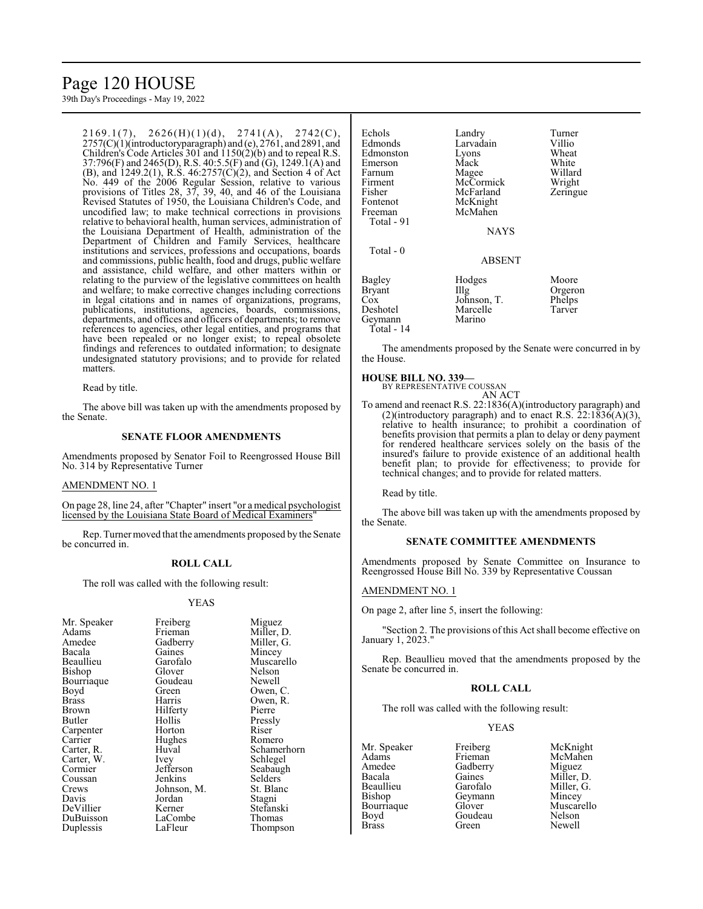2169.1(7), 2626(H)(1)(d), 2741(A), 2742(C), 2757(C)(1)(introductory paragraph) and (e), 2761, and 2891, and Children's Code Articles 301 and 1150(2)(b) and to repeal R.S. 37:796(F) and 2465(D), R.S. 40:5.5(F) and (G), 1249.1(A) and (B), and 1249.2(1), R.S. 46:2757(C)(2), and Section 4 of Act No. 449 of the 2006 Regular Session, relative to various provisions of Titles 28, 37, 39, 40, and 46 of the Louisiana Revised Statutes of 1950, the Louisiana Children's Code, and uncodified law; to make technical corrections in provisions relative to behavioral health, human services, administration of the Louisiana Department of Health, administration of the Department of Children and Family Services, healthcare institutions and services, professions and occupations, boards and commissions, public health, food and drugs, public welfare and assistance, child welfare, and other matters within or relating to the purview of the legislative committees on health and welfare; to make corrective changes including corrections in legal citations and in names of organizations, programs, publications, institutions, agencies, boards, commissions, departments, and offices and officers of departments; to remove references to agencies, other legal entities, and programs that have been repealed or no longer exist; to repeal obsolete findings and references to outdated information; to designate undesignated statutory provisions; and to provide for related matters.

Read by title.

The above bill was taken up with the amendments proposed by the Senate.

## SENATE FLOOR AMENDMENTS

Amendments proposed by Senator Foil to Reengrossed House Bill No. 314 by Representative Turner

AMENDMENT NO. 1

On page 28, line 24, after "Chapter" insert "or a medical psychologist licensed by the Louisiana State Board of Medical Examiners"

Rep. Turner moved that the amendments proposed by the Senate be concurred in.

## ROLL CALL

The roll was called with the following result:

YEAS

| | | |
|---|---|---|
| Mr. Speaker | Freiberg | Miguez |
| Adams | Frieman | Miller, D. |
| Amedee | Gadberry | Miller, G. |
| Bacala | Gaines | Mincey |
| Beaullieu | Garofalo | Muscarello |
| Bishop | Glover | Nelson |
| Bourriaque | Goudeau | Newell |
| Boyd | Green | Owen, C. |
| Brass | Harris | Owen, R. |
| Brown | Hilferty | Pierre |
| Butler | Hollis | Pressly |
| Carpenter | Horton | Riser |
| Carrier | Hughes | Romero |
| Carter, R. | Huval | Schamerhorn |
| Carter, W. | Ivey | Schlegel |
| Cormier | Jefferson | Seabaugh |
| Coussan | Jenkins | Selders |
| Crews | Johnson, M. | St. Blanc |
| Davis | Jordan | Stagni |
| DeVillier | Kerner | Stefanski |
| DuBuisson | LaCombe | Thomas |
| Duplessis | LaFleur | Thompson |
| Echols | Landry | Turner |
| Edmonds | Larvadain | Villio |
| Edmonston | Lyons | Wheat |
| Emerson | Mack | White |
| Farnum | Magee | Willard |
| Firment | McCormick | Wright |
| Fisher | McFarland | Zeringue |
| Fontenot | McKnight | |
| Freeman | McMahen | |

Total - 91

NAYS

Total - 0

ABSENT

| | | |
|---|---|---|
| Bagley | Hodges | Moore |
| Bryant | Illg | Orgeron |
| Cox | Johnson, T. | Phelps |
| Deshotel | Marcelle | Tarver |
| Geymann | Marino | |

Total - 14

The amendments proposed by the Senate were concurred in by the House.

**HOUSE BILL NO. 339—**
BY REPRESENTATIVE COUSSAN
AN ACT

To amend and reenact R.S. 22:1836(A)(introductory paragraph) and (2)(introductory paragraph) and to enact R.S. 22:1836(A)(3), relative to health insurance; to prohibit a coordination of benefits provision that permits a plan to delay or deny payment for rendered healthcare services solely on the basis of the insured's failure to provide existence of an additional health benefit plan; to provide for effectiveness; to provide for technical changes; and to provide for related matters.

Read by title.

The above bill was taken up with the amendments proposed by the Senate.

## SENATE COMMITTEE AMENDMENTS

Amendments proposed by Senate Committee on Insurance to Reengrossed House Bill No. 339 by Representative Coussan

AMENDMENT NO. 1

On page 2, after line 5, insert the following:

"Section 2. The provisions of this Act shall become effective on January 1, 2023."

Rep. Beaullieu moved that the amendments proposed by the Senate be concurred in.

## ROLL CALL

The roll was called with the following result:

YEAS

| | | |
|---|---|---|
| Mr. Speaker | Freiberg | McKnight |
| Adams | Frieman | McMahen |
| Amedee | Gadberry | Miguez |
| Bacala | Gaines | Miller, D. |
| Beaullieu | Garofalo | Miller, G. |
| Bishop | Geymann | Mincey |
| Bourriaque | Glover | Muscarello |
| Boyd | Goudeau | Nelson |
| Brass | Green | Newell |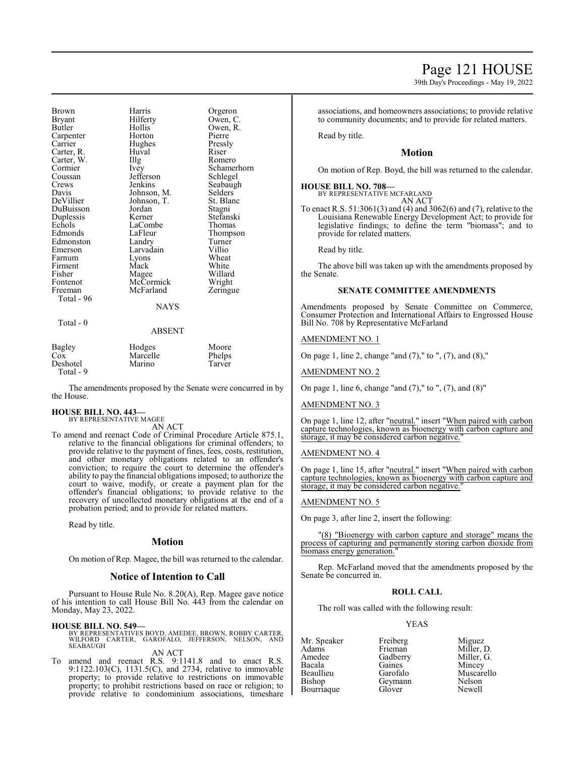| | | |
|---|---|---|
| Brown | Harris | Orgeron |
| Bryant | Hilferty | Owen, C. |
| Butler | Hollis | Owen, R. |
| Carpenter | Horton | Pierre |
| Carrier | Hughes | Pressly |
| Carter, R. | Huval | Riser |
| Carter, W. | Illg | Romero |
| Cormier | Ivey | Schamerhorn |
| Coussan | Jefferson | Schlegel |
| Crews | Jenkins | Seabaugh |
| Davis | Johnson, M. | Selders |
| DeVillier | Johnson, T. | St. Blanc |
| DuBuisson | Jordan | Stagni |
| Duplessis | Kerner | Stefanski |
| Echols | LaCombe | Thomas |
| Edmonds | LaFleur | Thompson |
| Edmonston | Landry | Turner |
| Emerson | Larvadain | Villio |
| Farnum | Lyons | Wheat |
| Firment | Mack | White |
| Fisher | Magee | Willard |
| Fontenot | McCormick | Wright |
| Freeman | McFarland | Zeringue |

Total - 96

NAYS

Total - 0

ABSENT

| | | |
|---|---|---|
| Bagley | Hodges | Moore |
| Cox | Marcelle | Phelps |
| Deshotel | Marino | Tarver |

Total - 9

The amendments proposed by the Senate were concurred in by the House.

**HOUSE BILL NO. 443—**
BY REPRESENTATIVE MAGEE
AN ACT

To amend and reenact Code of Criminal Procedure Article 875.1, relative to the financial obligations for criminal offenders; to provide relative to the payment of fines, fees, costs, restitution, and other monetary obligations related to an offender's conviction; to require the court to determine the offender's ability to pay the financial obligations imposed; to authorize the court to waive, modify, or create a payment plan for the offender's financial obligations; to provide relative to the recovery of uncollected monetary obligations at the end of a probation period; and to provide for related matters.

Read by title.

## Motion

On motion of Rep. Magee, the bill was returned to the calendar.

## Notice of Intention to Call

Pursuant to House Rule No. 8.20(A), Rep. Magee gave notice of his intention to call House Bill No. 443 from the calendar on Monday, May 23, 2022.

**HOUSE BILL NO. 549—**
BY REPRESENTATIVES BOYD, AMEDEE, BROWN, ROBBY CARTER, WILFORD CARTER, GAROFALO, JEFFERSON, NELSON, AND SEABAUGH
AN ACT

To amend and reenact R.S. 9:1141.8 and to enact R.S. 9:1122.103(C), 1131.5(C), and 2734, relative to immovable property; to provide relative to restrictions on immovable property; to prohibit restrictions based on race or religion; to provide relative to condominium associations, timeshare associations, and homeowners associations; to provide relative to community documents; and to provide for related matters.

Read by title.

## Motion

On motion of Rep. Boyd, the bill was returned to the calendar.

**HOUSE BILL NO. 708—**
BY REPRESENTATIVE MCFARLAND
AN ACT

To enact R.S. 51:3061(3) and (4) and 3062(6) and (7), relative to the Louisiana Renewable Energy Development Act; to provide for legislative findings; to define the term "biomass"; and to provide for related matters.

Read by title.

The above bill was taken up with the amendments proposed by the Senate.

### SENATE COMMITTEE AMENDMENTS

Amendments proposed by Senate Committee on Commerce, Consumer Protection and International Affairs to Engrossed House Bill No. 708 by Representative McFarland

AMENDMENT NO. 1

On page 1, line 2, change "and (7)," to ", (7), and (8),"

AMENDMENT NO. 2

On page 1, line 6, change "and (7)," to ", (7), and (8)"

AMENDMENT NO. 3

On page 1, line 12, after "neutral." insert "When paired with carbon capture technologies, known as bioenergy with carbon capture and storage, it may be considered carbon negative."

AMENDMENT NO. 4

On page 1, line 15, after "neutral." insert "When paired with carbon capture technologies, known as bioenergy with carbon capture and storage, it may be considered carbon negative."

AMENDMENT NO. 5

On page 3, after line 2, insert the following:

"(8) "Bioenergy with carbon capture and storage" means the process of capturing and permanently storing carbon dioxide from biomass energy generation."

Rep. McFarland moved that the amendments proposed by the Senate be concurred in.

### ROLL CALL

The roll was called with the following result:

YEAS

| | | |
|---|---|---|
| Mr. Speaker | Freiberg | Miguez |
| Adams | Frieman | Miller, D. |
| Amedee | Gadberry | Miller, G. |
| Bacala | Gaines | Mincey |
| Beaullieu | Garofalo | Muscarello |
| Bishop | Geymann | Nelson |
| Bourriaque | Glover | Newell |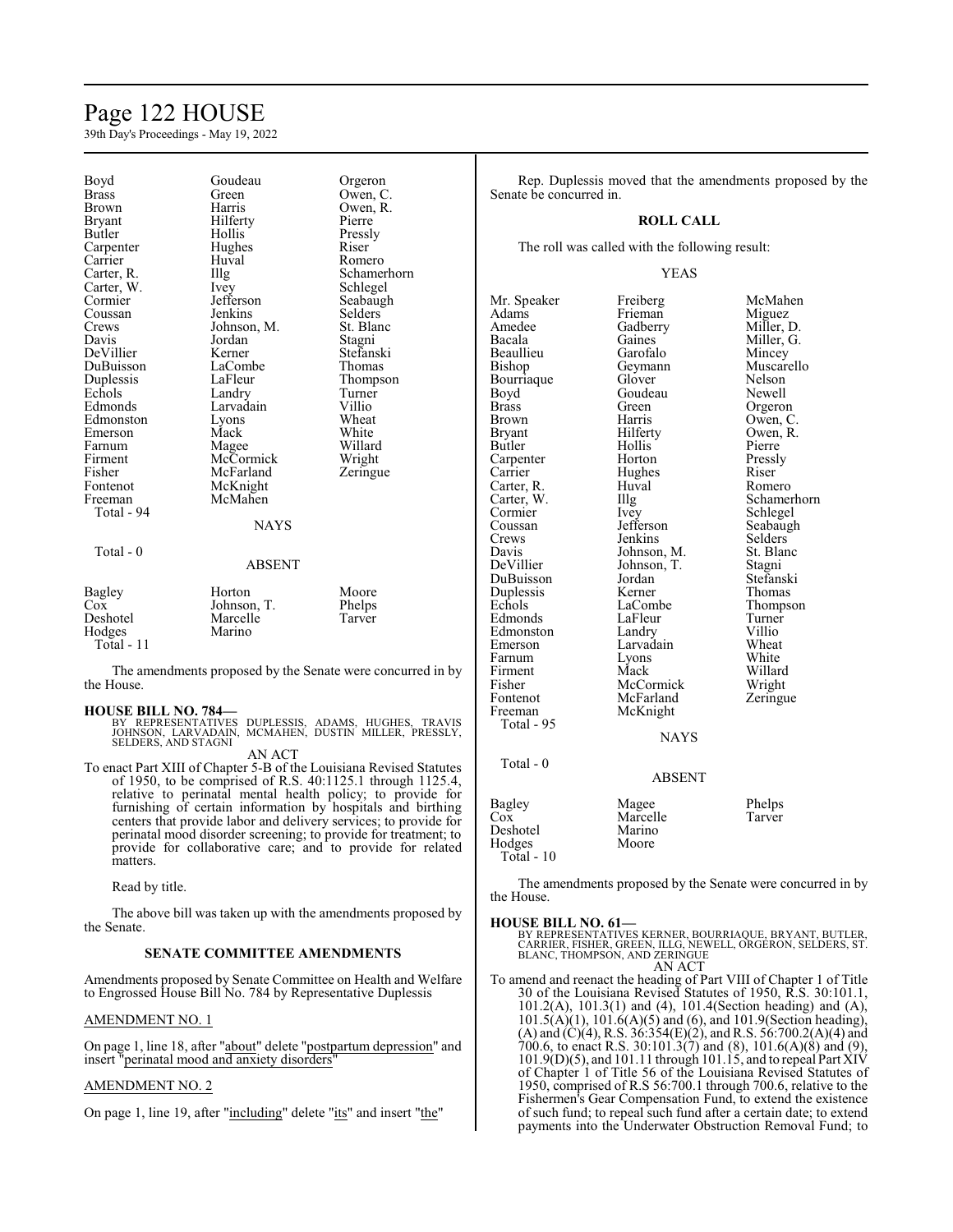| | | |
|---|---|---|
| Boyd | Goudeau | Orgeron |
| Brass | Green | Owen, C. |
| Brown | Harris | Owen, R. |
| Bryant | Hilferty | Pierre |
| Butler | Hollis | Pressly |
| Carpenter | Hughes | Riser |
| Carrier | Huval | Romero |
| Carter, R. | Illg | Schamerhorn |
| Carter, W. | Ivey | Schlegel |
| Cormier | Jefferson | Seabaugh |
| Coussan | Jenkins | Selders |
| Crews | Johnson, M. | St. Blanc |
| Davis | Jordan | Stagni |
| DeVillier | Kerner | Stefanski |
| DuBuisson | LaCombe | Thomas |
| Duplessis | LaFleur | Thompson |
| Echols | Landry | Turner |
| Edmonds | Larvadain | Villio |
| Edmonston | Lyons | Wheat |
| Emerson | Mack | White |
| Farnum | Magee | Willard |
| Firment | McCormick | Wright |
| Fisher | McFarland | Zeringue |
| Fontenot | McKnight | |
| Freeman | McMahen | |
| Total - 94 | | |

NAYS

Total - 0

ABSENT

| | | |
|---|---|---|
| Bagley | Horton | Moore |
| Cox | Johnson, T. | Phelps |
| Deshotel | Marcelle | Tarver |
| Hodges | Marino | |
| Total - 11 | | |

The amendments proposed by the Senate were concurred in by the House.

**HOUSE BILL NO. 784—**
BY REPRESENTATIVES DUPLESSIS, ADAMS, HUGHES, TRAVIS JOHNSON, LARVADAIN, MCMAHEN, DUSTIN MILLER, PRESSLY, SELDERS, AND STAGNI

AN ACT

To enact Part XIII of Chapter 5-B of the Louisiana Revised Statutes of 1950, to be comprised of R.S. 40:1125.1 through 1125.4, relative to perinatal mental health policy; to provide for furnishing of certain information by hospitals and birthing centers that provide labor and delivery services; to provide for perinatal mood disorder screening; to provide for treatment; to provide for collaborative care; and to provide for related matters.

Read by title.

The above bill was taken up with the amendments proposed by the Senate.

**SENATE COMMITTEE AMENDMENTS**

Amendments proposed by Senate Committee on Health and Welfare to Engrossed House Bill No. 784 by Representative Duplessis

AMENDMENT NO. 1

On page 1, line 18, after "about" delete "postpartum depression" and insert "perinatal mood and anxiety disorders"

AMENDMENT NO. 2

On page 1, line 19, after "including" delete "its" and insert "the"

Rep. Duplessis moved that the amendments proposed by the Senate be concurred in.

**ROLL CALL**

The roll was called with the following result:

YEAS

| | | |
|---|---|---|
| Mr. Speaker | Freiberg | McMahen |
| Adams | Frieman | Miguez |
| Amedee | Gadberry | Miller, D. |
| Bacala | Gaines | Miller, G. |
| Beaullieu | Garofalo | Mincey |
| Bishop | Geymann | Muscarello |
| Bourriaque | Glover | Nelson |
| Boyd | Goudeau | Newell |
| Brass | Green | Orgeron |
| Brown | Harris | Owen, C. |
| Bryant | Hilferty | Owen, R. |
| Butler | Hollis | Pierre |
| Carpenter | Horton | Pressly |
| Carrier | Hughes | Riser |
| Carter, R. | Huval | Romero |
| Carter, W. | Illg | Schamerhorn |
| Cormier | Ivey | Schlegel |
| Coussan | Jefferson | Seabaugh |
| Crews | Jenkins | Selders |
| Davis | Johnson, M. | St. Blanc |
| DeVillier | Johnson, T. | Stagni |
| DuBuisson | Jordan | Stefanski |
| Duplessis | Kerner | Thomas |
| Echols | LaCombe | Thompson |
| Edmonds | LaFleur | Turner |
| Edmonston | Landry | Villio |
| Emerson | Larvadain | Wheat |
| Farnum | Lyons | White |
| Firment | Mack | Willard |
| Fisher | McCormick | Wright |
| Fontenot | McFarland | Zeringue |
| Freeman | McKnight | |
| Total - 95 | | |

NAYS

Total - 0

ABSENT

| | | |
|---|---|---|
| Bagley | Magee | Phelps |
| Cox | Marcelle | Tarver |
| Deshotel | Marino | |
| Hodges | Moore | |
| Total - 10 | | |

The amendments proposed by the Senate were concurred in by the House.

**HOUSE BILL NO. 61—**
BY REPRESENTATIVES KERNER, BOURRIAQUE, BRYANT, BUTLER, CARRIER, FISHER, GREEN, ILLG, NEWELL, ORGERON, SELDERS, ST. BLANC, THOMPSON, AND ZERINGUE

AN ACT

To amend and reenact the heading of Part VIII of Chapter 1 of Title 30 of the Louisiana Revised Statutes of 1950, R.S. 30:101.1, 101.2(A), 101.3(1) and (4), 101.4(Section heading) and (A), 101.5(A)(1), 101.6(A)(5) and (6), and 101.9(Section heading), (A) and (C)(4), R.S. 36:354(E)(2), and R.S. 56:700.2(A)(4) and 700.6, to enact R.S. 30:101.3(7) and (8), 101.6(A)(8) and (9), 101.9(D)(5), and 101.11 through 101.15, and to repeal Part XIV of Chapter 1 of Title 56 of the Louisiana Revised Statutes of 1950, comprised of R.S 56:700.1 through 700.6, relative to the Fishermen's Gear Compensation Fund, to extend the existence of such fund; to repeal such fund after a certain date; to extend payments into the Underwater Obstruction Removal Fund; to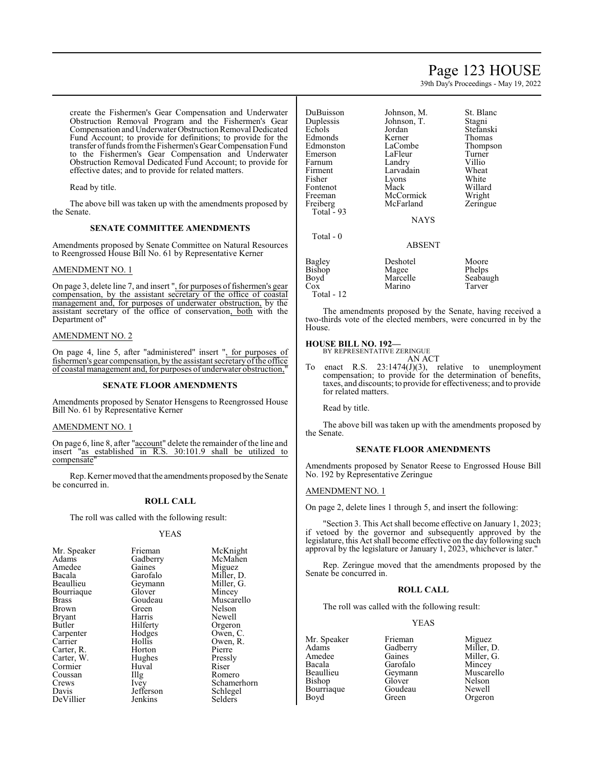create the Fishermen's Gear Compensation and Underwater Obstruction Removal Program and the Fishermen's Gear Compensation and Underwater Obstruction Removal Dedicated Fund Account; to provide for definitions; to provide for the transfer of funds from the Fishermen's Gear Compensation Fund to the Fishermen's Gear Compensation and Underwater Obstruction Removal Dedicated Fund Account; to provide for effective dates; and to provide for related matters.

Read by title.

The above bill was taken up with the amendments proposed by the Senate.

### SENATE COMMITTEE AMENDMENTS

Amendments proposed by Senate Committee on Natural Resources to Reengrossed House Bill No. 61 by Representative Kerner

AMENDMENT NO. 1

On page 3, delete line 7, and insert ", for purposes of fishermen's gear compensation, by the assistant secretary of the office of coastal management and, for purposes of underwater obstruction, by the assistant secretary of the office of conservation, both with the Department of"

AMENDMENT NO. 2

On page 4, line 5, after "administered" insert ", for purposes of fishermen's gear compensation, by the assistant secretary of the office of coastal management and, for purposes of underwater obstruction,"

### SENATE FLOOR AMENDMENTS

Amendments proposed by Senator Hensgens to Reengrossed House Bill No. 61 by Representative Kerner

AMENDMENT NO. 1

On page 6, line 8, after "account" delete the remainder of the line and insert "as established in R.S. 30:101.9 shall be utilized to compensate"

Rep. Kerner moved that the amendments proposed by the Senate be concurred in.

### ROLL CALL

The roll was called with the following result:

YEAS

| | | |
|---|---|---|
| Mr. Speaker | Frieman | McKnight |
| Adams | Gadberry | McMahen |
| Amedee | Gaines | Miguez |
| Bacala | Garofalo | Miller, D. |
| Beaullieu | Geymann | Miller, G. |
| Bourriaque | Glover | Mincey |
| Brass | Goudeau | Muscarello |
| Brown | Green | Nelson |
| Bryant | Harris | Newell |
| Butler | Hilferty | Orgeron |
| Carpenter | Hodges | Owen, C. |
| Carrier | Hollis | Owen, R. |
| Carter, R. | Horton | Pierre |
| Carter, W. | Hughes | Pressly |
| Cormier | Huval | Riser |
| Coussan | Illg | Romero |
| Crews | Ivey | Schamerhorn |
| Davis | Jefferson | Schlegel |
| DeVillier | Jenkins | Selders |
| DuBuisson | Johnson, M. | St. Blanc |
| Duplessis | Johnson, T. | Stagni |
| Echols | Jordan | Stefanski |
| Edmonds | Kerner | Thomas |
| Edmonston | LaCombe | Thompson |
| Emerson | LaFleur | Turner |
| Farnum | Landry | Villio |
| Firment | Larvadain | Wheat |
| Fisher | Lyons | White |
| Fontenot | Mack | Willard |
| Freeman | McCormick | Wright |
| Freiberg | McFarland | Zeringue |

Total - 93

NAYS

Total - 0

ABSENT

| | | |
|---|---|---|
| Bagley | Deshotel | Moore |
| Bishop | Magee | Phelps |
| Boyd | Marcelle | Seabaugh |
| Cox | Marino | Tarver |

Total - 12

The amendments proposed by the Senate, having received a two-thirds vote of the elected members, were concurred in by the House.

**HOUSE BILL NO. 192—**
BY REPRESENTATIVE ZERINGUE
AN ACT

To enact R.S. 23:1474(J)(3), relative to unemployment compensation; to provide for the determination of benefits, taxes, and discounts; to provide for effectiveness; and to provide for related matters.

Read by title.

The above bill was taken up with the amendments proposed by the Senate.

### SENATE FLOOR AMENDMENTS

Amendments proposed by Senator Reese to Engrossed House Bill No. 192 by Representative Zeringue

AMENDMENT NO. 1

On page 2, delete lines 1 through 5, and insert the following:

"Section 3. This Act shall become effective on January 1, 2023; if vetoed by the governor and subsequently approved by the legislature, this Act shall become effective on the day following such approval by the legislature or January 1, 2023, whichever is later."

Rep. Zeringue moved that the amendments proposed by the Senate be concurred in.

### ROLL CALL

The roll was called with the following result:

YEAS

| | | |
|---|---|---|
| Mr. Speaker | Frieman | Miguez |
| Adams | Gadberry | Miller, D. |
| Amedee | Gaines | Miller, G. |
| Bacala | Garofalo | Mincey |
| Beaullieu | Geymann | Muscarello |
| Bishop | Glover | Nelson |
| Bourriaque | Goudeau | Newell |
| Boyd | Green | Orgeron |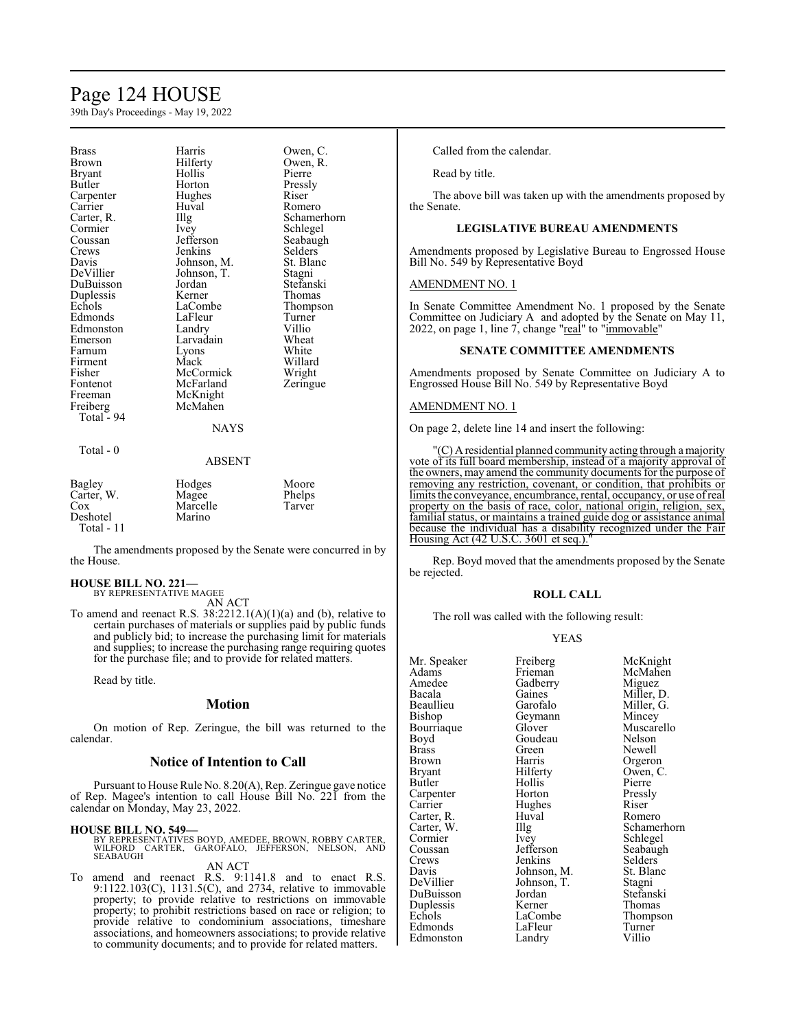| | | |
|---|---|---|
| Brass | Harris | Owen, C. |
| Brown | Hilferty | Owen, R. |
| Bryant | Hollis | Pierre |
| Butler | Horton | Pressly |
| Carpenter | Hughes | Riser |
| Carrier | Huval | Romero |
| Carter, R. | Illg | Schamerhorn |
| Cormier | Ivey | Schlegel |
| Coussan | Jefferson | Seabaugh |
| Crews | Jenkins | Selders |
| Davis | Johnson, M. | St. Blanc |
| DeVillier | Johnson, T. | Stagni |
| DuBuisson | Jordan | Stefanski |
| Duplessis | Kerner | Thomas |
| Echols | LaCombe | Thompson |
| Edmonds | LaFleur | Turner |
| Edmonston | Landry | Villio |
| Emerson | Larvadain | Wheat |
| Farnum | Lyons | White |
| Firment | Mack | Willard |
| Fisher | McCormick | Wright |
| Fontenot | McFarland | Zeringue |
| Freeman | McKnight | |
| Freiberg | McMahen | |

Total - 94

NAYS

Total - 0

ABSENT

| | | |
|---|---|---|
| Bagley | Hodges | Moore |
| Carter, W. | Magee | Phelps |
| Cox | Marcelle | Tarver |
| Deshotel | Marino | |

Total - 11

The amendments proposed by the Senate were concurred in by the House.

**HOUSE BILL NO. 221—**
BY REPRESENTATIVE MAGEE

AN ACT

To amend and reenact R.S. 38:2212.1(A)(1)(a) and (b), relative to certain purchases of materials or supplies paid by public funds and publicly bid; to increase the purchasing limit for materials and supplies; to increase the purchasing range requiring quotes for the purchase file; and to provide for related matters.

Read by title.

## Motion

On motion of Rep. Zeringue, the bill was returned to the calendar.

## Notice of Intention to Call

Pursuant to House Rule No. 8.20(A), Rep. Zeringue gave notice of Rep. Magee's intention to call House Bill No. 221 from the calendar on Monday, May 23, 2022.

**HOUSE BILL NO. 549—**
BY REPRESENTATIVES BOYD, AMEDEE, BROWN, ROBBY CARTER, WILFORD CARTER, GAROFALO, JEFFERSON, NELSON, AND SEABAUGH

AN ACT

To amend and reenact R.S. 9:1141.8 and to enact R.S. 9:1122.103(C), 1131.5(C), and 2734, relative to immovable property; to provide relative to restrictions on immovable property; to prohibit restrictions based on race or religion; to provide relative to condominium associations, timeshare associations, and homeowners associations; to provide relative to community documents; and to provide for related matters.

Called from the calendar.

Read by title.

The above bill was taken up with the amendments proposed by the Senate.

### LEGISLATIVE BUREAU AMENDMENTS

Amendments proposed by Legislative Bureau to Engrossed House Bill No. 549 by Representative Boyd

AMENDMENT NO. 1

In Senate Committee Amendment No. 1 proposed by the Senate Committee on Judiciary A and adopted by the Senate on May 11, 2022, on page 1, line 7, change "real" to "immovable"

### SENATE COMMITTEE AMENDMENTS

Amendments proposed by Senate Committee on Judiciary A to Engrossed House Bill No. 549 by Representative Boyd

AMENDMENT NO. 1

On page 2, delete line 14 and insert the following:

"(C) A residential planned community acting through a majority vote of its full board membership, instead of a majority approval of the owners, may amend the community documents for the purpose of removing any restriction, covenant, or condition, that prohibits or limits the conveyance, encumbrance, rental, occupancy, or use of real property on the basis of race, color, national origin, religion, sex, familial status, or maintains a trained guide dog or assistance animal because the individual has a disability recognized under the Fair Housing Act (42 U.S.C. 3601 et seq.)."

Rep. Boyd moved that the amendments proposed by the Senate be rejected.

### ROLL CALL

The roll was called with the following result:

YEAS

| | | |
|---|---|---|
| Mr. Speaker | Freiberg | McKnight |
| Adams | Frieman | McMahen |
| Amedee | Gadberry | Miguez |
| Bacala | Gaines | Miller, D. |
| Beaullieu | Garofalo | Miller, G. |
| Bishop | Geymann | Mincey |
| Bourriaque | Glover | Muscarello |
| Boyd | Goudeau | Nelson |
| Brass | Green | Newell |
| Brown | Harris | Orgeron |
| Bryant | Hilferty | Owen, C. |
| Butler | Hollis | Pierre |
| Carpenter | Horton | Pressly |
| Carrier | Hughes | Riser |
| Carter, R. | Huval | Romero |
| Carter, W. | Illg | Schamerhorn |
| Cormier | Ivey | Schlegel |
| Coussan | Jefferson | Seabaugh |
| Crews | Jenkins | Selders |
| Davis | Johnson, M. | St. Blanc |
| DeVillier | Johnson, T. | Stagni |
| DuBuisson | Jordan | Stefanski |
| Duplessis | Kerner | Thomas |
| Echols | LaCombe | Thompson |
| Edmonds | LaFleur | Turner |
| Edmonston | Landry | Villio |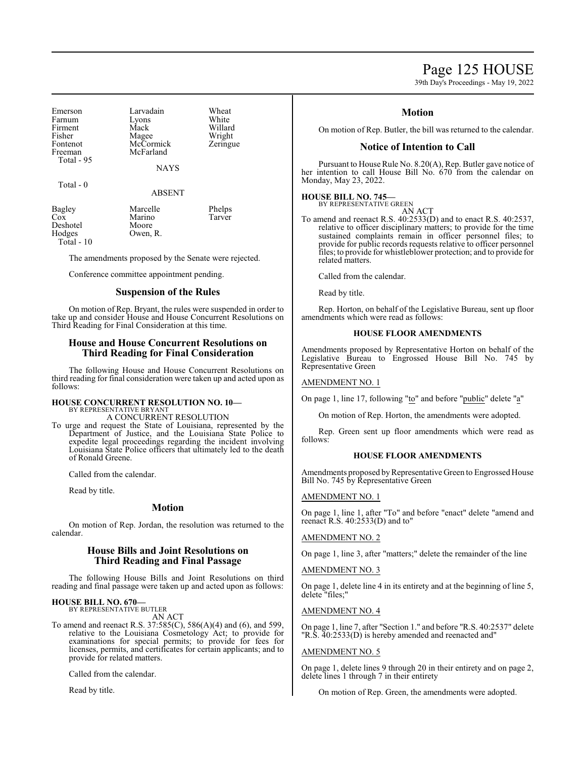| | | |
|---|---|---|
| Emerson | Larvadain | Wheat |
| Farnum | Lyons | White |
| Firment | Mack | Willard |
| Fisher | Magee | Wright |
| Fontenot | McCormick | Zeringue |
| Freeman | McFarland | |
| Total - 95 | | |

NAYS

Total - 0

ABSENT

| | | |
|---|---|---|
| Bagley | Marcelle | Phelps |
| Cox | Marino | Tarver |
| Deshotel | Moore | |
| Hodges | Owen, R. | |
| Total - 10 | | |

The amendments proposed by the Senate were rejected.

Conference committee appointment pending.

## Suspension of the Rules

On motion of Rep. Bryant, the rules were suspended in order to take up and consider House and House Concurrent Resolutions on Third Reading for Final Consideration at this time.

## House and House Concurrent Resolutions on Third Reading for Final Consideration

The following House and House Concurrent Resolutions on third reading for final consideration were taken up and acted upon as follows:

**HOUSE CONCURRENT RESOLUTION NO. 10—**
BY REPRESENTATIVE BRYANT
A CONCURRENT RESOLUTION

To urge and request the State of Louisiana, represented by the Department of Justice, and the Louisiana State Police to expedite legal proceedings regarding the incident involving Louisiana State Police officers that ultimately led to the death of Ronald Greene.

Called from the calendar.

Read by title.

## Motion

On motion of Rep. Jordan, the resolution was returned to the calendar.

## House Bills and Joint Resolutions on Third Reading and Final Passage

The following House Bills and Joint Resolutions on third reading and final passage were taken up and acted upon as follows:

**HOUSE BILL NO. 670—**
BY REPRESENTATIVE BUTLER
AN ACT

To amend and reenact R.S. 37:585(C), 586(A)(4) and (6), and 599, relative to the Louisiana Cosmetology Act; to provide for examinations for special permits; to provide for fees for licenses, permits, and certificates for certain applicants; and to provide for related matters.

Called from the calendar.

Read by title.

## Motion

On motion of Rep. Butler, the bill was returned to the calendar.

## Notice of Intention to Call

Pursuant to House Rule No. 8.20(A), Rep. Butler gave notice of her intention to call House Bill No. 670 from the calendar on Monday, May 23, 2022.

**HOUSE BILL NO. 745—**
BY REPRESENTATIVE GREEN
AN ACT

To amend and reenact R.S. 40:2533(D) and to enact R.S. 40:2537, relative to officer disciplinary matters; to provide for the time sustained complaints remain in officer personnel files; to provide for public records requests relative to officer personnel files; to provide for whistleblower protection; and to provide for related matters.

Called from the calendar.

Read by title.

Rep. Horton, on behalf of the Legislative Bureau, sent up floor amendments which were read as follows:

### HOUSE FLOOR AMENDMENTS

Amendments proposed by Representative Horton on behalf of the Legislative Bureau to Engrossed House Bill No. 745 by Representative Green

AMENDMENT NO. 1

On page 1, line 17, following "to" and before "public" delete "a"

On motion of Rep. Horton, the amendments were adopted.

Rep. Green sent up floor amendments which were read as follows:

### HOUSE FLOOR AMENDMENTS

Amendments proposed by Representative Green to Engrossed House Bill No. 745 by Representative Green

AMENDMENT NO. 1

On page 1, line 1, after "To" and before "enact" delete "amend and reenact R.S. 40:2533(D) and to"

AMENDMENT NO. 2

On page 1, line 3, after "matters;" delete the remainder of the line

AMENDMENT NO. 3

On page 1, delete line 4 in its entirety and at the beginning of line 5, delete "files;"

AMENDMENT NO. 4

On page 1, line 7, after "Section 1." and before "R.S. 40:2537" delete "R.S. 40:2533(D) is hereby amended and reenacted and"

AMENDMENT NO. 5

On page 1, delete lines 9 through 20 in their entirety and on page 2, delete lines 1 through 7 in their entirety

On motion of Rep. Green, the amendments were adopted.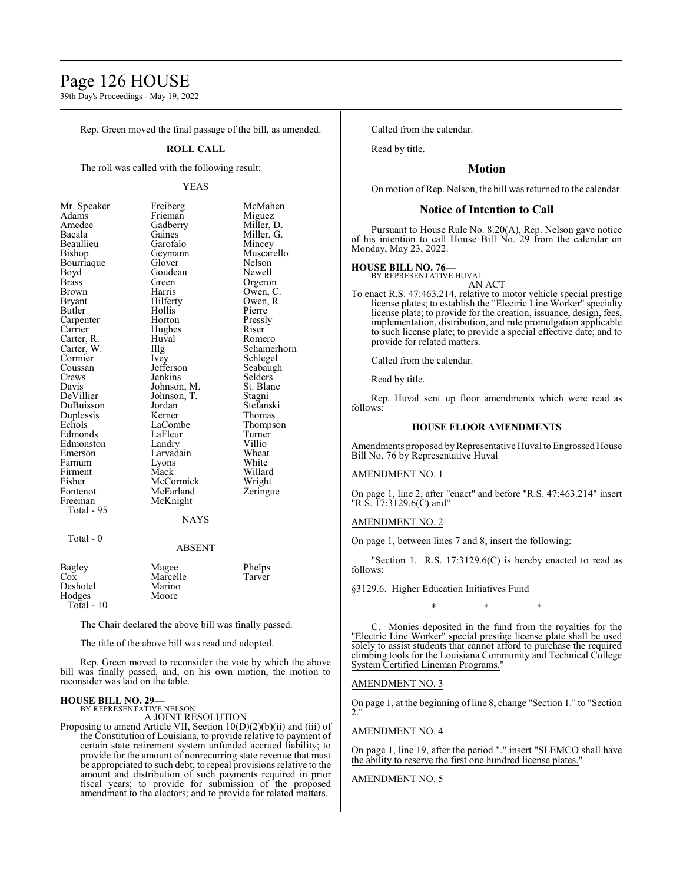Rep. Green moved the final passage of the bill, as amended.

**ROLL CALL**

The roll was called with the following result:

YEAS

| | | |
|---|---|---|
| Mr. Speaker | Freiberg | McMahen |
| Adams | Frieman | Miguez |
| Amedee | Gadberry | Miller, D. |
| Bacala | Gaines | Miller, G. |
| Beaullieu | Garofalo | Mincey |
| Bishop | Geymann | Muscarello |
| Bourriaque | Glover | Nelson |
| Boyd | Goudeau | Newell |
| Brass | Green | Orgeron |
| Brown | Harris | Owen, C. |
| Bryant | Hilferty | Owen, R. |
| Butler | Hollis | Pierre |
| Carpenter | Horton | Pressly |
| Carrier | Hughes | Riser |
| Carter, R. | Huval | Romero |
| Carter, W. | Illg | Schamerhorn |
| Cormier | Ivey | Schlegel |
| Coussan | Jefferson | Seabaugh |
| Crews | Jenkins | Selders |
| Davis | Johnson, M. | St. Blanc |
| DeVillier | Johnson, T. | Stagni |
| DuBuisson | Jordan | Stefanski |
| Duplessis | Kerner | Thomas |
| Echols | LaCombe | Thompson |
| Edmonds | LaFleur | Turner |
| Edmonston | Landry | Villio |
| Emerson | Larvadain | Wheat |
| Farnum | Lyons | White |
| Firment | Mack | Willard |
| Fisher | McCormick | Wright |
| Fontenot | McFarland | Zeringue |
| Freeman | McKnight | |

Total - 95

NAYS

Total - 0

ABSENT

| | | |
|---|---|---|
| Bagley | Magee | Phelps |
| Cox | Marcelle | Tarver |
| Deshotel | Marino | |
| Hodges | Moore | |

Total - 10

The Chair declared the above bill was finally passed.

The title of the above bill was read and adopted.

Rep. Green moved to reconsider the vote by which the above bill was finally passed, and, on his own motion, the motion to reconsider was laid on the table.

**HOUSE BILL NO. 29—**
BY REPRESENTATIVE NELSON
A JOINT RESOLUTION

Proposing to amend Article VII, Section 10(D)(2)(b)(ii) and (iii) of the Constitution of Louisiana, to provide relative to payment of certain state retirement system unfunded accrued liability; to provide for the amount of nonrecurring state revenue that must be appropriated to such debt; to repeal provisions relative to the amount and distribution of such payments required in prior fiscal years; to provide for submission of the proposed amendment to the electors; and to provide for related matters.

Called from the calendar.

Read by title.

## Motion

On motion of Rep. Nelson, the bill was returned to the calendar.

## Notice of Intention to Call

Pursuant to House Rule No. 8.20(A), Rep. Nelson gave notice of his intention to call House Bill No. 29 from the calendar on Monday, May 23, 2022.

**HOUSE BILL NO. 76—**
BY REPRESENTATIVE HUVAL
AN ACT

To enact R.S. 47:463.214, relative to motor vehicle special prestige license plates; to establish the "Electric Line Worker" specialty license plate; to provide for the creation, issuance, design, fees, implementation, distribution, and rule promulgation applicable to such license plate; to provide a special effective date; and to provide for related matters.

Called from the calendar.

Read by title.

Rep. Huval sent up floor amendments which were read as follows:

**HOUSE FLOOR AMENDMENTS**

Amendments proposed by Representative Huval to Engrossed House Bill No. 76 by Representative Huval

AMENDMENT NO. 1

On page 1, line 2, after "enact" and before "R.S. 47:463.214" insert "R.S. 17:3129.6(C) and"

AMENDMENT NO. 2

On page 1, between lines 7 and 8, insert the following:

"Section 1. R.S. 17:3129.6(C) is hereby enacted to read as follows:

§3129.6. Higher Education Initiatives Fund

\* \* \*

C. Monies deposited in the fund from the royalties for the "Electric Line Worker" special prestige license plate shall be used solely to assist students that cannot afford to purchase the required climbing tools for the Louisiana Community and Technical College System Certified Lineman Programs."

AMENDMENT NO. 3

On page 1, at the beginning of line 8, change "Section 1." to "Section 2."

AMENDMENT NO. 4

On page 1, line 19, after the period "." insert "SLEMCO shall have the ability to reserve the first one hundred license plates."

AMENDMENT NO. 5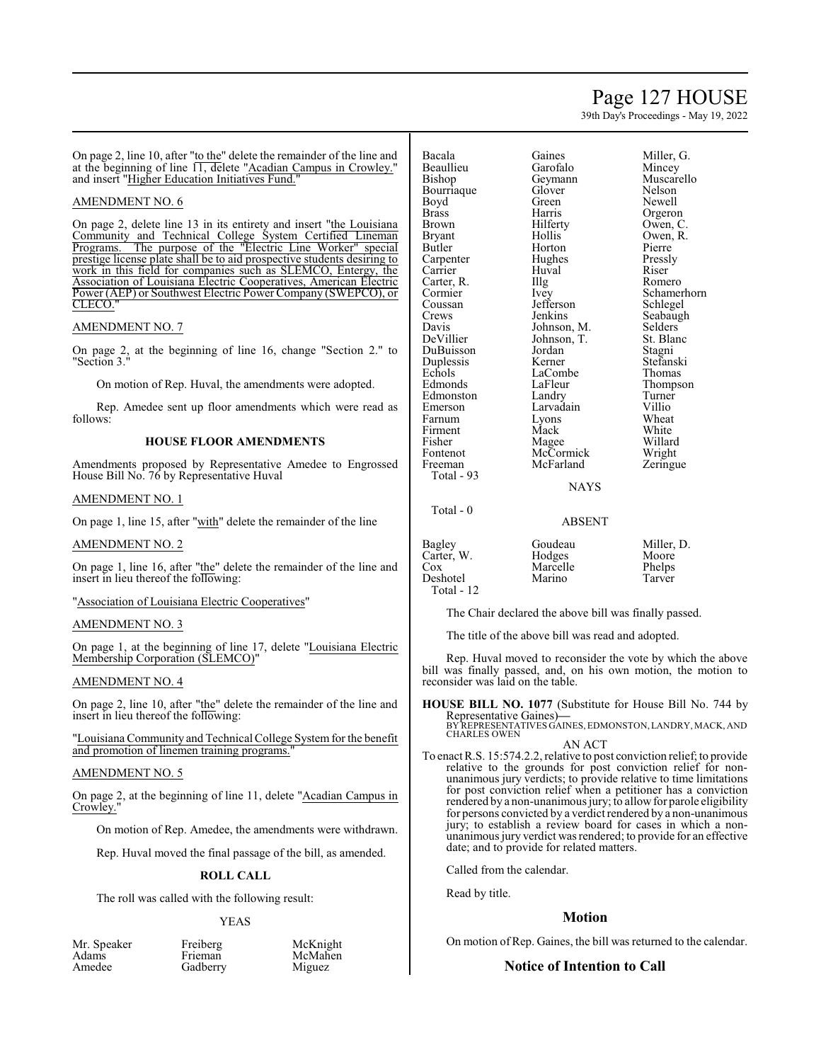On page 2, line 10, after "to the" delete the remainder of the line and at the beginning of line 11, delete "Acadian Campus in Crowley." and insert "Higher Education Initiatives Fund."

AMENDMENT NO. 6

On page 2, delete line 13 in its entirety and insert "the Louisiana Community and Technical College System Certified Lineman Programs. The purpose of the "Electric Line Worker" special prestige license plate shall be to aid prospective students desiring to work in this field for companies such as SLEMCO, Entergy, the Association of Louisiana Electric Cooperatives, American Electric Power (AEP) or Southwest Electric Power Company (SWEPCO), or CLECO."

AMENDMENT NO. 7

On page 2, at the beginning of line 16, change "Section 2." to "Section 3."

On motion of Rep. Huval, the amendments were adopted.

Rep. Amedee sent up floor amendments which were read as follows:

### HOUSE FLOOR AMENDMENTS

Amendments proposed by Representative Amedee to Engrossed House Bill No. 76 by Representative Huval

AMENDMENT NO. 1

On page 1, line 15, after "with" delete the remainder of the line

AMENDMENT NO. 2

On page 1, line 16, after "the" delete the remainder of the line and insert in lieu thereof the following:

"Association of Louisiana Electric Cooperatives"

AMENDMENT NO. 3

On page 1, at the beginning of line 17, delete "Louisiana Electric Membership Corporation (SLEMCO)"

AMENDMENT NO. 4

On page 2, line 10, after "the" delete the remainder of the line and insert in lieu thereof the following:

"Louisiana Community and Technical College System for the benefit and promotion of linemen training programs."

AMENDMENT NO. 5

On page 2, at the beginning of line 11, delete "Acadian Campus in Crowley."

On motion of Rep. Amedee, the amendments were withdrawn.

Rep. Huval moved the final passage of the bill, as amended.

### ROLL CALL

The roll was called with the following result:

YEAS

| | | |
|---|---|---|
| Mr. Speaker | Freiberg | McKnight |
| Adams | Frieman | McMahen |
| Amedee | Gadberry | Miguez |
| Bacala | Gaines | Miller, G. |
| Beaullieu | Garofalo | Mincey |
| Bishop | Geymann | Muscarello |
| Bourriaque | Glover | Nelson |
| Boyd | Green | Newell |
| Brass | Harris | Orgeron |
| Brown | Hilferty | Owen, C. |
| Bryant | Hollis | Owen, R. |
| Butler | Horton | Pierre |
| Carpenter | Hughes | Pressly |
| Carrier | Huval | Riser |
| Carter, R. | Illg | Romero |
| Cormier | Ivey | Schamerhorn |
| Coussan | Jefferson | Schlegel |
| Crews | Jenkins | Seabaugh |
| Davis | Johnson, M. | Selders |
| DeVillier | Johnson, T. | St. Blanc |
| DuBuisson | Jordan | Stagni |
| Duplessis | Kerner | Stefanski |
| Echols | LaCombe | Thomas |
| Edmonds | LaFleur | Thompson |
| Edmonston | Landry | Turner |
| Emerson | Larvadain | Villio |
| Farnum | Lyons | Wheat |
| Firment | Mack | White |
| Fisher | Magee | Willard |
| Fontenot | McCormick | Wright |
| Freeman | McFarland | Zeringue |

Total - 93

NAYS

Total - 0

ABSENT

| | | |
|---|---|---|
| Bagley | Goudeau | Miller, D. |
| Carter, W. | Hodges | Moore |
| Cox | Marcelle | Phelps |
| Deshotel | Marino | Tarver |

Total - 12

The Chair declared the above bill was finally passed.

The title of the above bill was read and adopted.

Rep. Huval moved to reconsider the vote by which the above bill was finally passed, and, on his own motion, the motion to reconsider was laid on the table.

**HOUSE BILL NO. 1077** (Substitute for House Bill No. 744 by Representative Gaines)—
BY REPRESENTATIVES GAINES, EDMONSTON, LANDRY, MACK, AND CHARLES OWEN

AN ACT

To enact R.S. 15:574.2.2, relative to post conviction relief; to provide relative to the grounds for post conviction relief for non-unanimous jury verdicts; to provide relative to time limitations for post conviction relief when a petitioner has a conviction rendered by a non-unanimous jury; to allow for parole eligibility for persons convicted by a verdict rendered by a non-unanimous jury; to establish a review board for cases in which a non-unanimous jury verdict was rendered; to provide for an effective date; and to provide for related matters.

Called from the calendar.

Read by title.

## Motion

On motion of Rep. Gaines, the bill was returned to the calendar.

## Notice of Intention to Call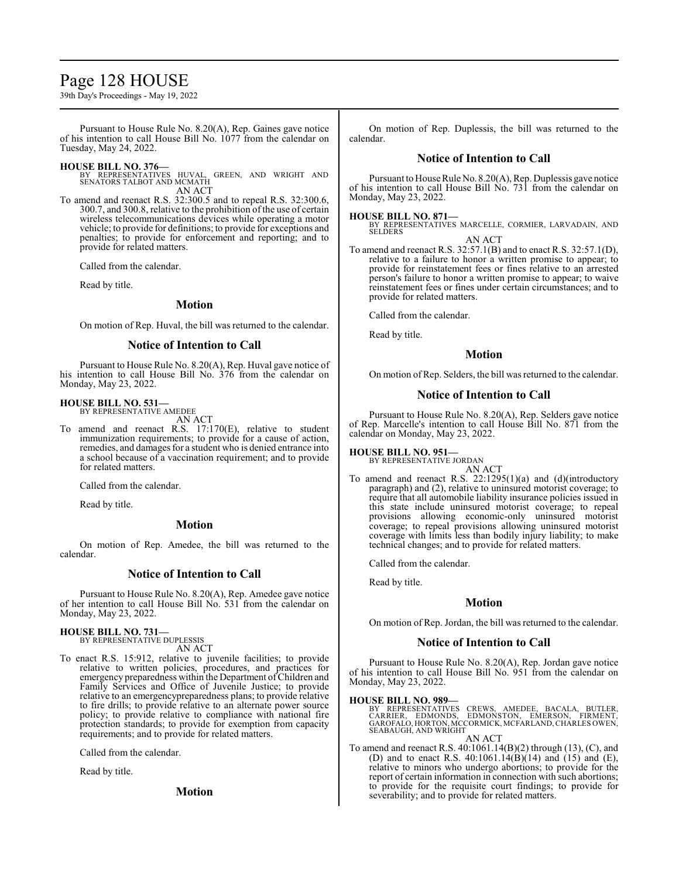Pursuant to House Rule No. 8.20(A), Rep. Gaines gave notice of his intention to call House Bill No. 1077 from the calendar on Tuesday, May 24, 2022.

**HOUSE BILL NO. 376—**
BY REPRESENTATIVES HUVAL, GREEN, AND WRIGHT AND SENATORS TALBOT AND MCMATH

AN ACT

To amend and reenact R.S. 32:300.5 and to repeal R.S. 32:300.6, 300.7, and 300.8, relative to the prohibition of the use of certain wireless telecommunications devices while operating a motor vehicle; to provide for definitions; to provide for exceptions and penalties; to provide for enforcement and reporting; and to provide for related matters.

Called from the calendar.

Read by title.

### Motion

On motion of Rep. Huval, the bill was returned to the calendar.

### Notice of Intention to Call

Pursuant to House Rule No. 8.20(A), Rep. Huval gave notice of his intention to call House Bill No. 376 from the calendar on Monday, May 23, 2022.

**HOUSE BILL NO. 531—**
BY REPRESENTATIVE AMEDEE

AN ACT

To amend and reenact R.S. 17:170(E), relative to student immunization requirements; to provide for a cause of action, remedies, and damages for a student who is denied entrance into a school because of a vaccination requirement; and to provide for related matters.

Called from the calendar.

Read by title.

### Motion

On motion of Rep. Amedee, the bill was returned to the calendar.

### Notice of Intention to Call

Pursuant to House Rule No. 8.20(A), Rep. Amedee gave notice of her intention to call House Bill No. 531 from the calendar on Monday, May 23, 2022.

**HOUSE BILL NO. 731—**
BY REPRESENTATIVE DUPLESSIS

AN ACT

To enact R.S. 15:912, relative to juvenile facilities; to provide relative to written policies, procedures, and practices for emergency preparedness within the Department of Children and Family Services and Office of Juvenile Justice; to provide relative to an emergencypreparedness plans; to provide relative to fire drills; to provide relative to an alternate power source policy; to provide relative to compliance with national fire protection standards; to provide for exemption from capacity requirements; and to provide for related matters.

Called from the calendar.

Read by title.

### Motion

On motion of Rep. Duplessis, the bill was returned to the calendar.

### Notice of Intention to Call

Pursuant to House Rule No. 8.20(A), Rep. Duplessis gave notice of his intention to call House Bill No. 731 from the calendar on Monday, May 23, 2022.

**HOUSE BILL NO. 871—**
BY REPRESENTATIVES MARCELLE, CORMIER, LARVADAIN, AND SELDERS

AN ACT

To amend and reenact R.S. 32:57.1(B) and to enact R.S. 32:57.1(D), relative to a failure to honor a written promise to appear; to provide for reinstatement fees or fines relative to an arrested person's failure to honor a written promise to appear; to waive reinstatement fees or fines under certain circumstances; and to provide for related matters.

Called from the calendar.

Read by title.

### Motion

On motion of Rep. Selders, the bill was returned to the calendar.

### Notice of Intention to Call

Pursuant to House Rule No. 8.20(A), Rep. Selders gave notice of Rep. Marcelle's intention to call House Bill No. 871 from the calendar on Monday, May 23, 2022.

**HOUSE BILL NO. 951—**
BY REPRESENTATIVE JORDAN

AN ACT

To amend and reenact R.S. 22:1295(1)(a) and (d)(introductory paragraph) and (2), relative to uninsured motorist coverage; to require that all automobile liability insurance policies issued in this state include uninsured motorist coverage; to repeal provisions allowing economic-only uninsured motorist coverage; to repeal provisions allowing uninsured motorist coverage with limits less than bodily injury liability; to make technical changes; and to provide for related matters.

Called from the calendar.

Read by title.

### Motion

On motion of Rep. Jordan, the bill was returned to the calendar.

### Notice of Intention to Call

Pursuant to House Rule No. 8.20(A), Rep. Jordan gave notice of his intention to call House Bill No. 951 from the calendar on Monday, May 23, 2022.

**HOUSE BILL NO. 989—**
BY REPRESENTATIVES CREWS, AMEDEE, BACALA, BUTLER, CARRIER, EDMONDS, EDMONSTON, EMERSON, FIRMENT, GAROFALO, HORTON, MCCORMICK, MCFARLAND, CHARLES OWEN, SEABAUGH, AND WRIGHT

AN ACT

To amend and reenact R.S. 40:1061.14(B)(2) through (13), (C), and (D) and to enact R.S. 40:1061.14(B)(14) and (15) and (E), relative to minors who undergo abortions; to provide for the report of certain information in connection with such abortions; to provide for the requisite court findings; to provide for severability; and to provide for related matters.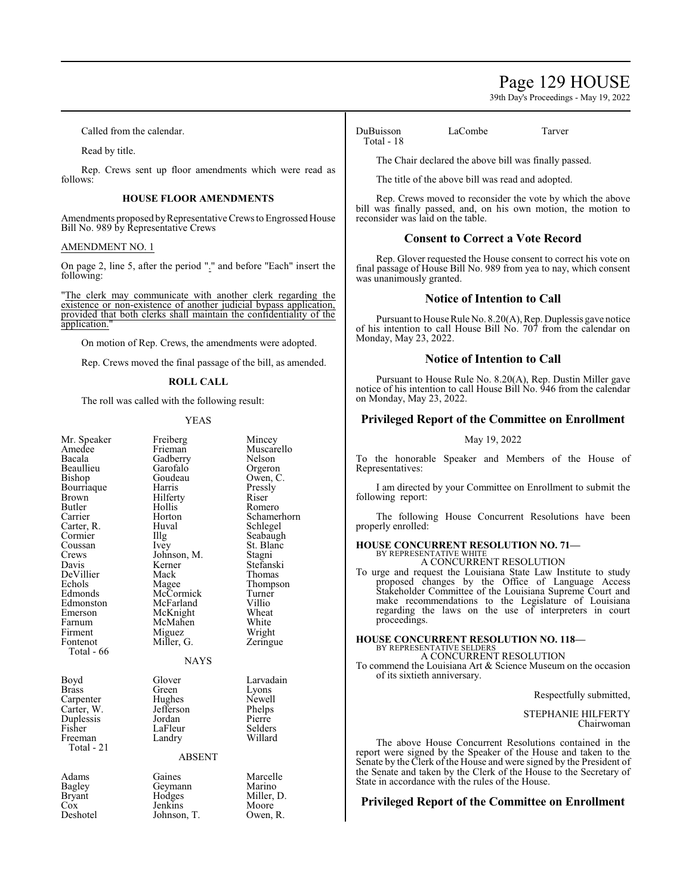Called from the calendar.

Read by title.

Rep. Crews sent up floor amendments which were read as follows:

### HOUSE FLOOR AMENDMENTS

Amendments proposed by Representative Crews to Engrossed House Bill No. 989 by Representative Crews

AMENDMENT NO. 1

On page 2, line 5, after the period "." and before "Each" insert the following:

"The clerk may communicate with another clerk regarding the existence or non-existence of another judicial bypass application, provided that both clerks shall maintain the confidentiality of the application."

On motion of Rep. Crews, the amendments were adopted.

Rep. Crews moved the final passage of the bill, as amended.

### ROLL CALL

The roll was called with the following result:

YEAS

| | | |
|---|---|---|
| Mr. Speaker | Freiberg | Mincey |
| Amedee | Frieman | Muscarello |
| Bacala | Gadberry | Nelson |
| Beaullieu | Garofalo | Orgeron |
| Bishop | Goudeau | Owen, C. |
| Bourriaque | Harris | Pressly |
| Brown | Hilferty | Riser |
| Butler | Hollis | Romero |
| Carrier | Horton | Schamerhorn |
| Carter, R. | Huval | Schlegel |
| Cormier | Illg | Seabaugh |
| Coussan | Ivey | St. Blanc |
| Crews | Johnson, M. | Stagni |
| Davis | Kerner | Stefanski |
| DeVillier | Mack | Thomas |
| Echols | Magee | Thompson |
| Edmonds | McCormick | Turner |
| Edmonston | McFarland | Villio |
| Emerson | McKnight | Wheat |
| Farnum | McMahen | White |
| Firment | Miguez | Wright |
| Fontenot | Miller, G. | Zeringue |
| Total - 66 | | |

NAYS

| | | |
|---|---|---|
| Boyd | Glover | Larvadain |
| Brass | Green | Lyons |
| Carpenter | Hughes | Newell |
| Carter, W. | Jefferson | Phelps |
| Duplessis | Jordan | Pierre |
| Fisher | LaFleur | Selders |
| Freeman | Landry | Willard |
| Total - 21 | | |

ABSENT

| | | |
|---|---|---|
| Adams | Gaines | Marcelle |
| Bagley | Geymann | Marino |
| Bryant | Hodges | Miller, D. |
| Cox | Jenkins | Moore |
| Deshotel | Johnson, T. | Owen, R. |
| DuBuisson | LaCombe | Tarver |
| Total - 18 | | |

The Chair declared the above bill was finally passed.

The title of the above bill was read and adopted.

Rep. Crews moved to reconsider the vote by which the above bill was finally passed, and, on his own motion, the motion to reconsider was laid on the table.

## Consent to Correct a Vote Record

Rep. Glover requested the House consent to correct his vote on final passage of House Bill No. 989 from yea to nay, which consent was unanimously granted.

## Notice of Intention to Call

Pursuant to House Rule No. 8.20(A), Rep. Duplessis gave notice of his intention to call House Bill No. 707 from the calendar on Monday, May 23, 2022.

## Notice of Intention to Call

Pursuant to House Rule No. 8.20(A), Rep. Dustin Miller gave notice of his intention to call House Bill No. 946 from the calendar on Monday, May 23, 2022.

## Privileged Report of the Committee on Enrollment

May 19, 2022

To the honorable Speaker and Members of the House of Representatives:

I am directed by your Committee on Enrollment to submit the following report:

The following House Concurrent Resolutions have been properly enrolled:

**HOUSE CONCURRENT RESOLUTION NO. 71—**
BY REPRESENTATIVE WHITE
A CONCURRENT RESOLUTION
To urge and request the Louisiana State Law Institute to study proposed changes by the Office of Language Access Stakeholder Committee of the Louisiana Supreme Court and make recommendations to the Legislature of Louisiana regarding the laws on the use of interpreters in court proceedings.

**HOUSE CONCURRENT RESOLUTION NO. 118—**
BY REPRESENTATIVE SELDERS
A CONCURRENT RESOLUTION
To commend the Louisiana Art & Science Museum on the occasion of its sixtieth anniversary.

Respectfully submitted,

STEPHANIE HILFERTY
Chairwoman

The above House Concurrent Resolutions contained in the report were signed by the Speaker of the House and taken to the Senate by the Clerk of the House and were signed by the President of the Senate and taken by the Clerk of the House to the Secretary of State in accordance with the rules of the House.

## Privileged Report of the Committee on Enrollment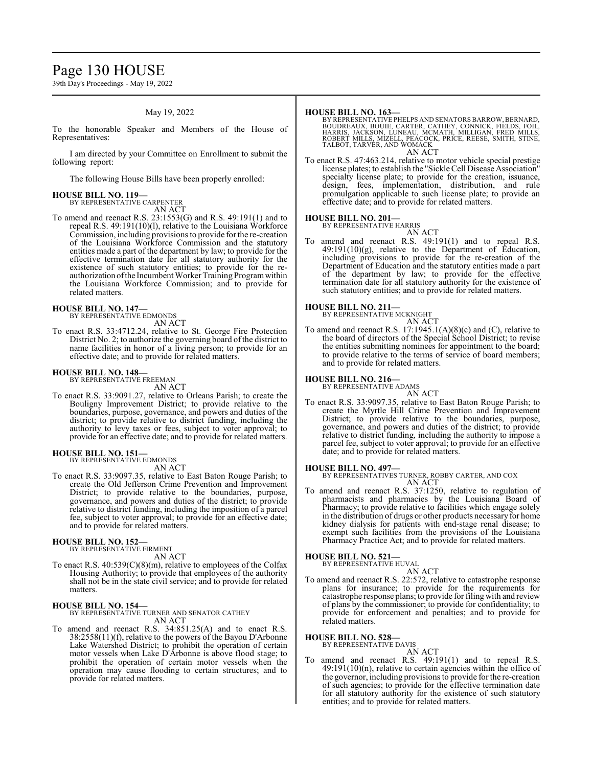May 19, 2022

To the honorable Speaker and Members of the House of Representatives:

I am directed by your Committee on Enrollment to submit the following report:

The following House Bills have been properly enrolled:

**HOUSE BILL NO. 119—**
BY REPRESENTATIVE CARPENTER
AN ACT

To amend and reenact R.S. 23:1553(G) and R.S. 49:191(1) and to repeal R.S. 49:191(10)(l), relative to the Louisiana Workforce Commission, including provisions to provide for the re-creation of the Louisiana Workforce Commission and the statutory entities made a part of the department by law; to provide for the effective termination date for all statutory authority for the existence of such statutory entities; to provide for the re-authorization of the Incumbent Worker Training Program within the Louisiana Workforce Commission; and to provide for related matters.

**HOUSE BILL NO. 147—**
BY REPRESENTATIVE EDMONDS
AN ACT

To enact R.S. 33:4712.24, relative to St. George Fire Protection District No. 2; to authorize the governing board of the district to name facilities in honor of a living person; to provide for an effective date; and to provide for related matters.

**HOUSE BILL NO. 148—**
BY REPRESENTATIVE FREEMAN
AN ACT

To enact R.S. 33:9091.27, relative to Orleans Parish; to create the Bouligny Improvement District; to provide relative to the boundaries, purpose, governance, and powers and duties of the district; to provide relative to district funding, including the authority to levy taxes or fees, subject to voter approval; to provide for an effective date; and to provide for related matters.

**HOUSE BILL NO. 151—**
BY REPRESENTATIVE EDMONDS
AN ACT

To enact R.S. 33:9097.35, relative to East Baton Rouge Parish; to create the Old Jefferson Crime Prevention and Improvement District; to provide relative to the boundaries, purpose, governance, and powers and duties of the district; to provide relative to district funding, including the imposition of a parcel fee, subject to voter approval; to provide for an effective date; and to provide for related matters.

**HOUSE BILL NO. 152—**
BY REPRESENTATIVE FIRMENT
AN ACT

To enact R.S. 40:539(C)(8)(m), relative to employees of the Colfax Housing Authority; to provide that employees of the authority shall not be in the state civil service; and to provide for related matters.

**HOUSE BILL NO. 154—**
BY REPRESENTATIVE TURNER AND SENATOR CATHEY
AN ACT

To amend and reenact R.S. 34:851.25(A) and to enact R.S. 38:2558(11)(f), relative to the powers of the Bayou D'Arbonne Lake Watershed District; to prohibit the operation of certain motor vessels when Lake D'Arbonne is above flood stage; to prohibit the operation of certain motor vessels when the operation may cause flooding to certain structures; and to provide for related matters.

**HOUSE BILL NO. 163—**
BY REPRESENTATIVE PHELPS AND SENATORS BARROW, BERNARD, BOUDREAUX, BOUIE, CARTER, CATHEY, CONNICK, FIELDS, FOIL, HARRIS, JACKSON, LUNEAU, MCMATH, MILLIGAN, FRED MILLS, ROBERT MILLS, MIZELL, PEACOCK, PRICE, REESE, SMITH, STINE, TALBOT, TARVER, AND WOMACK
AN ACT

To enact R.S. 47:463.214, relative to motor vehicle special prestige license plates; to establish the "Sickle Cell Disease Association" specialty license plate; to provide for the creation, issuance, design, fees, implementation, distribution, and rule promulgation applicable to such license plate; to provide an effective date; and to provide for related matters.

**HOUSE BILL NO. 201—**
BY REPRESENTATIVE HARRIS
AN ACT

To amend and reenact R.S. 49:191(1) and to repeal R.S. 49:191(10)(g), relative to the Department of Education, including provisions to provide for the re-creation of the Department of Education and the statutory entities made a part of the department by law; to provide for the effective termination date for all statutory authority for the existence of such statutory entities; and to provide for related matters.

**HOUSE BILL NO. 211—**
BY REPRESENTATIVE MCKNIGHT
AN ACT

To amend and reenact R.S. 17:1945.1(A)(8)(c) and (C), relative to the board of directors of the Special School District; to revise the entities submitting nominees for appointment to the board; to provide relative to the terms of service of board members; and to provide for related matters.

**HOUSE BILL NO. 216—**
BY REPRESENTATIVE ADAMS
AN ACT

To enact R.S. 33:9097.35, relative to East Baton Rouge Parish; to create the Myrtle Hill Crime Prevention and Improvement District; to provide relative to the boundaries, purpose, governance, and powers and duties of the district; to provide relative to district funding, including the authority to impose a parcel fee, subject to voter approval; to provide for an effective date; and to provide for related matters.

**HOUSE BILL NO. 497—**
BY REPRESENTATIVES TURNER, ROBBY CARTER, AND COX
AN ACT

To amend and reenact R.S. 37:1250, relative to regulation of pharmacists and pharmacies by the Louisiana Board of Pharmacy; to provide relative to facilities which engage solely in the distribution of drugs or other products necessary for home kidney dialysis for patients with end-stage renal disease; to exempt such facilities from the provisions of the Louisiana Pharmacy Practice Act; and to provide for related matters.

**HOUSE BILL NO. 521—**
BY REPRESENTATIVE HUVAL
AN ACT

To amend and reenact R.S. 22:572, relative to catastrophe response plans for insurance; to provide for the requirements for catastrophe response plans; to provide for filing with and review of plans by the commissioner; to provide for confidentiality; to provide for enforcement and penalties; and to provide for related matters.

**HOUSE BILL NO. 528—**
BY REPRESENTATIVE DAVIS
AN ACT

To amend and reenact R.S. 49:191(1) and to repeal R.S. 49:191(10)(n), relative to certain agencies within the office of the governor, including provisions to provide for the re-creation of such agencies; to provide for the effective termination date for all statutory authority for the existence of such statutory entities; and to provide for related matters.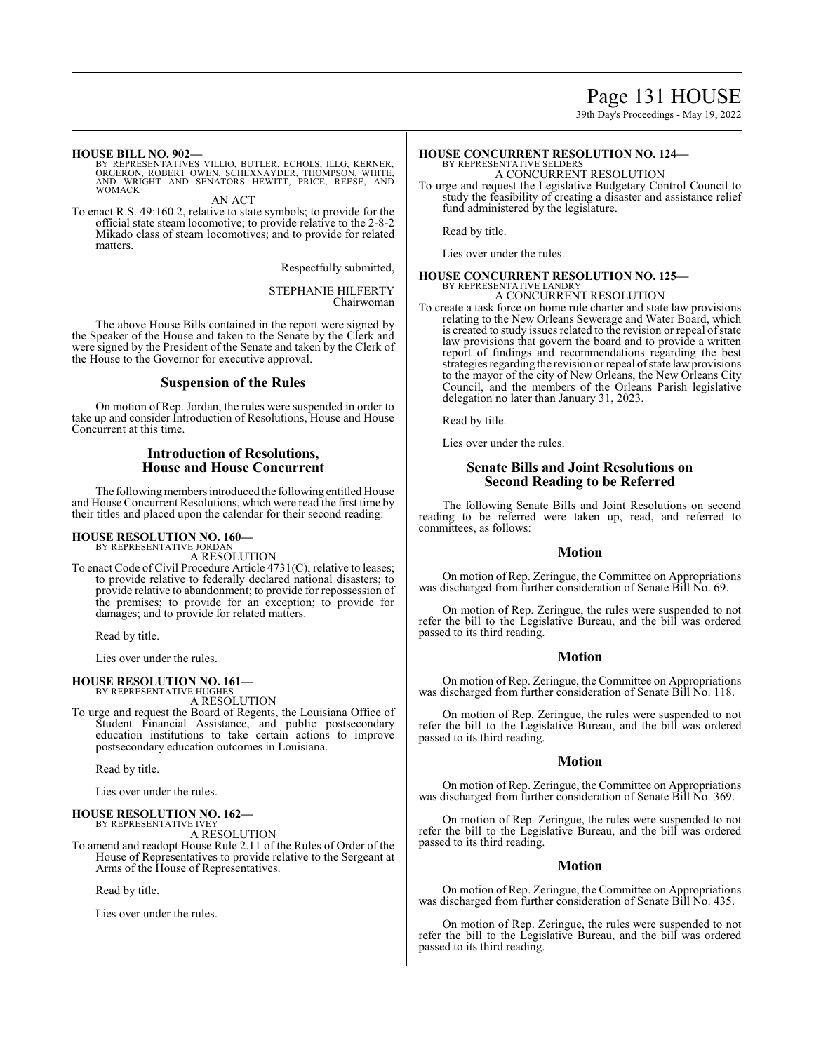**HOUSE BILL NO. 902—**
BY REPRESENTATIVES VILLIO, BUTLER, ECHOLS, ILLG, KERNER, ORGERON, ROBERT OWEN, SCHEXNAYDER, THOMPSON, WHITE, AND WRIGHT AND SENATORS HEWITT, PRICE, REESE, AND WOMACK

AN ACT

To enact R.S. 49:160.2, relative to state symbols; to provide for the official state steam locomotive; to provide relative to the 2-8-2 Mikado class of steam locomotives; and to provide for related matters.

Respectfully submitted,

STEPHANIE HILFERTY
Chairwoman

The above House Bills contained in the report were signed by the Speaker of the House and taken to the Senate by the Clerk and were signed by the President of the Senate and taken by the Clerk of the House to the Governor for executive approval.

## Suspension of the Rules

On motion of Rep. Jordan, the rules were suspended in order to take up and consider Introduction of Resolutions, House and House Concurrent at this time.

## Introduction of Resolutions, House and House Concurrent

The following members introduced the following entitled House and House Concurrent Resolutions, which were read the first time by their titles and placed upon the calendar for their second reading:

**HOUSE RESOLUTION NO. 160—**
BY REPRESENTATIVE JORDAN

A RESOLUTION

To enact Code of Civil Procedure Article 4731(C), relative to leases; to provide relative to federally declared national disasters; to provide relative to abandonment; to provide for repossession of the premises; to provide for an exception; to provide for damages; and to provide for related matters.

Read by title.

Lies over under the rules.

**HOUSE RESOLUTION NO. 161—**
BY REPRESENTATIVE HUGHES

A RESOLUTION

To urge and request the Board of Regents, the Louisiana Office of Student Financial Assistance, and public postsecondary education institutions to take certain actions to improve postsecondary education outcomes in Louisiana.

Read by title.

Lies over under the rules.

**HOUSE RESOLUTION NO. 162—**
BY REPRESENTATIVE IVEY

A RESOLUTION

To amend and readopt House Rule 2.11 of the Rules of Order of the House of Representatives to provide relative to the Sergeant at Arms of the House of Representatives.

Read by title.

Lies over under the rules.

**HOUSE CONCURRENT RESOLUTION NO. 124—**
BY REPRESENTATIVE SELDERS

A CONCURRENT RESOLUTION

To urge and request the Legislative Budgetary Control Council to study the feasibility of creating a disaster and assistance relief fund administered by the legislature.

Read by title.

Lies over under the rules.

**HOUSE CONCURRENT RESOLUTION NO. 125—**
BY REPRESENTATIVE LANDRY

A CONCURRENT RESOLUTION

To create a task force on home rule charter and state law provisions relating to the New Orleans Sewerage and Water Board, which is created to study issues related to the revision or repeal of state law provisions that govern the board and to provide a written report of findings and recommendations regarding the best strategies regarding the revision or repeal of state law provisions to the mayor of the city of New Orleans, the New Orleans City Council, and the members of the Orleans Parish legislative delegation no later than January 31, 2023.

Read by title.

Lies over under the rules.

## Senate Bills and Joint Resolutions on Second Reading to be Referred

The following Senate Bills and Joint Resolutions on second reading to be referred were taken up, read, and referred to committees, as follows:

### Motion

On motion of Rep. Zeringue, the Committee on Appropriations was discharged from further consideration of Senate Bill No. 69.

On motion of Rep. Zeringue, the rules were suspended to not refer the bill to the Legislative Bureau, and the bill was ordered passed to its third reading.

### Motion

On motion of Rep. Zeringue, the Committee on Appropriations was discharged from further consideration of Senate Bill No. 118.

On motion of Rep. Zeringue, the rules were suspended to not refer the bill to the Legislative Bureau, and the bill was ordered passed to its third reading.

### Motion

On motion of Rep. Zeringue, the Committee on Appropriations was discharged from further consideration of Senate Bill No. 369.

On motion of Rep. Zeringue, the rules were suspended to not refer the bill to the Legislative Bureau, and the bill was ordered passed to its third reading.

### Motion

On motion of Rep. Zeringue, the Committee on Appropriations was discharged from further consideration of Senate Bill No. 435.

On motion of Rep. Zeringue, the rules were suspended to not refer the bill to the Legislative Bureau, and the bill was ordered passed to its third reading.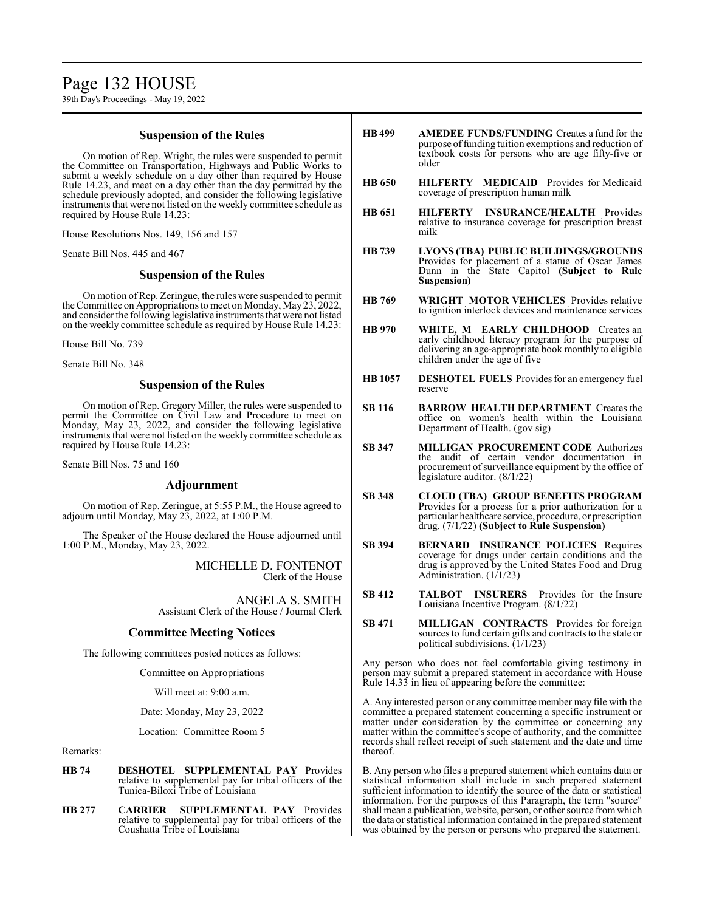## Suspension of the Rules

On motion of Rep. Wright, the rules were suspended to permit the Committee on Transportation, Highways and Public Works to submit a weekly schedule on a day other than required by House Rule 14.23, and meet on a day other than the day permitted by the schedule previously adopted, and consider the following legislative instruments that were not listed on the weekly committee schedule as required by House Rule 14.23:

House Resolutions Nos. 149, 156 and 157

Senate Bill Nos. 445 and 467

## Suspension of the Rules

On motion of Rep. Zeringue, the rules were suspended to permit the Committee on Appropriations to meet on Monday, May 23, 2022, and consider the following legislative instruments that were not listed on the weekly committee schedule as required by House Rule 14.23:

House Bill No. 739

Senate Bill No. 348

## Suspension of the Rules

On motion of Rep. Gregory Miller, the rules were suspended to permit the Committee on Civil Law and Procedure to meet on Monday, May 23, 2022, and consider the following legislative instruments that were not listed on the weekly committee schedule as required by House Rule 14.23:

Senate Bill Nos. 75 and 160

## Adjournment

On motion of Rep. Zeringue, at 5:55 P.M., the House agreed to adjourn until Monday, May 23, 2022, at 1:00 P.M.

The Speaker of the House declared the House adjourned until 1:00 P.M., Monday, May 23, 2022.

MICHELLE D. FONTENOT
Clerk of the House

ANGELA S. SMITH
Assistant Clerk of the House / Journal Clerk

## Committee Meeting Notices

The following committees posted notices as follows:

Committee on Appropriations

Will meet at: 9:00 a.m.

Date: Monday, May 23, 2022

Location: Committee Room 5

Remarks:

**HB 74** **DESHOTEL SUPPLEMENTAL PAY** Provides relative to supplemental pay for tribal officers of the Tunica-Biloxi Tribe of Louisiana

**HB 277** **CARRIER SUPPLEMENTAL PAY** Provides relative to supplemental pay for tribal officers of the Coushatta Tribe of Louisiana

**HB 499** **AMEDEE FUNDS/FUNDING** Creates a fund for the purpose of funding tuition exemptions and reduction of textbook costs for persons who are age fifty-five or older

**HB 650** **HILFERTY MEDICAID** Provides for Medicaid coverage of prescription human milk

**HB 651** **HILFERTY INSURANCE/HEALTH** Provides relative to insurance coverage for prescription breast milk

**HB 739** **LYONS (TBA) PUBLIC BUILDINGS/GROUNDS** Provides for placement of a statue of Oscar James Dunn in the State Capitol **(Subject to Rule Suspension)**

**HB 769** **WRIGHT MOTOR VEHICLES** Provides relative to ignition interlock devices and maintenance services

**HB 970** **WHITE, M EARLY CHILDHOOD** Creates an early childhood literacy program for the purpose of delivering an age-appropriate book monthly to eligible children under the age of five

**HB 1057** **DESHOTEL FUELS** Provides for an emergency fuel reserve

**SB 116** **BARROW HEALTH DEPARTMENT** Creates the office on women's health within the Louisiana Department of Health. (gov sig)

**SB 347** **MILLIGAN PROCUREMENT CODE** Authorizes the audit of certain vendor documentation in procurement of surveillance equipment by the office of legislature auditor. (8/1/22)

**SB 348** **CLOUD (TBA) GROUP BENEFITS PROGRAM** Provides for a process for a prior authorization for a particular healthcare service, procedure, or prescription drug. (7/1/22) **(Subject to Rule Suspension)**

**SB 394** **BERNARD INSURANCE POLICIES** Requires coverage for drugs under certain conditions and the drug is approved by the United States Food and Drug Administration. (1/1/23)

**SB 412** **TALBOT INSURERS** Provides for the Insure Louisiana Incentive Program. (8/1/22)

**SB 471** **MILLIGAN CONTRACTS** Provides for foreign sources to fund certain gifts and contracts to the state or political subdivisions. (1/1/23)

Any person who does not feel comfortable giving testimony in person may submit a prepared statement in accordance with House Rule 14.33 in lieu of appearing before the committee:

A. Any interested person or any committee member may file with the committee a prepared statement concerning a specific instrument or matter under consideration by the committee or concerning any matter within the committee's scope of authority, and the committee records shall reflect receipt of such statement and the date and time thereof.

B. Any person who files a prepared statement which contains data or statistical information shall include in such prepared statement sufficient information to identify the source of the data or statistical information. For the purposes of this Paragraph, the term "source" shall mean a publication, website, person, or other source from which the data or statistical information contained in the prepared statement was obtained by the person or persons who prepared the statement.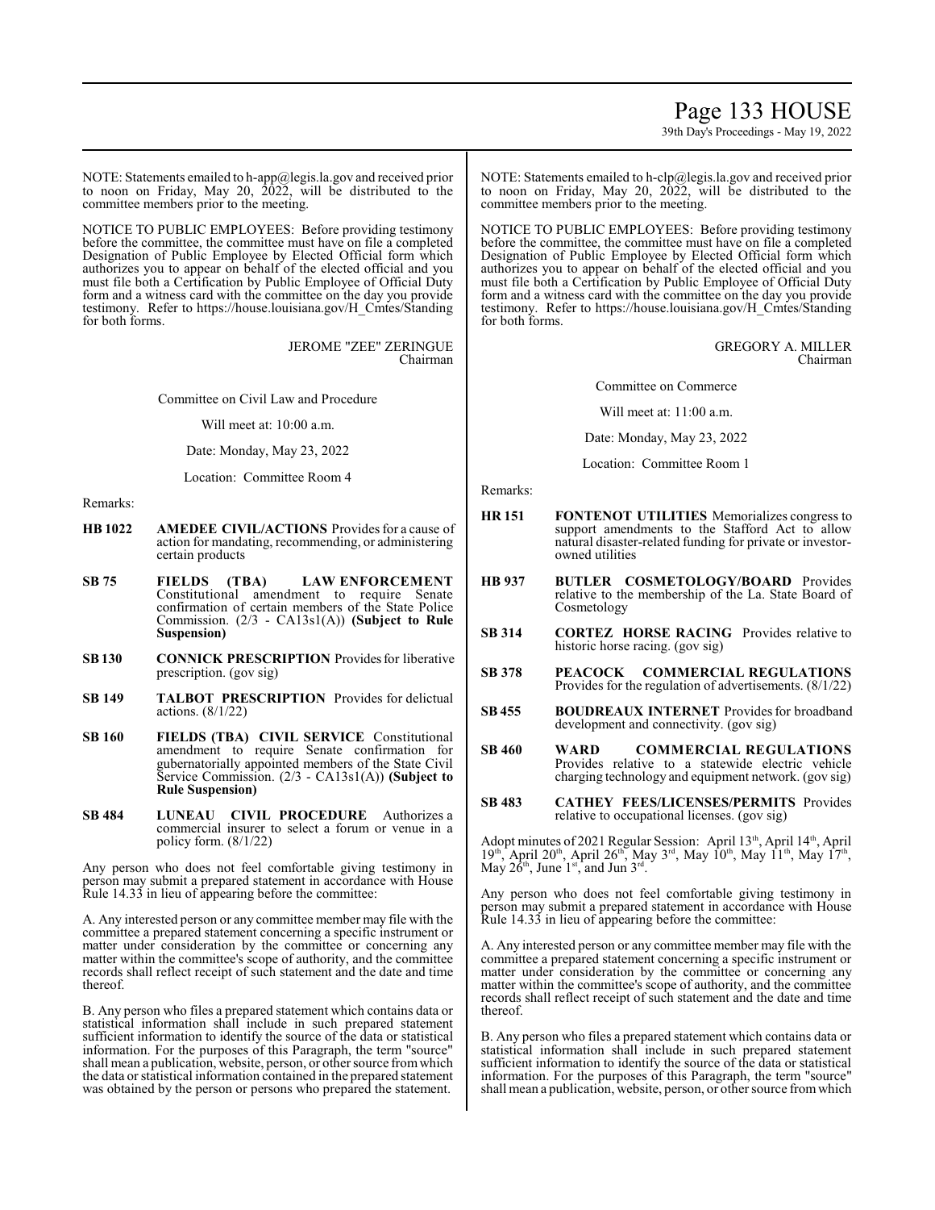NOTE: Statements emailed to h-app@legis.la.gov and received prior to noon on Friday, May 20, 2022, will be distributed to the committee members prior to the meeting.

NOTICE TO PUBLIC EMPLOYEES: Before providing testimony before the committee, the committee must have on file a completed Designation of Public Employee by Elected Official form which authorizes you to appear on behalf of the elected official and you must file both a Certification by Public Employee of Official Duty form and a witness card with the committee on the day you provide testimony. Refer to https://house.louisiana.gov/H_Cmtes/Standing for both forms.

JEROME "ZEE" ZERINGUE
Chairman

Committee on Civil Law and Procedure

Will meet at: 10:00 a.m.

Date: Monday, May 23, 2022

Location: Committee Room 4

Remarks:

**HB 1022** **AMEDEE CIVIL/ACTIONS** Provides for a cause of action for mandating, recommending, or administering certain products

**SB 75** **FIELDS (TBA) LAW ENFORCEMENT** Constitutional amendment to require Senate confirmation of certain members of the State Police Commission. (2/3 - CA13s1(A)) **(Subject to Rule Suspension)**

**SB 130** **CONNICK PRESCRIPTION** Provides for liberative prescription. (gov sig)

**SB 149** **TALBOT PRESCRIPTION** Provides for delictual actions. (8/1/22)

**SB 160** **FIELDS (TBA) CIVIL SERVICE** Constitutional amendment to require Senate confirmation for gubernatorially appointed members of the State Civil Service Commission. (2/3 - CA13s1(A)) **(Subject to Rule Suspension)**

**SB 484** **LUNEAU CIVIL PROCEDURE** Authorizes a commercial insurer to select a forum or venue in a policy form. (8/1/22)

Any person who does not feel comfortable giving testimony in person may submit a prepared statement in accordance with House Rule 14.33 in lieu of appearing before the committee:

A. Any interested person or any committee member may file with the committee a prepared statement concerning a specific instrument or matter under consideration by the committee or concerning any matter within the committee's scope of authority, and the committee records shall reflect receipt of such statement and the date and time thereof.

B. Any person who files a prepared statement which contains data or statistical information shall include in such prepared statement sufficient information to identify the source of the data or statistical information. For the purposes of this Paragraph, the term "source" shall mean a publication, website, person, or other source from which the data or statistical information contained in the prepared statement was obtained by the person or persons who prepared the statement.

NOTE: Statements emailed to h-clp@legis.la.gov and received prior to noon on Friday, May 20, 2022, will be distributed to the committee members prior to the meeting.

NOTICE TO PUBLIC EMPLOYEES: Before providing testimony before the committee, the committee must have on file a completed Designation of Public Employee by Elected Official form which authorizes you to appear on behalf of the elected official and you must file both a Certification by Public Employee of Official Duty form and a witness card with the committee on the day you provide testimony. Refer to https://house.louisiana.gov/H_Cmtes/Standing for both forms.

GREGORY A. MILLER
Chairman

Committee on Commerce

Will meet at: 11:00 a.m.

Date: Monday, May 23, 2022

Location: Committee Room 1

Remarks:

**HR 151** **FONTENOT UTILITIES** Memorializes congress to support amendments to the Stafford Act to allow natural disaster-related funding for private or investor-owned utilities

**HB 937** **BUTLER COSMETOLOGY/BOARD** Provides relative to the membership of the La. State Board of Cosmetology

**SB 314** **CORTEZ HORSE RACING** Provides relative to historic horse racing. (gov sig)

**SB 378** **PEACOCK COMMERCIAL REGULATIONS** Provides for the regulation of advertisements. (8/1/22)

**SB 455** **BOUDREAUX INTERNET** Provides for broadband development and connectivity. (gov sig)

**SB 460** **WARD COMMERCIAL REGULATIONS** Provides relative to a statewide electric vehicle charging technology and equipment network. (gov sig)

**SB 483** **CATHEY FEES/LICENSES/PERMITS** Provides relative to occupational licenses. (gov sig)

Adopt minutes of 2021 Regular Session: April 13th, April 14th, April 19th, April 20th, April 26th, May 3rd, May 10th, May 11th, May 17th, May 26th, June 1st, and Jun 3rd.

Any person who does not feel comfortable giving testimony in person may submit a prepared statement in accordance with House Rule 14.33 in lieu of appearing before the committee:

A. Any interested person or any committee member may file with the committee a prepared statement concerning a specific instrument or matter under consideration by the committee or concerning any matter within the committee's scope of authority, and the committee records shall reflect receipt of such statement and the date and time thereof.

B. Any person who files a prepared statement which contains data or statistical information shall include in such prepared statement sufficient information to identify the source of the data or statistical information. For the purposes of this Paragraph, the term "source" shall mean a publication, website, person, or other source from which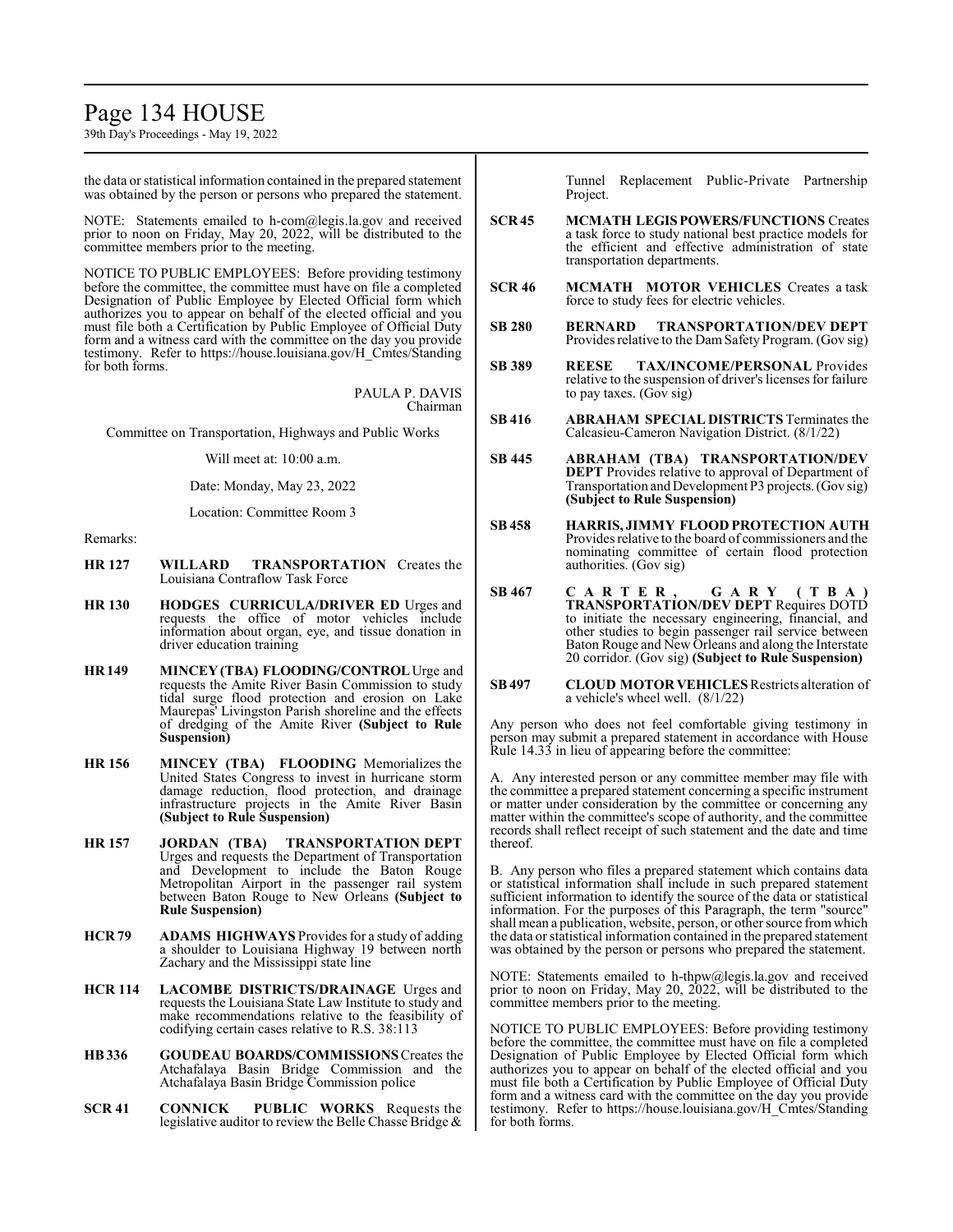the data or statistical information contained in the prepared statement was obtained by the person or persons who prepared the statement.

NOTE: Statements emailed to h-com@legis.la.gov and received prior to noon on Friday, May 20, 2022, will be distributed to the committee members prior to the meeting.

NOTICE TO PUBLIC EMPLOYEES: Before providing testimony before the committee, the committee must have on file a completed Designation of Public Employee by Elected Official form which authorizes you to appear on behalf of the elected official and you must file both a Certification by Public Employee of Official Duty form and a witness card with the committee on the day you provide testimony. Refer to https://house.louisiana.gov/H_Cmtes/Standing for both forms.

PAULA P. DAVIS
Chairman

Committee on Transportation, Highways and Public Works

Will meet at: 10:00 a.m.

Date: Monday, May 23, 2022

Location: Committee Room 3

Remarks:

**HR 127** **WILLARD TRANSPORTATION** Creates the Louisiana Contraflow Task Force

**HR 130** **HODGES CURRICULA/DRIVER ED** Urges and requests the office of motor vehicles include information about organ, eye, and tissue donation in driver education training

**HR 149** **MINCEY (TBA) FLOODING/CONTROL** Urge and requests the Amite River Basin Commission to study tidal surge flood protection and erosion on Lake Maurepas' Livingston Parish shoreline and the effects of dredging of the Amite River **(Subject to Rule Suspension)**

**HR 156** **MINCEY (TBA) FLOODING** Memorializes the United States Congress to invest in hurricane storm damage reduction, flood protection, and drainage infrastructure projects in the Amite River Basin **(Subject to Rule Suspension)**

**HR 157** **JORDAN (TBA) TRANSPORTATION DEPT** Urges and requests the Department of Transportation and Development to include the Baton Rouge Metropolitan Airport in the passenger rail system between Baton Rouge to New Orleans **(Subject to Rule Suspension)**

**HCR 79** **ADAMS HIGHWAYS** Provides for a study of adding a shoulder to Louisiana Highway 19 between north Zachary and the Mississippi state line

**HCR 114** **LACOMBE DISTRICTS/DRAINAGE** Urges and requests the Louisiana State Law Institute to study and make recommendations relative to the feasibility of codifying certain cases relative to R.S. 38:113

**HB 336** **GOUDEAU BOARDS/COMMISSIONS** Creates the Atchafalaya Basin Bridge Commission and the Atchafalaya Basin Bridge Commission police

**SCR 41** **CONNICK PUBLIC WORKS** Requests the legislative auditor to review the Belle Chasse Bridge & Tunnel Replacement Public-Private Partnership Project.

**SCR 45** **MCMATH LEGIS POWERS/FUNCTIONS** Creates a task force to study national best practice models for the efficient and effective administration of state transportation departments.

**SCR 46** **MCMATH MOTOR VEHICLES** Creates a task force to study fees for electric vehicles.

**SB 280** **BERNARD TRANSPORTATION/DEV DEPT** Provides relative to the Dam Safety Program. (Gov sig)

**SB 389** **REESE TAX/INCOME/PERSONAL** Provides relative to the suspension of driver's licenses for failure to pay taxes. (Gov sig)

**SB 416** **ABRAHAM SPECIAL DISTRICTS** Terminates the Calcasieu-Cameron Navigation District. (8/1/22)

**SB 445** **ABRAHAM (TBA) TRANSPORTATION/DEV DEPT** Provides relative to approval of Department of Transportation and Development P3 projects. (Gov sig) **(Subject to Rule Suspension)**

**SB 458** **HARRIS, JIMMY FLOOD PROTECTION AUTH** Provides relative to the board of commissioners and the nominating committee of certain flood protection authorities. (Gov sig)

**SB 467** **CARTER, GARY (TBA) TRANSPORTATION/DEV DEPT** Requires DOTD to initiate the necessary engineering, financial, and other studies to begin passenger rail service between Baton Rouge and New Orleans and along the Interstate 20 corridor. (Gov sig) **(Subject to Rule Suspension)**

**SB 497** **CLOUD MOTOR VEHICLES** Restricts alteration of a vehicle's wheel well. (8/1/22)

Any person who does not feel comfortable giving testimony in person may submit a prepared statement in accordance with House Rule 14.33 in lieu of appearing before the committee:

A. Any interested person or any committee member may file with the committee a prepared statement concerning a specific instrument or matter under consideration by the committee or concerning any matter within the committee's scope of authority, and the committee records shall reflect receipt of such statement and the date and time thereof.

B. Any person who files a prepared statement which contains data or statistical information shall include in such prepared statement sufficient information to identify the source of the data or statistical information. For the purposes of this Paragraph, the term "source" shall mean a publication, website, person, or other source from which the data or statistical information contained in the prepared statement was obtained by the person or persons who prepared the statement.

NOTE: Statements emailed to h-thpw@legis.la.gov and received prior to noon on Friday, May 20, 2022, will be distributed to the committee members prior to the meeting.

NOTICE TO PUBLIC EMPLOYEES: Before providing testimony before the committee, the committee must have on file a completed Designation of Public Employee by Elected Official form which authorizes you to appear on behalf of the elected official and you must file both a Certification by Public Employee of Official Duty form and a witness card with the committee on the day you provide testimony. Refer to https://house.louisiana.gov/H_Cmtes/Standing for both forms.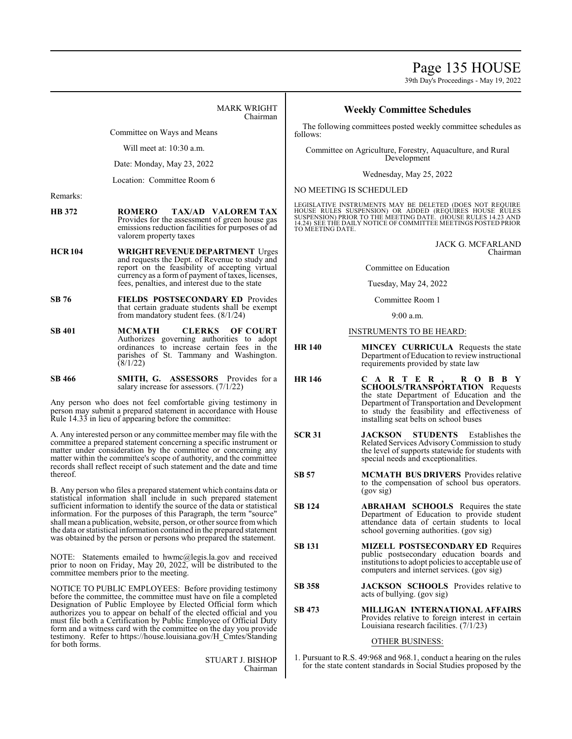MARK WRIGHT
Chairman

Committee on Ways and Means

Will meet at: 10:30 a.m.

Date: Monday, May 23, 2022

Location: Committee Room 6

Remarks:

**HB 372** **ROMERO TAX/AD VALOREM TAX** Provides for the assessment of green house gas emissions reduction facilities for purposes of ad valorem property taxes

**HCR 104** **WRIGHT REVENUE DEPARTMENT** Urges and requests the Dept. of Revenue to study and report on the feasibility of accepting virtual currency as a form of payment of taxes, licenses, fees, penalties, and interest due to the state

**SB 76** **FIELDS POSTSECONDARY ED** Provides that certain graduate students shall be exempt from mandatory student fees. (8/1/24)

**SB 401** **MCMATH CLERKS OF COURT** Authorizes governing authorities to adopt ordinances to increase certain fees in the parishes of St. Tammany and Washington. (8/1/22)

**SB 466** **SMITH, G. ASSESSORS** Provides for a salary increase for assessors. (7/1/22)

Any person who does not feel comfortable giving testimony in person may submit a prepared statement in accordance with House Rule 14.33 in lieu of appearing before the committee:

A. Any interested person or any committee member may file with the committee a prepared statement concerning a specific instrument or matter under consideration by the committee or concerning any matter within the committee's scope of authority, and the committee records shall reflect receipt of such statement and the date and time thereof.

B. Any person who files a prepared statement which contains data or statistical information shall include in such prepared statement sufficient information to identify the source of the data or statistical information. For the purposes of this Paragraph, the term "source" shall mean a publication, website, person, or other source from which the data or statistical information contained in the prepared statement was obtained by the person or persons who prepared the statement.

NOTE: Statements emailed to hwmc@legis.la.gov and received prior to noon on Friday, May 20, 2022, will be distributed to the committee members prior to the meeting.

NOTICE TO PUBLIC EMPLOYEES: Before providing testimony before the committee, the committee must have on file a completed Designation of Public Employee by Elected Official form which authorizes you to appear on behalf of the elected official and you must file both a Certification by Public Employee of Official Duty form and a witness card with the committee on the day you provide testimony. Refer to https://house.louisiana.gov/H_Cmtes/Standing for both forms.

STUART J. BISHOP
Chairman

## Weekly Committee Schedules

The following committees posted weekly committee schedules as follows:

Committee on Agriculture, Forestry, Aquaculture, and Rural Development

Wednesday, May 25, 2022

NO MEETING IS SCHEDULED

LEGISLATIVE INSTRUMENTS MAY BE DELETED (DOES NOT REQUIRE HOUSE RULES SUSPENSION) OR ADDED (REQUIRES HOUSE RULES SUSPENSION) PRIOR TO THE MEETING DATE. (HOUSE RULES 14.23 AND 14.24) SEE THE DAILY NOTICE OF COMMITTEE MEETINGS POSTED PRIOR TO MEETING DATE.

JACK G. MCFARLAND
Chairman

Committee on Education

Tuesday, May 24, 2022

Committee Room 1

9:00 a.m.

INSTRUMENTS TO BE HEARD:

**HR 140** **MINCEY CURRICULA** Requests the state Department of Education to review instructional requirements provided by state law

**HR 146** **CARTER, ROBBY SCHOOLS/TRANSPORTATION** Requests the state Department of Education and the Department of Transportation and Development to study the feasibility and effectiveness of installing seat belts on school buses

**SCR 31** **JACKSON STUDENTS** Establishes the Related Services Advisory Commission to study the level of supports statewide for students with special needs and exceptionalities.

**SB 57** **MCMATH BUS DRIVERS** Provides relative to the compensation of school bus operators. (gov sig)

**SB 124** **ABRAHAM SCHOOLS** Requires the state Department of Education to provide student attendance data of certain students to local school governing authorities. (gov sig)

**SB 131** **MIZELL POSTSECONDARY ED** Requires public postsecondary education boards and institutions to adopt policies to acceptable use of computers and internet services. (gov sig)

**SB 358** **JACKSON SCHOOLS** Provides relative to acts of bullying. (gov sig)

**SB 473** **MILLIGAN INTERNATIONAL AFFAIRS** Provides relative to foreign interest in certain Louisiana research facilities. (7/1/23)

OTHER BUSINESS:

1. Pursuant to R.S. 49:968 and 968.1, conduct a hearing on the rules for the state content standards in Social Studies proposed by the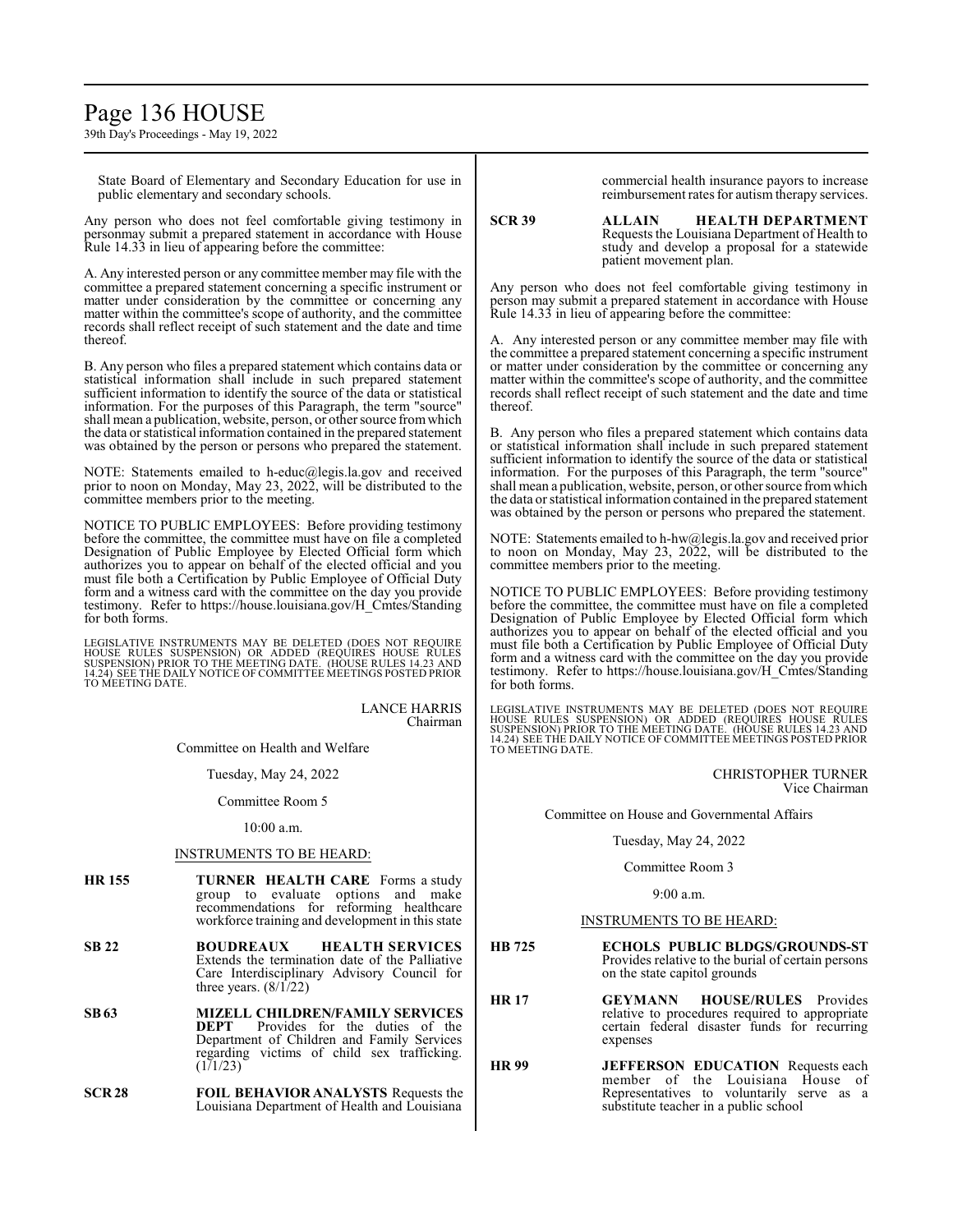State Board of Elementary and Secondary Education for use in public elementary and secondary schools.

Any person who does not feel comfortable giving testimony in personmay submit a prepared statement in accordance with House Rule 14.33 in lieu of appearing before the committee:

A. Any interested person or any committee member may file with the committee a prepared statement concerning a specific instrument or matter under consideration by the committee or concerning any matter within the committee's scope of authority, and the committee records shall reflect receipt of such statement and the date and time thereof.

B. Any person who files a prepared statement which contains data or statistical information shall include in such prepared statement sufficient information to identify the source of the data or statistical information. For the purposes of this Paragraph, the term "source" shall mean a publication, website, person, or other source from which the data or statistical information contained in the prepared statement was obtained by the person or persons who prepared the statement.

NOTE: Statements emailed to h-educ@legis.la.gov and received prior to noon on Monday, May 23, 2022, will be distributed to the committee members prior to the meeting.

NOTICE TO PUBLIC EMPLOYEES: Before providing testimony before the committee, the committee must have on file a completed Designation of Public Employee by Elected Official form which authorizes you to appear on behalf of the elected official and you must file both a Certification by Public Employee of Official Duty form and a witness card with the committee on the day you provide testimony. Refer to https://house.louisiana.gov/H_Cmtes/Standing for both forms.

LEGISLATIVE INSTRUMENTS MAY BE DELETED (DOES NOT REQUIRE HOUSE RULES SUSPENSION) OR ADDED (REQUIRES HOUSE RULES SUSPENSION) PRIOR TO THE MEETING DATE. (HOUSE RULES 14.23 AND 14.24) SEE THE DAILY NOTICE OF COMMITTEE MEETINGS POSTED PRIOR TO MEETING DATE.

LANCE HARRIS
Chairman

Committee on Health and Welfare

Tuesday, May 24, 2022

Committee Room 5

10:00 a.m.

INSTRUMENTS TO BE HEARD:

**HR 155** — **TURNER HEALTH CARE** Forms a study group to evaluate options and make recommendations for reforming healthcare workforce training and development in this state

**SB 22** — **BOUDREAUX HEALTH SERVICES** Extends the termination date of the Palliative Care Interdisciplinary Advisory Council for three years. (8/1/22)

**SB 63** — **MIZELL CHILDREN/FAMILY SERVICES DEPT** Provides for the duties of the Department of Children and Family Services regarding victims of child sex trafficking. (1/1/23)

**SCR 28** — **FOIL BEHAVIOR ANALYSTS** Requests the Louisiana Department of Health and Louisiana commercial health insurance payors to increase reimbursement rates for autism therapy services.

**SCR 39** — **ALLAIN HEALTH DEPARTMENT** Requests the Louisiana Department of Health to study and develop a proposal for a statewide patient movement plan.

Any person who does not feel comfortable giving testimony in person may submit a prepared statement in accordance with House Rule 14.33 in lieu of appearing before the committee:

A. Any interested person or any committee member may file with the committee a prepared statement concerning a specific instrument or matter under consideration by the committee or concerning any matter within the committee's scope of authority, and the committee records shall reflect receipt of such statement and the date and time thereof.

B. Any person who files a prepared statement which contains data or statistical information shall include in such prepared statement sufficient information to identify the source of the data or statistical information. For the purposes of this Paragraph, the term "source" shall mean a publication, website, person, or other source from which the data or statistical information contained in the prepared statement was obtained by the person or persons who prepared the statement.

NOTE: Statements emailed to h-hw@legis.la.gov and received prior to noon on Monday, May 23, 2022, will be distributed to the committee members prior to the meeting.

NOTICE TO PUBLIC EMPLOYEES: Before providing testimony before the committee, the committee must have on file a completed Designation of Public Employee by Elected Official form which authorizes you to appear on behalf of the elected official and you must file both a Certification by Public Employee of Official Duty form and a witness card with the committee on the day you provide testimony. Refer to https://house.louisiana.gov/H_Cmtes/Standing for both forms.

LEGISLATIVE INSTRUMENTS MAY BE DELETED (DOES NOT REQUIRE HOUSE RULES SUSPENSION) OR ADDED (REQUIRES HOUSE RULES SUSPENSION) PRIOR TO THE MEETING DATE. (HOUSE RULES 14.23 AND 14.24) SEE THE DAILY NOTICE OF COMMITTEE MEETINGS POSTED PRIOR TO MEETING DATE.

CHRISTOPHER TURNER
Vice Chairman

Committee on House and Governmental Affairs

Tuesday, May 24, 2022

Committee Room 3

9:00 a.m.

INSTRUMENTS TO BE HEARD:

**HB 725** — **ECHOLS PUBLIC BLDGS/GROUNDS-ST** Provides relative to the burial of certain persons on the state capitol grounds

**HR 17** — **GEYMANN HOUSE/RULES** Provides relative to procedures required to appropriate certain federal disaster funds for recurring expenses

**HR 99** — **JEFFERSON EDUCATION** Requests each member of the Louisiana House of Representatives to voluntarily serve as a substitute teacher in a public school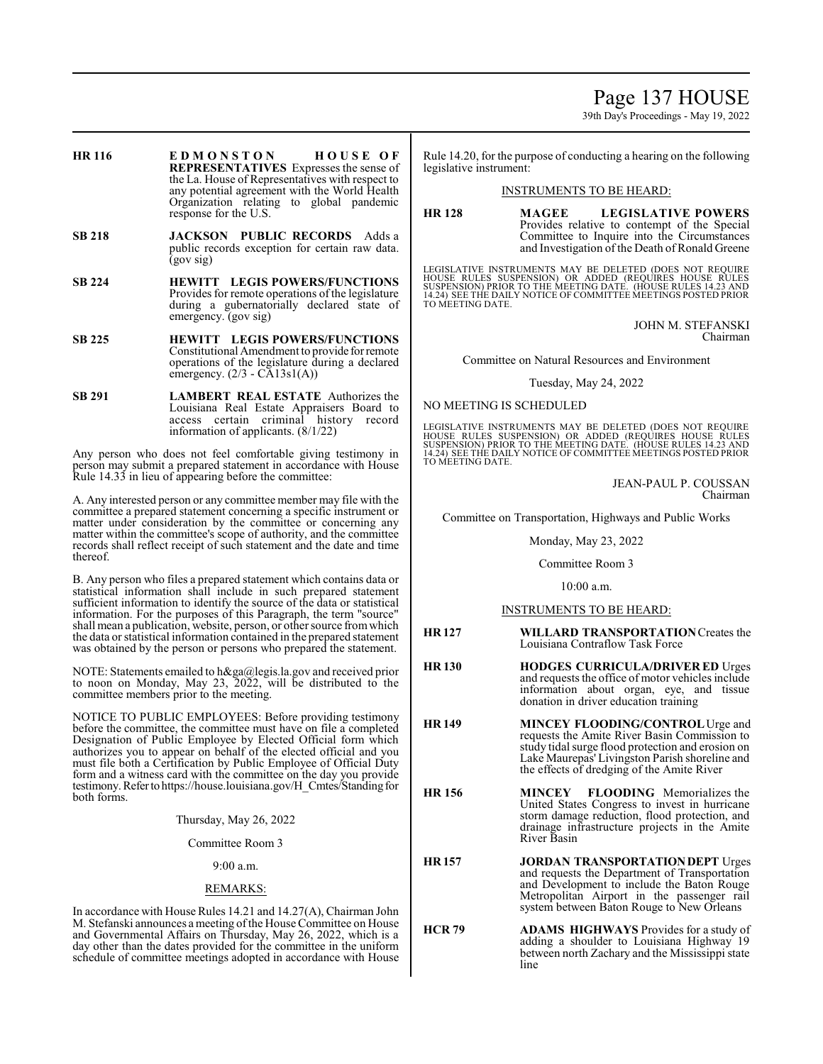| | |
|---|---|
| **HR 116** | **EDMONSTON HOUSE OF REPRESENTATIVES** Expresses the sense of the La. House of Representatives with respect to any potential agreement with the World Health Organization relating to global pandemic response for the U.S. |
| **SB 218** | **JACKSON PUBLIC RECORDS** Adds a public records exception for certain raw data. (gov sig) |
| **SB 224** | **HEWITT LEGIS POWERS/FUNCTIONS** Provides for remote operations of the legislature during a gubernatorially declared state of emergency. (gov sig) |
| **SB 225** | **HEWITT LEGIS POWERS/FUNCTIONS** Constitutional Amendment to provide for remote operations of the legislature during a declared emergency. (2/3 - CA13s1(A)) |
| **SB 291** | **LAMBERT REAL ESTATE** Authorizes the Louisiana Real Estate Appraisers Board to access certain criminal history record information of applicants. (8/1/22) |

Any person who does not feel comfortable giving testimony in person may submit a prepared statement in accordance with House Rule 14.33 in lieu of appearing before the committee:

A. Any interested person or any committee member may file with the committee a prepared statement concerning a specific instrument or matter under consideration by the committee or concerning any matter within the committee's scope of authority, and the committee records shall reflect receipt of such statement and the date and time thereof.

B. Any person who files a prepared statement which contains data or statistical information shall include in such prepared statement sufficient information to identify the source of the data or statistical information. For the purposes of this Paragraph, the term "source" shall mean a publication, website, person, or other source from which the data or statistical information contained in the prepared statement was obtained by the person or persons who prepared the statement.

NOTE: Statements emailed to h&ga@legis.la.gov and received prior to noon on Monday, May 23, 2022, will be distributed to the committee members prior to the meeting.

NOTICE TO PUBLIC EMPLOYEES: Before providing testimony before the committee, the committee must have on file a completed Designation of Public Employee by Elected Official form which authorizes you to appear on behalf of the elected official and you must file both a Certification by Public Employee of Official Duty form and a witness card with the committee on the day you provide testimony. Refer to https://house.louisiana.gov/H_Cmtes/Standing for both forms.

Thursday, May 26, 2022

Committee Room 3

9:00 a.m.

REMARKS:

In accordance with House Rules 14.21 and 14.27(A), Chairman John M. Stefanski announces a meeting of the House Committee on House and Governmental Affairs on Thursday, May 26, 2022, which is a day other than the dates provided for the committee in the uniform schedule of committee meetings adopted in accordance with House Rule 14.20, for the purpose of conducting a hearing on the following legislative instrument:

INSTRUMENTS TO BE HEARD:

| | |
|---|---|
| **HR 128** | **MAGEE LEGISLATIVE POWERS** Provides relative to contempt of the Special Committee to Inquire into the Circumstances and Investigation of the Death of Ronald Greene |

LEGISLATIVE INSTRUMENTS MAY BE DELETED (DOES NOT REQUIRE HOUSE RULES SUSPENSION) OR ADDED (REQUIRES HOUSE RULES SUSPENSION) PRIOR TO THE MEETING DATE. (HOUSE RULES 14.23 AND 14.24) SEE THE DAILY NOTICE OF COMMITTEE MEETINGS POSTED PRIOR TO MEETING DATE.

JOHN M. STEFANSKI
Chairman

Committee on Natural Resources and Environment

Tuesday, May 24, 2022

NO MEETING IS SCHEDULED

LEGISLATIVE INSTRUMENTS MAY BE DELETED (DOES NOT REQUIRE HOUSE RULES SUSPENSION) OR ADDED (REQUIRES HOUSE RULES SUSPENSION) PRIOR TO THE MEETING DATE. (HOUSE RULES 14.23 AND 14.24) SEE THE DAILY NOTICE OF COMMITTEE MEETINGS POSTED PRIOR TO MEETING DATE.

JEAN-PAUL P. COUSSAN
Chairman

Committee on Transportation, Highways and Public Works

Monday, May 23, 2022

Committee Room 3

10:00 a.m.

INSTRUMENTS TO BE HEARD:

| | |
|---|---|
| **HR 127** | **WILLARD TRANSPORTATION** Creates the Louisiana Contraflow Task Force |
| **HR 130** | **HODGES CURRICULA/DRIVER ED** Urges and requests the office of motor vehicles include information about organ, eye, and tissue donation in driver education training |
| **HR 149** | **MINCEY FLOODING/CONTROL** Urge and requests the Amite River Basin Commission to study tidal surge flood protection and erosion on Lake Maurepas' Livingston Parish shoreline and the effects of dredging of the Amite River |
| **HR 156** | **MINCEY FLOODING** Memorializes the United States Congress to invest in hurricane storm damage reduction, flood protection, and drainage infrastructure projects in the Amite River Basin |
| **HR 157** | **JORDAN TRANSPORTATION DEPT** Urges and requests the Department of Transportation and Development to include the Baton Rouge Metropolitan Airport in the passenger rail system between Baton Rouge to New Orleans |
| **HCR 79** | **ADAMS HIGHWAYS** Provides for a study of adding a shoulder to Louisiana Highway 19 between north Zachary and the Mississippi state line |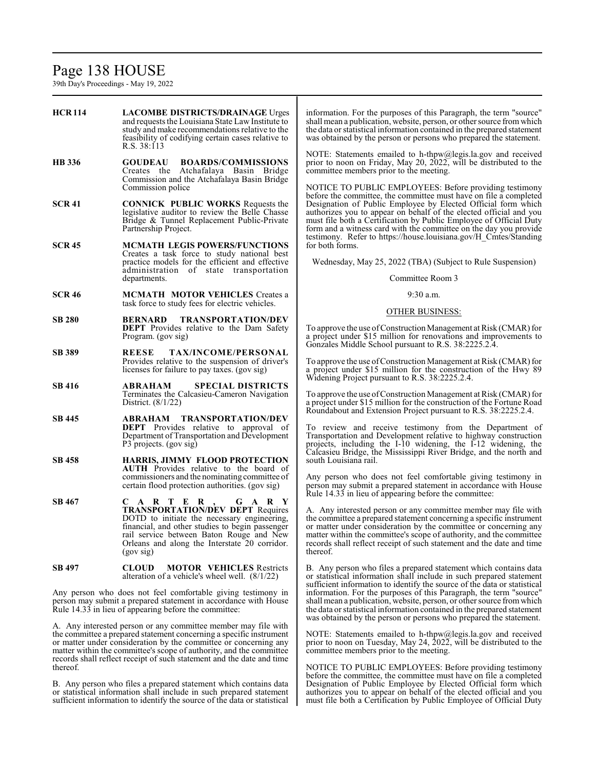| | |
|---|---|
| **HCR 114** | **LACOMBE DISTRICTS/DRAINAGE** Urges and requests the Louisiana State Law Institute to study and make recommendations relative to the feasibility of codifying certain cases relative to R.S. 38:113 |
| **HB 336** | **GOUDEAU BOARDS/COMMISSIONS** Creates the Atchafalaya Basin Bridge Commission and the Atchafalaya Basin Bridge Commission police |
| **SCR 41** | **CONNICK PUBLIC WORKS** Requests the legislative auditor to review the Belle Chasse Bridge & Tunnel Replacement Public-Private Partnership Project. |
| **SCR 45** | **MCMATH LEGIS POWERS/FUNCTIONS** Creates a task force to study national best practice models for the efficient and effective administration of state transportation departments. |
| **SCR 46** | **MCMATH MOTOR VEHICLES** Creates a task force to study fees for electric vehicles. |
| **SB 280** | **BERNARD TRANSPORTATION/DEV DEPT** Provides relative to the Dam Safety Program. (gov sig) |
| **SB 389** | **REESE TAX/INCOME/PERSONAL** Provides relative to the suspension of driver's licenses for failure to pay taxes. (gov sig) |
| **SB 416** | **ABRAHAM SPECIAL DISTRICTS** Terminates the Calcasieu-Cameron Navigation District. (8/1/22) |
| **SB 445** | **ABRAHAM TRANSPORTATION/DEV DEPT** Provides relative to approval of Department of Transportation and Development P3 projects. (gov sig) |
| **SB 458** | **HARRIS, JIMMY FLOOD PROTECTION AUTH** Provides relative to the board of commissioners and the nominating committee of certain flood protection authorities. (gov sig) |
| **SB 467** | **CARTER, GARY TRANSPORTATION/DEV DEPT** Requires DOTD to initiate the necessary engineering, financial, and other studies to begin passenger rail service between Baton Rouge and New Orleans and along the Interstate 20 corridor. (gov sig) |
| **SB 497** | **CLOUD MOTOR VEHICLES** Restricts alteration of a vehicle's wheel well. (8/1/22) |

Any person who does not feel comfortable giving testimony in person may submit a prepared statement in accordance with House Rule 14.33 in lieu of appearing before the committee:

A. Any interested person or any committee member may file with the committee a prepared statement concerning a specific instrument or matter under consideration by the committee or concerning any matter within the committee's scope of authority, and the committee records shall reflect receipt of such statement and the date and time thereof.

B. Any person who files a prepared statement which contains data or statistical information shall include in such prepared statement sufficient information to identify the source of the data or statistical information. For the purposes of this Paragraph, the term "source" shall mean a publication, website, person, or other source from which the data or statistical information contained in the prepared statement was obtained by the person or persons who prepared the statement.

NOTE: Statements emailed to h-thpw@legis.la.gov and received prior to noon on Friday, May 20, 2022, will be distributed to the committee members prior to the meeting.

NOTICE TO PUBLIC EMPLOYEES: Before providing testimony before the committee, the committee must have on file a completed Designation of Public Employee by Elected Official form which authorizes you to appear on behalf of the elected official and you must file both a Certification by Public Employee of Official Duty form and a witness card with the committee on the day you provide testimony. Refer to https://house.louisiana.gov/H_Cmtes/Standing for both forms.

Wednesday, May 25, 2022 (TBA) (Subject to Rule Suspension)

Committee Room 3

9:30 a.m.

OTHER BUSINESS:

To approve the use of Construction Management at Risk (CMAR) for a project under $15 million for renovations and improvements to Gonzales Middle School pursuant to R.S. 38:2225.2.4.

To approve the use of Construction Management at Risk (CMAR) for a project under $15 million for the construction of the Hwy 89 Widening Project pursuant to R.S. 38:2225.2.4.

To approve the use of Construction Management at Risk (CMAR) for a project under $15 million for the construction of the Fortune Road Roundabout and Extension Project pursuant to R.S. 38:2225.2.4.

To review and receive testimony from the Department of Transportation and Development relative to highway construction projects, including the I-10 widening, the I-12 widening, the Calcasieu Bridge, the Mississippi River Bridge, and the north and south Louisiana rail.

Any person who does not feel comfortable giving testimony in person may submit a prepared statement in accordance with House Rule 14.33 in lieu of appearing before the committee:

A. Any interested person or any committee member may file with the committee a prepared statement concerning a specific instrument or matter under consideration by the committee or concerning any matter within the committee's scope of authority, and the committee records shall reflect receipt of such statement and the date and time thereof.

B. Any person who files a prepared statement which contains data or statistical information shall include in such prepared statement sufficient information to identify the source of the data or statistical information. For the purposes of this Paragraph, the term "source" shall mean a publication, website, person, or other source from which the data or statistical information contained in the prepared statement was obtained by the person or persons who prepared the statement.

NOTE: Statements emailed to h-thpw@legis.la.gov and received prior to noon on Tuesday, May 24, 2022, will be distributed to the committee members prior to the meeting.

NOTICE TO PUBLIC EMPLOYEES: Before providing testimony before the committee, the committee must have on file a completed Designation of Public Employee by Elected Official form which authorizes you to appear on behalf of the elected official and you must file both a Certification by Public Employee of Official Duty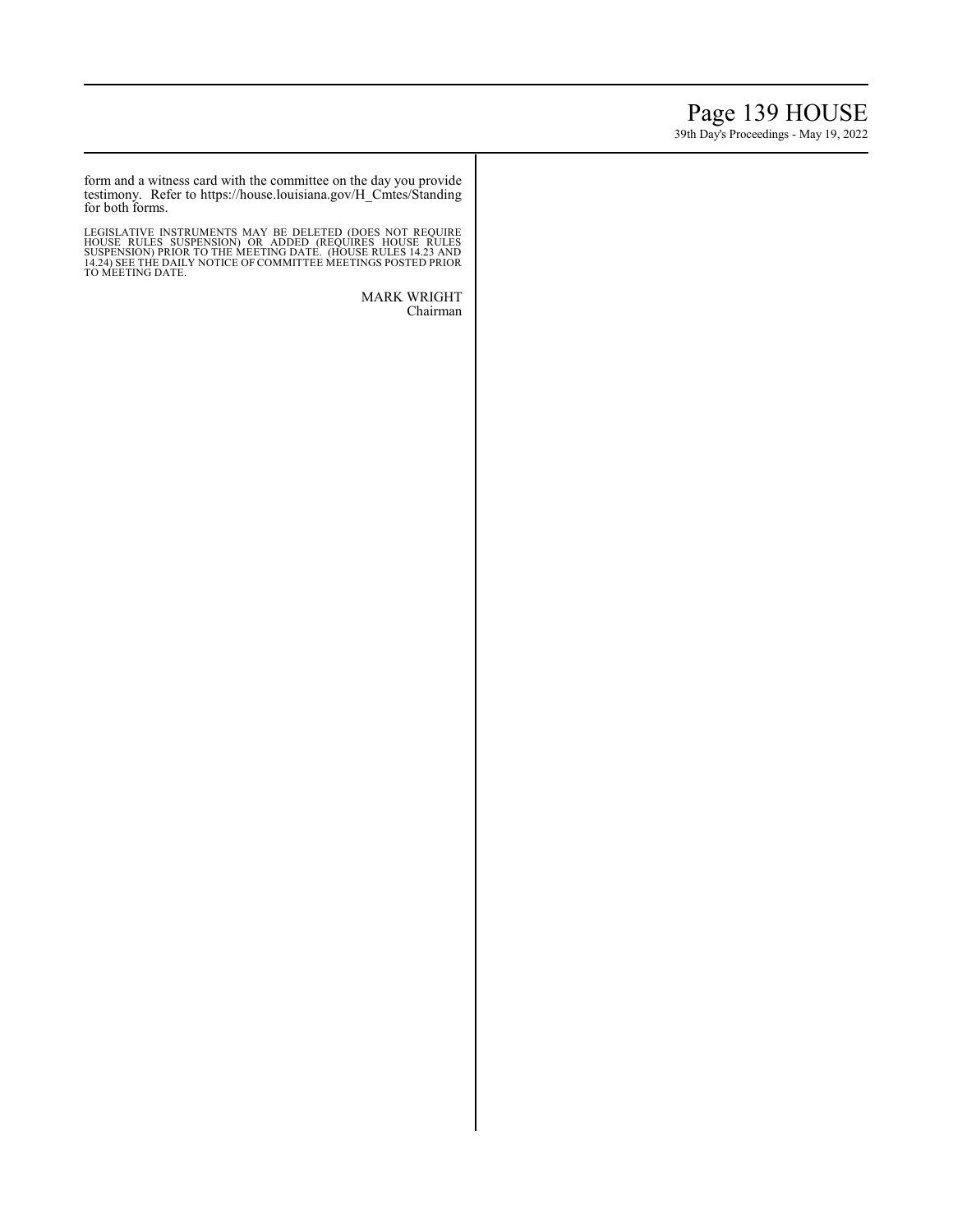form and a witness card with the committee on the day you provide testimony. Refer to https://house.louisiana.gov/H_Cmtes/Standing for both forms.

LEGISLATIVE INSTRUMENTS MAY BE DELETED (DOES NOT REQUIRE HOUSE RULES SUSPENSION) OR ADDED (REQUIRES HOUSE RULES SUSPENSION) PRIOR TO THE MEETING DATE. (HOUSE RULES 14.23 AND 14.24) SEE THE DAILY NOTICE OF COMMITTEE MEETINGS POSTED PRIOR TO MEETING DATE.

MARK WRIGHT
Chairman